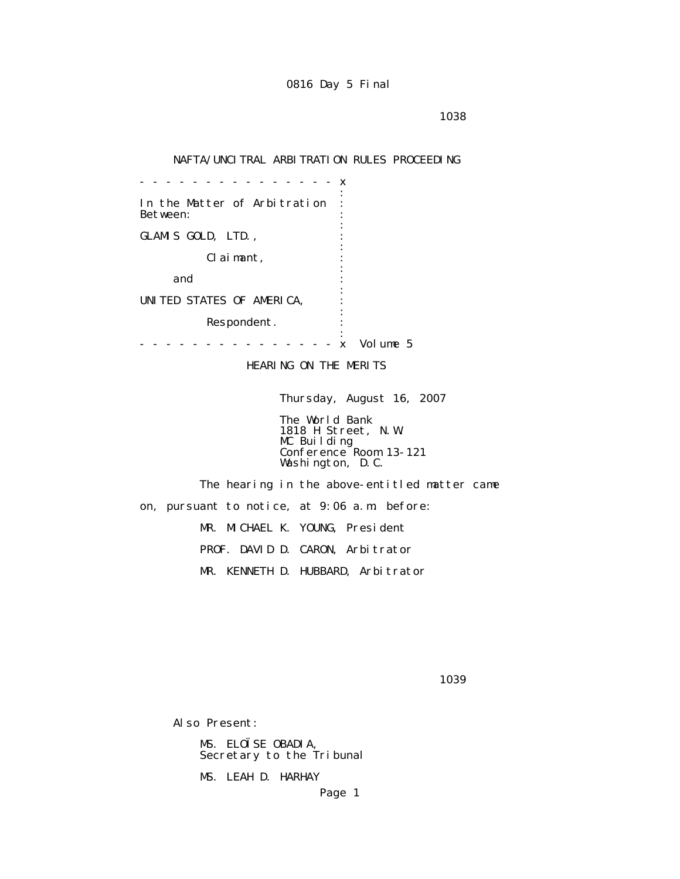0816 Day 5 Final

NAFTA/UNCITRAL ARBITRATION RULES PROCEEDING

```
- - - - - - - - - - - - - - - - x
                                :
In the Matter of Arbitration    :
Between:                        :
                                :
GLAMIS GOLD, LTD.,              :
                                :
          Claimant,             :
                                :
     and                        :
                                :
UNITED STATES OF AMERICA,       :
                                :
          Respondent.           :
                                :
- - - - - - - - - - - - - - - - x  Volume 5
```

HEARING ON THE MERITS

Thursday, August 16, 2007

The World Bank
1818 H Street, N.W.
MC Building
Conference Room 13-121
Washington, D.C.

The hearing in the above-entitled matter came on, pursuant to notice, at 9:06 a.m. before:

MR. MICHAEL K. YOUNG, President

PROF. DAVID D. CARON, Arbitrator

MR. KENNETH D. HUBBARD, Arbitrator

Also Present:

MS. ELOÏSE OBADIA,
Secretary to the Tribunal

MS. LEAH D. HARHAY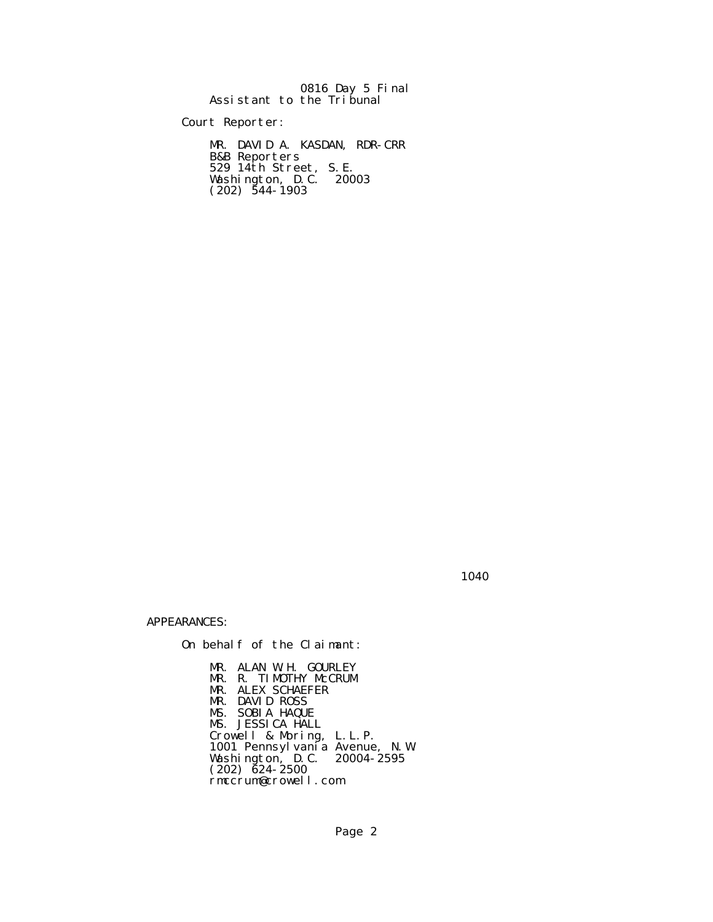Assistant to the Tribunal

Court Reporter:

MR. DAVID A. KASDAN, RDR-CRR
B&B Reporters
529 14th Street, S.E.
Washington, D.C. 20003
(202) 544-1903

1040

APPEARANCES:

On behalf of the Claimant:

MR. ALAN W.H. GOURLEY
MR. R. TIMOTHY McCRUM
MR. ALEX SCHAEFER
MR. DAVID ROSS
MS. SOBIA HAQUE
MS. JESSICA HALL
Crowell & Moring, L.L.P.
1001 Pennsylvania Avenue, N.W.
Washington, D.C. 20004-2595
(202) 624-2500
rmccrum@crowell.com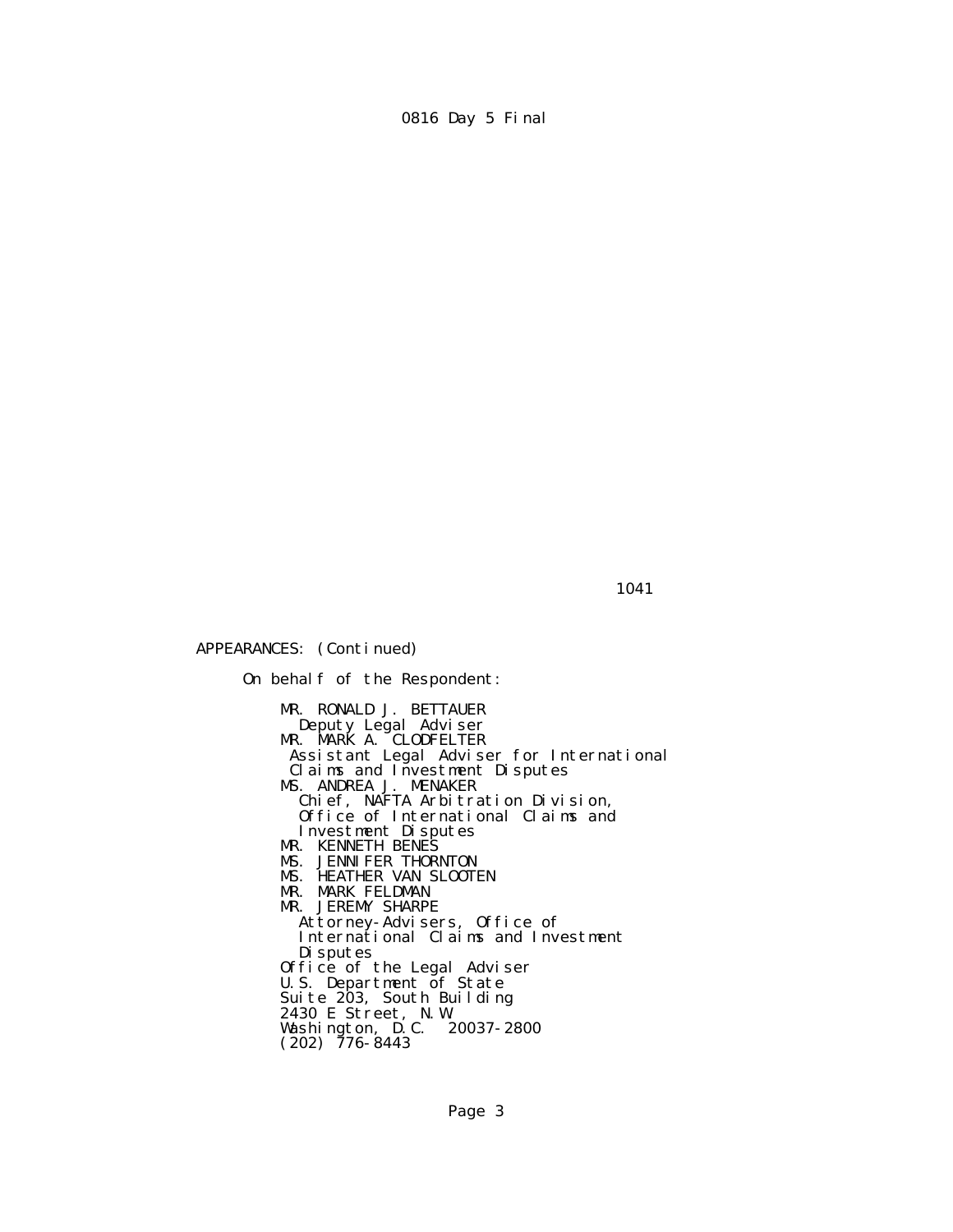APPEARANCES: (Continued)

On behalf of the Respondent:

MR. RONALD J. BETTAUER
Deputy Legal Adviser
MR. MARK A. CLODFELTER
Assistant Legal Adviser for International
Claims and Investment Disputes
MS. ANDREA J. MENAKER
Chief, NAFTA Arbitration Division,
Office of International Claims and
Investment Disputes
MR. KENNETH BENES
MS. JENNIFER THORNTON
MS. HEATHER VAN SLOOTEN
MR. MARK FELDMAN
MR. JEREMY SHARPE
Attorney-Advisers, Office of
International Claims and Investment
Disputes
Office of the Legal Adviser
U.S. Department of State
Suite 203, South Building
2430 E Street, N.W.
Washington, D.C. 20037-2800
(202) 776-8443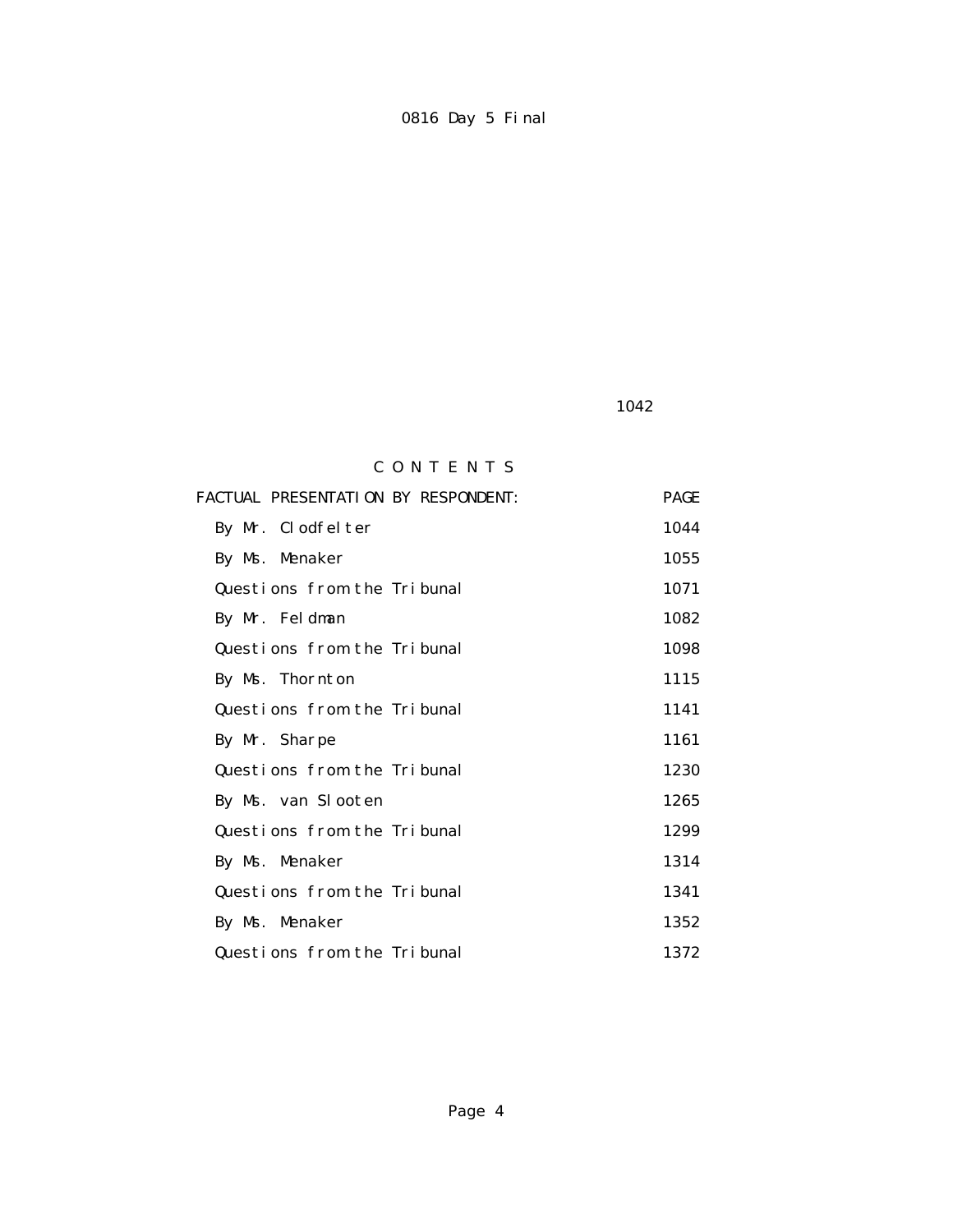# C O N T E N T S

| FACTUAL PRESENTATION BY RESPONDENT: | PAGE |
|---|---|
| By Mr. Clodfelter | 1044 |
| By Ms. Menaker | 1055 |
| Questions from the Tribunal | 1071 |
| By Mr. Feldman | 1082 |
| Questions from the Tribunal | 1098 |
| By Ms. Thornton | 1115 |
| Questions from the Tribunal | 1141 |
| By Mr. Sharpe | 1161 |
| Questions from the Tribunal | 1230 |
| By Ms. van Slooten | 1265 |
| Questions from the Tribunal | 1299 |
| By Ms. Menaker | 1314 |
| Questions from the Tribunal | 1341 |
| By Ms. Menaker | 1352 |
| Questions from the Tribunal | 1372 |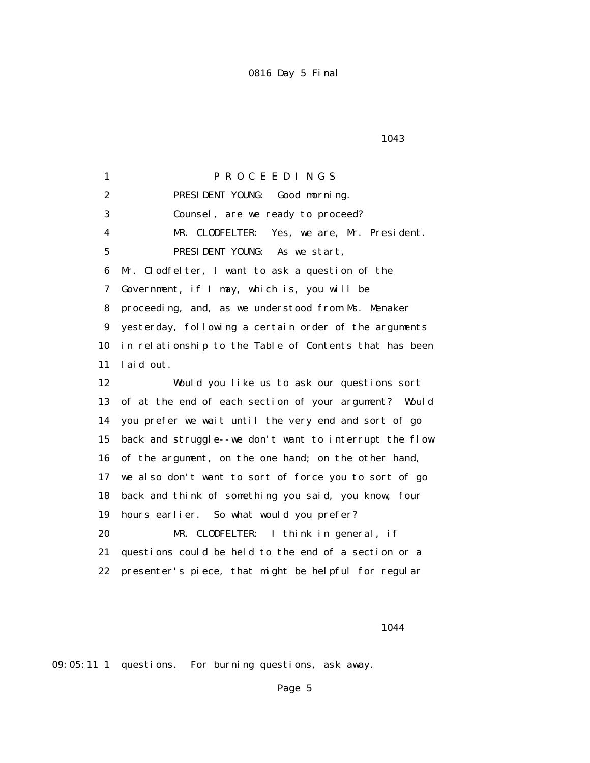P R O C E E D I N G S

PRESIDENT YOUNG: Good morning.

Counsel, are we ready to proceed?

MR. CLODFELTER: Yes, we are, Mr. President.

PRESIDENT YOUNG: As we start, Mr. Clodfelter, I want to ask a question of the Government, if I may, which is, you will be proceeding, and, as we understood from Ms. Menaker yesterday, following a certain order of the arguments in relationship to the Table of Contents that has been laid out.

Would you like us to ask our questions sort of at the end of each section of your argument? Would you prefer we wait until the very end and sort of go back and struggle--we don't want to interrupt the flow of the argument, on the one hand; on the other hand, we also don't want to sort of force you to sort of go back and think of something you said, you know, four hours earlier. So what would you prefer?

MR. CLODFELTER: I think in general, if questions could be held to the end of a section or a presenter's piece, that might be helpful for regular

09:05:11 questions. For burning questions, ask away.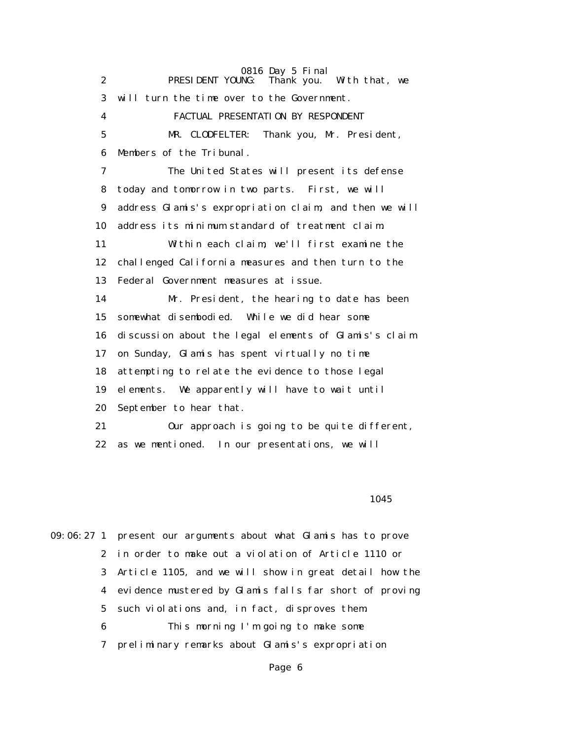PRESIDENT YOUNG: Thank you. With that, we will turn the time over to the Government.

FACTUAL PRESENTATION BY RESPONDENT

MR. CLODFELTER: Thank you, Mr. President, Members of the Tribunal.

The United States will present its defense today and tomorrow in two parts. First, we will address Glamis's expropriation claim, and then we will address its minimum standard of treatment claim.

Within each claim, we'll first examine the challenged California measures and then turn to the Federal Government measures at issue.

Mr. President, the hearing to date has been somewhat disembodied. While we did hear some discussion about the legal elements of Glamis's claim on Sunday, Glamis has spent virtually no time attempting to relate the evidence to those legal elements. We apparently will have to wait until September to hear that.

Our approach is going to be quite different, as we mentioned. In our presentations, we will

1045

present our arguments about what Glamis has to prove in order to make out a violation of Article 1110 or Article 1105, and we will show in great detail how the evidence mustered by Glamis falls far short of proving such violations and, in fact, disproves them.

This morning I'm going to make some preliminary remarks about Glamis's expropriation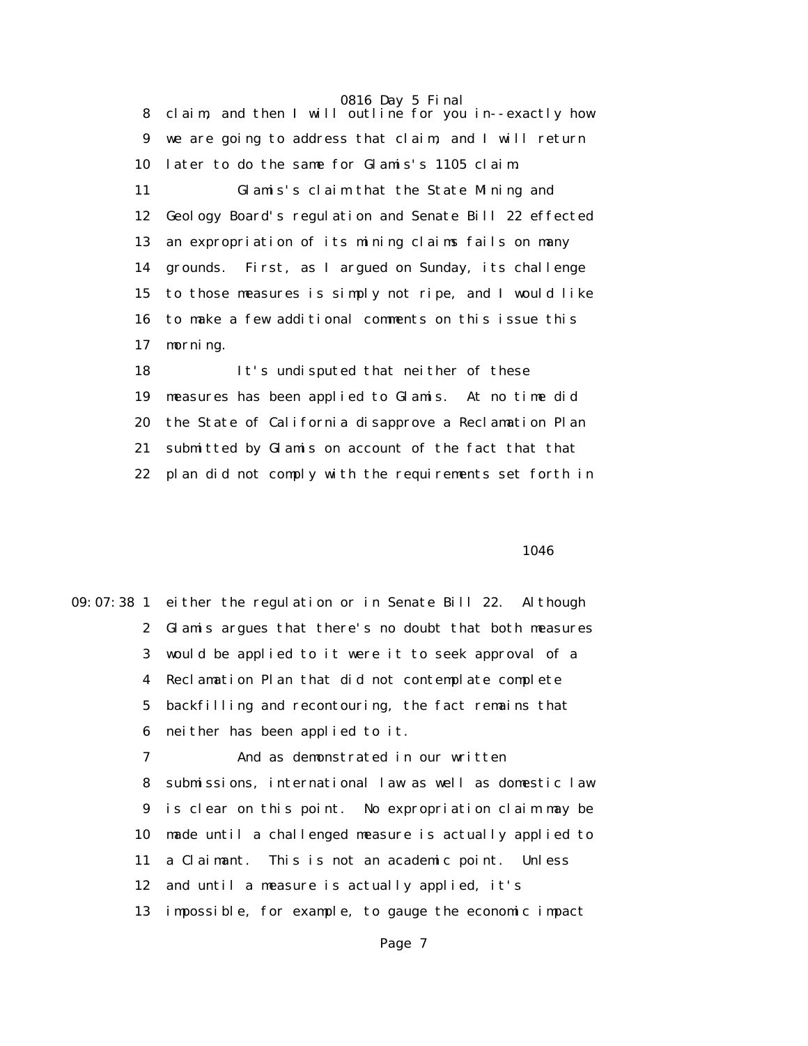8 claim, and then I will outline for you in--exactly how
9 we are going to address that claim, and I will return
10 later to do the same for Glamis's 1105 claim.
11 Glamis's claim that the State Mining and
12 Geology Board's regulation and Senate Bill 22 effected
13 an expropriation of its mining claims fails on many
14 grounds. First, as I argued on Sunday, its challenge
15 to those measures is simply not ripe, and I would like
16 to make a few additional comments on this issue this
17 morning.
18 It's undisputed that neither of these
19 measures has been applied to Glamis. At no time did
20 the State of California disapprove a Reclamation Plan
21 submitted by Glamis on account of the fact that that
22 plan did not comply with the requirements set forth in

1046

09:07:38 1 either the regulation or in Senate Bill 22. Although
2 Glamis argues that there's no doubt that both measures
3 would be applied to it were it to seek approval of a
4 Reclamation Plan that did not contemplate complete
5 backfilling and recontouring, the fact remains that
6 neither has been applied to it.
7 And as demonstrated in our written
8 submissions, international law as well as domestic law
9 is clear on this point. No expropriation claim may be
10 made until a challenged measure is actually applied to
11 a Claimant. This is not an academic point. Unless
12 and until a measure is actually applied, it's
13 impossible, for example, to gauge the economic impact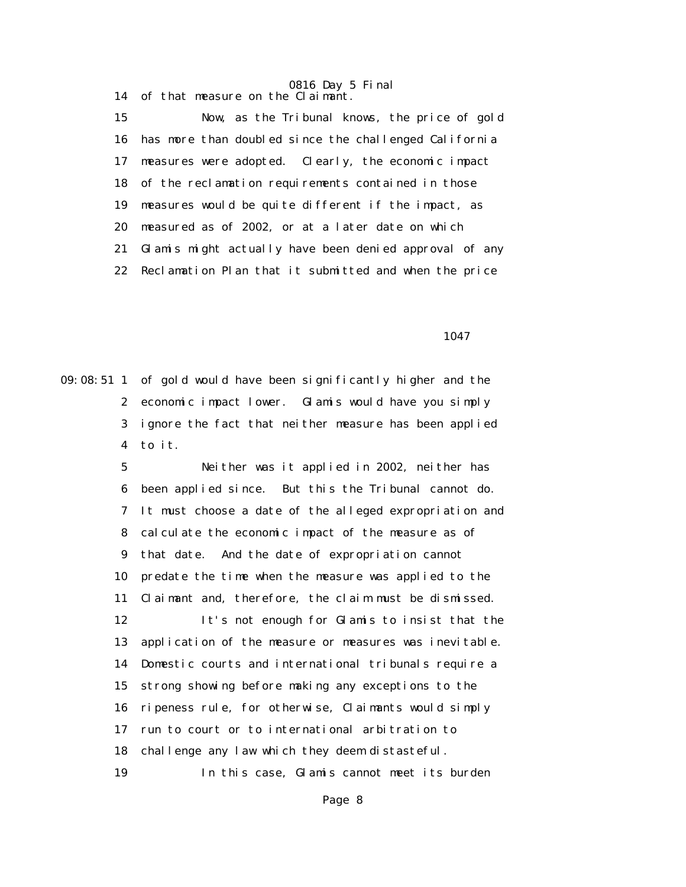14 of that measure on the Claimant.

15 Now, as the Tribunal knows, the price of gold

16 has more than doubled since the challenged California

17 measures were adopted. Clearly, the economic impact

18 of the reclamation requirements contained in those

19 measures would be quite different if the impact, as

20 measured as of 2002, or at a later date on which

21 Glamis might actually have been denied approval of any

22 Reclamation Plan that it submitted and when the price

1047

09:08:51 1 of gold would have been significantly higher and the

2 economic impact lower. Glamis would have you simply

3 ignore the fact that neither measure has been applied

4 to it.

5 Neither was it applied in 2002, neither has

6 been applied since. But this the Tribunal cannot do.

7 It must choose a date of the alleged expropriation and

8 calculate the economic impact of the measure as of

9 that date. And the date of expropriation cannot

10 predate the time when the measure was applied to the

11 Claimant and, therefore, the claim must be dismissed.

12 It's not enough for Glamis to insist that the

13 application of the measure or measures was inevitable.

14 Domestic courts and international tribunals require a

15 strong showing before making any exceptions to the

16 ripeness rule, for otherwise, Claimants would simply

17 run to court or to international arbitration to

18 challenge any law which they deem distasteful.

19 In this case, Glamis cannot meet its burden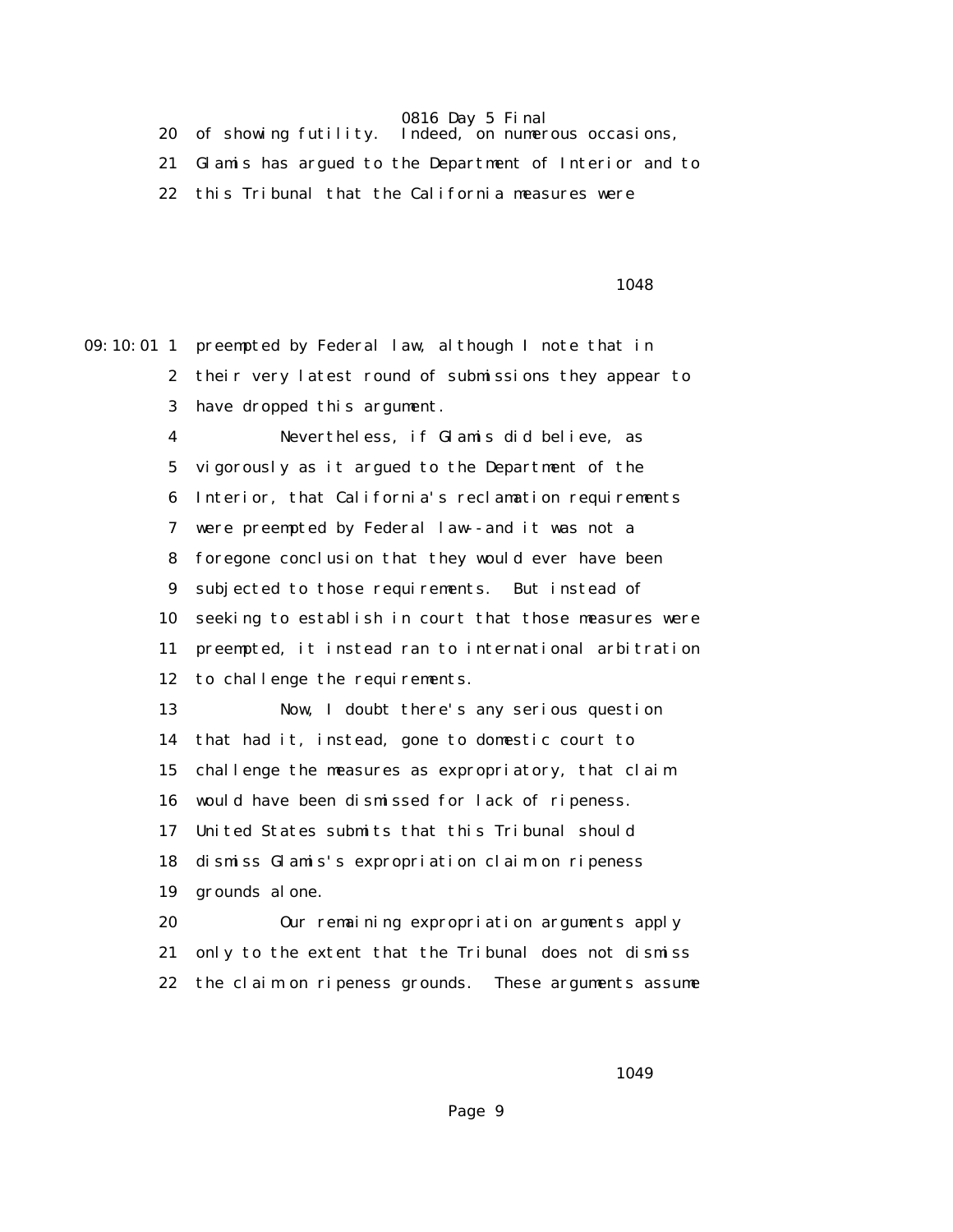20 of showing futility. Indeed, on numerous occasions,

21 Glamis has argued to the Department of Interior and to

22 this Tribunal that the California measures were

09:10:01 1 preempted by Federal law, although I note that in

2 their very latest round of submissions they appear to

3 have dropped this argument.

4 Nevertheless, if Glamis did believe, as

5 vigorously as it argued to the Department of the

6 Interior, that California's reclamation requirements

7 were preempted by Federal law--and it was not a

8 foregone conclusion that they would ever have been

9 subjected to those requirements. But instead of

10 seeking to establish in court that those measures were

11 preempted, it instead ran to international arbitration

12 to challenge the requirements.

13 Now, I doubt there's any serious question

14 that had it, instead, gone to domestic court to

15 challenge the measures as expropriatory, that claim

16 would have been dismissed for lack of ripeness.

17 United States submits that this Tribunal should

18 dismiss Glamis's expropriation claim on ripeness

19 grounds alone.

20 Our remaining expropriation arguments apply

21 only to the extent that the Tribunal does not dismiss

22 the claim on ripeness grounds. These arguments assume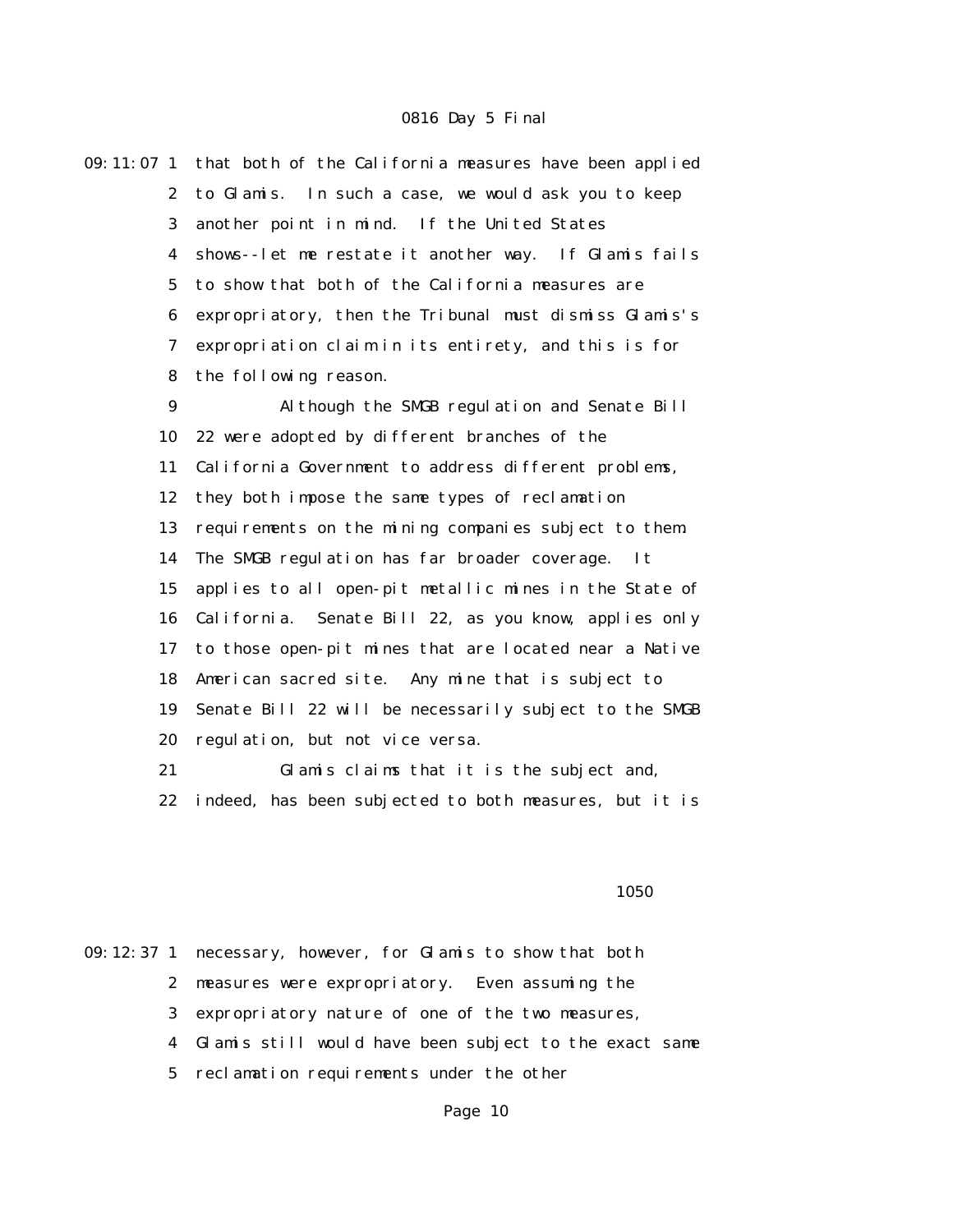09:11:07 1 that both of the California measures have been applied
2 to Glamis. In such a case, we would ask you to keep
3 another point in mind. If the United States
4 shows--let me restate it another way. If Glamis fails
5 to show that both of the California measures are
6 expropriatory, then the Tribunal must dismiss Glamis's
7 expropriation claim in its entirety, and this is for
8 the following reason.

9 Although the SMGB regulation and Senate Bill
10 22 were adopted by different branches of the
11 California Government to address different problems,
12 they both impose the same types of reclamation
13 requirements on the mining companies subject to them.
14 The SMGB regulation has far broader coverage. It
15 applies to all open-pit metallic mines in the State of
16 California. Senate Bill 22, as you know, applies only
17 to those open-pit mines that are located near a Native
18 American sacred site. Any mine that is subject to
19 Senate Bill 22 will be necessarily subject to the SMGB
20 regulation, but not vice versa.

21 Glamis claims that it is the subject and,
22 indeed, has been subjected to both measures, but it is

1050

09:12:37 1 necessary, however, for Glamis to show that both
2 measures were expropriatory. Even assuming the
3 expropriatory nature of one of the two measures,
4 Glamis still would have been subject to the exact same
5 reclamation requirements under the other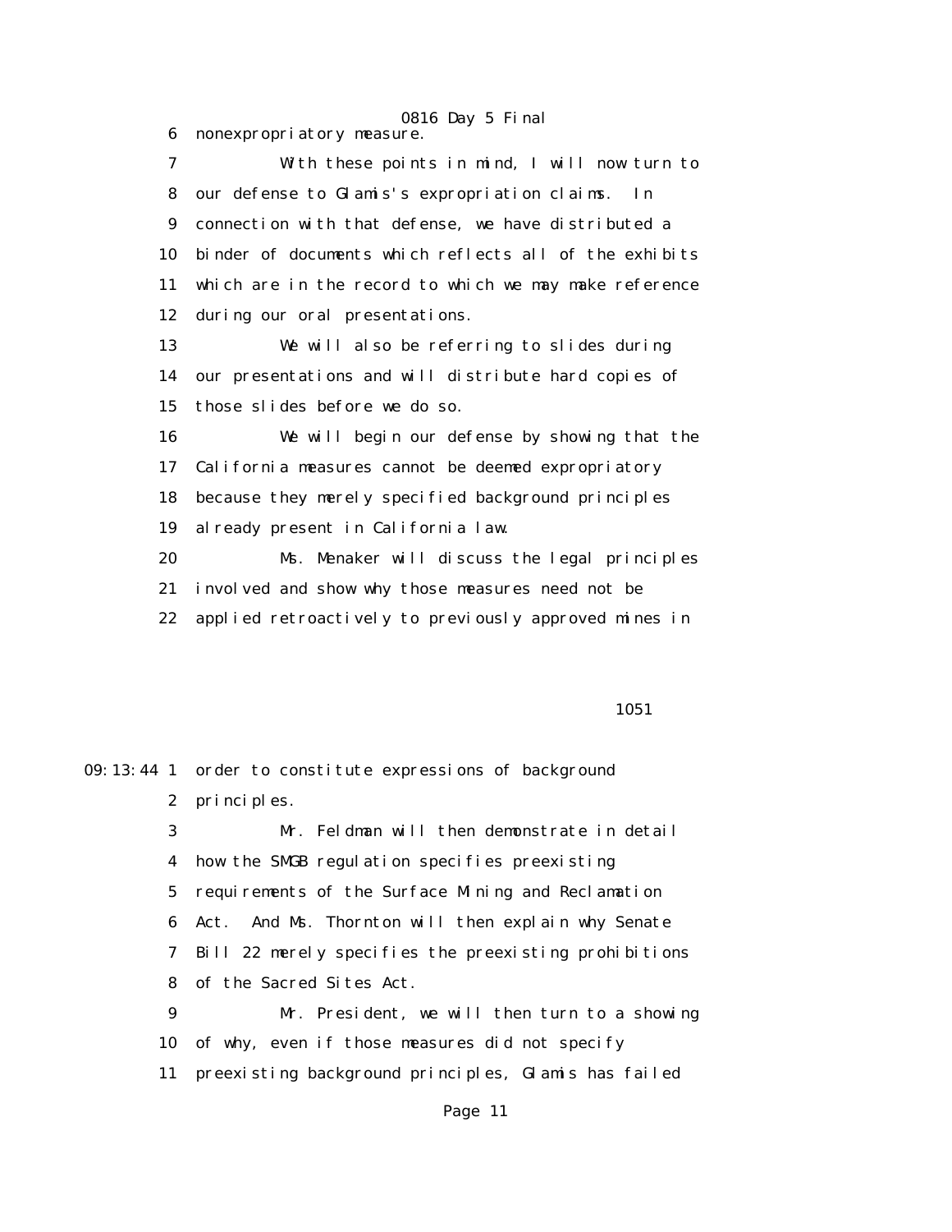nonexpropriatory measure.

With these points in mind, I will now turn to our defense to Glamis's expropriation claims. In connection with that defense, we have distributed a binder of documents which reflects all of the exhibits which are in the record to which we may make reference during our oral presentations.

We will also be referring to slides during our presentations and will distribute hard copies of those slides before we do so.

We will begin our defense by showing that the California measures cannot be deemed expropriatory because they merely specified background principles already present in California law.

Ms. Menaker will discuss the legal principles involved and show why those measures need not be applied retroactively to previously approved mines in order to constitute expressions of background principles.

Mr. Feldman will then demonstrate in detail how the SMGB regulation specifies preexisting requirements of the Surface Mining and Reclamation Act. And Ms. Thornton will then explain why Senate Bill 22 merely specifies the preexisting prohibitions of the Sacred Sites Act.

Mr. President, we will then turn to a showing of why, even if those measures did not specify preexisting background principles, Glamis has failed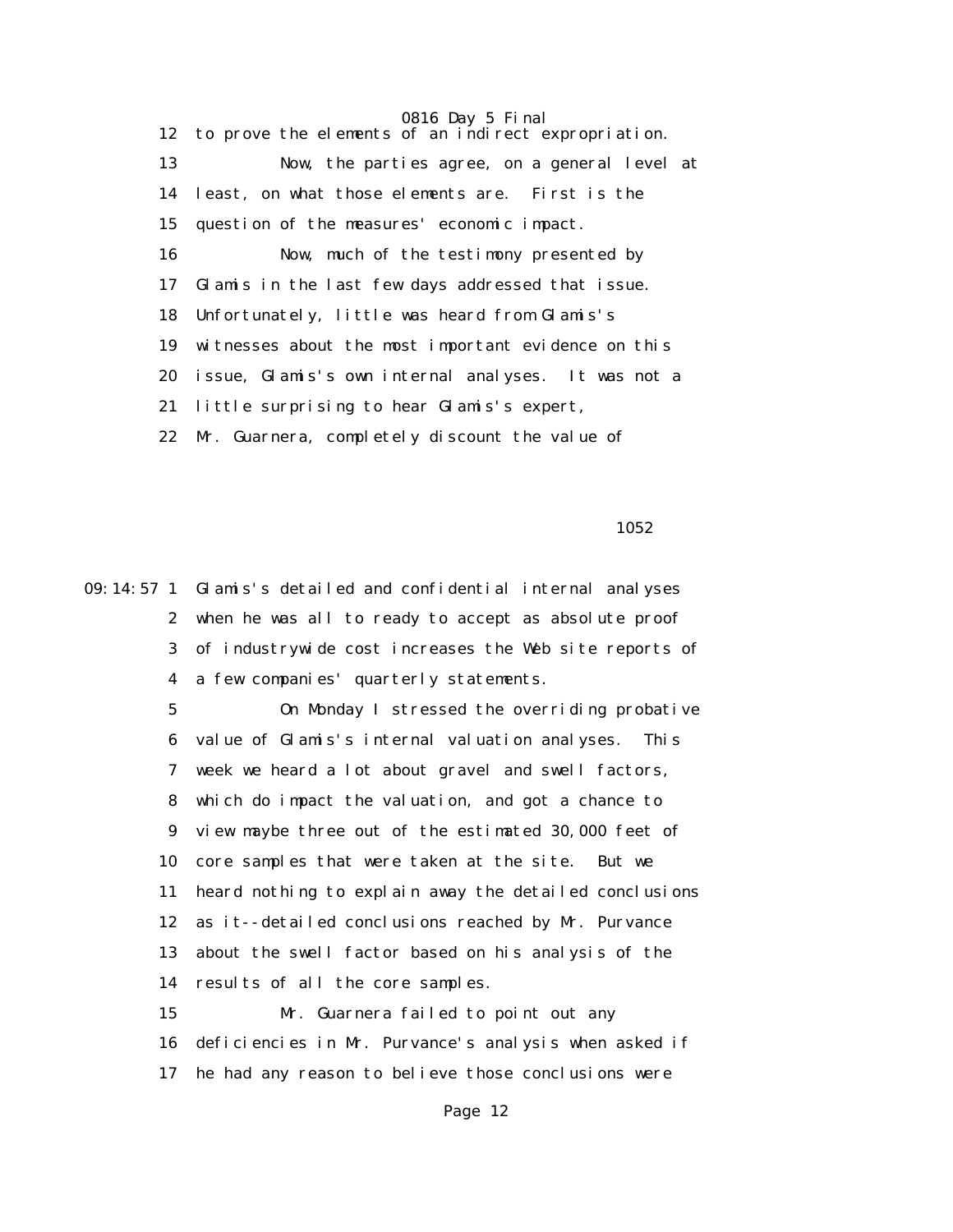12 to prove the elements of an indirect expropriation.

13 Now, the parties agree, on a general level at

14 least, on what those elements are. First is the

15 question of the measures' economic impact.

16 Now, much of the testimony presented by

17 Glamis in the last few days addressed that issue.

18 Unfortunately, little was heard from Glamis's

19 witnesses about the most important evidence on this

20 issue, Glamis's own internal analyses. It was not a

21 little surprising to hear Glamis's expert,

22 Mr. Guarnera, completely discount the value of

1052

09:14:57 1 Glamis's detailed and confidential internal analyses

2 when he was all to ready to accept as absolute proof

3 of industrywide cost increases the Web site reports of

4 a few companies' quarterly statements.

5 On Monday I stressed the overriding probative

6 value of Glamis's internal valuation analyses. This

7 week we heard a lot about gravel and swell factors,

8 which do impact the valuation, and got a chance to

9 view maybe three out of the estimated 30,000 feet of

10 core samples that were taken at the site. But we

11 heard nothing to explain away the detailed conclusions

12 as it--detailed conclusions reached by Mr. Purvance

13 about the swell factor based on his analysis of the

14 results of all the core samples.

15 Mr. Guarnera failed to point out any

16 deficiencies in Mr. Purvance's analysis when asked if

17 he had any reason to believe those conclusions were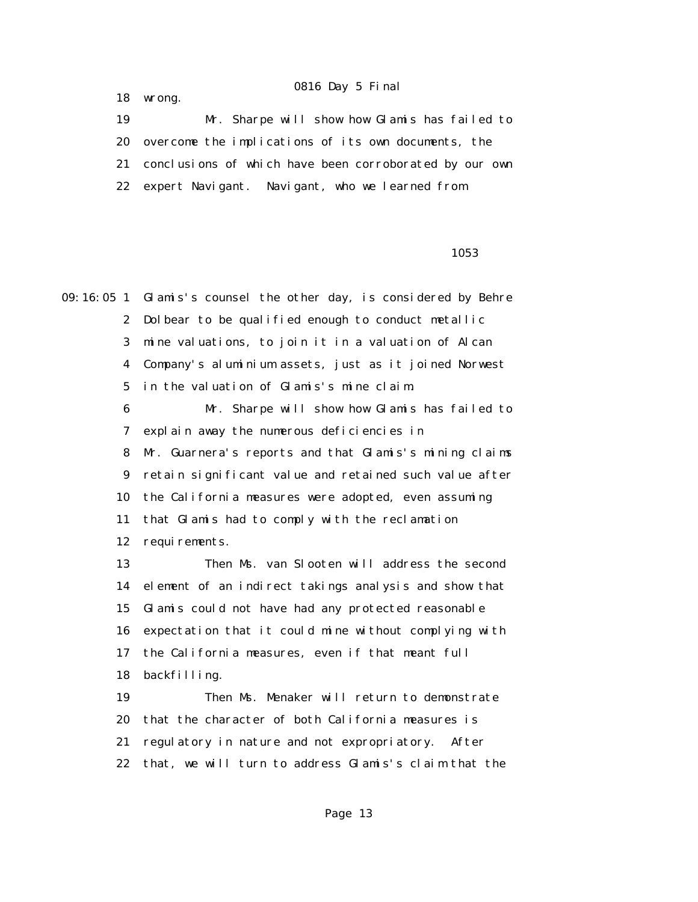18 wrong.

19 Mr. Sharpe will show how Glamis has failed to

20 overcome the implications of its own documents, the

21 conclusions of which have been corroborated by our own

22 expert Navigant. Navigant, who we learned from

1053

09:16:05 1 Glamis's counsel the other day, is considered by Behre

2 Dolbear to be qualified enough to conduct metallic

3 mine valuations, to join it in a valuation of Alcan

4 Company's aluminium assets, just as it joined Norwest

5 in the valuation of Glamis's mine claim.

6 Mr. Sharpe will show how Glamis has failed to

7 explain away the numerous deficiencies in

8 Mr. Guarnera's reports and that Glamis's mining claims

9 retain significant value and retained such value after

10 the California measures were adopted, even assuming

11 that Glamis had to comply with the reclamation

12 requirements.

13 Then Ms. van Slooten will address the second

14 element of an indirect takings analysis and show that

15 Glamis could not have had any protected reasonable

16 expectation that it could mine without complying with

17 the California measures, even if that meant full

18 backfilling.

19 Then Ms. Menaker will return to demonstrate

20 that the character of both California measures is

21 regulatory in nature and not expropriatory. After

22 that, we will turn to address Glamis's claim that the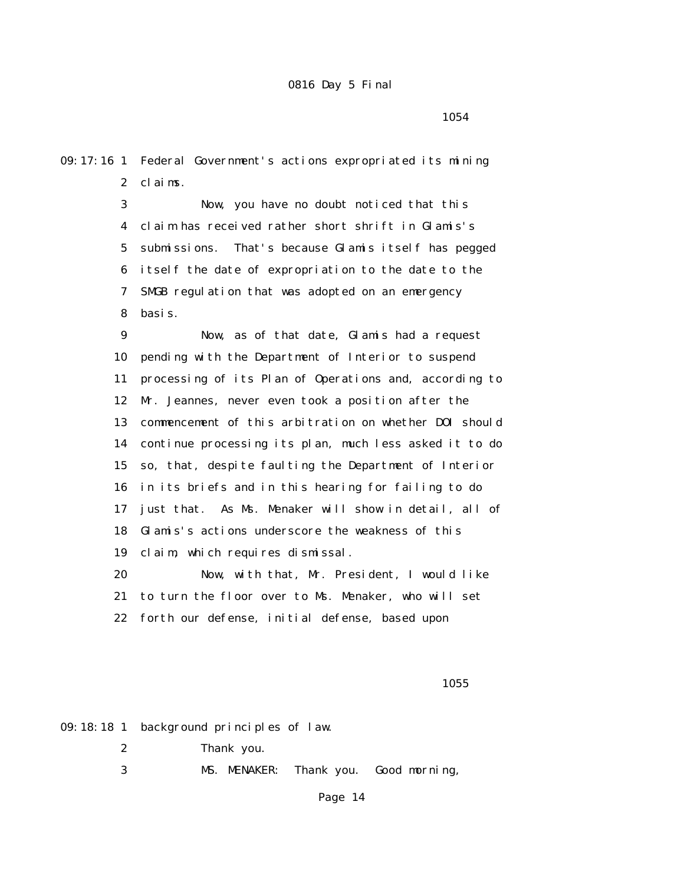Federal Government's actions expropriated its mining claims.

Now, you have no doubt noticed that this claim has received rather short shrift in Glamis's submissions. That's because Glamis itself has pegged itself the date of expropriation to the date to the SMGB regulation that was adopted on an emergency basis.

Now, as of that date, Glamis had a request pending with the Department of Interior to suspend processing of its Plan of Operations and, according to Mr. Jeannes, never even took a position after the commencement of this arbitration on whether DOI should continue processing its plan, much less asked it to do so, that, despite faulting the Department of Interior in its briefs and in this hearing for failing to do just that. As Ms. Menaker will show in detail, all of Glamis's actions underscore the weakness of this claim, which requires dismissal.

Now, with that, Mr. President, I would like to turn the floor over to Ms. Menaker, who will set forth our defense, initial defense, based upon background principles of law.

Thank you.

MS. MENAKER: Thank you. Good morning,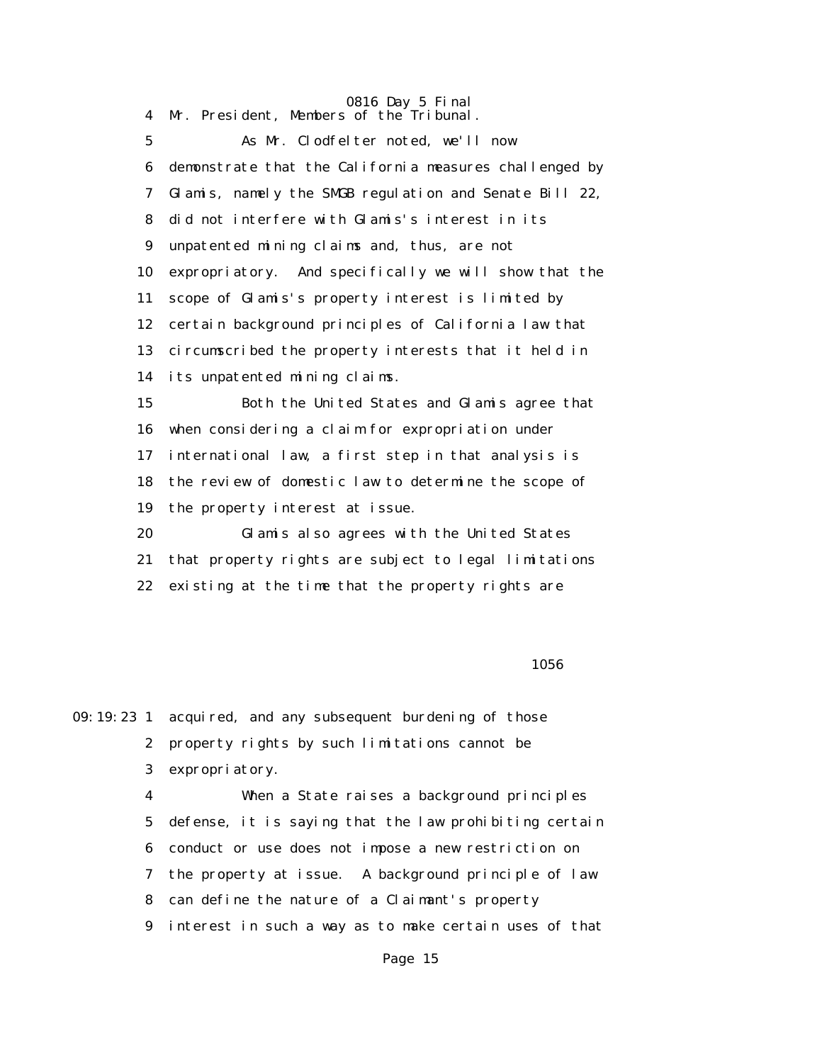Mr. President, Members of the Tribunal.

As Mr. Clodfelter noted, we'll now demonstrate that the California measures challenged by Glamis, namely the SMGB regulation and Senate Bill 22, did not interfere with Glamis's interest in its unpatented mining claims and, thus, are not expropriatory. And specifically we will show that the scope of Glamis's property interest is limited by certain background principles of California law that circumscribed the property interests that it held in its unpatented mining claims.

Both the United States and Glamis agree that when considering a claim for expropriation under international law, a first step in that analysis is the review of domestic law to determine the scope of the property interest at issue.

Glamis also agrees with the United States that property rights are subject to legal limitations existing at the time that the property rights are acquired, and any subsequent burdening of those property rights by such limitations cannot be expropriatory.

When a State raises a background principles defense, it is saying that the law prohibiting certain conduct or use does not impose a new restriction on the property at issue. A background principle of law can define the nature of a Claimant's property interest in such a way as to make certain uses of that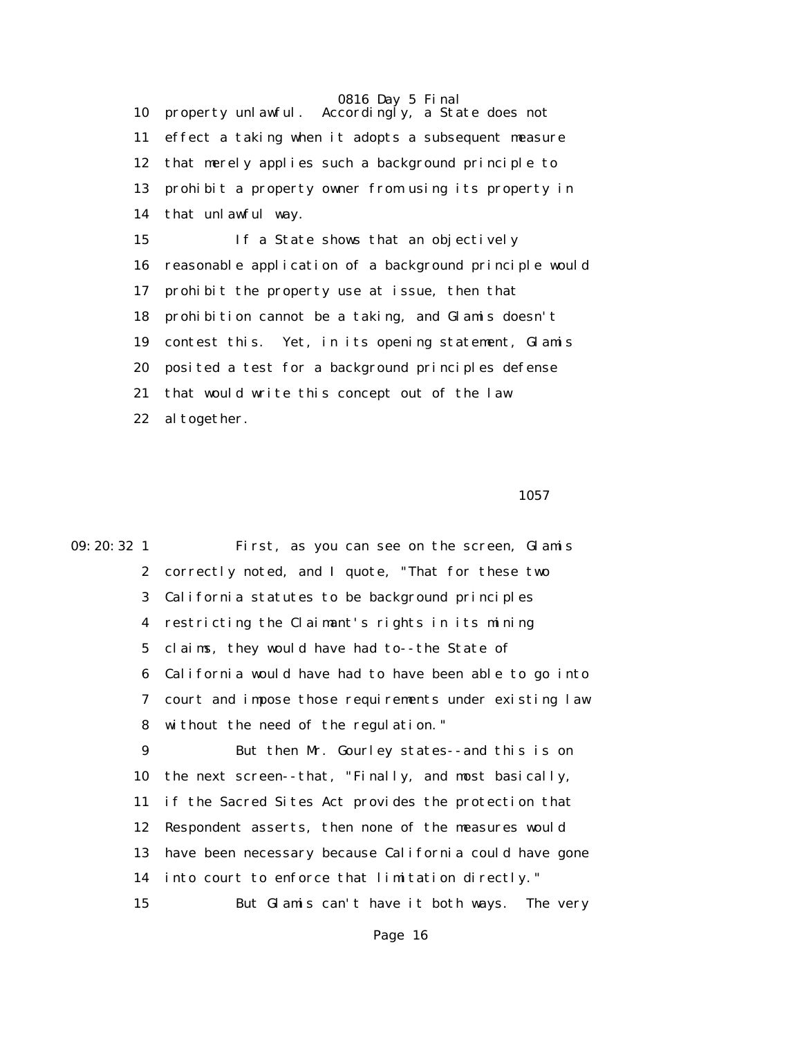10 property unlawful. Accordingly, a State does not
11 effect a taking when it adopts a subsequent measure
12 that merely applies such a background principle to
13 prohibit a property owner from using its property in
14 that unlawful way.
15 If a State shows that an objectively
16 reasonable application of a background principle would
17 prohibit the property use at issue, then that
18 prohibition cannot be a taking, and Glamis doesn't
19 contest this. Yet, in its opening statement, Glamis
20 posited a test for a background principles defense
21 that would write this concept out of the law
22 altogether.

1057

09:20:32 1 First, as you can see on the screen, Glamis
2 correctly noted, and I quote, "That for these two
3 California statutes to be background principles
4 restricting the Claimant's rights in its mining
5 claims, they would have had to--the State of
6 California would have had to have been able to go into
7 court and impose those requirements under existing law
8 without the need of the regulation."
9 But then Mr. Gourley states--and this is on
10 the next screen--that, "Finally, and most basically,
11 if the Sacred Sites Act provides the protection that
12 Respondent asserts, then none of the measures would
13 have been necessary because California could have gone
14 into court to enforce that limitation directly."
15 But Glamis can't have it both ways. The very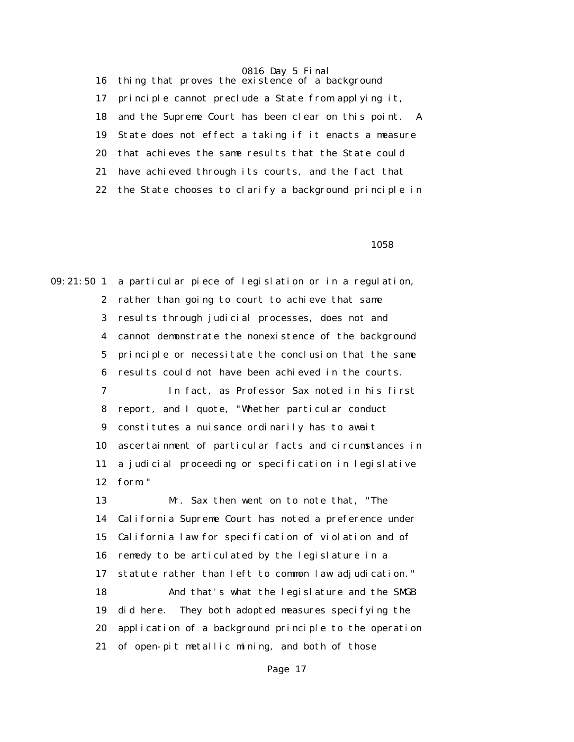16 thing that proves the existence of a background

17 principle cannot preclude a State from applying it,

18 and the Supreme Court has been clear on this point. A

19 State does not effect a taking if it enacts a measure

20 that achieves the same results that the State could

21 have achieved through its courts, and the fact that

22 the State chooses to clarify a background principle in

1058

09:21:50 1 a particular piece of legislation or in a regulation,

2 rather than going to court to achieve that same

3 results through judicial processes, does not and

4 cannot demonstrate the nonexistence of the background

5 principle or necessitate the conclusion that the same

6 results could not have been achieved in the courts.

7 In fact, as Professor Sax noted in his first

8 report, and I quote, "Whether particular conduct

9 constitutes a nuisance ordinarily has to await

10 ascertainment of particular facts and circumstances in

11 a judicial proceeding or specification in legislative

12 form."

13 Mr. Sax then went on to note that, "The

14 California Supreme Court has noted a preference under

15 California law for specification of violation and of

16 remedy to be articulated by the legislature in a

17 statute rather than left to common law adjudication."

18 And that's what the legislature and the SMGB

19 did here. They both adopted measures specifying the

20 application of a background principle to the operation

21 of open-pit metallic mining, and both of those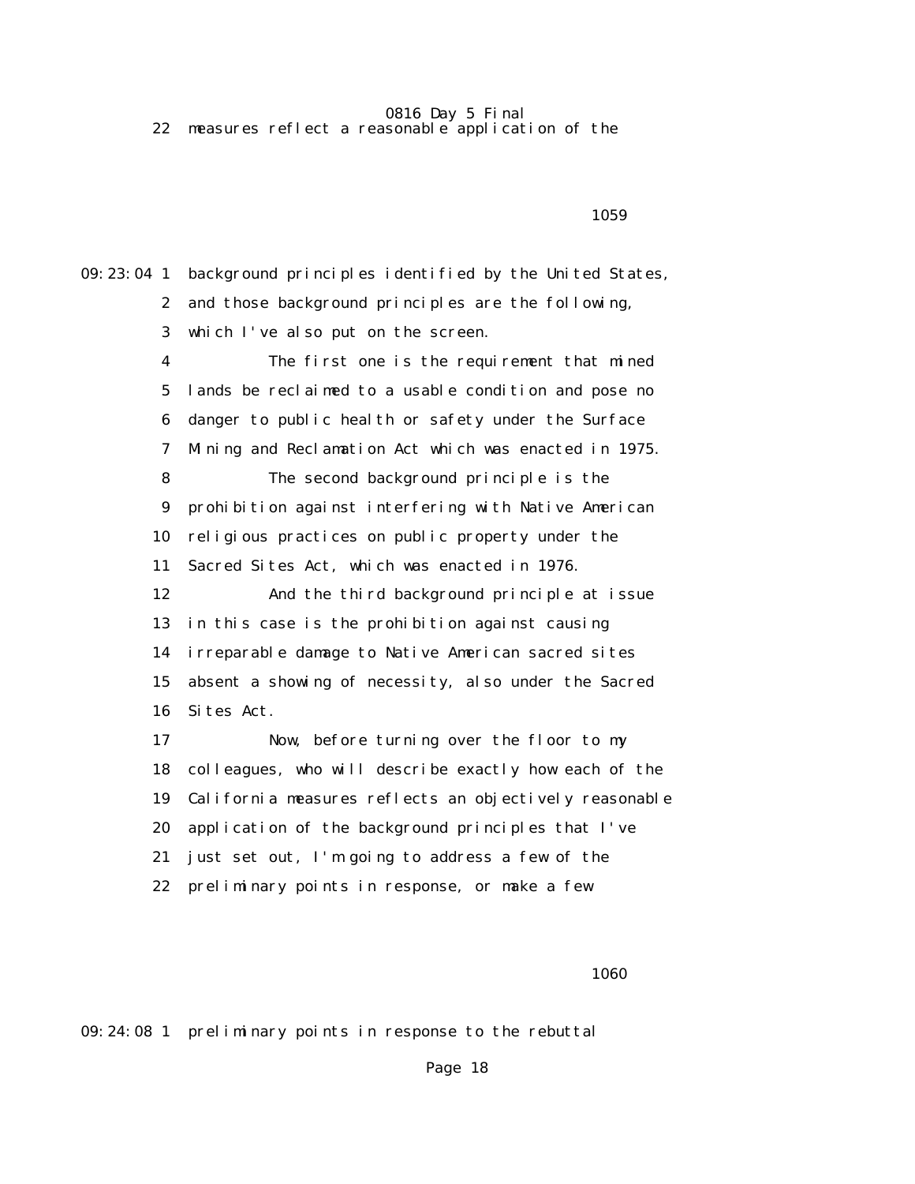22 measures reflect a reasonable application of the

1059

09:23:04 1 background principles identified by the United States,

2 and those background principles are the following,

3 which I've also put on the screen.

4 The first one is the requirement that mined

5 lands be reclaimed to a usable condition and pose no

6 danger to public health or safety under the Surface

7 Mining and Reclamation Act which was enacted in 1975.

8 The second background principle is the

9 prohibition against interfering with Native American

10 religious practices on public property under the

11 Sacred Sites Act, which was enacted in 1976.

12 And the third background principle at issue

13 in this case is the prohibition against causing

14 irreparable damage to Native American sacred sites

15 absent a showing of necessity, also under the Sacred

16 Sites Act.

17 Now, before turning over the floor to my

18 colleagues, who will describe exactly how each of the

19 California measures reflects an objectively reasonable

20 application of the background principles that I've

21 just set out, I'm going to address a few of the

22 preliminary points in response, or make a few

1060

09:24:08 1 preliminary points in response to the rebuttal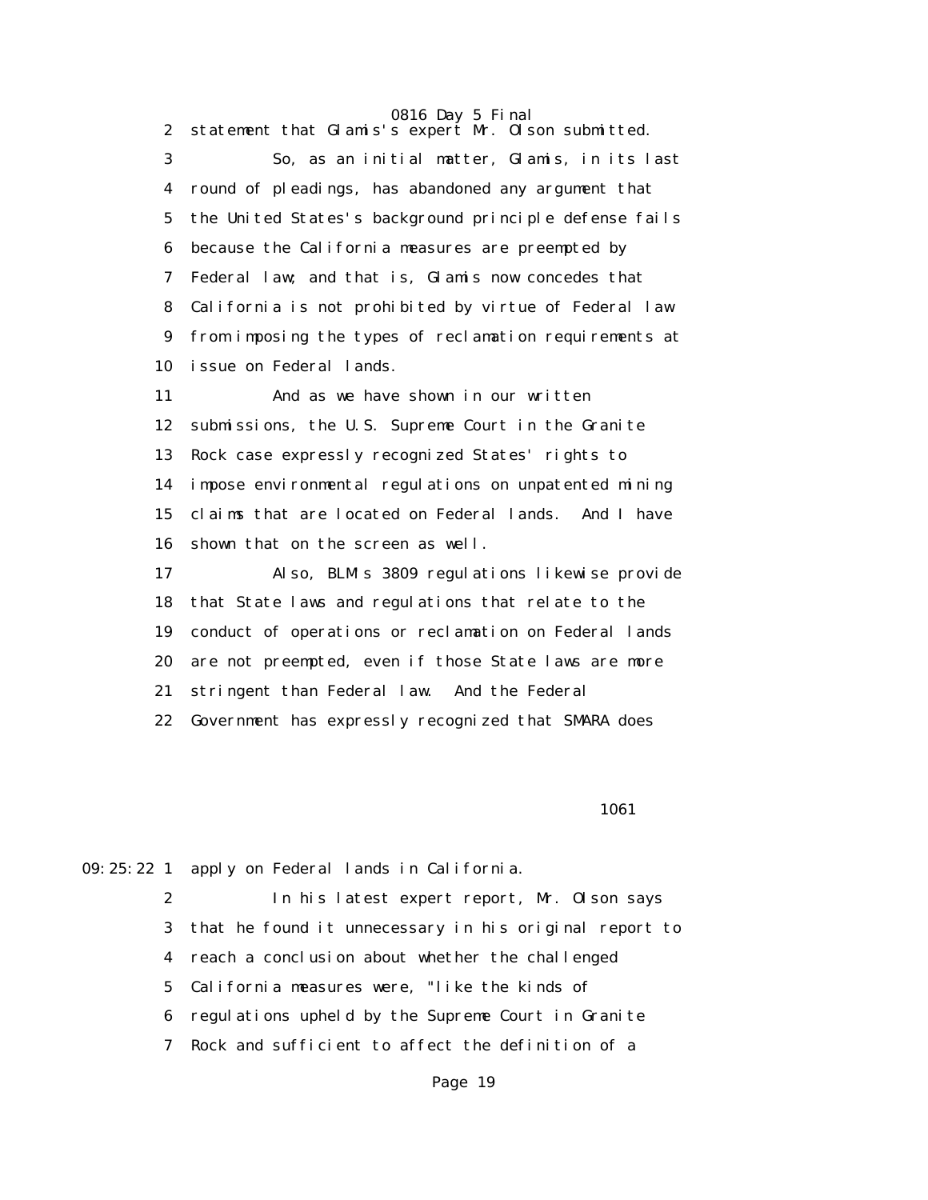2 statement that Glamis's expert Mr. Olson submitted.

3 So, as an initial matter, Glamis, in its last

4 round of pleadings, has abandoned any argument that

5 the United States's background principle defense fails

6 because the California measures are preempted by

7 Federal law; and that is, Glamis now concedes that

8 California is not prohibited by virtue of Federal law

9 from imposing the types of reclamation requirements at

10 issue on Federal lands.

11 And as we have shown in our written

12 submissions, the U.S. Supreme Court in the Granite

13 Rock case expressly recognized States' rights to

14 impose environmental regulations on unpatented mining

15 claims that are located on Federal lands. And I have

16 shown that on the screen as well.

17 Also, BLM's 3809 regulations likewise provide

18 that State laws and regulations that relate to the

19 conduct of operations or reclamation on Federal lands

20 are not preempted, even if those State laws are more

21 stringent than Federal law. And the Federal

22 Government has expressly recognized that SMARA does

1061

09:25:22 1 apply on Federal lands in California.

2 In his latest expert report, Mr. Olson says

3 that he found it unnecessary in his original report to

4 reach a conclusion about whether the challenged

5 California measures were, "like the kinds of

6 regulations upheld by the Supreme Court in Granite

7 Rock and sufficient to affect the definition of a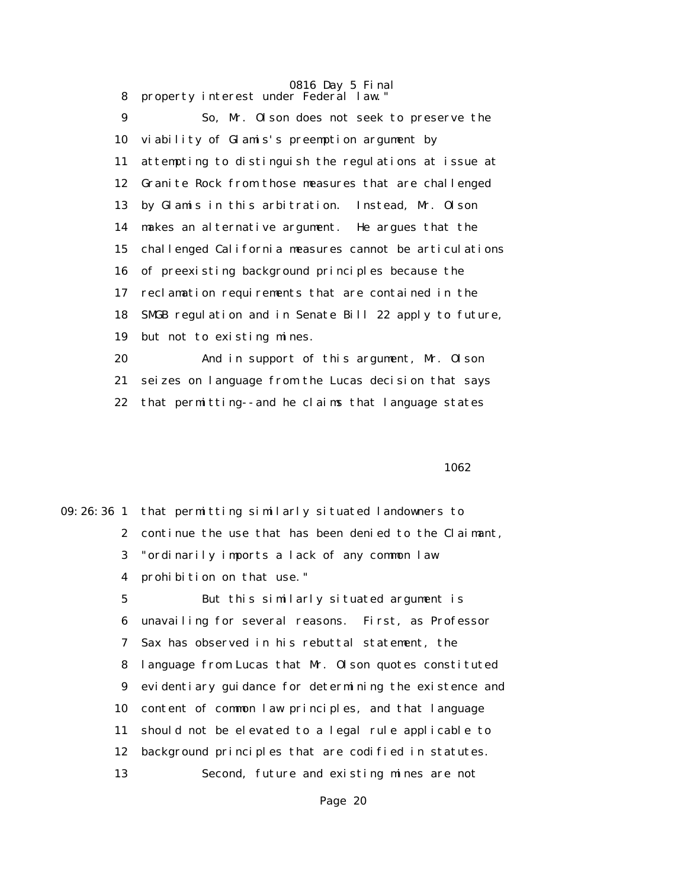8 property interest under Federal law."

9 So, Mr. Olson does not seek to preserve the

10 viability of Glamis's preemption argument by

11 attempting to distinguish the regulations at issue at

12 Granite Rock from those measures that are challenged

13 by Glamis in this arbitration. Instead, Mr. Olson

14 makes an alternative argument. He argues that the

15 challenged California measures cannot be articulations

16 of preexisting background principles because the

17 reclamation requirements that are contained in the

18 SMGB regulation and in Senate Bill 22 apply to future,

19 but not to existing mines.

20 And in support of this argument, Mr. Olson

21 seizes on language from the Lucas decision that says

22 that permitting--and he claims that language states

1062

09:26:36 1 that permitting similarly situated landowners to

2 continue the use that has been denied to the Claimant,

3 "ordinarily imports a lack of any common law

4 prohibition on that use."

5 But this similarly situated argument is

6 unavailing for several reasons. First, as Professor

7 Sax has observed in his rebuttal statement, the

8 language from Lucas that Mr. Olson quotes constituted

9 evidentiary guidance for determining the existence and

10 content of common law principles, and that language

11 should not be elevated to a legal rule applicable to

12 background principles that are codified in statutes.

13 Second, future and existing mines are not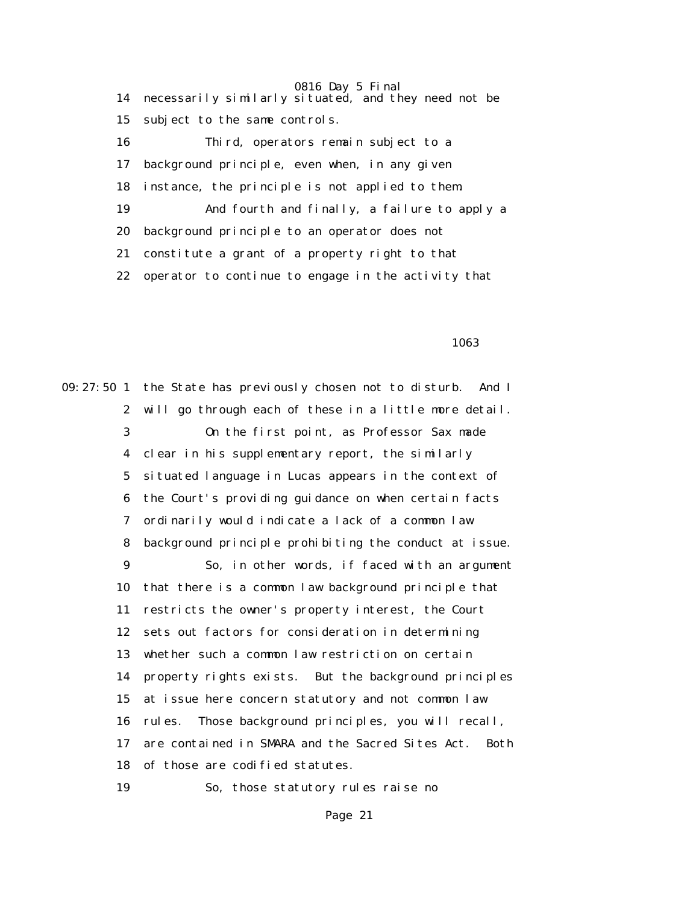14 necessarily similarly situated, and they need not be
15 subject to the same controls.
16 Third, operators remain subject to a
17 background principle, even when, in any given
18 instance, the principle is not applied to them.
19 And fourth and finally, a failure to apply a
20 background principle to an operator does not
21 constitute a grant of a property right to that
22 operator to continue to engage in the activity that

1063

09:27:50 1 the State has previously chosen not to disturb. And I
2 will go through each of these in a little more detail.
3 On the first point, as Professor Sax made
4 clear in his supplementary report, the similarly
5 situated language in Lucas appears in the context of
6 the Court's providing guidance on when certain facts
7 ordinarily would indicate a lack of a common law
8 background principle prohibiting the conduct at issue.
9 So, in other words, if faced with an argument
10 that there is a common law background principle that
11 restricts the owner's property interest, the Court
12 sets out factors for consideration in determining
13 whether such a common law restriction on certain
14 property rights exists. But the background principles
15 at issue here concern statutory and not common law
16 rules. Those background principles, you will recall,
17 are contained in SMARA and the Sacred Sites Act. Both
18 of those are codified statutes.
19 So, those statutory rules raise no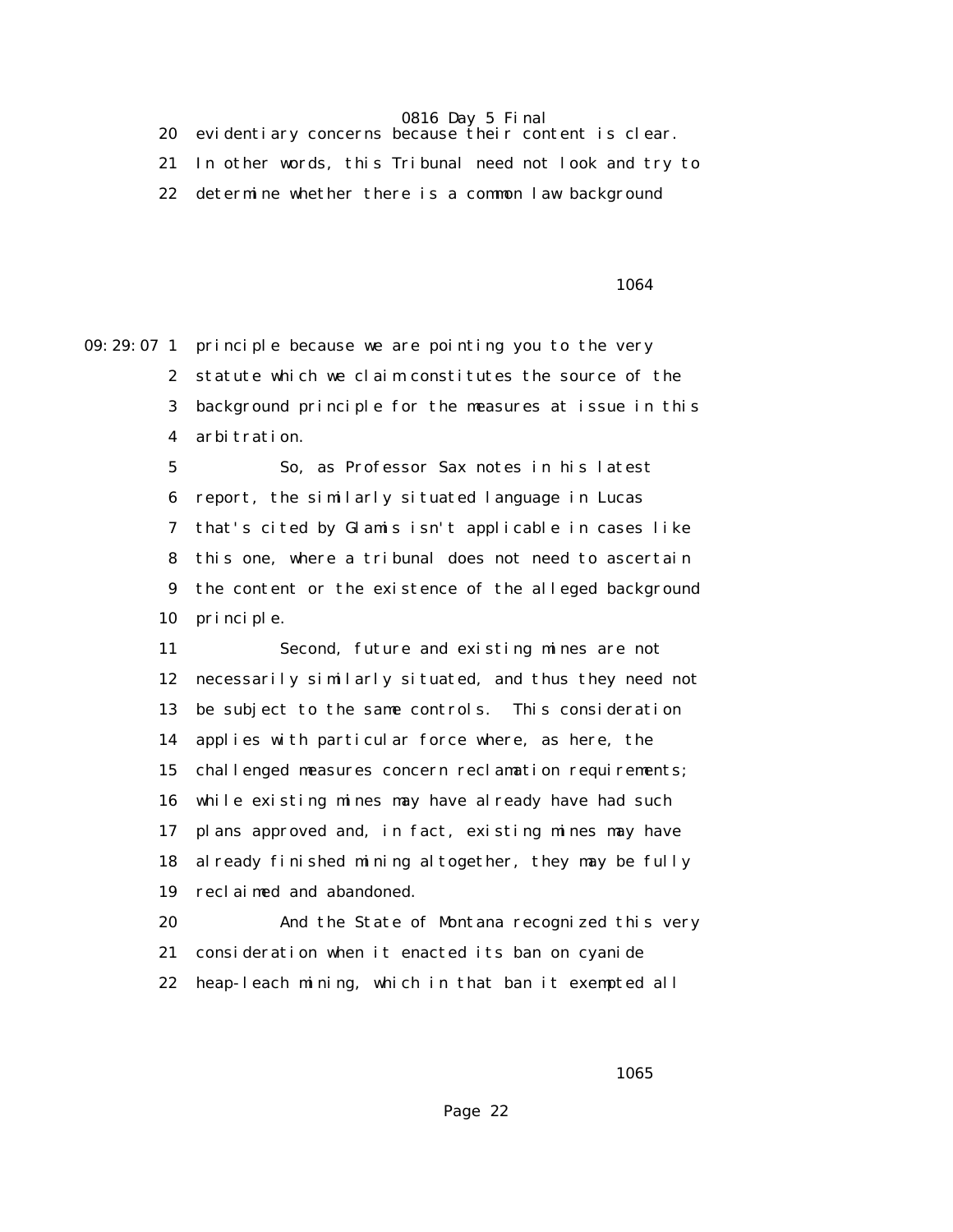20 evidentiary concerns because their content is clear.
21 In other words, this Tribunal need not look and try to
22 determine whether there is a common law background

09:29:07 1 principle because we are pointing you to the very
2 statute which we claim constitutes the source of the
3 background principle for the measures at issue in this
4 arbitration.
5 So, as Professor Sax notes in his latest
6 report, the similarly situated language in Lucas
7 that's cited by Glamis isn't applicable in cases like
8 this one, where a tribunal does not need to ascertain
9 the content or the existence of the alleged background
10 principle.
11 Second, future and existing mines are not
12 necessarily similarly situated, and thus they need not
13 be subject to the same controls. This consideration
14 applies with particular force where, as here, the
15 challenged measures concern reclamation requirements;
16 while existing mines may already have had such
17 plans approved and, in fact, existing mines may have
18 already finished mining altogether, they may be fully
19 reclaimed and abandoned.
20 And the State of Montana recognized this very
21 consideration when it enacted its ban on cyanide
22 heap-leach mining, which in that ban it exempted all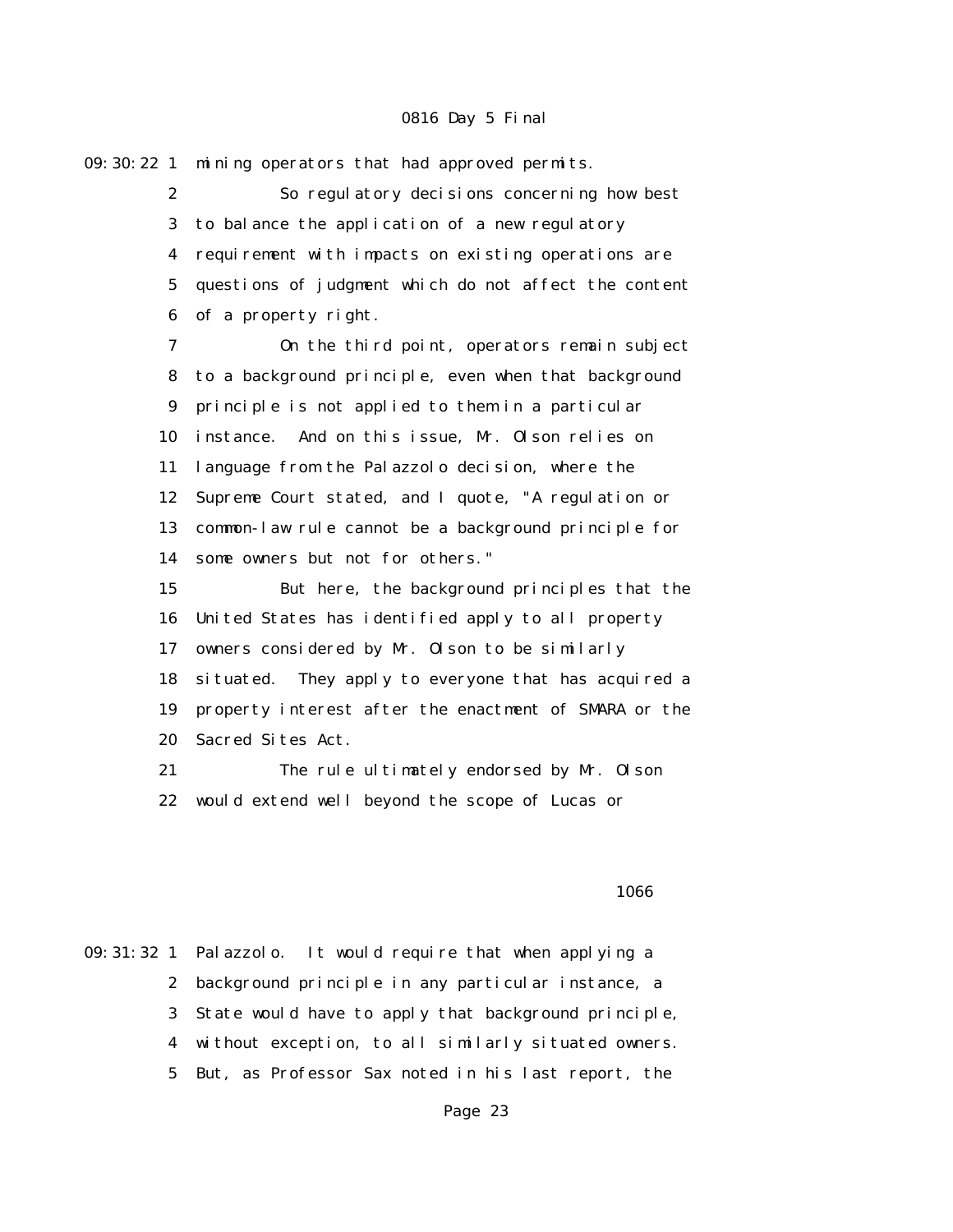mining operators that had approved permits.

So regulatory decisions concerning how best to balance the application of a new regulatory requirement with impacts on existing operations are questions of judgment which do not affect the content of a property right.

On the third point, operators remain subject to a background principle, even when that background principle is not applied to them in a particular instance. And on this issue, Mr. Olson relies on language from the Palazzolo decision, where the Supreme Court stated, and I quote, "A regulation or common-law rule cannot be a background principle for some owners but not for others."

But here, the background principles that the United States has identified apply to all property owners considered by Mr. Olson to be similarly situated. They apply to everyone that has acquired a property interest after the enactment of SMARA or the Sacred Sites Act.

The rule ultimately endorsed by Mr. Olson would extend well beyond the scope of Lucas or

Palazzolo. It would require that when applying a background principle in any particular instance, a State would have to apply that background principle, without exception, to all similarly situated owners. But, as Professor Sax noted in his last report, the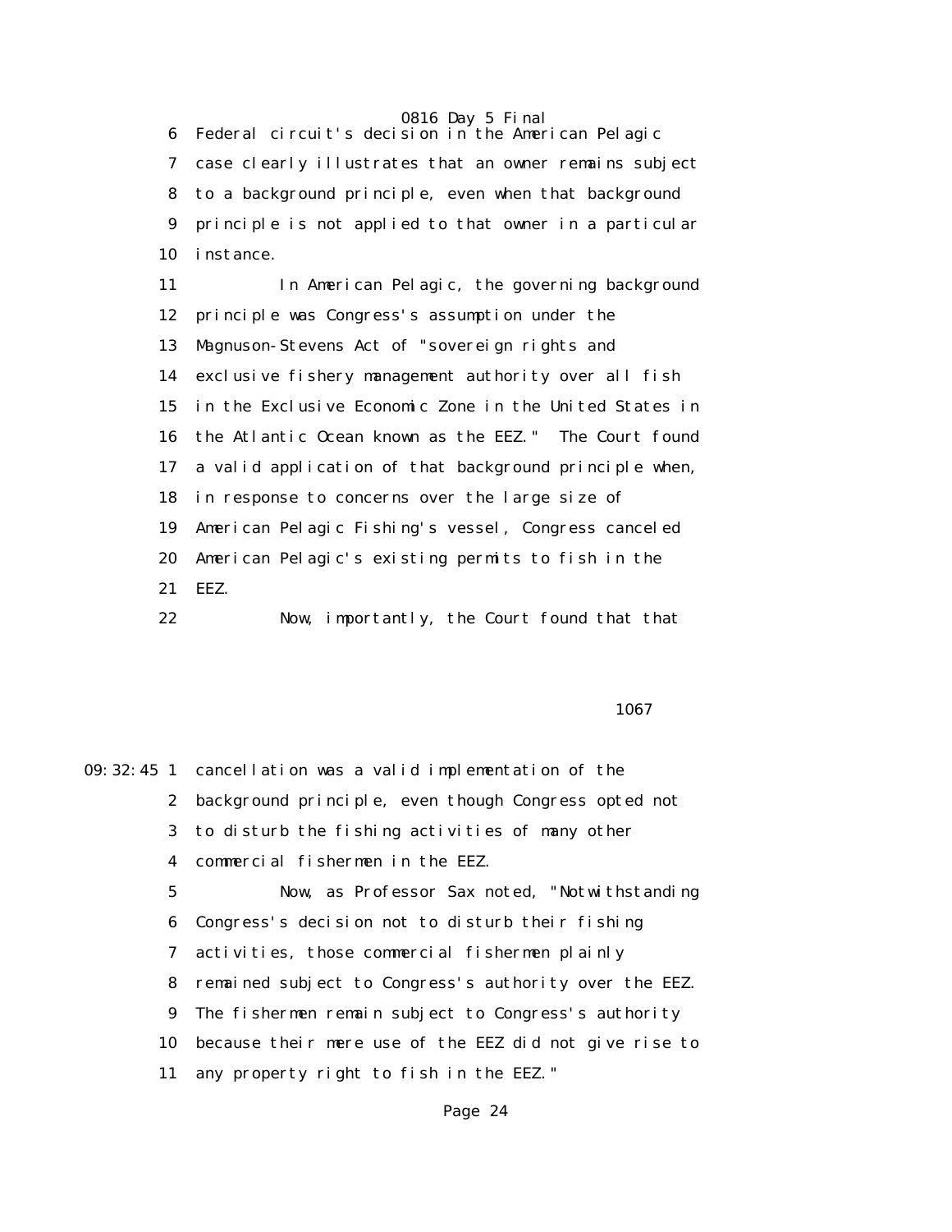Federal circuit's decision in the American Pelagic case clearly illustrates that an owner remains subject to a background principle, even when that background principle is not applied to that owner in a particular instance.

In American Pelagic, the governing background principle was Congress's assumption under the Magnuson-Stevens Act of "sovereign rights and exclusive fishery management authority over all fish in the Exclusive Economic Zone in the United States in the Atlantic Ocean known as the EEZ." The Court found a valid application of that background principle when, in response to concerns over the large size of American Pelagic Fishing's vessel, Congress canceled American Pelagic's existing permits to fish in the EEZ.

Now, importantly, the Court found that that cancellation was a valid implementation of the background principle, even though Congress opted not to disturb the fishing activities of many other commercial fishermen in the EEZ.

Now, as Professor Sax noted, "Notwithstanding Congress's decision not to disturb their fishing activities, those commercial fishermen plainly remained subject to Congress's authority over the EEZ. The fishermen remain subject to Congress's authority because their mere use of the EEZ did not give rise to any property right to fish in the EEZ."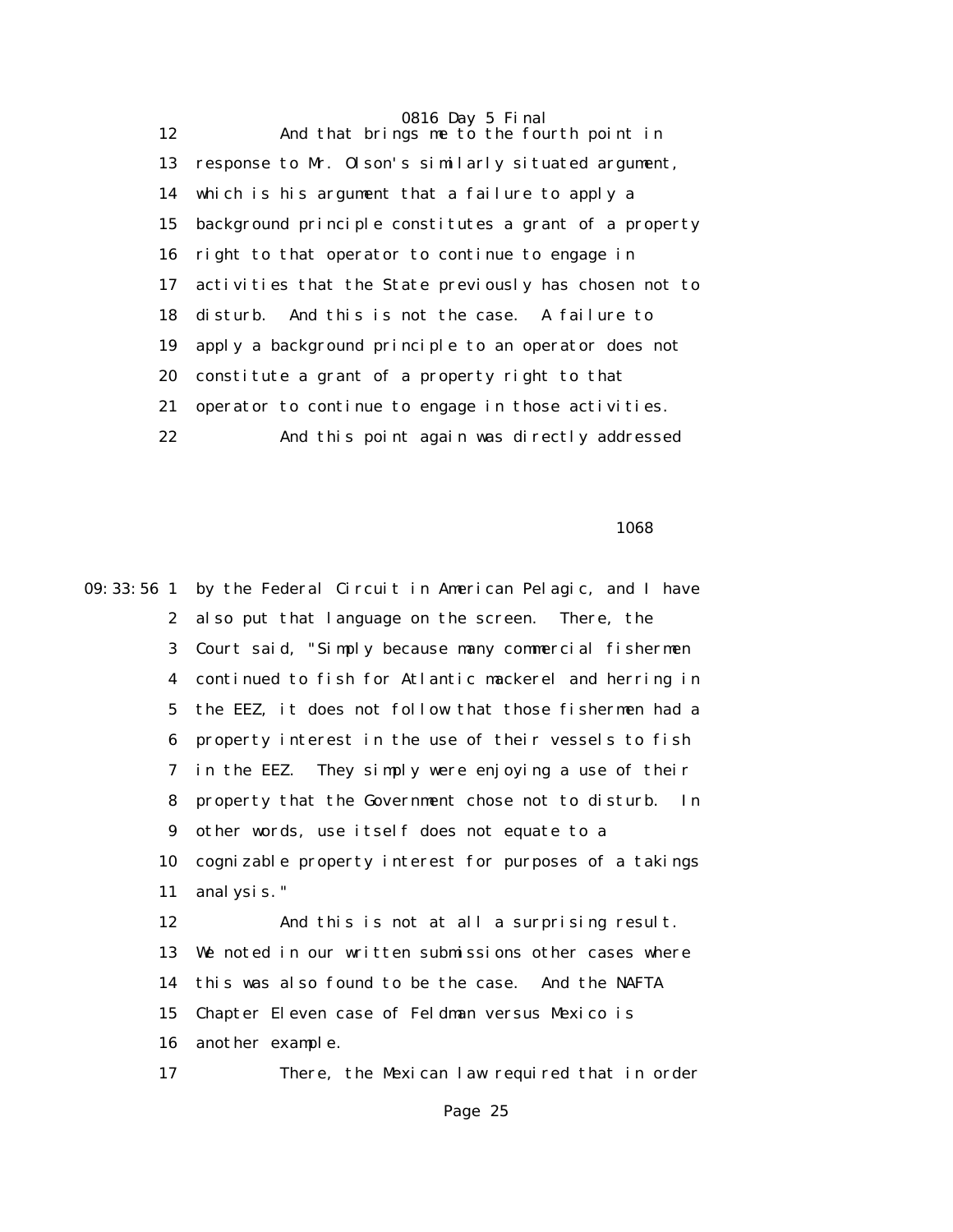12 And that brings me to the fourth point in
13 response to Mr. Olson's similarly situated argument,
14 which is his argument that a failure to apply a
15 background principle constitutes a grant of a property
16 right to that operator to continue to engage in
17 activities that the State previously has chosen not to
18 disturb. And this is not the case. A failure to
19 apply a background principle to an operator does not
20 constitute a grant of a property right to that
21 operator to continue to engage in those activities.
22 And this point again was directly addressed

1068

09:33:56 1 by the Federal Circuit in American Pelagic, and I have
2 also put that language on the screen. There, the
3 Court said, "Simply because many commercial fishermen
4 continued to fish for Atlantic mackerel and herring in
5 the EEZ, it does not follow that those fishermen had a
6 property interest in the use of their vessels to fish
7 in the EEZ. They simply were enjoying a use of their
8 property that the Government chose not to disturb. In
9 other words, use itself does not equate to a
10 cognizable property interest for purposes of a takings
11 analysis."
12 And this is not at all a surprising result.
13 We noted in our written submissions other cases where
14 this was also found to be the case. And the NAFTA
15 Chapter Eleven case of Feldman versus Mexico is
16 another example.
17 There, the Mexican law required that in order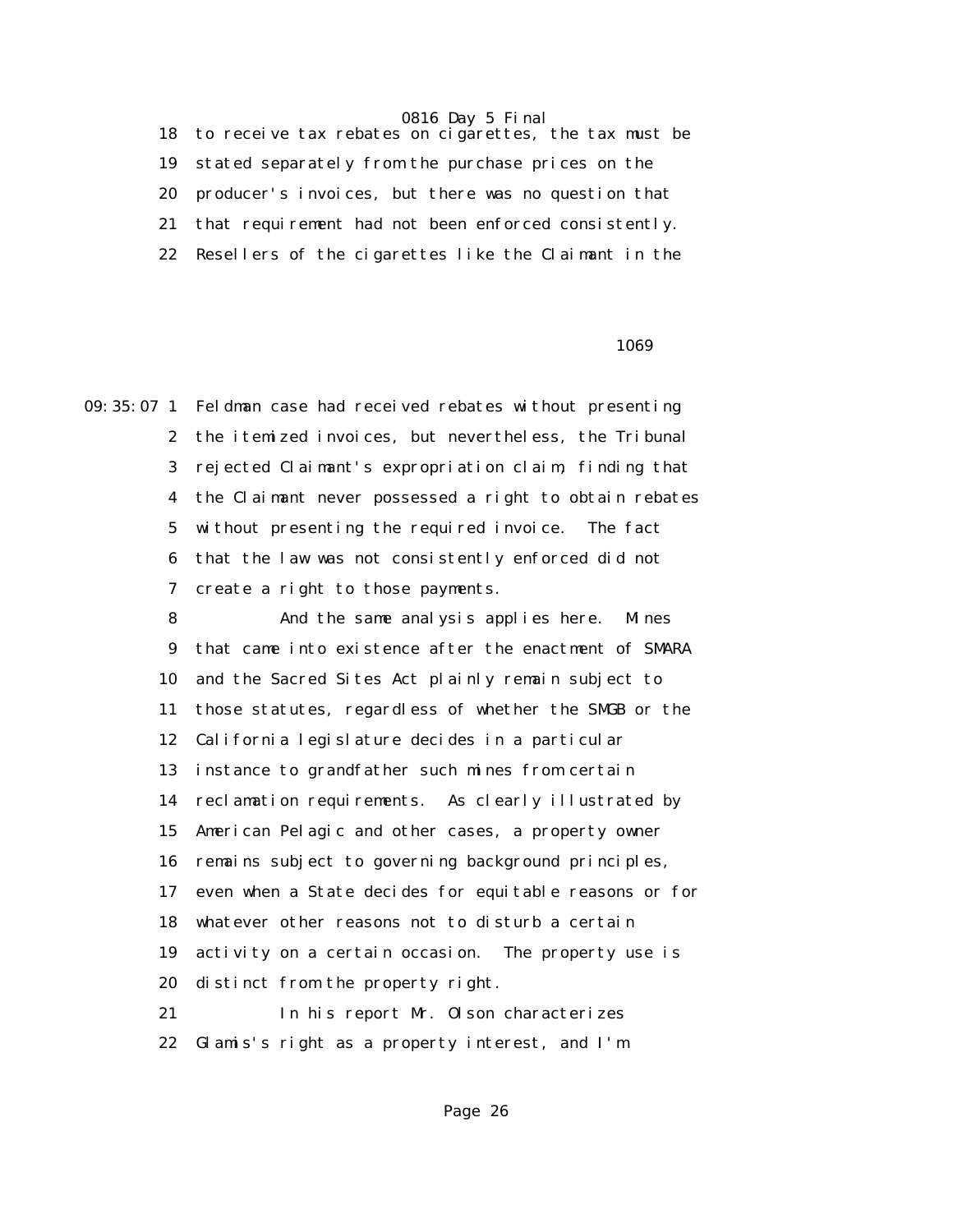18 to receive tax rebates on cigarettes, the tax must be

19 stated separately from the purchase prices on the

20 producer's invoices, but there was no question that

21 that requirement had not been enforced consistently.

22 Resellers of the cigarettes like the Claimant in the

1069

09:35:07 1 Feldman case had received rebates without presenting

2 the itemized invoices, but nevertheless, the Tribunal

3 rejected Claimant's expropriation claim, finding that

4 the Claimant never possessed a right to obtain rebates

5 without presenting the required invoice. The fact

6 that the law was not consistently enforced did not

7 create a right to those payments.

8 And the same analysis applies here. Mines

9 that came into existence after the enactment of SMARA

10 and the Sacred Sites Act plainly remain subject to

11 those statutes, regardless of whether the SMGB or the

12 California legislature decides in a particular

13 instance to grandfather such mines from certain

14 reclamation requirements. As clearly illustrated by

15 American Pelagic and other cases, a property owner

16 remains subject to governing background principles,

17 even when a State decides for equitable reasons or for

18 whatever other reasons not to disturb a certain

19 activity on a certain occasion. The property use is

20 distinct from the property right.

21 In his report Mr. Olson characterizes

22 Glamis's right as a property interest, and I'm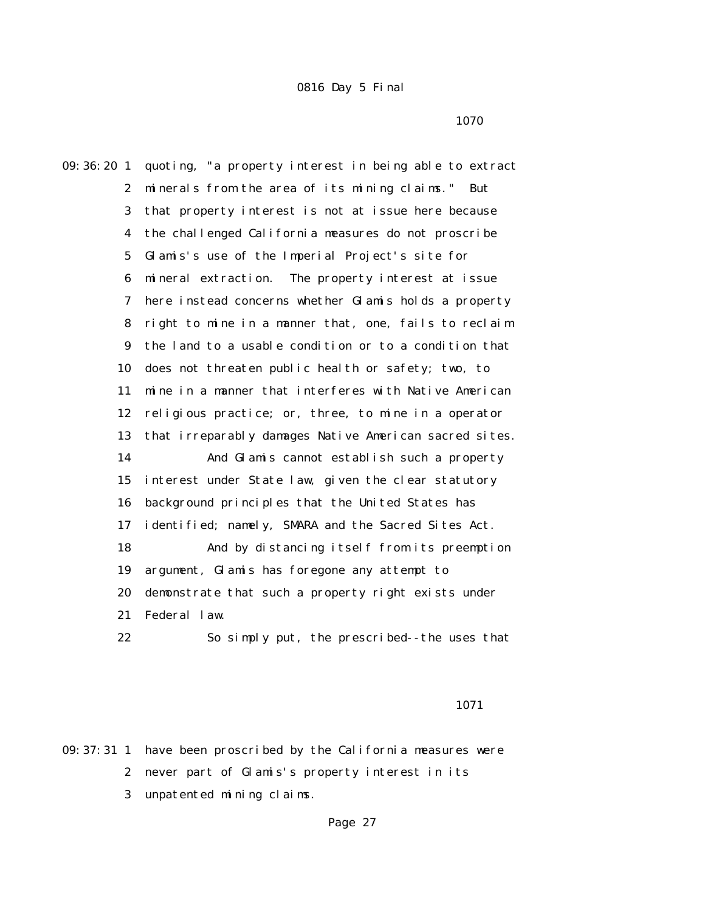0816 Day 5 Final

1070

09:36:20 1 quoting, "a property interest in being able to extract
2 minerals from the area of its mining claims." But
3 that property interest is not at issue here because
4 the challenged California measures do not proscribe
5 Glamis's use of the Imperial Project's site for
6 mineral extraction. The property interest at issue
7 here instead concerns whether Glamis holds a property
8 right to mine in a manner that, one, fails to reclaim
9 the land to a usable condition or to a condition that
10 does not threaten public health or safety; two, to
11 mine in a manner that interferes with Native American
12 religious practice; or, three, to mine in a operator
13 that irreparably damages Native American sacred sites.
14 And Glamis cannot establish such a property
15 interest under State law, given the clear statutory
16 background principles that the United States has
17 identified; namely, SMARA and the Sacred Sites Act.
18 And by distancing itself from its preemption
19 argument, Glamis has foregone any attempt to
20 demonstrate that such a property right exists under
21 Federal law.
22 So simply put, the prescribed--the uses that

1071

09:37:31 1 have been proscribed by the California measures were
2 never part of Glamis's property interest in its
3 unpatented mining claims.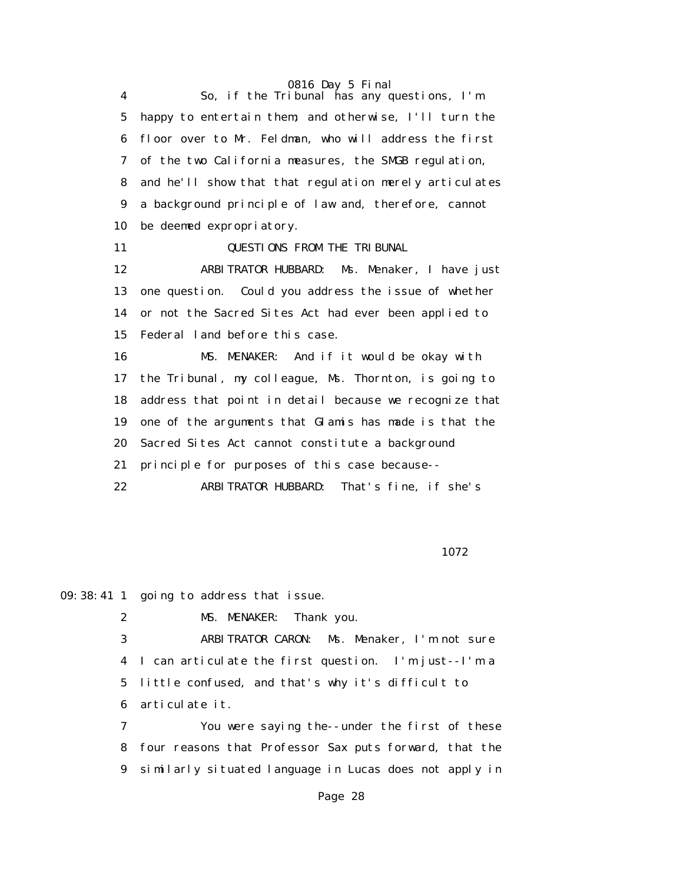4 So, if the Tribunal has any questions, I'm
5 happy to entertain them; and otherwise, I'll turn the
6 floor over to Mr. Feldman, who will address the first
7 of the two California measures, the SMGB regulation,
8 and he'll show that that regulation merely articulates
9 a background principle of law and, therefore, cannot
10 be deemed expropriatory.

11 QUESTIONS FROM THE TRIBUNAL

12 ARBITRATOR HUBBARD: Ms. Menaker, I have just
13 one question. Could you address the issue of whether
14 or not the Sacred Sites Act had ever been applied to
15 Federal land before this case.

16 MS. MENAKER: And if it would be okay with
17 the Tribunal, my colleague, Ms. Thornton, is going to
18 address that point in detail because we recognize that
19 one of the arguments that Glamis has made is that the
20 Sacred Sites Act cannot constitute a background
21 principle for purposes of this case because--

22 ARBITRATOR HUBBARD: That's fine, if she's

1072

09:38:41 1 going to address that issue.

2 MS. MENAKER: Thank you.

3 ARBITRATOR CARON: Ms. Menaker, I'm not sure
4 I can articulate the first question. I'm just--I'm a
5 little confused, and that's why it's difficult to
6 articulate it.

7 You were saying the--under the first of these
8 four reasons that Professor Sax puts forward, that the
9 similarly situated language in Lucas does not apply in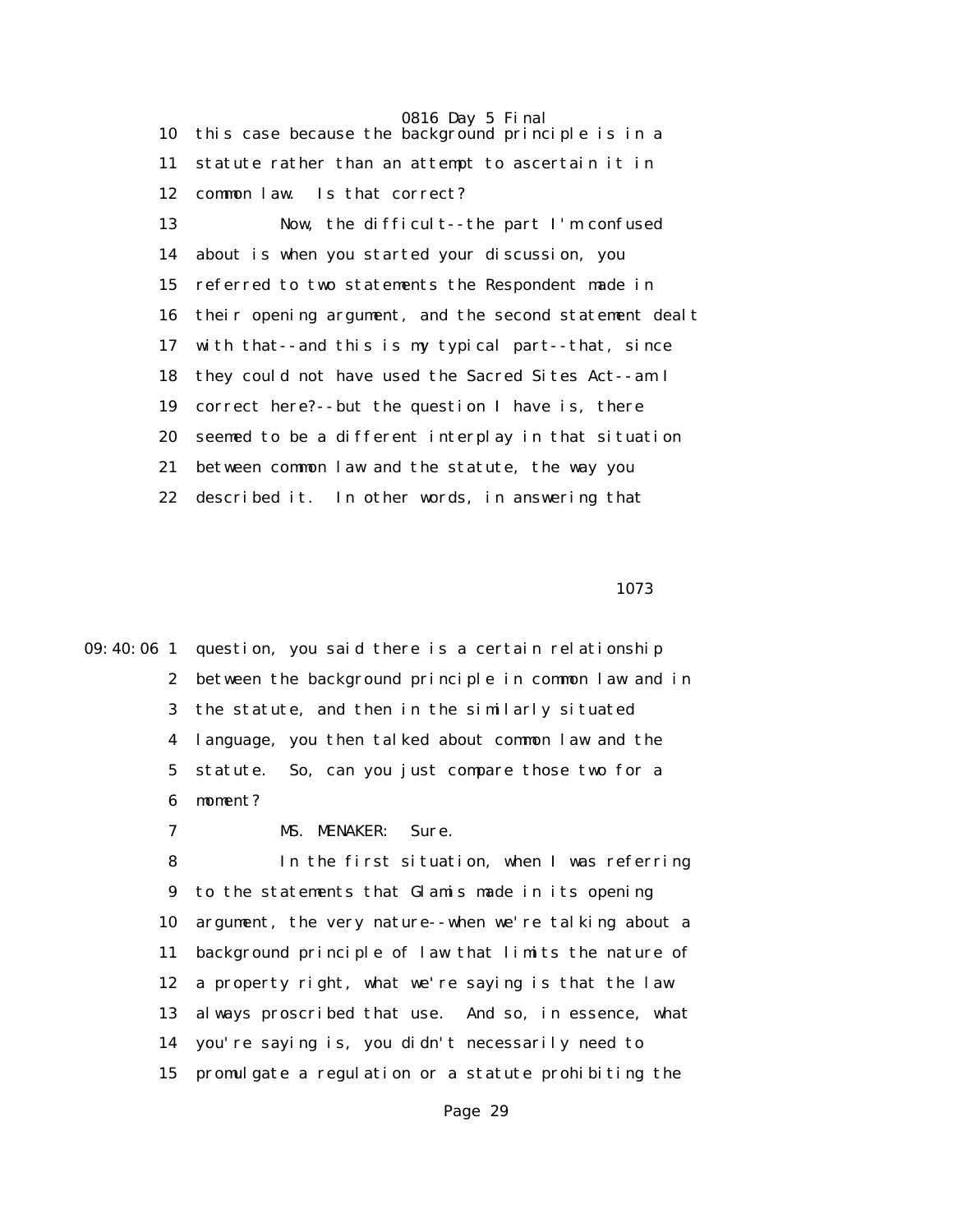10 this case because the background principle is in a
11 statute rather than an attempt to ascertain it in
12 common law. Is that correct?
13 Now, the difficult--the part I'm confused
14 about is when you started your discussion, you
15 referred to two statements the Respondent made in
16 their opening argument, and the second statement dealt
17 with that--and this is my typical part--that, since
18 they could not have used the Sacred Sites Act--am I
19 correct here?--but the question I have is, there
20 seemed to be a different interplay in that situation
21 between common law and the statute, the way you
22 described it. In other words, in answering that

1073

09:40:06 1 question, you said there is a certain relationship
2 between the background principle in common law and in
3 the statute, and then in the similarly situated
4 language, you then talked about common law and the
5 statute. So, can you just compare those two for a
6 moment?
7 MS. MENAKER: Sure.
8 In the first situation, when I was referring
9 to the statements that Glamis made in its opening
10 argument, the very nature--when we're talking about a
11 background principle of law that limits the nature of
12 a property right, what we're saying is that the law
13 always proscribed that use. And so, in essence, what
14 you're saying is, you didn't necessarily need to
15 promulgate a regulation or a statute prohibiting the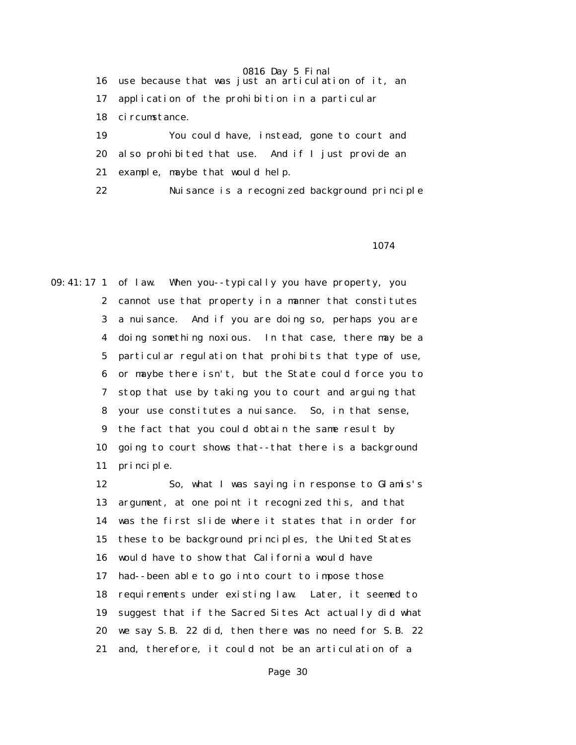16 use because that was just an articulation of it, an

17 application of the prohibition in a particular

18 circumstance.

19 You could have, instead, gone to court and

20 also prohibited that use. And if I just provide an

21 example, maybe that would help.

22 Nuisance is a recognized background principle

1074

09:41:17 1 of law. When you--typically you have property, you

2 cannot use that property in a manner that constitutes

3 a nuisance. And if you are doing so, perhaps you are

4 doing something noxious. In that case, there may be a

5 particular regulation that prohibits that type of use,

6 or maybe there isn't, but the State could force you to

7 stop that use by taking you to court and arguing that

8 your use constitutes a nuisance. So, in that sense,

9 the fact that you could obtain the same result by

10 going to court shows that--that there is a background

11 principle.

12 So, what I was saying in response to Glamis's

13 argument, at one point it recognized this, and that

14 was the first slide where it states that in order for

15 these to be background principles, the United States

16 would have to show that California would have

17 had--been able to go into court to impose those

18 requirements under existing law. Later, it seemed to

19 suggest that if the Sacred Sites Act actually did what

20 we say S.B. 22 did, then there was no need for S.B. 22

21 and, therefore, it could not be an articulation of a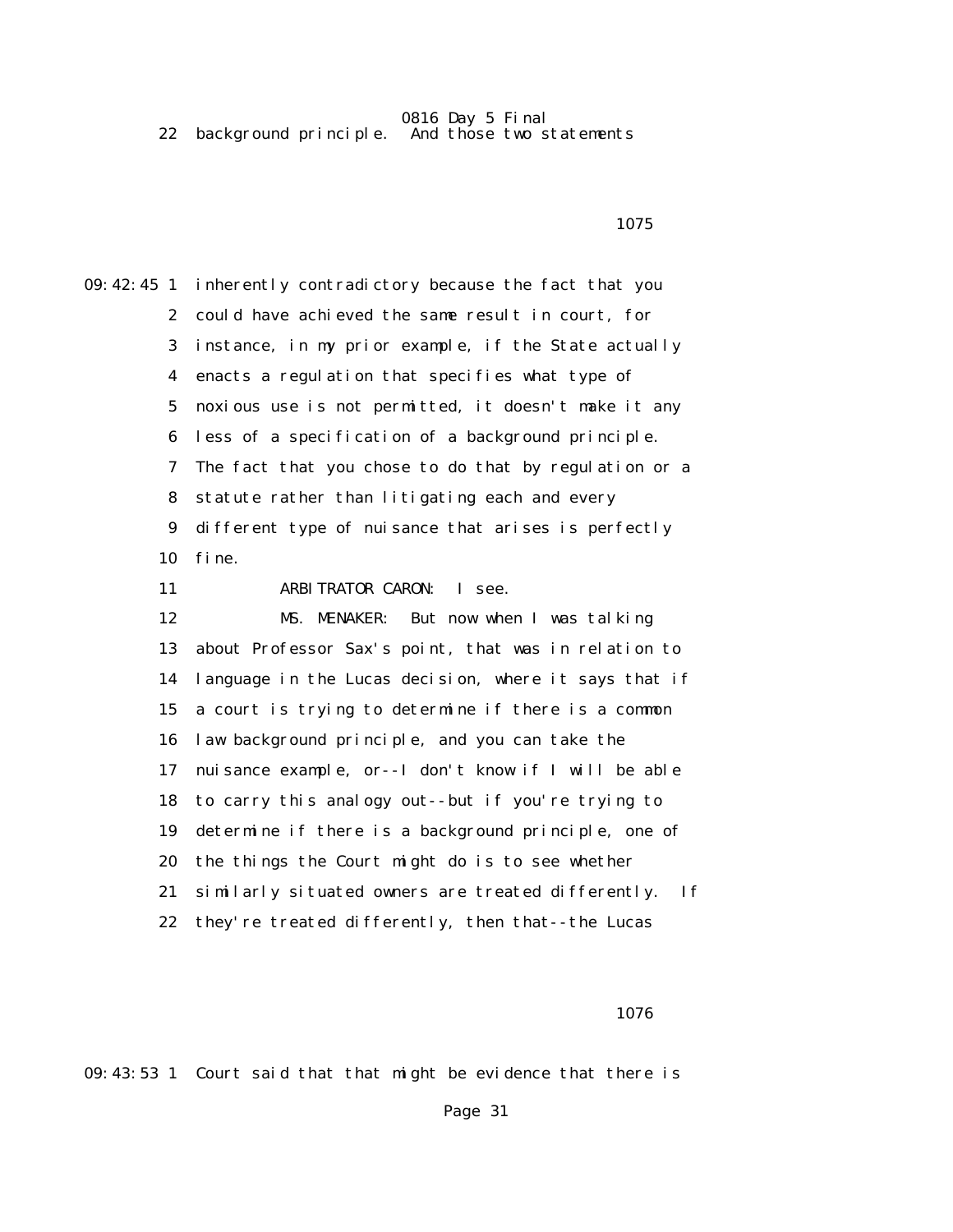22 background principle. And those two statements

09:42:45 1 inherently contradictory because the fact that you
2 could have achieved the same result in court, for
3 instance, in my prior example, if the State actually
4 enacts a regulation that specifies what type of
5 noxious use is not permitted, it doesn't make it any
6 less of a specification of a background principle.
7 The fact that you chose to do that by regulation or a
8 statute rather than litigating each and every
9 different type of nuisance that arises is perfectly
10 fine.
11 ARBITRATOR CARON: I see.
12 MS. MENAKER: But now when I was talking
13 about Professor Sax's point, that was in relation to
14 language in the Lucas decision, where it says that if
15 a court is trying to determine if there is a common
16 law background principle, and you can take the
17 nuisance example, or--I don't know if I will be able
18 to carry this analogy out--but if you're trying to
19 determine if there is a background principle, one of
20 the things the Court might do is to see whether
21 similarly situated owners are treated differently. If
22 they're treated differently, then that--the Lucas

09:43:53 1 Court said that that might be evidence that there is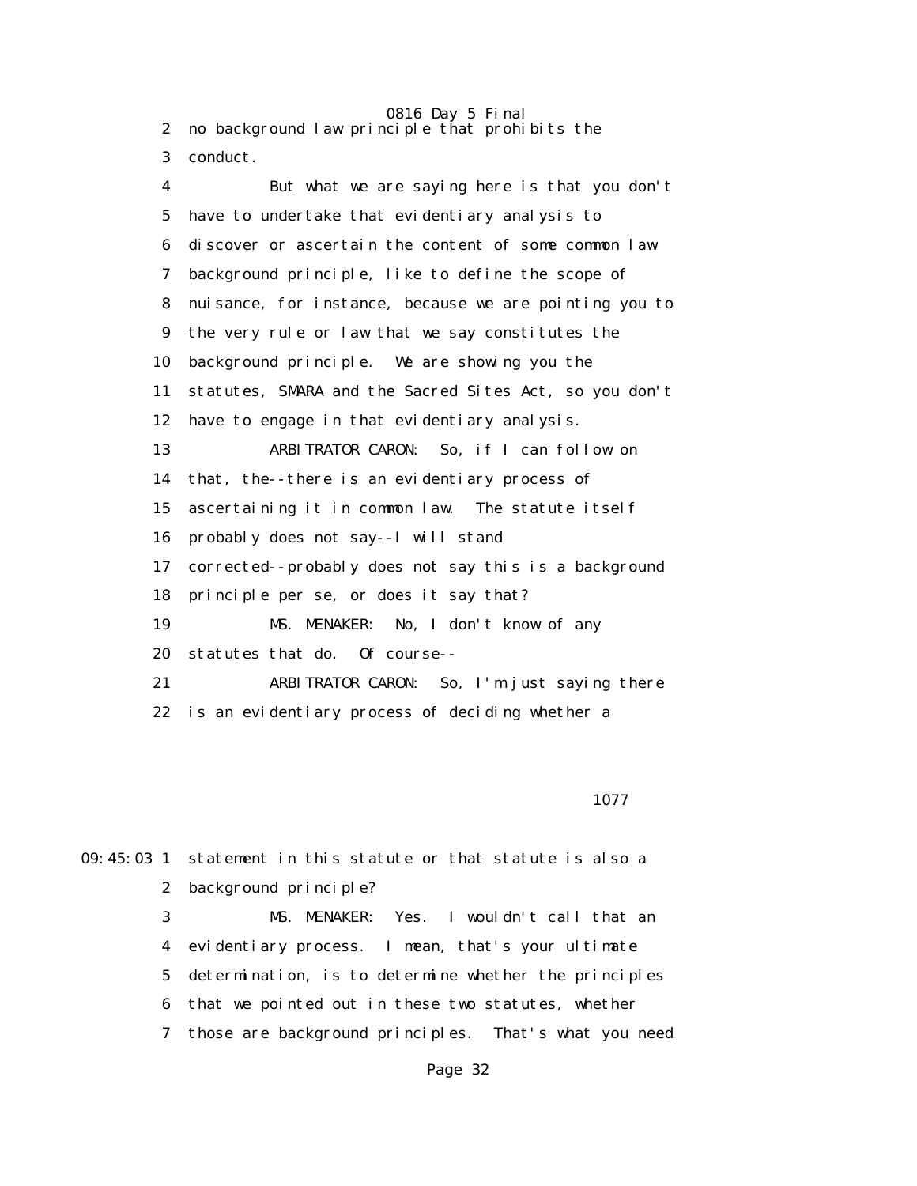2 no background law principle that prohibits the

3 conduct.

4 But what we are saying here is that you don't

5 have to undertake that evidentiary analysis to

6 discover or ascertain the content of some common law

7 background principle, like to define the scope of

8 nuisance, for instance, because we are pointing you to

9 the very rule or law that we say constitutes the

10 background principle. We are showing you the

11 statutes, SMARA and the Sacred Sites Act, so you don't

12 have to engage in that evidentiary analysis.

13 ARBITRATOR CARON: So, if I can follow on

14 that, the--there is an evidentiary process of

15 ascertaining it in common law. The statute itself

16 probably does not say--I will stand

17 corrected--probably does not say this is a background

18 principle per se, or does it say that?

19 MS. MENAKER: No, I don't know of any

20 statutes that do. Of course--

21 ARBITRATOR CARON: So, I'm just saying there

22 is an evidentiary process of deciding whether a

1077

09:45:03 1 statement in this statute or that statute is also a

2 background principle?

3 MS. MENAKER: Yes. I wouldn't call that an

4 evidentiary process. I mean, that's your ultimate

5 determination, is to determine whether the principles

6 that we pointed out in these two statutes, whether

7 those are background principles. That's what you need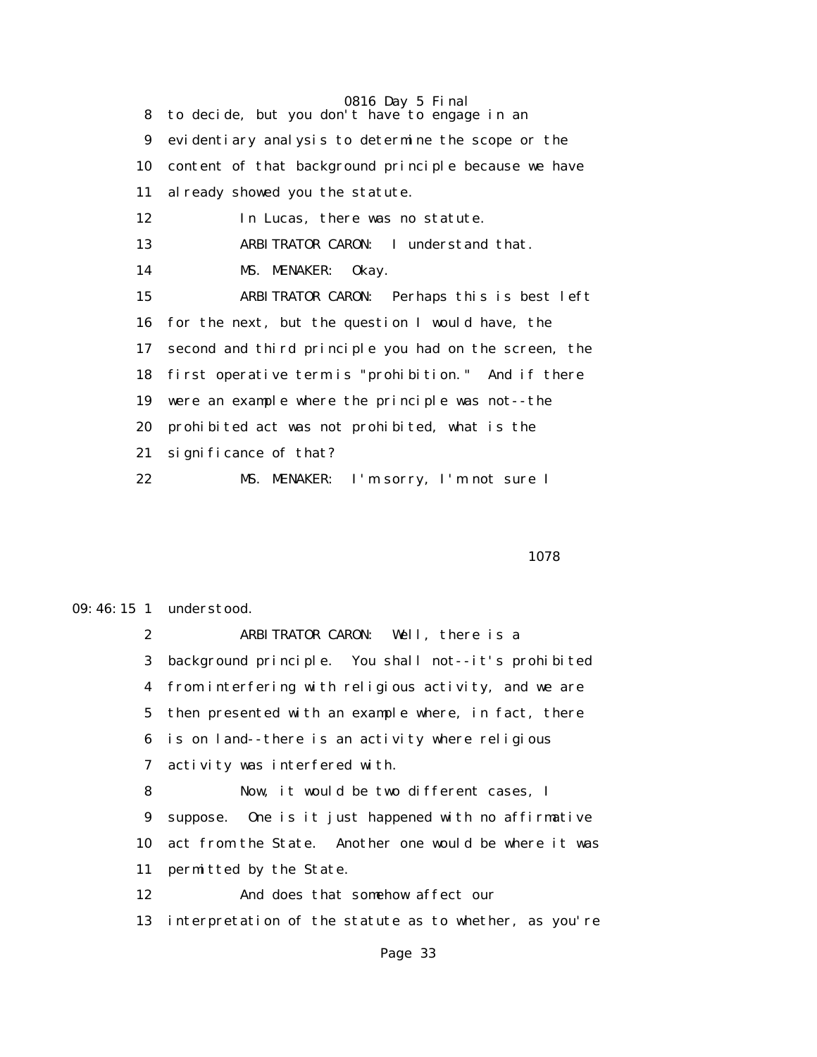8 to decide, but you don't have to engage in an

9 evidentiary analysis to determine the scope or the

10 content of that background principle because we have

11 already showed you the statute.

12 In Lucas, there was no statute.

13 ARBITRATOR CARON: I understand that.

14 MS. MENAKER: Okay.

15 ARBITRATOR CARON: Perhaps this is best left

16 for the next, but the question I would have, the

17 second and third principle you had on the screen, the

18 first operative term is "prohibition." And if there

19 were an example where the principle was not--the

20 prohibited act was not prohibited, what is the

21 significance of that?

22 MS. MENAKER: I'm sorry, I'm not sure I

1078

09:46:15 1 understood.

2 ARBITRATOR CARON: Well, there is a

3 background principle. You shall not--it's prohibited

4 from interfering with religious activity, and we are

5 then presented with an example where, in fact, there

6 is on land--there is an activity where religious

7 activity was interfered with.

8 Now, it would be two different cases, I

9 suppose. One is it just happened with no affirmative

10 act from the State. Another one would be where it was

11 permitted by the State.

12 And does that somehow affect our

13 interpretation of the statute as to whether, as you're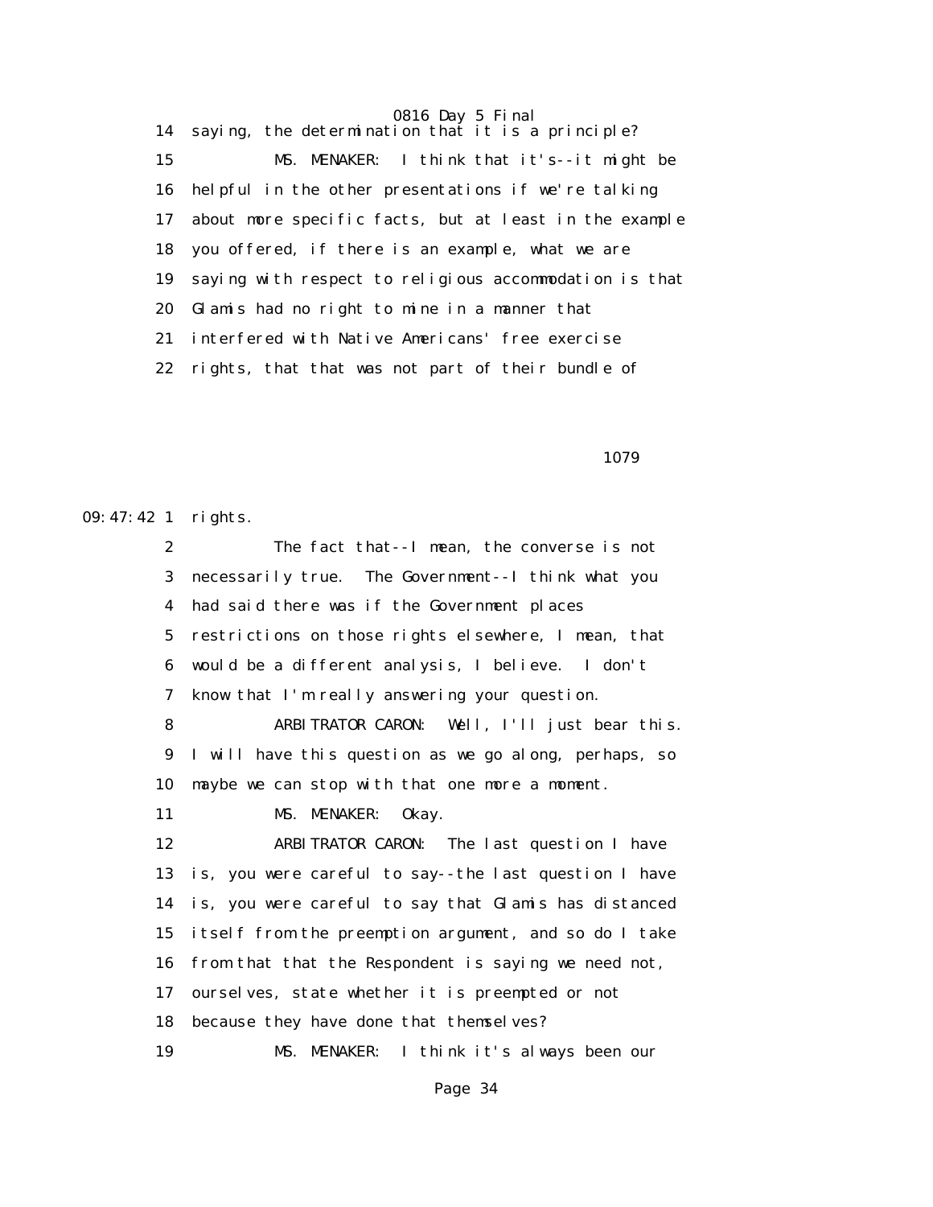14 saying, the determination that it is a principle?

15 MS. MENAKER: I think that it's--it might be

16 helpful in the other presentations if we're talking

17 about more specific facts, but at least in the example

18 you offered, if there is an example, what we are

19 saying with respect to religious accommodation is that

20 Glamis had no right to mine in a manner that

21 interfered with Native Americans' free exercise

22 rights, that that was not part of their bundle of

1079

09:47:42 1 rights.

2 The fact that--I mean, the converse is not

3 necessarily true. The Government--I think what you

4 had said there was if the Government places

5 restrictions on those rights elsewhere, I mean, that

6 would be a different analysis, I believe. I don't

7 know that I'm really answering your question.

8 ARBITRATOR CARON: Well, I'll just bear this.

9 I will have this question as we go along, perhaps, so

10 maybe we can stop with that one more a moment.

11 MS. MENAKER: Okay.

12 ARBITRATOR CARON: The last question I have

13 is, you were careful to say--the last question I have

14 is, you were careful to say that Glamis has distanced

15 itself from the preemption argument, and so do I take

16 from that that the Respondent is saying we need not,

17 ourselves, state whether it is preempted or not

18 because they have done that themselves?

19 MS. MENAKER: I think it's always been our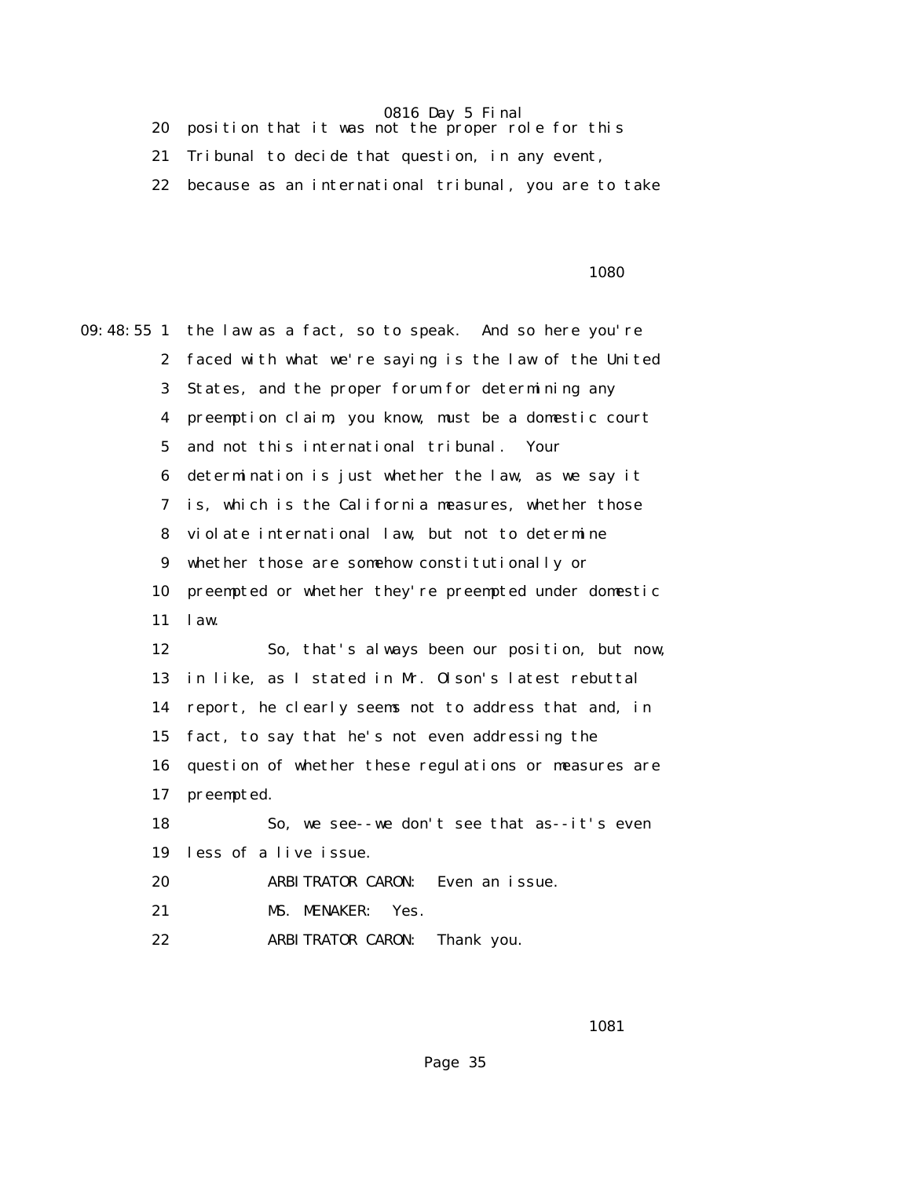20 position that it was not the proper role for this

21 Tribunal to decide that question, in any event,

22 because as an international tribunal, you are to take

09:48:55 1 the law as a fact, so to speak. And so here you're

2 faced with what we're saying is the law of the United

3 States, and the proper forum for determining any

4 preemption claim, you know, must be a domestic court

5 and not this international tribunal. Your

6 determination is just whether the law, as we say it

7 is, which is the California measures, whether those

8 violate international law, but not to determine

9 whether those are somehow constitutionally or

10 preempted or whether they're preempted under domestic

11 law.

12 So, that's always been our position, but now,

13 in like, as I stated in Mr. Olson's latest rebuttal

14 report, he clearly seems not to address that and, in

15 fact, to say that he's not even addressing the

16 question of whether these regulations or measures are

17 preempted.

18 So, we see--we don't see that as--it's even

19 less of a live issue.

20 ARBITRATOR CARON: Even an issue.

21 MS. MENAKER: Yes.

22 ARBITRATOR CARON: Thank you.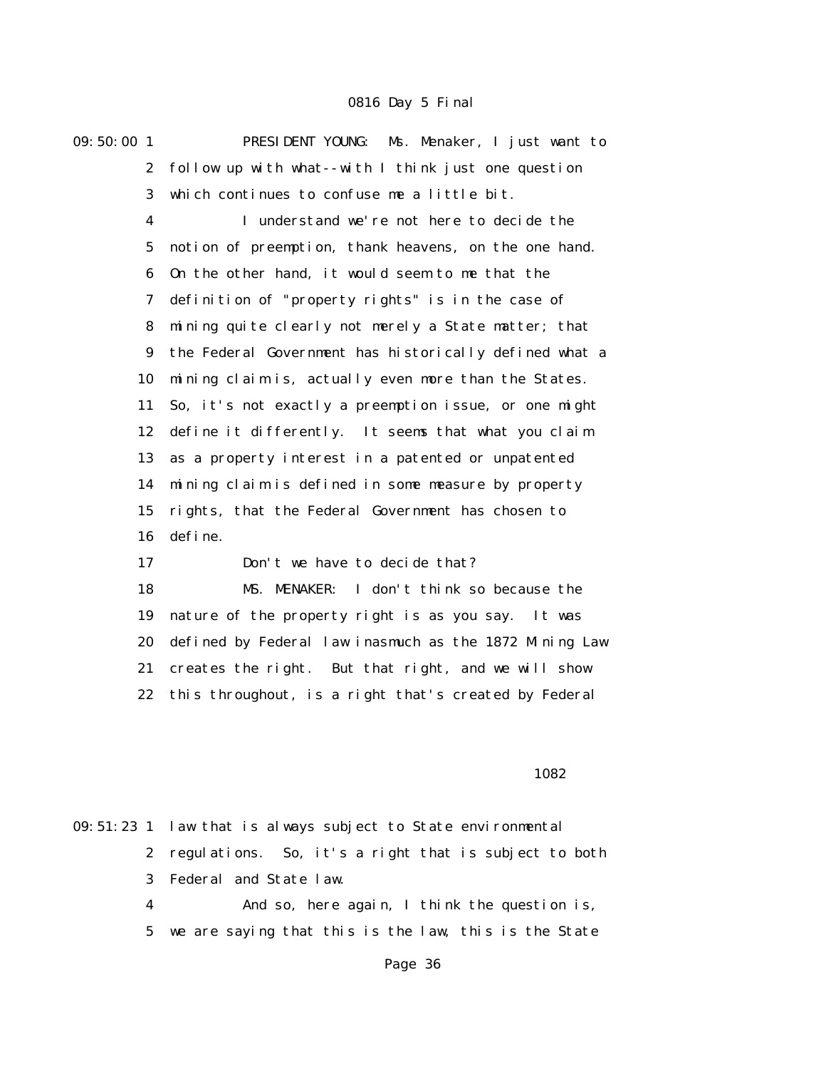09:50:00 1 PRESIDENT YOUNG: Ms. Menaker, I just want to
2 follow up with what--with I think just one question
3 which continues to confuse me a little bit.
4 I understand we're not here to decide the
5 notion of preemption, thank heavens, on the one hand.
6 On the other hand, it would seem to me that the
7 definition of "property rights" is in the case of
8 mining quite clearly not merely a State matter; that
9 the Federal Government has historically defined what a
10 mining claim is, actually even more than the States.
11 So, it's not exactly a preemption issue, or one might
12 define it differently. It seems that what you claim
13 as a property interest in a patented or unpatented
14 mining claim is defined in some measure by property
15 rights, that the Federal Government has chosen to
16 define.
17 Don't we have to decide that?
18 MS. MENAKER: I don't think so because the
19 nature of the property right is as you say. It was
20 defined by Federal law inasmuch as the 1872 Mining Law
21 creates the right. But that right, and we will show
22 this throughout, is a right that's created by Federal

1082

09:51:23 1 law that is always subject to State environmental
2 regulations. So, it's a right that is subject to both
3 Federal and State law.
4 And so, here again, I think the question is,
5 we are saying that this is the law, this is the State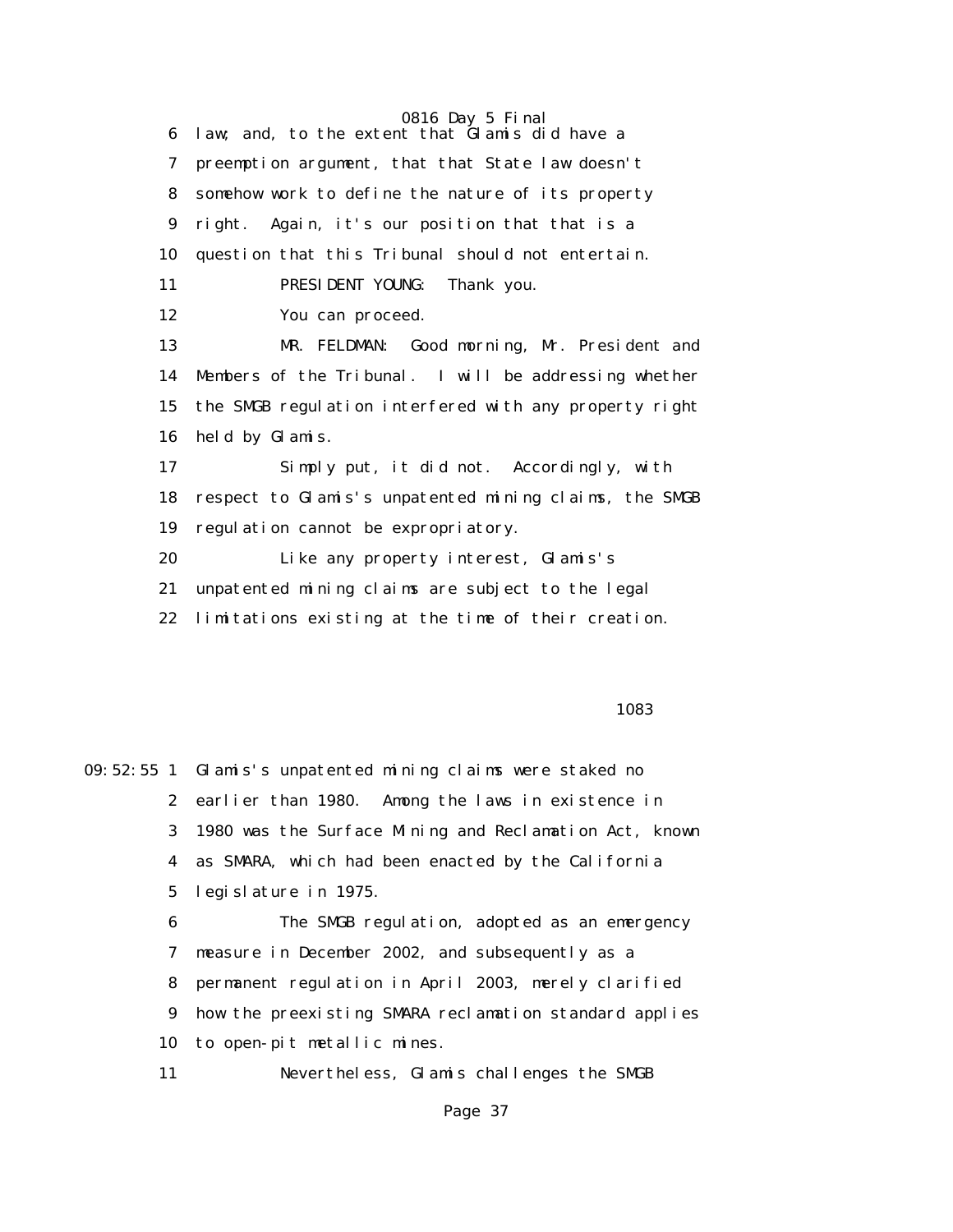6 law; and, to the extent that Glamis did have a

7 preemption argument, that that State law doesn't

8 somehow work to define the nature of its property

9 right. Again, it's our position that that is a

10 question that this Tribunal should not entertain.

11 PRESIDENT YOUNG: Thank you.

12 You can proceed.

13 MR. FELDMAN: Good morning, Mr. President and

14 Members of the Tribunal. I will be addressing whether

15 the SMGB regulation interfered with any property right

16 held by Glamis.

17 Simply put, it did not. Accordingly, with

18 respect to Glamis's unpatented mining claims, the SMGB

19 regulation cannot be expropriatory.

20 Like any property interest, Glamis's

21 unpatented mining claims are subject to the legal

22 limitations existing at the time of their creation.

1083

09:52:55 1 Glamis's unpatented mining claims were staked no

2 earlier than 1980. Among the laws in existence in

3 1980 was the Surface Mining and Reclamation Act, known

4 as SMARA, which had been enacted by the California

5 legislature in 1975.

6 The SMGB regulation, adopted as an emergency

7 measure in December 2002, and subsequently as a

8 permanent regulation in April 2003, merely clarified

9 how the preexisting SMARA reclamation standard applies

10 to open-pit metallic mines.

11 Nevertheless, Glamis challenges the SMGB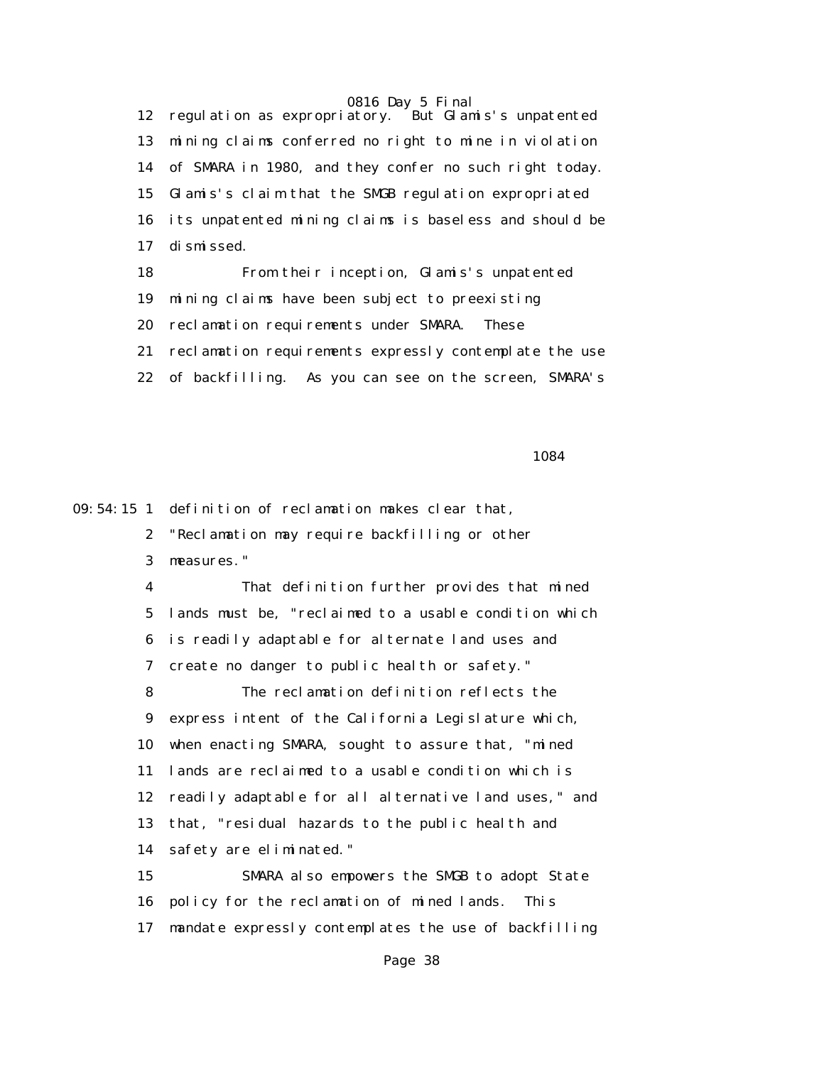12 regulation as expropriatory. But Glamis's unpatented

13 mining claims conferred no right to mine in violation

14 of SMARA in 1980, and they confer no such right today.

15 Glamis's claim that the SMGB regulation expropriated

16 its unpatented mining claims is baseless and should be

17 dismissed.

18 From their inception, Glamis's unpatented

19 mining claims have been subject to preexisting

20 reclamation requirements under SMARA. These

21 reclamation requirements expressly contemplate the use

22 of backfilling. As you can see on the screen, SMARA's

1084

09:54:15 1 definition of reclamation makes clear that,

2 "Reclamation may require backfilling or other

3 measures."

4 That definition further provides that mined

5 lands must be, "reclaimed to a usable condition which

6 is readily adaptable for alternate land uses and

7 create no danger to public health or safety."

8 The reclamation definition reflects the

9 express intent of the California Legislature which,

10 when enacting SMARA, sought to assure that, "mined

11 lands are reclaimed to a usable condition which is

12 readily adaptable for all alternative land uses," and

13 that, "residual hazards to the public health and

14 safety are eliminated."

15 SMARA also empowers the SMGB to adopt State

16 policy for the reclamation of mined lands. This

17 mandate expressly contemplates the use of backfilling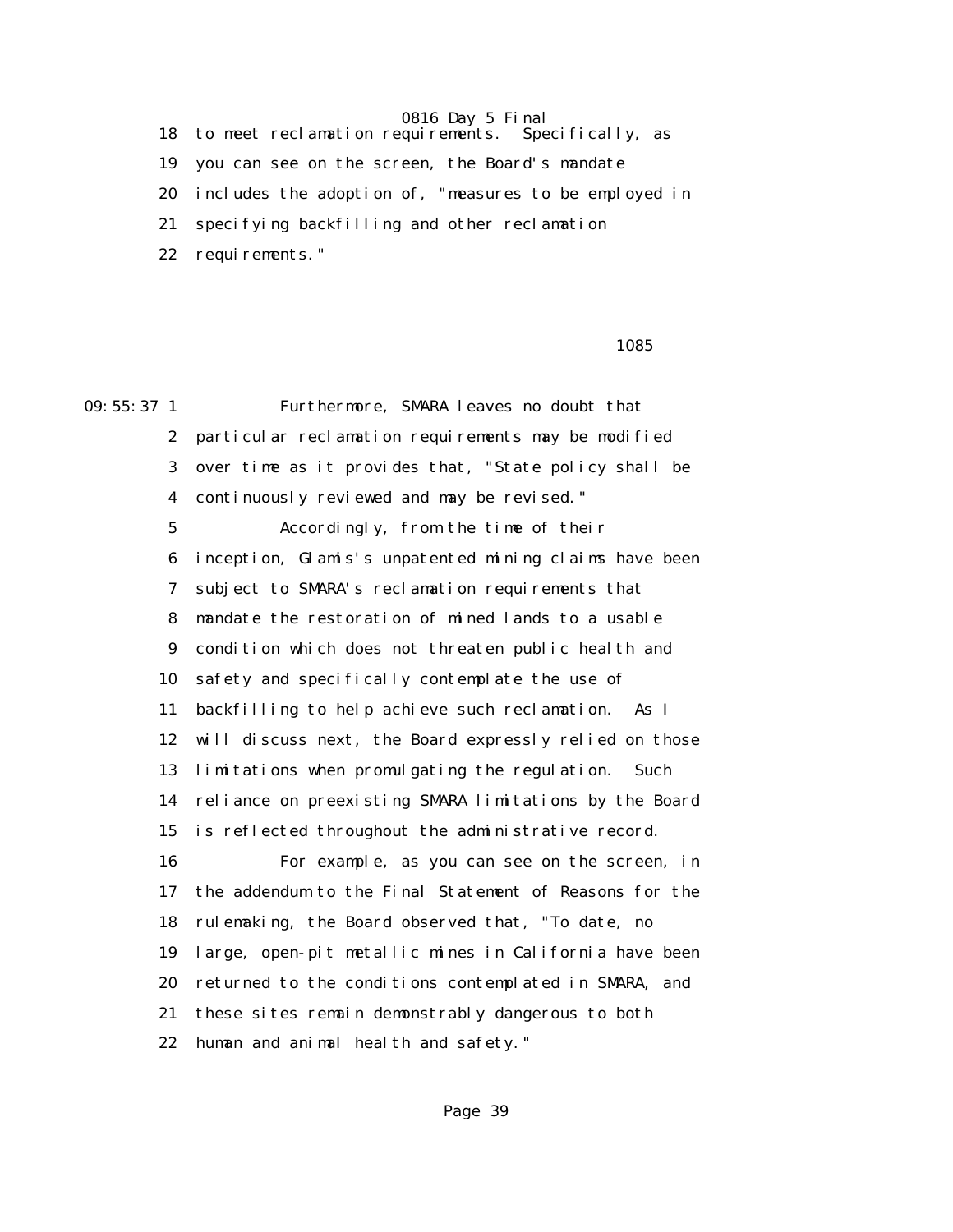18 to meet reclamation requirements. Specifically, as
19 you can see on the screen, the Board's mandate
20 includes the adoption of, "measures to be employed in
21 specifying backfilling and other reclamation
22 requirements."

1085

09:55:37 1 Furthermore, SMARA leaves no doubt that
2 particular reclamation requirements may be modified
3 over time as it provides that, "State policy shall be
4 continuously reviewed and may be revised."
5 Accordingly, from the time of their
6 inception, Glamis's unpatented mining claims have been
7 subject to SMARA's reclamation requirements that
8 mandate the restoration of mined lands to a usable
9 condition which does not threaten public health and
10 safety and specifically contemplate the use of
11 backfilling to help achieve such reclamation. As I
12 will discuss next, the Board expressly relied on those
13 limitations when promulgating the regulation. Such
14 reliance on preexisting SMARA limitations by the Board
15 is reflected throughout the administrative record.
16 For example, as you can see on the screen, in
17 the addendum to the Final Statement of Reasons for the
18 rulemaking, the Board observed that, "To date, no
19 large, open-pit metallic mines in California have been
20 returned to the conditions contemplated in SMARA, and
21 these sites remain demonstrably dangerous to both
22 human and animal health and safety."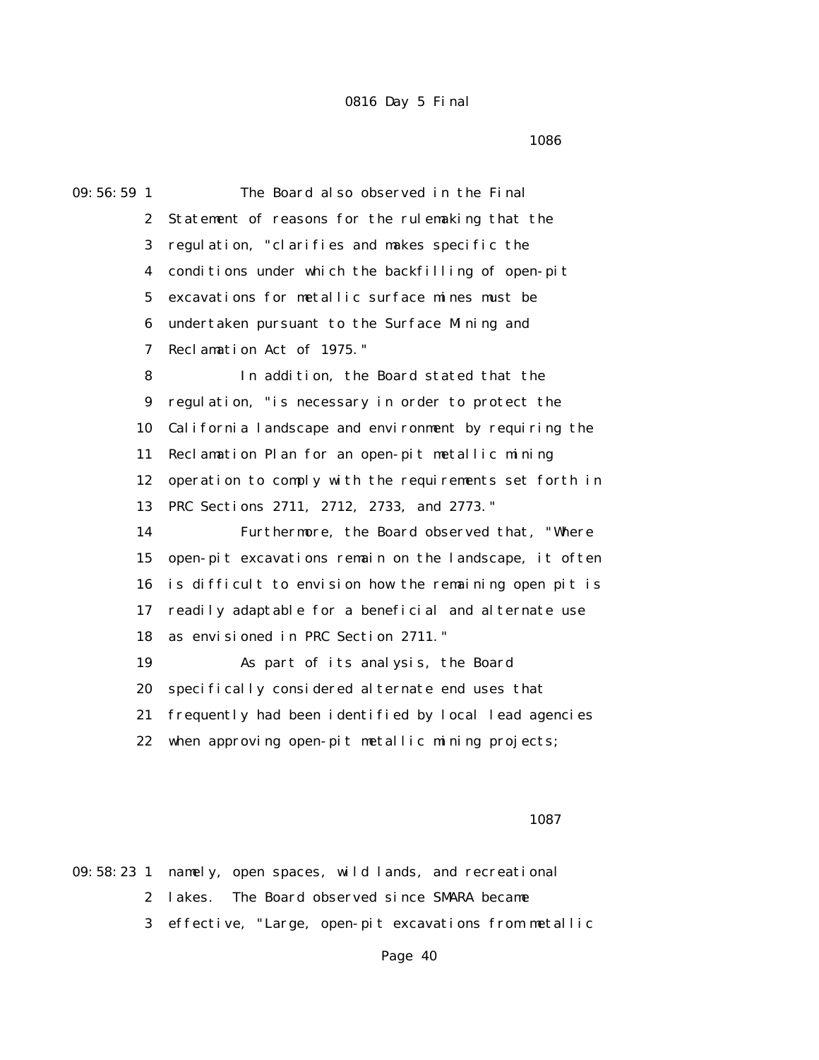The Board also observed in the Final Statement of reasons for the rulemaking that the regulation, "clarifies and makes specific the conditions under which the backfilling of open-pit excavations for metallic surface mines must be undertaken pursuant to the Surface Mining and Reclamation Act of 1975."

In addition, the Board stated that the regulation, "is necessary in order to protect the California landscape and environment by requiring the Reclamation Plan for an open-pit metallic mining operation to comply with the requirements set forth in PRC Sections 2711, 2712, 2733, and 2773."

Furthermore, the Board observed that, "Where open-pit excavations remain on the landscape, it often is difficult to envision how the remaining open pit is readily adaptable for a beneficial and alternate use as envisioned in PRC Section 2711."

As part of its analysis, the Board specifically considered alternate end uses that frequently had been identified by local lead agencies when approving open-pit metallic mining projects; namely, open spaces, wild lands, and recreational lakes. The Board observed since SMARA became effective, "Large, open-pit excavations from metallic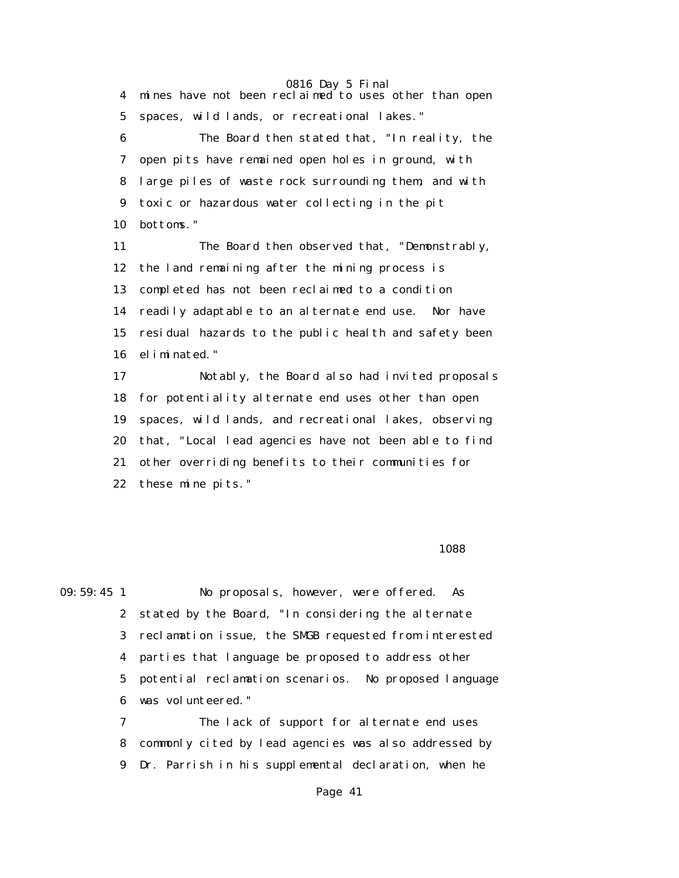mines have not been reclaimed to uses other than open spaces, wild lands, or recreational lakes."

The Board then stated that, "In reality, the open pits have remained open holes in ground, with large piles of waste rock surrounding them, and with toxic or hazardous water collecting in the pit bottoms."

The Board then observed that, "Demonstrably, the land remaining after the mining process is completed has not been reclaimed to a condition readily adaptable to an alternate end use. Nor have residual hazards to the public health and safety been eliminated."

Notably, the Board also had invited proposals for potentiality alternate end uses other than open spaces, wild lands, and recreational lakes, observing that, "Local lead agencies have not been able to find other overriding benefits to their communities for these mine pits."

1088

09:59:45 No proposals, however, were offered. As stated by the Board, "In considering the alternate reclamation issue, the SMGB requested from interested parties that language be proposed to address other potential reclamation scenarios. No proposed language was volunteered."

The lack of support for alternate end uses commonly cited by lead agencies was also addressed by Dr. Parrish in his supplemental declaration, when he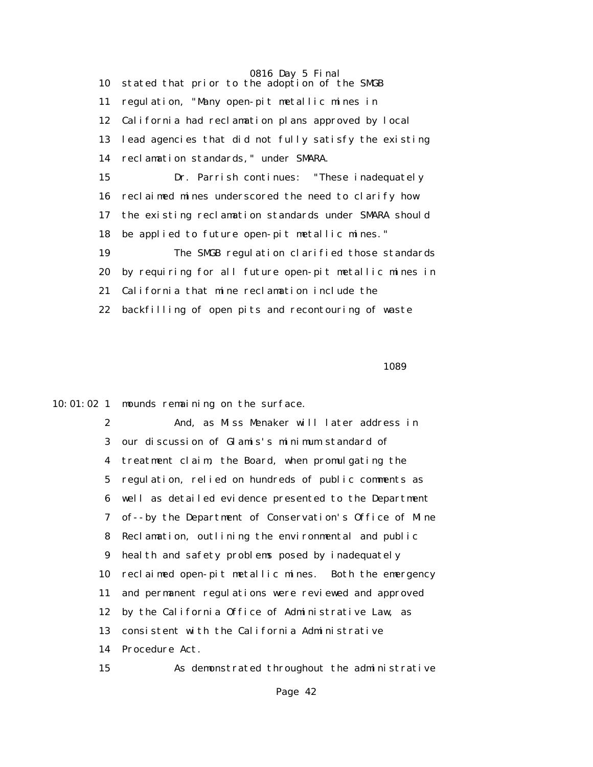10 stated that prior to the adoption of the SMGB

11 regulation, "Many open-pit metallic mines in

12 California had reclamation plans approved by local

13 lead agencies that did not fully satisfy the existing

14 reclamation standards," under SMARA.

15 Dr. Parrish continues: "These inadequately

16 reclaimed mines underscored the need to clarify how

17 the existing reclamation standards under SMARA should

18 be applied to future open-pit metallic mines."

19 The SMGB regulation clarified those standards

20 by requiring for all future open-pit metallic mines in

21 California that mine reclamation include the

22 backfilling of open pits and recontouring of waste

1089

10:01:02 1 mounds remaining on the surface.

2 And, as Miss Menaker will later address in

3 our discussion of Glamis's minimum standard of

4 treatment claim, the Board, when promulgating the

5 regulation, relied on hundreds of public comments as

6 well as detailed evidence presented to the Department

7 of--by the Department of Conservation's Office of Mine

8 Reclamation, outlining the environmental and public

9 health and safety problems posed by inadequately

10 reclaimed open-pit metallic mines. Both the emergency

11 and permanent regulations were reviewed and approved

12 by the California Office of Administrative Law, as

13 consistent with the California Administrative

14 Procedure Act.

15 As demonstrated throughout the administrative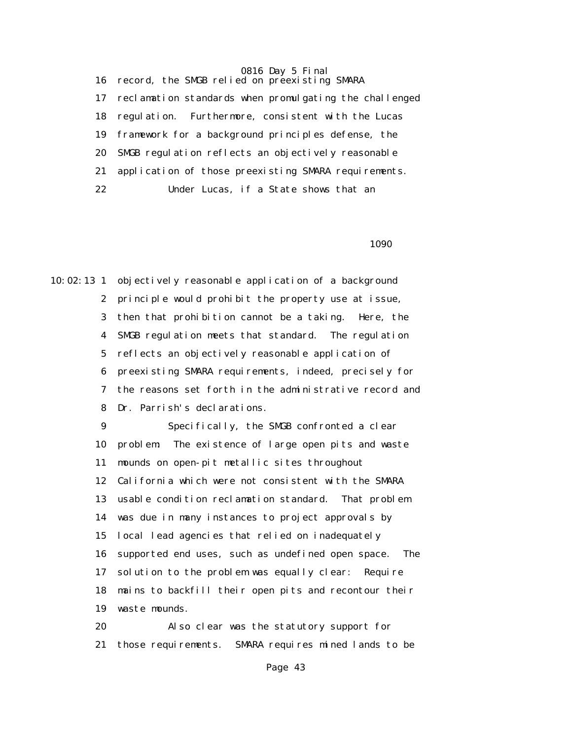16 record, the SMGB relied on preexisting SMARA

17 reclamation standards when promulgating the challenged

18 regulation. Furthermore, consistent with the Lucas

19 framework for a background principles defense, the

20 SMGB regulation reflects an objectively reasonable

21 application of those preexisting SMARA requirements.

22 Under Lucas, if a State shows that an

1090

10:02:13 1 objectively reasonable application of a background

2 principle would prohibit the property use at issue,

3 then that prohibition cannot be a taking. Here, the

4 SMGB regulation meets that standard. The regulation

5 reflects an objectively reasonable application of

6 preexisting SMARA requirements, indeed, precisely for

7 the reasons set forth in the administrative record and

8 Dr. Parrish's declarations.

9 Specifically, the SMGB confronted a clear

10 problem: The existence of large open pits and waste

11 mounds on open-pit metallic sites throughout

12 California which were not consistent with the SMARA

13 usable condition reclamation standard. That problem

14 was due in many instances to project approvals by

15 local lead agencies that relied on inadequately

16 supported end uses, such as undefined open space. The

17 solution to the problem was equally clear: Require

18 mains to backfill their open pits and recontour their

19 waste mounds.

20 Also clear was the statutory support for

21 those requirements. SMARA requires mined lands to be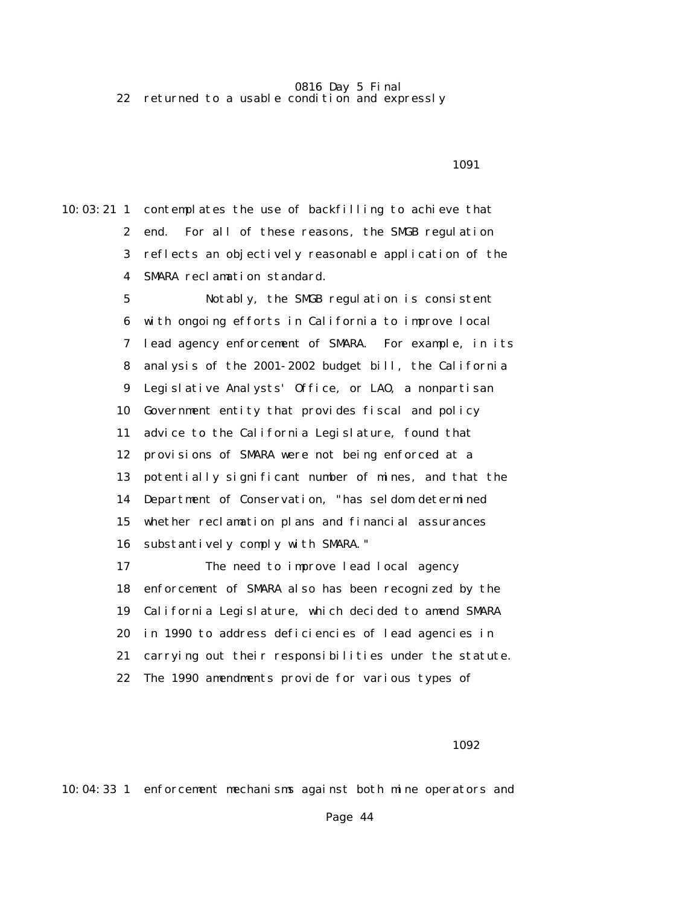22 returned to a usable condition and expressly

1091

10:03:21 1 contemplates the use of backfilling to achieve that
2 end. For all of these reasons, the SMGB regulation
3 reflects an objectively reasonable application of the
4 SMARA reclamation standard.
5 Notably, the SMGB regulation is consistent
6 with ongoing efforts in California to improve local
7 lead agency enforcement of SMARA. For example, in its
8 analysis of the 2001-2002 budget bill, the California
9 Legislative Analysts' Office, or LAO, a nonpartisan
10 Government entity that provides fiscal and policy
11 advice to the California Legislature, found that
12 provisions of SMARA were not being enforced at a
13 potentially significant number of mines, and that the
14 Department of Conservation, "has seldom determined
15 whether reclamation plans and financial assurances
16 substantively comply with SMARA."
17 The need to improve lead local agency
18 enforcement of SMARA also has been recognized by the
19 California Legislature, which decided to amend SMARA
20 in 1990 to address deficiencies of lead agencies in
21 carrying out their responsibilities under the statute.
22 The 1990 amendments provide for various types of

1092

10:04:33 1 enforcement mechanisms against both mine operators and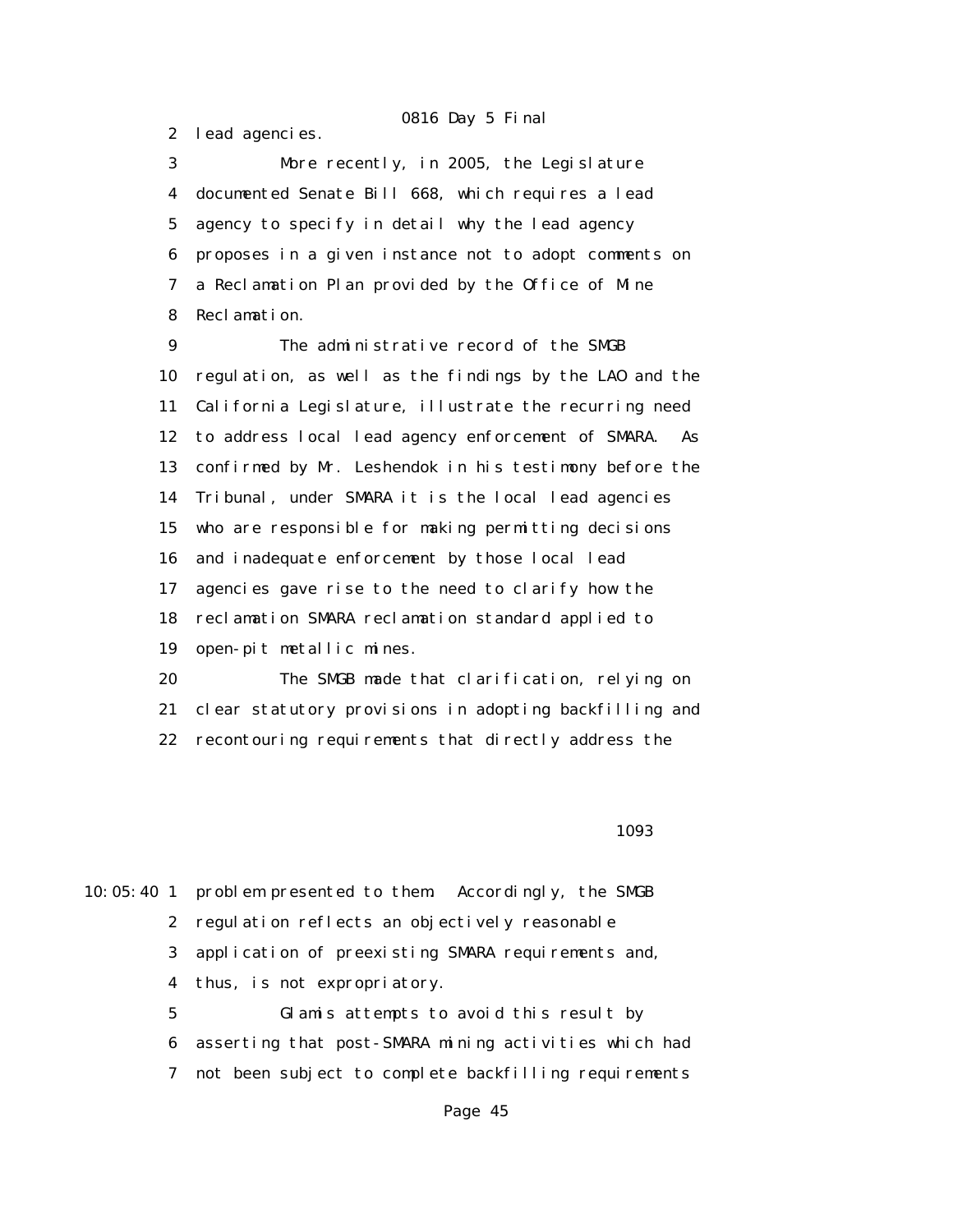lead agencies.

More recently, in 2005, the Legislature documented Senate Bill 668, which requires a lead agency to specify in detail why the lead agency proposes in a given instance not to adopt comments on a Reclamation Plan provided by the Office of Mine Reclamation.

The administrative record of the SMGB regulation, as well as the findings by the LAO and the California Legislature, illustrate the recurring need to address local lead agency enforcement of SMARA. As confirmed by Mr. Leshendok in his testimony before the Tribunal, under SMARA it is the local lead agencies who are responsible for making permitting decisions and inadequate enforcement by those local lead agencies gave rise to the need to clarify how the reclamation SMARA reclamation standard applied to open-pit metallic mines.

The SMGB made that clarification, relying on clear statutory provisions in adopting backfilling and recontouring requirements that directly address the

problem presented to them. Accordingly, the SMGB regulation reflects an objectively reasonable application of preexisting SMARA requirements and, thus, is not expropriatory.

Glamis attempts to avoid this result by asserting that post-SMARA mining activities which had not been subject to complete backfilling requirements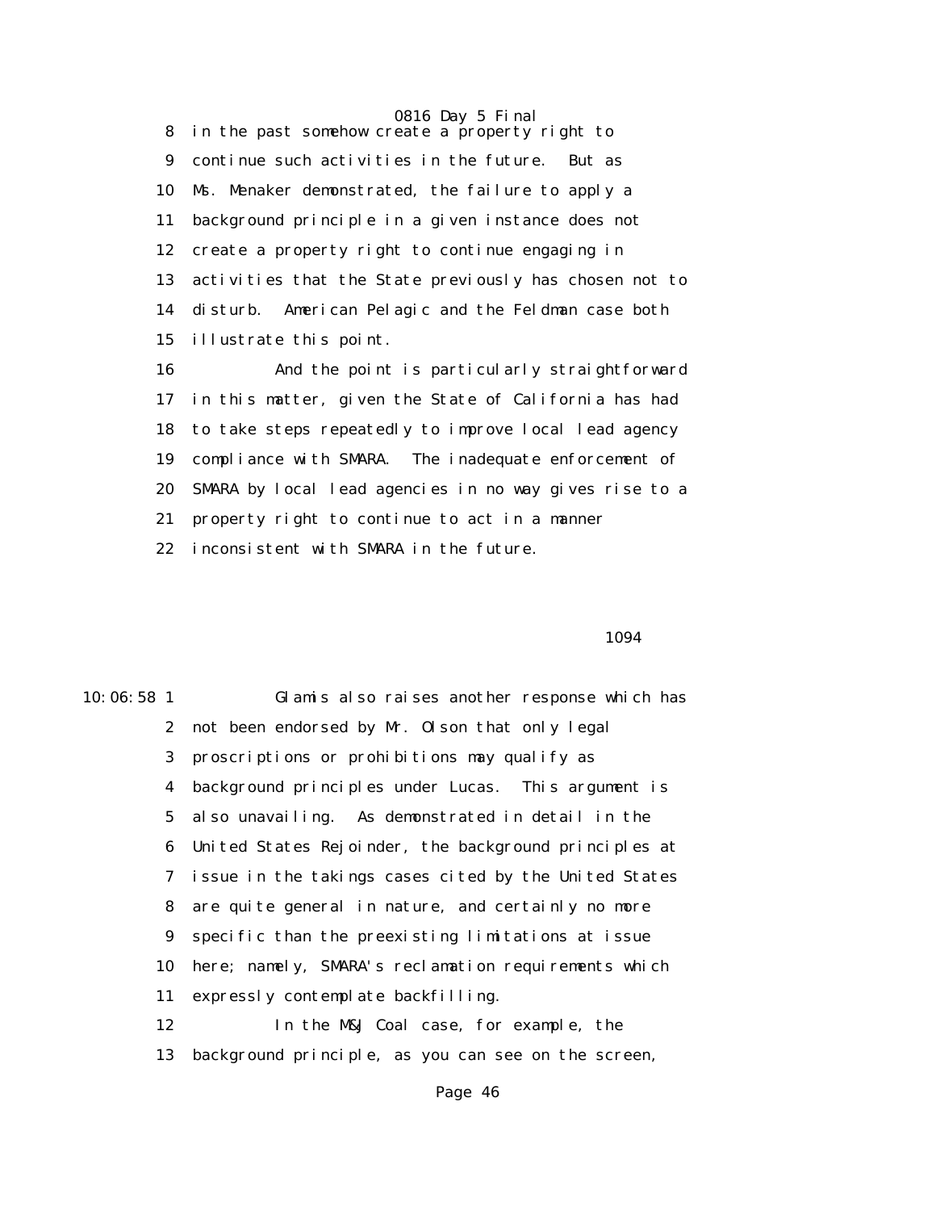8 in the past somehow create a property right to

9 continue such activities in the future. But as

10 Ms. Menaker demonstrated, the failure to apply a

11 background principle in a given instance does not

12 create a property right to continue engaging in

13 activities that the State previously has chosen not to

14 disturb. American Pelagic and the Feldman case both

15 illustrate this point.

16 And the point is particularly straightforward

17 in this matter, given the State of California has had

18 to take steps repeatedly to improve local lead agency

19 compliance with SMARA. The inadequate enforcement of

20 SMARA by local lead agencies in no way gives rise to a

21 property right to continue to act in a manner

22 inconsistent with SMARA in the future.

1094

10:06:58 1 Glamis also raises another response which has

2 not been endorsed by Mr. Olson that only legal

3 proscriptions or prohibitions may qualify as

4 background principles under Lucas. This argument is

5 also unavailing. As demonstrated in detail in the

6 United States Rejoinder, the background principles at

7 issue in the takings cases cited by the United States

8 are quite general in nature, and certainly no more

9 specific than the preexisting limitations at issue

10 here; namely, SMARA's reclamation requirements which

11 expressly contemplate backfilling.

12 In the M&J Coal case, for example, the

13 background principle, as you can see on the screen,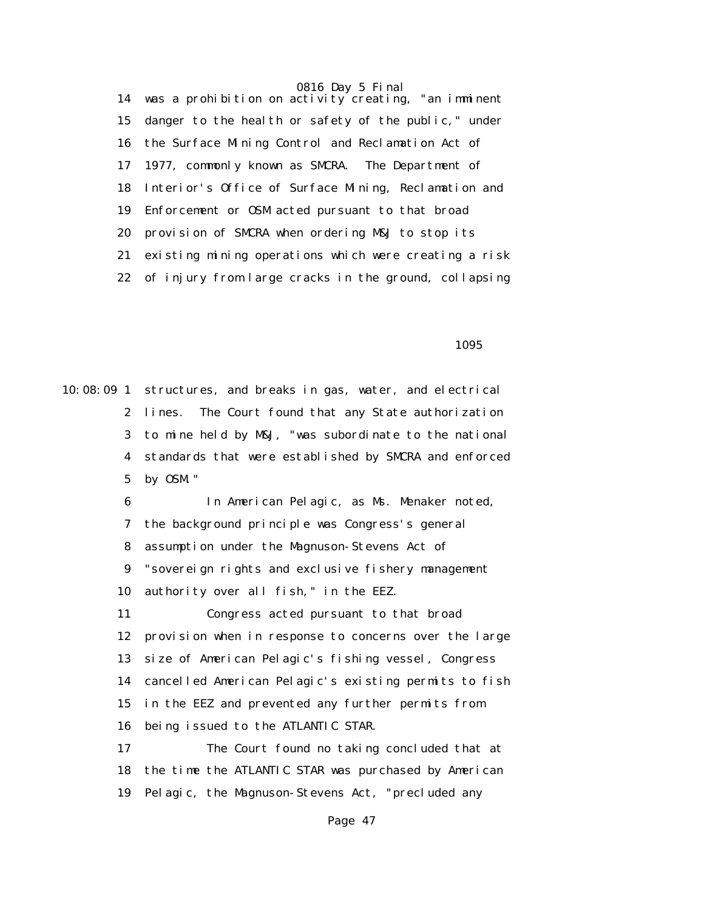was a prohibition on activity creating, "an imminent danger to the health or safety of the public," under the Surface Mining Control and Reclamation Act of 1977, commonly known as SMCRA. The Department of Interior's Office of Surface Mining, Reclamation and Enforcement or OSM acted pursuant to that broad provision of SMCRA when ordering M&J to stop its existing mining operations which were creating a risk of injury from large cracks in the ground, collapsing

structures, and breaks in gas, water, and electrical lines. The Court found that any State authorization to mine held by M&J, "was subordinate to the national standards that were established by SMCRA and enforced by OSM."

In American Pelagic, as Ms. Menaker noted, the background principle was Congress's general assumption under the Magnuson-Stevens Act of "sovereign rights and exclusive fishery management authority over all fish," in the EEZ.

Congress acted pursuant to that broad provision when in response to concerns over the large size of American Pelagic's fishing vessel, Congress cancelled American Pelagic's existing permits to fish in the EEZ and prevented any further permits from being issued to the ATLANTIC STAR.

The Court found no taking concluded that at the time the ATLANTIC STAR was purchased by American Pelagic, the Magnuson-Stevens Act, "precluded any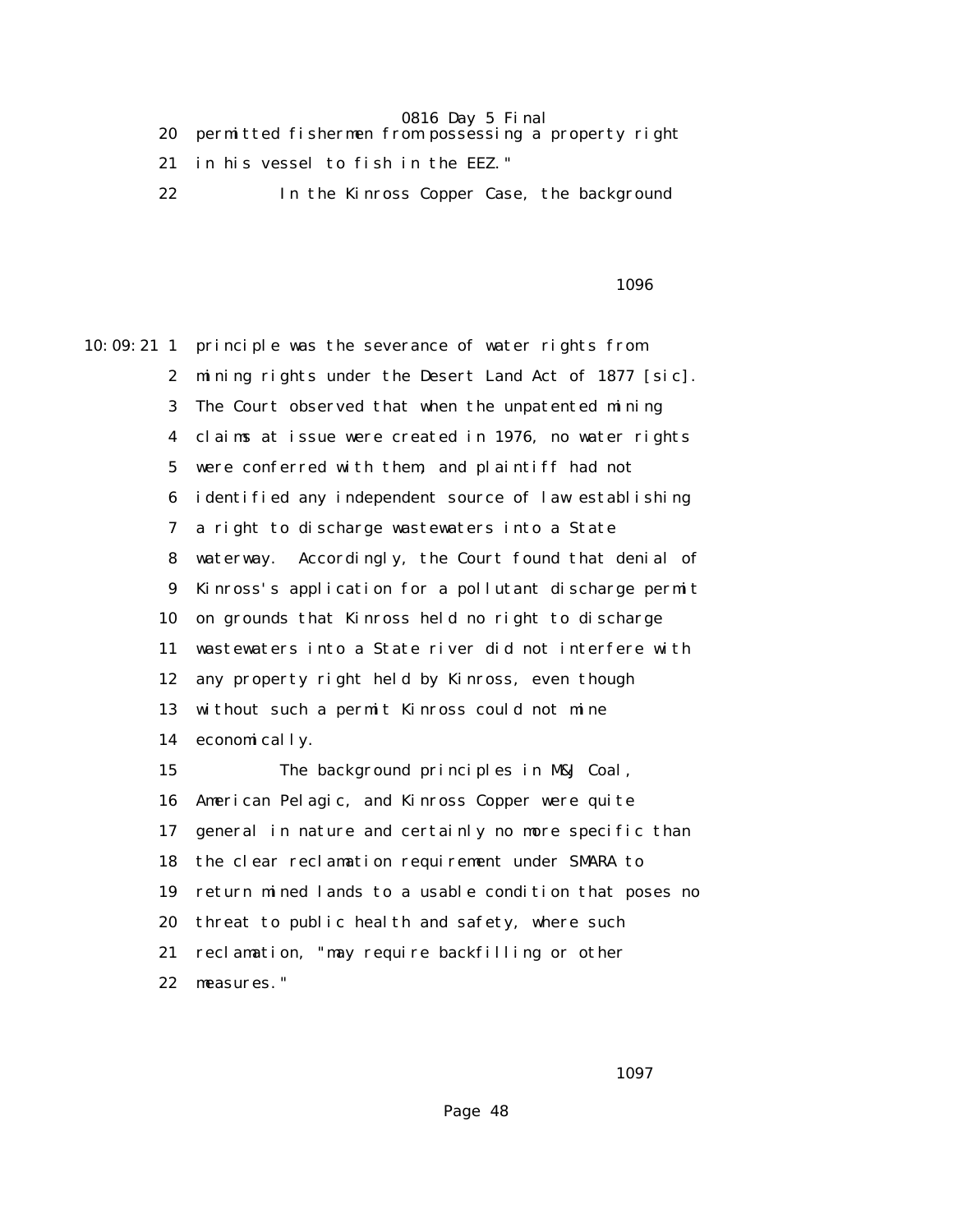20 permitted fishermen from possessing a property right

21 in his vessel to fish in the EEZ."

22 In the Kinross Copper Case, the background

1096

10:09:21 1 principle was the severance of water rights from

2 mining rights under the Desert Land Act of 1877 [sic].

3 The Court observed that when the unpatented mining

4 claims at issue were created in 1976, no water rights

5 were conferred with them, and plaintiff had not

6 identified any independent source of law establishing

7 a right to discharge wastewaters into a State

8 waterway. Accordingly, the Court found that denial of

9 Kinross's application for a pollutant discharge permit

10 on grounds that Kinross held no right to discharge

11 wastewaters into a State river did not interfere with

12 any property right held by Kinross, even though

13 without such a permit Kinross could not mine

14 economically.

15 The background principles in M&J Coal,

16 American Pelagic, and Kinross Copper were quite

17 general in nature and certainly no more specific than

18 the clear reclamation requirement under SMARA to

19 return mined lands to a usable condition that poses no

20 threat to public health and safety, where such

21 reclamation, "may require backfilling or other

22 measures."

1097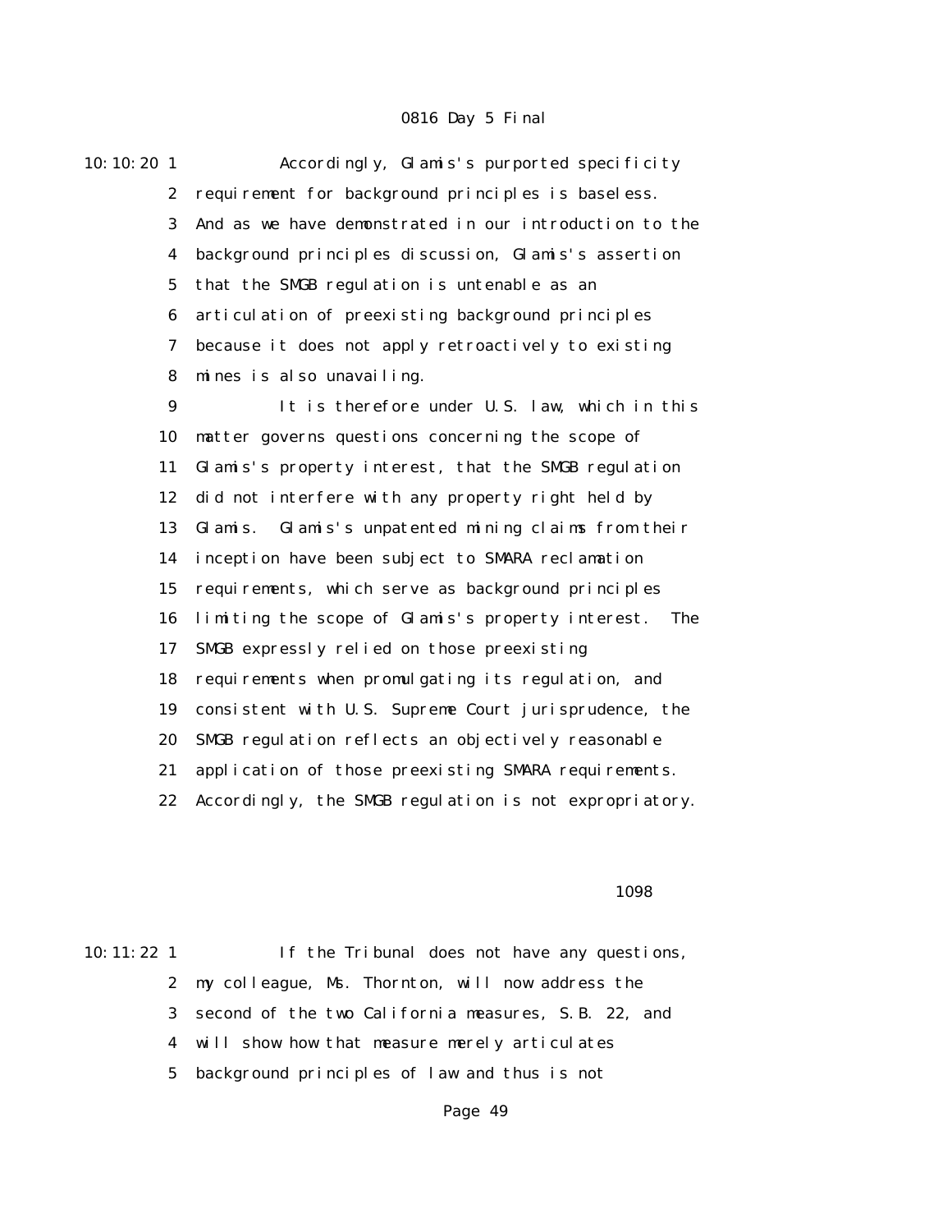10:10:20 1 Accordingly, Glamis's purported specificity
2 requirement for background principles is baseless.
3 And as we have demonstrated in our introduction to the
4 background principles discussion, Glamis's assertion
5 that the SMGB regulation is untenable as an
6 articulation of preexisting background principles
7 because it does not apply retroactively to existing
8 mines is also unavailing.
9 It is therefore under U.S. law, which in this
10 matter governs questions concerning the scope of
11 Glamis's property interest, that the SMGB regulation
12 did not interfere with any property right held by
13 Glamis. Glamis's unpatented mining claims from their
14 inception have been subject to SMARA reclamation
15 requirements, which serve as background principles
16 limiting the scope of Glamis's property interest. The
17 SMGB expressly relied on those preexisting
18 requirements when promulgating its regulation, and
19 consistent with U.S. Supreme Court jurisprudence, the
20 SMGB regulation reflects an objectively reasonable
21 application of those preexisting SMARA requirements.
22 Accordingly, the SMGB regulation is not expropriatory.

1098

10:11:22 1 If the Tribunal does not have any questions,
2 my colleague, Ms. Thornton, will now address the
3 second of the two California measures, S.B. 22, and
4 will show how that measure merely articulates
5 background principles of law and thus is not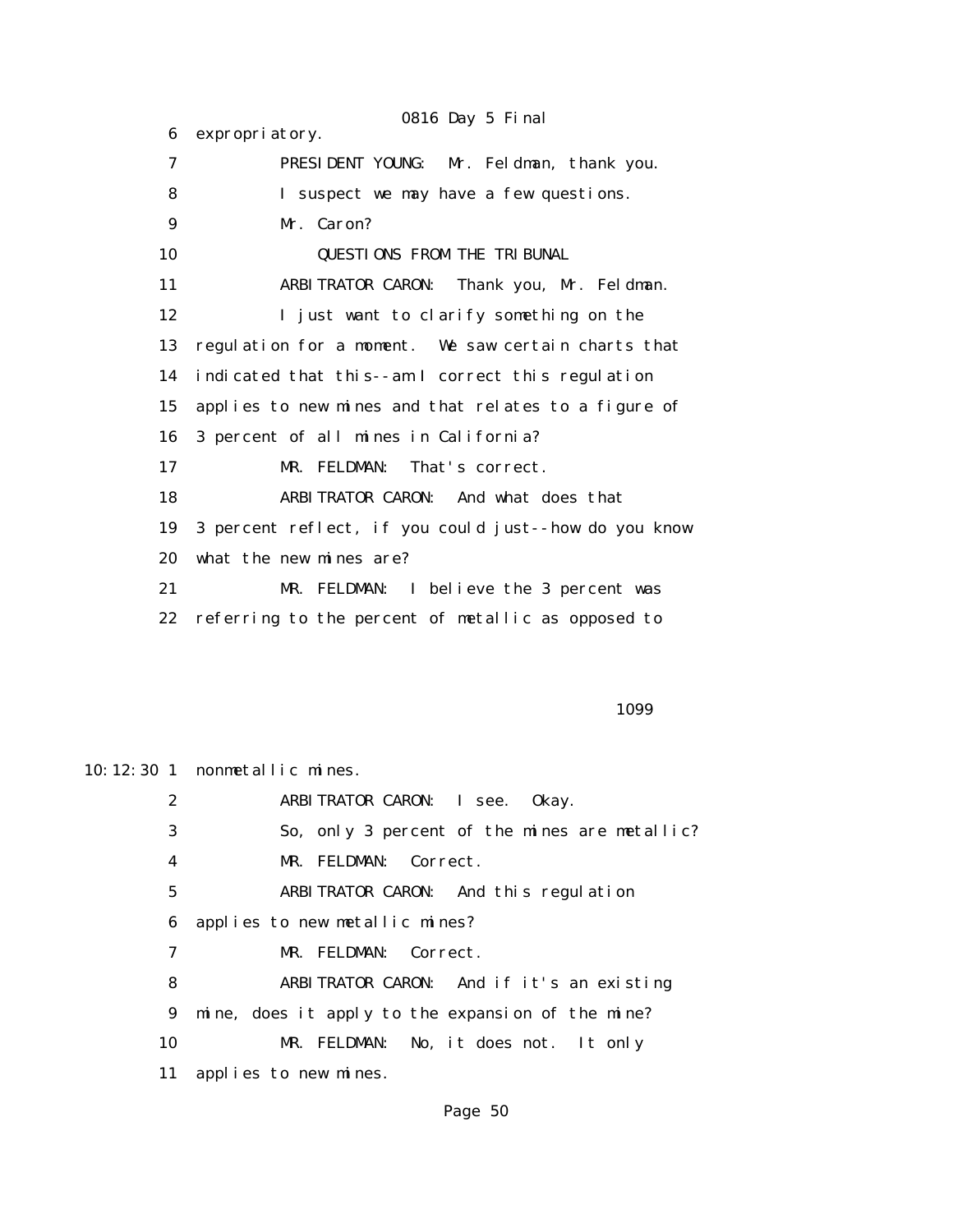6 expropriatory.

7 PRESIDENT YOUNG: Mr. Feldman, thank you.

8 I suspect we may have a few questions.

9 Mr. Caron?

10 QUESTIONS FROM THE TRIBUNAL

11 ARBITRATOR CARON: Thank you, Mr. Feldman.

12 I just want to clarify something on the

13 regulation for a moment. We saw certain charts that

14 indicated that this--am I correct this regulation

15 applies to new mines and that relates to a figure of

16 3 percent of all mines in California?

17 MR. FELDMAN: That's correct.

18 ARBITRATOR CARON: And what does that

19 3 percent reflect, if you could just--how do you know

20 what the new mines are?

21 MR. FELDMAN: I believe the 3 percent was

22 referring to the percent of metallic as opposed to

1099

10:12:30 1 nonmetallic mines.

2 ARBITRATOR CARON: I see. Okay.

3 So, only 3 percent of the mines are metallic?

4 MR. FELDMAN: Correct.

5 ARBITRATOR CARON: And this regulation

6 applies to new metallic mines?

7 MR. FELDMAN: Correct.

8 ARBITRATOR CARON: And if it's an existing

9 mine, does it apply to the expansion of the mine?

10 MR. FELDMAN: No, it does not. It only

11 applies to new mines.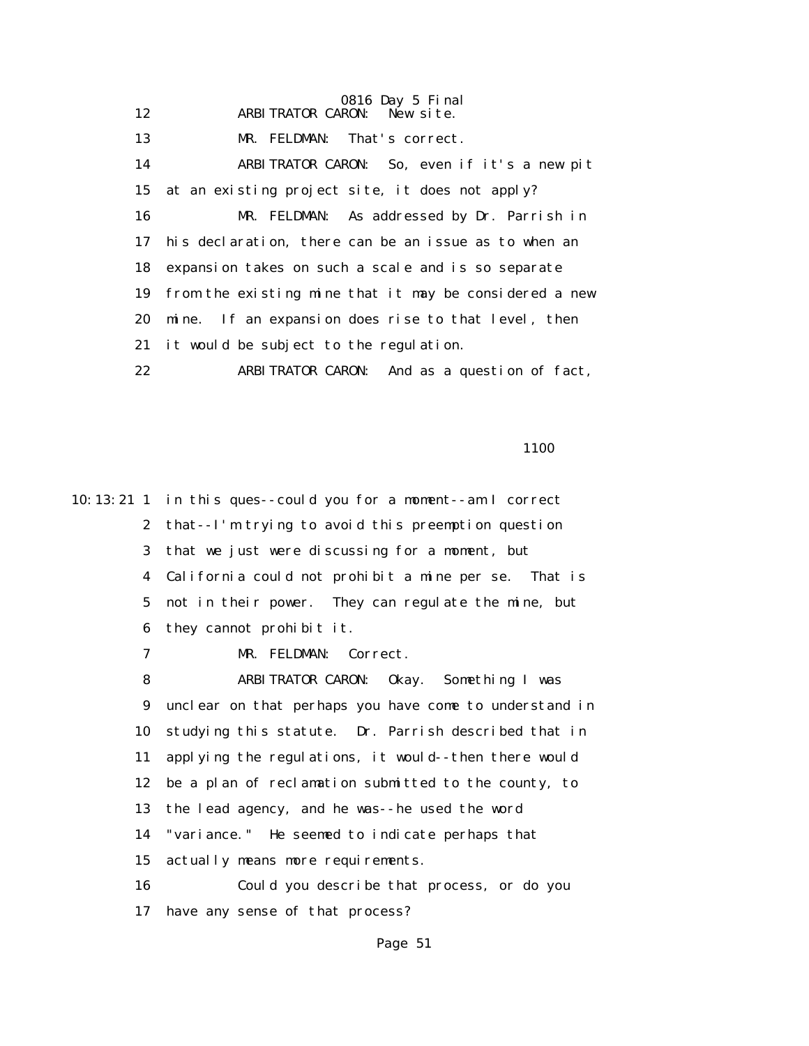12 ARBITRATOR CARON: New site.

13 MR. FELDMAN: That's correct.

14 ARBITRATOR CARON: So, even if it's a new pit

15 at an existing project site, it does not apply?

16 MR. FELDMAN: As addressed by Dr. Parrish in

17 his declaration, there can be an issue as to when an

18 expansion takes on such a scale and is so separate

19 from the existing mine that it may be considered a new

20 mine. If an expansion does rise to that level, then

21 it would be subject to the regulation.

22 ARBITRATOR CARON: And as a question of fact,

1100

10:13:21 1 in this ques--could you for a moment--am I correct

2 that--I'm trying to avoid this preemption question

3 that we just were discussing for a moment, but

4 California could not prohibit a mine per se. That is

5 not in their power. They can regulate the mine, but

6 they cannot prohibit it.

7 MR. FELDMAN: Correct.

8 ARBITRATOR CARON: Okay. Something I was

9 unclear on that perhaps you have come to understand in

10 studying this statute. Dr. Parrish described that in

11 applying the regulations, it would--then there would

12 be a plan of reclamation submitted to the county, to

13 the lead agency, and he was--he used the word

14 "variance." He seemed to indicate perhaps that

15 actually means more requirements.

16 Could you describe that process, or do you

17 have any sense of that process?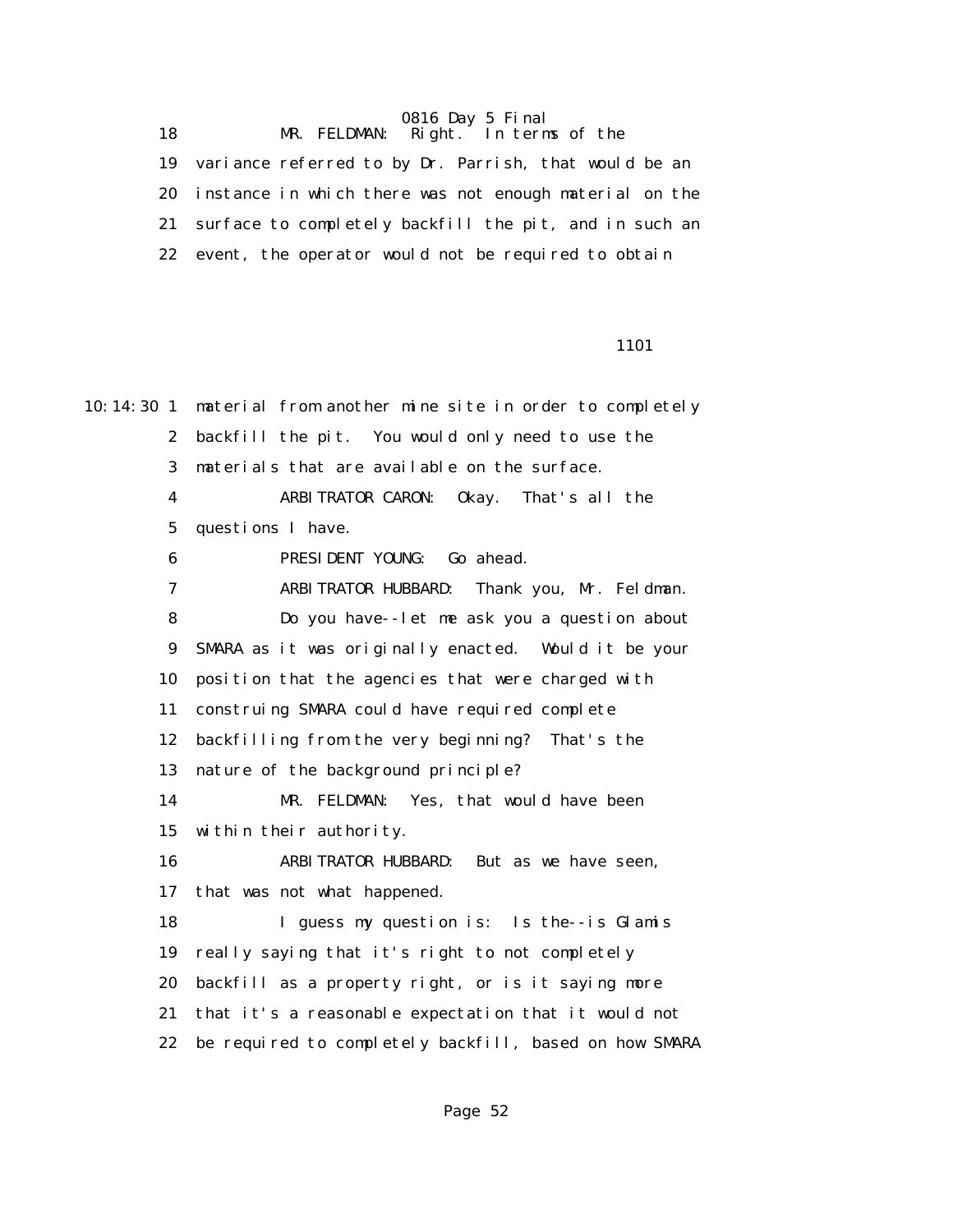18 MR. FELDMAN: Right. In terms of the
19 variance referred to by Dr. Parrish, that would be an
20 instance in which there was not enough material on the
21 surface to completely backfill the pit, and in such an
22 event, the operator would not be required to obtain

1101

10:14:30 1 material from another mine site in order to completely
2 backfill the pit. You would only need to use the
3 materials that are available on the surface.
4 ARBITRATOR CARON: Okay. That's all the
5 questions I have.
6 PRESIDENT YOUNG: Go ahead.
7 ARBITRATOR HUBBARD: Thank you, Mr. Feldman.
8 Do you have--let me ask you a question about
9 SMARA as it was originally enacted. Would it be your
10 position that the agencies that were charged with
11 construing SMARA could have required complete
12 backfilling from the very beginning? That's the
13 nature of the background principle?
14 MR. FELDMAN: Yes, that would have been
15 within their authority.
16 ARBITRATOR HUBBARD: But as we have seen,
17 that was not what happened.
18 I guess my question is: Is the--is Glamis
19 really saying that it's right to not completely
20 backfill as a property right, or is it saying more
21 that it's a reasonable expectation that it would not
22 be required to completely backfill, based on how SMARA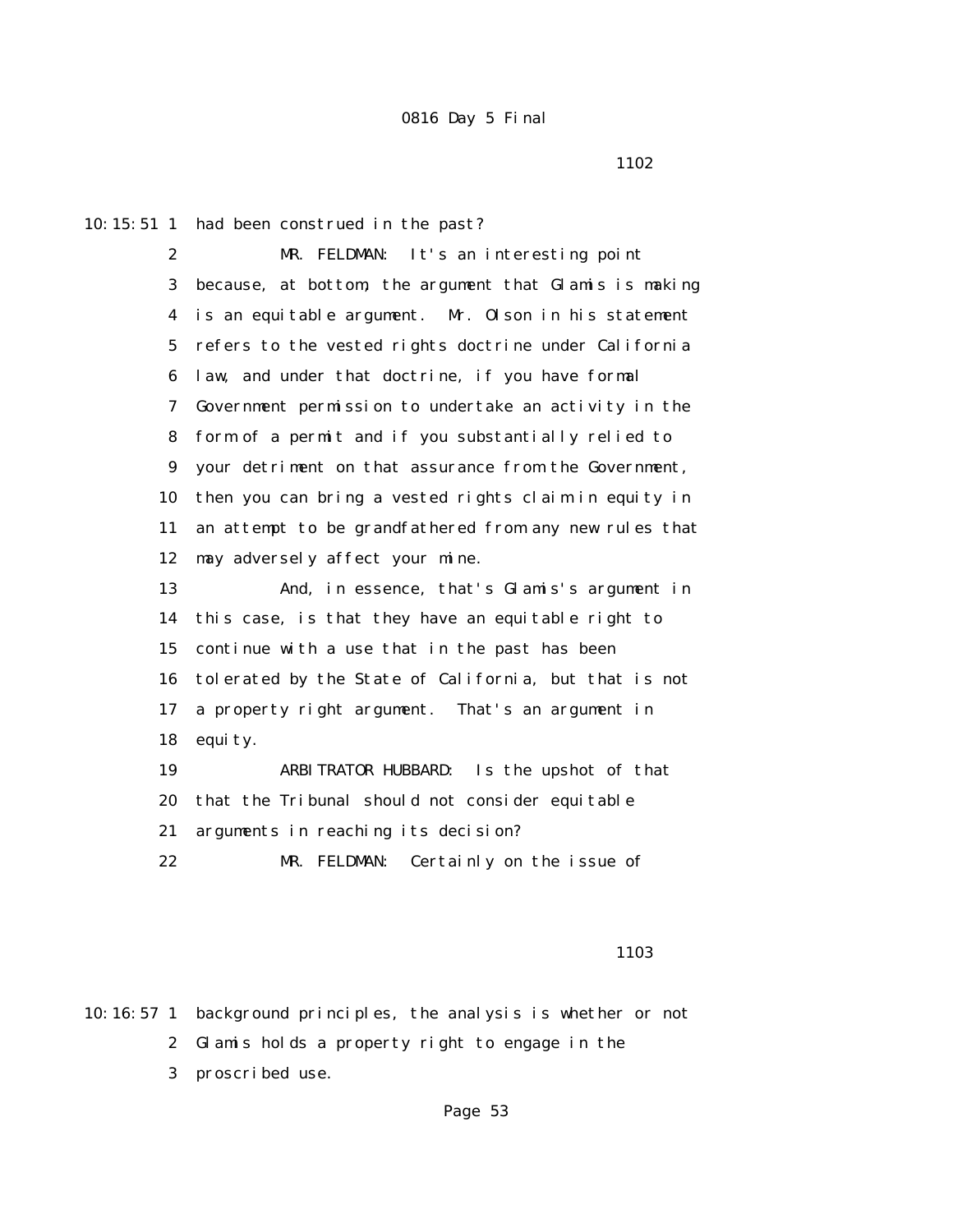had been construed in the past?

MR. FELDMAN: It's an interesting point because, at bottom, the argument that Glamis is making is an equitable argument. Mr. Olson in his statement refers to the vested rights doctrine under California law, and under that doctrine, if you have formal Government permission to undertake an activity in the form of a permit and if you substantially relied to your detriment on that assurance from the Government, then you can bring a vested rights claim in equity in an attempt to be grandfathered from any new rules that may adversely affect your mine.

And, in essence, that's Glamis's argument in this case, is that they have an equitable right to continue with a use that in the past has been tolerated by the State of California, but that is not a property right argument. That's an argument in equity.

ARBITRATOR HUBBARD: Is the upshot of that that the Tribunal should not consider equitable arguments in reaching its decision?

MR. FELDMAN: Certainly on the issue of background principles, the analysis is whether or not Glamis holds a property right to engage in the proscribed use.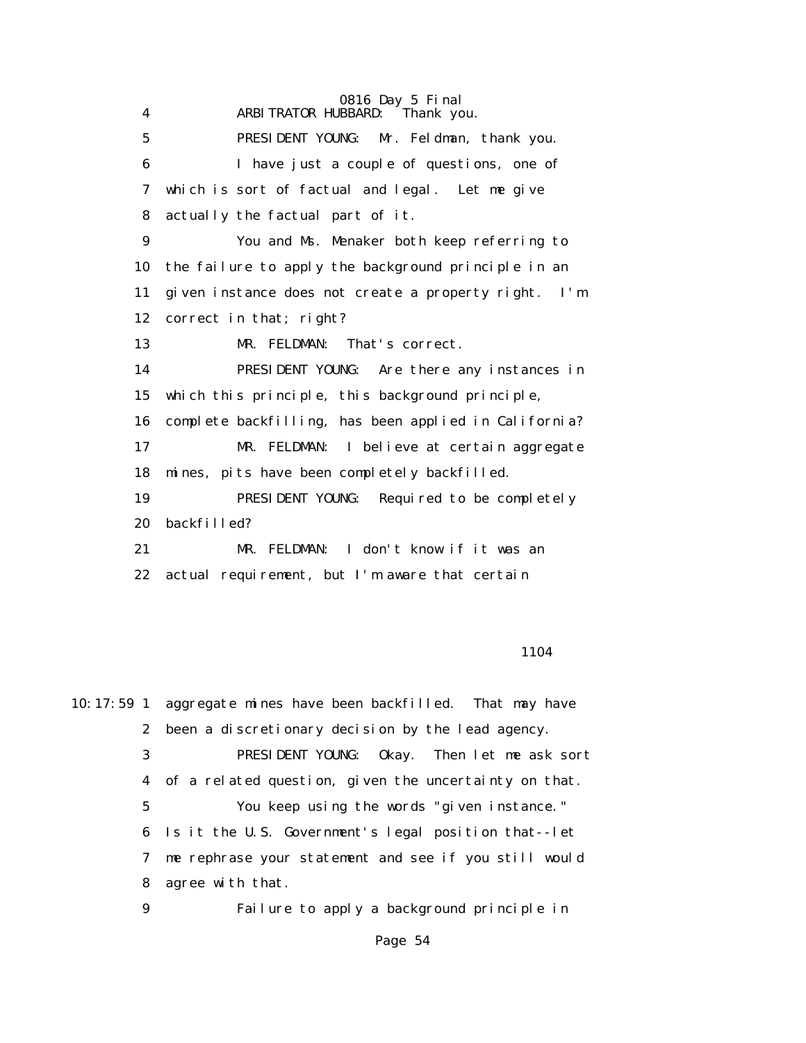4 ARBITRATOR HUBBARD: Thank you.

5 PRESIDENT YOUNG: Mr. Feldman, thank you.

6 I have just a couple of questions, one of

7 which is sort of factual and legal. Let me give

8 actually the factual part of it.

9 You and Ms. Menaker both keep referring to

10 the failure to apply the background principle in an

11 given instance does not create a property right. I'm

12 correct in that; right?

13 MR. FELDMAN: That's correct.

14 PRESIDENT YOUNG: Are there any instances in

15 which this principle, this background principle,

16 complete backfilling, has been applied in California?

17 MR. FELDMAN: I believe at certain aggregate

18 mines, pits have been completely backfilled.

19 PRESIDENT YOUNG: Required to be completely

20 backfilled?

21 MR. FELDMAN: I don't know if it was an

22 actual requirement, but I'm aware that certain

1104

10:17:59 1 aggregate mines have been backfilled. That may have

2 been a discretionary decision by the lead agency.

3 PRESIDENT YOUNG: Okay. Then let me ask sort

4 of a related question, given the uncertainty on that.

5 You keep using the words "given instance."

6 Is it the U.S. Government's legal position that--let

7 me rephrase your statement and see if you still would

8 agree with that.

9 Failure to apply a background principle in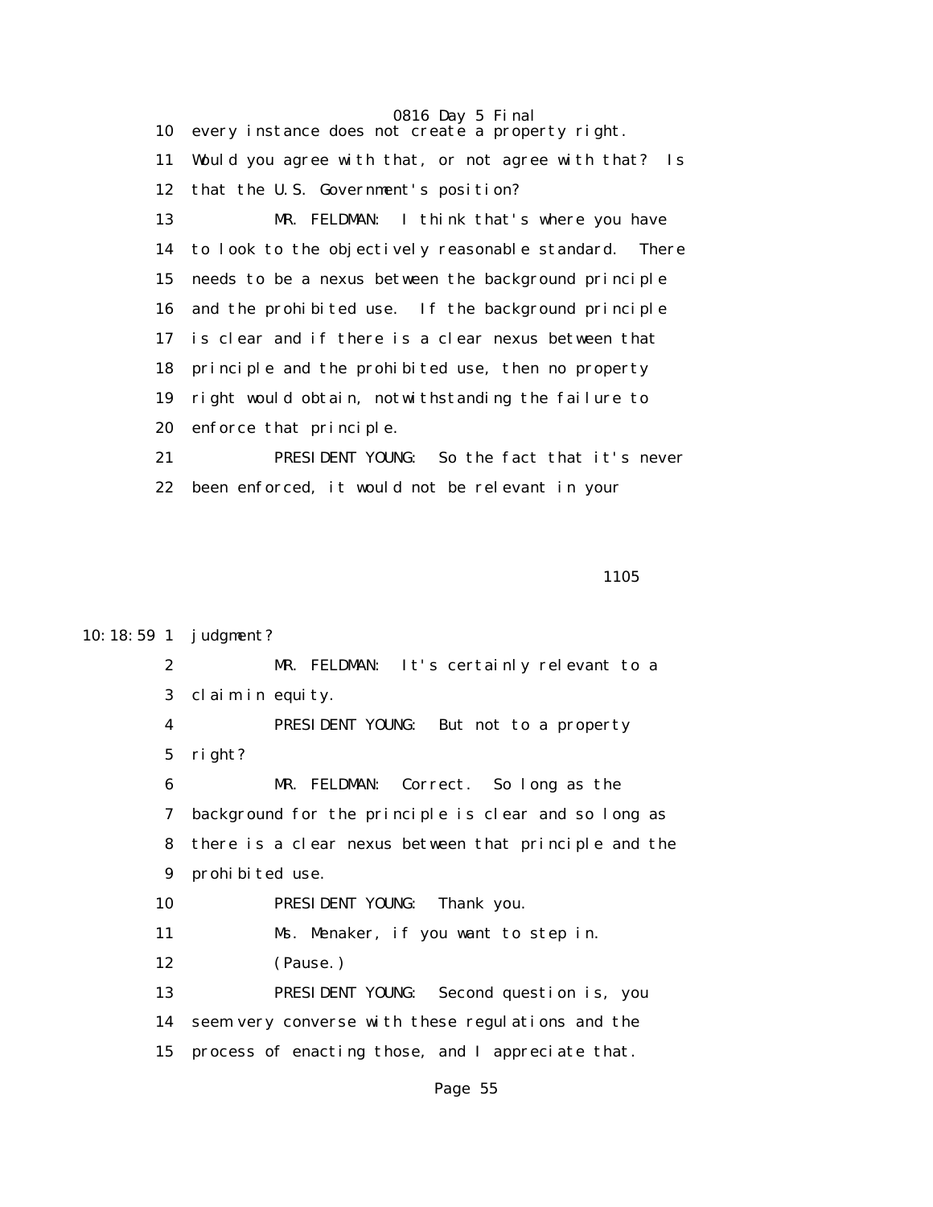10 every instance does not create a property right.

11 Would you agree with that, or not agree with that? Is

12 that the U.S. Government's position?

13 MR. FELDMAN: I think that's where you have

14 to look to the objectively reasonable standard. There

15 needs to be a nexus between the background principle

16 and the prohibited use. If the background principle

17 is clear and if there is a clear nexus between that

18 principle and the prohibited use, then no property

19 right would obtain, notwithstanding the failure to

20 enforce that principle.

21 PRESIDENT YOUNG: So the fact that it's never

22 been enforced, it would not be relevant in your

1105

10:18:59 1 judgment?

2 MR. FELDMAN: It's certainly relevant to a

3 claim in equity.

4 PRESIDENT YOUNG: But not to a property

5 right?

6 MR. FELDMAN: Correct. So long as the

7 background for the principle is clear and so long as

8 there is a clear nexus between that principle and the

9 prohibited use.

10 PRESIDENT YOUNG: Thank you.

11 Ms. Menaker, if you want to step in.

12 (Pause.)

13 PRESIDENT YOUNG: Second question is, you

14 seem very converse with these regulations and the

15 process of enacting those, and I appreciate that.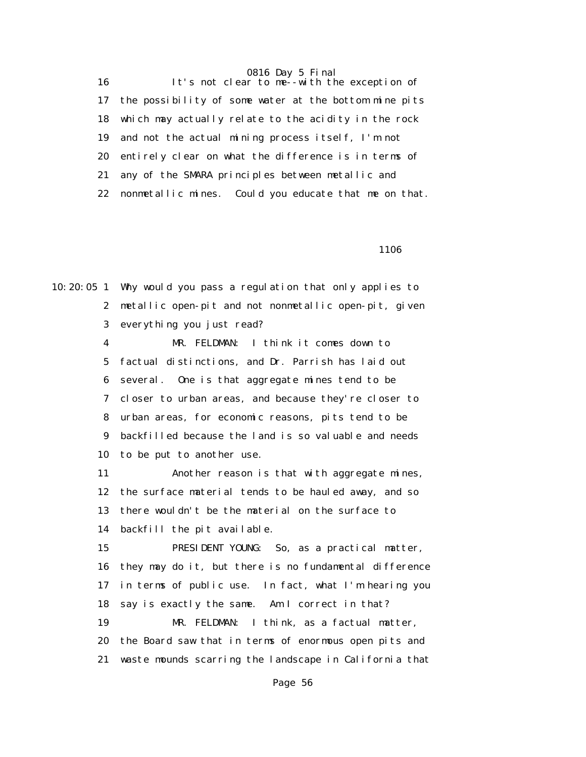16 It's not clear to me--with the exception of
17 the possibility of some water at the bottom mine pits
18 which may actually relate to the acidity in the rock
19 and not the actual mining process itself, I'm not
20 entirely clear on what the difference is in terms of
21 any of the SMARA principles between metallic and
22 nonmetallic mines. Could you educate that me on that.

1106

10:20:05 1 Why would you pass a regulation that only applies to
2 metallic open-pit and not nonmetallic open-pit, given
3 everything you just read?
4 MR. FELDMAN: I think it comes down to
5 factual distinctions, and Dr. Parrish has laid out
6 several. One is that aggregate mines tend to be
7 closer to urban areas, and because they're closer to
8 urban areas, for economic reasons, pits tend to be
9 backfilled because the land is so valuable and needs
10 to be put to another use.
11 Another reason is that with aggregate mines,
12 the surface material tends to be hauled away, and so
13 there wouldn't be the material on the surface to
14 backfill the pit available.
15 PRESIDENT YOUNG: So, as a practical matter,
16 they may do it, but there is no fundamental difference
17 in terms of public use. In fact, what I'm hearing you
18 say is exactly the same. Am I correct in that?
19 MR. FELDMAN: I think, as a factual matter,
20 the Board saw that in terms of enormous open pits and
21 waste mounds scarring the landscape in California that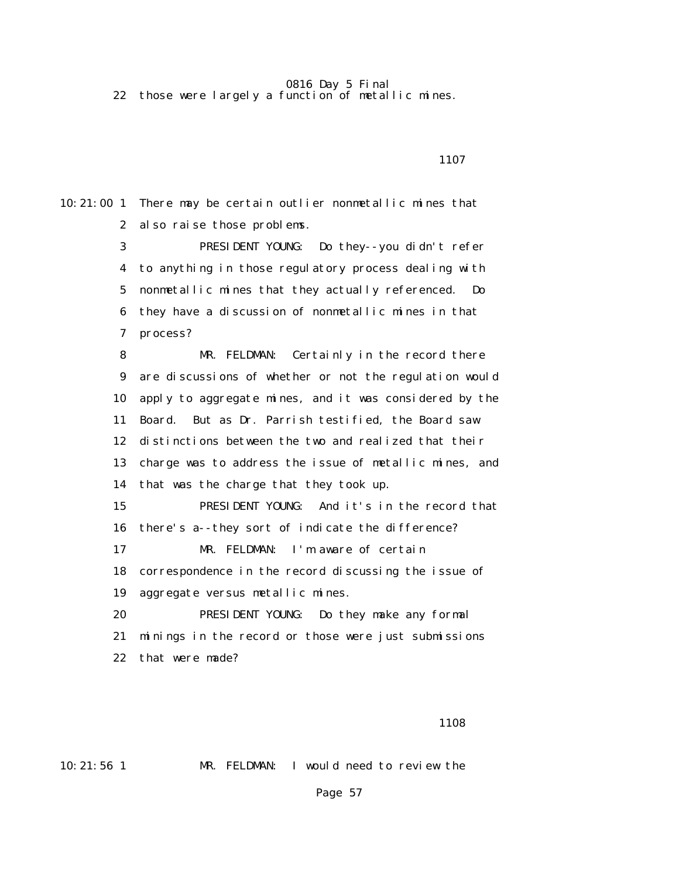22 those were largely a function of metallic mines.

1107

10:21:00 1 There may be certain outlier nonmetallic mines that
2 also raise those problems.
3 PRESIDENT YOUNG: Do they--you didn't refer
4 to anything in those regulatory process dealing with
5 nonmetallic mines that they actually referenced. Do
6 they have a discussion of nonmetallic mines in that
7 process?
8 MR. FELDMAN: Certainly in the record there
9 are discussions of whether or not the regulation would
10 apply to aggregate mines, and it was considered by the
11 Board. But as Dr. Parrish testified, the Board saw
12 distinctions between the two and realized that their
13 charge was to address the issue of metallic mines, and
14 that was the charge that they took up.
15 PRESIDENT YOUNG: And it's in the record that
16 there's a--they sort of indicate the difference?
17 MR. FELDMAN: I'm aware of certain
18 correspondence in the record discussing the issue of
19 aggregate versus metallic mines.
20 PRESIDENT YOUNG: Do they make any formal
21 minings in the record or those were just submissions
22 that were made?

1108

10:21:56 1 MR. FELDMAN: I would need to review the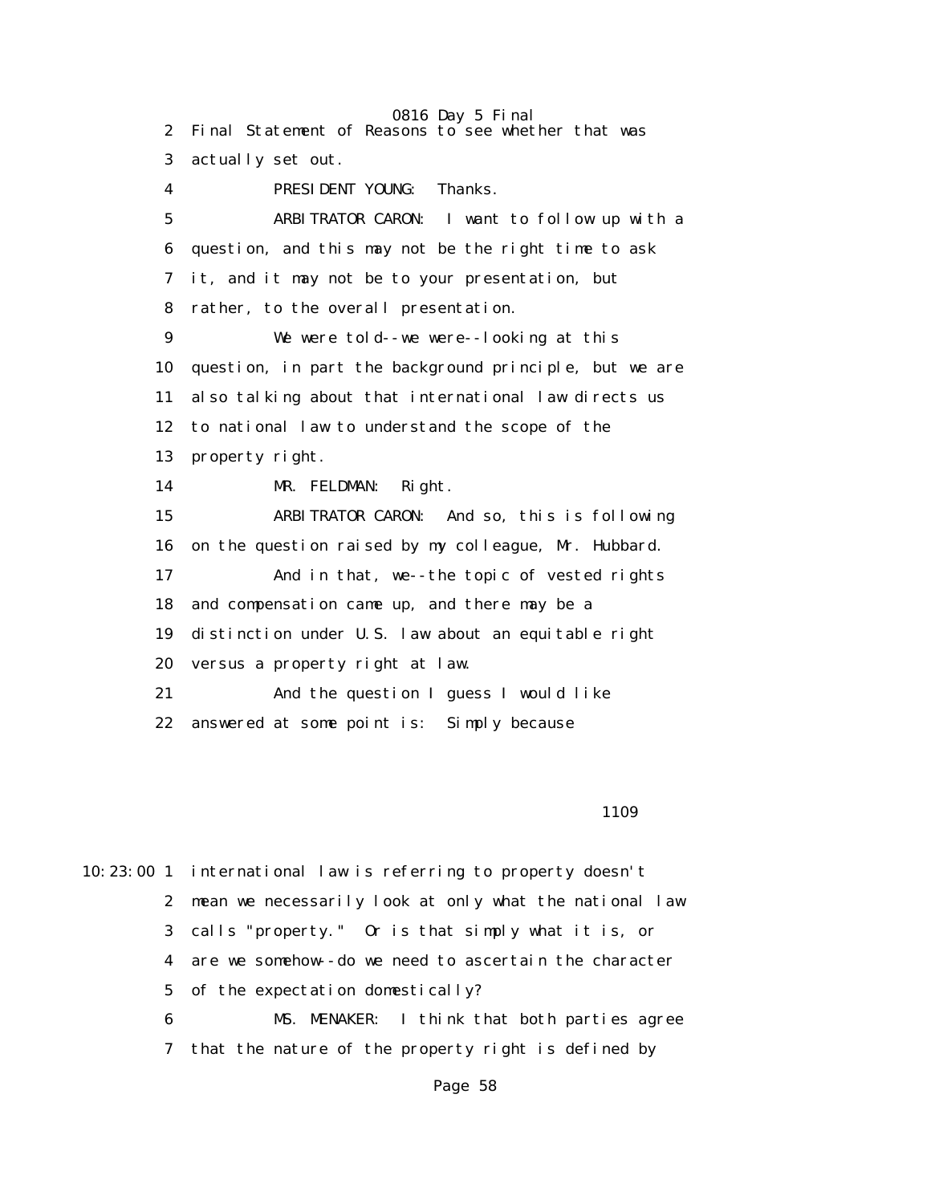2 Final Statement of Reasons to see whether that was
3 actually set out.
4 PRESIDENT YOUNG: Thanks.
5 ARBITRATOR CARON: I want to follow up with a
6 question, and this may not be the right time to ask
7 it, and it may not be to your presentation, but
8 rather, to the overall presentation.
9 We were told--we were--looking at this
10 question, in part the background principle, but we are
11 also talking about that international law directs us
12 to national law to understand the scope of the
13 property right.
14 MR. FELDMAN: Right.
15 ARBITRATOR CARON: And so, this is following
16 on the question raised by my colleague, Mr. Hubbard.
17 And in that, we--the topic of vested rights
18 and compensation came up, and there may be a
19 distinction under U.S. law about an equitable right
20 versus a property right at law.
21 And the question I guess I would like
22 answered at some point is: Simply because

1109

10:23:00 1 international law is referring to property doesn't
2 mean we necessarily look at only what the national law
3 calls "property." Or is that simply what it is, or
4 are we somehow--do we need to ascertain the character
5 of the expectation domestically?
6 MS. MENAKER: I think that both parties agree
7 that the nature of the property right is defined by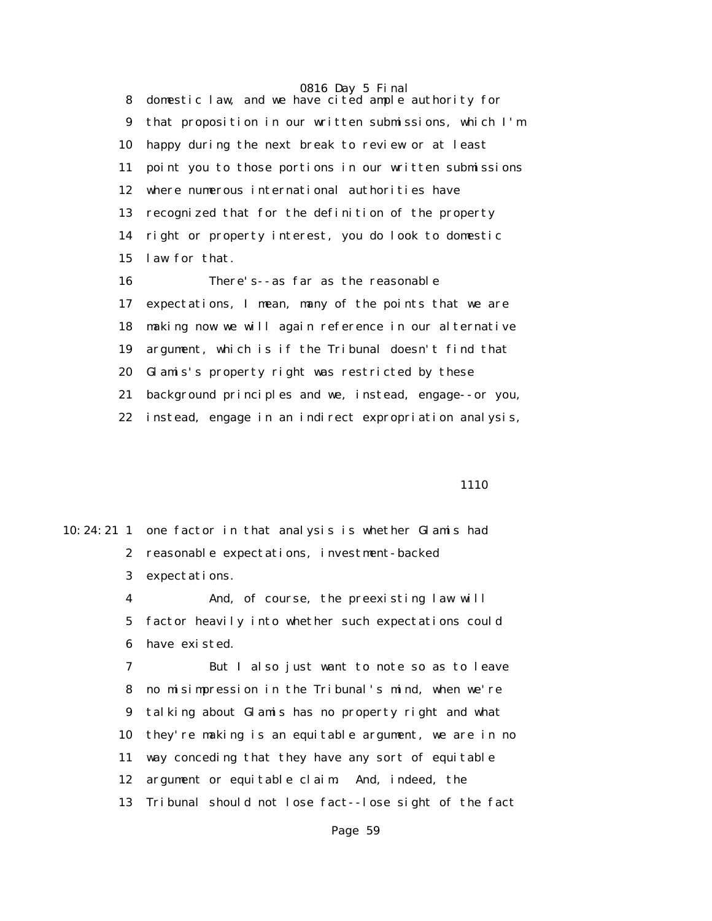8 domestic law, and we have cited ample authority for
9 that proposition in our written submissions, which I'm
10 happy during the next break to review or at least
11 point you to those portions in our written submissions
12 where numerous international authorities have
13 recognized that for the definition of the property
14 right or property interest, you do look to domestic
15 law for that.
16 There's--as far as the reasonable
17 expectations, I mean, many of the points that we are
18 making now we will again reference in our alternative
19 argument, which is if the Tribunal doesn't find that
20 Glamis's property right was restricted by these
21 background principles and we, instead, engage--or you,
22 instead, engage in an indirect expropriation analysis,

1110

10:24:21 1 one factor in that analysis is whether Glamis had
2 reasonable expectations, investment-backed
3 expectations.
4 And, of course, the preexisting law will
5 factor heavily into whether such expectations could
6 have existed.
7 But I also just want to note so as to leave
8 no misimpression in the Tribunal's mind, when we're
9 talking about Glamis has no property right and what
10 they're making is an equitable argument, we are in no
11 way conceding that they have any sort of equitable
12 argument or equitable claim. And, indeed, the
13 Tribunal should not lose fact--lose sight of the fact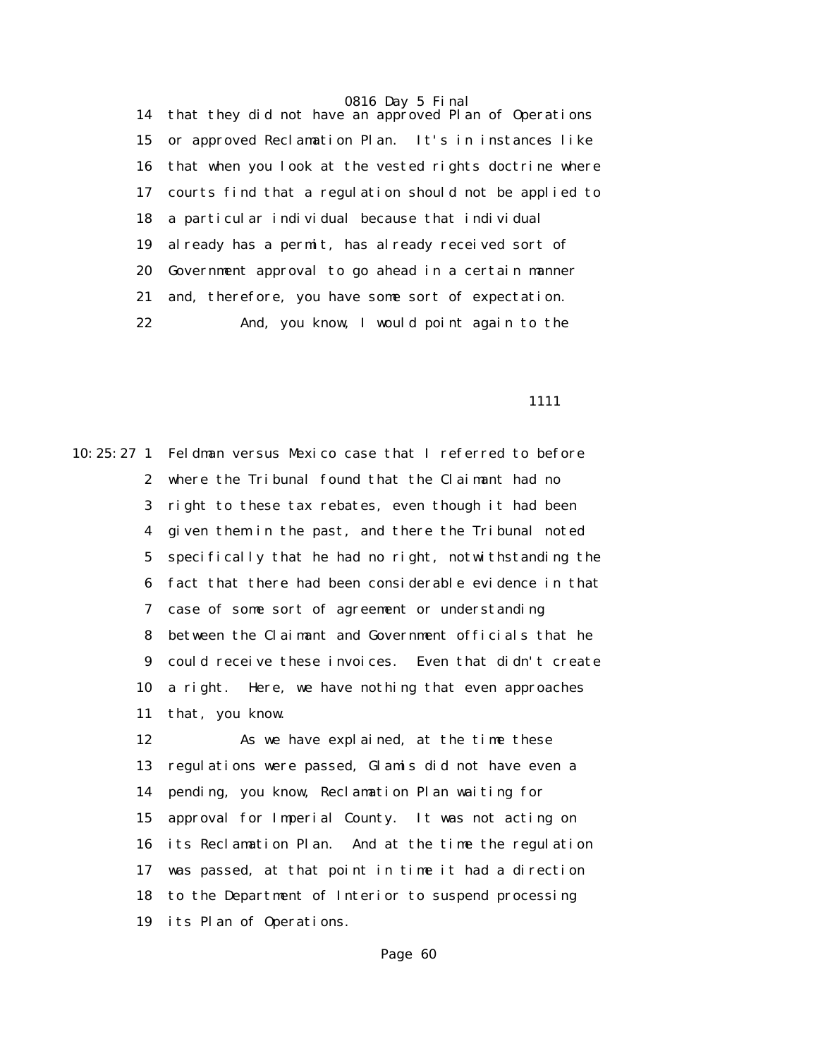14 that they did not have an approved Plan of Operations
15 or approved Reclamation Plan. It's in instances like
16 that when you look at the vested rights doctrine where
17 courts find that a regulation should not be applied to
18 a particular individual because that individual
19 already has a permit, has already received sort of
20 Government approval to go ahead in a certain manner
21 and, therefore, you have some sort of expectation.
22 And, you know, I would point again to the

1111

10:25:27 1 Feldman versus Mexico case that I referred to before
2 where the Tribunal found that the Claimant had no
3 right to these tax rebates, even though it had been
4 given them in the past, and there the Tribunal noted
5 specifically that he had no right, notwithstanding the
6 fact that there had been considerable evidence in that
7 case of some sort of agreement or understanding
8 between the Claimant and Government officials that he
9 could receive these invoices. Even that didn't create
10 a right. Here, we have nothing that even approaches
11 that, you know.
12 As we have explained, at the time these
13 regulations were passed, Glamis did not have even a
14 pending, you know, Reclamation Plan waiting for
15 approval for Imperial County. It was not acting on
16 its Reclamation Plan. And at the time the regulation
17 was passed, at that point in time it had a direction
18 to the Department of Interior to suspend processing
19 its Plan of Operations.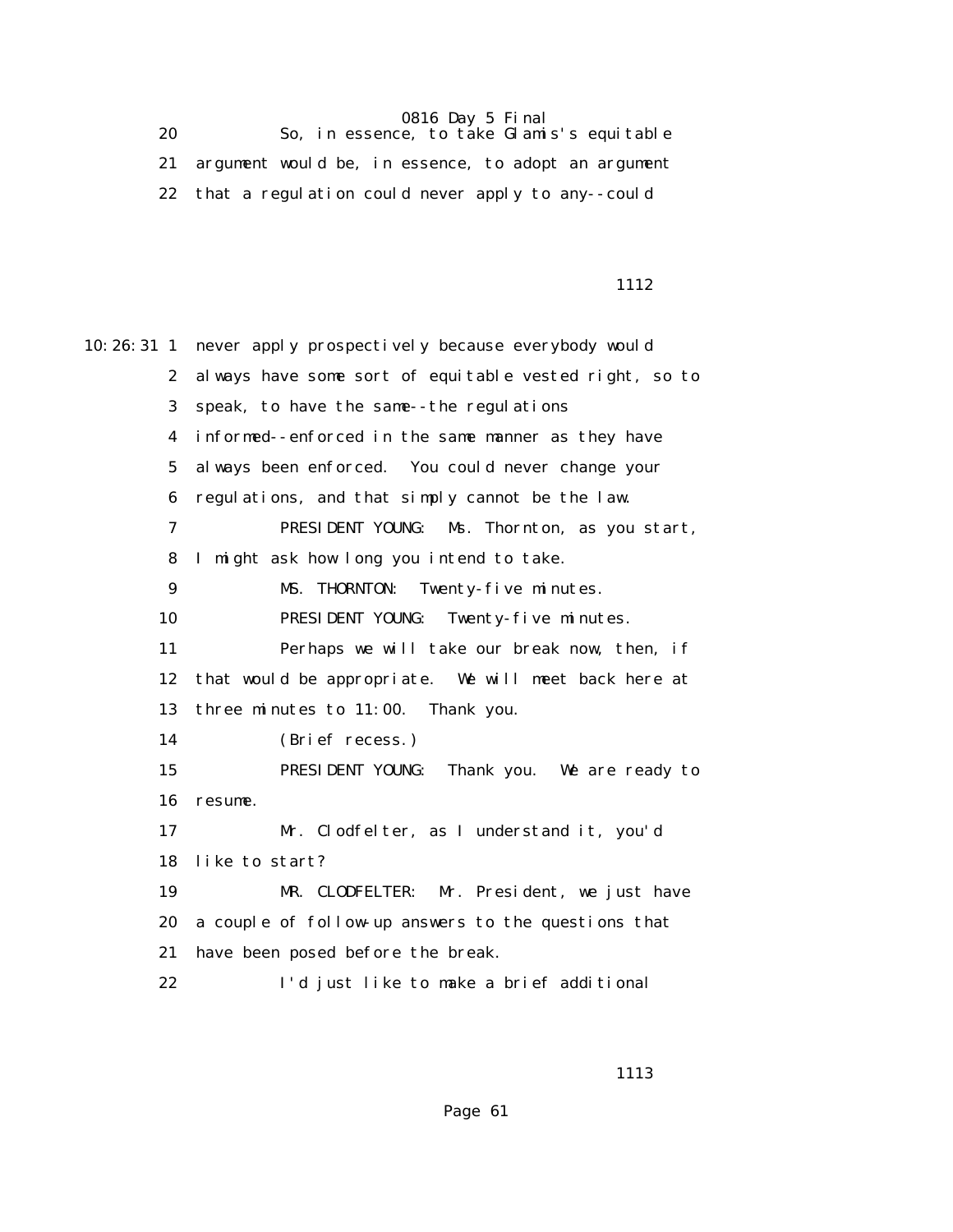20 So, in essence, to take Glamis's equitable

21 argument would be, in essence, to adopt an argument

22 that a regulation could never apply to any--could

1112

10:26:31 1 never apply prospectively because everybody would

2 always have some sort of equitable vested right, so to

3 speak, to have the same--the regulations

4 informed--enforced in the same manner as they have

5 always been enforced. You could never change your

6 regulations, and that simply cannot be the law.

7 PRESIDENT YOUNG: Ms. Thornton, as you start,

8 I might ask how long you intend to take.

9 MS. THORNTON: Twenty-five minutes.

10 PRESIDENT YOUNG: Twenty-five minutes.

11 Perhaps we will take our break now, then, if

12 that would be appropriate. We will meet back here at

13 three minutes to 11:00. Thank you.

14 (Brief recess.)

15 PRESIDENT YOUNG: Thank you. We are ready to

16 resume.

17 Mr. Clodfelter, as I understand it, you'd

18 like to start?

19 MR. CLODFELTER: Mr. President, we just have

20 a couple of follow-up answers to the questions that

21 have been posed before the break.

22 I'd just like to make a brief additional

1113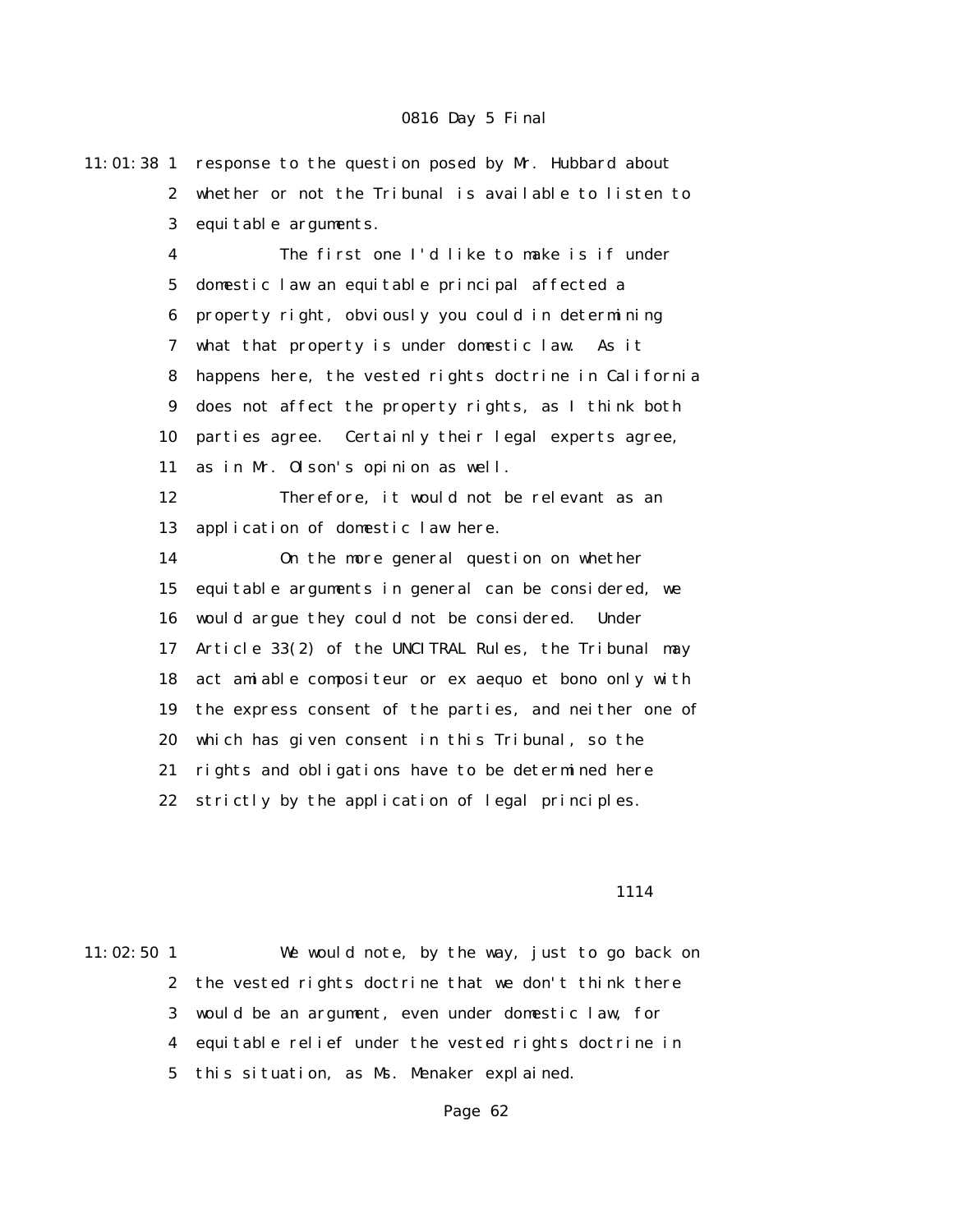response to the question posed by Mr. Hubbard about whether or not the Tribunal is available to listen to equitable arguments.

The first one I'd like to make is if under domestic law an equitable principal affected a property right, obviously you could in determining what that property is under domestic law. As it happens here, the vested rights doctrine in California does not affect the property rights, as I think both parties agree. Certainly their legal experts agree, as in Mr. Olson's opinion as well.

Therefore, it would not be relevant as an application of domestic law here.

On the more general question on whether equitable arguments in general can be considered, we would argue they could not be considered. Under Article 33(2) of the UNCITRAL Rules, the Tribunal may act amiable compositeur or ex aequo et bono only with the express consent of the parties, and neither one of which has given consent in this Tribunal, so the rights and obligations have to be determined here strictly by the application of legal principles.

We would note, by the way, just to go back on the vested rights doctrine that we don't think there would be an argument, even under domestic law, for equitable relief under the vested rights doctrine in this situation, as Ms. Menaker explained.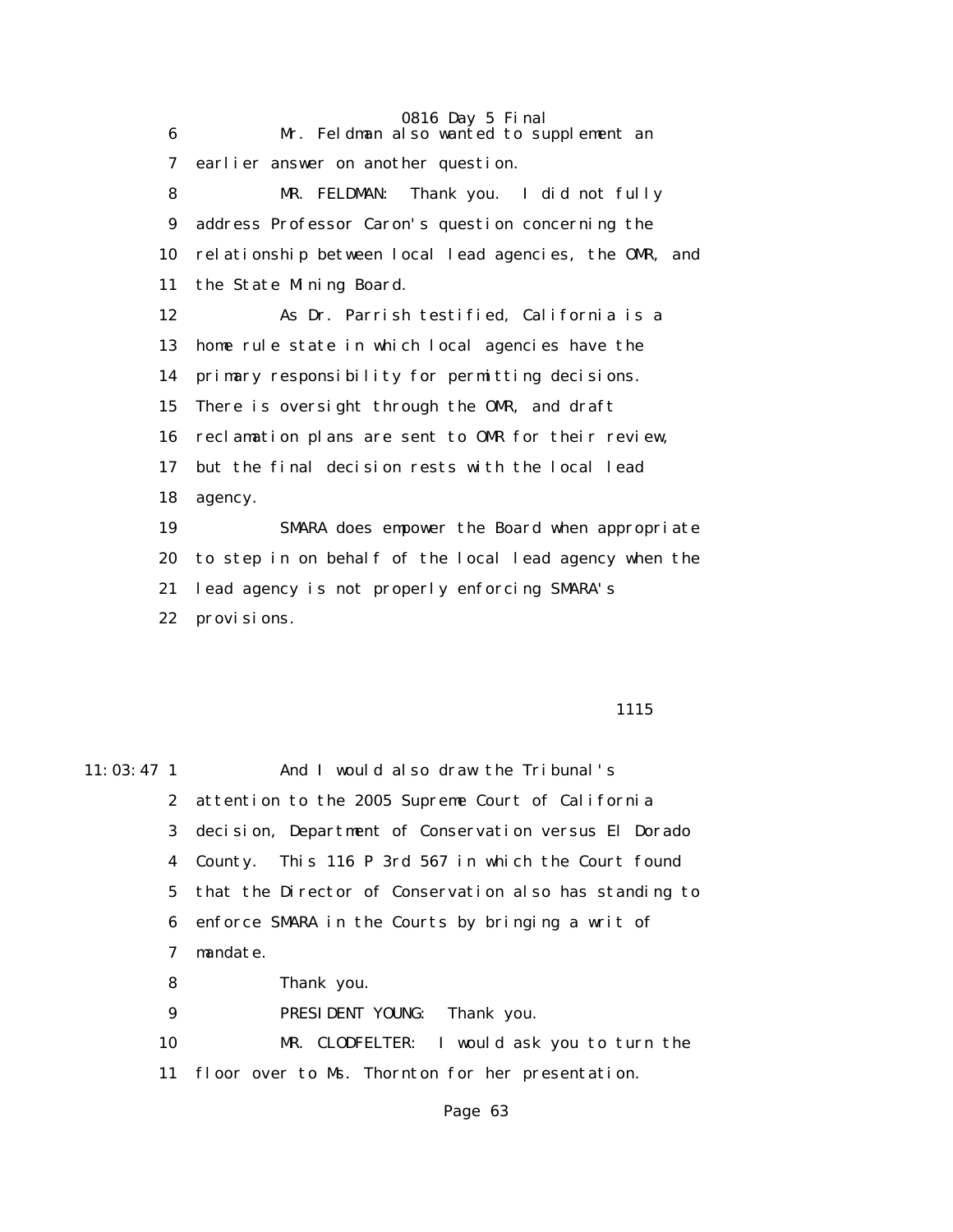6 Mr. Feldman also wanted to supplement an
7 earlier answer on another question.
8 MR. FELDMAN: Thank you. I did not fully
9 address Professor Caron's question concerning the
10 relationship between local lead agencies, the OMR, and
11 the State Mining Board.
12 As Dr. Parrish testified, California is a
13 home rule state in which local agencies have the
14 primary responsibility for permitting decisions.
15 There is oversight through the OMR, and draft
16 reclamation plans are sent to OMR for their review,
17 but the final decision rests with the local lead
18 agency.
19 SMARA does empower the Board when appropriate
20 to step in on behalf of the local lead agency when the
21 lead agency is not properly enforcing SMARA's
22 provisions.

1115

11:03:47 1 And I would also draw the Tribunal's
2 attention to the 2005 Supreme Court of California
3 decision, Department of Conservation versus El Dorado
4 County. This 116 P 3rd 567 in which the Court found
5 that the Director of Conservation also has standing to
6 enforce SMARA in the Courts by bringing a writ of
7 mandate.
8 Thank you.
9 PRESIDENT YOUNG: Thank you.
10 MR. CLODFELTER: I would ask you to turn the
11 floor over to Ms. Thornton for her presentation.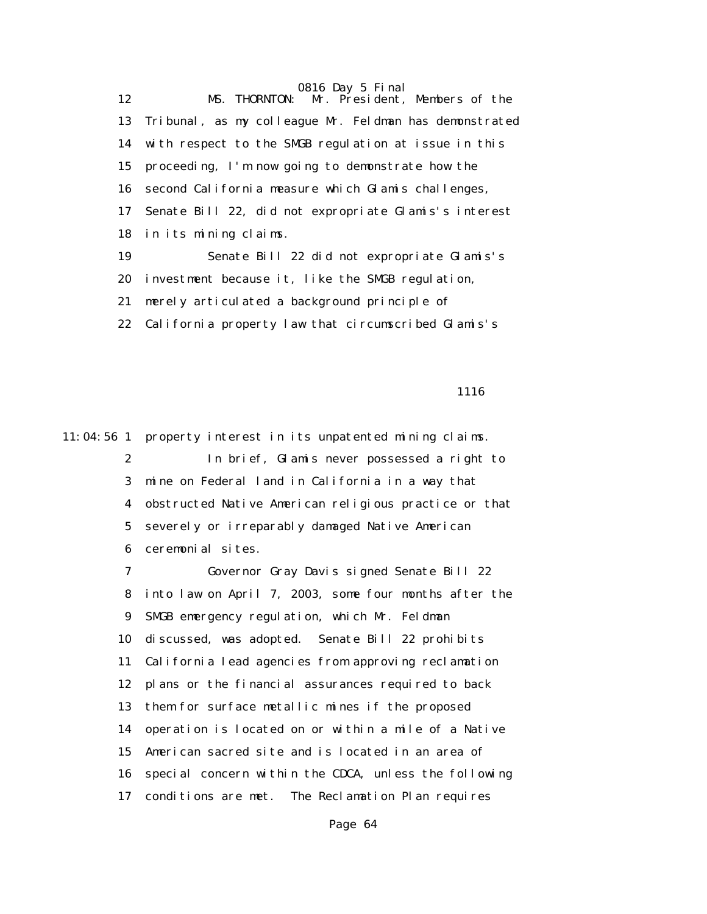12 MS. THORNTON: Mr. President, Members of the
13 Tribunal, as my colleague Mr. Feldman has demonstrated
14 with respect to the SMGB regulation at issue in this
15 proceeding, I'm now going to demonstrate how the
16 second California measure which Glamis challenges,
17 Senate Bill 22, did not expropriate Glamis's interest
18 in its mining claims.
19 Senate Bill 22 did not expropriate Glamis's
20 investment because it, like the SMGB regulation,
21 merely articulated a background principle of
22 California property law that circumscribed Glamis's

1116

11:04:56 1 property interest in its unpatented mining claims.
2 In brief, Glamis never possessed a right to
3 mine on Federal land in California in a way that
4 obstructed Native American religious practice or that
5 severely or irreparably damaged Native American
6 ceremonial sites.
7 Governor Gray Davis signed Senate Bill 22
8 into law on April 7, 2003, some four months after the
9 SMGB emergency regulation, which Mr. Feldman
10 discussed, was adopted. Senate Bill 22 prohibits
11 California lead agencies from approving reclamation
12 plans or the financial assurances required to back
13 them for surface metallic mines if the proposed
14 operation is located on or within a mile of a Native
15 American sacred site and is located in an area of
16 special concern within the CDCA, unless the following
17 conditions are met. The Reclamation Plan requires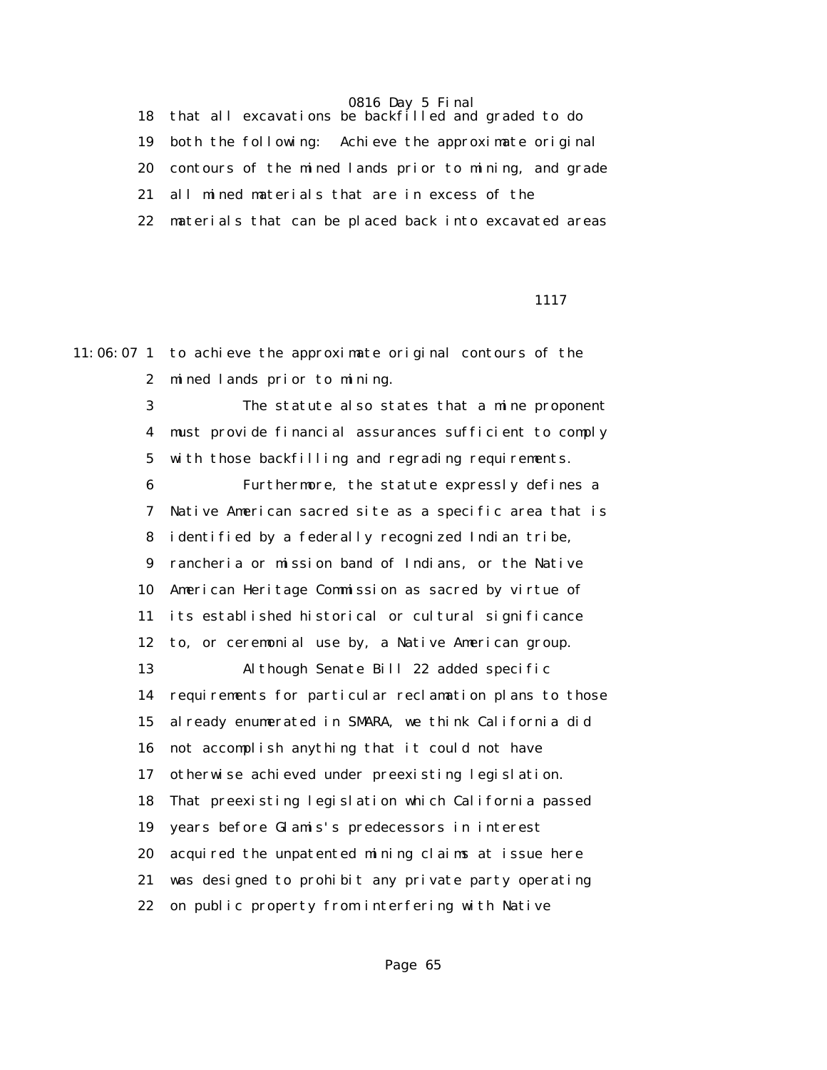18 that all excavations be backfilled and graded to do
19 both the following: Achieve the approximate original
20 contours of the mined lands prior to mining, and grade
21 all mined materials that are in excess of the
22 materials that can be placed back into excavated areas

1117

11:06:07 1 to achieve the approximate original contours of the
2 mined lands prior to mining.
3 The statute also states that a mine proponent
4 must provide financial assurances sufficient to comply
5 with those backfilling and regrading requirements.
6 Furthermore, the statute expressly defines a
7 Native American sacred site as a specific area that is
8 identified by a federally recognized Indian tribe,
9 rancheria or mission band of Indians, or the Native
10 American Heritage Commission as sacred by virtue of
11 its established historical or cultural significance
12 to, or ceremonial use by, a Native American group.
13 Although Senate Bill 22 added specific
14 requirements for particular reclamation plans to those
15 already enumerated in SMARA, we think California did
16 not accomplish anything that it could not have
17 otherwise achieved under preexisting legislation.
18 That preexisting legislation which California passed
19 years before Glamis's predecessors in interest
20 acquired the unpatented mining claims at issue here
21 was designed to prohibit any private party operating
22 on public property from interfering with Native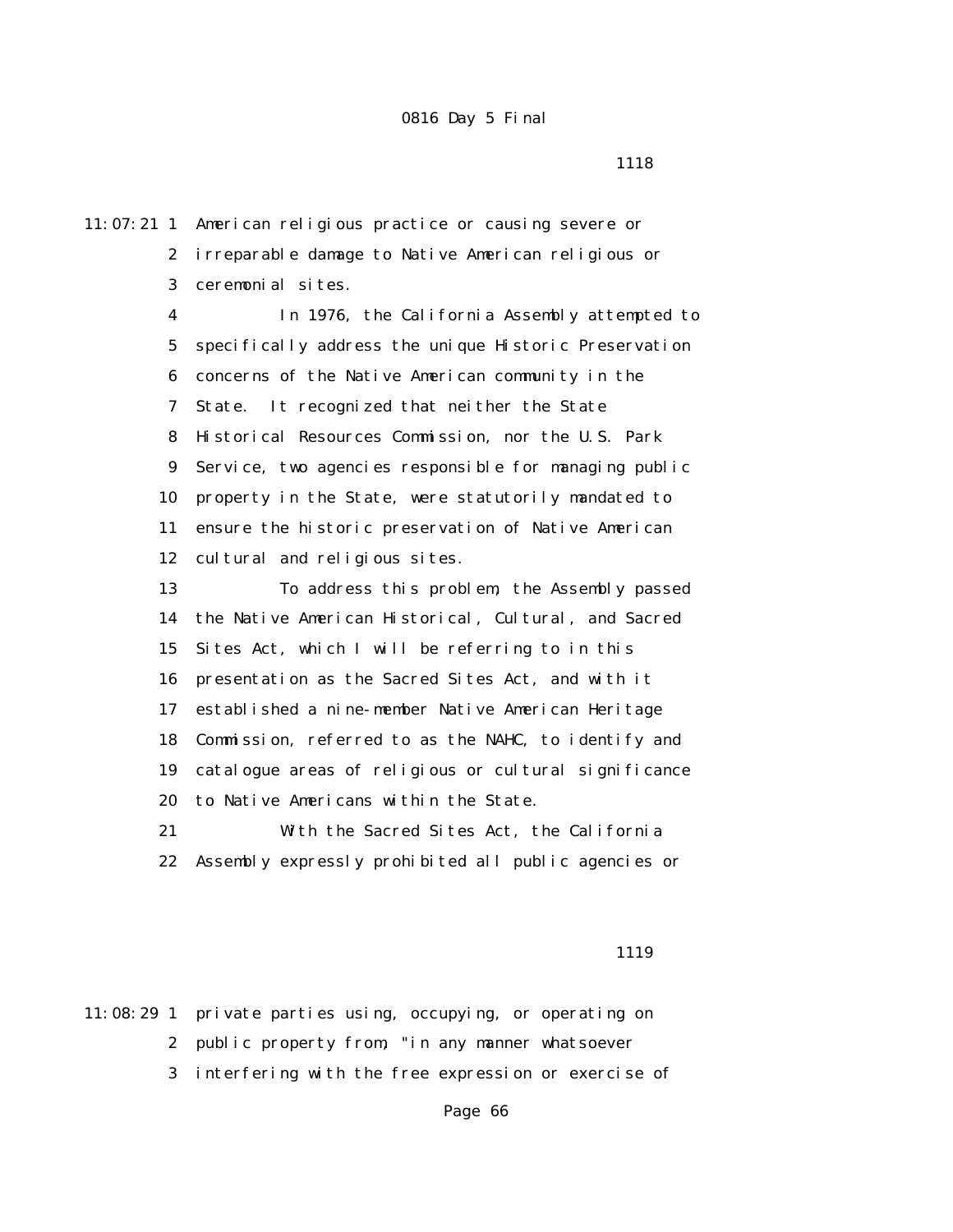1118

11:07:21 1 American religious practice or causing severe or
2 irreparable damage to Native American religious or
3 ceremonial sites.
4 In 1976, the California Assembly attempted to
5 specifically address the unique Historic Preservation
6 concerns of the Native American community in the
7 State. It recognized that neither the State
8 Historical Resources Commission, nor the U.S. Park
9 Service, two agencies responsible for managing public
10 property in the State, were statutorily mandated to
11 ensure the historic preservation of Native American
12 cultural and religious sites.
13 To address this problem, the Assembly passed
14 the Native American Historical, Cultural, and Sacred
15 Sites Act, which I will be referring to in this
16 presentation as the Sacred Sites Act, and with it
17 established a nine-member Native American Heritage
18 Commission, referred to as the NAHC, to identify and
19 catalogue areas of religious or cultural significance
20 to Native Americans within the State.
21 With the Sacred Sites Act, the California
22 Assembly expressly prohibited all public agencies or

1119

11:08:29 1 private parties using, occupying, or operating on
2 public property from, "in any manner whatsoever
3 interfering with the free expression or exercise of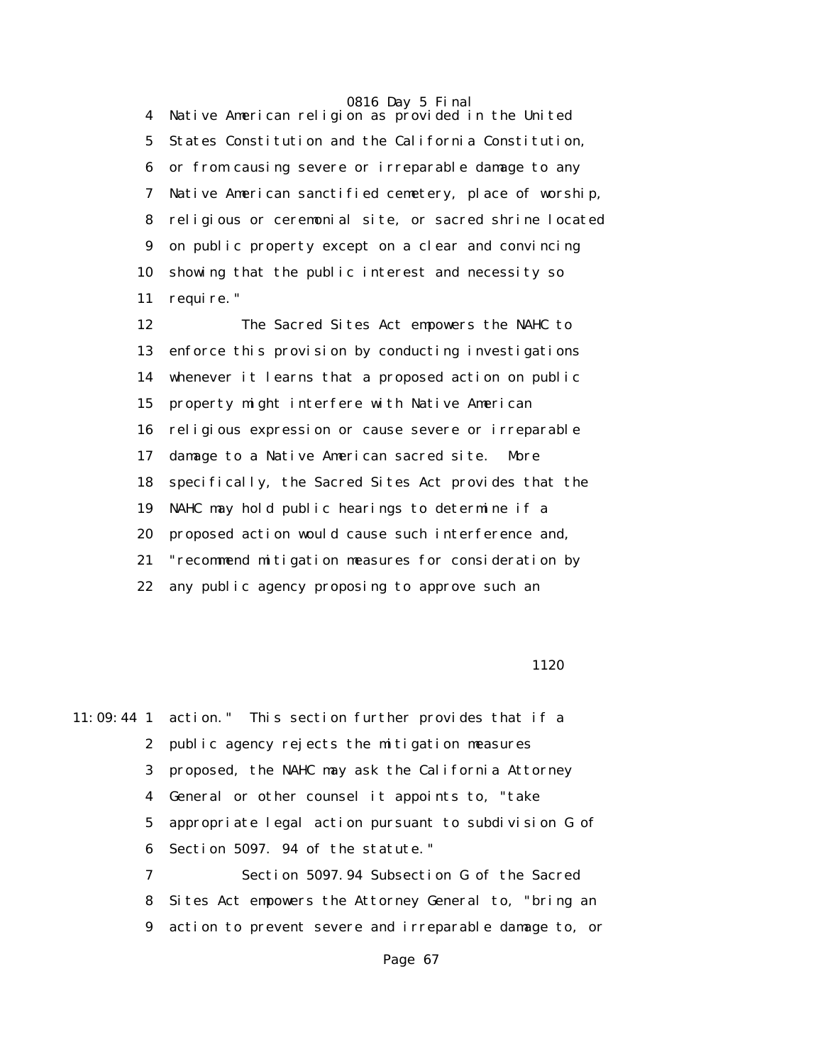4 Native American religion as provided in the United
5 States Constitution and the California Constitution,
6 or from causing severe or irreparable damage to any
7 Native American sanctified cemetery, place of worship,
8 religious or ceremonial site, or sacred shrine located
9 on public property except on a clear and convincing
10 showing that the public interest and necessity so
11 require."
12 The Sacred Sites Act empowers the NAHC to
13 enforce this provision by conducting investigations
14 whenever it learns that a proposed action on public
15 property might interfere with Native American
16 religious expression or cause severe or irreparable
17 damage to a Native American sacred site. More
18 specifically, the Sacred Sites Act provides that the
19 NAHC may hold public hearings to determine if a
20 proposed action would cause such interference and,
21 "recommend mitigation measures for consideration by
22 any public agency proposing to approve such an

1120

11:09:44 1 action." This section further provides that if a
2 public agency rejects the mitigation measures
3 proposed, the NAHC may ask the California Attorney
4 General or other counsel it appoints to, "take
5 appropriate legal action pursuant to subdivision G of
6 Section 5097. 94 of the statute."
7 Section 5097.94 Subsection G of the Sacred
8 Sites Act empowers the Attorney General to, "bring an
9 action to prevent severe and irreparable damage to, or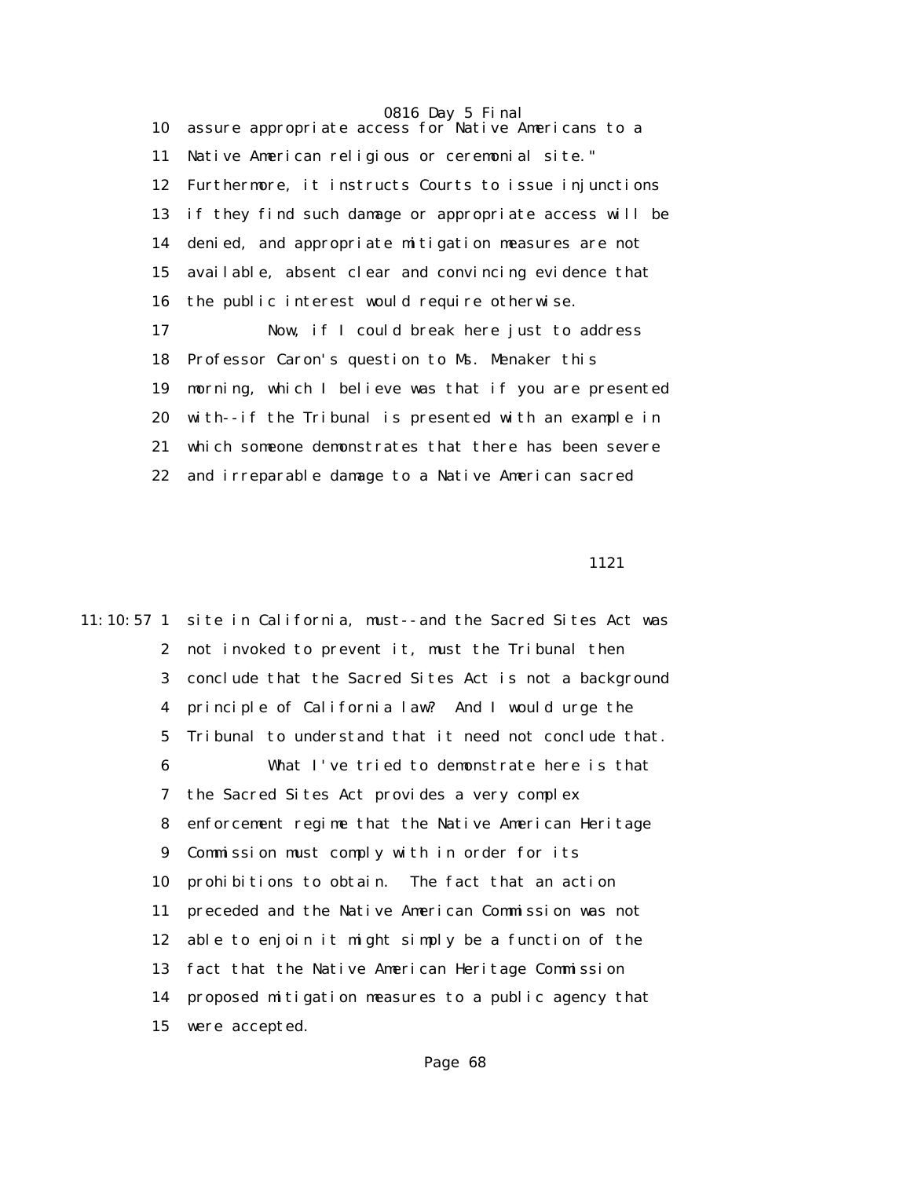assure appropriate access for Native Americans to a Native American religious or ceremonial site." Furthermore, it instructs Courts to issue injunctions if they find such damage or appropriate access will be denied, and appropriate mitigation measures are not available, absent clear and convincing evidence that the public interest would require otherwise.

Now, if I could break here just to address Professor Caron's question to Ms. Menaker this morning, which I believe was that if you are presented with--if the Tribunal is presented with an example in which someone demonstrates that there has been severe and irreparable damage to a Native American sacred site in California, must--and the Sacred Sites Act was not invoked to prevent it, must the Tribunal then conclude that the Sacred Sites Act is not a background principle of California law? And I would urge the Tribunal to understand that it need not conclude that.

What I've tried to demonstrate here is that the Sacred Sites Act provides a very complex enforcement regime that the Native American Heritage Commission must comply with in order for its prohibitions to obtain. The fact that an action preceded and the Native American Commission was not able to enjoin it might simply be a function of the fact that the Native American Heritage Commission proposed mitigation measures to a public agency that were accepted.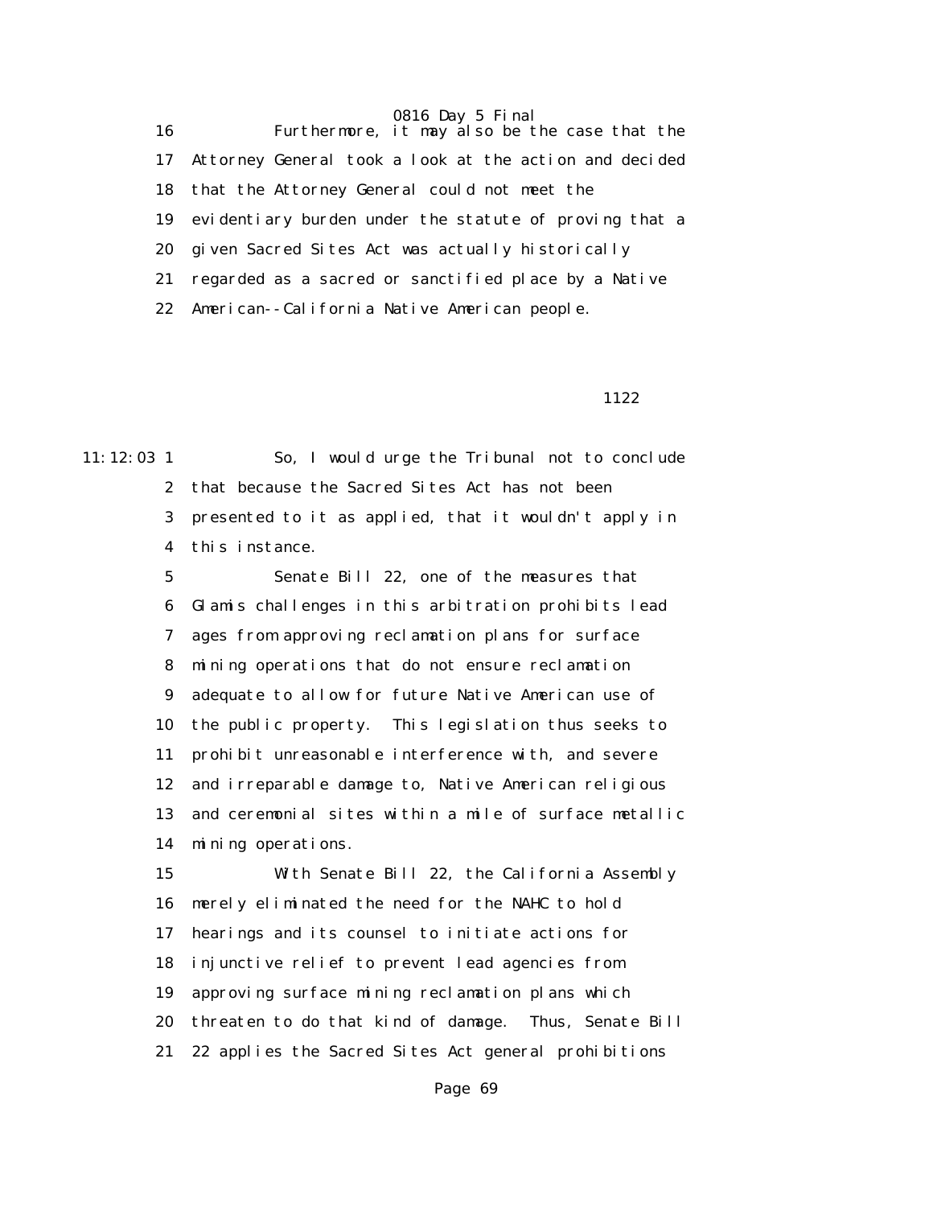16 Furthermore, it may also be the case that the
17 Attorney General took a look at the action and decided
18 that the Attorney General could not meet the
19 evidentiary burden under the statute of proving that a
20 given Sacred Sites Act was actually historically
21 regarded as a sacred or sanctified place by a Native
22 American--California Native American people.

1122

11:12:03 1 So, I would urge the Tribunal not to conclude
2 that because the Sacred Sites Act has not been
3 presented to it as applied, that it wouldn't apply in
4 this instance.
5 Senate Bill 22, one of the measures that
6 Glamis challenges in this arbitration prohibits lead
7 ages from approving reclamation plans for surface
8 mining operations that do not ensure reclamation
9 adequate to allow for future Native American use of
10 the public property. This legislation thus seeks to
11 prohibit unreasonable interference with, and severe
12 and irreparable damage to, Native American religious
13 and ceremonial sites within a mile of surface metallic
14 mining operations.
15 With Senate Bill 22, the California Assembly
16 merely eliminated the need for the NAHC to hold
17 hearings and its counsel to initiate actions for
18 injunctive relief to prevent lead agencies from
19 approving surface mining reclamation plans which
20 threaten to do that kind of damage. Thus, Senate Bill
21 22 applies the Sacred Sites Act general prohibitions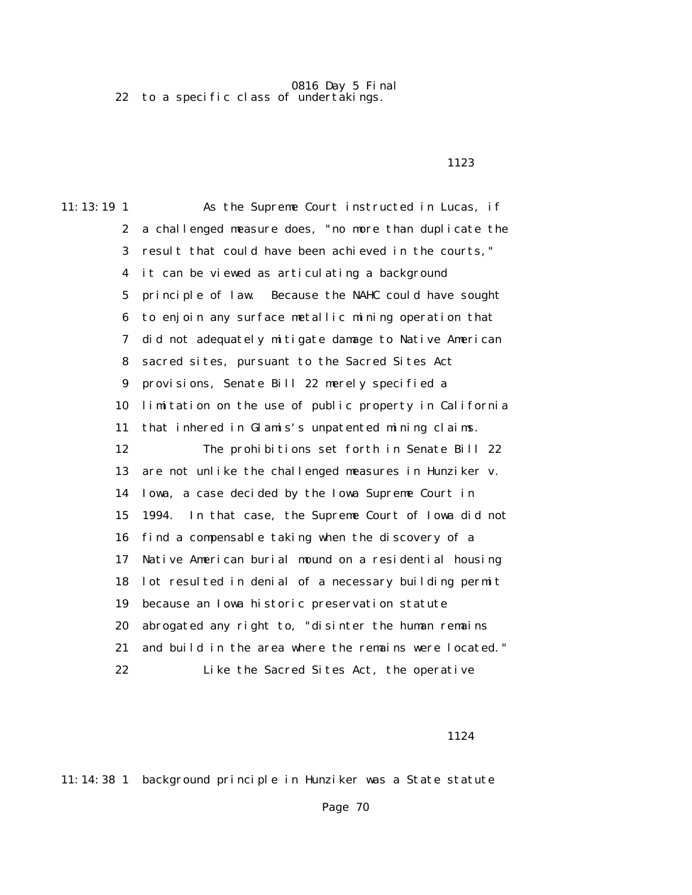22 to a specific class of undertakings.

1123

11:13:19 1 As the Supreme Court instructed in Lucas, if
2 a challenged measure does, "no more than duplicate the
3 result that could have been achieved in the courts,"
4 it can be viewed as articulating a background
5 principle of law. Because the NAHC could have sought
6 to enjoin any surface metallic mining operation that
7 did not adequately mitigate damage to Native American
8 sacred sites, pursuant to the Sacred Sites Act
9 provisions, Senate Bill 22 merely specified a
10 limitation on the use of public property in California
11 that inhered in Glamis's unpatented mining claims.
12 The prohibitions set forth in Senate Bill 22
13 are not unlike the challenged measures in Hunziker v.
14 Iowa, a case decided by the Iowa Supreme Court in
15 1994. In that case, the Supreme Court of Iowa did not
16 find a compensable taking when the discovery of a
17 Native American burial mound on a residential housing
18 lot resulted in denial of a necessary building permit
19 because an Iowa historic preservation statute
20 abrogated any right to, "disinter the human remains
21 and build in the area where the remains were located."
22 Like the Sacred Sites Act, the operative

1124

11:14:38 1 background principle in Hunziker was a State statute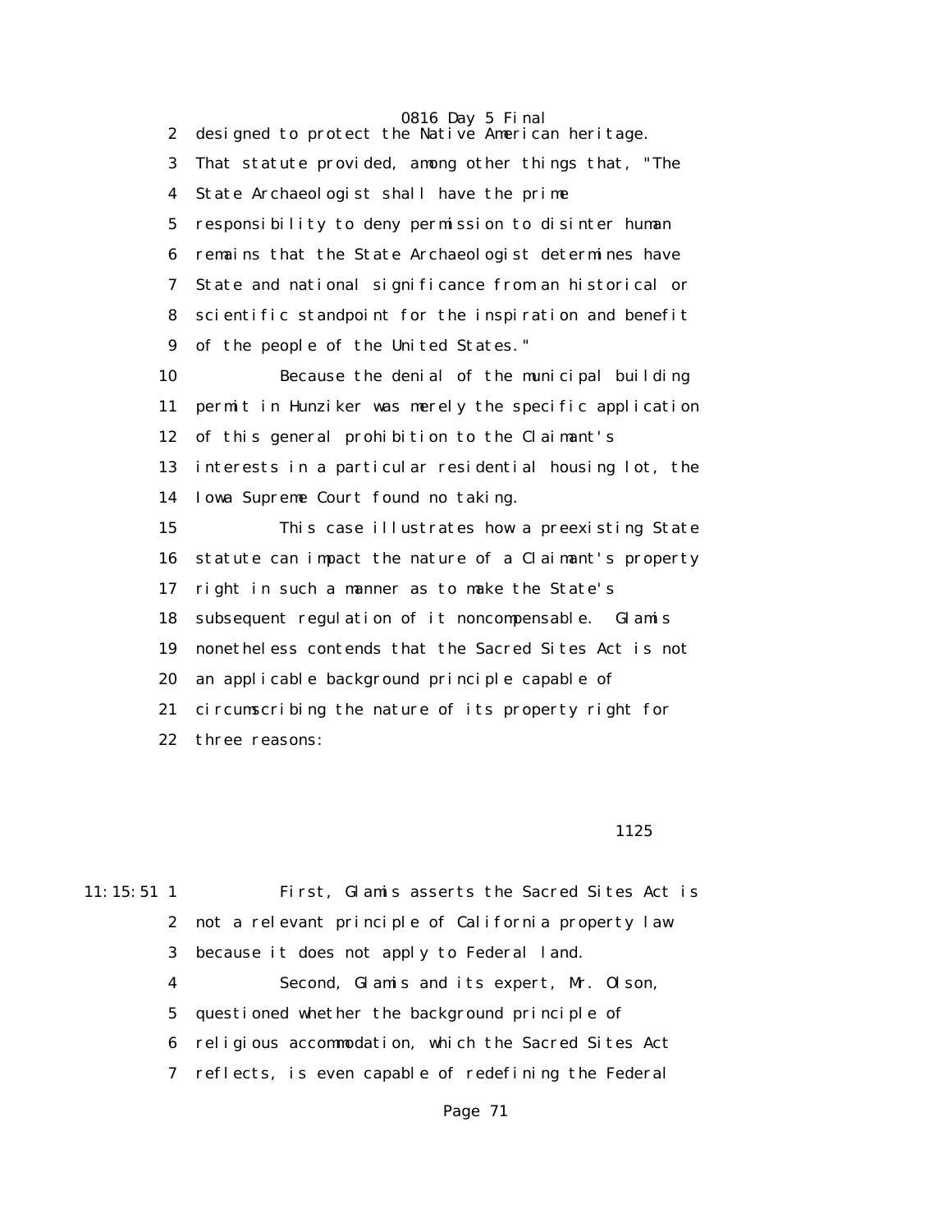designed to protect the Native American heritage. That statute provided, among other things that, "The State Archaeologist shall have the prime responsibility to deny permission to disinter human remains that the State Archaeologist determines have State and national significance from an historical or scientific standpoint for the inspiration and benefit of the people of the United States."

Because the denial of the municipal building permit in Hunziker was merely the specific application of this general prohibition to the Claimant's interests in a particular residential housing lot, the Iowa Supreme Court found no taking.

This case illustrates how a preexisting State statute can impact the nature of a Claimant's property right in such a manner as to make the State's subsequent regulation of it noncompensable. Glamis nonetheless contends that the Sacred Sites Act is not an applicable background principle capable of circumscribing the nature of its property right for three reasons:

1125

11:15:51 First, Glamis asserts the Sacred Sites Act is not a relevant principle of California property law because it does not apply to Federal land.

Second, Glamis and its expert, Mr. Olson, questioned whether the background principle of religious accommodation, which the Sacred Sites Act reflects, is even capable of redefining the Federal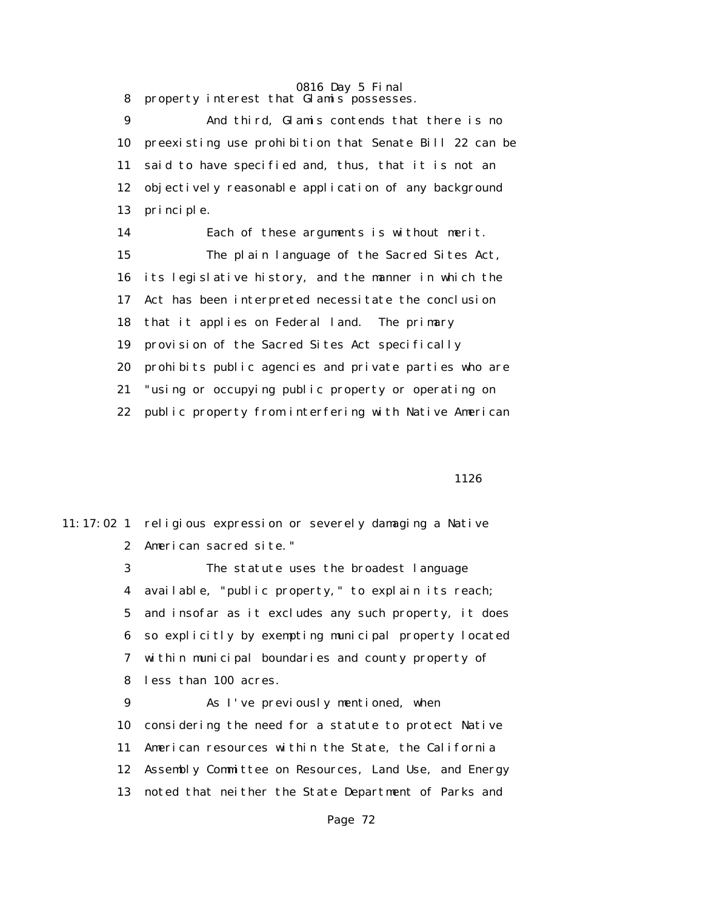8 property interest that Glamis possesses.

9 And third, Glamis contends that there is no

10 preexisting use prohibition that Senate Bill 22 can be

11 said to have specified and, thus, that it is not an

12 objectively reasonable application of any background

13 principle.

14 Each of these arguments is without merit.

15 The plain language of the Sacred Sites Act,

16 its legislative history, and the manner in which the

17 Act has been interpreted necessitate the conclusion

18 that it applies on Federal land. The primary

19 provision of the Sacred Sites Act specifically

20 prohibits public agencies and private parties who are

21 "using or occupying public property or operating on

22 public property from interfering with Native American

1126

11:17:02 1 religious expression or severely damaging a Native

2 American sacred site."

3 The statute uses the broadest language

4 available, "public property," to explain its reach;

5 and insofar as it excludes any such property, it does

6 so explicitly by exempting municipal property located

7 within municipal boundaries and county property of

8 less than 100 acres.

9 As I've previously mentioned, when

10 considering the need for a statute to protect Native

11 American resources within the State, the California

12 Assembly Committee on Resources, Land Use, and Energy

13 noted that neither the State Department of Parks and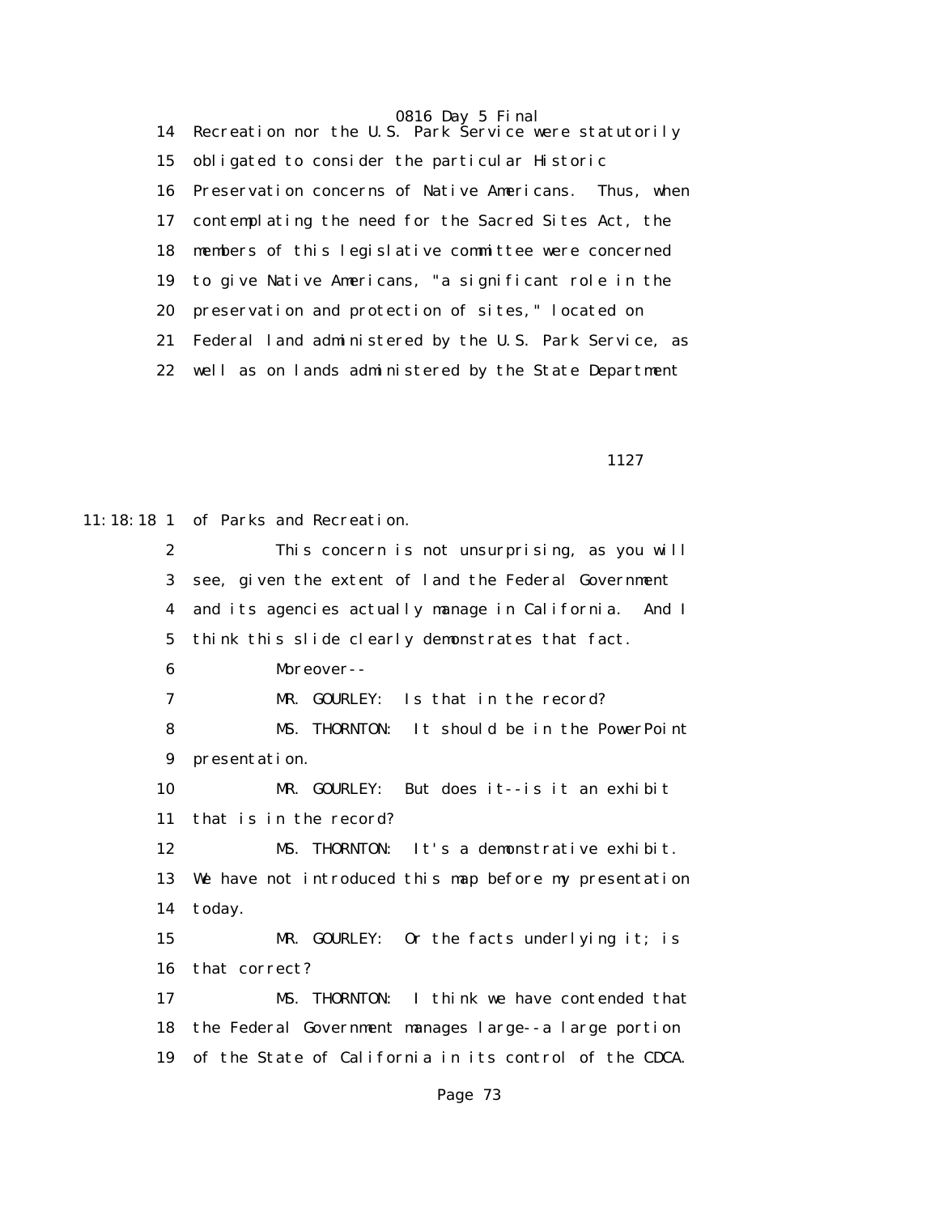14 Recreation nor the U.S. Park Service were statutorily
15 obligated to consider the particular Historic
16 Preservation concerns of Native Americans. Thus, when
17 contemplating the need for the Sacred Sites Act, the
18 members of this legislative committee were concerned
19 to give Native Americans, "a significant role in the
20 preservation and protection of sites," located on
21 Federal land administered by the U.S. Park Service, as
22 well as on lands administered by the State Department

1127

11:18:18 1 of Parks and Recreation.
2 This concern is not unsurprising, as you will
3 see, given the extent of land the Federal Government
4 and its agencies actually manage in California. And I
5 think this slide clearly demonstrates that fact.
6 Moreover--
7 MR. GOURLEY: Is that in the record?
8 MS. THORNTON: It should be in the PowerPoint
9 presentation.
10 MR. GOURLEY: But does it--is it an exhibit
11 that is in the record?
12 MS. THORNTON: It's a demonstrative exhibit.
13 We have not introduced this map before my presentation
14 today.
15 MR. GOURLEY: Or the facts underlying it; is
16 that correct?
17 MS. THORNTON: I think we have contended that
18 the Federal Government manages large--a large portion
19 of the State of California in its control of the CDCA.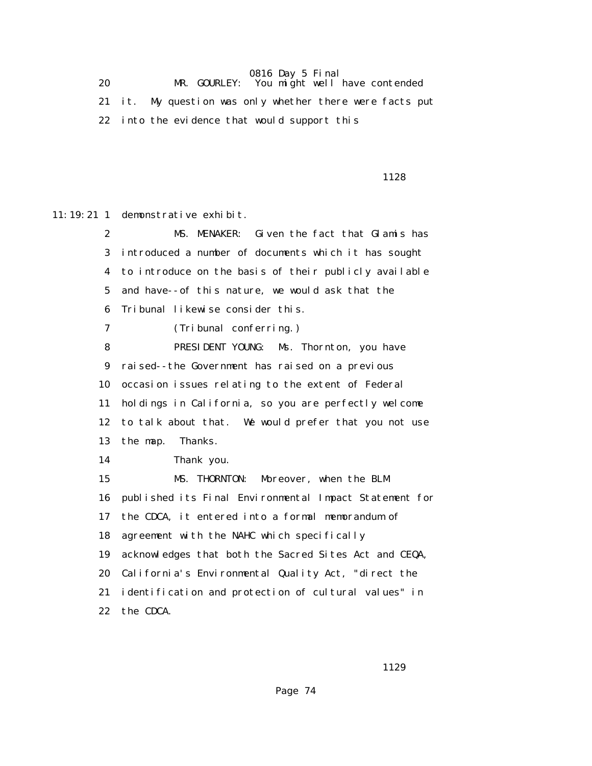20 MR. GOURLEY: You might well have contended

21 it. My question was only whether there were facts put

22 into the evidence that would support this

11:19:21 1 demonstrative exhibit.

2 MS. MENAKER: Given the fact that Glamis has

3 introduced a number of documents which it has sought

4 to introduce on the basis of their publicly available

5 and have--of this nature, we would ask that the

6 Tribunal likewise consider this.

7 (Tribunal conferring.)

8 PRESIDENT YOUNG: Ms. Thornton, you have

9 raised--the Government has raised on a previous

10 occasion issues relating to the extent of Federal

11 holdings in California, so you are perfectly welcome

12 to talk about that. We would prefer that you not use

13 the map. Thanks.

14 Thank you.

15 MS. THORNTON: Moreover, when the BLM

16 published its Final Environmental Impact Statement for

17 the CDCA, it entered into a formal memorandum of

18 agreement with the NAHC which specifically

19 acknowledges that both the Sacred Sites Act and CEQA,

20 California's Environmental Quality Act, "direct the

21 identification and protection of cultural values" in

22 the CDCA.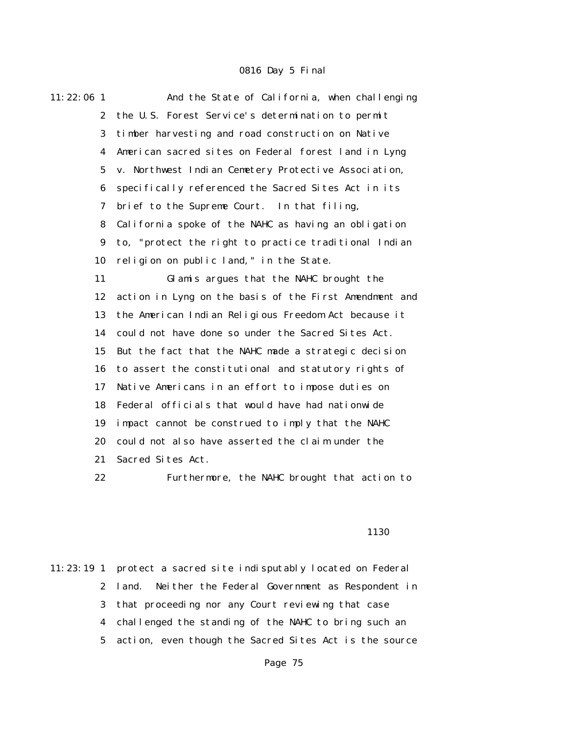And the State of California, when challenging the U.S. Forest Service's determination to permit timber harvesting and road construction on Native American sacred sites on Federal forest land in Lyng v. Northwest Indian Cemetery Protective Association, specifically referenced the Sacred Sites Act in its brief to the Supreme Court. In that filing, California spoke of the NAHC as having an obligation to, "protect the right to practice traditional Indian religion on public land," in the State.

Glamis argues that the NAHC brought the action in Lyng on the basis of the First Amendment and the American Indian Religious Freedom Act because it could not have done so under the Sacred Sites Act. But the fact that the NAHC made a strategic decision to assert the constitutional and statutory rights of Native Americans in an effort to impose duties on Federal officials that would have had nationwide impact cannot be construed to imply that the NAHC could not also have asserted the claim under the Sacred Sites Act.

Furthermore, the NAHC brought that action to protect a sacred site indisputably located on Federal land. Neither the Federal Government as Respondent in that proceeding nor any Court reviewing that case challenged the standing of the NAHC to bring such an action, even though the Sacred Sites Act is the source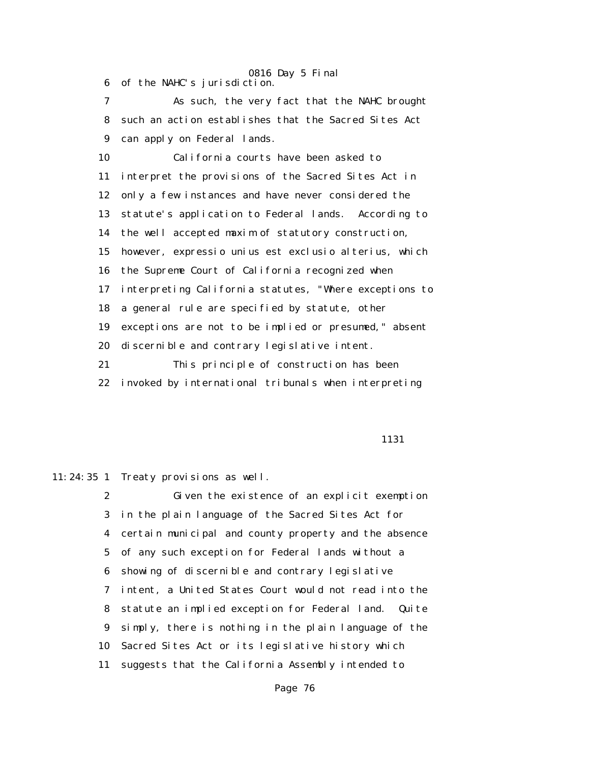of the NAHC's jurisdiction.

As such, the very fact that the NAHC brought such an action establishes that the Sacred Sites Act can apply on Federal lands.

California courts have been asked to interpret the provisions of the Sacred Sites Act in only a few instances and have never considered the statute's application to Federal lands. According to the well accepted maxim of statutory construction, however, expressio unius est exclusio alterius, which the Supreme Court of California recognized when interpreting California statutes, "Where exceptions to a general rule are specified by statute, other exceptions are not to be implied or presumed," absent discernible and contrary legislative intent.

This principle of construction has been invoked by international tribunals when interpreting Treaty provisions as well.

Given the existence of an explicit exemption in the plain language of the Sacred Sites Act for certain municipal and county property and the absence of any such exception for Federal lands without a showing of discernible and contrary legislative intent, a United States Court would not read into the statute an implied exception for Federal land. Quite simply, there is nothing in the plain language of the Sacred Sites Act or its legislative history which suggests that the California Assembly intended to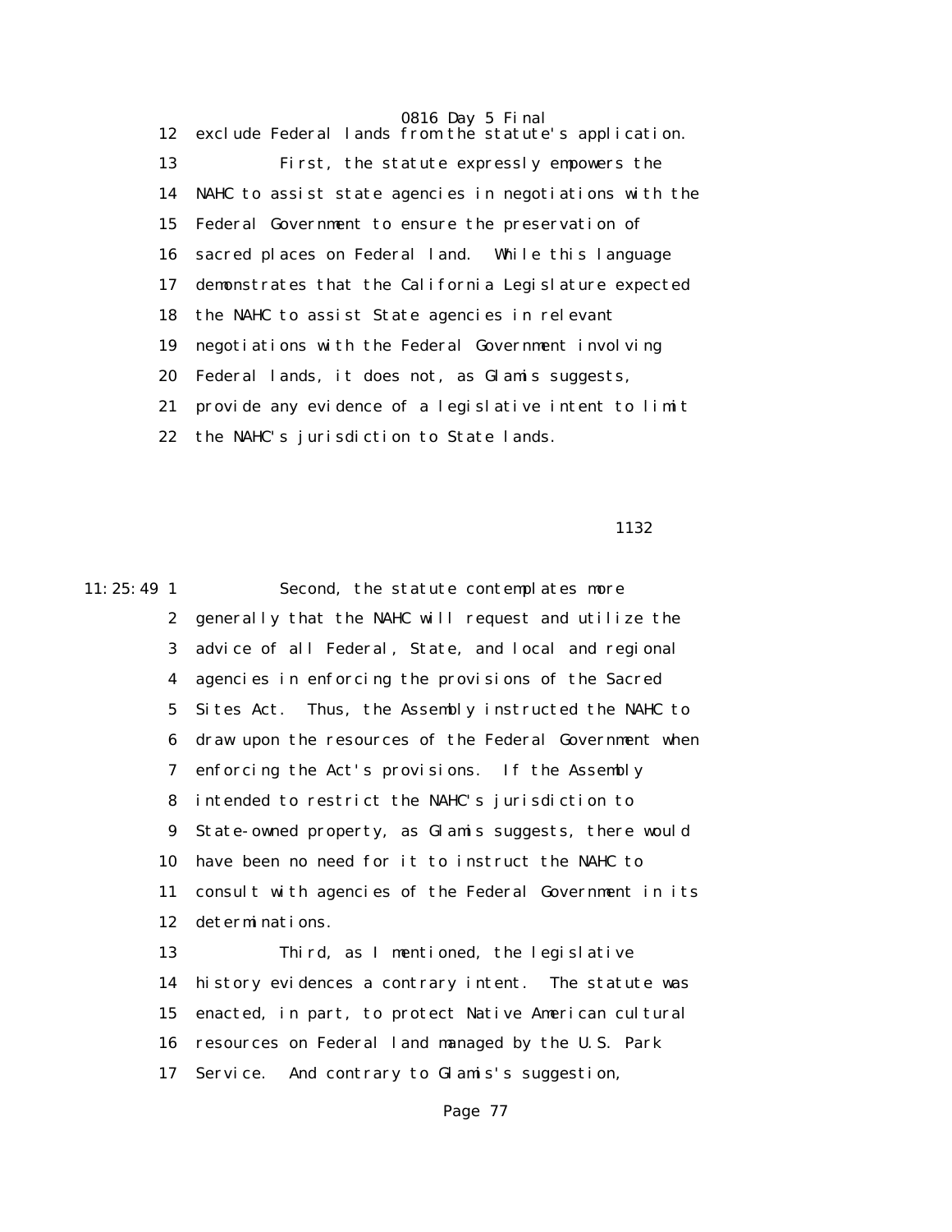12 exclude Federal lands from the statute's application.

13 First, the statute expressly empowers the

14 NAHC to assist state agencies in negotiations with the

15 Federal Government to ensure the preservation of

16 sacred places on Federal land. While this language

17 demonstrates that the California Legislature expected

18 the NAHC to assist State agencies in relevant

19 negotiations with the Federal Government involving

20 Federal lands, it does not, as Glamis suggests,

21 provide any evidence of a legislative intent to limit

22 the NAHC's jurisdiction to State lands.

1132

11:25:49 1 Second, the statute contemplates more

2 generally that the NAHC will request and utilize the

3 advice of all Federal, State, and local and regional

4 agencies in enforcing the provisions of the Sacred

5 Sites Act. Thus, the Assembly instructed the NAHC to

6 draw upon the resources of the Federal Government when

7 enforcing the Act's provisions. If the Assembly

8 intended to restrict the NAHC's jurisdiction to

9 State-owned property, as Glamis suggests, there would

10 have been no need for it to instruct the NAHC to

11 consult with agencies of the Federal Government in its

12 determinations.

13 Third, as I mentioned, the legislative

14 history evidences a contrary intent. The statute was

15 enacted, in part, to protect Native American cultural

16 resources on Federal land managed by the U.S. Park

17 Service. And contrary to Glamis's suggestion,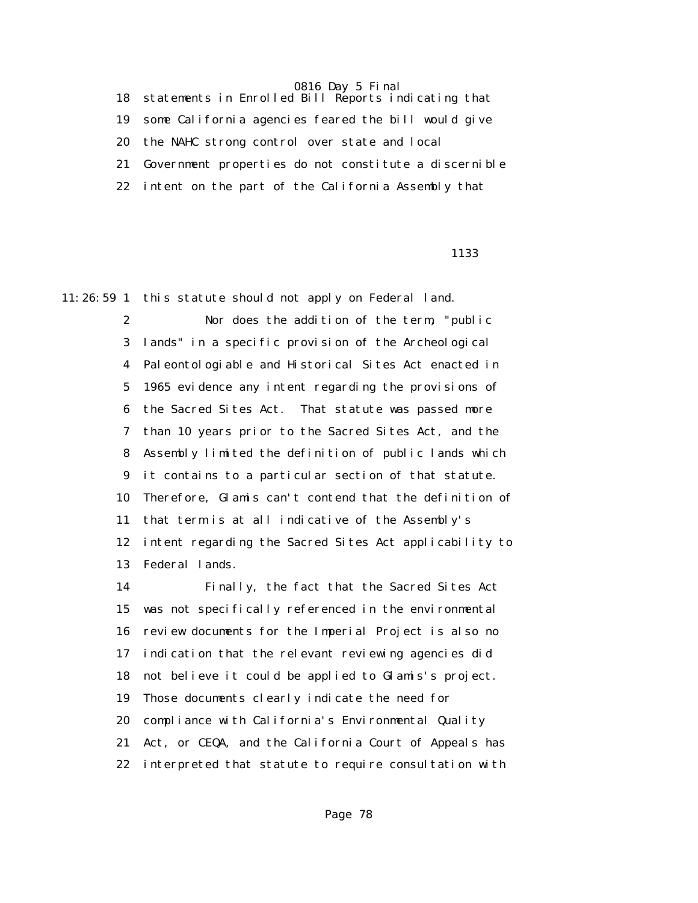18 statements in Enrolled Bill Reports indicating that
19 some California agencies feared the bill would give
20 the NAHC strong control over state and local
21 Government properties do not constitute a discernible
22 intent on the part of the California Assembly that

1133

11:26:59 1 this statute should not apply on Federal land.
2 Nor does the addition of the term, "public
3 lands" in a specific provision of the Archeological
4 Paleontologiable and Historical Sites Act enacted in
5 1965 evidence any intent regarding the provisions of
6 the Sacred Sites Act. That statute was passed more
7 than 10 years prior to the Sacred Sites Act, and the
8 Assembly limited the definition of public lands which
9 it contains to a particular section of that statute.
10 Therefore, Glamis can't contend that the definition of
11 that term is at all indicative of the Assembly's
12 intent regarding the Sacred Sites Act applicability to
13 Federal lands.
14 Finally, the fact that the Sacred Sites Act
15 was not specifically referenced in the environmental
16 review documents for the Imperial Project is also no
17 indication that the relevant reviewing agencies did
18 not believe it could be applied to Glamis's project.
19 Those documents clearly indicate the need for
20 compliance with California's Environmental Quality
21 Act, or CEQA, and the California Court of Appeals has
22 interpreted that statute to require consultation with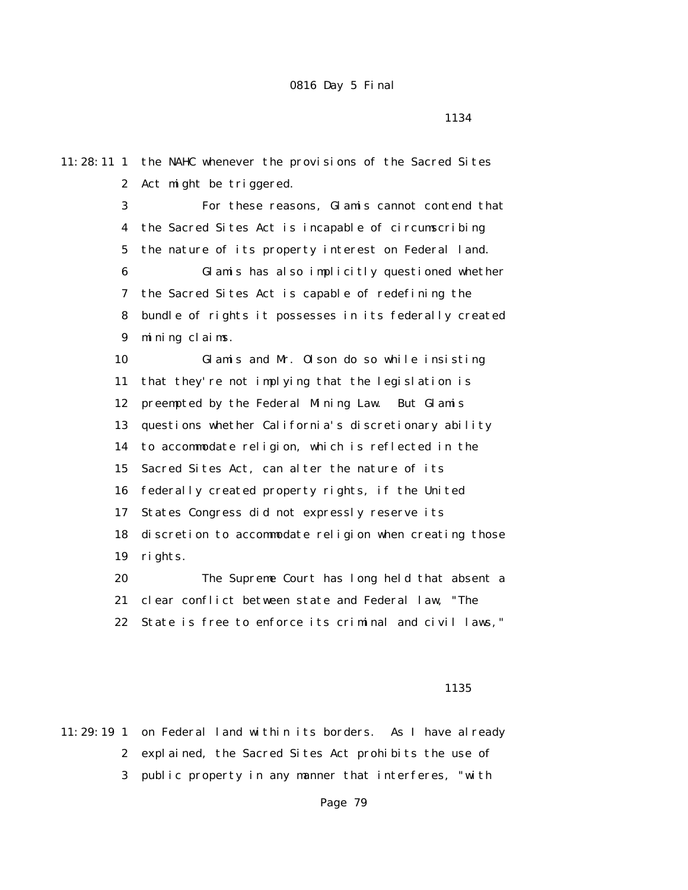0816 Day 5 Final

1134

11:28:11 1 the NAHC whenever the provisions of the Sacred Sites
2 Act might be triggered.
3 For these reasons, Glamis cannot contend that
4 the Sacred Sites Act is incapable of circumscribing
5 the nature of its property interest on Federal land.
6 Glamis has also implicitly questioned whether
7 the Sacred Sites Act is capable of redefining the
8 bundle of rights it possesses in its federally created
9 mining claims.
10 Glamis and Mr. Olson do so while insisting
11 that they're not implying that the legislation is
12 preempted by the Federal Mining Law. But Glamis
13 questions whether California's discretionary ability
14 to accommodate religion, which is reflected in the
15 Sacred Sites Act, can alter the nature of its
16 federally created property rights, if the United
17 States Congress did not expressly reserve its
18 discretion to accommodate religion when creating those
19 rights.
20 The Supreme Court has long held that absent a
21 clear conflict between state and Federal law, "The
22 State is free to enforce its criminal and civil laws,"

1135

11:29:19 1 on Federal land within its borders. As I have already
2 explained, the Sacred Sites Act prohibits the use of
3 public property in any manner that interferes, "with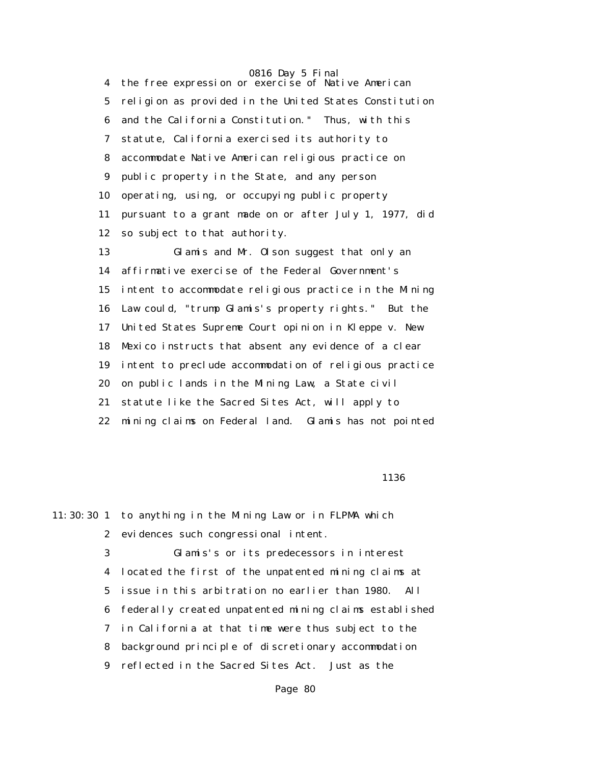the free expression or exercise of Native American religion as provided in the United States Constitution and the California Constitution." Thus, with this statute, California exercised its authority to accommodate Native American religious practice on public property in the State, and any person operating, using, or occupying public property pursuant to a grant made on or after July 1, 1977, did so subject to that authority.

Glamis and Mr. Olson suggest that only an affirmative exercise of the Federal Government's intent to accommodate religious practice in the Mining Law could, "trump Glamis's property rights." But the United States Supreme Court opinion in Kleppe v. New Mexico instructs that absent any evidence of a clear intent to preclude accommodation of religious practice on public lands in the Mining Law, a State civil statute like the Sacred Sites Act, will apply to mining claims on Federal land. Glamis has not pointed to anything in the Mining Law or in FLPMA which evidences such congressional intent.

Glamis's or its predecessors in interest located the first of the unpatented mining claims at issue in this arbitration no earlier than 1980. All federally created unpatented mining claims established in California at that time were thus subject to the background principle of discretionary accommodation reflected in the Sacred Sites Act. Just as the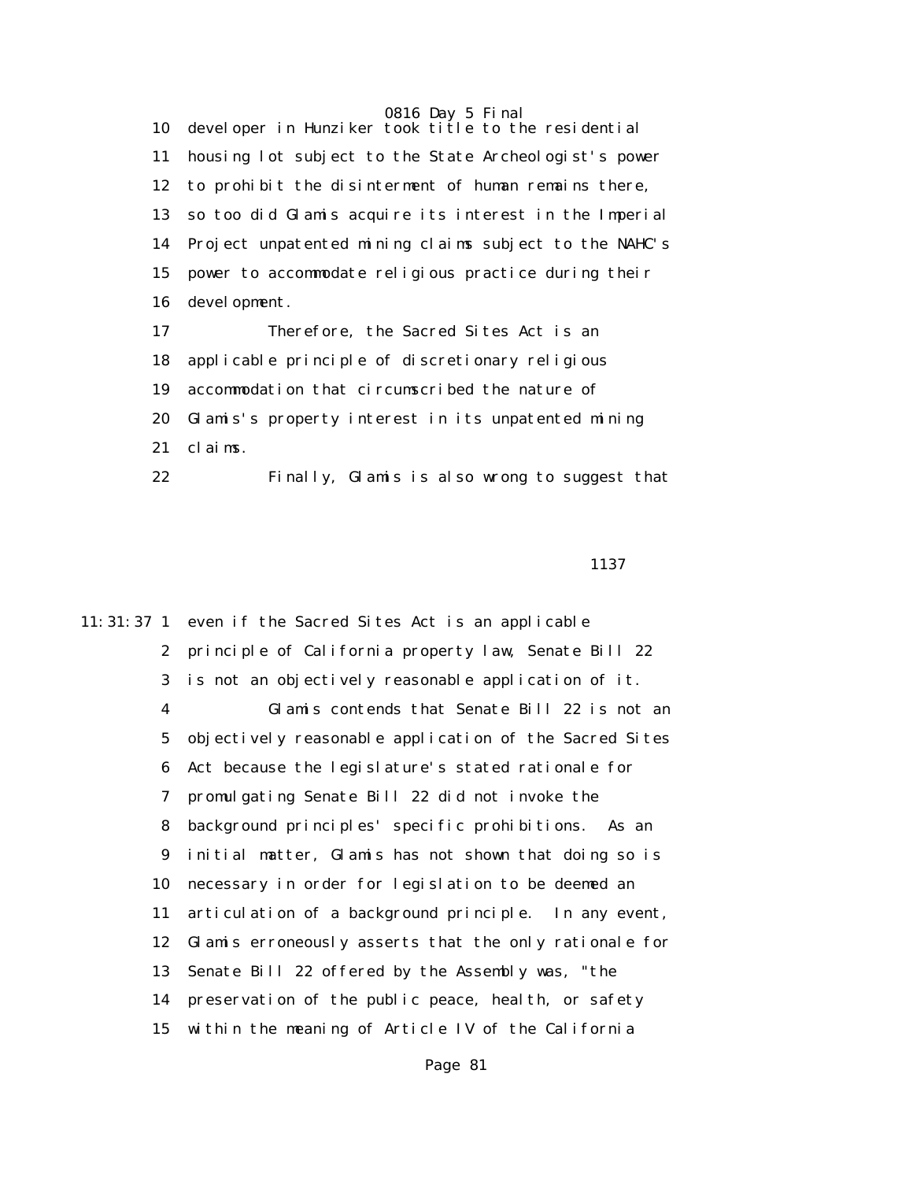10 developer in Hunziker took title to the residential

11 housing lot subject to the State Archeologist's power

12 to prohibit the disinterment of human remains there,

13 so too did Glamis acquire its interest in the Imperial

14 Project unpatented mining claims subject to the NAHC's

15 power to accommodate religious practice during their

16 development.

17 Therefore, the Sacred Sites Act is an

18 applicable principle of discretionary religious

19 accommodation that circumscribed the nature of

20 Glamis's property interest in its unpatented mining

21 claims.

22 Finally, Glamis is also wrong to suggest that

1137

11:31:37 1 even if the Sacred Sites Act is an applicable

2 principle of California property law, Senate Bill 22

3 is not an objectively reasonable application of it.

4 Glamis contends that Senate Bill 22 is not an

5 objectively reasonable application of the Sacred Sites

6 Act because the legislature's stated rationale for

7 promulgating Senate Bill 22 did not invoke the

8 background principles' specific prohibitions. As an

9 initial matter, Glamis has not shown that doing so is

10 necessary in order for legislation to be deemed an

11 articulation of a background principle. In any event,

12 Glamis erroneously asserts that the only rationale for

13 Senate Bill 22 offered by the Assembly was, "the

14 preservation of the public peace, health, or safety

15 within the meaning of Article IV of the California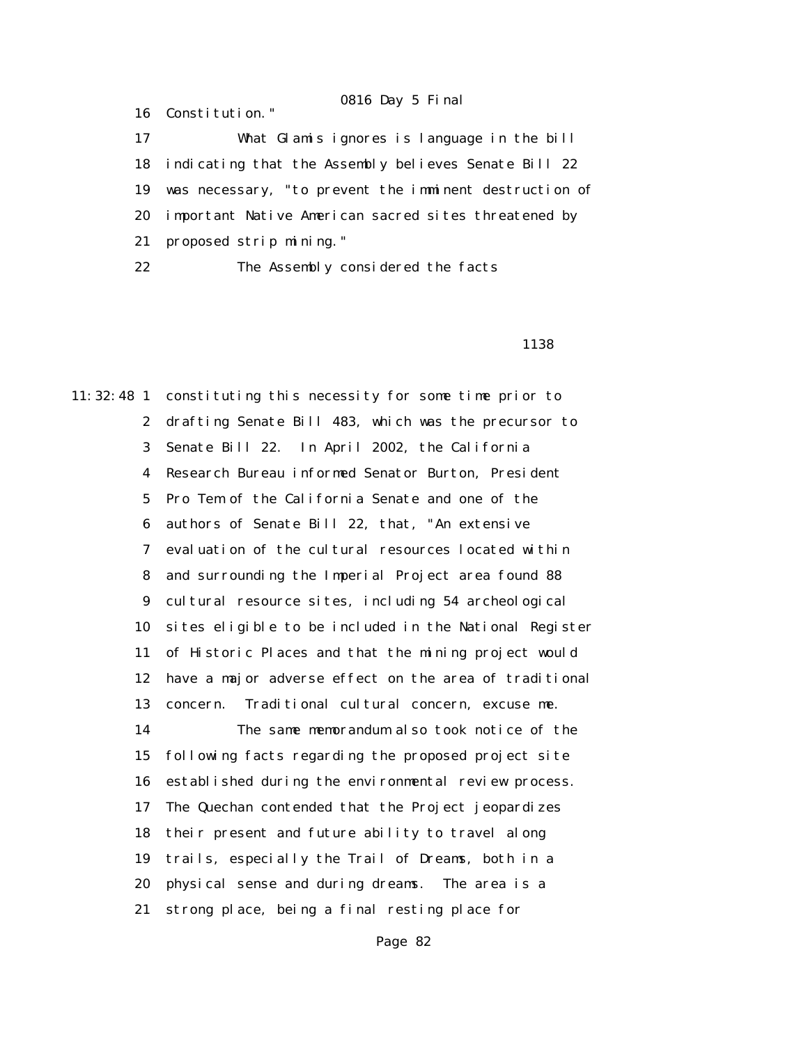16 Constitution."

17 What Glamis ignores is language in the bill

18 indicating that the Assembly believes Senate Bill 22

19 was necessary, "to prevent the imminent destruction of

20 important Native American sacred sites threatened by

21 proposed strip mining."

22 The Assembly considered the facts

1138

11:32:48 1 constituting this necessity for some time prior to

2 drafting Senate Bill 483, which was the precursor to

3 Senate Bill 22. In April 2002, the California

4 Research Bureau informed Senator Burton, President

5 Pro Tem of the California Senate and one of the

6 authors of Senate Bill 22, that, "An extensive

7 evaluation of the cultural resources located within

8 and surrounding the Imperial Project area found 88

9 cultural resource sites, including 54 archeological

10 sites eligible to be included in the National Register

11 of Historic Places and that the mining project would

12 have a major adverse effect on the area of traditional

13 concern. Traditional cultural concern, excuse me.

14 The same memorandum also took notice of the

15 following facts regarding the proposed project site

16 established during the environmental review process.

17 The Quechan contended that the Project jeopardizes

18 their present and future ability to travel along

19 trails, especially the Trail of Dreams, both in a

20 physical sense and during dreams. The area is a

21 strong place, being a final resting place for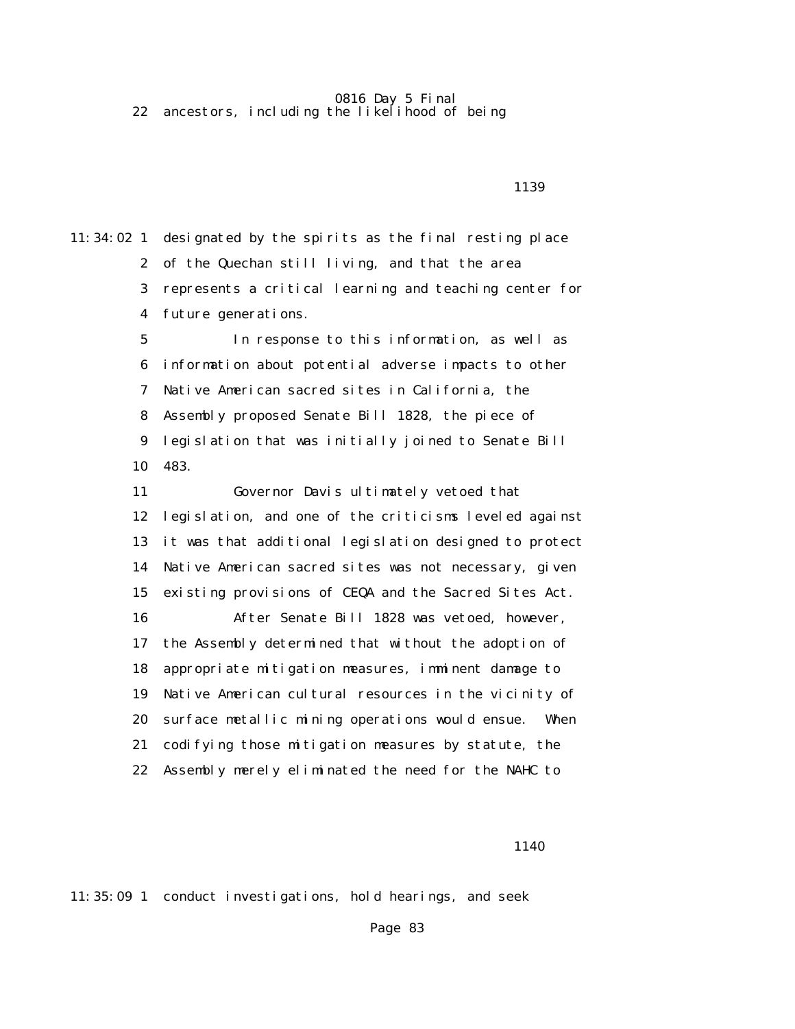22 ancestors, including the likelihood of being

1139

11:34:02 1 designated by the spirits as the final resting place
2 of the Quechan still living, and that the area
3 represents a critical learning and teaching center for
4 future generations.
5 In response to this information, as well as
6 information about potential adverse impacts to other
7 Native American sacred sites in California, the
8 Assembly proposed Senate Bill 1828, the piece of
9 legislation that was initially joined to Senate Bill
10 483.
11 Governor Davis ultimately vetoed that
12 legislation, and one of the criticisms leveled against
13 it was that additional legislation designed to protect
14 Native American sacred sites was not necessary, given
15 existing provisions of CEQA and the Sacred Sites Act.
16 After Senate Bill 1828 was vetoed, however,
17 the Assembly determined that without the adoption of
18 appropriate mitigation measures, imminent damage to
19 Native American cultural resources in the vicinity of
20 surface metallic mining operations would ensue. When
21 codifying those mitigation measures by statute, the
22 Assembly merely eliminated the need for the NAHC to

1140

11:35:09 1 conduct investigations, hold hearings, and seek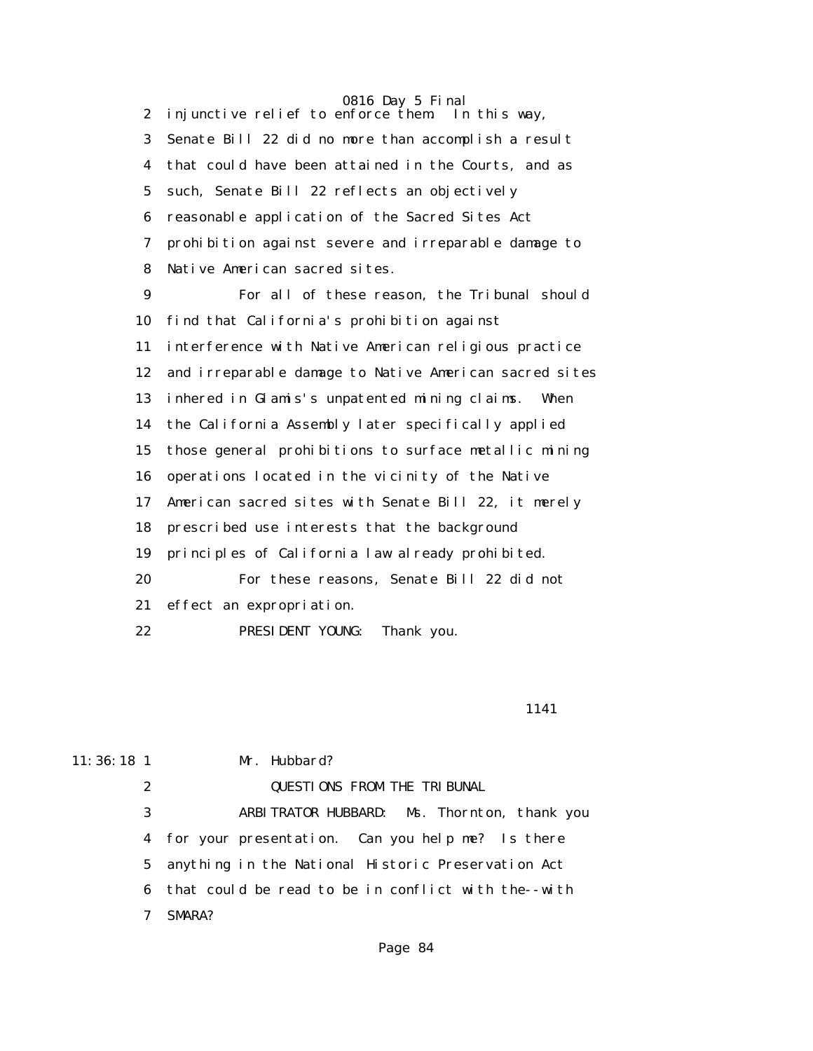2 injunctive relief to enforce them. In this way,
3 Senate Bill 22 did no more than accomplish a result
4 that could have been attained in the Courts, and as
5 such, Senate Bill 22 reflects an objectively
6 reasonable application of the Sacred Sites Act
7 prohibition against severe and irreparable damage to
8 Native American sacred sites.
9 For all of these reason, the Tribunal should
10 find that California's prohibition against
11 interference with Native American religious practice
12 and irreparable damage to Native American sacred sites
13 inhered in Glamis's unpatented mining claims. When
14 the California Assembly later specifically applied
15 those general prohibitions to surface metallic mining
16 operations located in the vicinity of the Native
17 American sacred sites with Senate Bill 22, it merely
18 prescribed use interests that the background
19 principles of California law already prohibited.
20 For these reasons, Senate Bill 22 did not
21 effect an expropriation.
22 PRESIDENT YOUNG: Thank you.

1141

11:36:18 1 Mr. Hubbard?
2 QUESTIONS FROM THE TRIBUNAL
3 ARBITRATOR HUBBARD: Ms. Thornton, thank you
4 for your presentation. Can you help me? Is there
5 anything in the National Historic Preservation Act
6 that could be read to be in conflict with the--with
7 SMARA?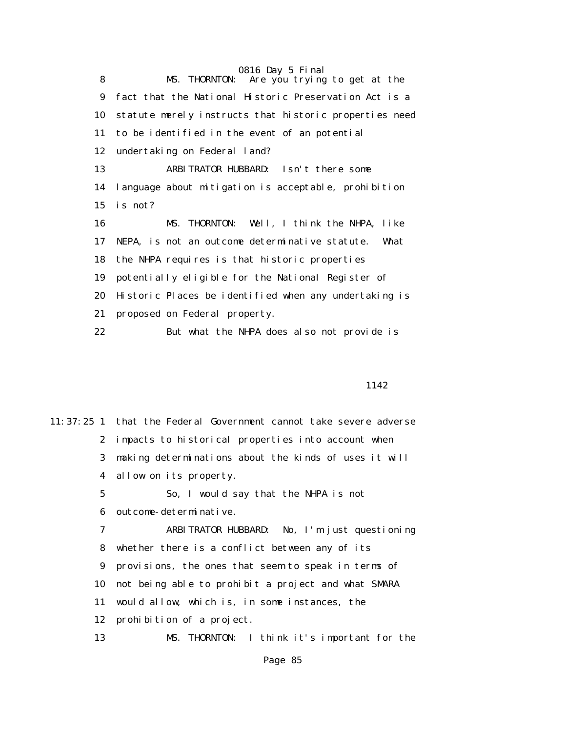8 MS. THORNTON: Are you trying to get at the
9 fact that the National Historic Preservation Act is a
10 statute merely instructs that historic properties need
11 to be identified in the event of an potential
12 undertaking on Federal land?

13 ARBITRATOR HUBBARD: Isn't there some
14 language about mitigation is acceptable, prohibition
15 is not?

16 MS. THORNTON: Well, I think the NHPA, like
17 NEPA, is not an outcome determinative statute. What
18 the NHPA requires is that historic properties
19 potentially eligible for the National Register of
20 Historic Places be identified when any undertaking is
21 proposed on Federal property.

22 But what the NHPA does also not provide is

1142

11:37:25 1 that the Federal Government cannot take severe adverse
2 impacts to historical properties into account when
3 making determinations about the kinds of uses it will
4 allow on its property.

5 So, I would say that the NHPA is not
6 outcome-determinative.

7 ARBITRATOR HUBBARD: No, I'm just questioning
8 whether there is a conflict between any of its
9 provisions, the ones that seem to speak in terms of
10 not being able to prohibit a project and what SMARA
11 would allow, which is, in some instances, the
12 prohibition of a project.

13 MS. THORNTON: I think it's important for the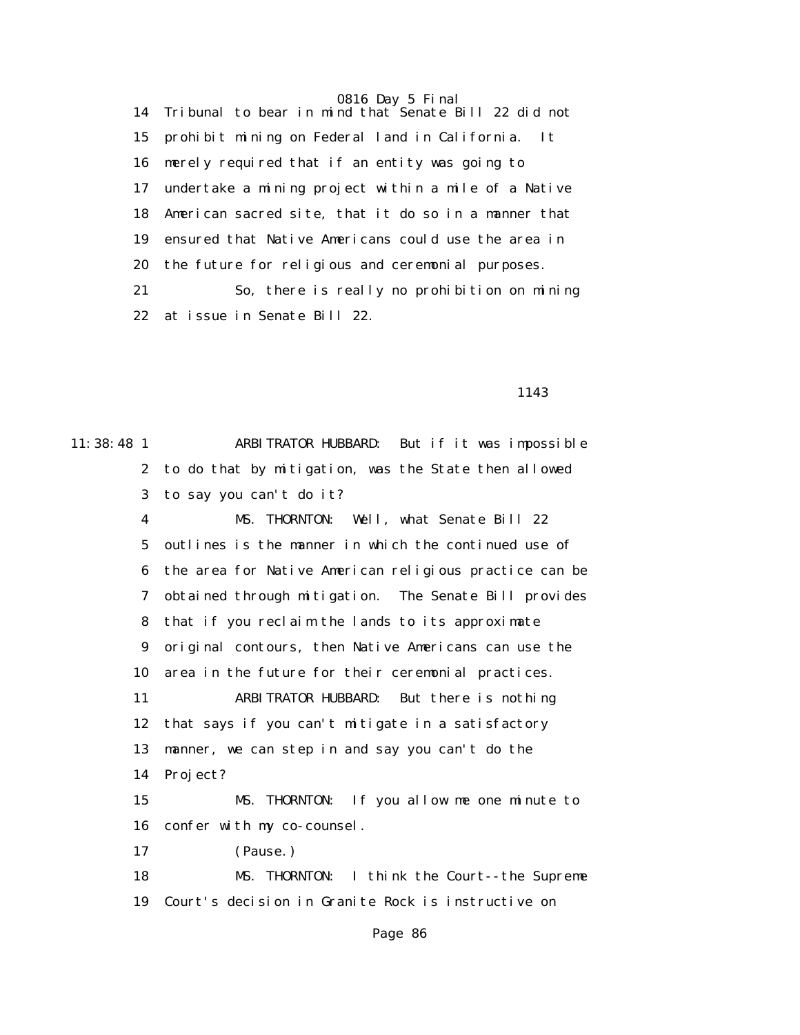14 Tribunal to bear in mind that Senate Bill 22 did not
15 prohibit mining on Federal land in California. It
16 merely required that if an entity was going to
17 undertake a mining project within a mile of a Native
18 American sacred site, that it do so in a manner that
19 ensured that Native Americans could use the area in
20 the future for religious and ceremonial purposes.
21 So, there is really no prohibition on mining
22 at issue in Senate Bill 22.

1143

11:38:48 1 ARBITRATOR HUBBARD: But if it was impossible
2 to do that by mitigation, was the State then allowed
3 to say you can't do it?
4 MS. THORNTON: Well, what Senate Bill 22
5 outlines is the manner in which the continued use of
6 the area for Native American religious practice can be
7 obtained through mitigation. The Senate Bill provides
8 that if you reclaim the lands to its approximate
9 original contours, then Native Americans can use the
10 area in the future for their ceremonial practices.
11 ARBITRATOR HUBBARD: But there is nothing
12 that says if you can't mitigate in a satisfactory
13 manner, we can step in and say you can't do the
14 Project?
15 MS. THORNTON: If you allow me one minute to
16 confer with my co-counsel.
17 (Pause.)
18 MS. THORNTON: I think the Court--the Supreme
19 Court's decision in Granite Rock is instructive on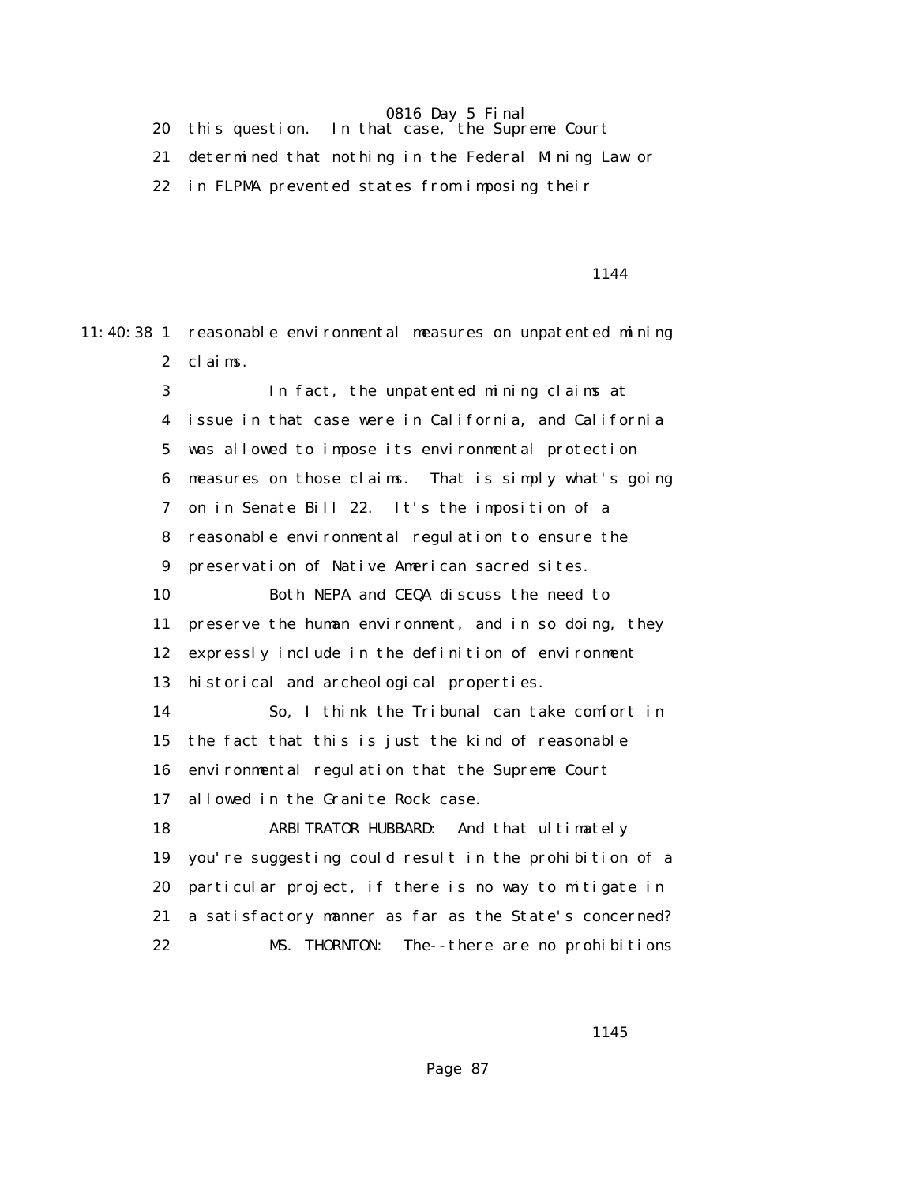20 this question. In that case, the Supreme Court
21 determined that nothing in the Federal Mining Law or
22 in FLPMA prevented states from imposing their

1144

11:40:38 1 reasonable environmental measures on unpatented mining
2 claims.
3 In fact, the unpatented mining claims at
4 issue in that case were in California, and California
5 was allowed to impose its environmental protection
6 measures on those claims. That is simply what's going
7 on in Senate Bill 22. It's the imposition of a
8 reasonable environmental regulation to ensure the
9 preservation of Native American sacred sites.
10 Both NEPA and CEQA discuss the need to
11 preserve the human environment, and in so doing, they
12 expressly include in the definition of environment
13 historical and archeological properties.
14 So, I think the Tribunal can take comfort in
15 the fact that this is just the kind of reasonable
16 environmental regulation that the Supreme Court
17 allowed in the Granite Rock case.
18 ARBITRATOR HUBBARD: And that ultimately
19 you're suggesting could result in the prohibition of a
20 particular project, if there is no way to mitigate in
21 a satisfactory manner as far as the State's concerned?
22 MS. THORNTON: The--there are no prohibitions

1145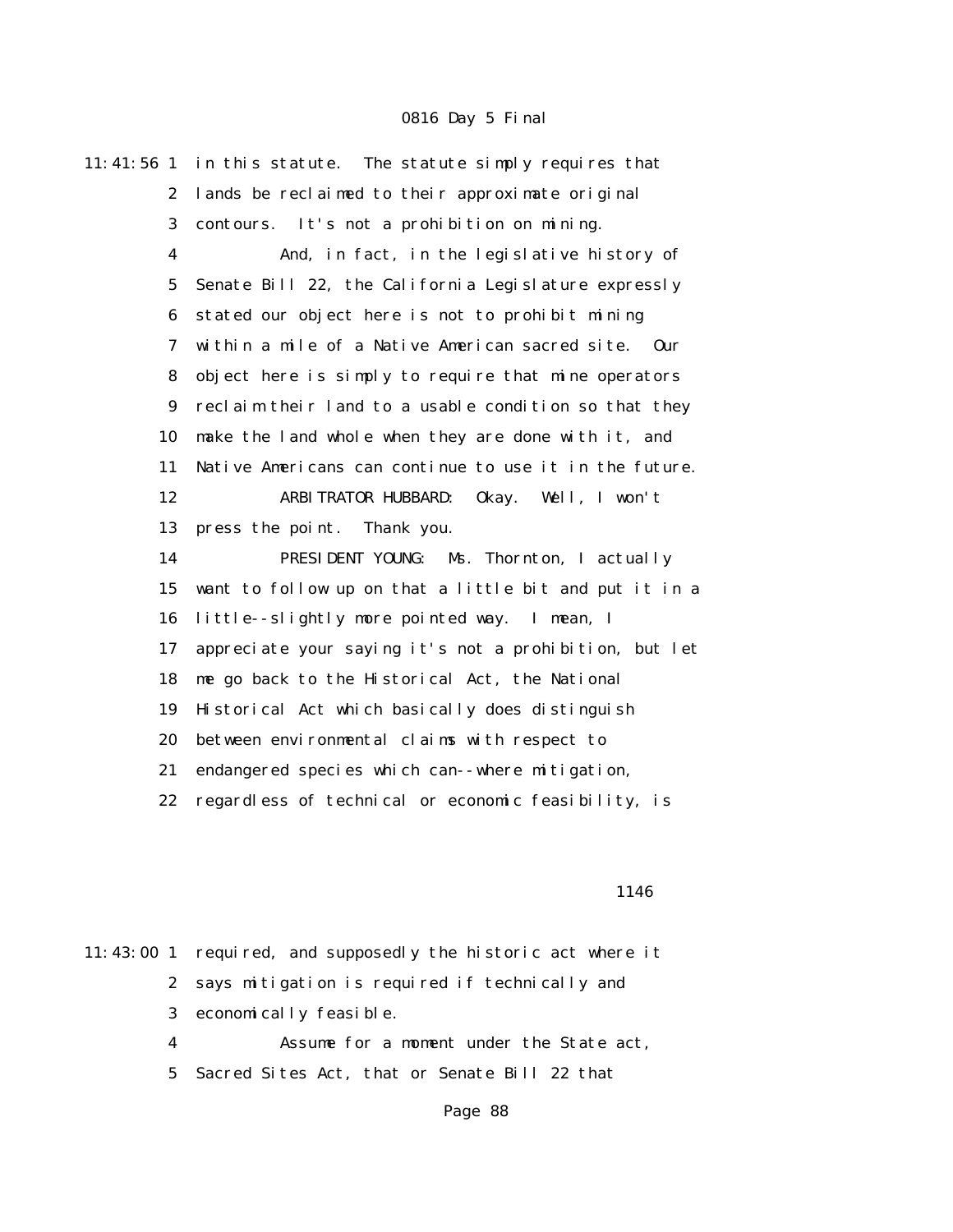11:41:56 1 in this statute. The statute simply requires that
2 lands be reclaimed to their approximate original
3 contours. It's not a prohibition on mining.
4 And, in fact, in the legislative history of
5 Senate Bill 22, the California Legislature expressly
6 stated our object here is not to prohibit mining
7 within a mile of a Native American sacred site. Our
8 object here is simply to require that mine operators
9 reclaim their land to a usable condition so that they
10 make the land whole when they are done with it, and
11 Native Americans can continue to use it in the future.
12 ARBITRATOR HUBBARD: Okay. Well, I won't
13 press the point. Thank you.
14 PRESIDENT YOUNG: Ms. Thornton, I actually
15 want to follow up on that a little bit and put it in a
16 little--slightly more pointed way. I mean, I
17 appreciate your saying it's not a prohibition, but let
18 me go back to the Historical Act, the National
19 Historical Act which basically does distinguish
20 between environmental claims with respect to
21 endangered species which can--where mitigation,
22 regardless of technical or economic feasibility, is

1146

11:43:00 1 required, and supposedly the historic act where it
2 says mitigation is required if technically and
3 economically feasible.
4 Assume for a moment under the State act,
5 Sacred Sites Act, that or Senate Bill 22 that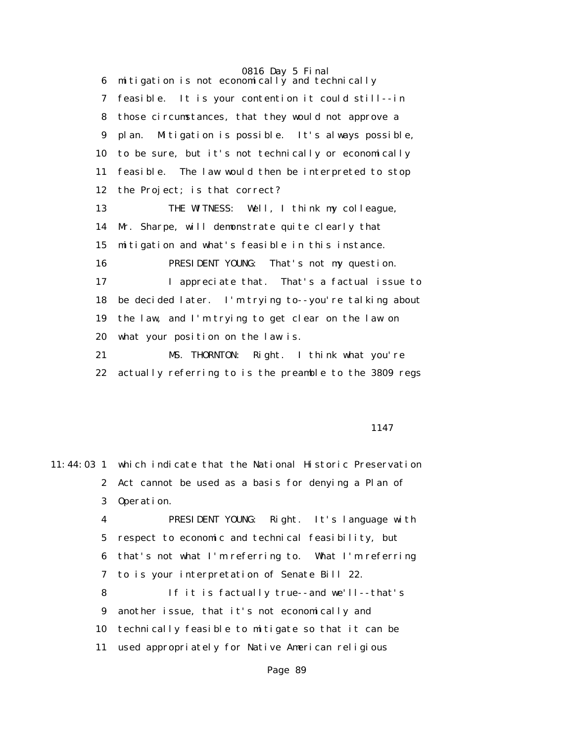mitigation is not economically and technically feasible. It is your contention it could still--in those circumstances, that they would not approve a plan. Mitigation is possible. It's always possible, to be sure, but it's not technically or economically feasible. The law would then be interpreted to stop the Project; is that correct?

THE WITNESS: Well, I think my colleague, Mr. Sharpe, will demonstrate quite clearly that mitigation and what's feasible in this instance.

PRESIDENT YOUNG: That's not my question.

I appreciate that. That's a factual issue to be decided later. I'm trying to--you're talking about the law, and I'm trying to get clear on the law on what your position on the law is.

MS. THORNTON: Right. I think what you're actually referring to is the preamble to the 3809 regs which indicate that the National Historic Preservation Act cannot be used as a basis for denying a Plan of Operation.

PRESIDENT YOUNG: Right. It's language with respect to economic and technical feasibility, but that's not what I'm referring to. What I'm referring to is your interpretation of Senate Bill 22.

If it is factually true--and we'll--that's another issue, that it's not economically and technically feasible to mitigate so that it can be used appropriately for Native American religious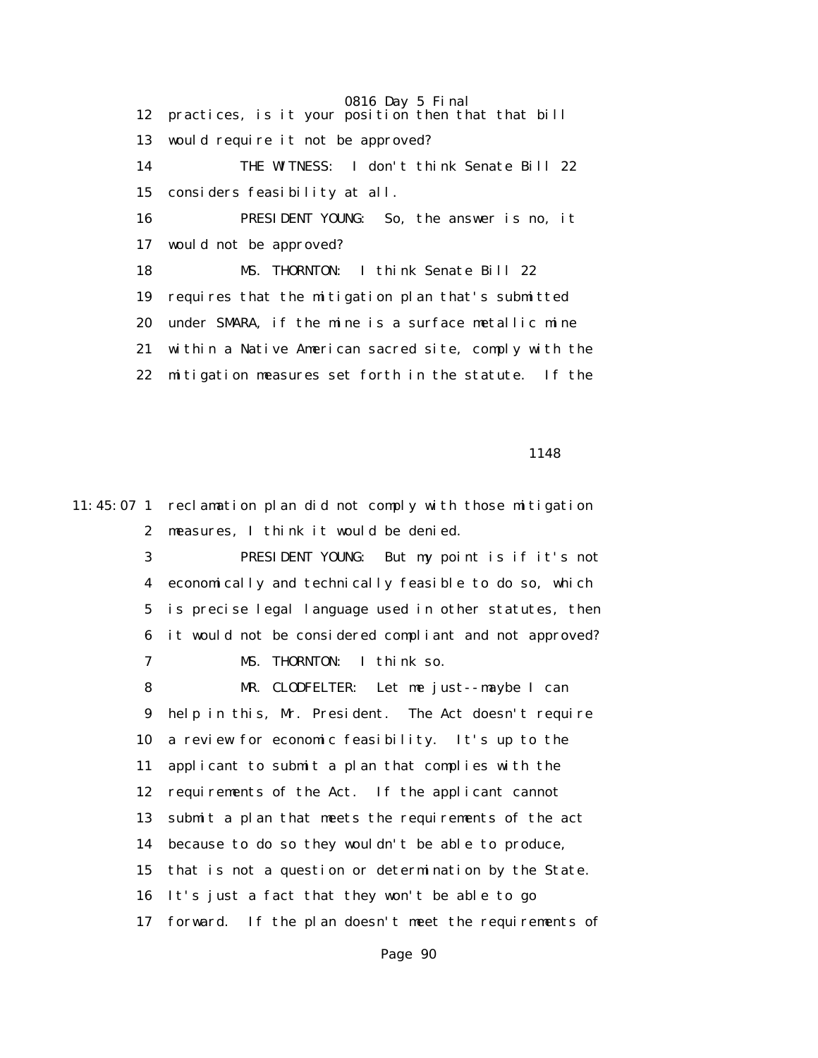12 practices, is it your position then that that bill

13 would require it not be approved?

14 THE WITNESS: I don't think Senate Bill 22

15 considers feasibility at all.

16 PRESIDENT YOUNG: So, the answer is no, it

17 would not be approved?

18 MS. THORNTON: I think Senate Bill 22

19 requires that the mitigation plan that's submitted

20 under SMARA, if the mine is a surface metallic mine

21 within a Native American sacred site, comply with the

22 mitigation measures set forth in the statute. If the

1148

11:45:07 1 reclamation plan did not comply with those mitigation

2 measures, I think it would be denied.

3 PRESIDENT YOUNG: But my point is if it's not

4 economically and technically feasible to do so, which

5 is precise legal language used in other statutes, then

6 it would not be considered compliant and not approved?

7 MS. THORNTON: I think so.

8 MR. CLODFELTER: Let me just--maybe I can

9 help in this, Mr. President. The Act doesn't require

10 a review for economic feasibility. It's up to the

11 applicant to submit a plan that complies with the

12 requirements of the Act. If the applicant cannot

13 submit a plan that meets the requirements of the act

14 because to do so they wouldn't be able to produce,

15 that is not a question or determination by the State.

16 It's just a fact that they won't be able to go

17 forward. If the plan doesn't meet the requirements of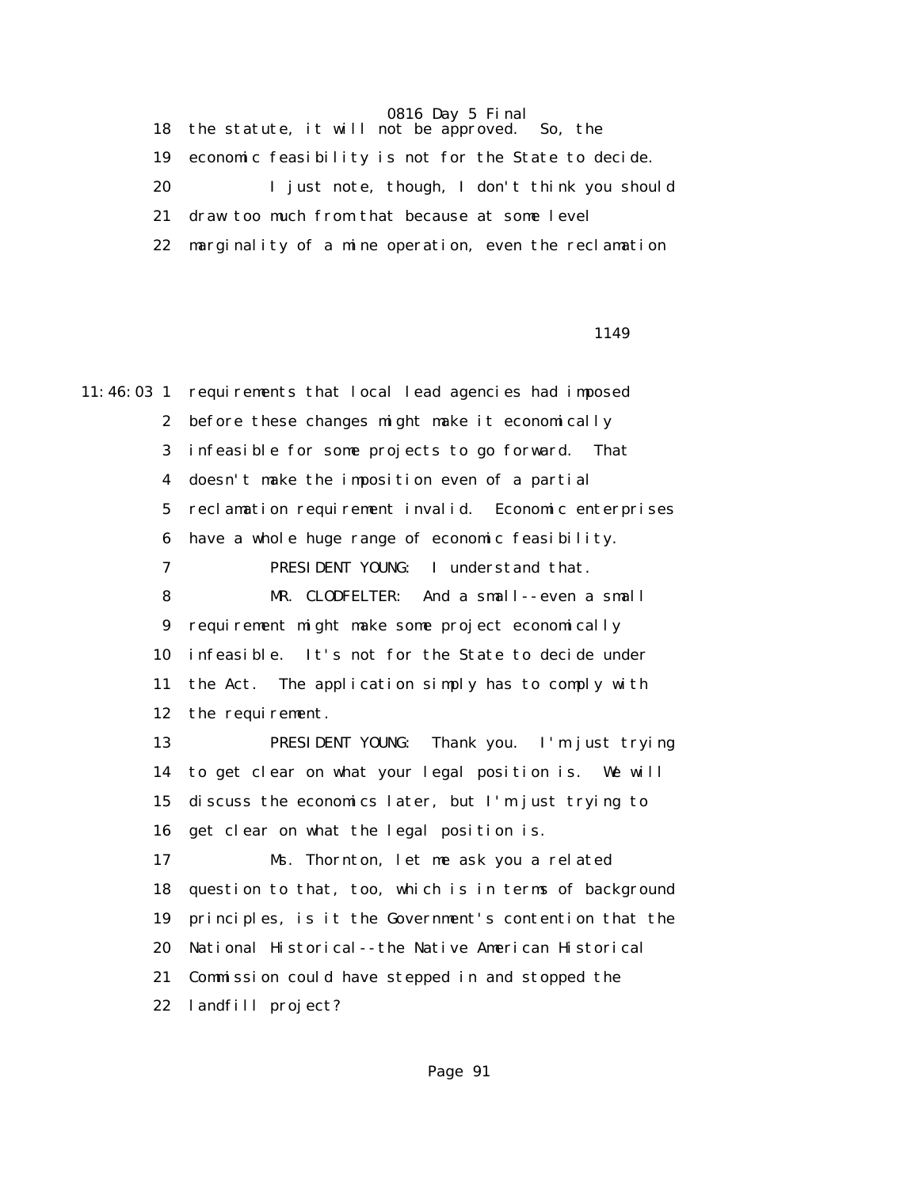18 the statute, it will not be approved. So, the
19 economic feasibility is not for the State to decide.
20 I just note, though, I don't think you should
21 draw too much from that because at some level
22 marginality of a mine operation, even the reclamation

1149

11:46:03 1 requirements that local lead agencies had imposed
2 before these changes might make it economically
3 infeasible for some projects to go forward. That
4 doesn't make the imposition even of a partial
5 reclamation requirement invalid. Economic enterprises
6 have a whole huge range of economic feasibility.
7 PRESIDENT YOUNG: I understand that.
8 MR. CLODFELTER: And a small--even a small
9 requirement might make some project economically
10 infeasible. It's not for the State to decide under
11 the Act. The application simply has to comply with
12 the requirement.
13 PRESIDENT YOUNG: Thank you. I'm just trying
14 to get clear on what your legal position is. We will
15 discuss the economics later, but I'm just trying to
16 get clear on what the legal position is.
17 Ms. Thornton, let me ask you a related
18 question to that, too, which is in terms of background
19 principles, is it the Government's contention that the
20 National Historical--the Native American Historical
21 Commission could have stepped in and stopped the
22 landfill project?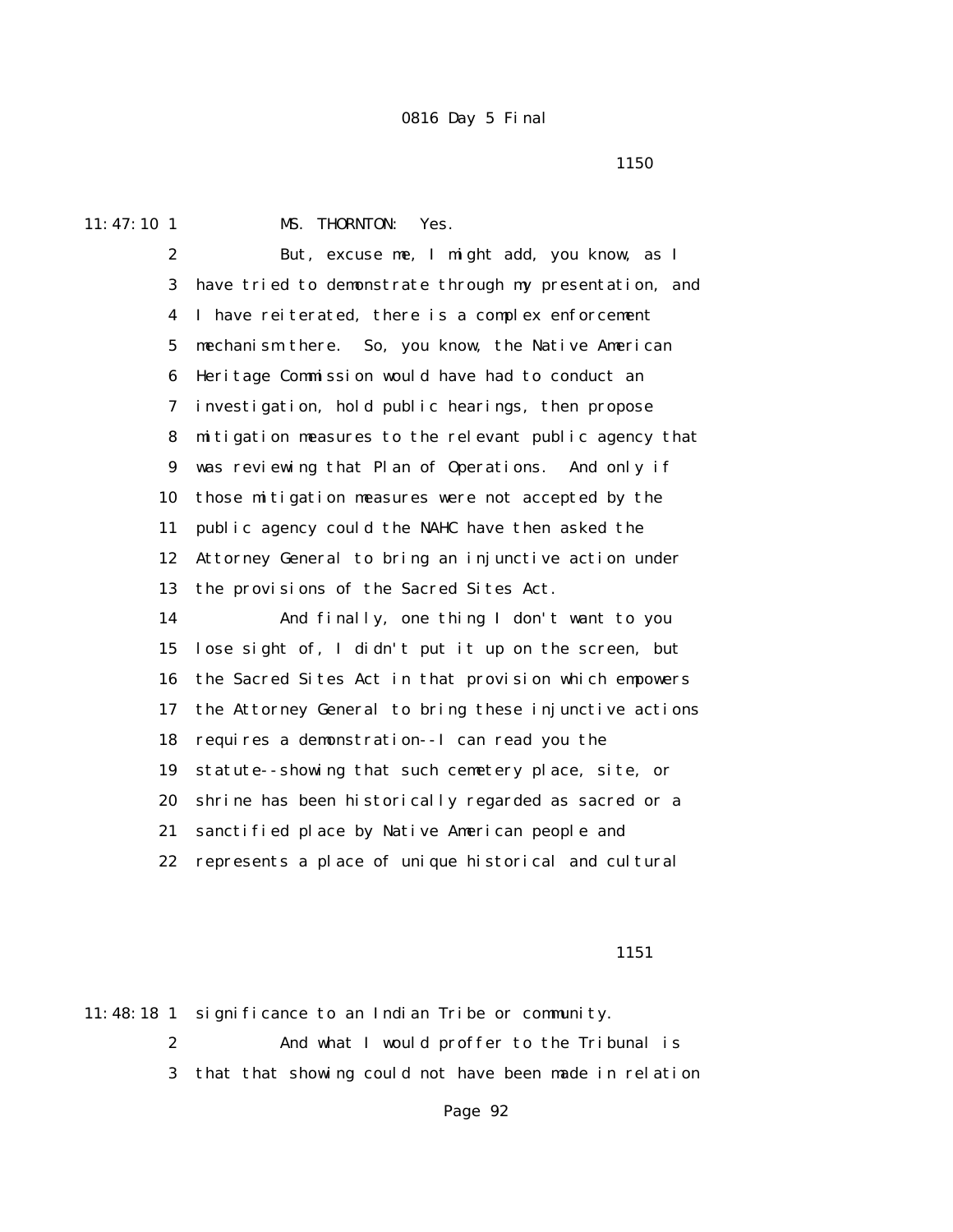MS. THORNTON: Yes.

But, excuse me, I might add, you know, as I have tried to demonstrate through my presentation, and I have reiterated, there is a complex enforcement mechanism there. So, you know, the Native American Heritage Commission would have had to conduct an investigation, hold public hearings, then propose mitigation measures to the relevant public agency that was reviewing that Plan of Operations. And only if those mitigation measures were not accepted by the public agency could the NAHC have then asked the Attorney General to bring an injunctive action under the provisions of the Sacred Sites Act.

And finally, one thing I don't want to you lose sight of, I didn't put it up on the screen, but the Sacred Sites Act in that provision which empowers the Attorney General to bring these injunctive actions requires a demonstration--I can read you the statute--showing that such cemetery place, site, or shrine has been historically regarded as sacred or a sanctified place by Native American people and represents a place of unique historical and cultural significance to an Indian Tribe or community.

And what I would proffer to the Tribunal is that that showing could not have been made in relation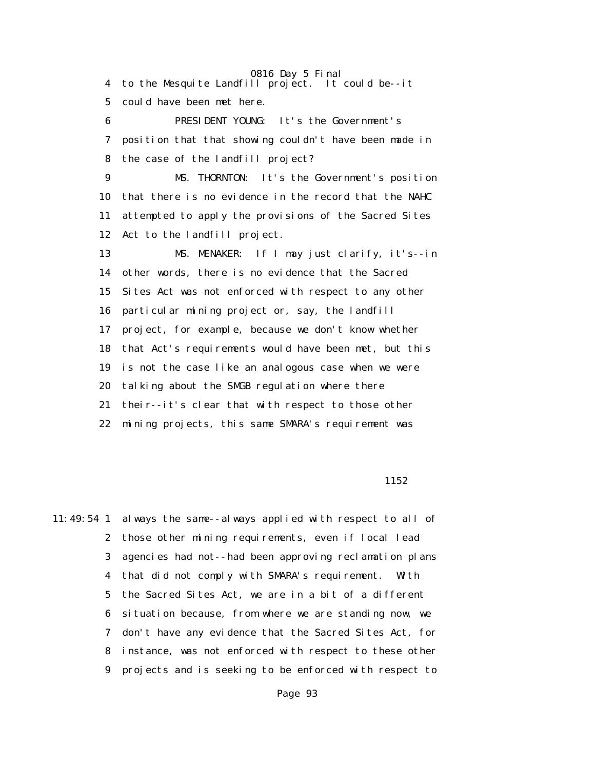4 to the Mesquite Landfill project. It could be--it
5 could have been met here.
6 PRESIDENT YOUNG: It's the Government's
7 position that that showing couldn't have been made in
8 the case of the landfill project?
9 MS. THORNTON: It's the Government's position
10 that there is no evidence in the record that the NAHC
11 attempted to apply the provisions of the Sacred Sites
12 Act to the landfill project.
13 MS. MENAKER: If I may just clarify, it's--in
14 other words, there is no evidence that the Sacred
15 Sites Act was not enforced with respect to any other
16 particular mining project or, say, the landfill
17 project, for example, because we don't know whether
18 that Act's requirements would have been met, but this
19 is not the case like an analogous case when we were
20 talking about the SMGB regulation where there
21 their--it's clear that with respect to those other
22 mining projects, this same SMARA's requirement was

1152

11:49:54 1 always the same--always applied with respect to all of
2 those other mining requirements, even if local lead
3 agencies had not--had been approving reclamation plans
4 that did not comply with SMARA's requirement. With
5 the Sacred Sites Act, we are in a bit of a different
6 situation because, from where we are standing now, we
7 don't have any evidence that the Sacred Sites Act, for
8 instance, was not enforced with respect to these other
9 projects and is seeking to be enforced with respect to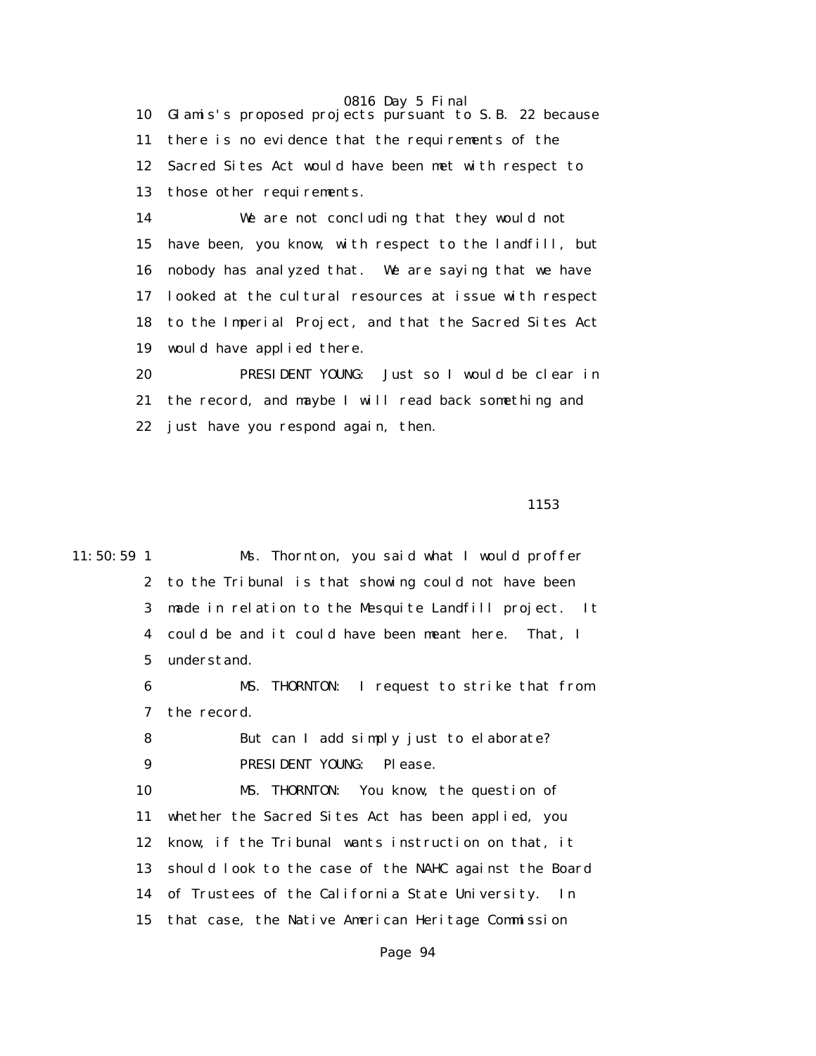10 Glamis's proposed projects pursuant to S.B. 22 because
11 there is no evidence that the requirements of the
12 Sacred Sites Act would have been met with respect to
13 those other requirements.

14 We are not concluding that they would not
15 have been, you know, with respect to the landfill, but
16 nobody has analyzed that. We are saying that we have
17 looked at the cultural resources at issue with respect
18 to the Imperial Project, and that the Sacred Sites Act
19 would have applied there.

20 PRESIDENT YOUNG: Just so I would be clear in
21 the record, and maybe I will read back something and
22 just have you respond again, then.

1153

11:50:59 1 Ms. Thornton, you said what I would proffer
2 to the Tribunal is that showing could not have been
3 made in relation to the Mesquite Landfill project. It
4 could be and it could have been meant here. That, I
5 understand.

6 MS. THORNTON: I request to strike that from
7 the record.

8 But can I add simply just to elaborate?

9 PRESIDENT YOUNG: Please.

10 MS. THORNTON: You know, the question of
11 whether the Sacred Sites Act has been applied, you
12 know, if the Tribunal wants instruction on that, it
13 should look to the case of the NAHC against the Board
14 of Trustees of the California State University. In
15 that case, the Native American Heritage Commission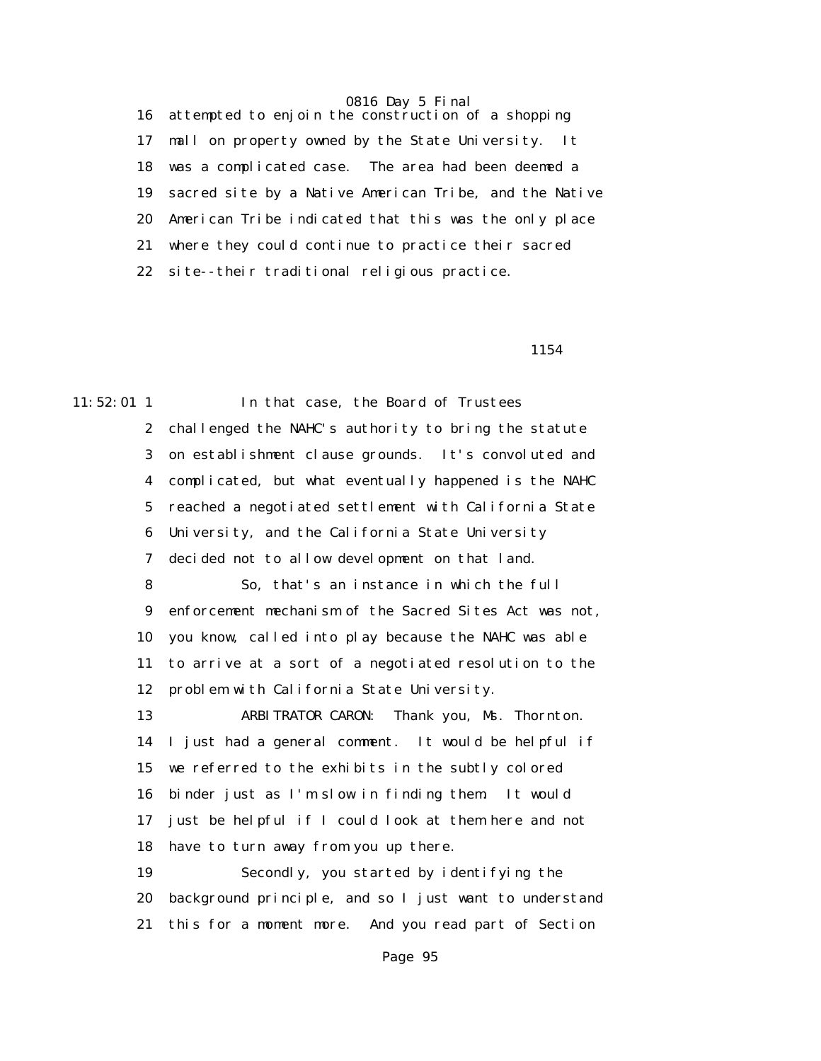16 attempted to enjoin the construction of a shopping

17 mall on property owned by the State University. It

18 was a complicated case. The area had been deemed a

19 sacred site by a Native American Tribe, and the Native

20 American Tribe indicated that this was the only place

21 where they could continue to practice their sacred

22 site--their traditional religious practice.

1154

11:52:01 1 In that case, the Board of Trustees

2 challenged the NAHC's authority to bring the statute

3 on establishment clause grounds. It's convoluted and

4 complicated, but what eventually happened is the NAHC

5 reached a negotiated settlement with California State

6 University, and the California State University

7 decided not to allow development on that land.

8 So, that's an instance in which the full

9 enforcement mechanism of the Sacred Sites Act was not,

10 you know, called into play because the NAHC was able

11 to arrive at a sort of a negotiated resolution to the

12 problem with California State University.

13 ARBITRATOR CARON: Thank you, Ms. Thornton.

14 I just had a general comment. It would be helpful if

15 we referred to the exhibits in the subtly colored

16 binder just as I'm slow in finding them. It would

17 just be helpful if I could look at them here and not

18 have to turn away from you up there.

19 Secondly, you started by identifying the

20 background principle, and so I just want to understand

21 this for a moment more. And you read part of Section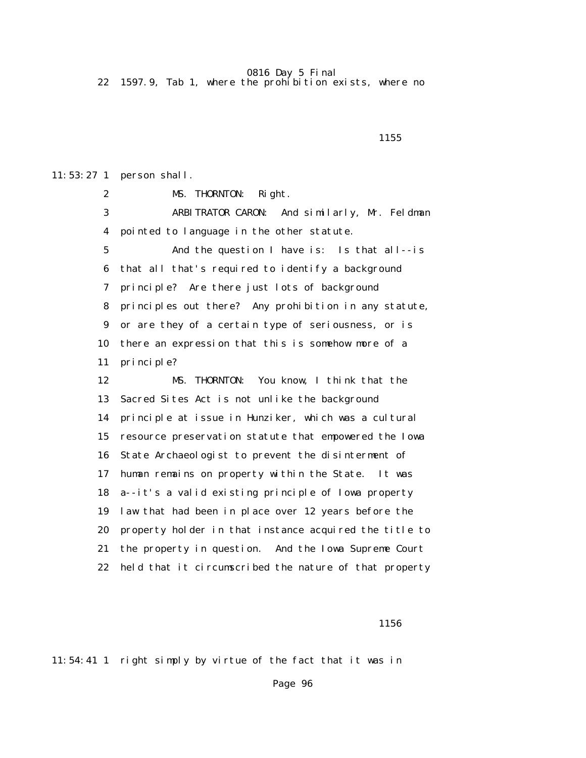22 1597.9, Tab 1, where the prohibition exists, where no

11:53:27 1 person shall.

2 MS. THORNTON: Right.

3 ARBITRATOR CARON: And similarly, Mr. Feldman

4 pointed to language in the other statute.

5 And the question I have is: Is that all--is

6 that all that's required to identify a background

7 principle? Are there just lots of background

8 principles out there? Any prohibition in any statute,

9 or are they of a certain type of seriousness, or is

10 there an expression that this is somehow more of a

11 principle?

12 MS. THORNTON: You know, I think that the

13 Sacred Sites Act is not unlike the background

14 principle at issue in Hunziker, which was a cultural

15 resource preservation statute that empowered the Iowa

16 State Archaeologist to prevent the disinterment of

17 human remains on property within the State. It was

18 a--it's a valid existing principle of Iowa property

19 law that had been in place over 12 years before the

20 property holder in that instance acquired the title to

21 the property in question. And the Iowa Supreme Court

22 held that it circumscribed the nature of that property

11:54:41 1 right simply by virtue of the fact that it was in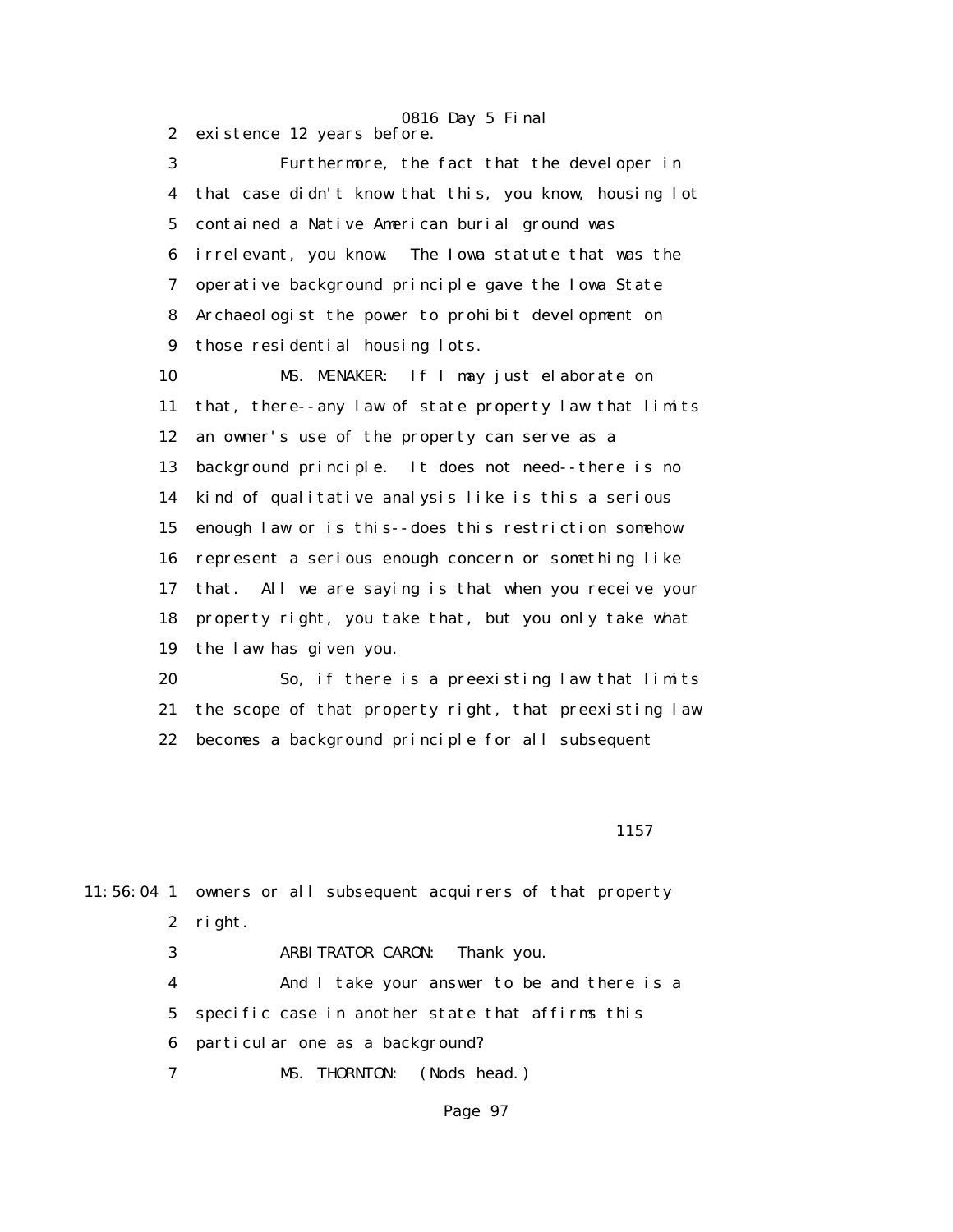2 existence 12 years before.

3 Furthermore, the fact that the developer in

4 that case didn't know that this, you know, housing lot

5 contained a Native American burial ground was

6 irrelevant, you know. The Iowa statute that was the

7 operative background principle gave the Iowa State

8 Archaeologist the power to prohibit development on

9 those residential housing lots.

10 MS. MENAKER: If I may just elaborate on

11 that, there--any law of state property law that limits

12 an owner's use of the property can serve as a

13 background principle. It does not need--there is no

14 kind of qualitative analysis like is this a serious

15 enough law or is this--does this restriction somehow

16 represent a serious enough concern or something like

17 that. All we are saying is that when you receive your

18 property right, you take that, but you only take what

19 the law has given you.

20 So, if there is a preexisting law that limits

21 the scope of that property right, that preexisting law

22 becomes a background principle for all subsequent

1157

11:56:04 1 owners or all subsequent acquirers of that property

2 right.

3 ARBITRATOR CARON: Thank you.

4 And I take your answer to be and there is a

5 specific case in another state that affirms this

6 particular one as a background?

7 MS. THORNTON: (Nods head.)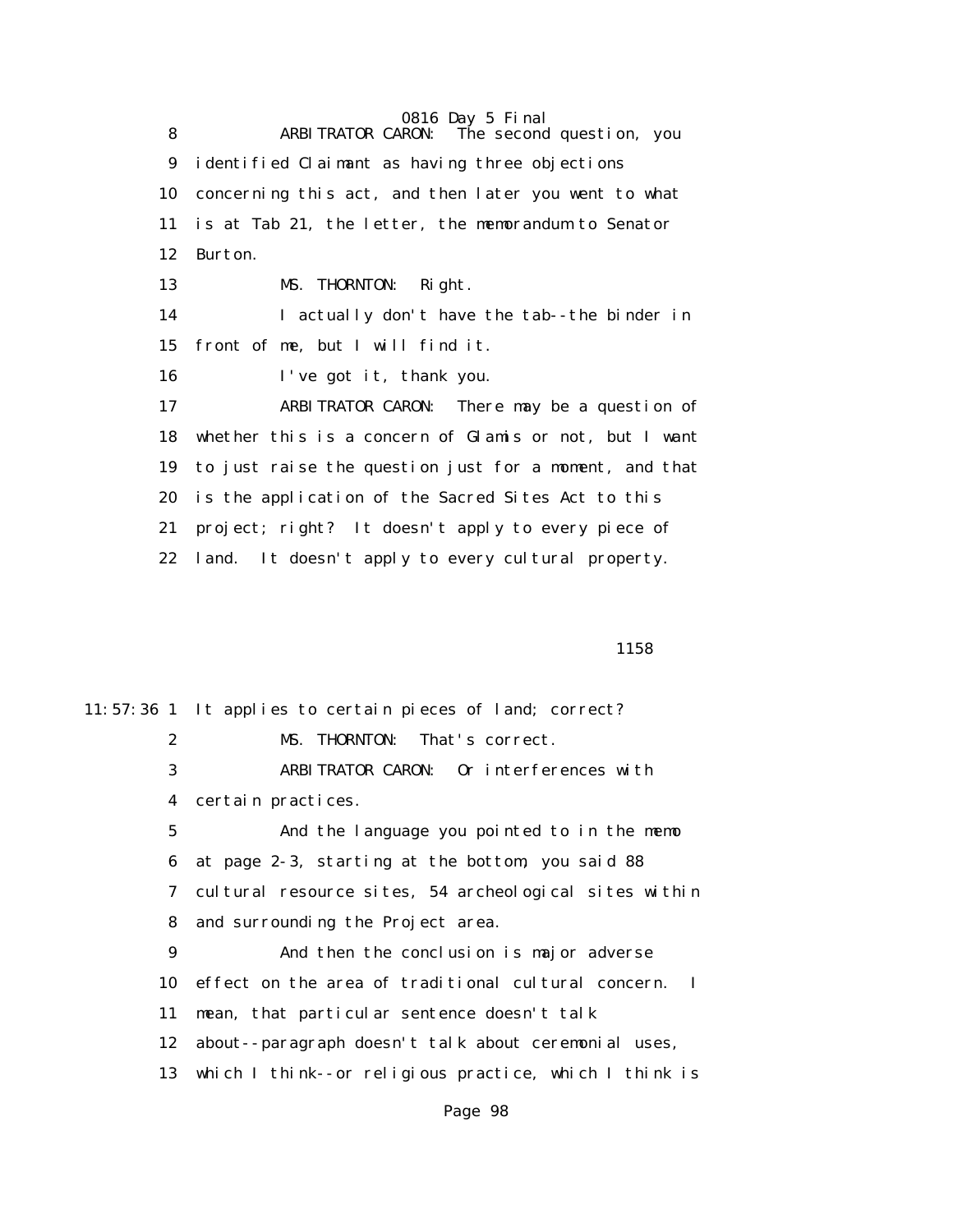8 ARBITRATOR CARON: The second question, you
9 identified Claimant as having three objections
10 concerning this act, and then later you went to what
11 is at Tab 21, the letter, the memorandum to Senator
12 Burton.
13 MS. THORNTON: Right.
14 I actually don't have the tab--the binder in
15 front of me, but I will find it.
16 I've got it, thank you.
17 ARBITRATOR CARON: There may be a question of
18 whether this is a concern of Glamis or not, but I want
19 to just raise the question just for a moment, and that
20 is the application of the Sacred Sites Act to this
21 project; right? It doesn't apply to every piece of
22 land. It doesn't apply to every cultural property.

1158

11:57:36 1 It applies to certain pieces of land; correct?
2 MS. THORNTON: That's correct.
3 ARBITRATOR CARON: Or interferences with
4 certain practices.
5 And the language you pointed to in the memo
6 at page 2-3, starting at the bottom, you said 88
7 cultural resource sites, 54 archeological sites within
8 and surrounding the Project area.
9 And then the conclusion is major adverse
10 effect on the area of traditional cultural concern. I
11 mean, that particular sentence doesn't talk
12 about--paragraph doesn't talk about ceremonial uses,
13 which I think--or religious practice, which I think is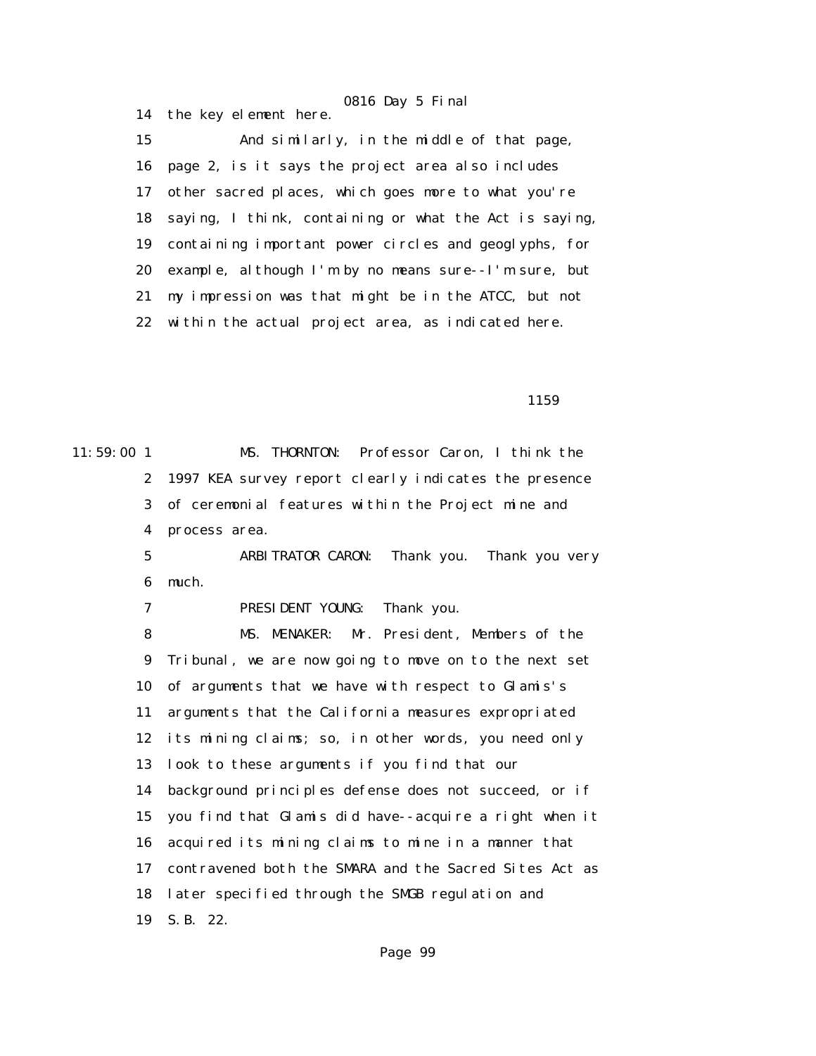14 the key element here.

15 And similarly, in the middle of that page,

16 page 2, is it says the project area also includes

17 other sacred places, which goes more to what you're

18 saying, I think, containing or what the Act is saying,

19 containing important power circles and geoglyphs, for

20 example, although I'm by no means sure--I'm sure, but

21 my impression was that might be in the ATCC, but not

22 within the actual project area, as indicated here.

1159

11:59:00 1 MS. THORNTON: Professor Caron, I think the

2 1997 KEA survey report clearly indicates the presence

3 of ceremonial features within the Project mine and

4 process area.

5 ARBITRATOR CARON: Thank you. Thank you very

6 much.

7 PRESIDENT YOUNG: Thank you.

8 MS. MENAKER: Mr. President, Members of the

9 Tribunal, we are now going to move on to the next set

10 of arguments that we have with respect to Glamis's

11 arguments that the California measures expropriated

12 its mining claims; so, in other words, you need only

13 look to these arguments if you find that our

14 background principles defense does not succeed, or if

15 you find that Glamis did have--acquire a right when it

16 acquired its mining claims to mine in a manner that

17 contravened both the SMARA and the Sacred Sites Act as

18 later specified through the SMGB regulation and

19 S.B. 22.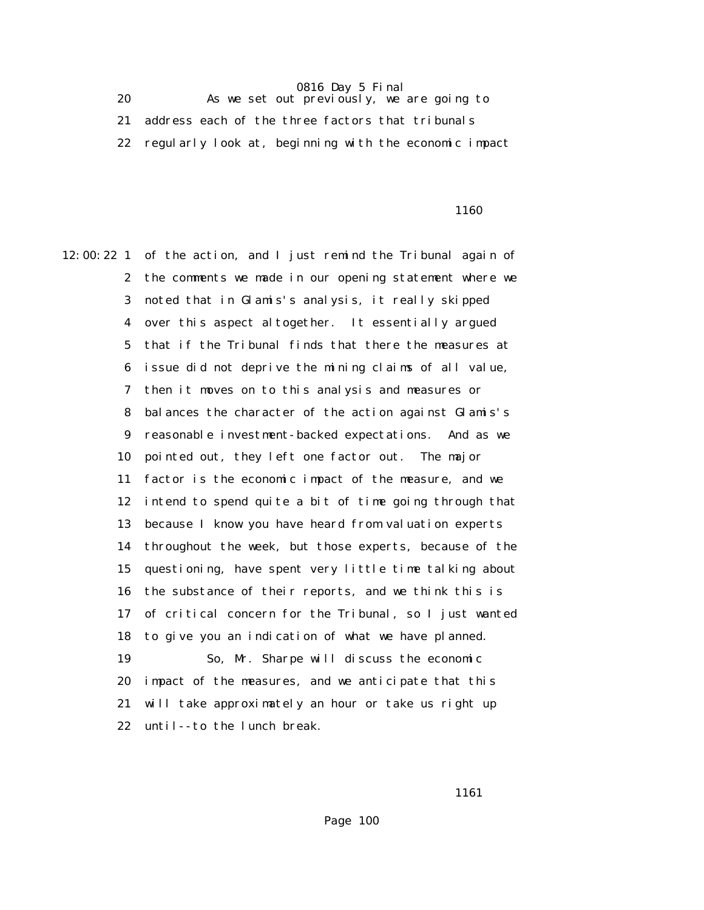20 As we set out previously, we are going to

21 address each of the three factors that tribunals

22 regularly look at, beginning with the economic impact

1160

12:00:22 1 of the action, and I just remind the Tribunal again of

2 the comments we made in our opening statement where we

3 noted that in Glamis's analysis, it really skipped

4 over this aspect altogether. It essentially argued

5 that if the Tribunal finds that there the measures at

6 issue did not deprive the mining claims of all value,

7 then it moves on to this analysis and measures or

8 balances the character of the action against Glamis's

9 reasonable investment-backed expectations. And as we

10 pointed out, they left one factor out. The major

11 factor is the economic impact of the measure, and we

12 intend to spend quite a bit of time going through that

13 because I know you have heard from valuation experts

14 throughout the week, but those experts, because of the

15 questioning, have spent very little time talking about

16 the substance of their reports, and we think this is

17 of critical concern for the Tribunal, so I just wanted

18 to give you an indication of what we have planned.

19 So, Mr. Sharpe will discuss the economic

20 impact of the measures, and we anticipate that this

21 will take approximately an hour or take us right up

22 until--to the lunch break.

1161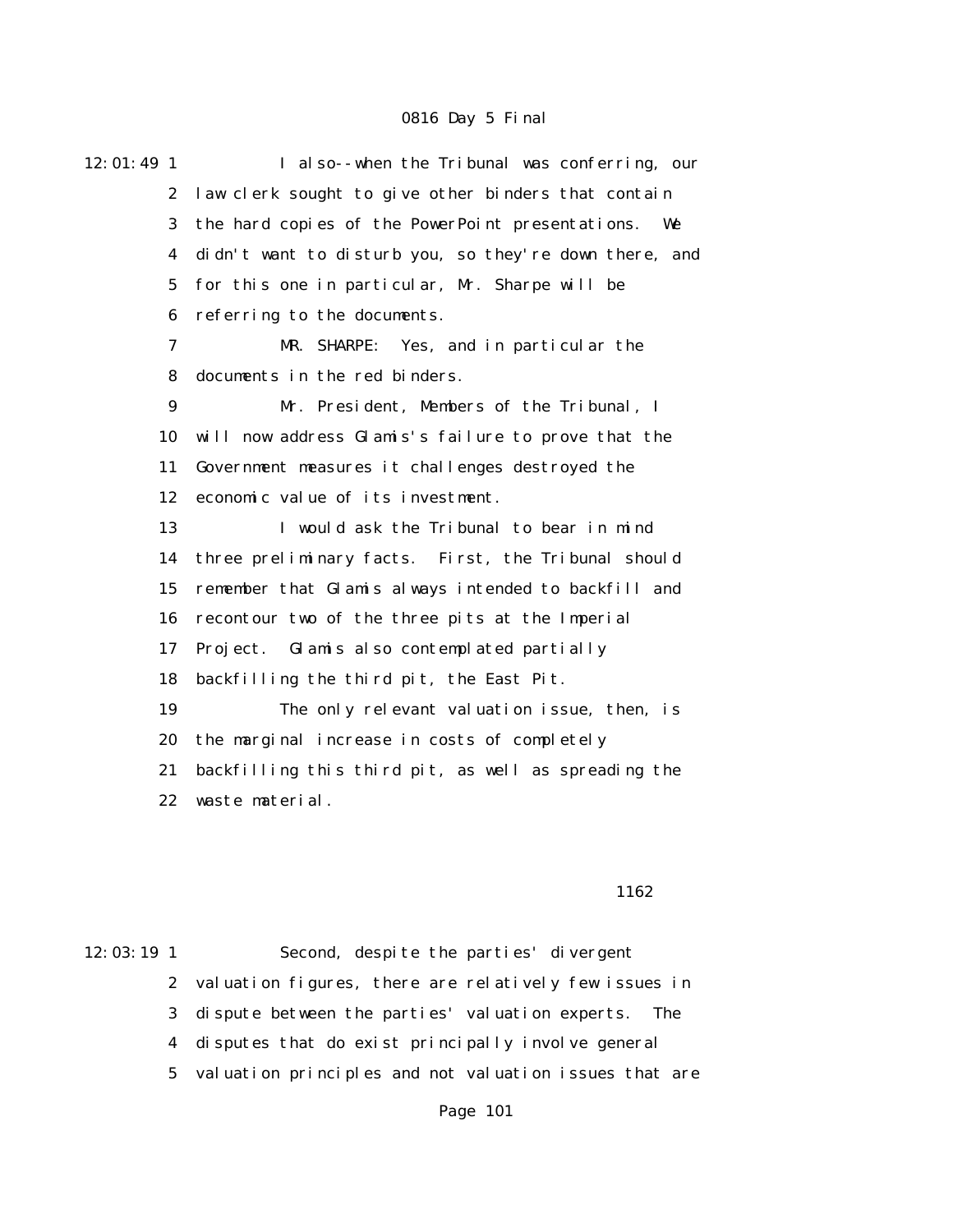12:01:49 1 I also--when the Tribunal was conferring, our
2 law clerk sought to give other binders that contain
3 the hard copies of the PowerPoint presentations. We
4 didn't want to disturb you, so they're down there, and
5 for this one in particular, Mr. Sharpe will be
6 referring to the documents.
7 MR. SHARPE: Yes, and in particular the
8 documents in the red binders.
9 Mr. President, Members of the Tribunal, I
10 will now address Glamis's failure to prove that the
11 Government measures it challenges destroyed the
12 economic value of its investment.
13 I would ask the Tribunal to bear in mind
14 three preliminary facts. First, the Tribunal should
15 remember that Glamis always intended to backfill and
16 recontour two of the three pits at the Imperial
17 Project. Glamis also contemplated partially
18 backfilling the third pit, the East Pit.
19 The only relevant valuation issue, then, is
20 the marginal increase in costs of completely
21 backfilling this third pit, as well as spreading the
22 waste material.

1162

12:03:19 1 Second, despite the parties' divergent
2 valuation figures, there are relatively few issues in
3 dispute between the parties' valuation experts. The
4 disputes that do exist principally involve general
5 valuation principles and not valuation issues that are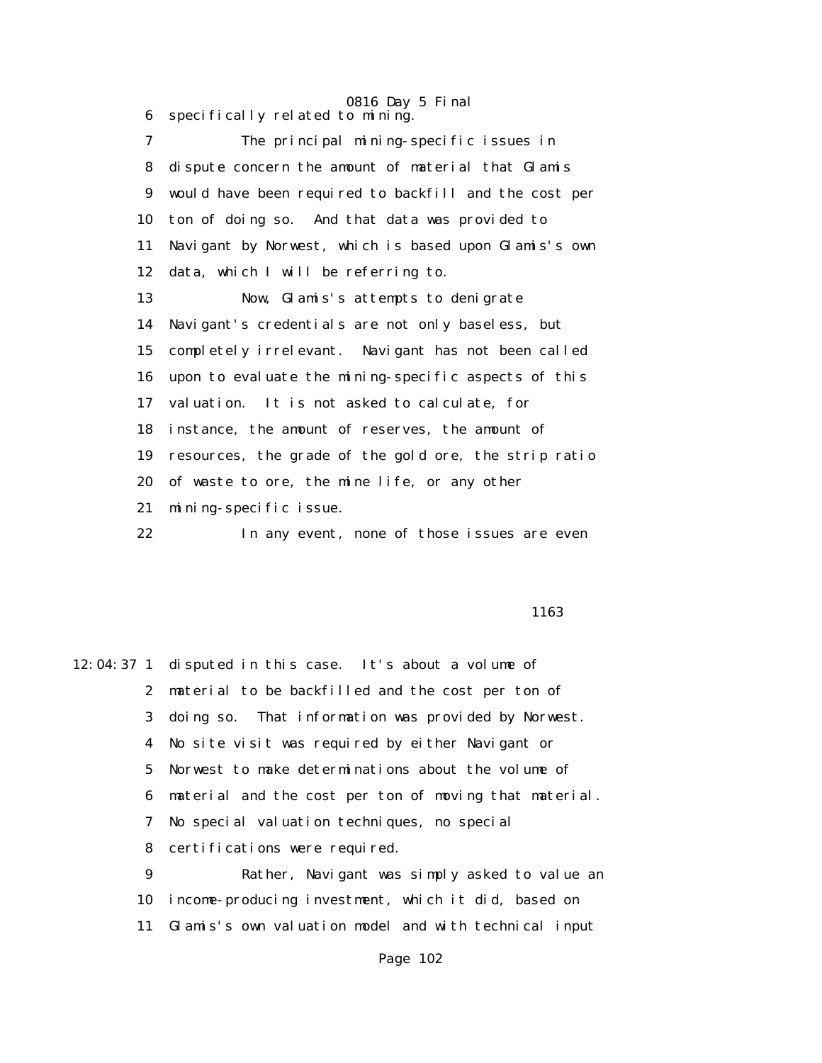6 specifically related to mining.

7 The principal mining-specific issues in

8 dispute concern the amount of material that Glamis

9 would have been required to backfill and the cost per

10 ton of doing so. And that data was provided to

11 Navigant by Norwest, which is based upon Glamis's own

12 data, which I will be referring to.

13 Now, Glamis's attempts to denigrate

14 Navigant's credentials are not only baseless, but

15 completely irrelevant. Navigant has not been called

16 upon to evaluate the mining-specific aspects of this

17 valuation. It is not asked to calculate, for

18 instance, the amount of reserves, the amount of

19 resources, the grade of the gold ore, the strip ratio

20 of waste to ore, the mine life, or any other

21 mining-specific issue.

22 In any event, none of those issues are even

1163

12:04:37 1 disputed in this case. It's about a volume of

2 material to be backfilled and the cost per ton of

3 doing so. That information was provided by Norwest.

4 No site visit was required by either Navigant or

5 Norwest to make determinations about the volume of

6 material and the cost per ton of moving that material.

7 No special valuation techniques, no special

8 certifications were required.

9 Rather, Navigant was simply asked to value an

10 income-producing investment, which it did, based on

11 Glamis's own valuation model and with technical input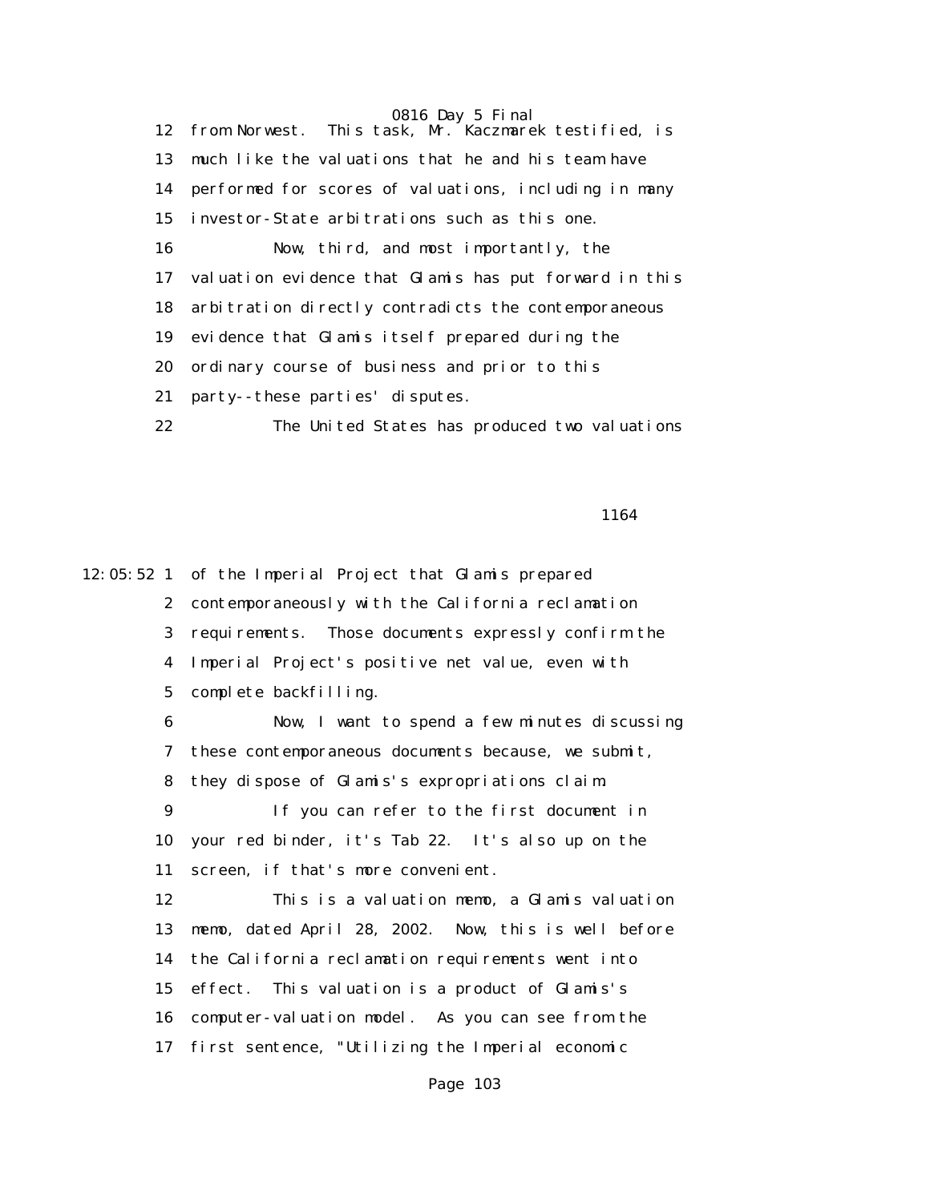12 from Norwest. This task, Mr. Kaczmarek testified, is
13 much like the valuations that he and his team have
14 performed for scores of valuations, including in many
15 investor-State arbitrations such as this one.
16 Now, third, and most importantly, the
17 valuation evidence that Glamis has put forward in this
18 arbitration directly contradicts the contemporaneous
19 evidence that Glamis itself prepared during the
20 ordinary course of business and prior to this
21 party--these parties' disputes.
22 The United States has produced two valuations

1164

12:05:52 1 of the Imperial Project that Glamis prepared
2 contemporaneously with the California reclamation
3 requirements. Those documents expressly confirm the
4 Imperial Project's positive net value, even with
5 complete backfilling.
6 Now, I want to spend a few minutes discussing
7 these contemporaneous documents because, we submit,
8 they dispose of Glamis's expropriations claim.
9 If you can refer to the first document in
10 your red binder, it's Tab 22. It's also up on the
11 screen, if that's more convenient.
12 This is a valuation memo, a Glamis valuation
13 memo, dated April 28, 2002. Now, this is well before
14 the California reclamation requirements went into
15 effect. This valuation is a product of Glamis's
16 computer-valuation model. As you can see from the
17 first sentence, "Utilizing the Imperial economic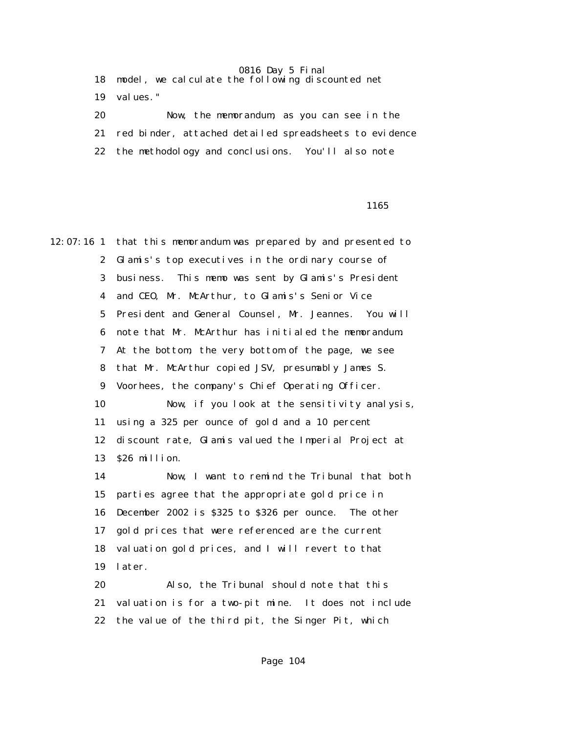18 model, we calculate the following discounted net

19 values."

20 Now, the memorandum, as you can see in the

21 red binder, attached detailed spreadsheets to evidence

22 the methodology and conclusions. You'll also note

1165

12:07:16 1 that this memorandum was prepared by and presented to

2 Glamis's top executives in the ordinary course of

3 business. This memo was sent by Glamis's President

4 and CEO, Mr. McArthur, to Glamis's Senior Vice

5 President and General Counsel, Mr. Jeannes. You will

6 note that Mr. McArthur has initialed the memorandum.

7 At the bottom, the very bottom of the page, we see

8 that Mr. McArthur copied JSV, presumably James S.

9 Voorhees, the company's Chief Operating Officer.

10 Now, if you look at the sensitivity analysis,

11 using a 325 per ounce of gold and a 10 percent

12 discount rate, Glamis valued the Imperial Project at

13 $26 million.

14 Now, I want to remind the Tribunal that both

15 parties agree that the appropriate gold price in

16 December 2002 is $325 to $326 per ounce. The other

17 gold prices that were referenced are the current

18 valuation gold prices, and I will revert to that

19 later.

20 Also, the Tribunal should note that this

21 valuation is for a two-pit mine. It does not include

22 the value of the third pit, the Singer Pit, which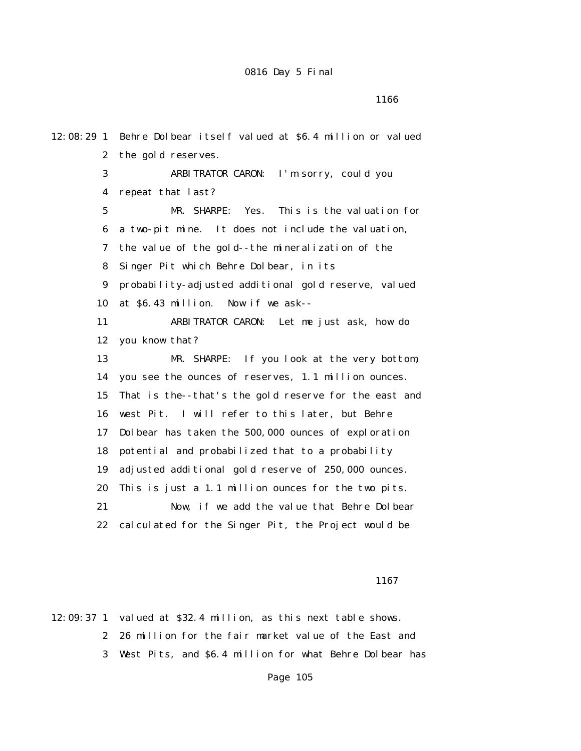12:08:29 1 Behre Dolbear itself valued at $6.4 million or valued
2 the gold reserves.
3 ARBITRATOR CARON: I'm sorry, could you
4 repeat that last?
5 MR. SHARPE: Yes. This is the valuation for
6 a two-pit mine. It does not include the valuation,
7 the value of the gold--the mineralization of the
8 Singer Pit which Behre Dolbear, in its
9 probability-adjusted additional gold reserve, valued
10 at $6.43 million. Now if we ask--
11 ARBITRATOR CARON: Let me just ask, how do
12 you know that?
13 MR. SHARPE: If you look at the very bottom,
14 you see the ounces of reserves, 1.1 million ounces.
15 That is the--that's the gold reserve for the east and
16 west Pit. I will refer to this later, but Behre
17 Dolbear has taken the 500,000 ounces of exploration
18 potential and probabilized that to a probability
19 adjusted additional gold reserve of 250,000 ounces.
20 This is just a 1.1 million ounces for the two pits.
21 Now, if we add the value that Behre Dolbear
22 calculated for the Singer Pit, the Project would be

1167

12:09:37 1 valued at $32.4 million, as this next table shows.
2 26 million for the fair market value of the East and
3 West Pits, and $6.4 million for what Behre Dolbear has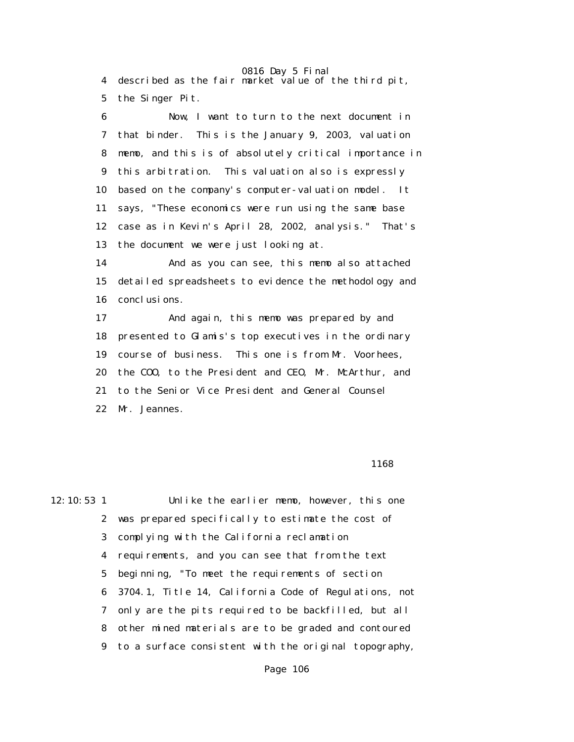4 described as the fair market value of the third pit,

5 the Singer Pit.

6 Now, I want to turn to the next document in

7 that binder. This is the January 9, 2003, valuation

8 memo, and this is of absolutely critical importance in

9 this arbitration. This valuation also is expressly

10 based on the company's computer-valuation model. It

11 says, "These economics were run using the same base

12 case as in Kevin's April 28, 2002, analysis." That's

13 the document we were just looking at.

14 And as you can see, this memo also attached

15 detailed spreadsheets to evidence the methodology and

16 conclusions.

17 And again, this memo was prepared by and

18 presented to Glamis's top executives in the ordinary

19 course of business. This one is from Mr. Voorhees,

20 the COO, to the President and CEO, Mr. McArthur, and

21 to the Senior Vice President and General Counsel

22 Mr. Jeannes.

1168

12:10:53 1 Unlike the earlier memo, however, this one

2 was prepared specifically to estimate the cost of

3 complying with the California reclamation

4 requirements, and you can see that from the text

5 beginning, "To meet the requirements of section

6 3704.1, Title 14, California Code of Regulations, not

7 only are the pits required to be backfilled, but all

8 other mined materials are to be graded and contoured

9 to a surface consistent with the original topography,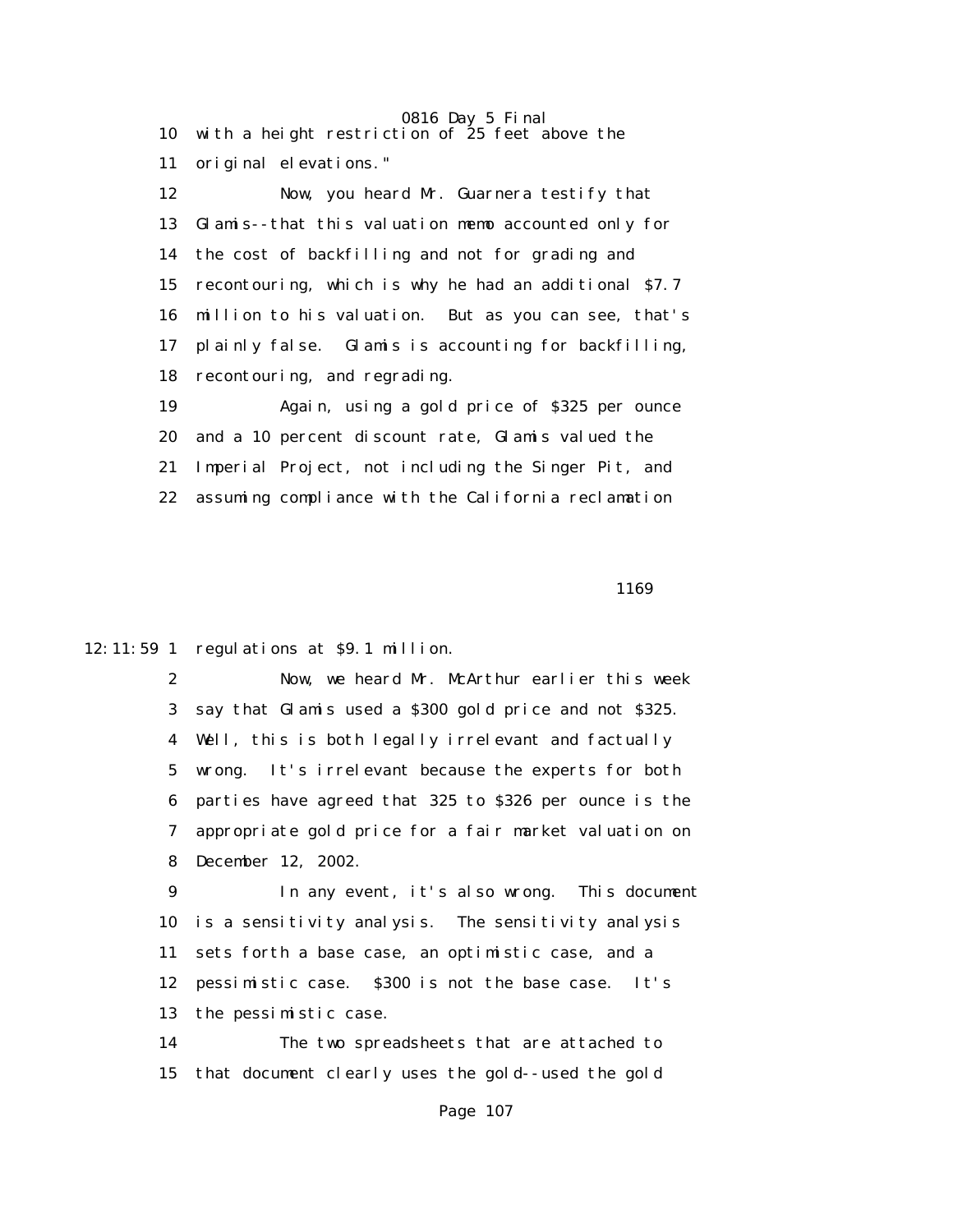with a height restriction of 25 feet above the original elevations."

Now, you heard Mr. Guarnera testify that Glamis--that this valuation memo accounted only for the cost of backfilling and not for grading and recontouring, which is why he had an additional $7.7 million to his valuation. But as you can see, that's plainly false. Glamis is accounting for backfilling, recontouring, and regrading.

Again, using a gold price of $325 per ounce and a 10 percent discount rate, Glamis valued the Imperial Project, not including the Singer Pit, and assuming compliance with the California reclamation regulations at $9.1 million.

Now, we heard Mr. McArthur earlier this week say that Glamis used a $300 gold price and not $325. Well, this is both legally irrelevant and factually wrong. It's irrelevant because the experts for both parties have agreed that 325 to $326 per ounce is the appropriate gold price for a fair market valuation on December 12, 2002.

In any event, it's also wrong. This document is a sensitivity analysis. The sensitivity analysis sets forth a base case, an optimistic case, and a pessimistic case. $300 is not the base case. It's the pessimistic case.

The two spreadsheets that are attached to that document clearly uses the gold--used the gold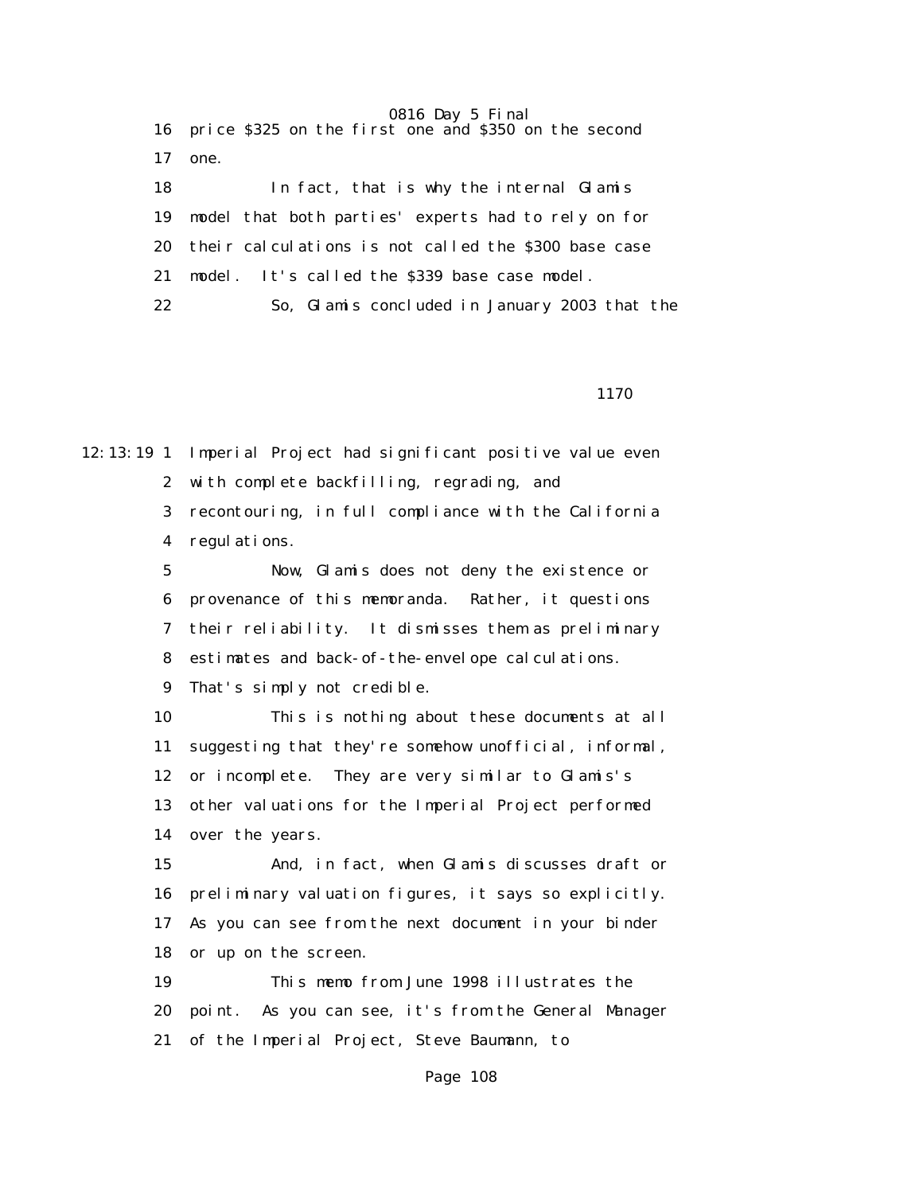16 price $325 on the first one and $350 on the second

17 one.

18 In fact, that is why the internal Glamis

19 model that both parties' experts had to rely on for

20 their calculations is not called the $300 base case

21 model. It's called the $339 base case model.

22 So, Glamis concluded in January 2003 that the

1170

12:13:19 1 Imperial Project had significant positive value even

2 with complete backfilling, regrading, and

3 recontouring, in full compliance with the California

4 regulations.

5 Now, Glamis does not deny the existence or

6 provenance of this memoranda. Rather, it questions

7 their reliability. It dismisses them as preliminary

8 estimates and back-of-the-envelope calculations.

9 That's simply not credible.

10 This is nothing about these documents at all

11 suggesting that they're somehow unofficial, informal,

12 or incomplete. They are very similar to Glamis's

13 other valuations for the Imperial Project performed

14 over the years.

15 And, in fact, when Glamis discusses draft or

16 preliminary valuation figures, it says so explicitly.

17 As you can see from the next document in your binder

18 or up on the screen.

19 This memo from June 1998 illustrates the

20 point. As you can see, it's from the General Manager

21 of the Imperial Project, Steve Baumann, to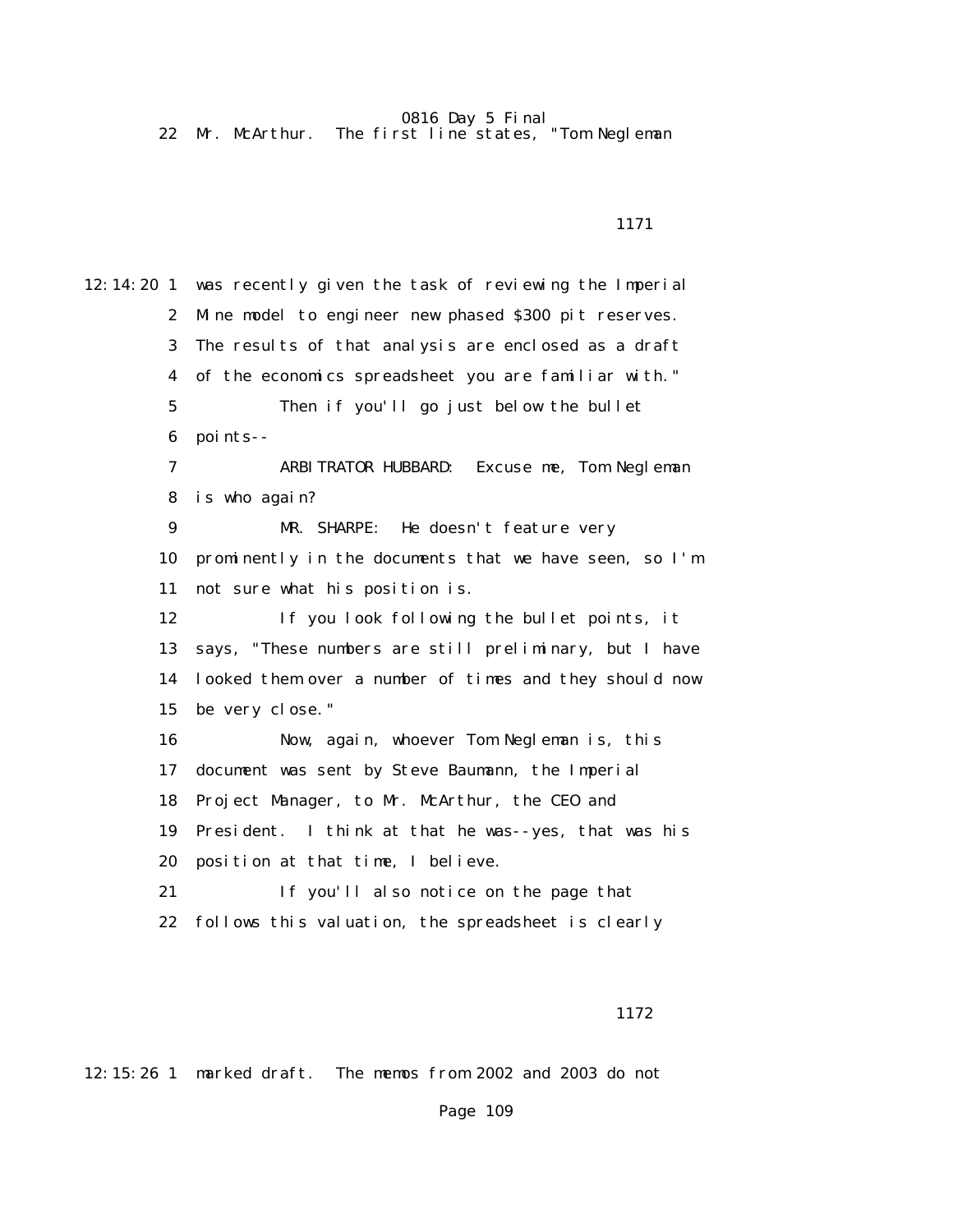22 Mr. McArthur. The first line states, "Tom Negleman

1171

12:14:20 1 was recently given the task of reviewing the Imperial

2 Mine model to engineer new phased $300 pit reserves.

3 The results of that analysis are enclosed as a draft

4 of the economics spreadsheet you are familiar with."

5 Then if you'll go just below the bullet

6 points--

7 ARBITRATOR HUBBARD: Excuse me, Tom Negleman

8 is who again?

9 MR. SHARPE: He doesn't feature very

10 prominently in the documents that we have seen, so I'm

11 not sure what his position is.

12 If you look following the bullet points, it

13 says, "These numbers are still preliminary, but I have

14 looked them over a number of times and they should now

15 be very close."

16 Now, again, whoever Tom Negleman is, this

17 document was sent by Steve Baumann, the Imperial

18 Project Manager, to Mr. McArthur, the CEO and

19 President. I think at that he was--yes, that was his

20 position at that time, I believe.

21 If you'll also notice on the page that

22 follows this valuation, the spreadsheet is clearly

1172

12:15:26 1 marked draft. The memos from 2002 and 2003 do not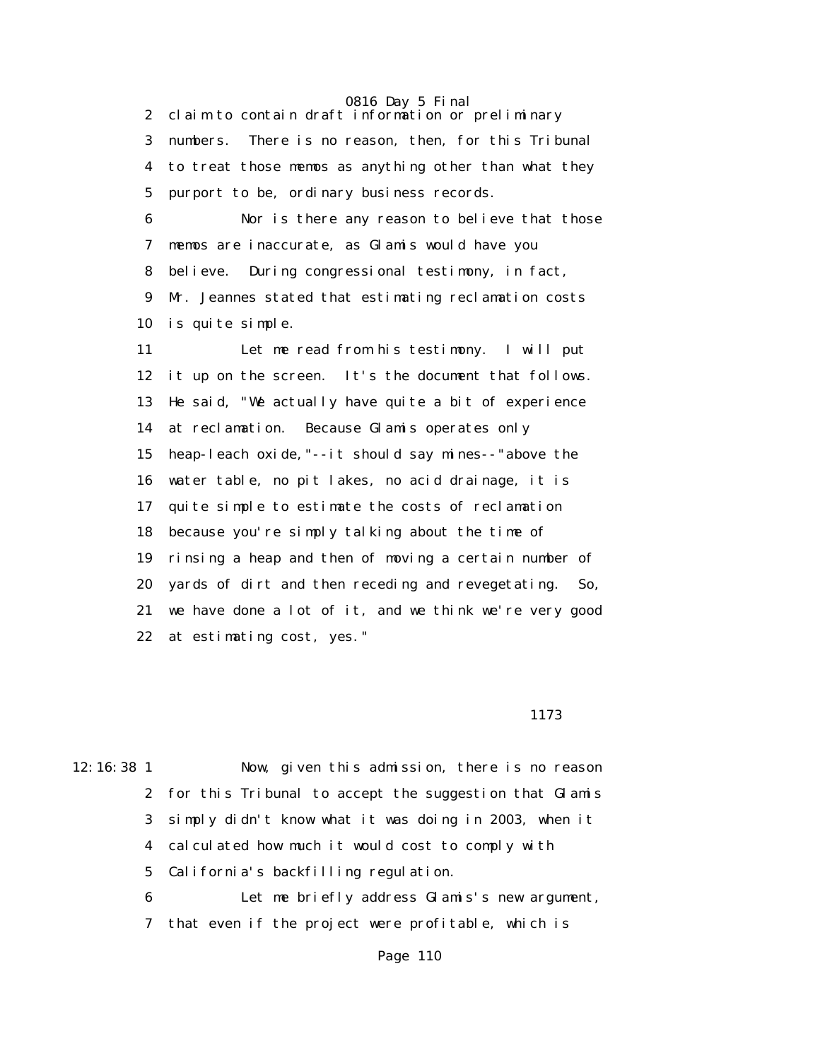claim to contain draft information or preliminary numbers. There is no reason, then, for this Tribunal to treat those memos as anything other than what they purport to be, ordinary business records.

Nor is there any reason to believe that those memos are inaccurate, as Glamis would have you believe. During congressional testimony, in fact, Mr. Jeannes stated that estimating reclamation costs is quite simple.

Let me read from his testimony. I will put it up on the screen. It's the document that follows. He said, "We actually have quite a bit of experience at reclamation. Because Glamis operates only heap-leach oxide,"--it should say mines--"above the water table, no pit lakes, no acid drainage, it is quite simple to estimate the costs of reclamation because you're simply talking about the time of rinsing a heap and then of moving a certain number of yards of dirt and then receding and revegetating. So, we have done a lot of it, and we think we're very good at estimating cost, yes."

1173

12:16:38 Now, given this admission, there is no reason for this Tribunal to accept the suggestion that Glamis simply didn't know what it was doing in 2003, when it calculated how much it would cost to comply with California's backfilling regulation.

Let me briefly address Glamis's new argument, that even if the project were profitable, which is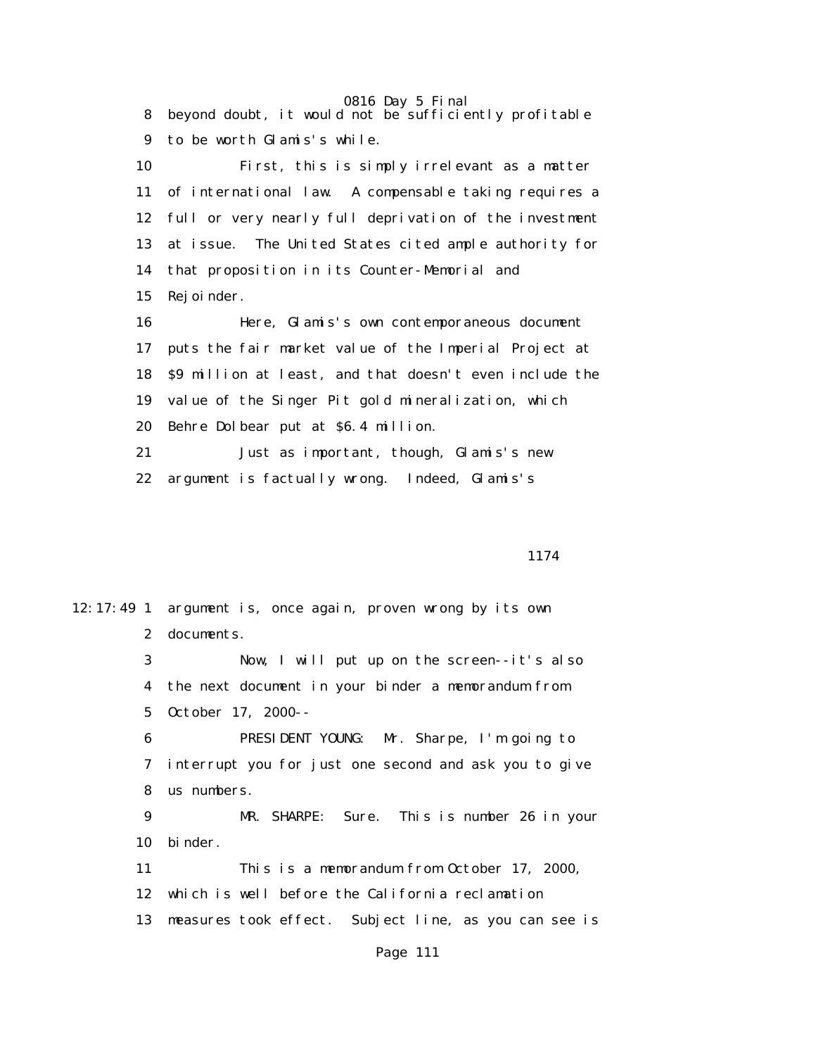8 beyond doubt, it would not be sufficiently profitable
9 to be worth Glamis's while.
10 First, this is simply irrelevant as a matter
11 of international law. A compensable taking requires a
12 full or very nearly full deprivation of the investment
13 at issue. The United States cited ample authority for
14 that proposition in its Counter-Memorial and
15 Rejoinder.
16 Here, Glamis's own contemporaneous document
17 puts the fair market value of the Imperial Project at
18 $9 million at least, and that doesn't even include the
19 value of the Singer Pit gold mineralization, which
20 Behre Dolbear put at $6.4 million.
21 Just as important, though, Glamis's new
22 argument is factually wrong. Indeed, Glamis's

1174

12:17:49 1 argument is, once again, proven wrong by its own
2 documents.
3 Now, I will put up on the screen--it's also
4 the next document in your binder a memorandum from
5 October 17, 2000--
6 PRESIDENT YOUNG: Mr. Sharpe, I'm going to
7 interrupt you for just one second and ask you to give
8 us numbers.
9 MR. SHARPE: Sure. This is number 26 in your
10 binder.
11 This is a memorandum from October 17, 2000,
12 which is well before the California reclamation
13 measures took effect. Subject line, as you can see is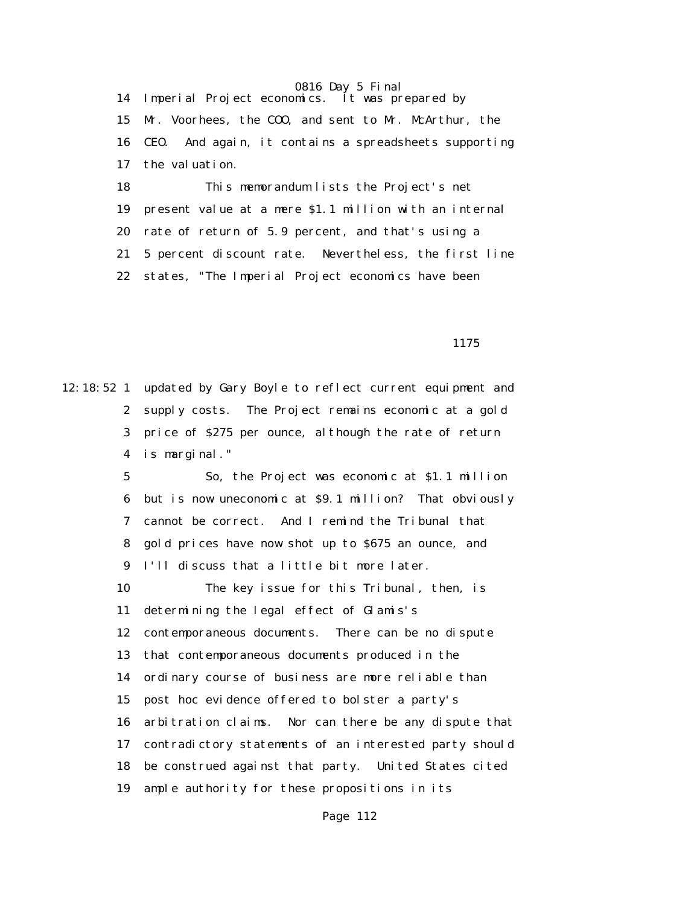Imperial Project economics. It was prepared by Mr. Voorhees, the COO, and sent to Mr. McArthur, the CEO. And again, it contains a spreadsheets supporting the valuation.

This memorandum lists the Project's net present value at a mere $1.1 million with an internal rate of return of 5.9 percent, and that's using a 5 percent discount rate. Nevertheless, the first line states, "The Imperial Project economics have been updated by Gary Boyle to reflect current equipment and supply costs. The Project remains economic at a gold price of $275 per ounce, although the rate of return is marginal."

So, the Project was economic at $1.1 million but is now uneconomic at $9.1 million? That obviously cannot be correct. And I remind the Tribunal that gold prices have now shot up to $675 an ounce, and I'll discuss that a little bit more later.

The key issue for this Tribunal, then, is determining the legal effect of Glamis's contemporaneous documents. There can be no dispute that contemporaneous documents produced in the ordinary course of business are more reliable than post hoc evidence offered to bolster a party's arbitration claims. Nor can there be any dispute that contradictory statements of an interested party should be construed against that party. United States cited ample authority for these propositions in its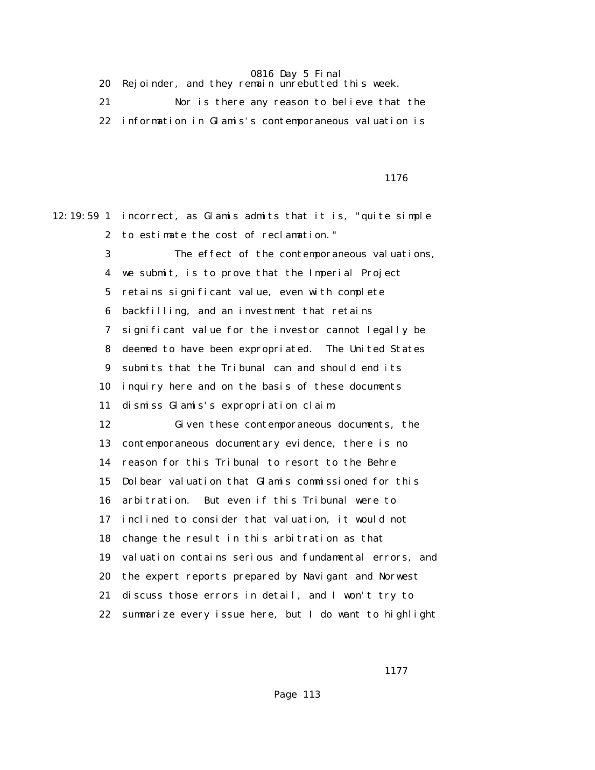20 Rejoinder, and they remain unrebutted this week.

21 Nor is there any reason to believe that the

22 information in Glamis's contemporaneous valuation is

1176

12:19:59 1 incorrect, as Glamis admits that it is, "quite simple

2 to estimate the cost of reclamation."

3 The effect of the contemporaneous valuations,

4 we submit, is to prove that the Imperial Project

5 retains significant value, even with complete

6 backfilling, and an investment that retains

7 significant value for the investor cannot legally be

8 deemed to have been expropriated. The United States

9 submits that the Tribunal can and should end its

10 inquiry here and on the basis of these documents

11 dismiss Glamis's expropriation claim.

12 Given these contemporaneous documents, the

13 contemporaneous documentary evidence, there is no

14 reason for this Tribunal to resort to the Behre

15 Dolbear valuation that Glamis commissioned for this

16 arbitration. But even if this Tribunal were to

17 inclined to consider that valuation, it would not

18 change the result in this arbitration as that

19 valuation contains serious and fundamental errors, and

20 the expert reports prepared by Navigant and Norwest

21 discuss those errors in detail, and I won't try to

22 summarize every issue here, but I do want to highlight

1177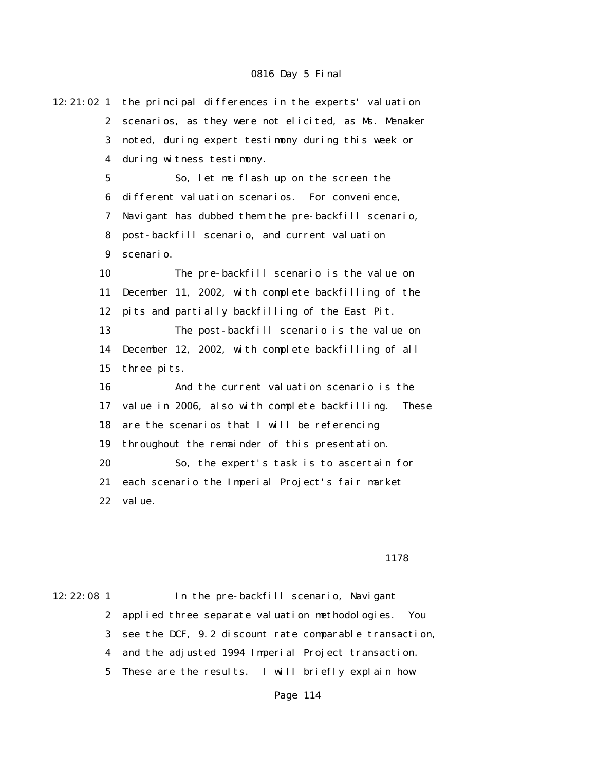12:21:02 1 the principal differences in the experts' valuation
2 scenarios, as they were not elicited, as Ms. Menaker
3 noted, during expert testimony during this week or
4 during witness testimony.
5 So, let me flash up on the screen the
6 different valuation scenarios. For convenience,
7 Navigant has dubbed them the pre-backfill scenario,
8 post-backfill scenario, and current valuation
9 scenario.
10 The pre-backfill scenario is the value on
11 December 11, 2002, with complete backfilling of the
12 pits and partially backfilling of the East Pit.
13 The post-backfill scenario is the value on
14 December 12, 2002, with complete backfilling of all
15 three pits.
16 And the current valuation scenario is the
17 value in 2006, also with complete backfilling. These
18 are the scenarios that I will be referencing
19 throughout the remainder of this presentation.
20 So, the expert's task is to ascertain for
21 each scenario the Imperial Project's fair market
22 value.

1178

12:22:08 1 In the pre-backfill scenario, Navigant
2 applied three separate valuation methodologies. You
3 see the DCF, 9.2 discount rate comparable transaction,
4 and the adjusted 1994 Imperial Project transaction.
5 These are the results. I will briefly explain how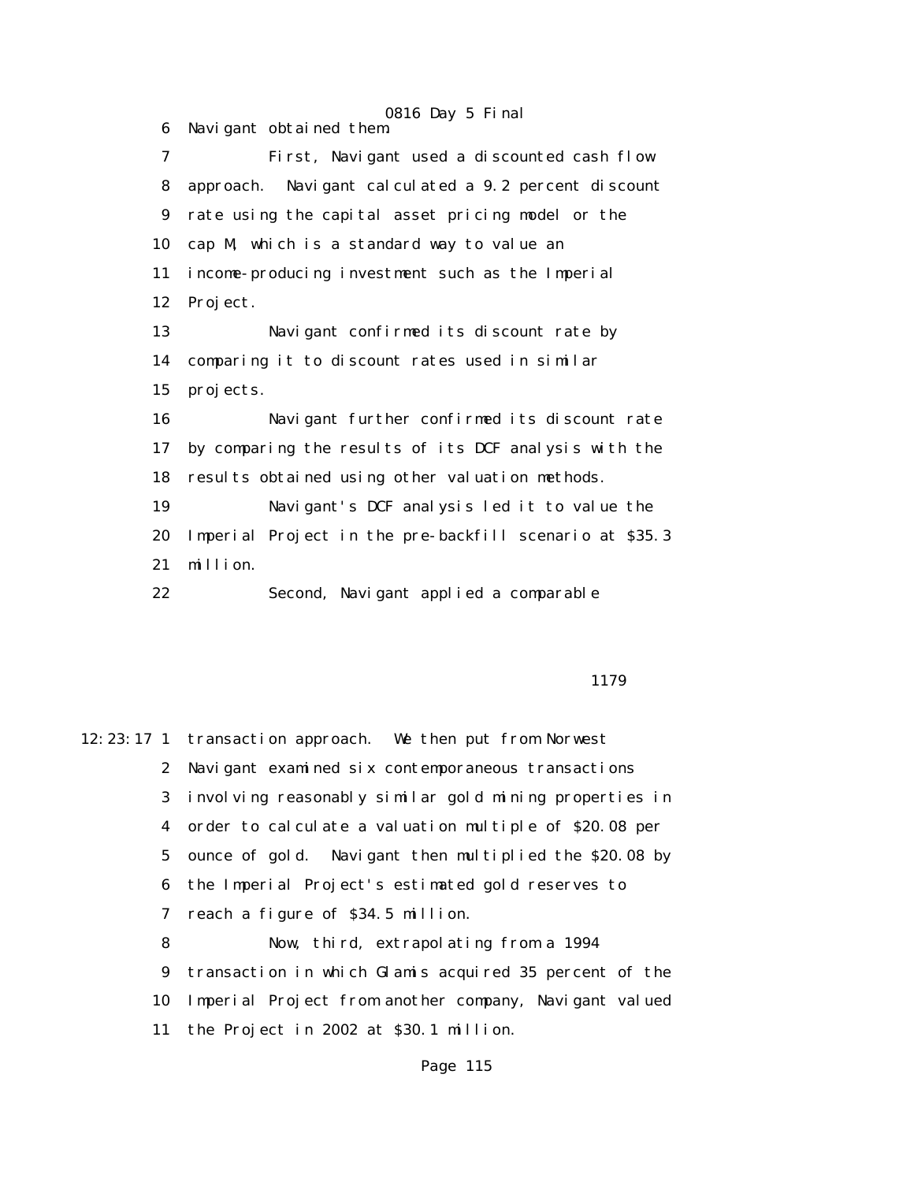6 Navigant obtained them.

7 First, Navigant used a discounted cash flow

8 approach. Navigant calculated a 9.2 percent discount

9 rate using the capital asset pricing model or the

10 cap M, which is a standard way to value an

11 income-producing investment such as the Imperial

12 Project.

13 Navigant confirmed its discount rate by

14 comparing it to discount rates used in similar

15 projects.

16 Navigant further confirmed its discount rate

17 by comparing the results of its DCF analysis with the

18 results obtained using other valuation methods.

19 Navigant's DCF analysis led it to value the

20 Imperial Project in the pre-backfill scenario at $35.3

21 million.

22 Second, Navigant applied a comparable

1179

12:23:17 1 transaction approach. We then put from Norwest

2 Navigant examined six contemporaneous transactions

3 involving reasonably similar gold mining properties in

4 order to calculate a valuation multiple of $20.08 per

5 ounce of gold. Navigant then multiplied the $20.08 by

6 the Imperial Project's estimated gold reserves to

7 reach a figure of $34.5 million.

8 Now, third, extrapolating from a 1994

9 transaction in which Glamis acquired 35 percent of the

10 Imperial Project from another company, Navigant valued

11 the Project in 2002 at $30.1 million.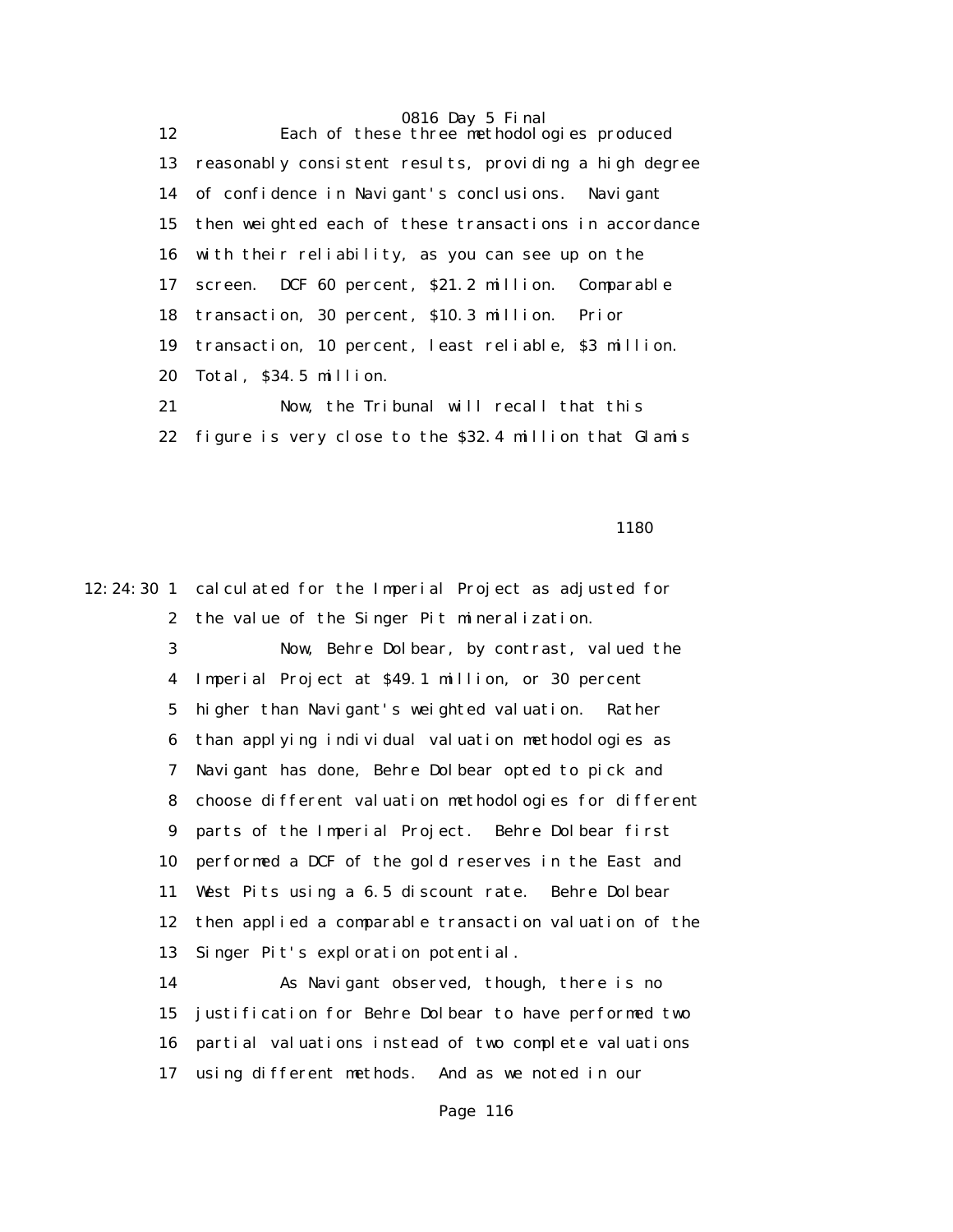12 Each of these three methodologies produced
13 reasonably consistent results, providing a high degree
14 of confidence in Navigant's conclusions. Navigant
15 then weighted each of these transactions in accordance
16 with their reliability, as you can see up on the
17 screen. DCF 60 percent, $21.2 million. Comparable
18 transaction, 30 percent, $10.3 million. Prior
19 transaction, 10 percent, least reliable, $3 million.
20 Total, $34.5 million.
21 Now, the Tribunal will recall that this
22 figure is very close to the $32.4 million that Glamis

1180

12:24:30 1 calculated for the Imperial Project as adjusted for
2 the value of the Singer Pit mineralization.
3 Now, Behre Dolbear, by contrast, valued the
4 Imperial Project at $49.1 million, or 30 percent
5 higher than Navigant's weighted valuation. Rather
6 than applying individual valuation methodologies as
7 Navigant has done, Behre Dolbear opted to pick and
8 choose different valuation methodologies for different
9 parts of the Imperial Project. Behre Dolbear first
10 performed a DCF of the gold reserves in the East and
11 West Pits using a 6.5 discount rate. Behre Dolbear
12 then applied a comparable transaction valuation of the
13 Singer Pit's exploration potential.
14 As Navigant observed, though, there is no
15 justification for Behre Dolbear to have performed two
16 partial valuations instead of two complete valuations
17 using different methods. And as we noted in our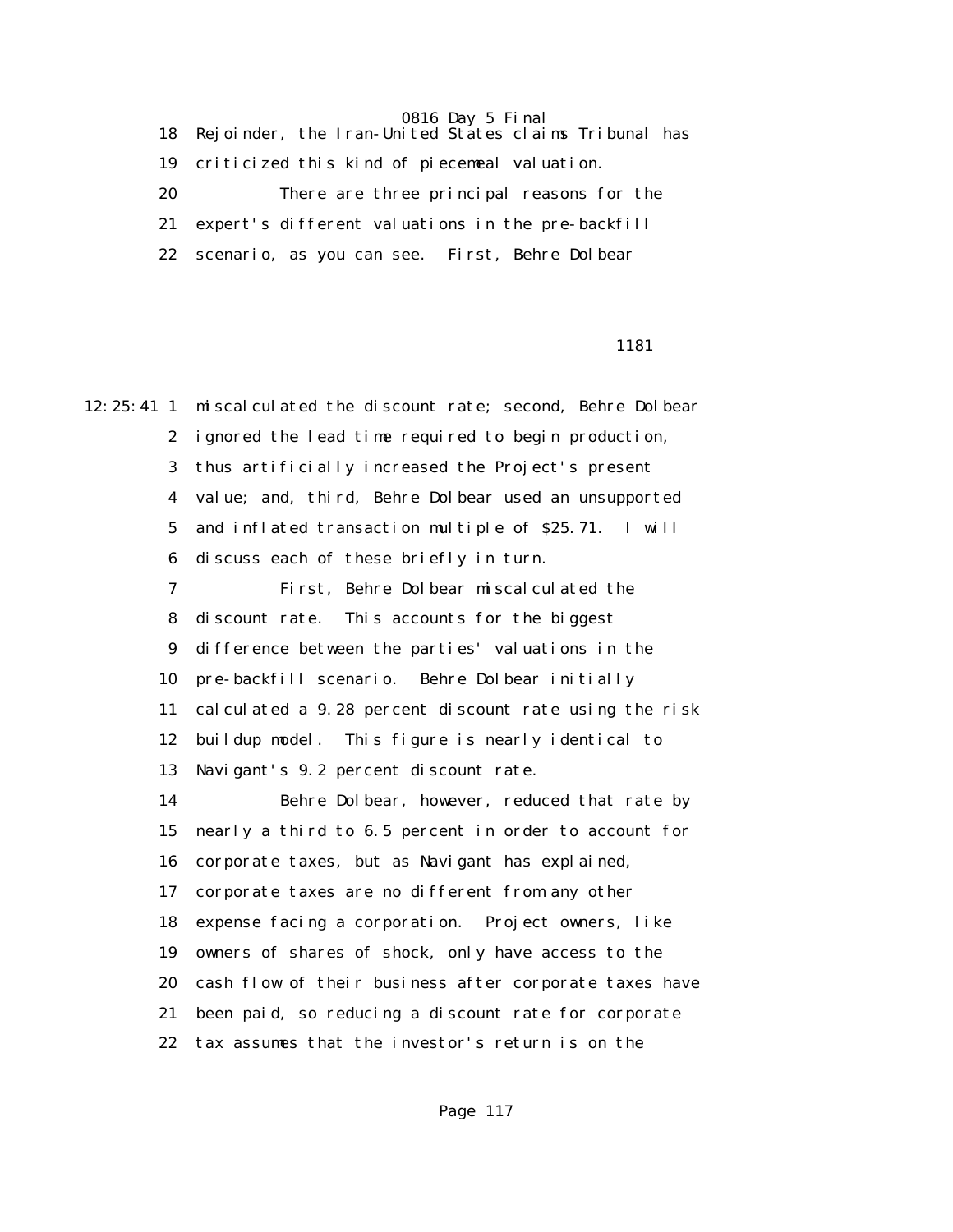18 Rejoinder, the Iran-United States claims Tribunal has
19 criticized this kind of piecemeal valuation.
20 There are three principal reasons for the
21 expert's different valuations in the pre-backfill
22 scenario, as you can see. First, Behre Dolbear

1181

12:25:41 1 miscalculated the discount rate; second, Behre Dolbear
2 ignored the lead time required to begin production,
3 thus artificially increased the Project's present
4 value; and, third, Behre Dolbear used an unsupported
5 and inflated transaction multiple of $25.71. I will
6 discuss each of these briefly in turn.
7 First, Behre Dolbear miscalculated the
8 discount rate. This accounts for the biggest
9 difference between the parties' valuations in the
10 pre-backfill scenario. Behre Dolbear initially
11 calculated a 9.28 percent discount rate using the risk
12 buildup model. This figure is nearly identical to
13 Navigant's 9.2 percent discount rate.
14 Behre Dolbear, however, reduced that rate by
15 nearly a third to 6.5 percent in order to account for
16 corporate taxes, but as Navigant has explained,
17 corporate taxes are no different from any other
18 expense facing a corporation. Project owners, like
19 owners of shares of shock, only have access to the
20 cash flow of their business after corporate taxes have
21 been paid, so reducing a discount rate for corporate
22 tax assumes that the investor's return is on the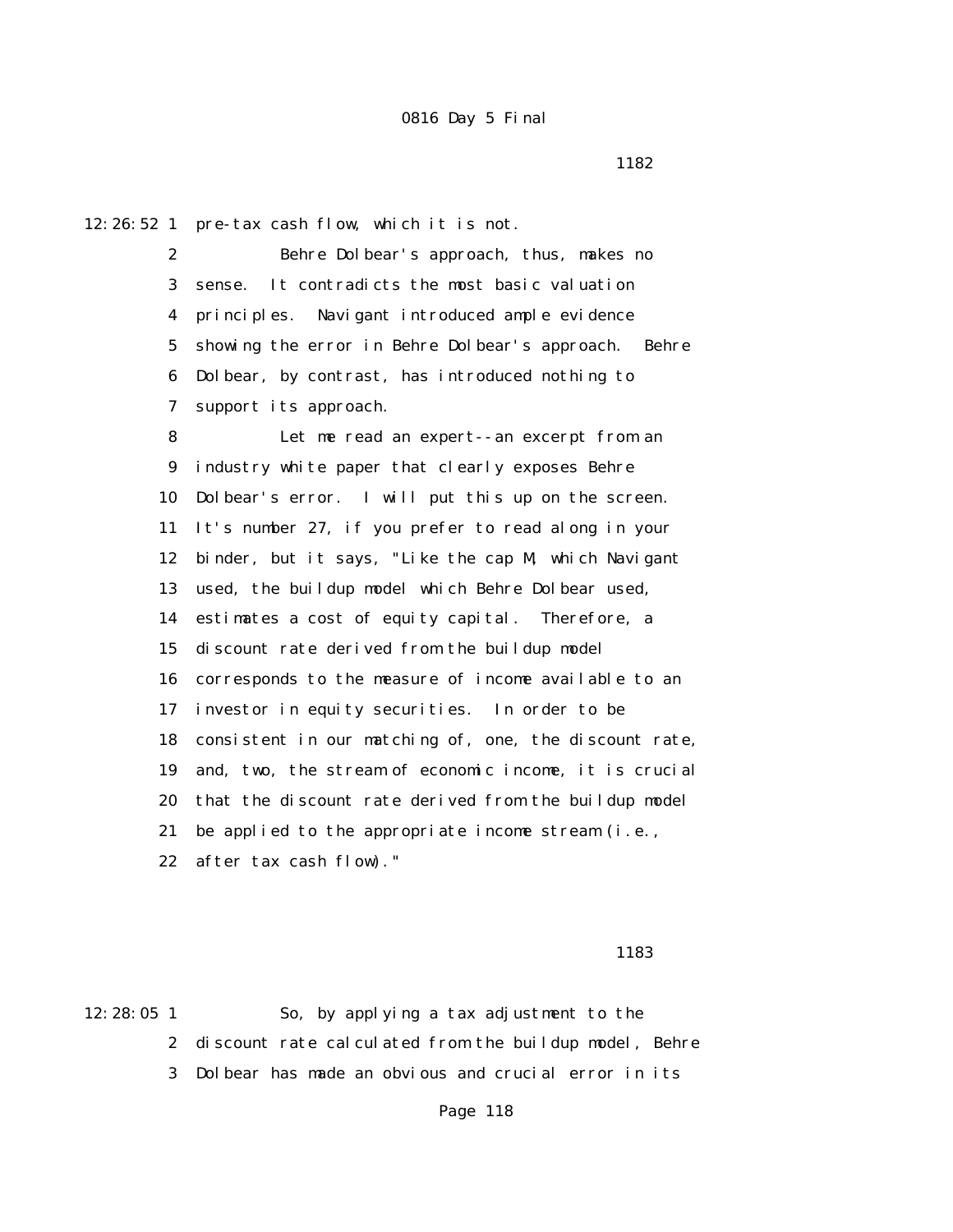1182

12:26:52 1 pre-tax cash flow, which it is not.

2 Behre Dolbear's approach, thus, makes no

3 sense. It contradicts the most basic valuation

4 principles. Navigant introduced ample evidence

5 showing the error in Behre Dolbear's approach. Behre

6 Dolbear, by contrast, has introduced nothing to

7 support its approach.

8 Let me read an expert--an excerpt from an

9 industry white paper that clearly exposes Behre

10 Dolbear's error. I will put this up on the screen.

11 It's number 27, if you prefer to read along in your

12 binder, but it says, "Like the cap M, which Navigant

13 used, the buildup model which Behre Dolbear used,

14 estimates a cost of equity capital. Therefore, a

15 discount rate derived from the buildup model

16 corresponds to the measure of income available to an

17 investor in equity securities. In order to be

18 consistent in our matching of, one, the discount rate,

19 and, two, the stream of economic income, it is crucial

20 that the discount rate derived from the buildup model

21 be applied to the appropriate income stream (i.e.,

22 after tax cash flow)."

1183

12:28:05 1 So, by applying a tax adjustment to the

2 discount rate calculated from the buildup model, Behre

3 Dolbear has made an obvious and crucial error in its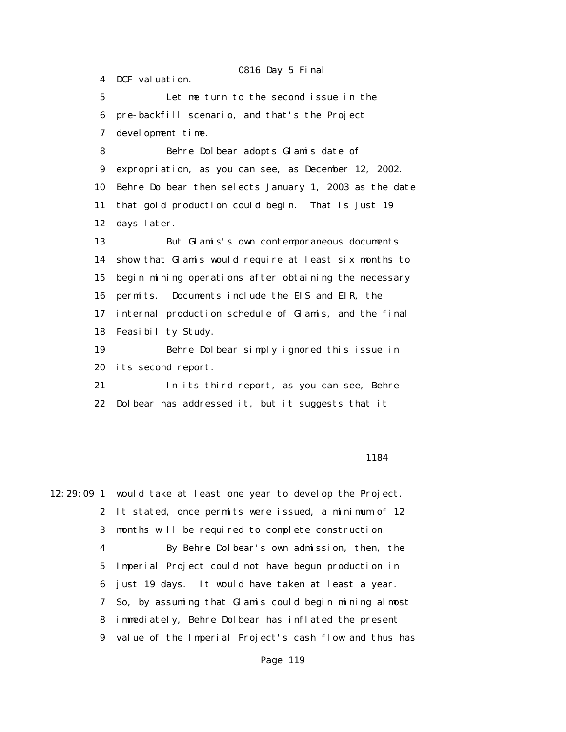4 DCF valuation.

5 Let me turn to the second issue in the

6 pre-backfill scenario, and that's the Project

7 development time.

8 Behre Dolbear adopts Glamis date of

9 expropriation, as you can see, as December 12, 2002.

10 Behre Dolbear then selects January 1, 2003 as the date

11 that gold production could begin. That is just 19

12 days later.

13 But Glamis's own contemporaneous documents

14 show that Glamis would require at least six months to

15 begin mining operations after obtaining the necessary

16 permits. Documents include the EIS and EIR, the

17 internal production schedule of Glamis, and the final

18 Feasibility Study.

19 Behre Dolbear simply ignored this issue in

20 its second report.

21 In its third report, as you can see, Behre

22 Dolbear has addressed it, but it suggests that it

1184

12:29:09 1 would take at least one year to develop the Project.

2 It stated, once permits were issued, a minimum of 12

3 months will be required to complete construction.

4 By Behre Dolbear's own admission, then, the

5 Imperial Project could not have begun production in

6 just 19 days. It would have taken at least a year.

7 So, by assuming that Glamis could begin mining almost

8 immediately, Behre Dolbear has inflated the present

9 value of the Imperial Project's cash flow and thus has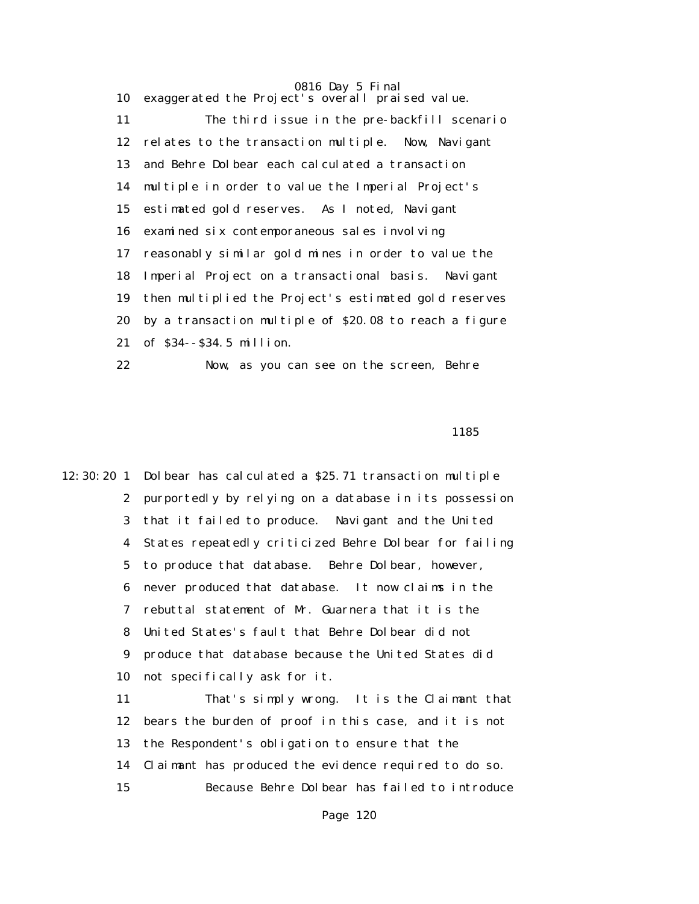10 exaggerated the Project's overall praised value.

11 The third issue in the pre-backfill scenario

12 relates to the transaction multiple. Now, Navigant

13 and Behre Dolbear each calculated a transaction

14 multiple in order to value the Imperial Project's

15 estimated gold reserves. As I noted, Navigant

16 examined six contemporaneous sales involving

17 reasonably similar gold mines in order to value the

18 Imperial Project on a transactional basis. Navigant

19 then multiplied the Project's estimated gold reserves

20 by a transaction multiple of $20.08 to reach a figure

21 of $34--$34.5 million.

22 Now, as you can see on the screen, Behre

1185

12:30:20 1 Dolbear has calculated a $25.71 transaction multiple

2 purportedly by relying on a database in its possession

3 that it failed to produce. Navigant and the United

4 States repeatedly criticized Behre Dolbear for failing

5 to produce that database. Behre Dolbear, however,

6 never produced that database. It now claims in the

7 rebuttal statement of Mr. Guarnera that it is the

8 United States's fault that Behre Dolbear did not

9 produce that database because the United States did

10 not specifically ask for it.

11 That's simply wrong. It is the Claimant that

12 bears the burden of proof in this case, and it is not

13 the Respondent's obligation to ensure that the

14 Claimant has produced the evidence required to do so.

15 Because Behre Dolbear has failed to introduce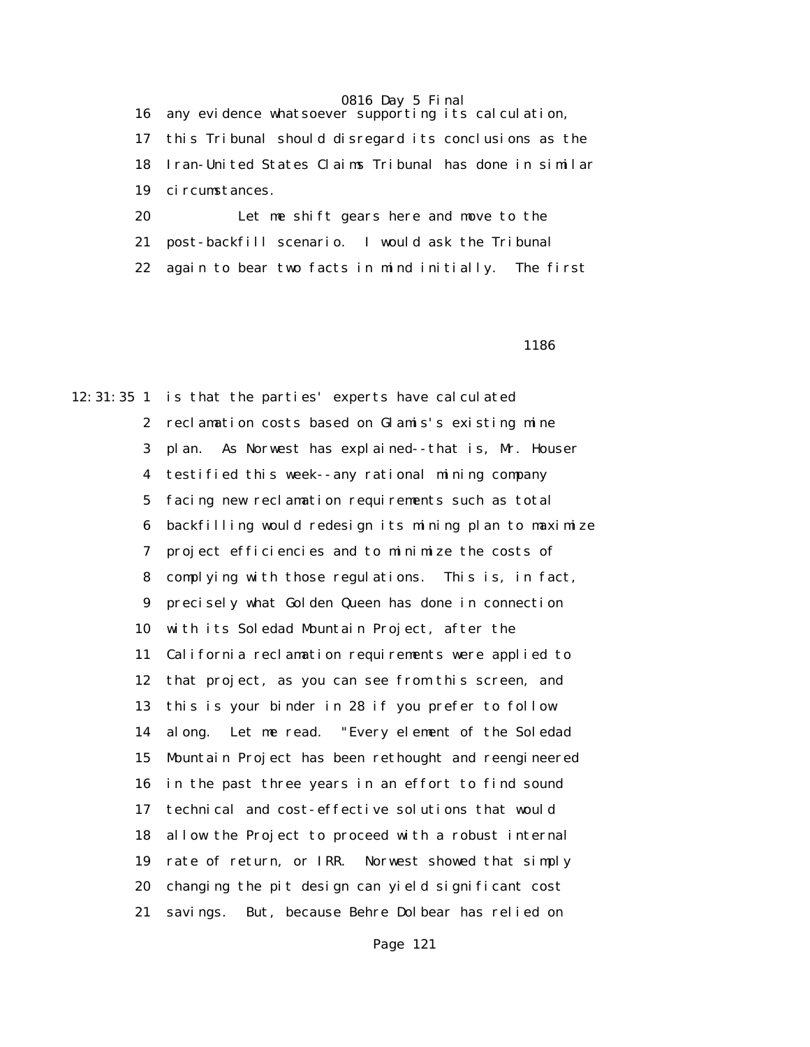16 any evidence whatsoever supporting its calculation,

17 this Tribunal should disregard its conclusions as the

18 Iran-United States Claims Tribunal has done in similar

19 circumstances.

20 Let me shift gears here and move to the

21 post-backfill scenario. I would ask the Tribunal

22 again to bear two facts in mind initially. The first

1186

12:31:35 1 is that the parties' experts have calculated

2 reclamation costs based on Glamis's existing mine

3 plan. As Norwest has explained--that is, Mr. Houser

4 testified this week--any rational mining company

5 facing new reclamation requirements such as total

6 backfilling would redesign its mining plan to maximize

7 project efficiencies and to minimize the costs of

8 complying with those regulations. This is, in fact,

9 precisely what Golden Queen has done in connection

10 with its Soledad Mountain Project, after the

11 California reclamation requirements were applied to

12 that project, as you can see from this screen, and

13 this is your binder in 28 if you prefer to follow

14 along. Let me read. "Every element of the Soledad

15 Mountain Project has been rethought and reengineered

16 in the past three years in an effort to find sound

17 technical and cost-effective solutions that would

18 allow the Project to proceed with a robust internal

19 rate of return, or IRR. Norwest showed that simply

20 changing the pit design can yield significant cost

21 savings. But, because Behre Dolbear has relied on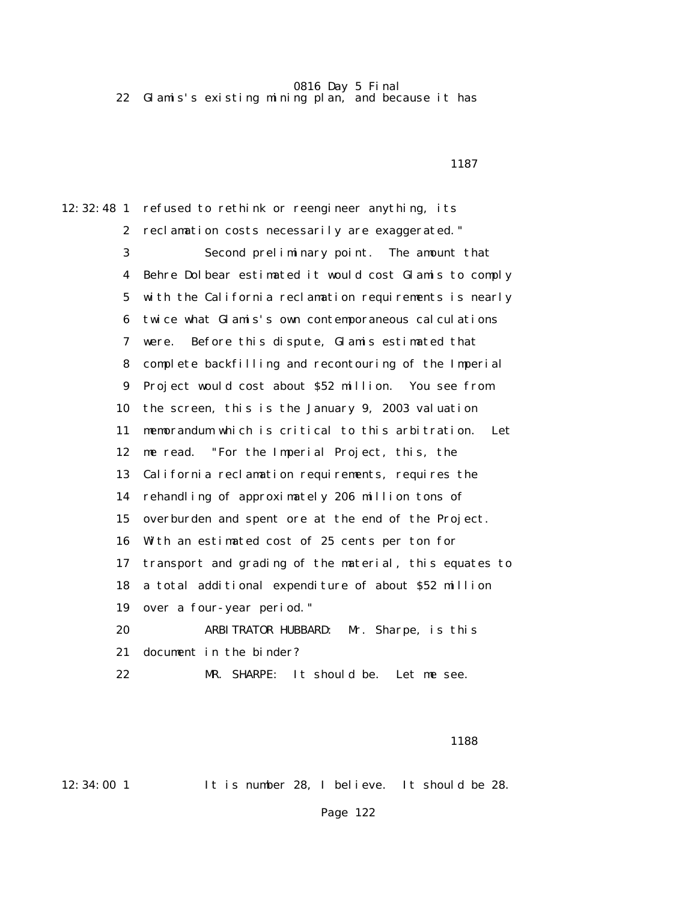22 Glamis's existing mining plan, and because it has

1187

12:32:48 1 refused to rethink or reengineer anything, its

2 reclamation costs necessarily are exaggerated."

3 Second preliminary point. The amount that

4 Behre Dolbear estimated it would cost Glamis to comply

5 with the California reclamation requirements is nearly

6 twice what Glamis's own contemporaneous calculations

7 were. Before this dispute, Glamis estimated that

8 complete backfilling and recontouring of the Imperial

9 Project would cost about $52 million. You see from

10 the screen, this is the January 9, 2003 valuation

11 memorandum which is critical to this arbitration. Let

12 me read. "For the Imperial Project, this, the

13 California reclamation requirements, requires the

14 rehandling of approximately 206 million tons of

15 overburden and spent ore at the end of the Project.

16 With an estimated cost of 25 cents per ton for

17 transport and grading of the material, this equates to

18 a total additional expenditure of about $52 million

19 over a four-year period."

20 ARBITRATOR HUBBARD: Mr. Sharpe, is this

21 document in the binder?

22 MR. SHARPE: It should be. Let me see.

1188

12:34:00 1 It is number 28, I believe. It should be 28.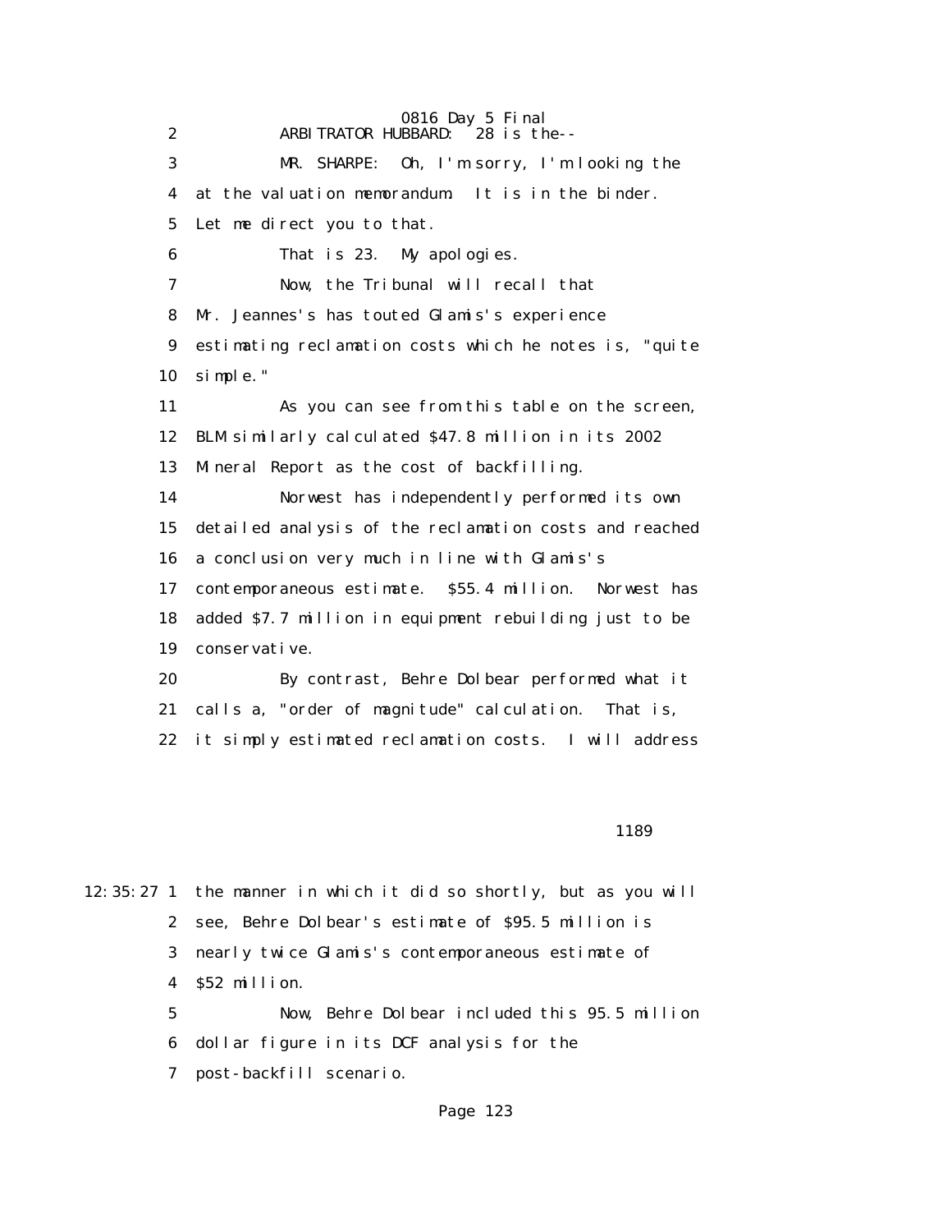ARBITRATOR HUBBARD: 28 is the--

MR. SHARPE: Oh, I'm sorry, I'm looking the at the valuation memorandum. It is in the binder. Let me direct you to that.

That is 23. My apologies.

Now, the Tribunal will recall that Mr. Jeannes's has touted Glamis's experience estimating reclamation costs which he notes is, "quite simple."

As you can see from this table on the screen, BLM similarly calculated $47.8 million in its 2002 Mineral Report as the cost of backfilling.

Norwest has independently performed its own detailed analysis of the reclamation costs and reached a conclusion very much in line with Glamis's contemporaneous estimate. $55.4 million. Norwest has added $7.7 million in equipment rebuilding just to be conservative.

By contrast, Behre Dolbear performed what it calls a, "order of magnitude" calculation. That is, it simply estimated reclamation costs. I will address

1189

12:35:27 the manner in which it did so shortly, but as you will see, Behre Dolbear's estimate of $95.5 million is nearly twice Glamis's contemporaneous estimate of $52 million.

Now, Behre Dolbear included this 95.5 million dollar figure in its DCF analysis for the post-backfill scenario.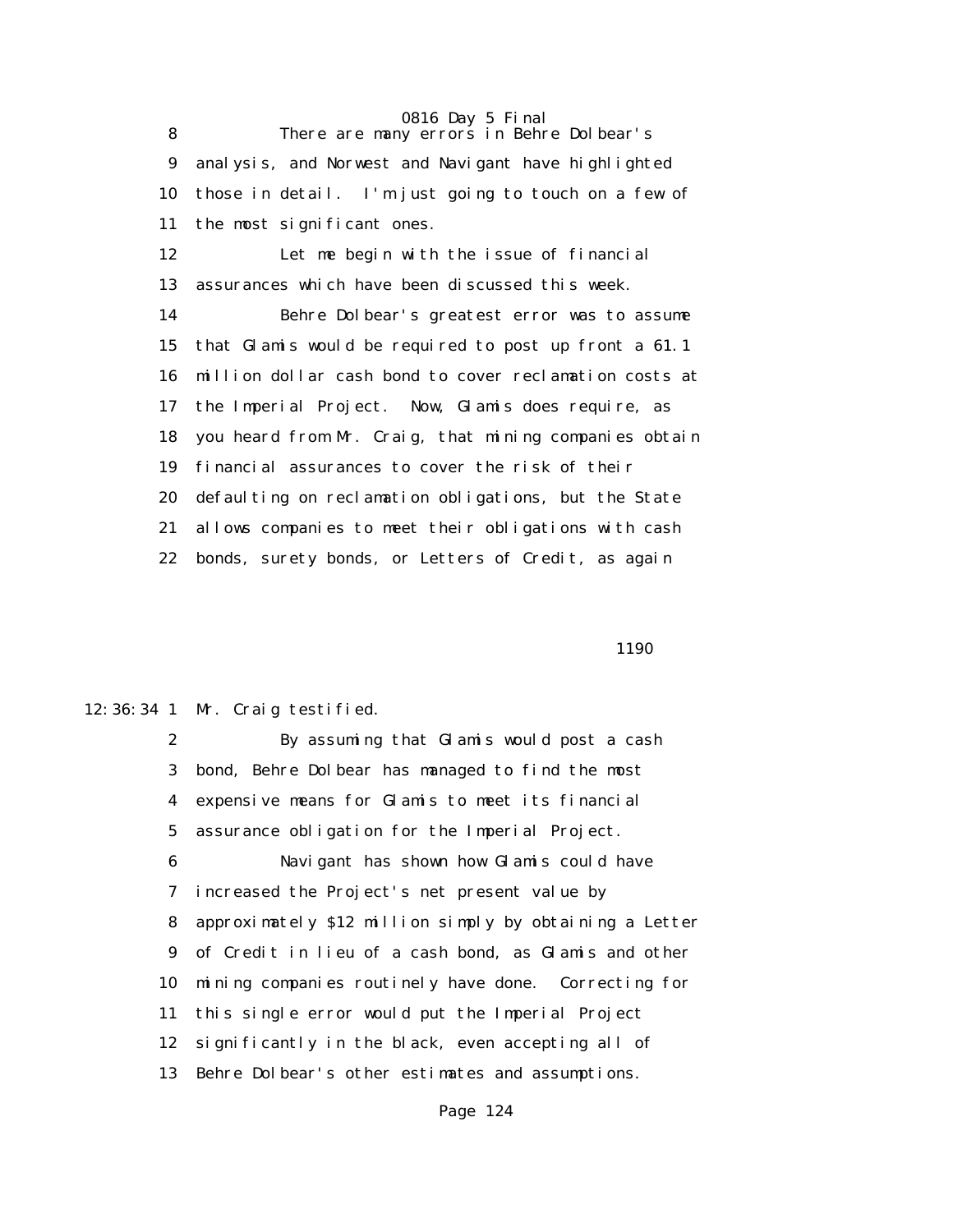8 There are many errors in Behre Dolbear's
9 analysis, and Norwest and Navigant have highlighted
10 those in detail. I'm just going to touch on a few of
11 the most significant ones.
12 Let me begin with the issue of financial
13 assurances which have been discussed this week.
14 Behre Dolbear's greatest error was to assume
15 that Glamis would be required to post up front a 61.1
16 million dollar cash bond to cover reclamation costs at
17 the Imperial Project. Now, Glamis does require, as
18 you heard from Mr. Craig, that mining companies obtain
19 financial assurances to cover the risk of their
20 defaulting on reclamation obligations, but the State
21 allows companies to meet their obligations with cash
22 bonds, surety bonds, or Letters of Credit, as again

1190

12:36:34 1 Mr. Craig testified.
2 By assuming that Glamis would post a cash
3 bond, Behre Dolbear has managed to find the most
4 expensive means for Glamis to meet its financial
5 assurance obligation for the Imperial Project.
6 Navigant has shown how Glamis could have
7 increased the Project's net present value by
8 approximately $12 million simply by obtaining a Letter
9 of Credit in lieu of a cash bond, as Glamis and other
10 mining companies routinely have done. Correcting for
11 this single error would put the Imperial Project
12 significantly in the black, even accepting all of
13 Behre Dolbear's other estimates and assumptions.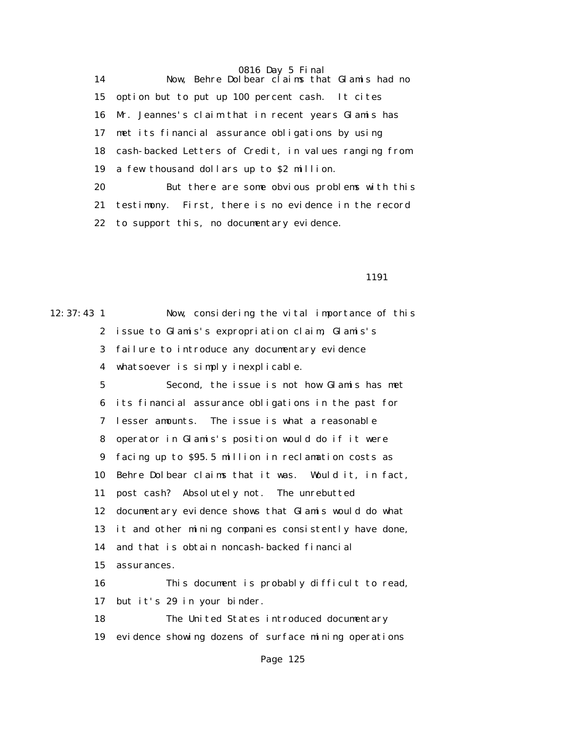14 Now, Behre Dolbear claims that Glamis had no
15 option but to put up 100 percent cash. It cites
16 Mr. Jeannes's claim that in recent years Glamis has
17 met its financial assurance obligations by using
18 cash-backed Letters of Credit, in values ranging from
19 a few thousand dollars up to $2 million.
20 But there are some obvious problems with this
21 testimony. First, there is no evidence in the record
22 to support this, no documentary evidence.

1191

12:37:43 1 Now, considering the vital importance of this
2 issue to Glamis's expropriation claim, Glamis's
3 failure to introduce any documentary evidence
4 whatsoever is simply inexplicable.
5 Second, the issue is not how Glamis has met
6 its financial assurance obligations in the past for
7 lesser amounts. The issue is what a reasonable
8 operator in Glamis's position would do if it were
9 facing up to $95.5 million in reclamation costs as
10 Behre Dolbear claims that it was. Would it, in fact,
11 post cash? Absolutely not. The unrebutted
12 documentary evidence shows that Glamis would do what
13 it and other mining companies consistently have done,
14 and that is obtain noncash-backed financial
15 assurances.
16 This document is probably difficult to read,
17 but it's 29 in your binder.
18 The United States introduced documentary
19 evidence showing dozens of surface mining operations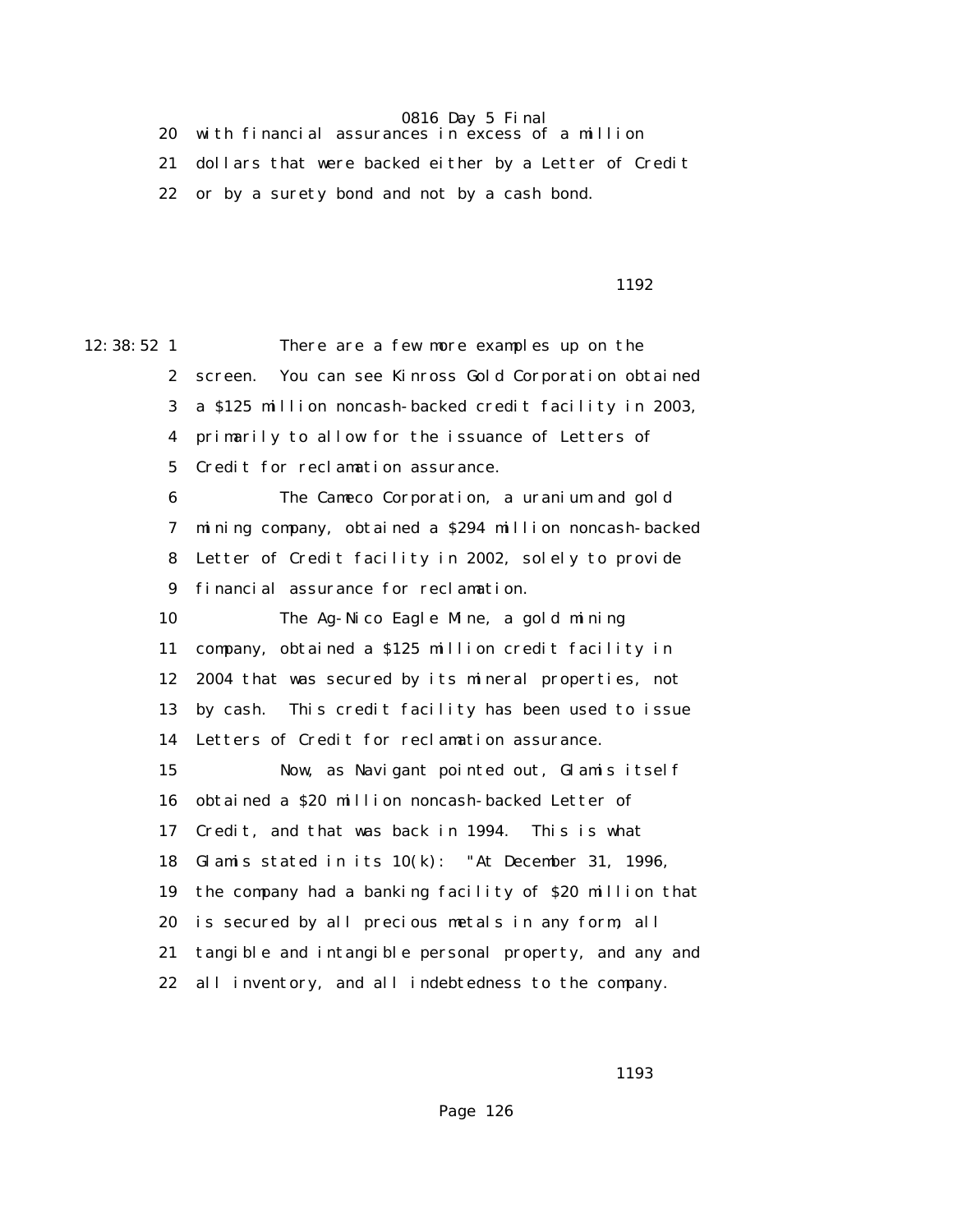20 with financial assurances in excess of a million
21 dollars that were backed either by a Letter of Credit
22 or by a surety bond and not by a cash bond.

12:38:52 1 There are a few more examples up on the
2 screen. You can see Kinross Gold Corporation obtained
3 a $125 million noncash-backed credit facility in 2003,
4 primarily to allow for the issuance of Letters of
5 Credit for reclamation assurance.
6 The Cameco Corporation, a uranium and gold
7 mining company, obtained a $294 million noncash-backed
8 Letter of Credit facility in 2002, solely to provide
9 financial assurance for reclamation.
10 The Ag-Nico Eagle Mine, a gold mining
11 company, obtained a $125 million credit facility in
12 2004 that was secured by its mineral properties, not
13 by cash. This credit facility has been used to issue
14 Letters of Credit for reclamation assurance.
15 Now, as Navigant pointed out, Glamis itself
16 obtained a $20 million noncash-backed Letter of
17 Credit, and that was back in 1994. This is what
18 Glamis stated in its 10(k): "At December 31, 1996,
19 the company had a banking facility of $20 million that
20 is secured by all precious metals in any form, all
21 tangible and intangible personal property, and any and
22 all inventory, and all indebtedness to the company.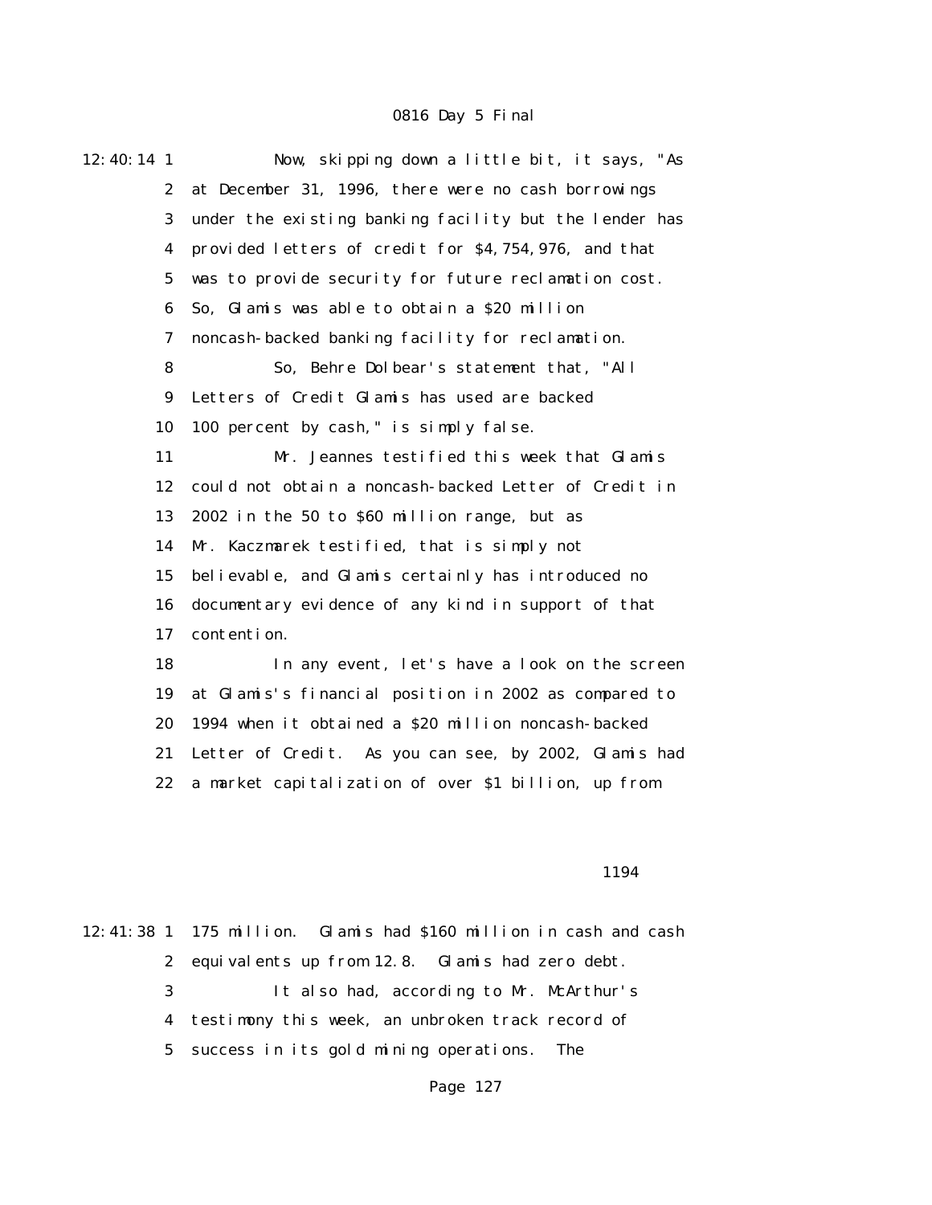Now, skipping down a little bit, it says, "As at December 31, 1996, there were no cash borrowings under the existing banking facility but the lender has provided letters of credit for $4,754,976, and that was to provide security for future reclamation cost. So, Glamis was able to obtain a $20 million noncash-backed banking facility for reclamation.

So, Behre Dolbear's statement that, "All Letters of Credit Glamis has used are backed 100 percent by cash," is simply false.

Mr. Jeannes testified this week that Glamis could not obtain a noncash-backed Letter of Credit in 2002 in the 50 to $60 million range, but as Mr. Kaczmarek testified, that is simply not believable, and Glamis certainly has introduced no documentary evidence of any kind in support of that contention.

In any event, let's have a look on the screen at Glamis's financial position in 2002 as compared to 1994 when it obtained a $20 million noncash-backed Letter of Credit. As you can see, by 2002, Glamis had a market capitalization of over $1 billion, up from 175 million. Glamis had $160 million in cash and cash equivalents up from 12.8. Glamis had zero debt.

It also had, according to Mr. McArthur's testimony this week, an unbroken track record of success in its gold mining operations. The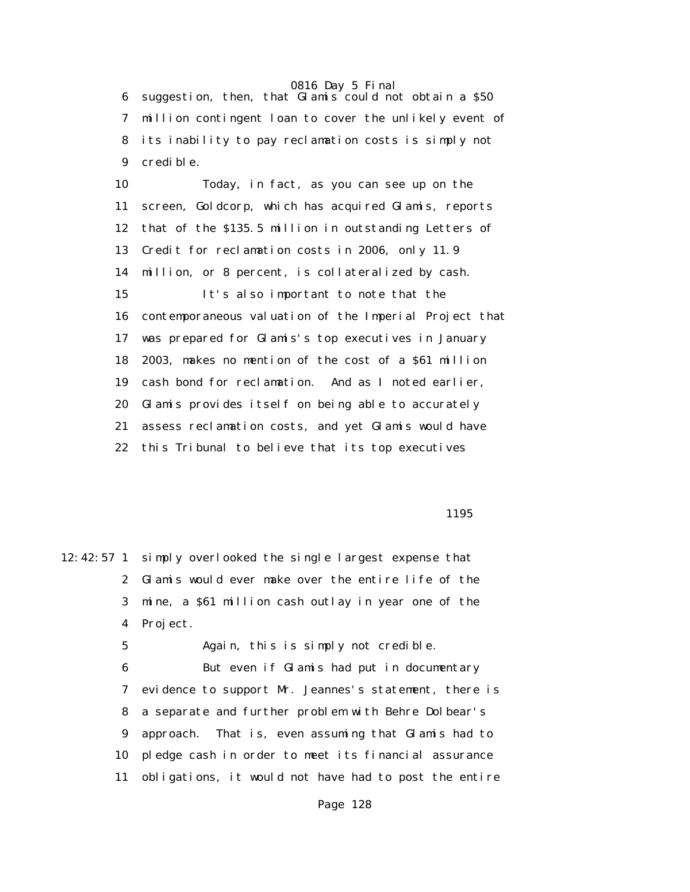suggestion, then, that Glamis could not obtain a $50 million contingent loan to cover the unlikely event of its inability to pay reclamation costs is simply not credible.

Today, in fact, as you can see up on the screen, Goldcorp, which has acquired Glamis, reports that of the $135.5 million in outstanding Letters of Credit for reclamation costs in 2006, only 11.9 million, or 8 percent, is collateralized by cash.

It's also important to note that the contemporaneous valuation of the Imperial Project that was prepared for Glamis's top executives in January 2003, makes no mention of the cost of a $61 million cash bond for reclamation. And as I noted earlier, Glamis provides itself on being able to accurately assess reclamation costs, and yet Glamis would have this Tribunal to believe that its top executives

12:42:57 simply overlooked the single largest expense that Glamis would ever make over the entire life of the mine, a $61 million cash outlay in year one of the Project.

Again, this is simply not credible.

But even if Glamis had put in documentary evidence to support Mr. Jeannes's statement, there is a separate and further problem with Behre Dolbear's approach. That is, even assuming that Glamis had to pledge cash in order to meet its financial assurance obligations, it would not have had to post the entire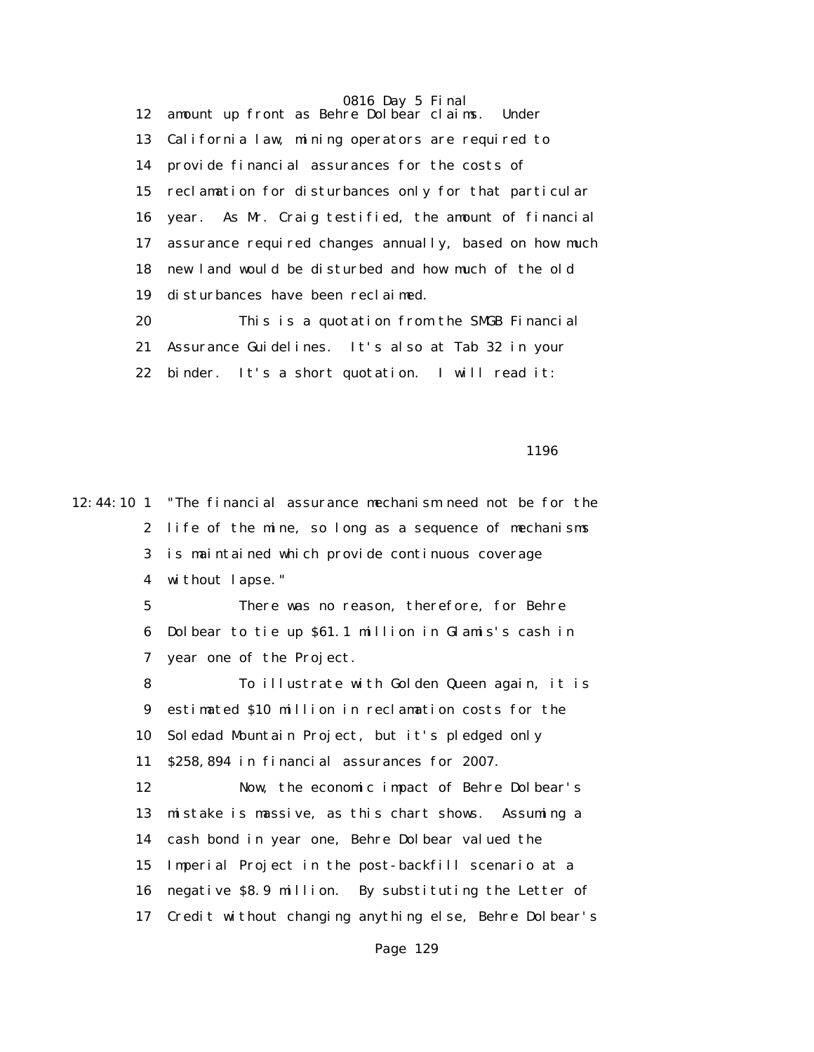12 amount up front as Behre Dolbear claims. Under

13 California law, mining operators are required to

14 provide financial assurances for the costs of

15 reclamation for disturbances only for that particular

16 year. As Mr. Craig testified, the amount of financial

17 assurance required changes annually, based on how much

18 new land would be disturbed and how much of the old

19 disturbances have been reclaimed.

20 This is a quotation from the SMGB Financial

21 Assurance Guidelines. It's also at Tab 32 in your

22 binder. It's a short quotation. I will read it:

1196

12:44:10 1 "The financial assurance mechanism need not be for the

2 life of the mine, so long as a sequence of mechanisms

3 is maintained which provide continuous coverage

4 without lapse."

5 There was no reason, therefore, for Behre

6 Dolbear to tie up $61.1 million in Glamis's cash in

7 year one of the Project.

8 To illustrate with Golden Queen again, it is

9 estimated $10 million in reclamation costs for the

10 Soledad Mountain Project, but it's pledged only

11 $258,894 in financial assurances for 2007.

12 Now, the economic impact of Behre Dolbear's

13 mistake is massive, as this chart shows. Assuming a

14 cash bond in year one, Behre Dolbear valued the

15 Imperial Project in the post-backfill scenario at a

16 negative $8.9 million. By substituting the Letter of

17 Credit without changing anything else, Behre Dolbear's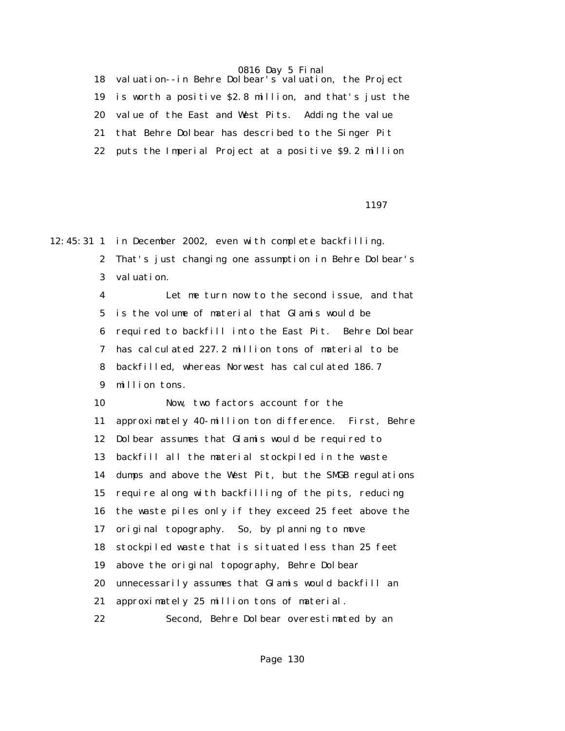18 valuation--in Behre Dolbear's valuation, the Project
19 is worth a positive $2.8 million, and that's just the
20 value of the East and West Pits. Adding the value
21 that Behre Dolbear has described to the Singer Pit
22 puts the Imperial Project at a positive $9.2 million

1197

12:45:31 1 in December 2002, even with complete backfilling.
2 That's just changing one assumption in Behre Dolbear's
3 valuation.
4 Let me turn now to the second issue, and that
5 is the volume of material that Glamis would be
6 required to backfill into the East Pit. Behre Dolbear
7 has calculated 227.2 million tons of material to be
8 backfilled, whereas Norwest has calculated 186.7
9 million tons.
10 Now, two factors account for the
11 approximately 40-million ton difference. First, Behre
12 Dolbear assumes that Glamis would be required to
13 backfill all the material stockpiled in the waste
14 dumps and above the West Pit, but the SMGB regulations
15 require along with backfilling of the pits, reducing
16 the waste piles only if they exceed 25 feet above the
17 original topography. So, by planning to move
18 stockpiled waste that is situated less than 25 feet
19 above the original topography, Behre Dolbear
20 unnecessarily assumes that Glamis would backfill an
21 approximately 25 million tons of material.
22 Second, Behre Dolbear overestimated by an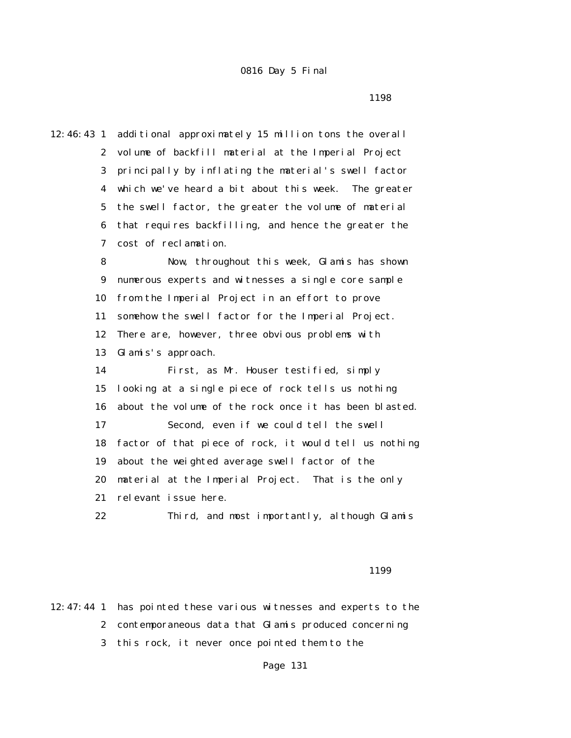12:46:43 1 additional approximately 15 million tons the overall
2 volume of backfill material at the Imperial Project
3 principally by inflating the material's swell factor
4 which we've heard a bit about this week. The greater
5 the swell factor, the greater the volume of material
6 that requires backfilling, and hence the greater the
7 cost of reclamation.
8 Now, throughout this week, Glamis has shown
9 numerous experts and witnesses a single core sample
10 from the Imperial Project in an effort to prove
11 somehow the swell factor for the Imperial Project.
12 There are, however, three obvious problems with
13 Glamis's approach.
14 First, as Mr. Houser testified, simply
15 looking at a single piece of rock tells us nothing
16 about the volume of the rock once it has been blasted.
17 Second, even if we could tell the swell
18 factor of that piece of rock, it would tell us nothing
19 about the weighted average swell factor of the
20 material at the Imperial Project. That is the only
21 relevant issue here.
22 Third, and most importantly, although Glamis

1199

12:47:44 1 has pointed these various witnesses and experts to the
2 contemporaneous data that Glamis produced concerning
3 this rock, it never once pointed them to the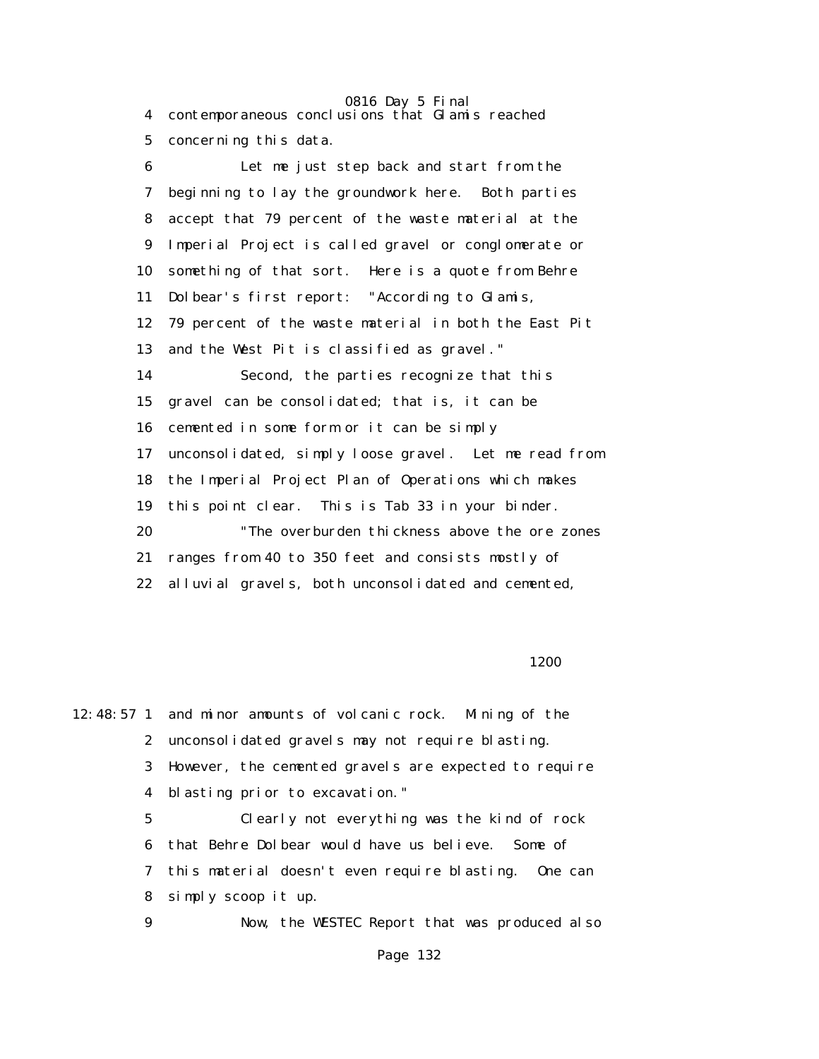4 contemporaneous conclusions that Glamis reached

5 concerning this data.

6 Let me just step back and start from the

7 beginning to lay the groundwork here. Both parties

8 accept that 79 percent of the waste material at the

9 Imperial Project is called gravel or conglomerate or

10 something of that sort. Here is a quote from Behre

11 Dolbear's first report: "According to Glamis,

12 79 percent of the waste material in both the East Pit

13 and the West Pit is classified as gravel."

14 Second, the parties recognize that this

15 gravel can be consolidated; that is, it can be

16 cemented in some form or it can be simply

17 unconsolidated, simply loose gravel. Let me read from

18 the Imperial Project Plan of Operations which makes

19 this point clear. This is Tab 33 in your binder.

20 "The overburden thickness above the ore zones

21 ranges from 40 to 350 feet and consists mostly of

22 alluvial gravels, both unconsolidated and cemented,

1200

12:48:57 1 and minor amounts of volcanic rock. Mining of the

2 unconsolidated gravels may not require blasting.

3 However, the cemented gravels are expected to require

4 blasting prior to excavation."

5 Clearly not everything was the kind of rock

6 that Behre Dolbear would have us believe. Some of

7 this material doesn't even require blasting. One can

8 simply scoop it up.

9 Now, the WESTEC Report that was produced also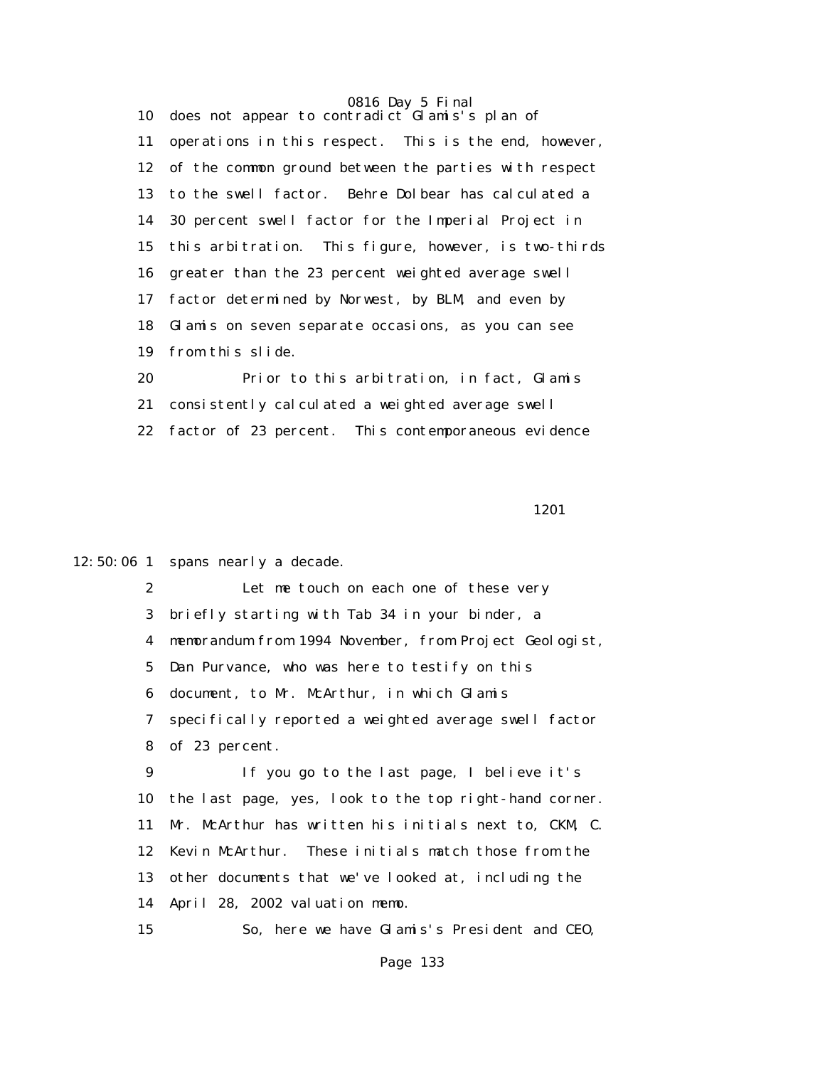10 does not appear to contradict Glamis's plan of
11 operations in this respect. This is the end, however,
12 of the common ground between the parties with respect
13 to the swell factor. Behre Dolbear has calculated a
14 30 percent swell factor for the Imperial Project in
15 this arbitration. This figure, however, is two-thirds
16 greater than the 23 percent weighted average swell
17 factor determined by Norwest, by BLM, and even by
18 Glamis on seven separate occasions, as you can see
19 from this slide.
20 Prior to this arbitration, in fact, Glamis
21 consistently calculated a weighted average swell
22 factor of 23 percent. This contemporaneous evidence

1201

12:50:06 1 spans nearly a decade.
2 Let me touch on each one of these very
3 briefly starting with Tab 34 in your binder, a
4 memorandum from 1994 November, from Project Geologist,
5 Dan Purvance, who was here to testify on this
6 document, to Mr. McArthur, in which Glamis
7 specifically reported a weighted average swell factor
8 of 23 percent.
9 If you go to the last page, I believe it's
10 the last page, yes, look to the top right-hand corner.
11 Mr. McArthur has written his initials next to, CKM, C.
12 Kevin McArthur. These initials match those from the
13 other documents that we've looked at, including the
14 April 28, 2002 valuation memo.
15 So, here we have Glamis's President and CEO,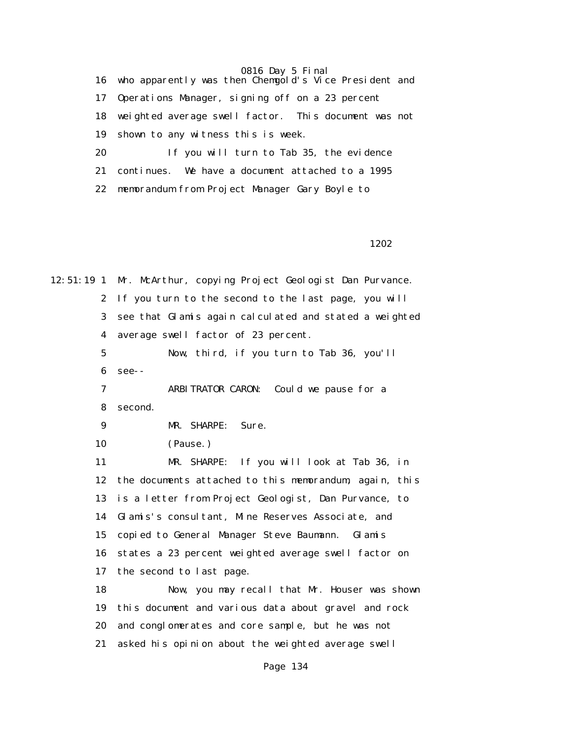16 who apparently was then Chemgold's Vice President and
17 Operations Manager, signing off on a 23 percent
18 weighted average swell factor. This document was not
19 shown to any witness this is week.
20 If you will turn to Tab 35, the evidence
21 continues. We have a document attached to a 1995
22 memorandum from Project Manager Gary Boyle to

1202

12:51:19 1 Mr. McArthur, copying Project Geologist Dan Purvance.
2 If you turn to the second to the last page, you will
3 see that Glamis again calculated and stated a weighted
4 average swell factor of 23 percent.
5 Now, third, if you turn to Tab 36, you'll
6 see--
7 ARBITRATOR CARON: Could we pause for a
8 second.
9 MR. SHARPE: Sure.
10 (Pause.)
11 MR. SHARPE: If you will look at Tab 36, in
12 the documents attached to this memorandum, again, this
13 is a letter from Project Geologist, Dan Purvance, to
14 Glamis's consultant, Mine Reserves Associate, and
15 copied to General Manager Steve Baumann. Glamis
16 states a 23 percent weighted average swell factor on
17 the second to last page.
18 Now, you may recall that Mr. Houser was shown
19 this document and various data about gravel and rock
20 and conglomerates and core sample, but he was not
21 asked his opinion about the weighted average swell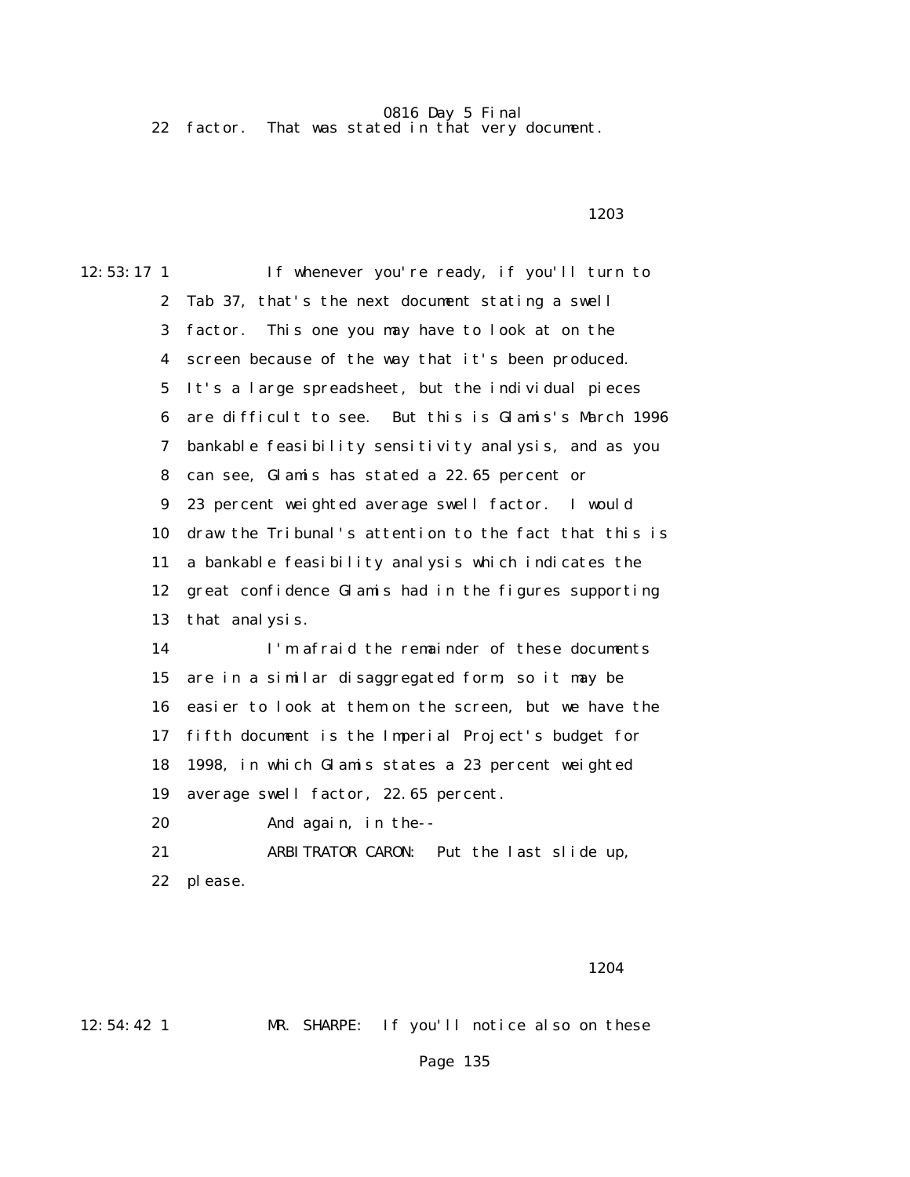22 factor. That was stated in that very document.

1203

12:53:17 1 If whenever you're ready, if you'll turn to
2 Tab 37, that's the next document stating a swell
3 factor. This one you may have to look at on the
4 screen because of the way that it's been produced.
5 It's a large spreadsheet, but the individual pieces
6 are difficult to see. But this is Glamis's March 1996
7 bankable feasibility sensitivity analysis, and as you
8 can see, Glamis has stated a 22.65 percent or
9 23 percent weighted average swell factor. I would
10 draw the Tribunal's attention to the fact that this is
11 a bankable feasibility analysis which indicates the
12 great confidence Glamis had in the figures supporting
13 that analysis.
14 I'm afraid the remainder of these documents
15 are in a similar disaggregated form, so it may be
16 easier to look at them on the screen, but we have the
17 fifth document is the Imperial Project's budget for
18 1998, in which Glamis states a 23 percent weighted
19 average swell factor, 22.65 percent.
20 And again, in the--
21 ARBITRATOR CARON: Put the last slide up,
22 please.

1204

12:54:42 1 MR. SHARPE: If you'll notice also on these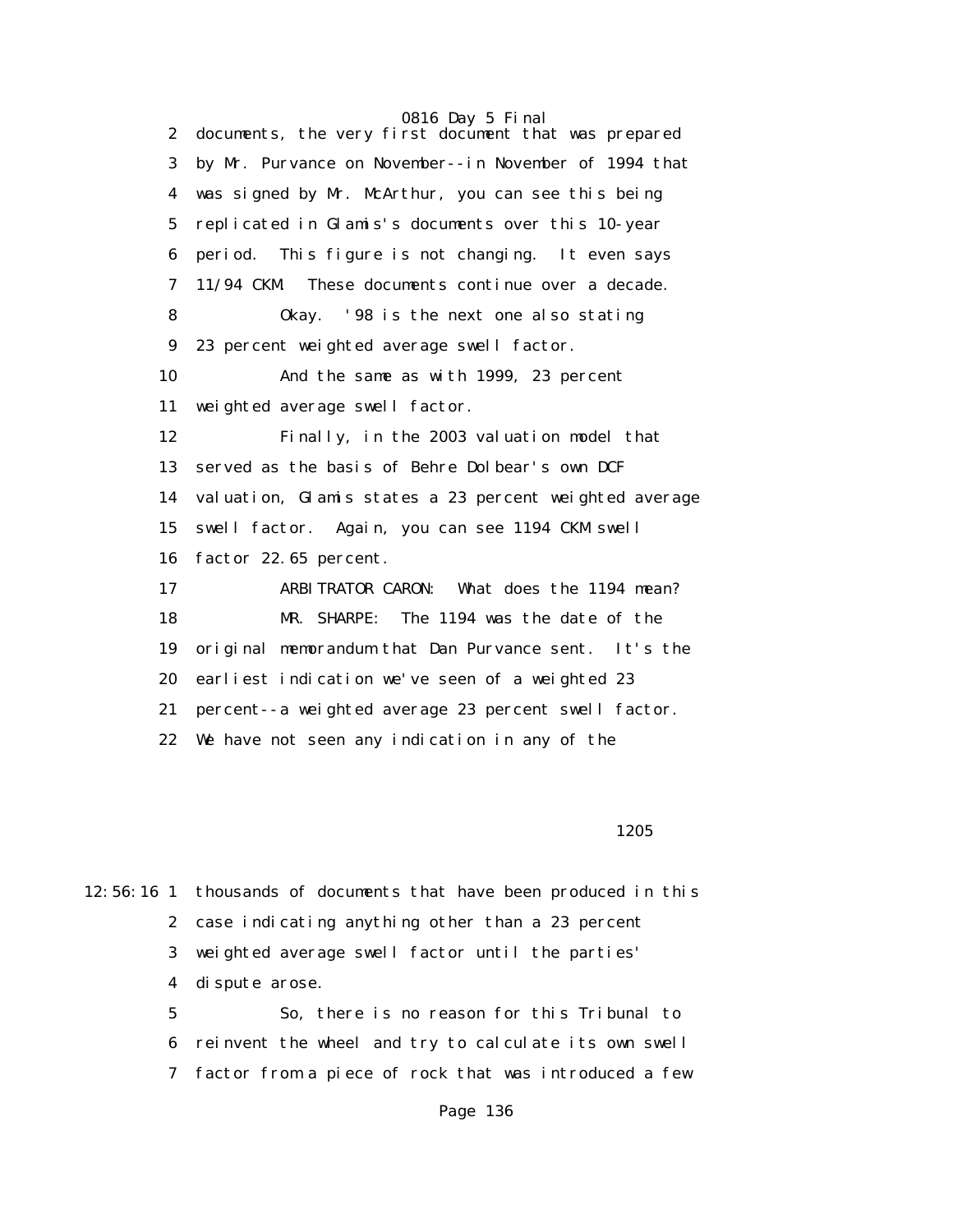documents, the very first document that was prepared by Mr. Purvance on November--in November of 1994 that was signed by Mr. McArthur, you can see this being replicated in Glamis's documents over this 10-year period. This figure is not changing. It even says 11/94 CKM. These documents continue over a decade.

Okay. '98 is the next one also stating 23 percent weighted average swell factor.

And the same as with 1999, 23 percent weighted average swell factor.

Finally, in the 2003 valuation model that served as the basis of Behre Dolbear's own DCF valuation, Glamis states a 23 percent weighted average swell factor. Again, you can see 1194 CKM swell factor 22.65 percent.

ARBITRATOR CARON: What does the 1194 mean?

MR. SHARPE: The 1194 was the date of the original memorandum that Dan Purvance sent. It's the earliest indication we've seen of a weighted 23 percent--a weighted average 23 percent swell factor. We have not seen any indication in any of the

1205

12:56:16 thousands of documents that have been produced in this case indicating anything other than a 23 percent weighted average swell factor until the parties' dispute arose.

So, there is no reason for this Tribunal to reinvent the wheel and try to calculate its own swell factor from a piece of rock that was introduced a few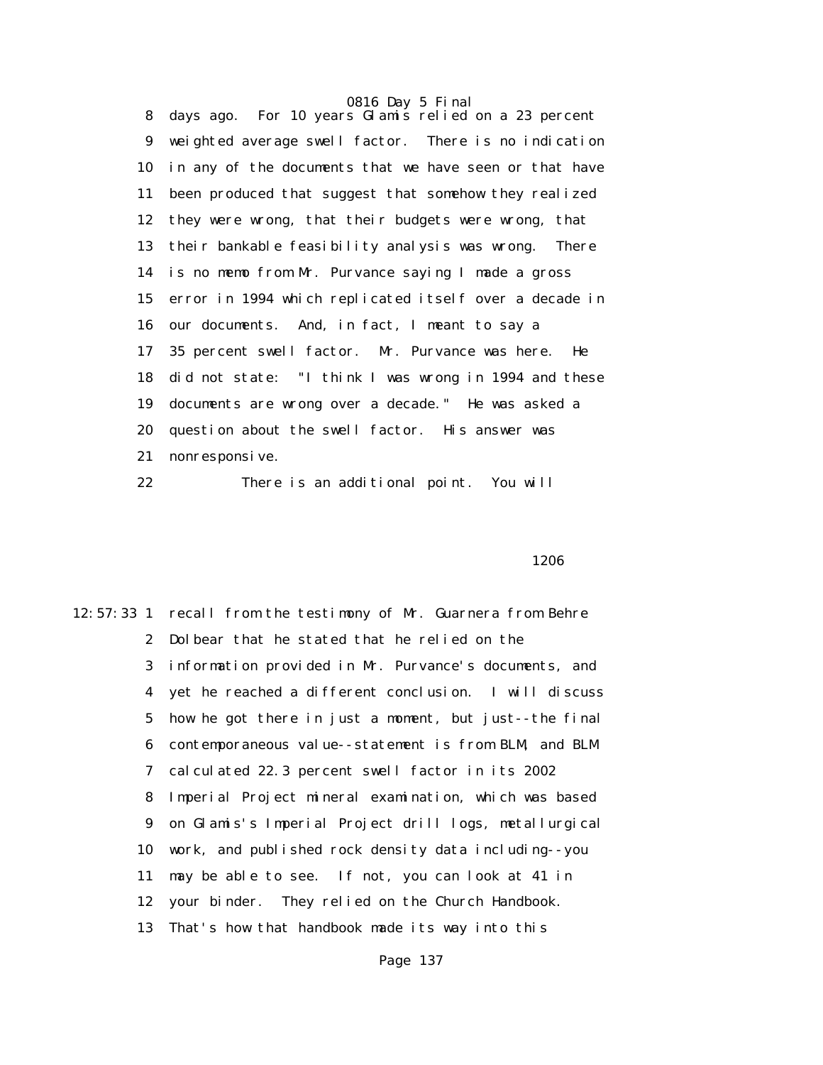8 days ago. For 10 years Glamis relied on a 23 percent
9 weighted average swell factor. There is no indication
10 in any of the documents that we have seen or that have
11 been produced that suggest that somehow they realized
12 they were wrong, that their budgets were wrong, that
13 their bankable feasibility analysis was wrong. There
14 is no memo from Mr. Purvance saying I made a gross
15 error in 1994 which replicated itself over a decade in
16 our documents. And, in fact, I meant to say a
17 35 percent swell factor. Mr. Purvance was here. He
18 did not state: "I think I was wrong in 1994 and these
19 documents are wrong over a decade." He was asked a
20 question about the swell factor. His answer was
21 nonresponsive.
22 There is an additional point. You will

1206

12:57:33 1 recall from the testimony of Mr. Guarnera from Behre
2 Dolbear that he stated that he relied on the
3 information provided in Mr. Purvance's documents, and
4 yet he reached a different conclusion. I will discuss
5 how he got there in just a moment, but just--the final
6 contemporaneous value--statement is from BLM, and BLM
7 calculated 22.3 percent swell factor in its 2002
8 Imperial Project mineral examination, which was based
9 on Glamis's Imperial Project drill logs, metallurgical
10 work, and published rock density data including--you
11 may be able to see. If not, you can look at 41 in
12 your binder. They relied on the Church Handbook.
13 That's how that handbook made its way into this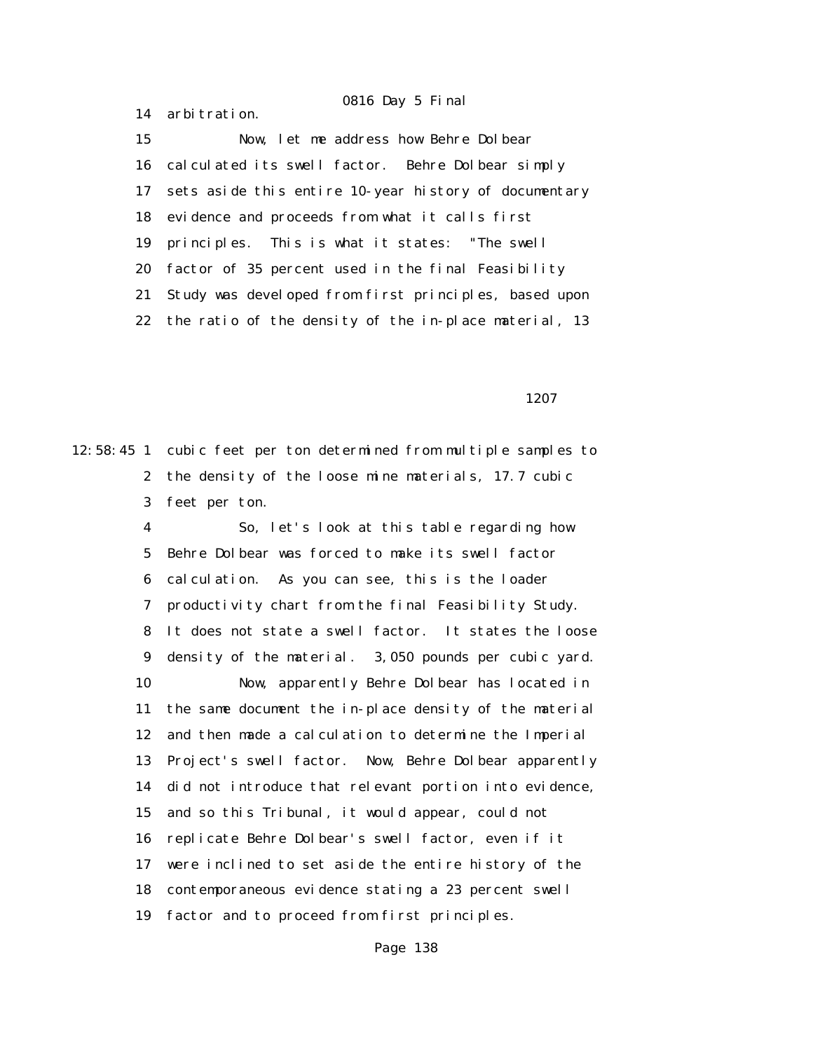14 arbitration.

15 Now, let me address how Behre Dolbear

16 calculated its swell factor. Behre Dolbear simply

17 sets aside this entire 10-year history of documentary

18 evidence and proceeds from what it calls first

19 principles. This is what it states: "The swell

20 factor of 35 percent used in the final Feasibility

21 Study was developed from first principles, based upon

22 the ratio of the density of the in-place material, 13

1207

12:58:45 1 cubic feet per ton determined from multiple samples to

2 the density of the loose mine materials, 17.7 cubic

3 feet per ton.

4 So, let's look at this table regarding how

5 Behre Dolbear was forced to make its swell factor

6 calculation. As you can see, this is the loader

7 productivity chart from the final Feasibility Study.

8 It does not state a swell factor. It states the loose

9 density of the material. 3,050 pounds per cubic yard.

10 Now, apparently Behre Dolbear has located in

11 the same document the in-place density of the material

12 and then made a calculation to determine the Imperial

13 Project's swell factor. Now, Behre Dolbear apparently

14 did not introduce that relevant portion into evidence,

15 and so this Tribunal, it would appear, could not

16 replicate Behre Dolbear's swell factor, even if it

17 were inclined to set aside the entire history of the

18 contemporaneous evidence stating a 23 percent swell

19 factor and to proceed from first principles.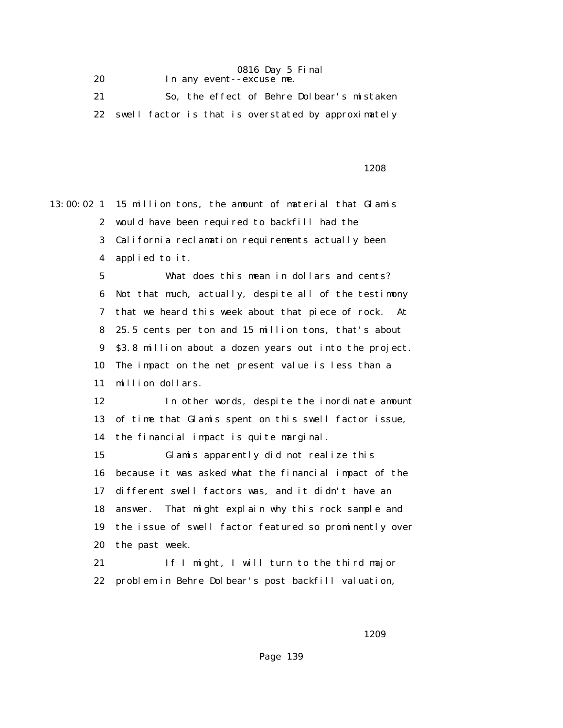20 In any event--excuse me.

21 So, the effect of Behre Dolbear's mistaken

22 swell factor is that is overstated by approximately

1208

13:00:02 1 15 million tons, the amount of material that Glamis

2 would have been required to backfill had the

3 California reclamation requirements actually been

4 applied to it.

5 What does this mean in dollars and cents?

6 Not that much, actually, despite all of the testimony

7 that we heard this week about that piece of rock. At

8 25.5 cents per ton and 15 million tons, that's about

9 $3.8 million about a dozen years out into the project.

10 The impact on the net present value is less than a

11 million dollars.

12 In other words, despite the inordinate amount

13 of time that Glamis spent on this swell factor issue,

14 the financial impact is quite marginal.

15 Glamis apparently did not realize this

16 because it was asked what the financial impact of the

17 different swell factors was, and it didn't have an

18 answer. That might explain why this rock sample and

19 the issue of swell factor featured so prominently over

20 the past week.

21 If I might, I will turn to the third major

22 problem in Behre Dolbear's post backfill valuation,

1209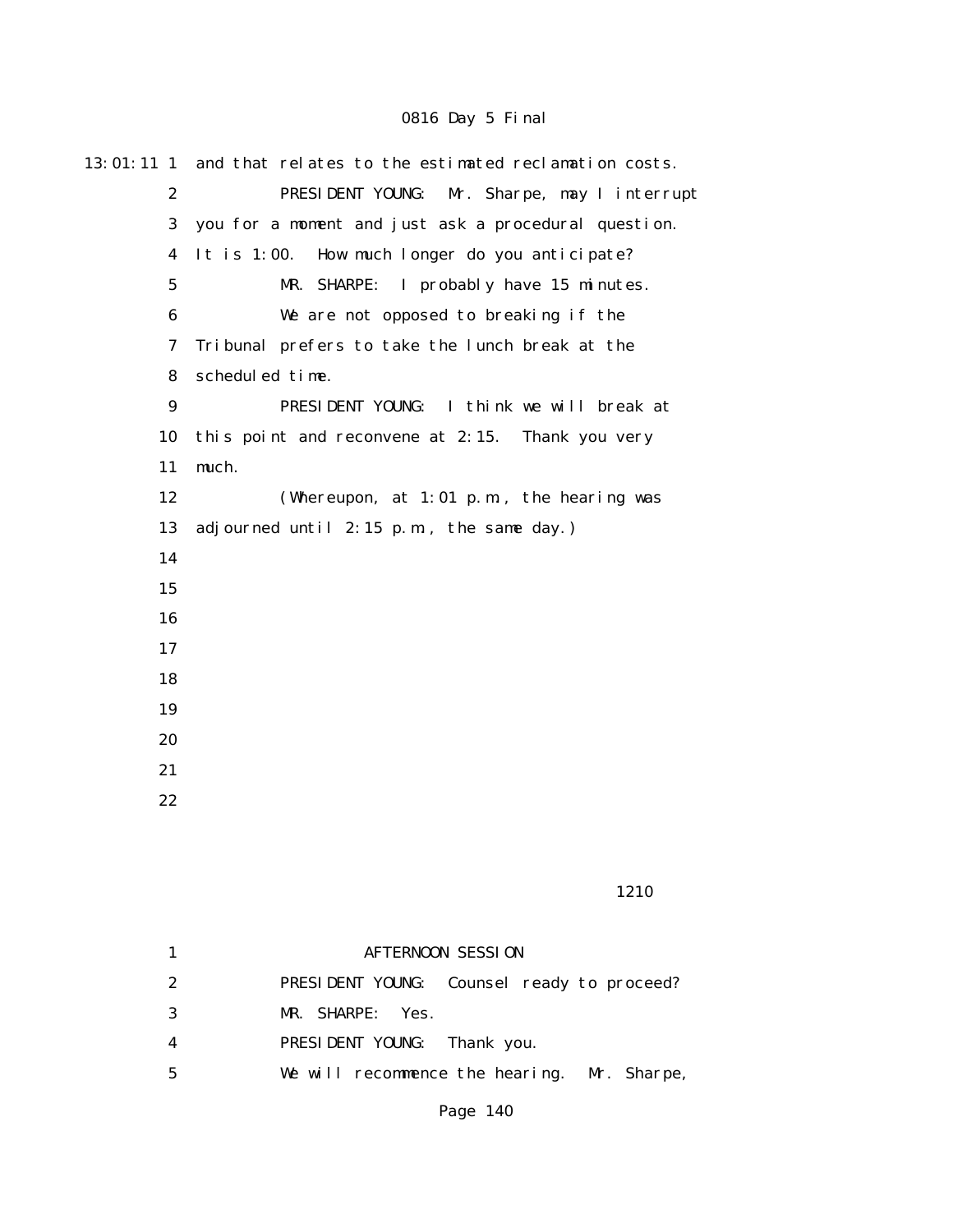13:01:11 1 and that relates to the estimated reclamation costs.

2 PRESIDENT YOUNG: Mr. Sharpe, may I interrupt

3 you for a moment and just ask a procedural question.

4 It is 1:00. How much longer do you anticipate?

5 MR. SHARPE: I probably have 15 minutes.

6 We are not opposed to breaking if the

7 Tribunal prefers to take the lunch break at the

8 scheduled time.

9 PRESIDENT YOUNG: I think we will break at

10 this point and reconvene at 2:15. Thank you very

11 much.

12 (Whereupon, at 1:01 p.m., the hearing was

13 adjourned until 2:15 p.m., the same day.)

14

15

16

17

18

19

20

21

22

1210

1 AFTERNOON SESSION

2 PRESIDENT YOUNG: Counsel ready to proceed?

3 MR. SHARPE: Yes.

4 PRESIDENT YOUNG: Thank you.

5 We will recommence the hearing. Mr. Sharpe,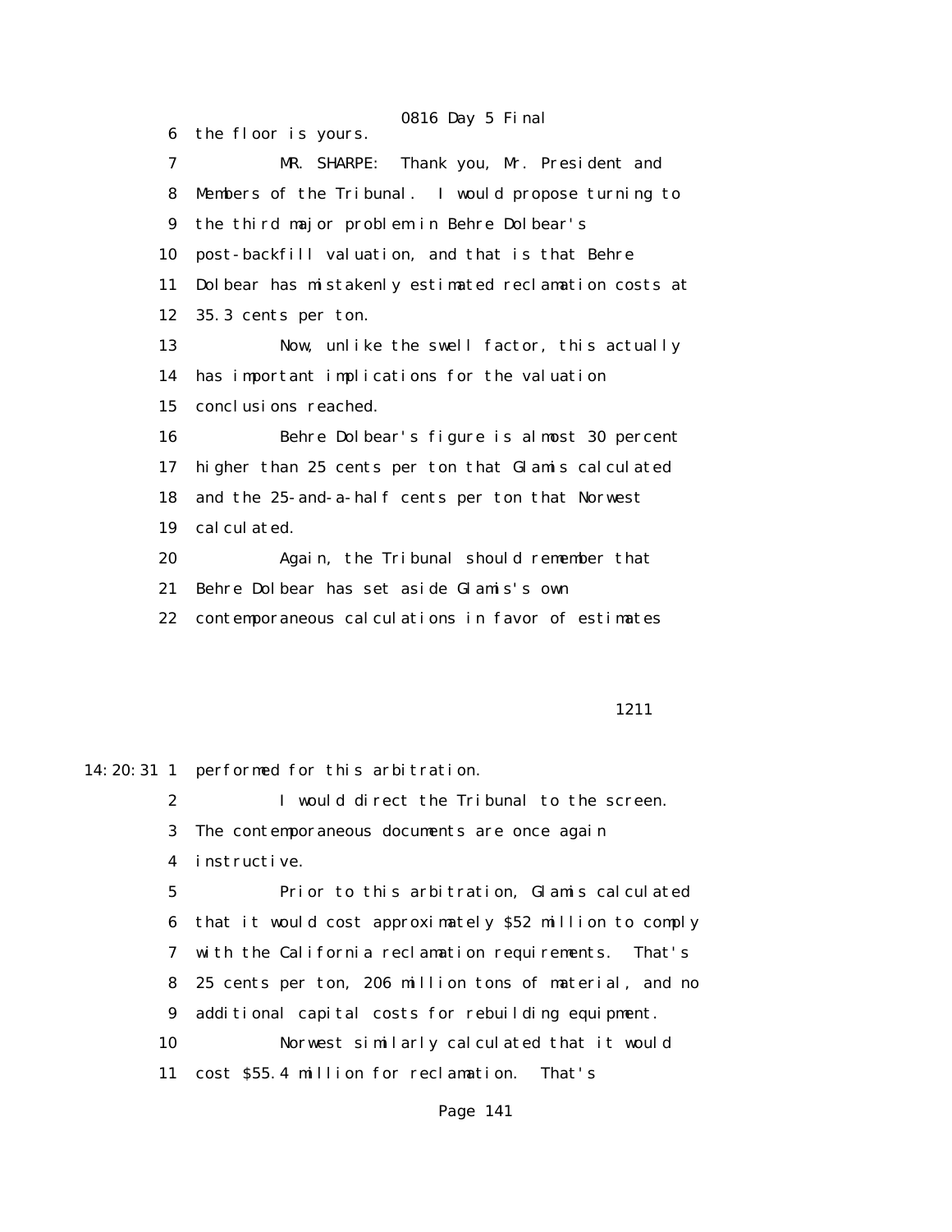6 the floor is yours.

7 MR. SHARPE: Thank you, Mr. President and

8 Members of the Tribunal. I would propose turning to

9 the third major problem in Behre Dolbear's

10 post-backfill valuation, and that is that Behre

11 Dolbear has mistakenly estimated reclamation costs at

12 35.3 cents per ton.

13 Now, unlike the swell factor, this actually

14 has important implications for the valuation

15 conclusions reached.

16 Behre Dolbear's figure is almost 30 percent

17 higher than 25 cents per ton that Glamis calculated

18 and the 25-and-a-half cents per ton that Norwest

19 calculated.

20 Again, the Tribunal should remember that

21 Behre Dolbear has set aside Glamis's own

22 contemporaneous calculations in favor of estimates

1211

14:20:31 1 performed for this arbitration.

2 I would direct the Tribunal to the screen.

3 The contemporaneous documents are once again

4 instructive.

5 Prior to this arbitration, Glamis calculated

6 that it would cost approximately $52 million to comply

7 with the California reclamation requirements. That's

8 25 cents per ton, 206 million tons of material, and no

9 additional capital costs for rebuilding equipment.

10 Norwest similarly calculated that it would

11 cost $55.4 million for reclamation. That's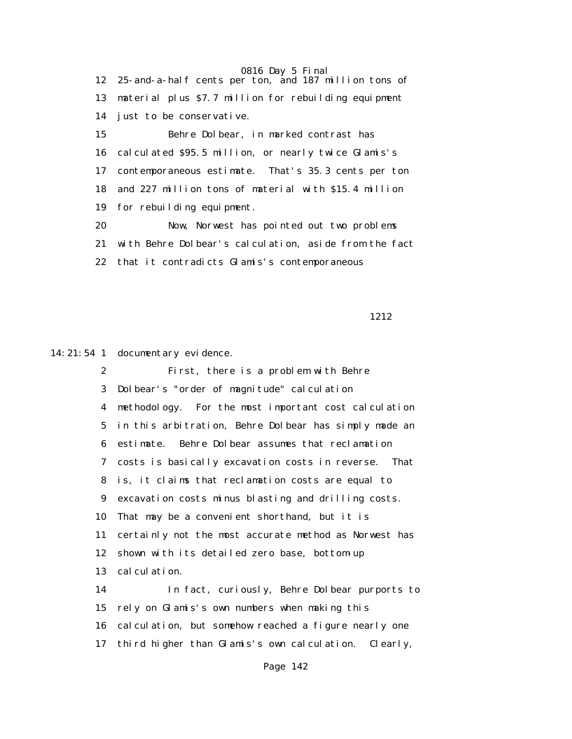12 25-and-a-half cents per ton, and 187 million tons of

13 material plus $7.7 million for rebuilding equipment

14 just to be conservative.

15 Behre Dolbear, in marked contrast has

16 calculated $95.5 million, or nearly twice Glamis's

17 contemporaneous estimate. That's 35.3 cents per ton

18 and 227 million tons of material with $15.4 million

19 for rebuilding equipment.

20 Now, Norwest has pointed out two problems

21 with Behre Dolbear's calculation, aside from the fact

22 that it contradicts Glamis's contemporaneous

1212

14:21:54 1 documentary evidence.

2 First, there is a problem with Behre

3 Dolbear's "order of magnitude" calculation

4 methodology. For the most important cost calculation

5 in this arbitration, Behre Dolbear has simply made an

6 estimate. Behre Dolbear assumes that reclamation

7 costs is basically excavation costs in reverse. That

8 is, it claims that reclamation costs are equal to

9 excavation costs minus blasting and drilling costs.

10 That may be a convenient shorthand, but it is

11 certainly not the most accurate method as Norwest has

12 shown with its detailed zero base, bottom-up

13 calculation.

14 In fact, curiously, Behre Dolbear purports to

15 rely on Glamis's own numbers when making this

16 calculation, but somehow reached a figure nearly one

17 third higher than Glamis's own calculation. Clearly,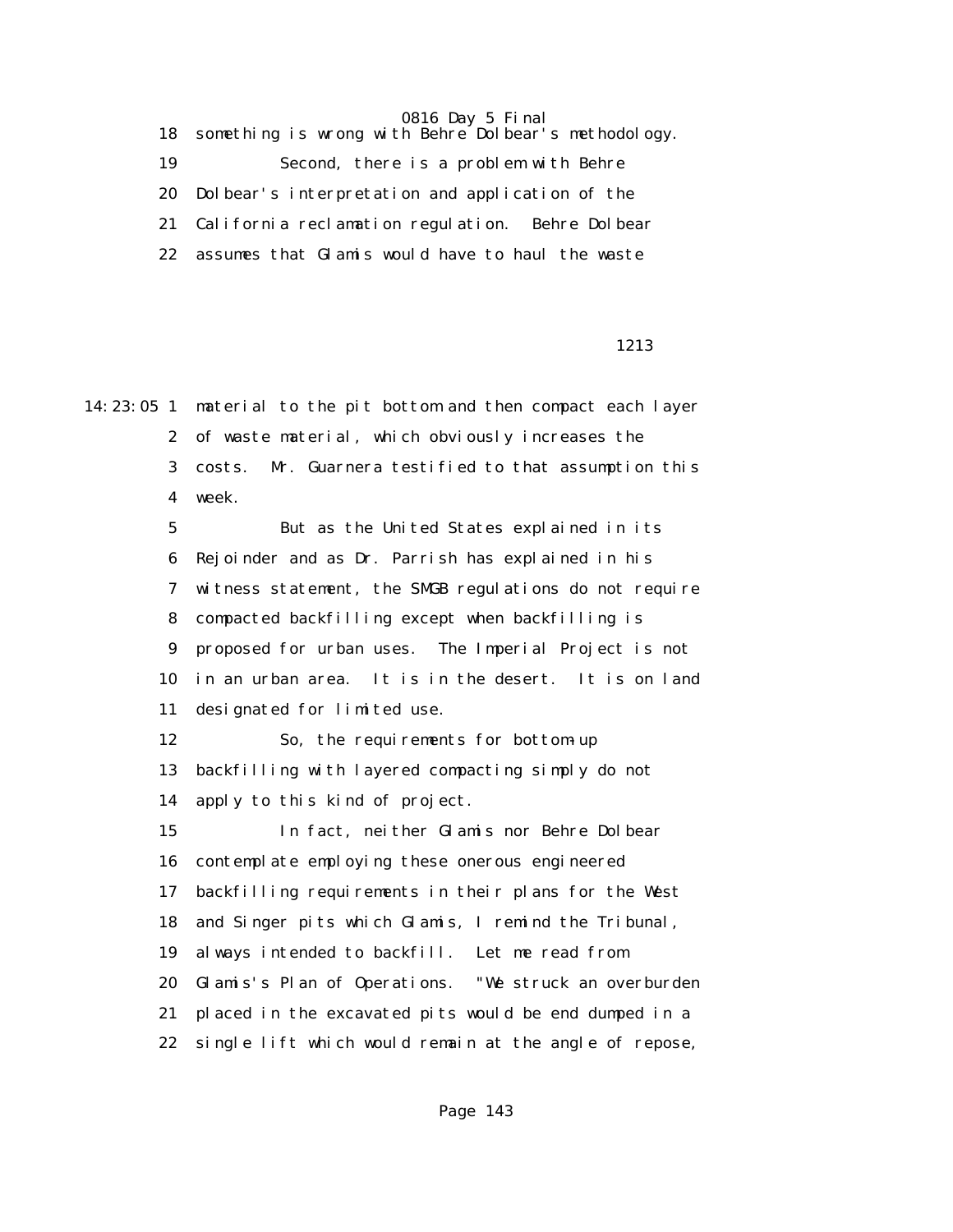18 something is wrong with Behre Dolbear's methodology.

19 Second, there is a problem with Behre

20 Dolbear's interpretation and application of the

21 California reclamation regulation. Behre Dolbear

22 assumes that Glamis would have to haul the waste

1213

14:23:05 1 material to the pit bottom and then compact each layer

2 of waste material, which obviously increases the

3 costs. Mr. Guarnera testified to that assumption this

4 week.

5 But as the United States explained in its

6 Rejoinder and as Dr. Parrish has explained in his

7 witness statement, the SMGB regulations do not require

8 compacted backfilling except when backfilling is

9 proposed for urban uses. The Imperial Project is not

10 in an urban area. It is in the desert. It is on land

11 designated for limited use.

12 So, the requirements for bottom-up

13 backfilling with layered compacting simply do not

14 apply to this kind of project.

15 In fact, neither Glamis nor Behre Dolbear

16 contemplate employing these onerous engineered

17 backfilling requirements in their plans for the West

18 and Singer pits which Glamis, I remind the Tribunal,

19 always intended to backfill. Let me read from

20 Glamis's Plan of Operations. "We struck an overburden

21 placed in the excavated pits would be end dumped in a

22 single lift which would remain at the angle of repose,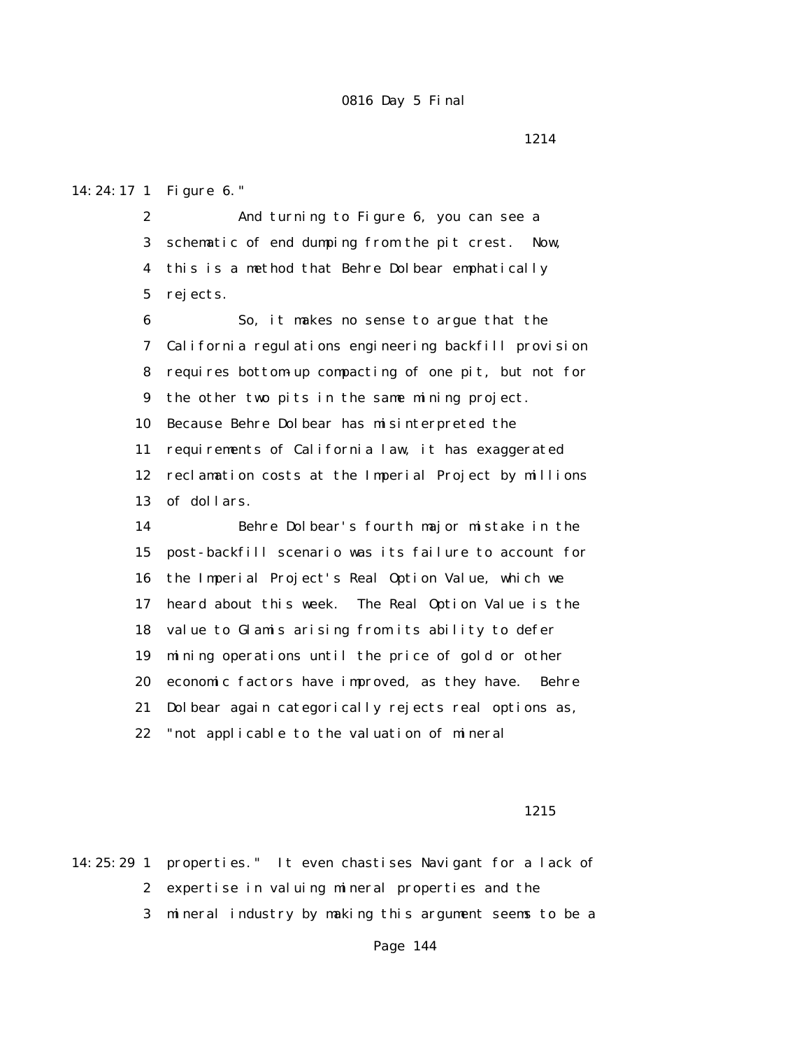14:24:17 1 Figure 6."

2 And turning to Figure 6, you can see a
3 schematic of end dumping from the pit crest. Now,
4 this is a method that Behre Dolbear emphatically
5 rejects.

6 So, it makes no sense to argue that the
7 California regulations engineering backfill provision
8 requires bottom-up compacting of one pit, but not for
9 the other two pits in the same mining project.
10 Because Behre Dolbear has misinterpreted the
11 requirements of California law, it has exaggerated
12 reclamation costs at the Imperial Project by millions
13 of dollars.

14 Behre Dolbear's fourth major mistake in the
15 post-backfill scenario was its failure to account for
16 the Imperial Project's Real Option Value, which we
17 heard about this week. The Real Option Value is the
18 value to Glamis arising from its ability to defer
19 mining operations until the price of gold or other
20 economic factors have improved, as they have. Behre
21 Dolbear again categorically rejects real options as,
22 "not applicable to the valuation of mineral

1215

14:25:29 1 properties." It even chastises Navigant for a lack of
2 expertise in valuing mineral properties and the
3 mineral industry by making this argument seems to be a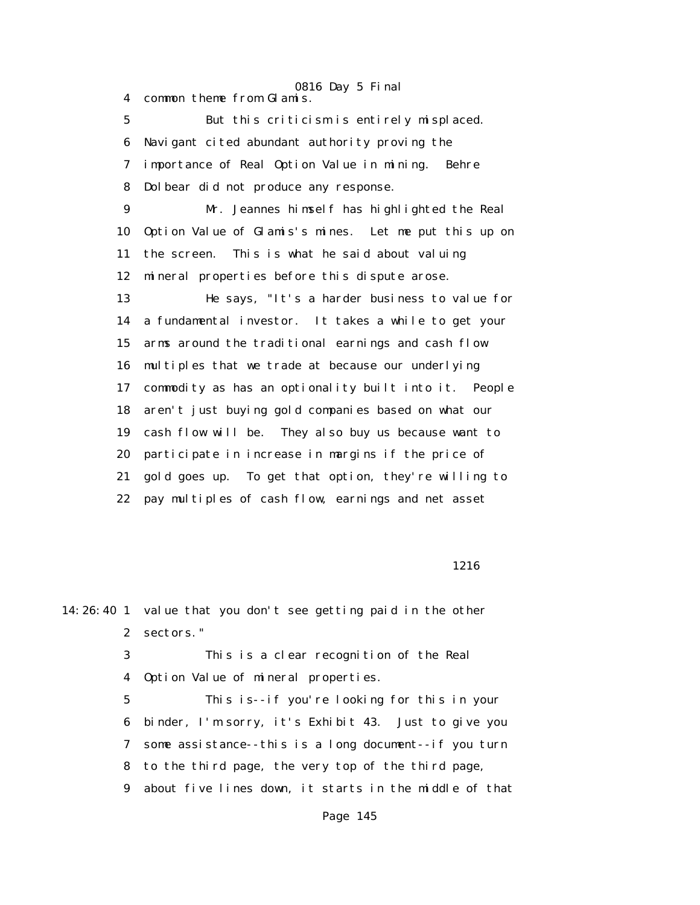4 common theme from Glamis.

5 But this criticism is entirely misplaced.

6 Navigant cited abundant authority proving the

7 importance of Real Option Value in mining. Behre

8 Dolbear did not produce any response.

9 Mr. Jeannes himself has highlighted the Real

10 Option Value of Glamis's mines. Let me put this up on

11 the screen. This is what he said about valuing

12 mineral properties before this dispute arose.

13 He says, "It's a harder business to value for

14 a fundamental investor. It takes a while to get your

15 arms around the traditional earnings and cash flow

16 multiples that we trade at because our underlying

17 commodity as has an optionality built into it. People

18 aren't just buying gold companies based on what our

19 cash flow will be. They also buy us because want to

20 participate in increase in margins if the price of

21 gold goes up. To get that option, they're willing to

22 pay multiples of cash flow, earnings and net asset

1216

14:26:40 1 value that you don't see getting paid in the other

2 sectors."

3 This is a clear recognition of the Real

4 Option Value of mineral properties.

5 This is--if you're looking for this in your

6 binder, I'm sorry, it's Exhibit 43. Just to give you

7 some assistance--this is a long document--if you turn

8 to the third page, the very top of the third page,

9 about five lines down, it starts in the middle of that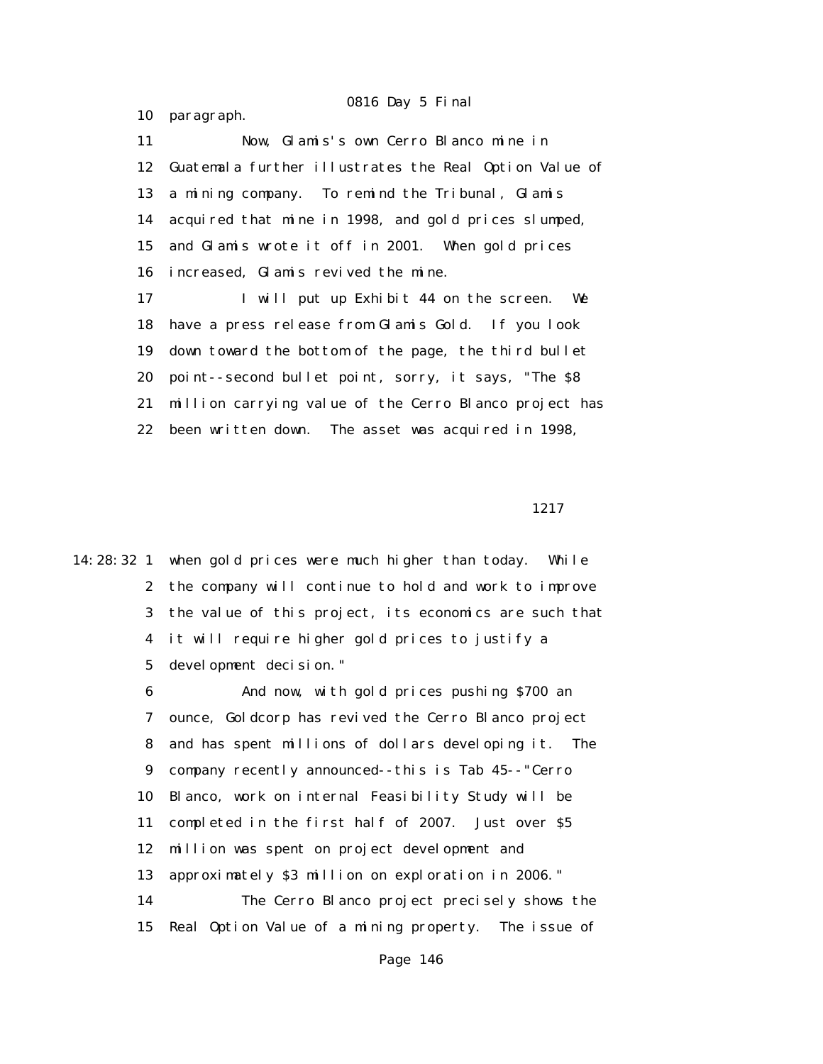10 paragraph.

11 Now, Glamis's own Cerro Blanco mine in

12 Guatemala further illustrates the Real Option Value of

13 a mining company. To remind the Tribunal, Glamis

14 acquired that mine in 1998, and gold prices slumped,

15 and Glamis wrote it off in 2001. When gold prices

16 increased, Glamis revived the mine.

17 I will put up Exhibit 44 on the screen. We

18 have a press release from Glamis Gold. If you look

19 down toward the bottom of the page, the third bullet

20 point--second bullet point, sorry, it says, "The $8

21 million carrying value of the Cerro Blanco project has

22 been written down. The asset was acquired in 1998,

1217

14:28:32 1 when gold prices were much higher than today. While

2 the company will continue to hold and work to improve

3 the value of this project, its economics are such that

4 it will require higher gold prices to justify a

5 development decision."

6 And now, with gold prices pushing $700 an

7 ounce, Goldcorp has revived the Cerro Blanco project

8 and has spent millions of dollars developing it. The

9 company recently announced--this is Tab 45--"Cerro

10 Blanco, work on internal Feasibility Study will be

11 completed in the first half of 2007. Just over $5

12 million was spent on project development and

13 approximately $3 million on exploration in 2006."

14 The Cerro Blanco project precisely shows the

15 Real Option Value of a mining property. The issue of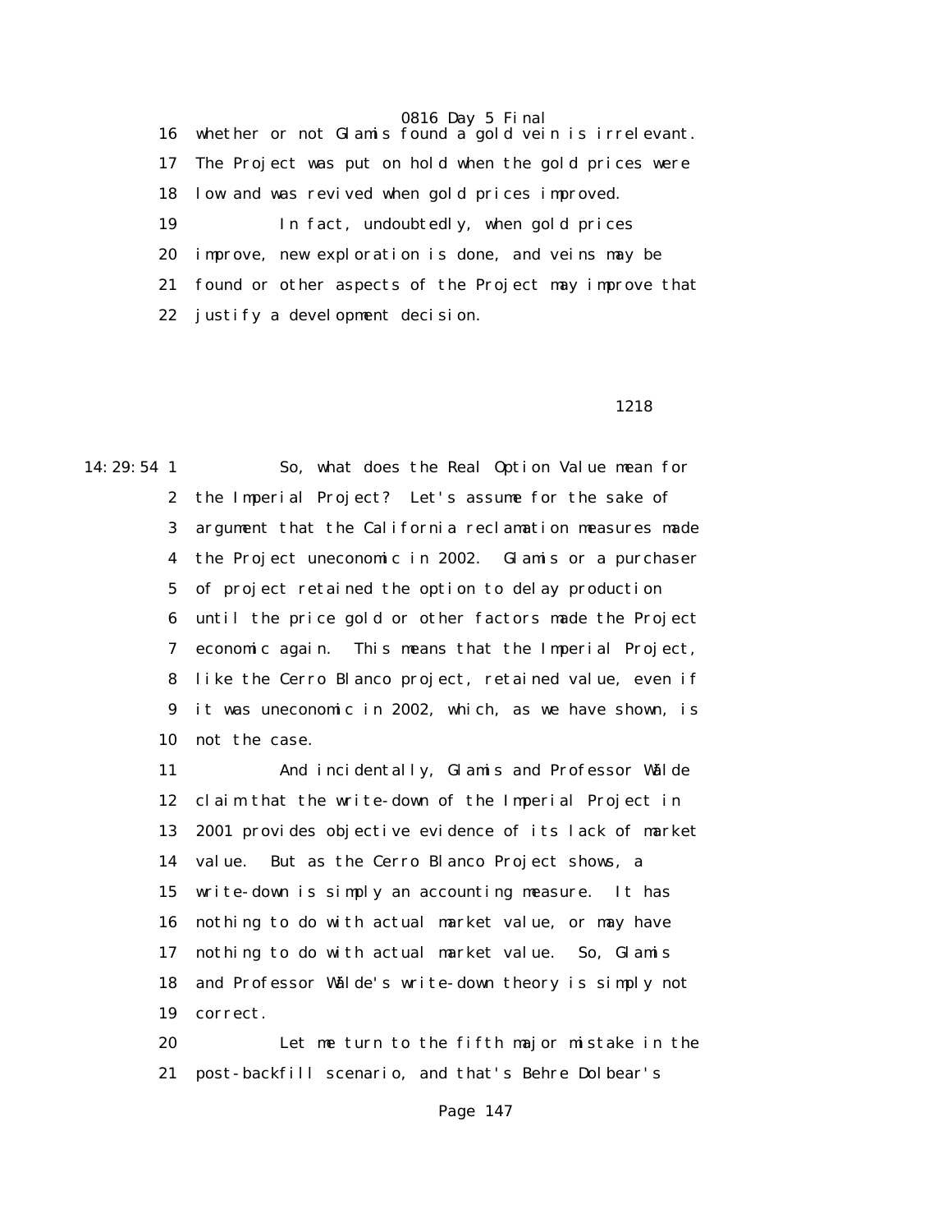16 whether or not Glamis found a gold vein is irrelevant.

17 The Project was put on hold when the gold prices were

18 low and was revived when gold prices improved.

19 In fact, undoubtedly, when gold prices

20 improve, new exploration is done, and veins may be

21 found or other aspects of the Project may improve that

22 justify a development decision.

1218

14:29:54 1 So, what does the Real Option Value mean for

2 the Imperial Project? Let's assume for the sake of

3 argument that the California reclamation measures made

4 the Project uneconomic in 2002. Glamis or a purchaser

5 of project retained the option to delay production

6 until the price gold or other factors made the Project

7 economic again. This means that the Imperial Project,

8 like the Cerro Blanco project, retained value, even if

9 it was uneconomic in 2002, which, as we have shown, is

10 not the case.

11 And incidentally, Glamis and Professor Wälde

12 claim that the write-down of the Imperial Project in

13 2001 provides objective evidence of its lack of market

14 value. But as the Cerro Blanco Project shows, a

15 write-down is simply an accounting measure. It has

16 nothing to do with actual market value, or may have

17 nothing to do with actual market value. So, Glamis

18 and Professor Wälde's write-down theory is simply not

19 correct.

20 Let me turn to the fifth major mistake in the

21 post-backfill scenario, and that's Behre Dolbear's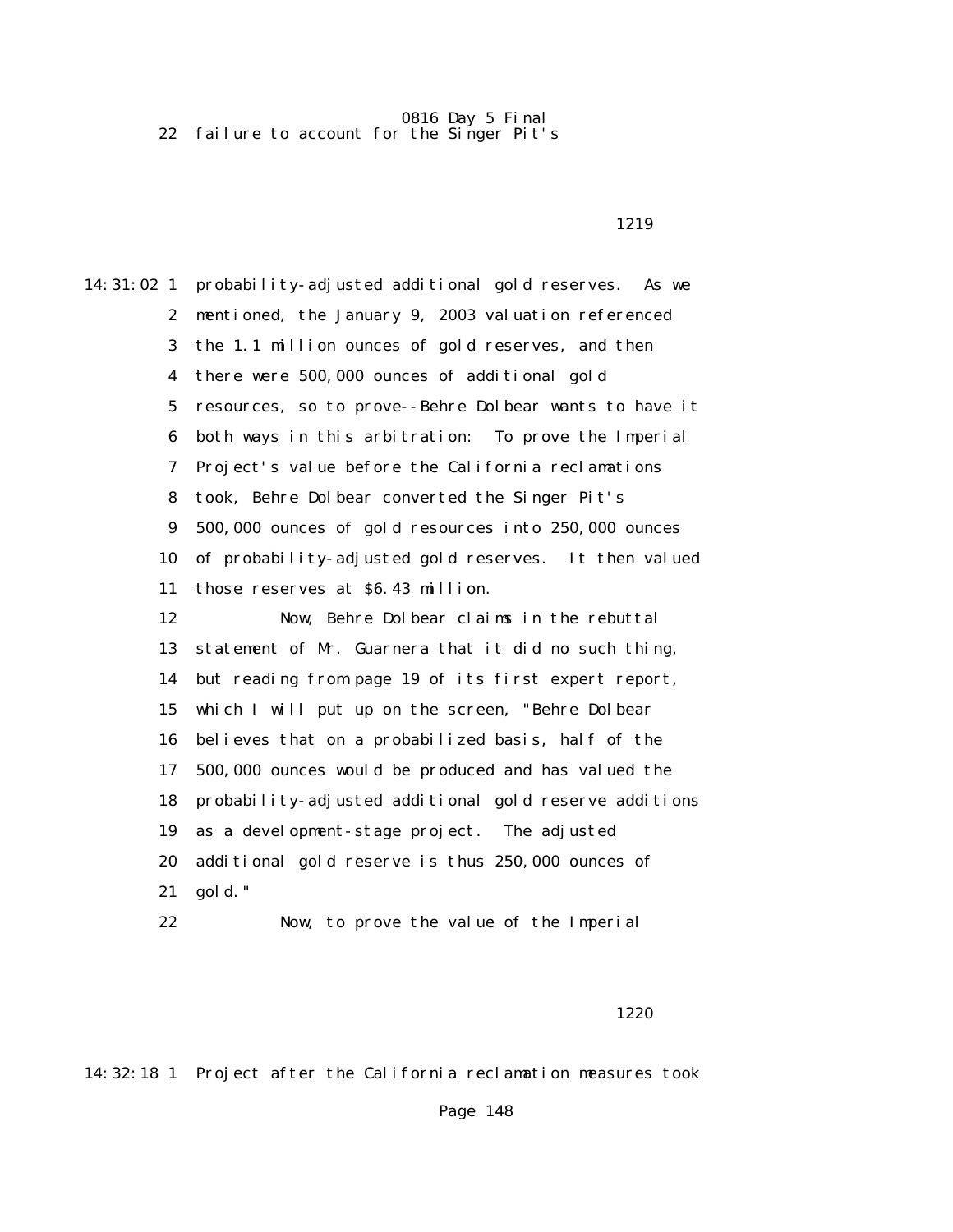22 failure to account for the Singer Pit's

1219

14:31:02 1 probability-adjusted additional gold reserves. As we
2 mentioned, the January 9, 2003 valuation referenced
3 the 1.1 million ounces of gold reserves, and then
4 there were 500,000 ounces of additional gold
5 resources, so to prove--Behre Dolbear wants to have it
6 both ways in this arbitration: To prove the Imperial
7 Project's value before the California reclamations
8 took, Behre Dolbear converted the Singer Pit's
9 500,000 ounces of gold resources into 250,000 ounces
10 of probability-adjusted gold reserves. It then valued
11 those reserves at $6.43 million.
12 Now, Behre Dolbear claims in the rebuttal
13 statement of Mr. Guarnera that it did no such thing,
14 but reading from page 19 of its first expert report,
15 which I will put up on the screen, "Behre Dolbear
16 believes that on a probabilized basis, half of the
17 500,000 ounces would be produced and has valued the
18 probability-adjusted additional gold reserve additions
19 as a development-stage project. The adjusted
20 additional gold reserve is thus 250,000 ounces of
21 gold."
22 Now, to prove the value of the Imperial

1220

14:32:18 1 Project after the California reclamation measures took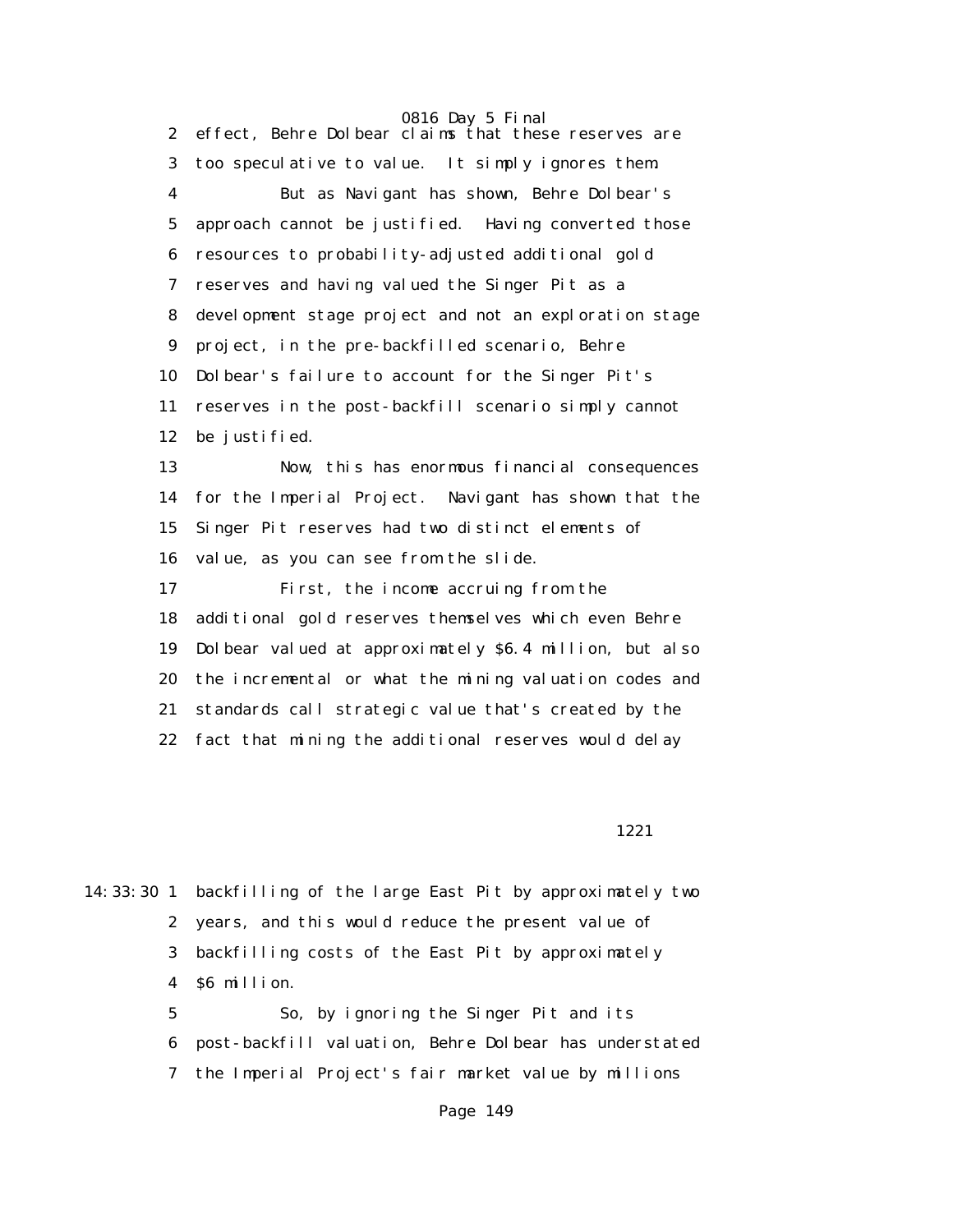2 effect, Behre Dolbear claims that these reserves are

3 too speculative to value. It simply ignores them.

4 But as Navigant has shown, Behre Dolbear's

5 approach cannot be justified. Having converted those

6 resources to probability-adjusted additional gold

7 reserves and having valued the Singer Pit as a

8 development stage project and not an exploration stage

9 project, in the pre-backfilled scenario, Behre

10 Dolbear's failure to account for the Singer Pit's

11 reserves in the post-backfill scenario simply cannot

12 be justified.

13 Now, this has enormous financial consequences

14 for the Imperial Project. Navigant has shown that the

15 Singer Pit reserves had two distinct elements of

16 value, as you can see from the slide.

17 First, the income accruing from the

18 additional gold reserves themselves which even Behre

19 Dolbear valued at approximately $6.4 million, but also

20 the incremental or what the mining valuation codes and

21 standards call strategic value that's created by the

22 fact that mining the additional reserves would delay

1221

14:33:30 1 backfilling of the large East Pit by approximately two

2 years, and this would reduce the present value of

3 backfilling costs of the East Pit by approximately

4 $6 million.

5 So, by ignoring the Singer Pit and its

6 post-backfill valuation, Behre Dolbear has understated

7 the Imperial Project's fair market value by millions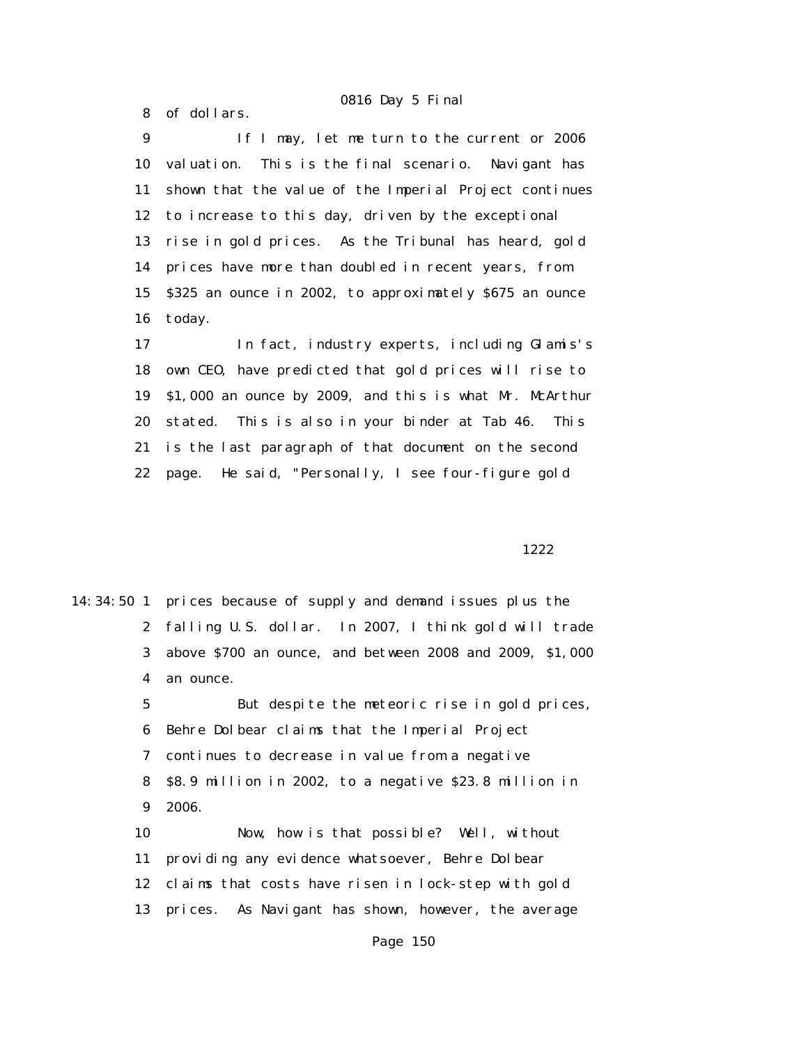8 of dollars.

9 If I may, let me turn to the current or 2006
10 valuation. This is the final scenario. Navigant has
11 shown that the value of the Imperial Project continues
12 to increase to this day, driven by the exceptional
13 rise in gold prices. As the Tribunal has heard, gold
14 prices have more than doubled in recent years, from
15 $325 an ounce in 2002, to approximately $675 an ounce
16 today.

17 In fact, industry experts, including Glamis's
18 own CEO, have predicted that gold prices will rise to
19 $1,000 an ounce by 2009, and this is what Mr. McArthur
20 stated. This is also in your binder at Tab 46. This
21 is the last paragraph of that document on the second
22 page. He said, "Personally, I see four-figure gold

1222

14:34:50 1 prices because of supply and demand issues plus the
2 falling U.S. dollar. In 2007, I think gold will trade
3 above $700 an ounce, and between 2008 and 2009, $1,000
4 an ounce.

5 But despite the meteoric rise in gold prices,
6 Behre Dolbear claims that the Imperial Project
7 continues to decrease in value from a negative
8 $8.9 million in 2002, to a negative $23.8 million in
9 2006.

10 Now, how is that possible? Well, without
11 providing any evidence whatsoever, Behre Dolbear
12 claims that costs have risen in lock-step with gold
13 prices. As Navigant has shown, however, the average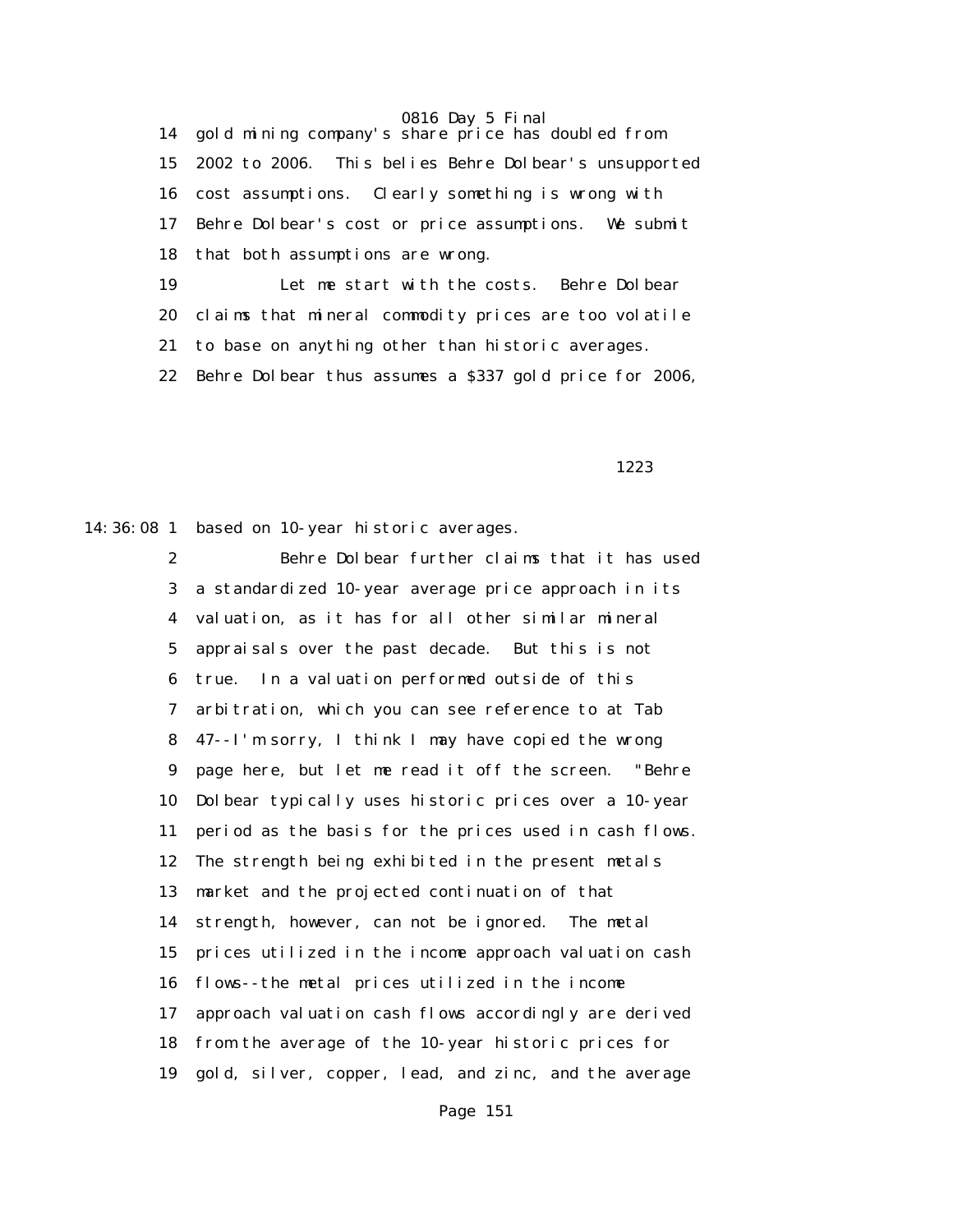14 gold mining company's share price has doubled from
15 2002 to 2006. This belies Behre Dolbear's unsupported
16 cost assumptions. Clearly something is wrong with
17 Behre Dolbear's cost or price assumptions. We submit
18 that both assumptions are wrong.
19 Let me start with the costs. Behre Dolbear
20 claims that mineral commodity prices are too volatile
21 to base on anything other than historic averages.
22 Behre Dolbear thus assumes a $337 gold price for 2006,

1223

14:36:08 1 based on 10-year historic averages.
2 Behre Dolbear further claims that it has used
3 a standardized 10-year average price approach in its
4 valuation, as it has for all other similar mineral
5 appraisals over the past decade. But this is not
6 true. In a valuation performed outside of this
7 arbitration, which you can see reference to at Tab
8 47--I'm sorry, I think I may have copied the wrong
9 page here, but let me read it off the screen. "Behre
10 Dolbear typically uses historic prices over a 10-year
11 period as the basis for the prices used in cash flows.
12 The strength being exhibited in the present metals
13 market and the projected continuation of that
14 strength, however, can not be ignored. The metal
15 prices utilized in the income approach valuation cash
16 flows--the metal prices utilized in the income
17 approach valuation cash flows accordingly are derived
18 from the average of the 10-year historic prices for
19 gold, silver, copper, lead, and zinc, and the average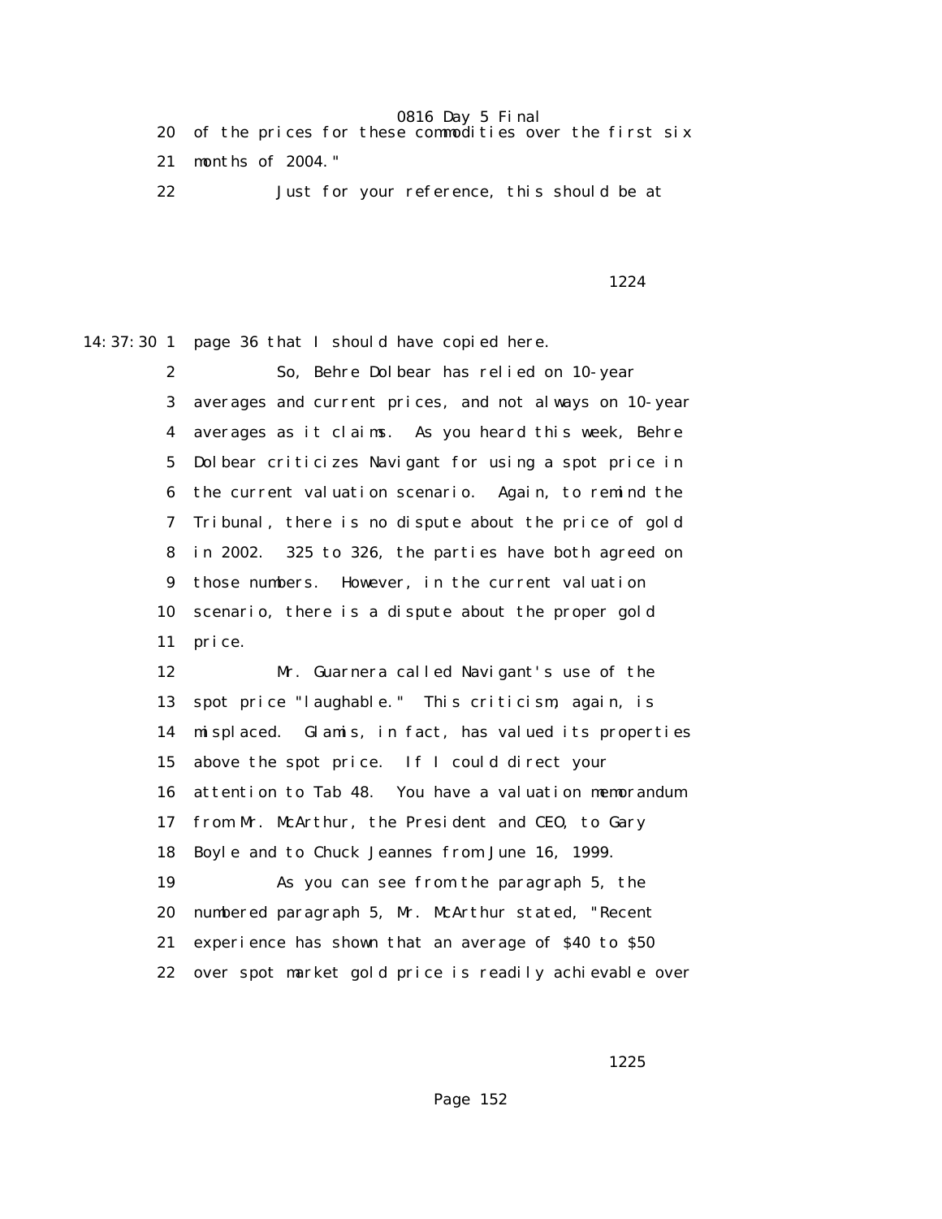20 of the prices for these commodities over the first six

21 months of 2004."

22 Just for your reference, this should be at

1224

14:37:30 1 page 36 that I should have copied here.

2 So, Behre Dolbear has relied on 10-year

3 averages and current prices, and not always on 10-year

4 averages as it claims. As you heard this week, Behre

5 Dolbear criticizes Navigant for using a spot price in

6 the current valuation scenario. Again, to remind the

7 Tribunal, there is no dispute about the price of gold

8 in 2002. 325 to 326, the parties have both agreed on

9 those numbers. However, in the current valuation

10 scenario, there is a dispute about the proper gold

11 price.

12 Mr. Guarnera called Navigant's use of the

13 spot price "laughable." This criticism, again, is

14 misplaced. Glamis, in fact, has valued its properties

15 above the spot price. If I could direct your

16 attention to Tab 48. You have a valuation memorandum

17 from Mr. McArthur, the President and CEO, to Gary

18 Boyle and to Chuck Jeannes from June 16, 1999.

19 As you can see from the paragraph 5, the

20 numbered paragraph 5, Mr. McArthur stated, "Recent

21 experience has shown that an average of $40 to $50

22 over spot market gold price is readily achievable over

1225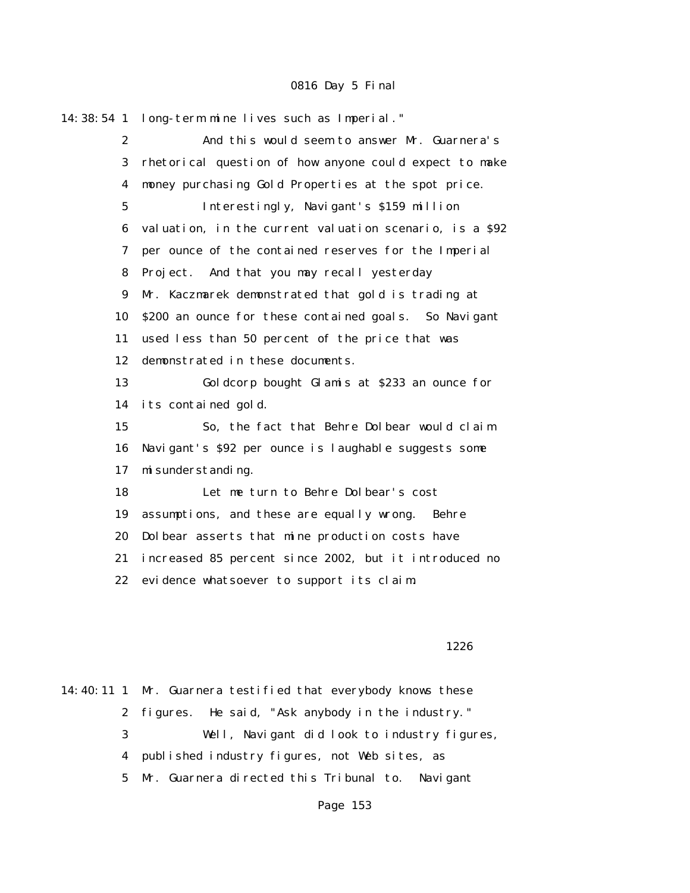14:38:54 1 long-term mine lives such as Imperial."

2 And this would seem to answer Mr. Guarnera's

3 rhetorical question of how anyone could expect to make

4 money purchasing Gold Properties at the spot price.

5 Interestingly, Navigant's $159 million

6 valuation, in the current valuation scenario, is a $92

7 per ounce of the contained reserves for the Imperial

8 Project. And that you may recall yesterday

9 Mr. Kaczmarek demonstrated that gold is trading at

10 $200 an ounce for these contained goals. So Navigant

11 used less than 50 percent of the price that was

12 demonstrated in these documents.

13 Goldcorp bought Glamis at $233 an ounce for

14 its contained gold.

15 So, the fact that Behre Dolbear would claim

16 Navigant's $92 per ounce is laughable suggests some

17 misunderstanding.

18 Let me turn to Behre Dolbear's cost

19 assumptions, and these are equally wrong. Behre

20 Dolbear asserts that mine production costs have

21 increased 85 percent since 2002, but it introduced no

22 evidence whatsoever to support its claim.

1226

14:40:11 1 Mr. Guarnera testified that everybody knows these

2 figures. He said, "Ask anybody in the industry."

3 Well, Navigant did look to industry figures,

4 published industry figures, not Web sites, as

5 Mr. Guarnera directed this Tribunal to. Navigant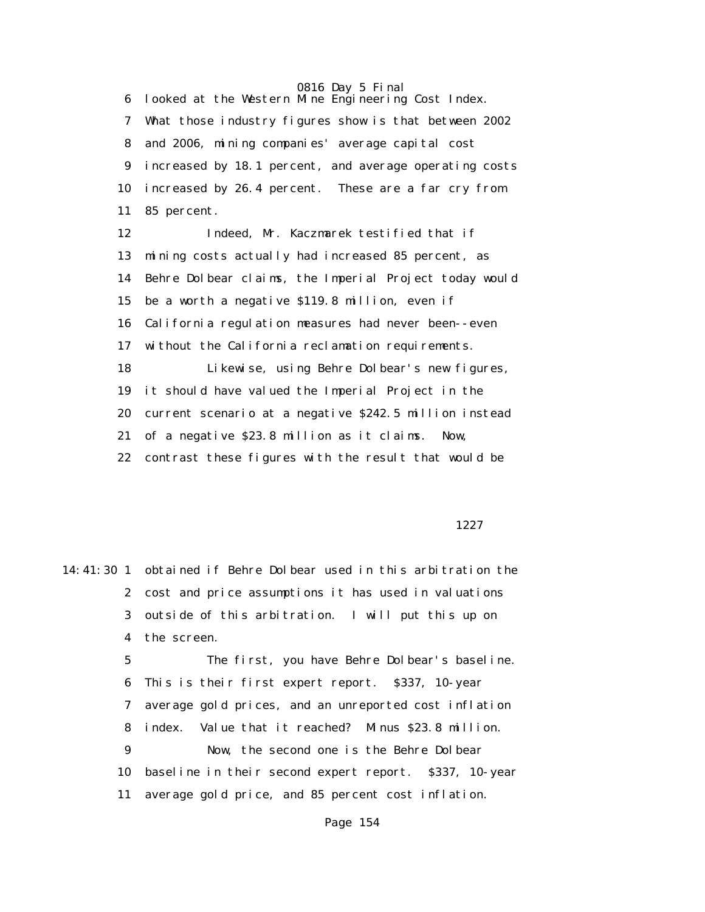6 looked at the Western Mine Engineering Cost Index.

7 What those industry figures show is that between 2002

8 and 2006, mining companies' average capital cost

9 increased by 18.1 percent, and average operating costs

10 increased by 26.4 percent. These are a far cry from

11 85 percent.

12 Indeed, Mr. Kaczmarek testified that if

13 mining costs actually had increased 85 percent, as

14 Behre Dolbear claims, the Imperial Project today would

15 be a worth a negative $119.8 million, even if

16 California regulation measures had never been--even

17 without the California reclamation requirements.

18 Likewise, using Behre Dolbear's new figures,

19 it should have valued the Imperial Project in the

20 current scenario at a negative $242.5 million instead

21 of a negative $23.8 million as it claims. Now,

22 contrast these figures with the result that would be

1227

14:41:30 1 obtained if Behre Dolbear used in this arbitration the

2 cost and price assumptions it has used in valuations

3 outside of this arbitration. I will put this up on

4 the screen.

5 The first, you have Behre Dolbear's baseline.

6 This is their first expert report. $337, 10-year

7 average gold prices, and an unreported cost inflation

8 index. Value that it reached? Minus $23.8 million.

9 Now, the second one is the Behre Dolbear

10 baseline in their second expert report. $337, 10-year

11 average gold price, and 85 percent cost inflation.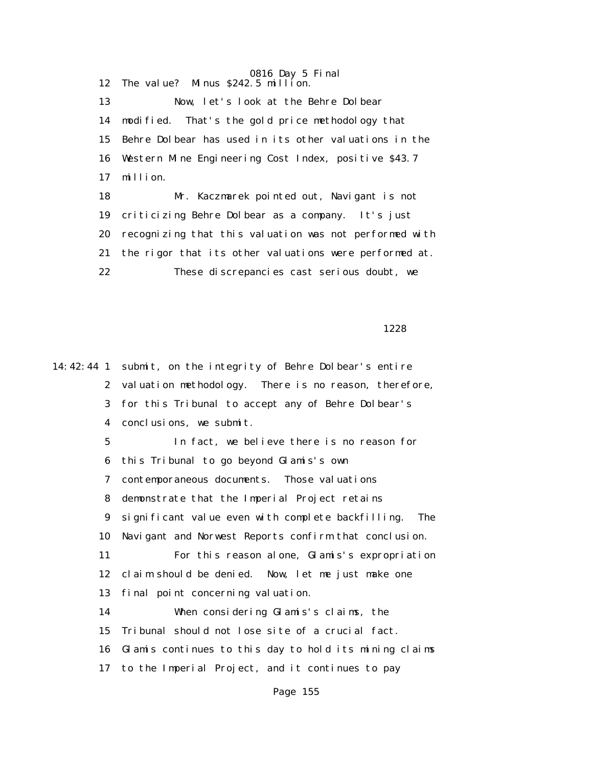12 The value? Minus $242.5 million.

13 Now, let's look at the Behre Dolbear

14 modified. That's the gold price methodology that

15 Behre Dolbear has used in its other valuations in the

16 Western Mine Engineering Cost Index, positive $43.7

17 million.

18 Mr. Kaczmarek pointed out, Navigant is not

19 criticizing Behre Dolbear as a company. It's just

20 recognizing that this valuation was not performed with

21 the rigor that its other valuations were performed at.

22 These discrepancies cast serious doubt, we

1228

14:42:44 1 submit, on the integrity of Behre Dolbear's entire

2 valuation methodology. There is no reason, therefore,

3 for this Tribunal to accept any of Behre Dolbear's

4 conclusions, we submit.

5 In fact, we believe there is no reason for

6 this Tribunal to go beyond Glamis's own

7 contemporaneous documents. Those valuations

8 demonstrate that the Imperial Project retains

9 significant value even with complete backfilling. The

10 Navigant and Norwest Reports confirm that conclusion.

11 For this reason alone, Glamis's expropriation

12 claim should be denied. Now, let me just make one

13 final point concerning valuation.

14 When considering Glamis's claims, the

15 Tribunal should not lose site of a crucial fact.

16 Glamis continues to this day to hold its mining claims

17 to the Imperial Project, and it continues to pay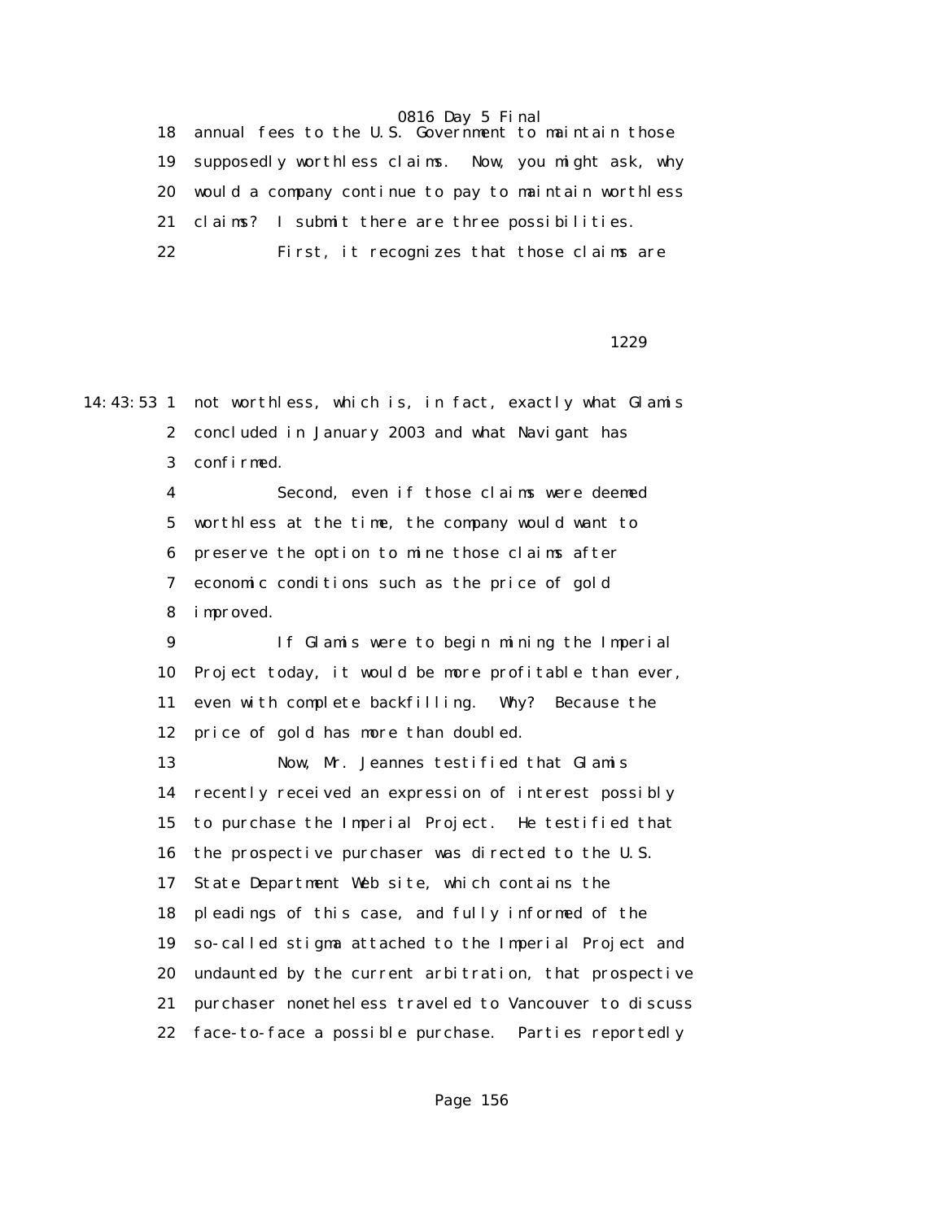18 annual fees to the U.S. Government to maintain those

19 supposedly worthless claims. Now, you might ask, why

20 would a company continue to pay to maintain worthless

21 claims? I submit there are three possibilities.

22 First, it recognizes that those claims are

1229

14:43:53 1 not worthless, which is, in fact, exactly what Glamis

2 concluded in January 2003 and what Navigant has

3 confirmed.

4 Second, even if those claims were deemed

5 worthless at the time, the company would want to

6 preserve the option to mine those claims after

7 economic conditions such as the price of gold

8 improved.

9 If Glamis were to begin mining the Imperial

10 Project today, it would be more profitable than ever,

11 even with complete backfilling. Why? Because the

12 price of gold has more than doubled.

13 Now, Mr. Jeannes testified that Glamis

14 recently received an expression of interest possibly

15 to purchase the Imperial Project. He testified that

16 the prospective purchaser was directed to the U.S.

17 State Department Web site, which contains the

18 pleadings of this case, and fully informed of the

19 so-called stigma attached to the Imperial Project and

20 undaunted by the current arbitration, that prospective

21 purchaser nonetheless traveled to Vancouver to discuss

22 face-to-face a possible purchase. Parties reportedly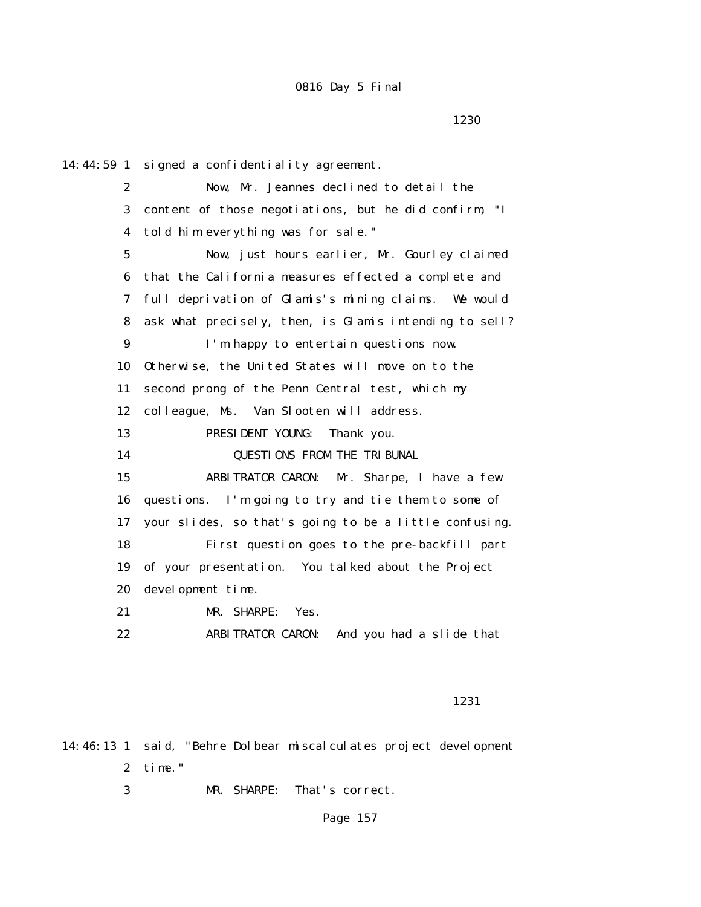1230

14:44:59 1 signed a confidentiality agreement.

2 Now, Mr. Jeannes declined to detail the

3 content of those negotiations, but he did confirm, "I

4 told him everything was for sale."

5 Now, just hours earlier, Mr. Gourley claimed

6 that the California measures effected a complete and

7 full deprivation of Glamis's mining claims. We would

8 ask what precisely, then, is Glamis intending to sell?

9 I'm happy to entertain questions now.

10 Otherwise, the United States will move on to the

11 second prong of the Penn Central test, which my

12 colleague, Ms. Van Slooten will address.

13 PRESIDENT YOUNG: Thank you.

14 QUESTIONS FROM THE TRIBUNAL

15 ARBITRATOR CARON: Mr. Sharpe, I have a few

16 questions. I'm going to try and tie them to some of

17 your slides, so that's going to be a little confusing.

18 First question goes to the pre-backfill part

19 of your presentation. You talked about the Project

20 development time.

21 MR. SHARPE: Yes.

22 ARBITRATOR CARON: And you had a slide that

1231

14:46:13 1 said, "Behre Dolbear miscalculates project development

2 time."

3 MR. SHARPE: That's correct.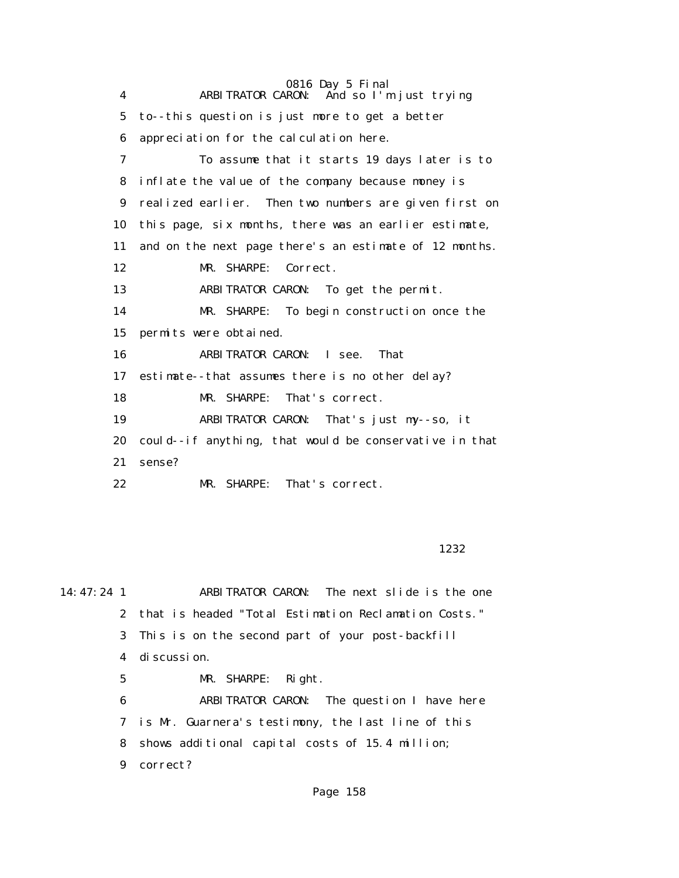4 ARBITRATOR CARON: And so I'm just trying

5 to--this question is just more to get a better

6 appreciation for the calculation here.

7 To assume that it starts 19 days later is to

8 inflate the value of the company because money is

9 realized earlier. Then two numbers are given first on

10 this page, six months, there was an earlier estimate,

11 and on the next page there's an estimate of 12 months.

12 MR. SHARPE: Correct.

13 ARBITRATOR CARON: To get the permit.

14 MR. SHARPE: To begin construction once the

15 permits were obtained.

16 ARBITRATOR CARON: I see. That

17 estimate--that assumes there is no other delay?

18 MR. SHARPE: That's correct.

19 ARBITRATOR CARON: That's just my--so, it

20 could--if anything, that would be conservative in that

21 sense?

22 MR. SHARPE: That's correct.

1232

14:47:24 1 ARBITRATOR CARON: The next slide is the one

2 that is headed "Total Estimation Reclamation Costs."

3 This is on the second part of your post-backfill

4 discussion.

5 MR. SHARPE: Right.

6 ARBITRATOR CARON: The question I have here

7 is Mr. Guarnera's testimony, the last line of this

8 shows additional capital costs of 15.4 million;

9 correct?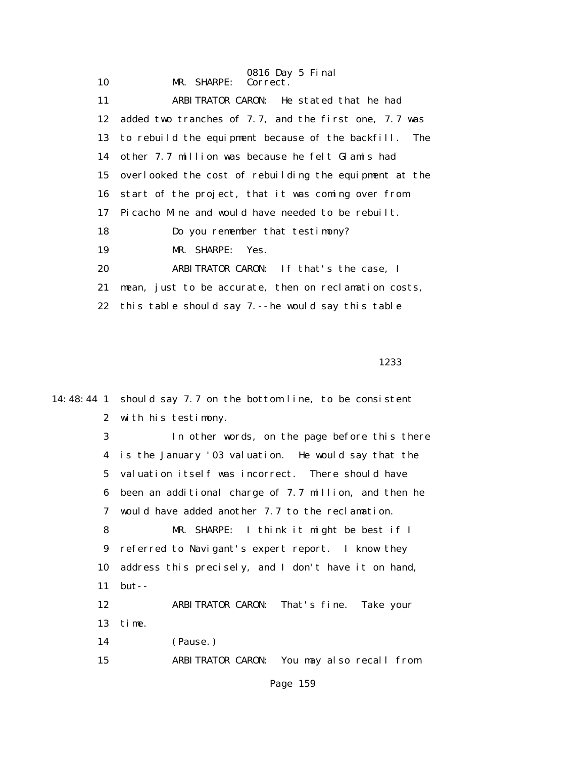10 MR. SHARPE: Correct.

11 ARBITRATOR CARON: He stated that he had

12 added two tranches of 7.7, and the first one, 7.7 was

13 to rebuild the equipment because of the backfill. The

14 other 7.7 million was because he felt Glamis had

15 overlooked the cost of rebuilding the equipment at the

16 start of the project, that it was coming over from

17 Picacho Mine and would have needed to be rebuilt.

18 Do you remember that testimony?

19 MR. SHARPE: Yes.

20 ARBITRATOR CARON: If that's the case, I

21 mean, just to be accurate, then on reclamation costs,

22 this table should say 7.--he would say this table

1233

14:48:44 1 should say 7.7 on the bottom line, to be consistent

2 with his testimony.

3 In other words, on the page before this there

4 is the January '03 valuation. He would say that the

5 valuation itself was incorrect. There should have

6 been an additional charge of 7.7 million, and then he

7 would have added another 7.7 to the reclamation.

8 MR. SHARPE: I think it might be best if I

9 referred to Navigant's expert report. I know they

10 address this precisely, and I don't have it on hand,

11 but--

12 ARBITRATOR CARON: That's fine. Take your

13 time.

14 (Pause.)

15 ARBITRATOR CARON: You may also recall from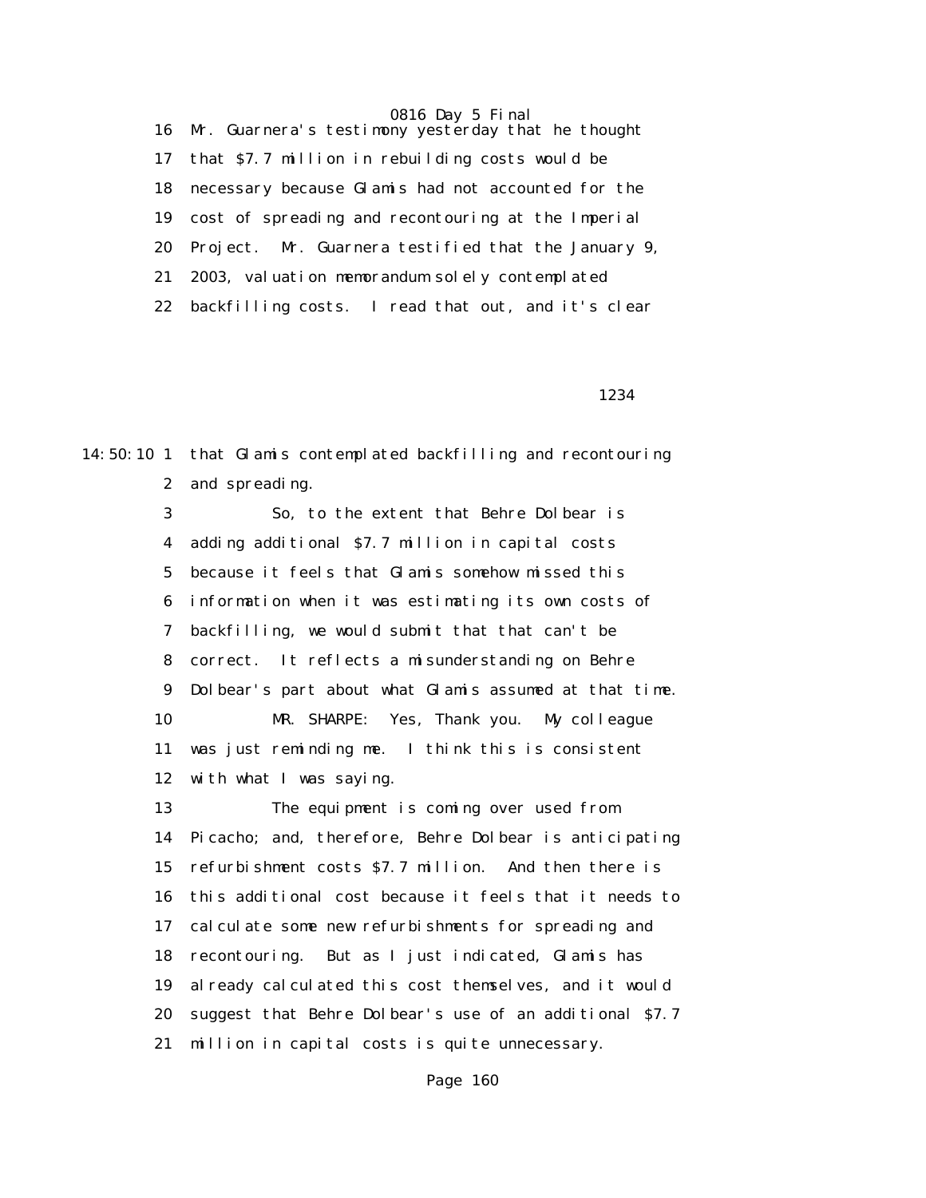16 Mr. Guarnera's testimony yesterday that he thought
17 that $7.7 million in rebuilding costs would be
18 necessary because Glamis had not accounted for the
19 cost of spreading and recontouring at the Imperial
20 Project. Mr. Guarnera testified that the January 9,
21 2003, valuation memorandum solely contemplated
22 backfilling costs. I read that out, and it's clear

1234

14:50:10 1 that Glamis contemplated backfilling and recontouring
2 and spreading.

3 So, to the extent that Behre Dolbear is
4 adding additional $7.7 million in capital costs
5 because it feels that Glamis somehow missed this
6 information when it was estimating its own costs of
7 backfilling, we would submit that that can't be
8 correct. It reflects a misunderstanding on Behre
9 Dolbear's part about what Glamis assumed at that time.

10 MR. SHARPE: Yes, Thank you. My colleague
11 was just reminding me. I think this is consistent
12 with what I was saying.

13 The equipment is coming over used from
14 Picacho; and, therefore, Behre Dolbear is anticipating
15 refurbishment costs $7.7 million. And then there is
16 this additional cost because it feels that it needs to
17 calculate some new refurbishments for spreading and
18 recontouring. But as I just indicated, Glamis has
19 already calculated this cost themselves, and it would
20 suggest that Behre Dolbear's use of an additional $7.7
21 million in capital costs is quite unnecessary.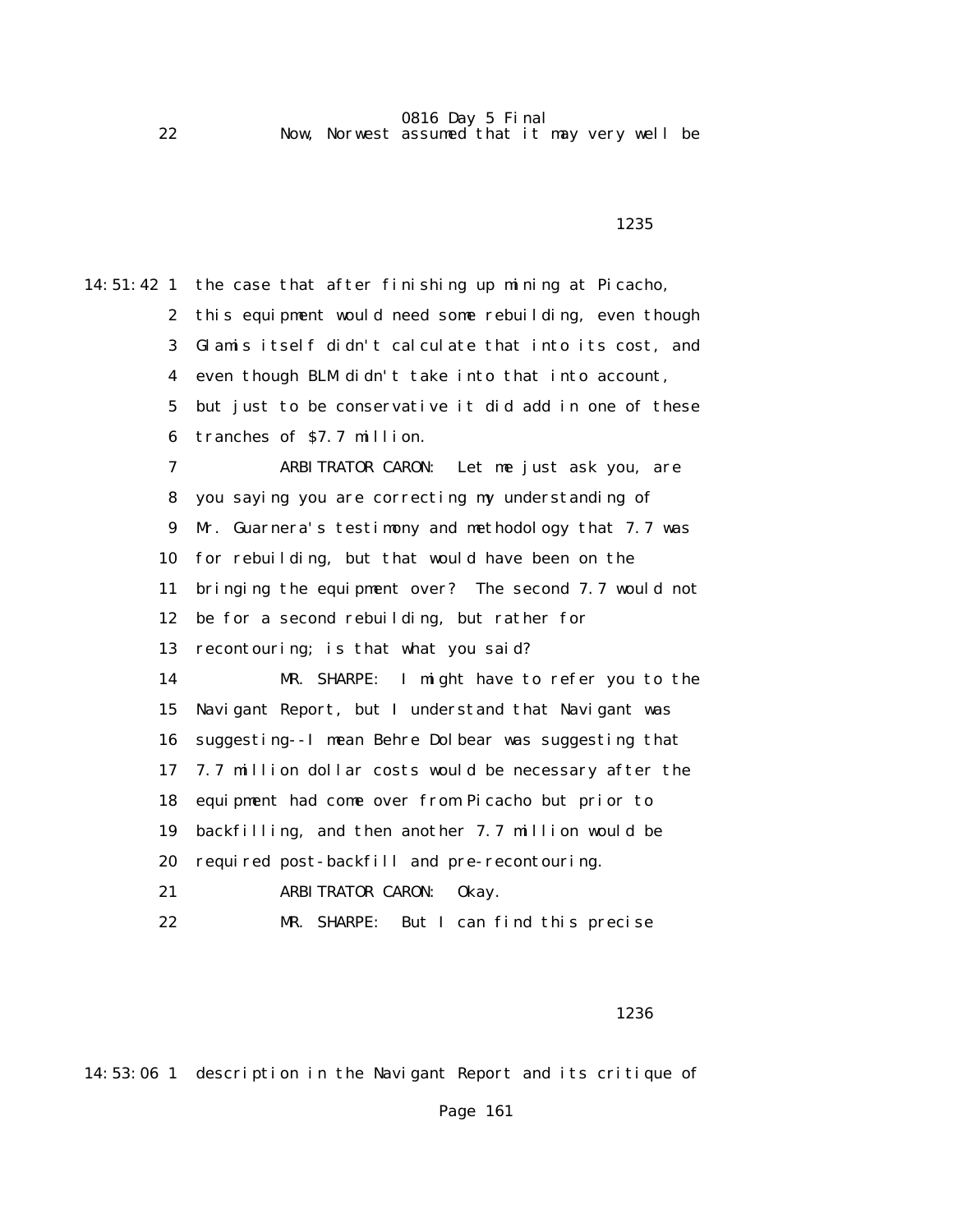22 Now, Norwest assumed that it may very well be

1235

14:51:42 1 the case that after finishing up mining at Picacho,

2 this equipment would need some rebuilding, even though

3 Glamis itself didn't calculate that into its cost, and

4 even though BLM didn't take into that into account,

5 but just to be conservative it did add in one of these

6 tranches of $7.7 million.

7 ARBITRATOR CARON: Let me just ask you, are

8 you saying you are correcting my understanding of

9 Mr. Guarnera's testimony and methodology that 7.7 was

10 for rebuilding, but that would have been on the

11 bringing the equipment over? The second 7.7 would not

12 be for a second rebuilding, but rather for

13 recontouring; is that what you said?

14 MR. SHARPE: I might have to refer you to the

15 Navigant Report, but I understand that Navigant was

16 suggesting--I mean Behre Dolbear was suggesting that

17 7.7 million dollar costs would be necessary after the

18 equipment had come over from Picacho but prior to

19 backfilling, and then another 7.7 million would be

20 required post-backfill and pre-recontouring.

21 ARBITRATOR CARON: Okay.

22 MR. SHARPE: But I can find this precise

1236

14:53:06 1 description in the Navigant Report and its critique of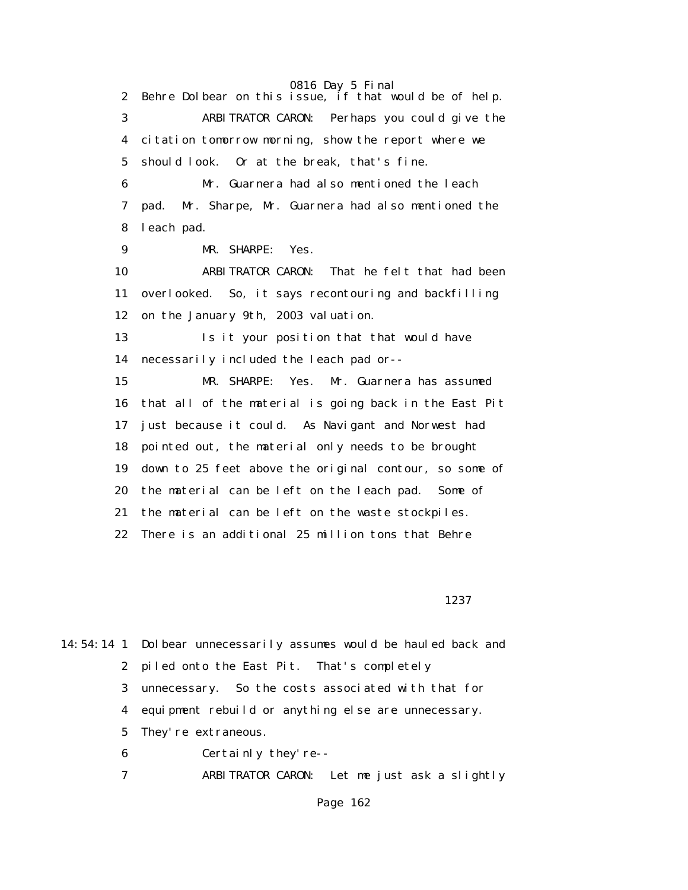2 Behre Dolbear on this issue, if that would be of help.

3 ARBITRATOR CARON: Perhaps you could give the

4 citation tomorrow morning, show the report where we

5 should look. Or at the break, that's fine.

6 Mr. Guarnera had also mentioned the leach

7 pad. Mr. Sharpe, Mr. Guarnera had also mentioned the

8 leach pad.

9 MR. SHARPE: Yes.

10 ARBITRATOR CARON: That he felt that had been

11 overlooked. So, it says recontouring and backfilling

12 on the January 9th, 2003 valuation.

13 Is it your position that that would have

14 necessarily included the leach pad or--

15 MR. SHARPE: Yes. Mr. Guarnera has assumed

16 that all of the material is going back in the East Pit

17 just because it could. As Navigant and Norwest had

18 pointed out, the material only needs to be brought

19 down to 25 feet above the original contour, so some of

20 the material can be left on the leach pad. Some of

21 the material can be left on the waste stockpiles.

22 There is an additional 25 million tons that Behre

1237

14:54:14 1 Dolbear unnecessarily assumes would be hauled back and

2 piled onto the East Pit. That's completely

3 unnecessary. So the costs associated with that for

4 equipment rebuild or anything else are unnecessary.

5 They're extraneous.

6 Certainly they're--

7 ARBITRATOR CARON: Let me just ask a slightly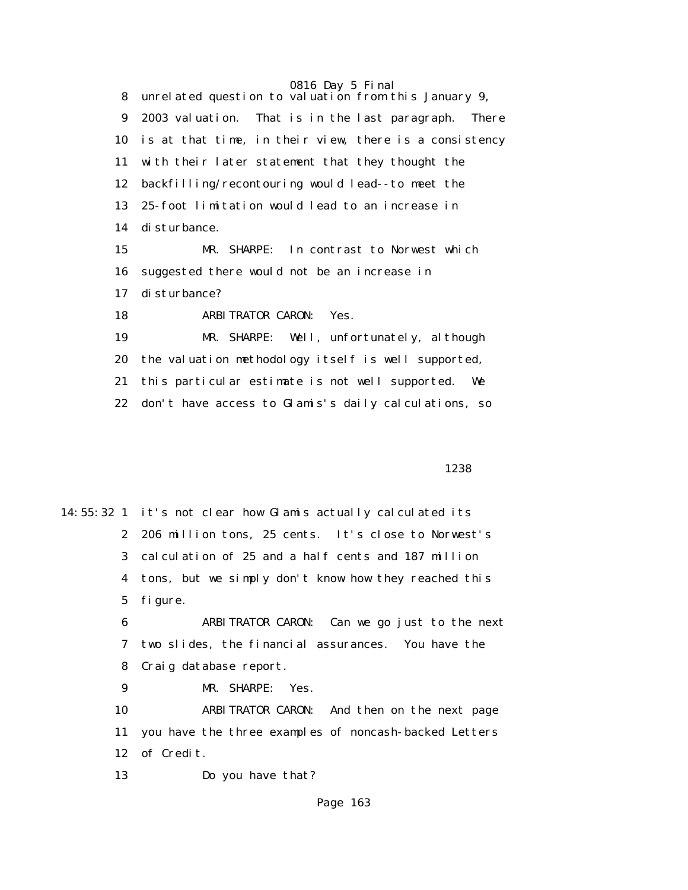8 unrelated question to valuation from this January 9,

9 2003 valuation. That is in the last paragraph. There

10 is at that time, in their view, there is a consistency

11 with their later statement that they thought the

12 backfilling/recontouring would lead--to meet the

13 25-foot limitation would lead to an increase in

14 disturbance.

15 MR. SHARPE: In contrast to Norwest which

16 suggested there would not be an increase in

17 disturbance?

18 ARBITRATOR CARON: Yes.

19 MR. SHARPE: Well, unfortunately, although

20 the valuation methodology itself is well supported,

21 this particular estimate is not well supported. We

22 don't have access to Glamis's daily calculations, so

1238

14:55:32 1 it's not clear how Glamis actually calculated its

2 206 million tons, 25 cents. It's close to Norwest's

3 calculation of 25 and a half cents and 187 million

4 tons, but we simply don't know how they reached this

5 figure.

6 ARBITRATOR CARON: Can we go just to the next

7 two slides, the financial assurances. You have the

8 Craig database report.

9 MR. SHARPE: Yes.

10 ARBITRATOR CARON: And then on the next page

11 you have the three examples of noncash-backed Letters

12 of Credit.

13 Do you have that?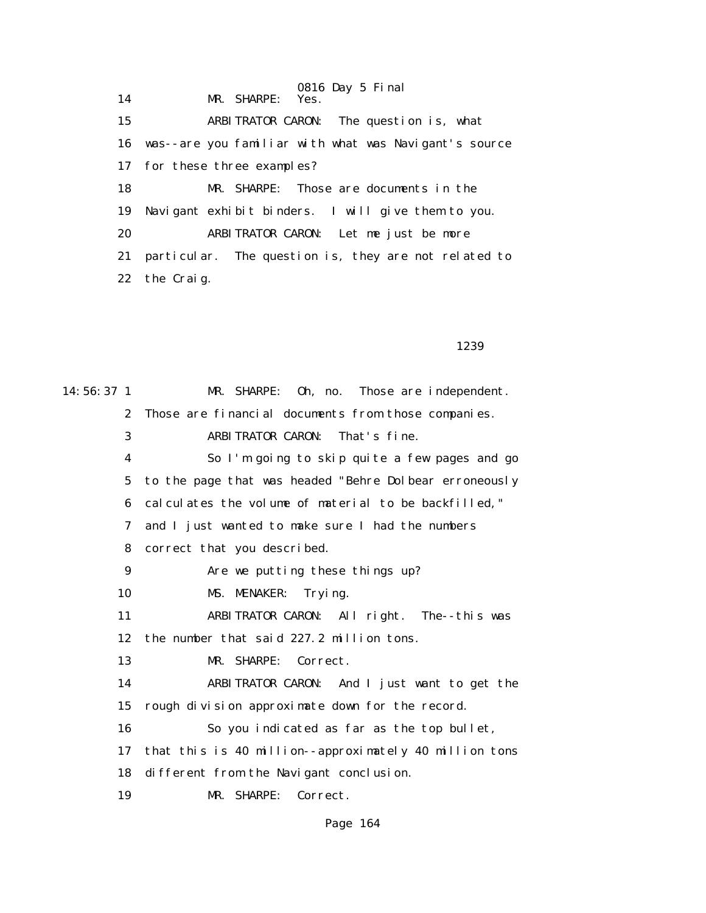14           MR. SHARPE:  Yes.

15           ARBITRATOR CARON:  The question is, what

16  was--are you familiar with what was Navigant's source

17  for these three examples?

18           MR. SHARPE:  Those are documents in the

19  Navigant exhibit binders.  I will give them to you.

20           ARBITRATOR CARON:  Let me just be more

21  particular.  The question is, they are not related to

22  the Craig.

1239

14:56:37 1           MR. SHARPE:  Oh, no.  Those are independent.

2  Those are financial documents from those companies.

3           ARBITRATOR CARON:  That's fine.

4           So I'm going to skip quite a few pages and go

5  to the page that was headed "Behre Dolbear erroneously

6  calculates the volume of material to be backfilled,"

7  and I just wanted to make sure I had the numbers

8  correct that you described.

9           Are we putting these things up?

10           MS. MENAKER:  Trying.

11           ARBITRATOR CARON:  All right.  The--this was

12  the number that said 227.2 million tons.

13           MR. SHARPE:  Correct.

14           ARBITRATOR CARON:  And I just want to get the

15  rough division approximate down for the record.

16           So you indicated as far as the top bullet,

17  that this is 40 million--approximately 40 million tons

18  different from the Navigant conclusion.

19           MR. SHARPE:  Correct.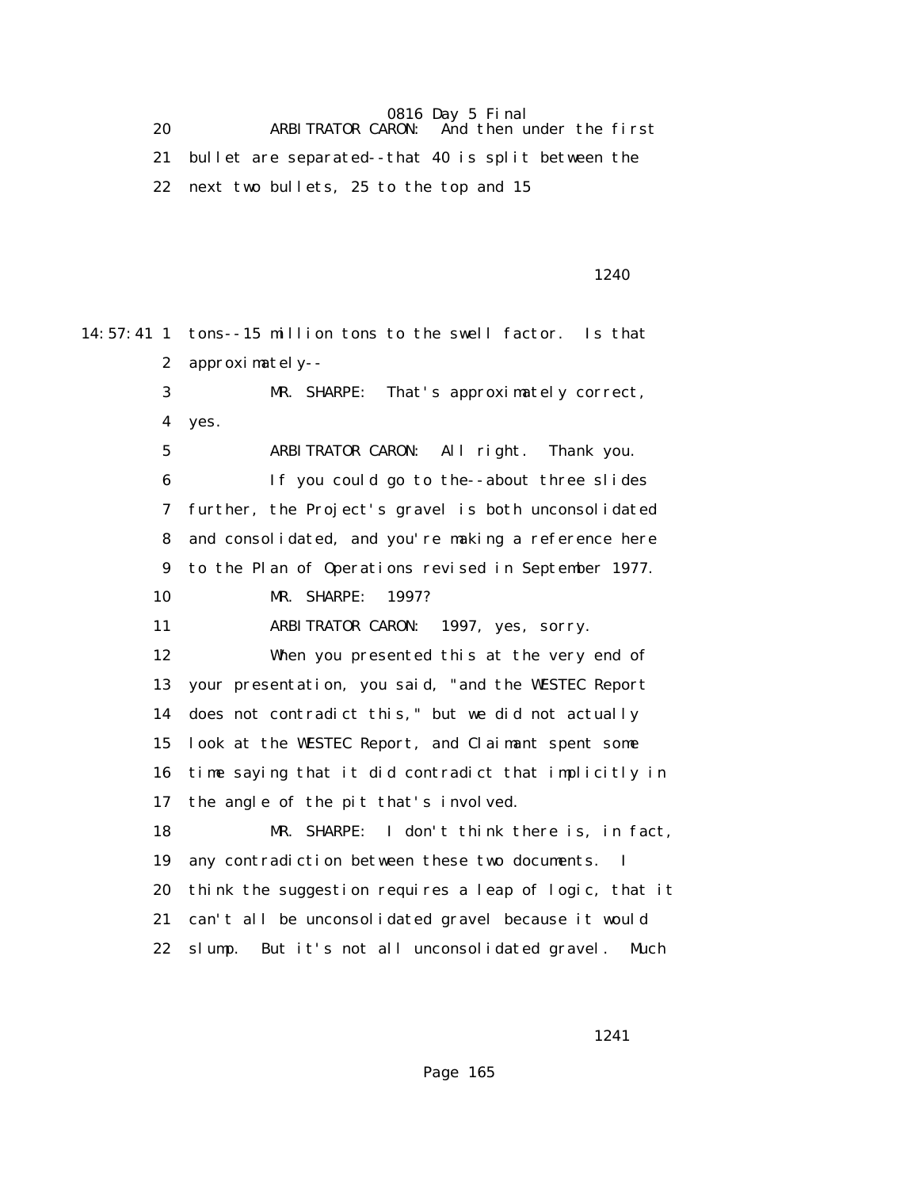20 ARBITRATOR CARON: And then under the first
21 bullet are separated--that 40 is split between the
22 next two bullets, 25 to the top and 15

1240

14:57:41 1 tons--15 million tons to the swell factor. Is that
2 approximately--
3 MR. SHARPE: That's approximately correct,
4 yes.
5 ARBITRATOR CARON: All right. Thank you.
6 If you could go to the--about three slides
7 further, the Project's gravel is both unconsolidated
8 and consolidated, and you're making a reference here
9 to the Plan of Operations revised in September 1977.
10 MR. SHARPE: 1997?
11 ARBITRATOR CARON: 1997, yes, sorry.
12 When you presented this at the very end of
13 your presentation, you said, "and the WESTEC Report
14 does not contradict this," but we did not actually
15 look at the WESTEC Report, and Claimant spent some
16 time saying that it did contradict that implicitly in
17 the angle of the pit that's involved.
18 MR. SHARPE: I don't think there is, in fact,
19 any contradiction between these two documents. I
20 think the suggestion requires a leap of logic, that it
21 can't all be unconsolidated gravel because it would
22 slump. But it's not all unconsolidated gravel. Much

1241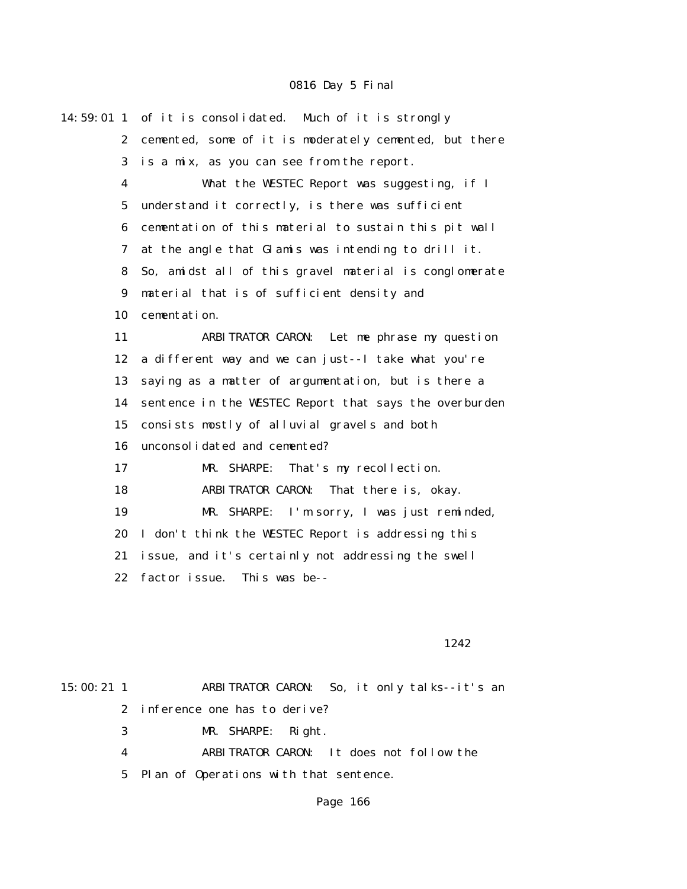14:59:01 1 of it is consolidated. Much of it is strongly
2 cemented, some of it is moderately cemented, but there
3 is a mix, as you can see from the report.
4 What the WESTEC Report was suggesting, if I
5 understand it correctly, is there was sufficient
6 cementation of this material to sustain this pit wall
7 at the angle that Glamis was intending to drill it.
8 So, amidst all of this gravel material is conglomerate
9 material that is of sufficient density and
10 cementation.
11 ARBITRATOR CARON: Let me phrase my question
12 a different way and we can just--I take what you're
13 saying as a matter of argumentation, but is there a
14 sentence in the WESTEC Report that says the overburden
15 consists mostly of alluvial gravels and both
16 unconsolidated and cemented?
17 MR. SHARPE: That's my recollection.
18 ARBITRATOR CARON: That there is, okay.
19 MR. SHARPE: I'm sorry, I was just reminded,
20 I don't think the WESTEC Report is addressing this
21 issue, and it's certainly not addressing the swell
22 factor issue. This was be--

1242

15:00:21 1 ARBITRATOR CARON: So, it only talks--it's an
2 inference one has to derive?
3 MR. SHARPE: Right.
4 ARBITRATOR CARON: It does not follow the
5 Plan of Operations with that sentence.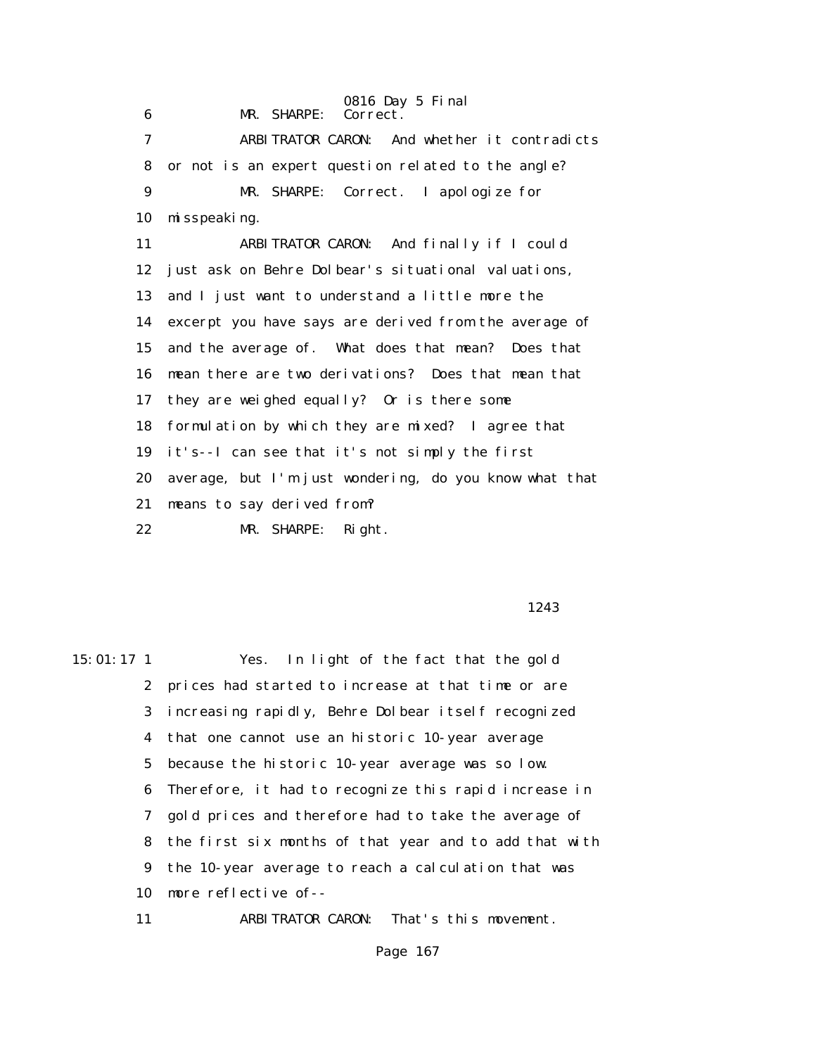6            MR. SHARPE:  Correct.

7            ARBITRATOR CARON:  And whether it contradicts

8  or not is an expert question related to the angle?

9            MR. SHARPE:  Correct.  I apologize for

10  misspeaking.

11            ARBITRATOR CARON:  And finally if I could

12  just ask on Behre Dolbear's situational valuations,

13  and I just want to understand a little more the

14  excerpt you have says are derived from the average of

15  and the average of.  What does that mean?  Does that

16  mean there are two derivations?  Does that mean that

17  they are weighed equally?  Or is there some

18  formulation by which they are mixed?  I agree that

19  it's--I can see that it's not simply the first

20  average, but I'm just wondering, do you know what that

21  means to say derived from?

22            MR. SHARPE:  Right.

1243

15:01:17 1            Yes.  In light of the fact that the gold

2  prices had started to increase at that time or are

3  increasing rapidly, Behre Dolbear itself recognized

4  that one cannot use an historic 10-year average

5  because the historic 10-year average was so low.

6  Therefore, it had to recognize this rapid increase in

7  gold prices and therefore had to take the average of

8  the first six months of that year and to add that with

9  the 10-year average to reach a calculation that was

10  more reflective of--

11            ARBITRATOR CARON:  That's this movement.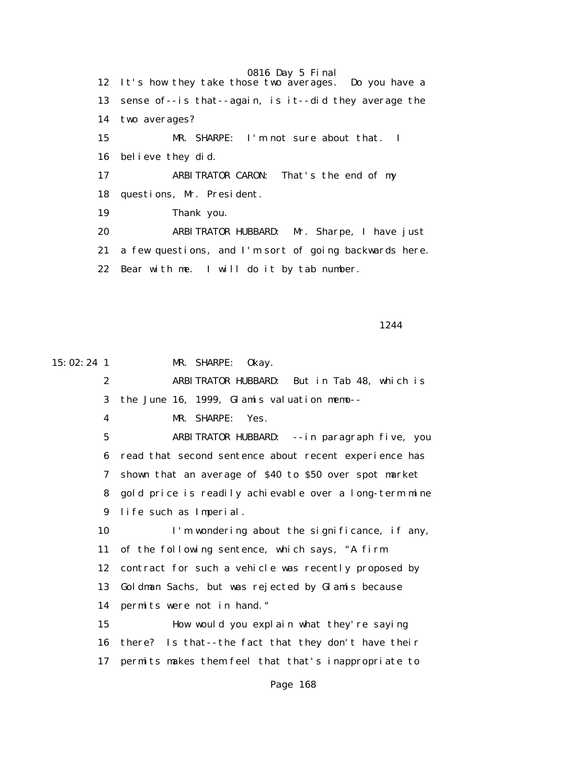12 It's how they take those two averages. Do you have a

13 sense of--is that--again, is it--did they average the

14 two averages?

15 MR. SHARPE: I'm not sure about that. I

16 believe they did.

17 ARBITRATOR CARON: That's the end of my

18 questions, Mr. President.

19 Thank you.

20 ARBITRATOR HUBBARD: Mr. Sharpe, I have just

21 a few questions, and I'm sort of going backwards here.

22 Bear with me. I will do it by tab number.

1244

15:02:24 1 MR. SHARPE: Okay.

2 ARBITRATOR HUBBARD: But in Tab 48, which is

3 the June 16, 1999, Glamis valuation memo--

4 MR. SHARPE: Yes.

5 ARBITRATOR HUBBARD: --in paragraph five, you

6 read that second sentence about recent experience has

7 shown that an average of $40 to $50 over spot market

8 gold price is readily achievable over a long-term mine

9 life such as Imperial.

10 I'm wondering about the significance, if any,

11 of the following sentence, which says, "A firm

12 contract for such a vehicle was recently proposed by

13 Goldman Sachs, but was rejected by Glamis because

14 permits were not in hand."

15 How would you explain what they're saying

16 there? Is that--the fact that they don't have their

17 permits makes them feel that that's inappropriate to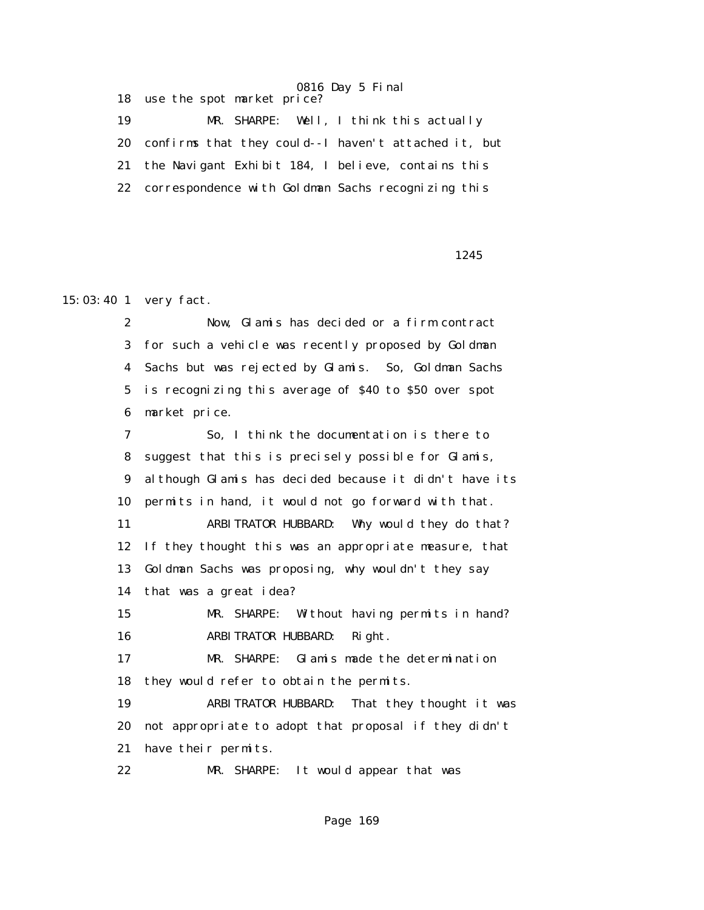18 use the spot market price?

19 MR. SHARPE: Well, I think this actually

20 confirms that they could--I haven't attached it, but

21 the Navigant Exhibit 184, I believe, contains this

22 correspondence with Goldman Sachs recognizing this

1245

15:03:40 1 very fact.

2 Now, Glamis has decided or a firm contract

3 for such a vehicle was recently proposed by Goldman

4 Sachs but was rejected by Glamis. So, Goldman Sachs

5 is recognizing this average of $40 to $50 over spot

6 market price.

7 So, I think the documentation is there to

8 suggest that this is precisely possible for Glamis,

9 although Glamis has decided because it didn't have its

10 permits in hand, it would not go forward with that.

11 ARBITRATOR HUBBARD: Why would they do that?

12 If they thought this was an appropriate measure, that

13 Goldman Sachs was proposing, why wouldn't they say

14 that was a great idea?

15 MR. SHARPE: Without having permits in hand?

16 ARBITRATOR HUBBARD: Right.

17 MR. SHARPE: Glamis made the determination

18 they would refer to obtain the permits.

19 ARBITRATOR HUBBARD: That they thought it was

20 not appropriate to adopt that proposal if they didn't

21 have their permits.

22 MR. SHARPE: It would appear that was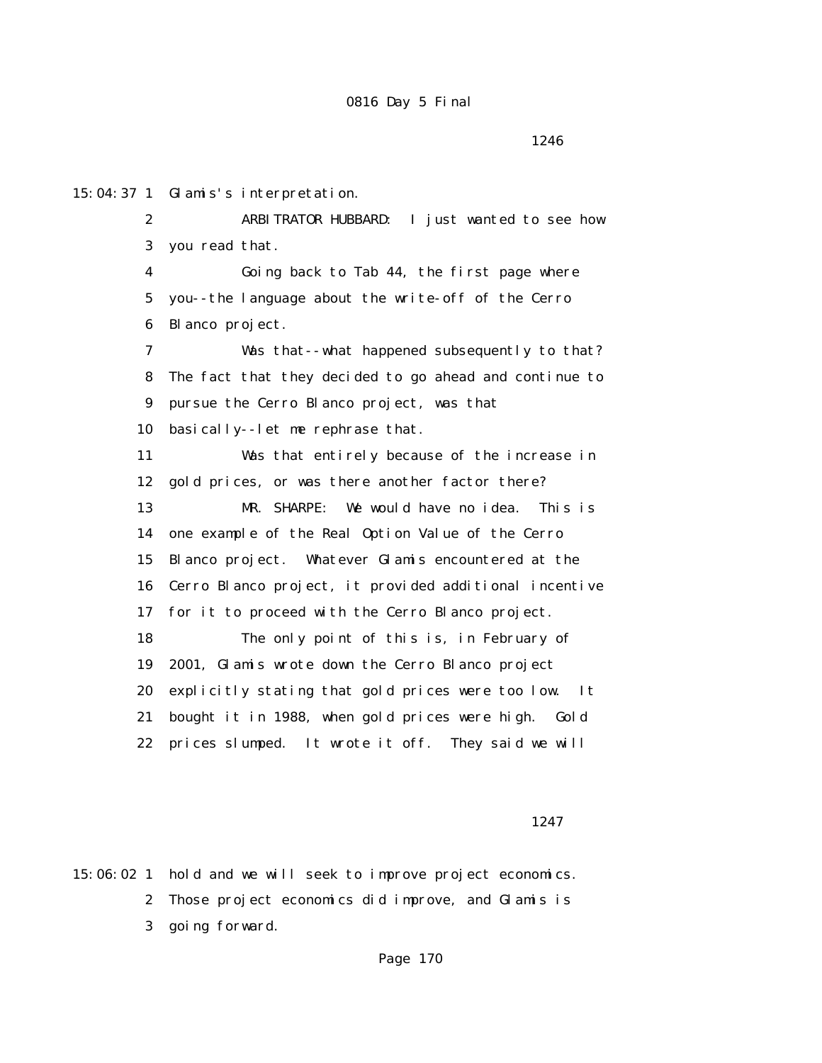0816 Day 5 Final

1246

15:04:37 1 Glamis's interpretation.

2 ARBITRATOR HUBBARD: I just wanted to see how

3 you read that.

4 Going back to Tab 44, the first page where

5 you--the language about the write-off of the Cerro

6 Blanco project.

7 Was that--what happened subsequently to that?

8 The fact that they decided to go ahead and continue to

9 pursue the Cerro Blanco project, was that

10 basically--let me rephrase that.

11 Was that entirely because of the increase in

12 gold prices, or was there another factor there?

13 MR. SHARPE: We would have no idea. This is

14 one example of the Real Option Value of the Cerro

15 Blanco project. Whatever Glamis encountered at the

16 Cerro Blanco project, it provided additional incentive

17 for it to proceed with the Cerro Blanco project.

18 The only point of this is, in February of

19 2001, Glamis wrote down the Cerro Blanco project

20 explicitly stating that gold prices were too low. It

21 bought it in 1988, when gold prices were high. Gold

22 prices slumped. It wrote it off. They said we will

1247

15:06:02 1 hold and we will seek to improve project economics.

2 Those project economics did improve, and Glamis is

3 going forward.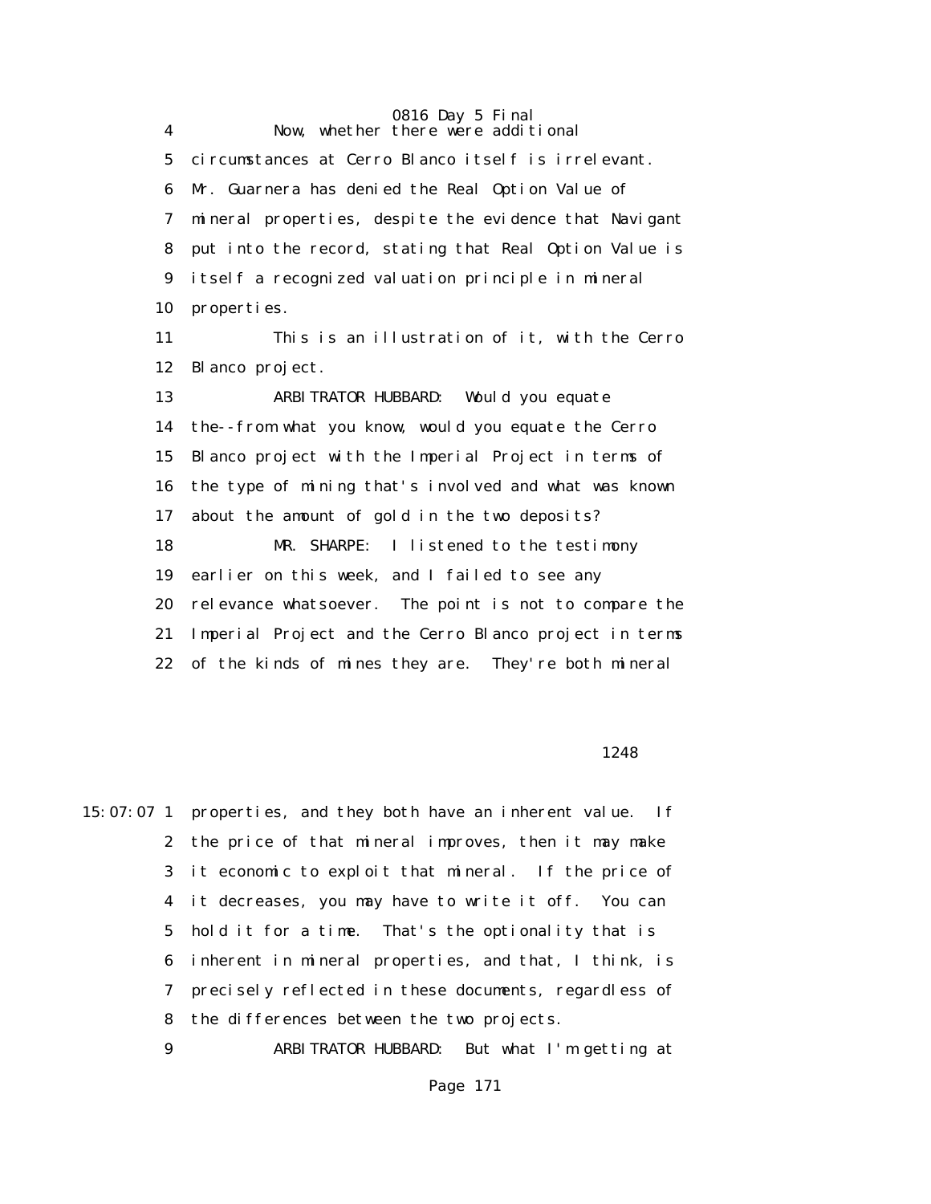4 Now, whether there were additional
5 circumstances at Cerro Blanco itself is irrelevant.
6 Mr. Guarnera has denied the Real Option Value of
7 mineral properties, despite the evidence that Navigant
8 put into the record, stating that Real Option Value is
9 itself a recognized valuation principle in mineral
10 properties.
11 This is an illustration of it, with the Cerro
12 Blanco project.
13 ARBITRATOR HUBBARD: Would you equate
14 the--from what you know, would you equate the Cerro
15 Blanco project with the Imperial Project in terms of
16 the type of mining that's involved and what was known
17 about the amount of gold in the two deposits?
18 MR. SHARPE: I listened to the testimony
19 earlier on this week, and I failed to see any
20 relevance whatsoever. The point is not to compare the
21 Imperial Project and the Cerro Blanco project in terms
22 of the kinds of mines they are. They're both mineral

1248

15:07:07 1 properties, and they both have an inherent value. If
2 the price of that mineral improves, then it may make
3 it economic to exploit that mineral. If the price of
4 it decreases, you may have to write it off. You can
5 hold it for a time. That's the optionality that is
6 inherent in mineral properties, and that, I think, is
7 precisely reflected in these documents, regardless of
8 the differences between the two projects.
9 ARBITRATOR HUBBARD: But what I'm getting at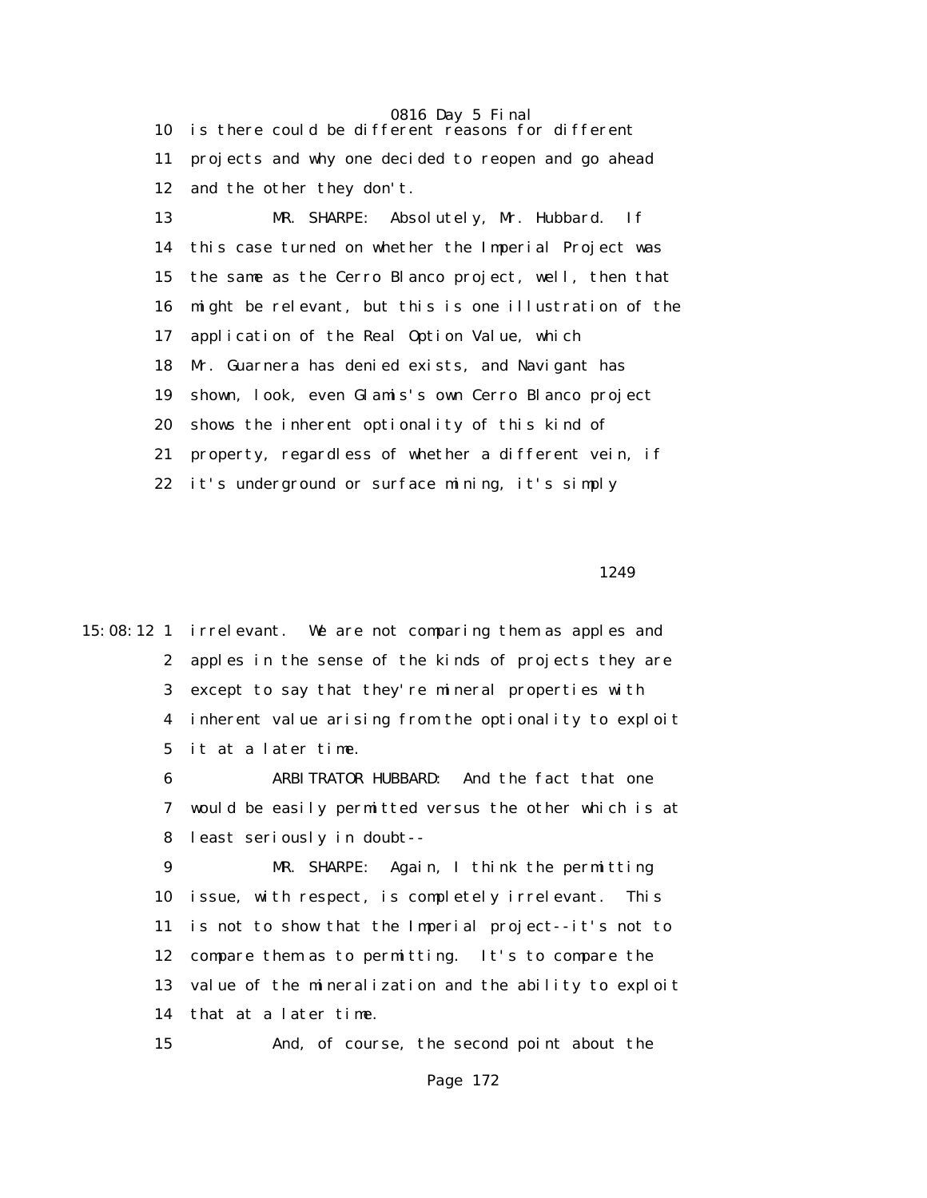10 is there could be different reasons for different
11 projects and why one decided to reopen and go ahead
12 and the other they don't.
13 MR. SHARPE: Absolutely, Mr. Hubbard. If
14 this case turned on whether the Imperial Project was
15 the same as the Cerro Blanco project, well, then that
16 might be relevant, but this is one illustration of the
17 application of the Real Option Value, which
18 Mr. Guarnera has denied exists, and Navigant has
19 shown, look, even Glamis's own Cerro Blanco project
20 shows the inherent optionality of this kind of
21 property, regardless of whether a different vein, if
22 it's underground or surface mining, it's simply

1249

15:08:12 1 irrelevant. We are not comparing them as apples and
2 apples in the sense of the kinds of projects they are
3 except to say that they're mineral properties with
4 inherent value arising from the optionality to exploit
5 it at a later time.
6 ARBITRATOR HUBBARD: And the fact that one
7 would be easily permitted versus the other which is at
8 least seriously in doubt--
9 MR. SHARPE: Again, I think the permitting
10 issue, with respect, is completely irrelevant. This
11 is not to show that the Imperial project--it's not to
12 compare them as to permitting. It's to compare the
13 value of the mineralization and the ability to exploit
14 that at a later time.
15 And, of course, the second point about the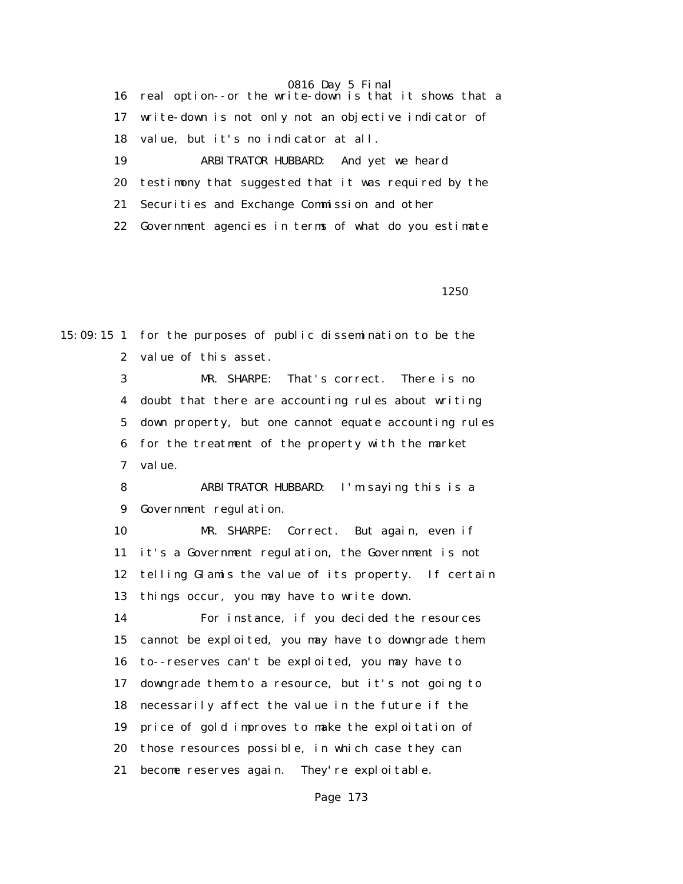16 real option--or the write-down is that it shows that a
17 write-down is not only not an objective indicator of
18 value, but it's no indicator at all.
19 ARBITRATOR HUBBARD: And yet we heard
20 testimony that suggested that it was required by the
21 Securities and Exchange Commission and other
22 Government agencies in terms of what do you estimate

1250

15:09:15 1 for the purposes of public dissemination to be the
2 value of this asset.
3 MR. SHARPE: That's correct. There is no
4 doubt that there are accounting rules about writing
5 down property, but one cannot equate accounting rules
6 for the treatment of the property with the market
7 value.
8 ARBITRATOR HUBBARD: I'm saying this is a
9 Government regulation.
10 MR. SHARPE: Correct. But again, even if
11 it's a Government regulation, the Government is not
12 telling Glamis the value of its property. If certain
13 things occur, you may have to write down.
14 For instance, if you decided the resources
15 cannot be exploited, you may have to downgrade them
16 to--reserves can't be exploited, you may have to
17 downgrade them to a resource, but it's not going to
18 necessarily affect the value in the future if the
19 price of gold improves to make the exploitation of
20 those resources possible, in which case they can
21 become reserves again. They're exploitable.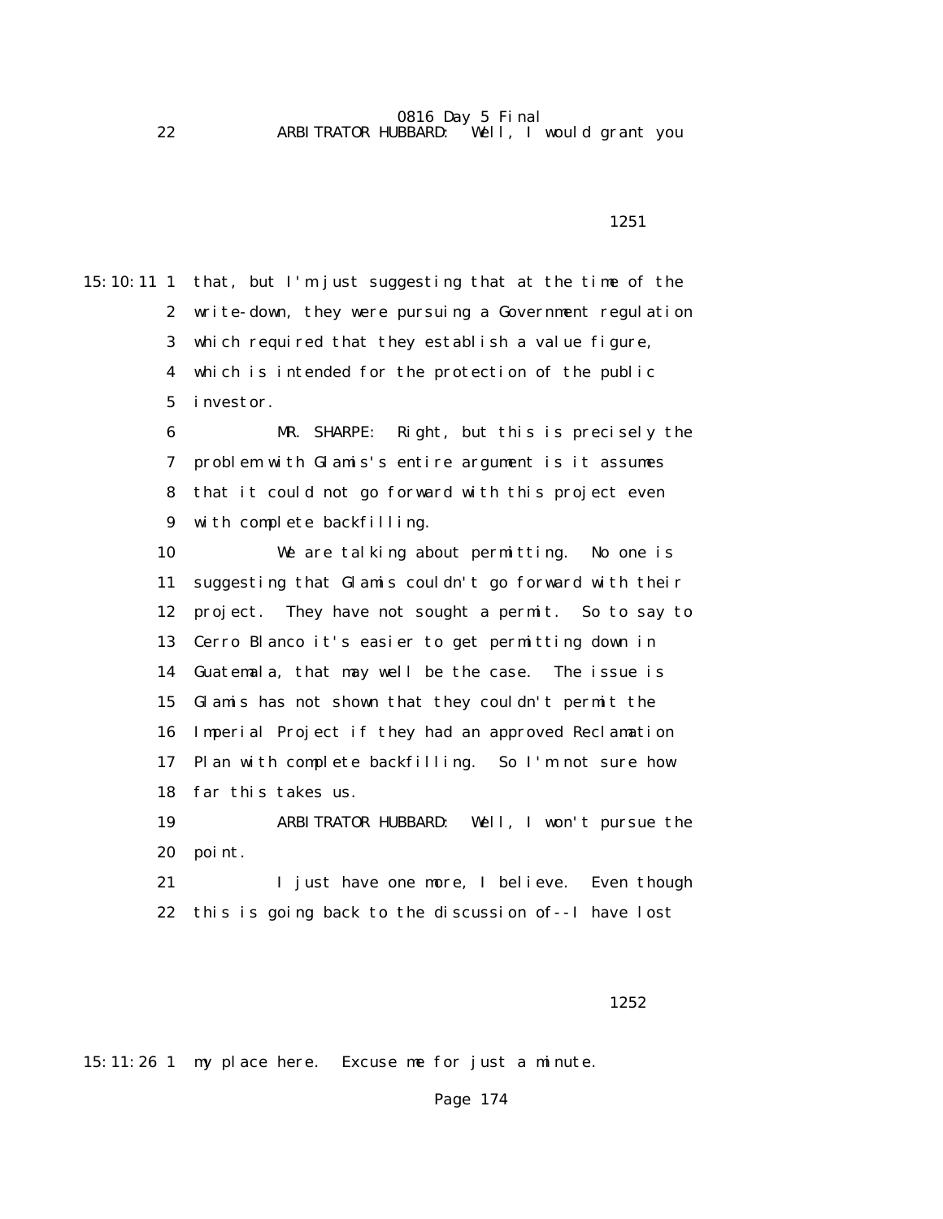22 ARBITRATOR HUBBARD: Well, I would grant you

1251

15:10:11 1 that, but I'm just suggesting that at the time of the
2 write-down, they were pursuing a Government regulation
3 which required that they establish a value figure,
4 which is intended for the protection of the public
5 investor.
6 MR. SHARPE: Right, but this is precisely the
7 problem with Glamis's entire argument is it assumes
8 that it could not go forward with this project even
9 with complete backfilling.
10 We are talking about permitting. No one is
11 suggesting that Glamis couldn't go forward with their
12 project. They have not sought a permit. So to say to
13 Cerro Blanco it's easier to get permitting down in
14 Guatemala, that may well be the case. The issue is
15 Glamis has not shown that they couldn't permit the
16 Imperial Project if they had an approved Reclamation
17 Plan with complete backfilling. So I'm not sure how
18 far this takes us.
19 ARBITRATOR HUBBARD: Well, I won't pursue the
20 point.
21 I just have one more, I believe. Even though
22 this is going back to the discussion of--I have lost

1252

15:11:26 1 my place here. Excuse me for just a minute.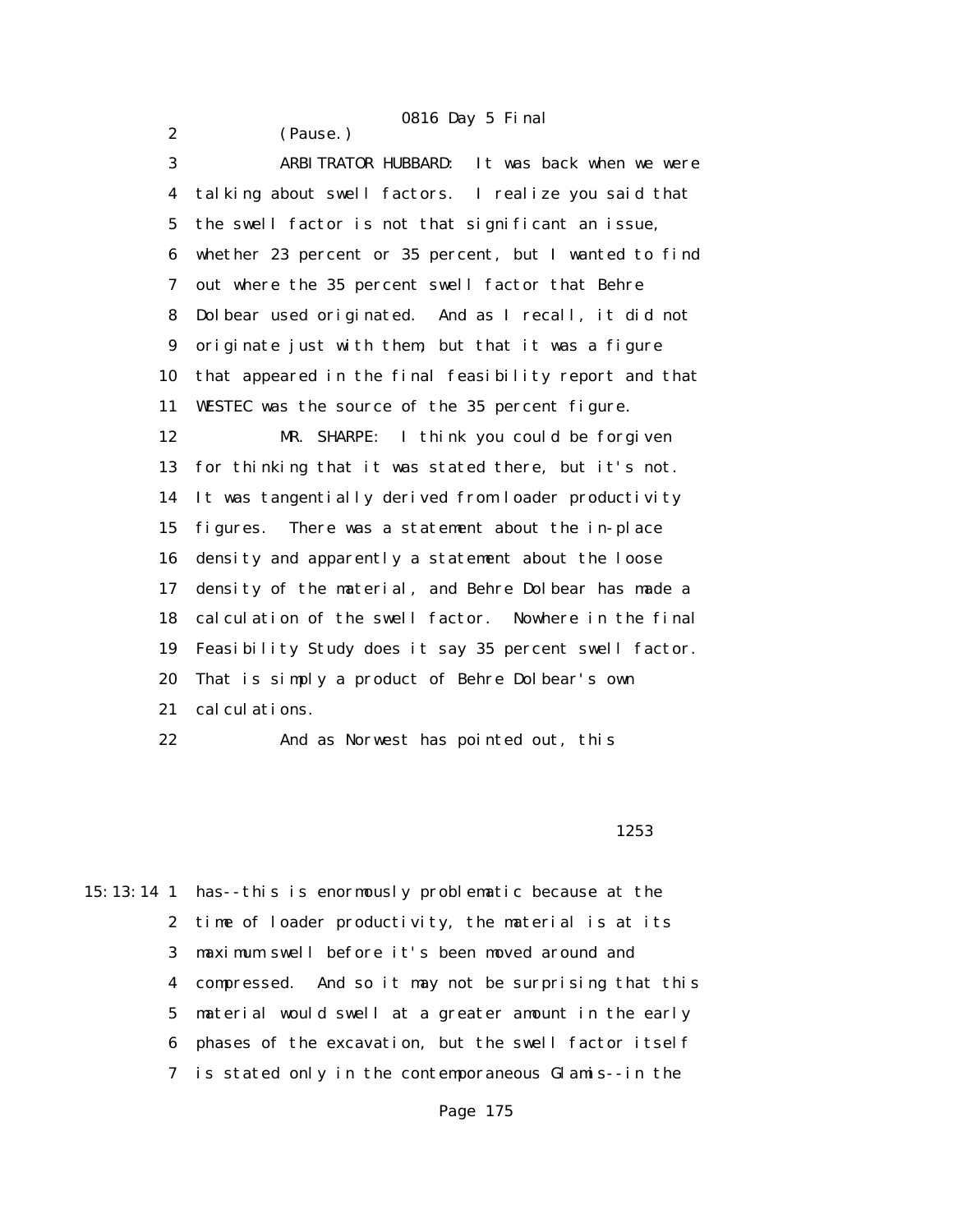(Pause.)

ARBITRATOR HUBBARD: It was back when we were talking about swell factors. I realize you said that the swell factor is not that significant an issue, whether 23 percent or 35 percent, but I wanted to find out where the 35 percent swell factor that Behre Dolbear used originated. And as I recall, it did not originate just with them, but that it was a figure that appeared in the final feasibility report and that WESTEC was the source of the 35 percent figure.

MR. SHARPE: I think you could be forgiven for thinking that it was stated there, but it's not. It was tangentially derived from loader productivity figures. There was a statement about the in-place density and apparently a statement about the loose density of the material, and Behre Dolbear has made a calculation of the swell factor. Nowhere in the final Feasibility Study does it say 35 percent swell factor. That is simply a product of Behre Dolbear's own calculations.

And as Norwest has pointed out, this

1253

15:13:14 has--this is enormously problematic because at the time of loader productivity, the material is at its maximum swell before it's been moved around and compressed. And so it may not be surprising that this material would swell at a greater amount in the early phases of the excavation, but the swell factor itself is stated only in the contemporaneous Glamis--in the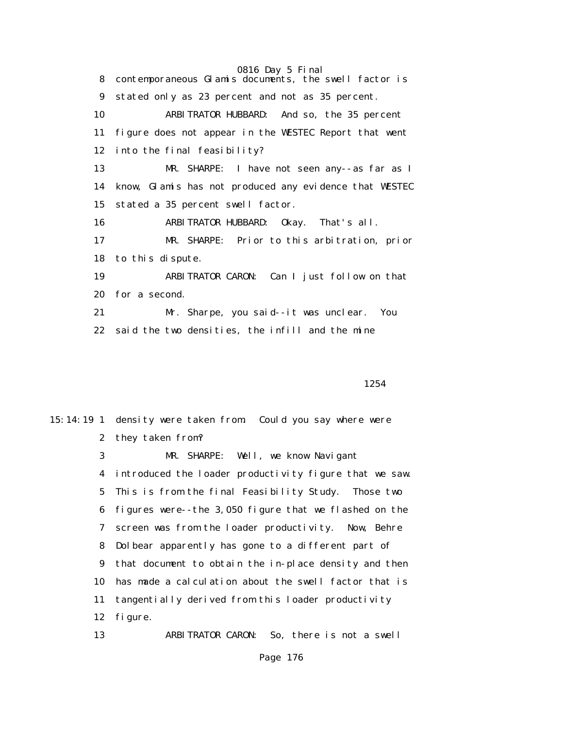8 contemporaneous Glamis documents, the swell factor is
9 stated only as 23 percent and not as 35 percent.
10 ARBITRATOR HUBBARD: And so, the 35 percent
11 figure does not appear in the WESTEC Report that went
12 into the final feasibility?
13 MR. SHARPE: I have not seen any--as far as I
14 know, Glamis has not produced any evidence that WESTEC
15 stated a 35 percent swell factor.
16 ARBITRATOR HUBBARD: Okay. That's all.
17 MR. SHARPE: Prior to this arbitration, prior
18 to this dispute.
19 ARBITRATOR CARON: Can I just follow on that
20 for a second.
21 Mr. Sharpe, you said--it was unclear. You
22 said the two densities, the infill and the mine

1254

15:14:19 1 density were taken from. Could you say where were
2 they taken from?
3 MR. SHARPE: Well, we know Navigant
4 introduced the loader productivity figure that we saw.
5 This is from the final Feasibility Study. Those two
6 figures were--the 3,050 figure that we flashed on the
7 screen was from the loader productivity. Now, Behre
8 Dolbear apparently has gone to a different part of
9 that document to obtain the in-place density and then
10 has made a calculation about the swell factor that is
11 tangentially derived from this loader productivity
12 figure.
13 ARBITRATOR CARON: So, there is not a swell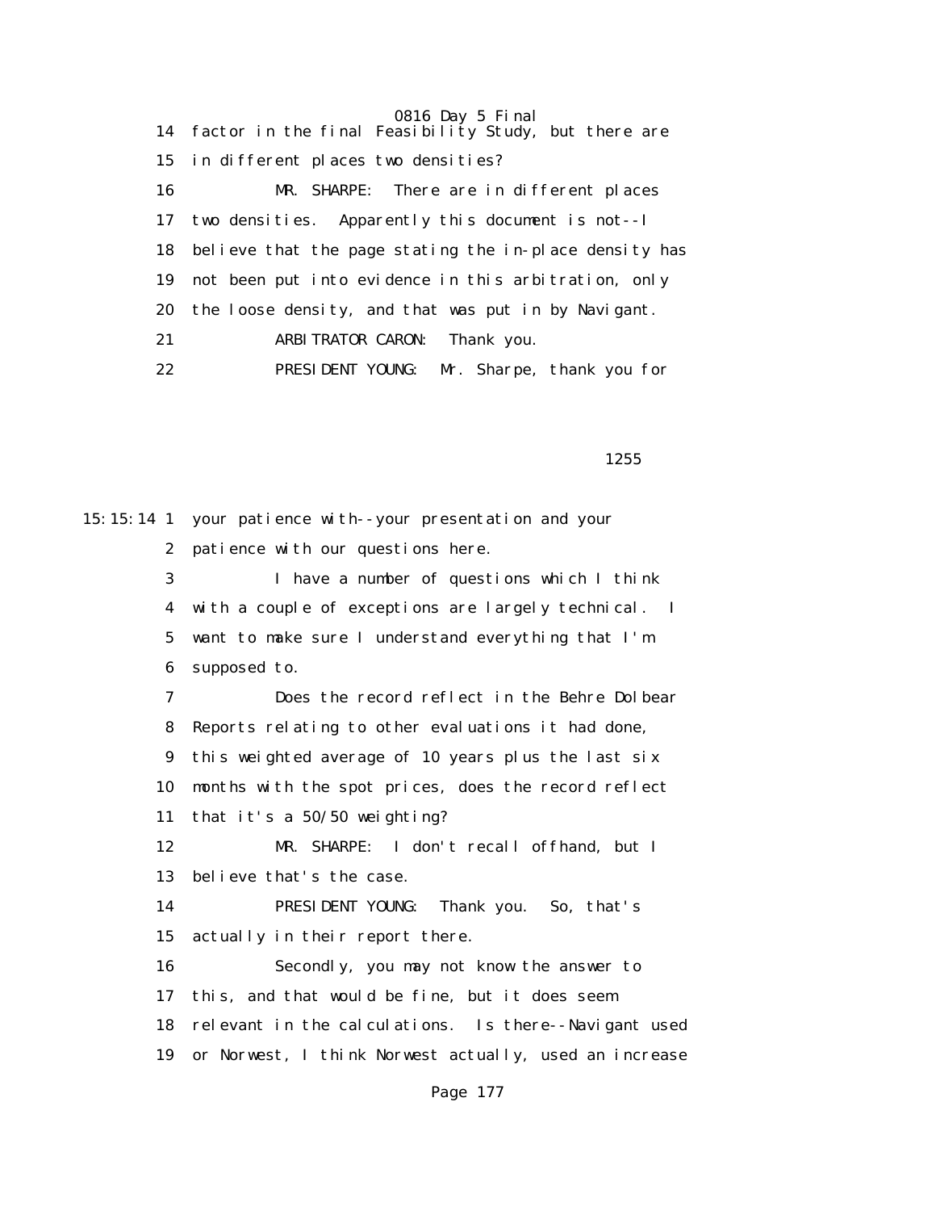14 factor in the final Feasibility Study, but there are

15 in different places two densities?

16 MR. SHARPE: There are in different places

17 two densities. Apparently this document is not--I

18 believe that the page stating the in-place density has

19 not been put into evidence in this arbitration, only

20 the loose density, and that was put in by Navigant.

21 ARBITRATOR CARON: Thank you.

22 PRESIDENT YOUNG: Mr. Sharpe, thank you for

1255

15:15:14 1 your patience with--your presentation and your

2 patience with our questions here.

3 I have a number of questions which I think

4 with a couple of exceptions are largely technical. I

5 want to make sure I understand everything that I'm

6 supposed to.

7 Does the record reflect in the Behre Dolbear

8 Reports relating to other evaluations it had done,

9 this weighted average of 10 years plus the last six

10 months with the spot prices, does the record reflect

11 that it's a 50/50 weighting?

12 MR. SHARPE: I don't recall offhand, but I

13 believe that's the case.

14 PRESIDENT YOUNG: Thank you. So, that's

15 actually in their report there.

16 Secondly, you may not know the answer to

17 this, and that would be fine, but it does seem

18 relevant in the calculations. Is there--Navigant used

19 or Norwest, I think Norwest actually, used an increase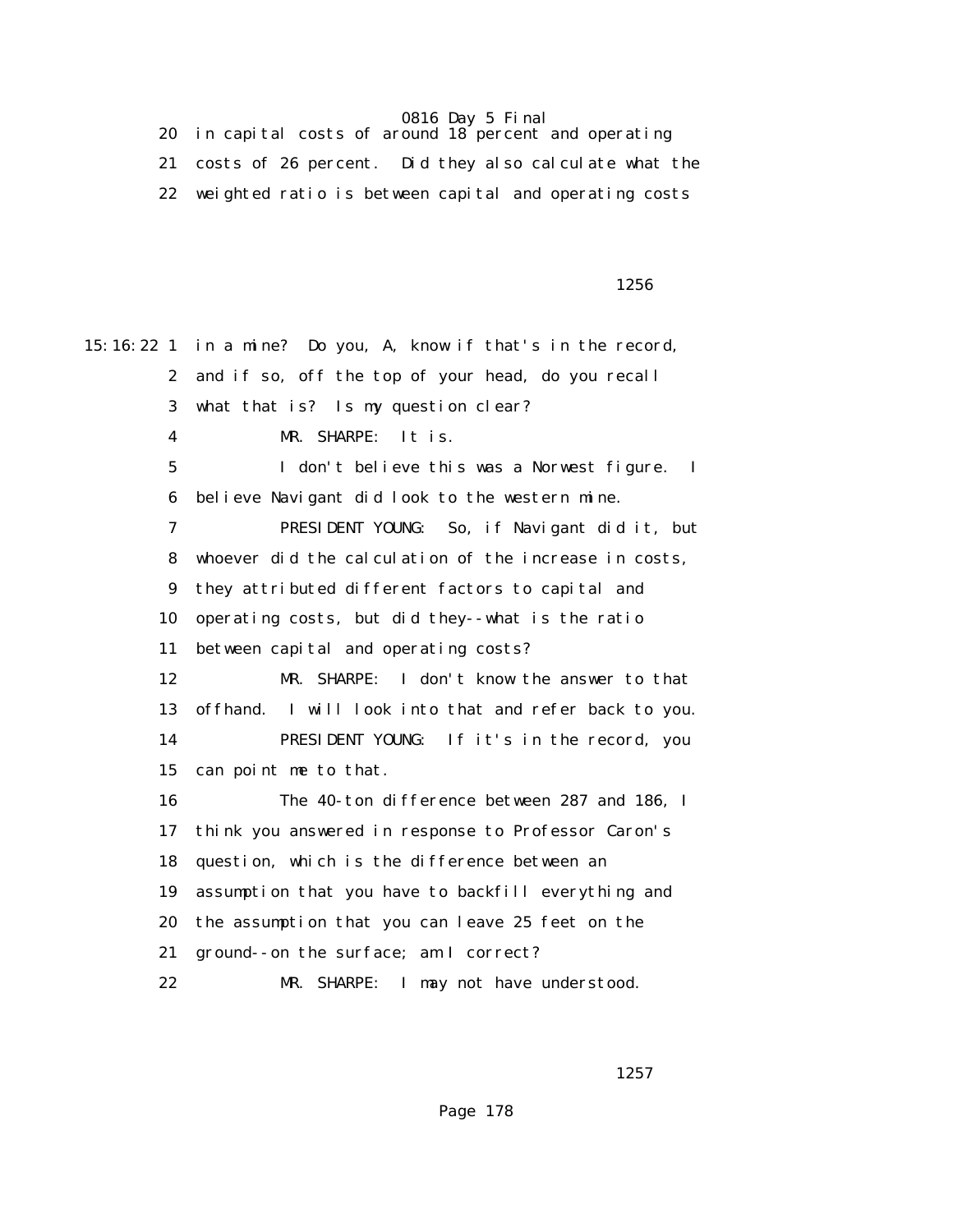20 in capital costs of around 18 percent and operating

21 costs of 26 percent. Did they also calculate what the

22 weighted ratio is between capital and operating costs

1256

15:16:22 1 in a mine? Do you, A, know if that's in the record,

2 and if so, off the top of your head, do you recall

3 what that is? Is my question clear?

4 MR. SHARPE: It is.

5 I don't believe this was a Norwest figure. I

6 believe Navigant did look to the western mine.

7 PRESIDENT YOUNG: So, if Navigant did it, but

8 whoever did the calculation of the increase in costs,

9 they attributed different factors to capital and

10 operating costs, but did they--what is the ratio

11 between capital and operating costs?

12 MR. SHARPE: I don't know the answer to that

13 offhand. I will look into that and refer back to you.

14 PRESIDENT YOUNG: If it's in the record, you

15 can point me to that.

16 The 40-ton difference between 287 and 186, I

17 think you answered in response to Professor Caron's

18 question, which is the difference between an

19 assumption that you have to backfill everything and

20 the assumption that you can leave 25 feet on the

21 ground--on the surface; am I correct?

22 MR. SHARPE: I may not have understood.

1257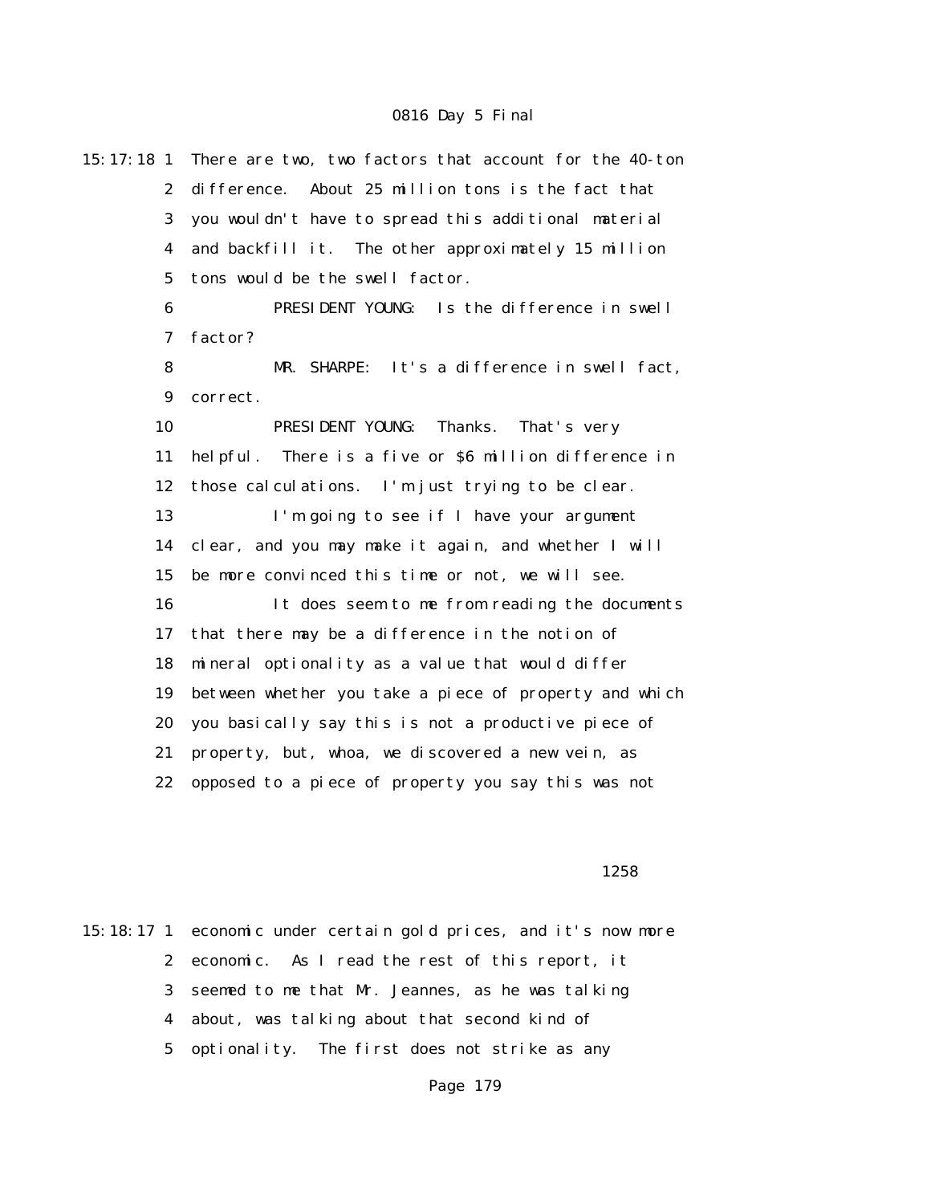15:17:18 1 There are two, two factors that account for the 40-ton
2 difference. About 25 million tons is the fact that
3 you wouldn't have to spread this additional material
4 and backfill it. The other approximately 15 million
5 tons would be the swell factor.
6 PRESIDENT YOUNG: Is the difference in swell
7 factor?
8 MR. SHARPE: It's a difference in swell fact,
9 correct.
10 PRESIDENT YOUNG: Thanks. That's very
11 helpful. There is a five or $6 million difference in
12 those calculations. I'm just trying to be clear.
13 I'm going to see if I have your argument
14 clear, and you may make it again, and whether I will
15 be more convinced this time or not, we will see.
16 It does seem to me from reading the documents
17 that there may be a difference in the notion of
18 mineral optionality as a value that would differ
19 between whether you take a piece of property and which
20 you basically say this is not a productive piece of
21 property, but, whoa, we discovered a new vein, as
22 opposed to a piece of property you say this was not

1258

15:18:17 1 economic under certain gold prices, and it's now more
2 economic. As I read the rest of this report, it
3 seemed to me that Mr. Jeannes, as he was talking
4 about, was talking about that second kind of
5 optionality. The first does not strike as any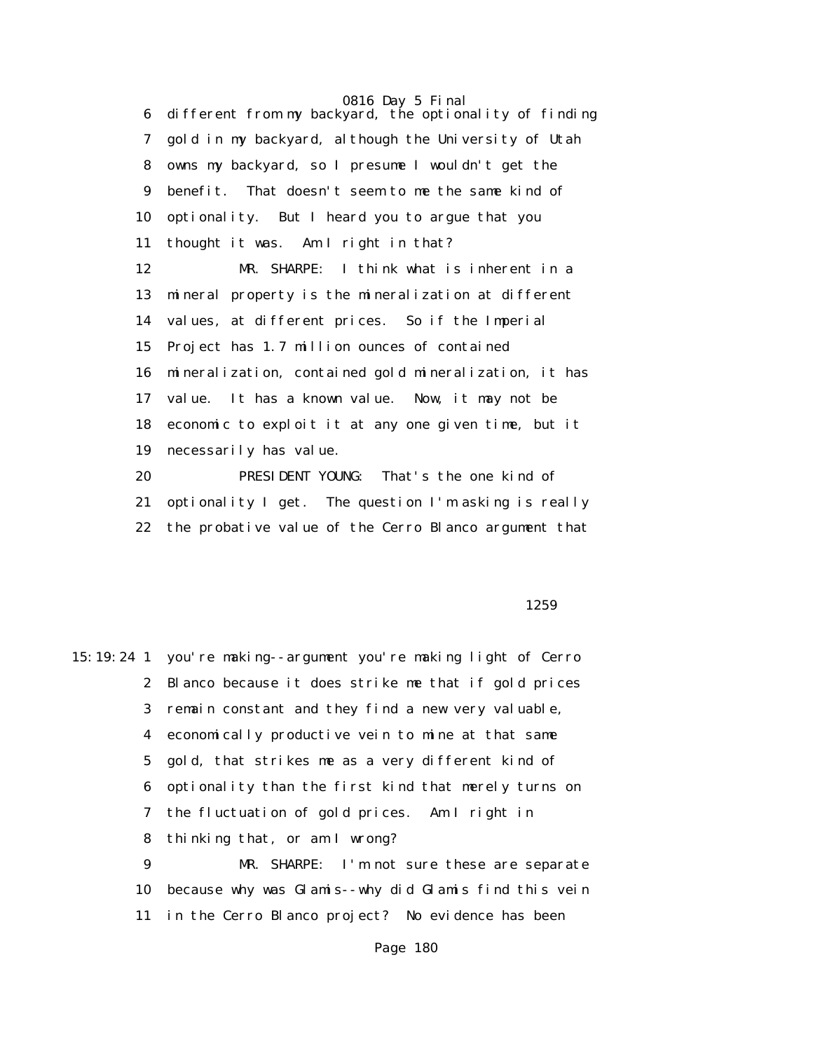6 different from my backyard, the optionality of finding
7 gold in my backyard, although the University of Utah
8 owns my backyard, so I presume I wouldn't get the
9 benefit. That doesn't seem to me the same kind of
10 optionality. But I heard you to argue that you
11 thought it was. Am I right in that?

12 MR. SHARPE: I think what is inherent in a
13 mineral property is the mineralization at different
14 values, at different prices. So if the Imperial
15 Project has 1.7 million ounces of contained
16 mineralization, contained gold mineralization, it has
17 value. It has a known value. Now, it may not be
18 economic to exploit it at any one given time, but it
19 necessarily has value.

20 PRESIDENT YOUNG: That's the one kind of
21 optionality I get. The question I'm asking is really
22 the probative value of the Cerro Blanco argument that

1259

15:19:24 1 you're making--argument you're making light of Cerro
2 Blanco because it does strike me that if gold prices
3 remain constant and they find a new very valuable,
4 economically productive vein to mine at that same
5 gold, that strikes me as a very different kind of
6 optionality than the first kind that merely turns on
7 the fluctuation of gold prices. Am I right in
8 thinking that, or am I wrong?

9 MR. SHARPE: I'm not sure these are separate
10 because why was Glamis--why did Glamis find this vein
11 in the Cerro Blanco project? No evidence has been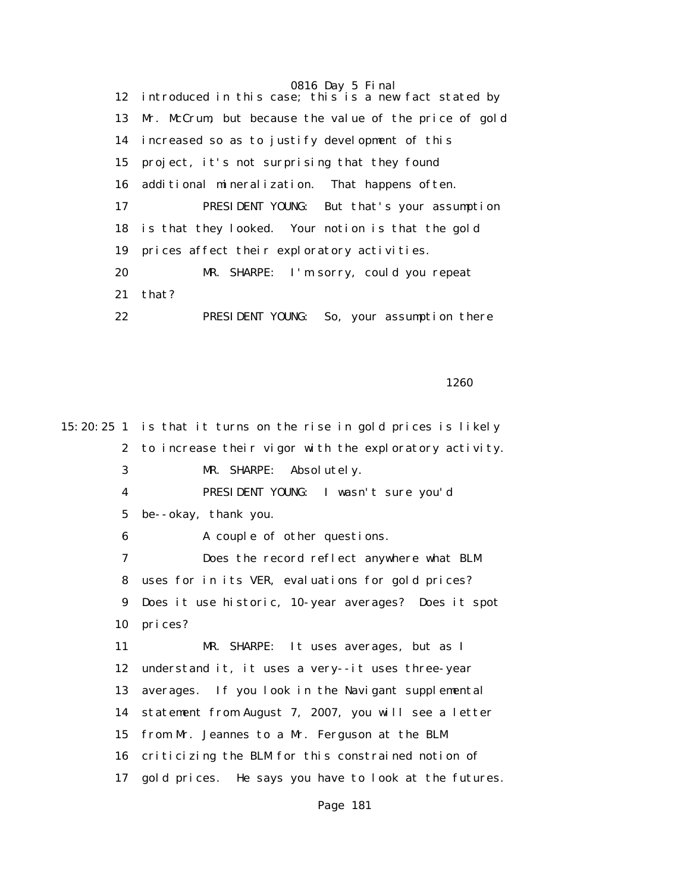12 introduced in this case; this is a new fact stated by

13 Mr. McCrum, but because the value of the price of gold

14 increased so as to justify development of this

15 project, it's not surprising that they found

16 additional mineralization. That happens often.

17 PRESIDENT YOUNG: But that's your assumption

18 is that they looked. Your notion is that the gold

19 prices affect their exploratory activities.

20 MR. SHARPE: I'm sorry, could you repeat

21 that?

22 PRESIDENT YOUNG: So, your assumption there

1260

15:20:25 1 is that it turns on the rise in gold prices is likely

2 to increase their vigor with the exploratory activity.

3 MR. SHARPE: Absolutely.

4 PRESIDENT YOUNG: I wasn't sure you'd

5 be--okay, thank you.

6 A couple of other questions.

7 Does the record reflect anywhere what BLM

8 uses for in its VER, evaluations for gold prices?

9 Does it use historic, 10-year averages? Does it spot

10 prices?

11 MR. SHARPE: It uses averages, but as I

12 understand it, it uses a very--it uses three-year

13 averages. If you look in the Navigant supplemental

14 statement from August 7, 2007, you will see a letter

15 from Mr. Jeannes to a Mr. Ferguson at the BLM

16 criticizing the BLM for this constrained notion of

17 gold prices. He says you have to look at the futures.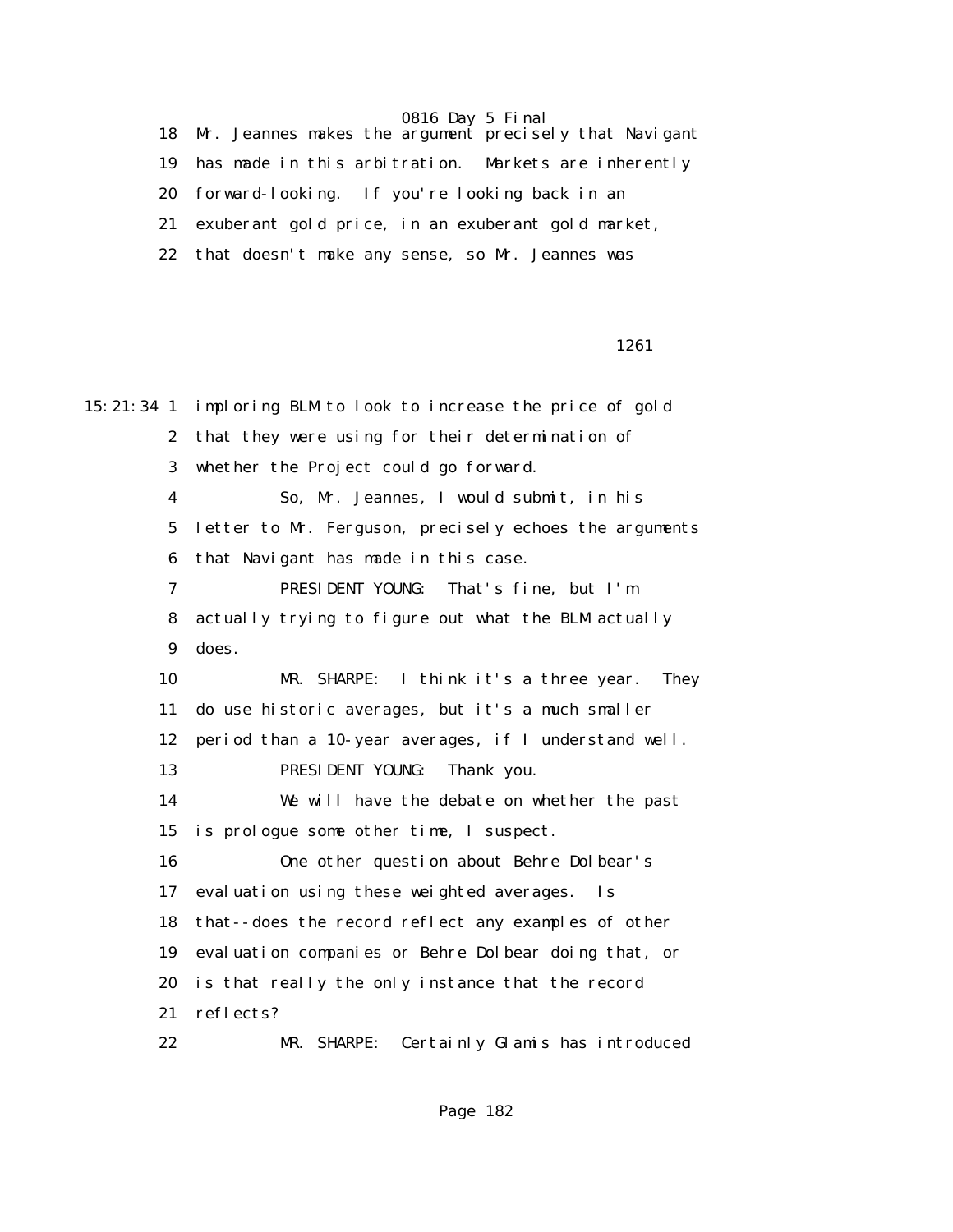18 Mr. Jeannes makes the argument precisely that Navigant
19 has made in this arbitration. Markets are inherently
20 forward-looking. If you're looking back in an
21 exuberant gold price, in an exuberant gold market,
22 that doesn't make any sense, so Mr. Jeannes was

1261

15:21:34 1 imploring BLM to look to increase the price of gold
2 that they were using for their determination of
3 whether the Project could go forward.
4 So, Mr. Jeannes, I would submit, in his
5 letter to Mr. Ferguson, precisely echoes the arguments
6 that Navigant has made in this case.
7 PRESIDENT YOUNG: That's fine, but I'm
8 actually trying to figure out what the BLM actually
9 does.
10 MR. SHARPE: I think it's a three year. They
11 do use historic averages, but it's a much smaller
12 period than a 10-year averages, if I understand well.
13 PRESIDENT YOUNG: Thank you.
14 We will have the debate on whether the past
15 is prologue some other time, I suspect.
16 One other question about Behre Dolbear's
17 evaluation using these weighted averages. Is
18 that--does the record reflect any examples of other
19 evaluation companies or Behre Dolbear doing that, or
20 is that really the only instance that the record
21 reflects?
22 MR. SHARPE: Certainly Glamis has introduced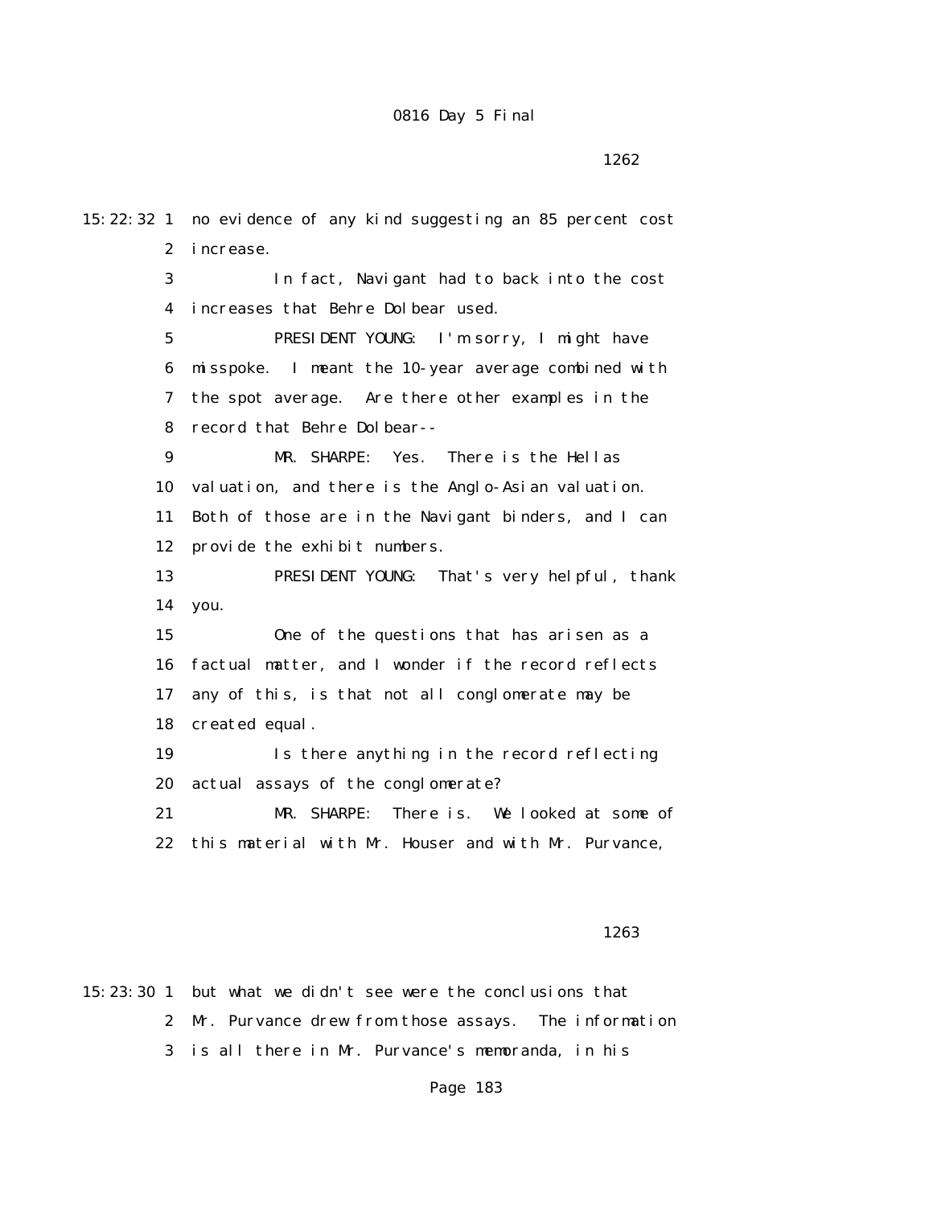1262

15:22:32 1 no evidence of any kind suggesting an 85 percent cost
2 increase.
3 In fact, Navigant had to back into the cost
4 increases that Behre Dolbear used.
5 PRESIDENT YOUNG: I'm sorry, I might have
6 misspoke. I meant the 10-year average combined with
7 the spot average. Are there other examples in the
8 record that Behre Dolbear--
9 MR. SHARPE: Yes. There is the Hellas
10 valuation, and there is the Anglo-Asian valuation.
11 Both of those are in the Navigant binders, and I can
12 provide the exhibit numbers.
13 PRESIDENT YOUNG: That's very helpful, thank
14 you.
15 One of the questions that has arisen as a
16 factual matter, and I wonder if the record reflects
17 any of this, is that not all conglomerate may be
18 created equal.
19 Is there anything in the record reflecting
20 actual assays of the conglomerate?
21 MR. SHARPE: There is. We looked at some of
22 this material with Mr. Houser and with Mr. Purvance,

1263

15:23:30 1 but what we didn't see were the conclusions that
2 Mr. Purvance drew from those assays. The information
3 is all there in Mr. Purvance's memoranda, in his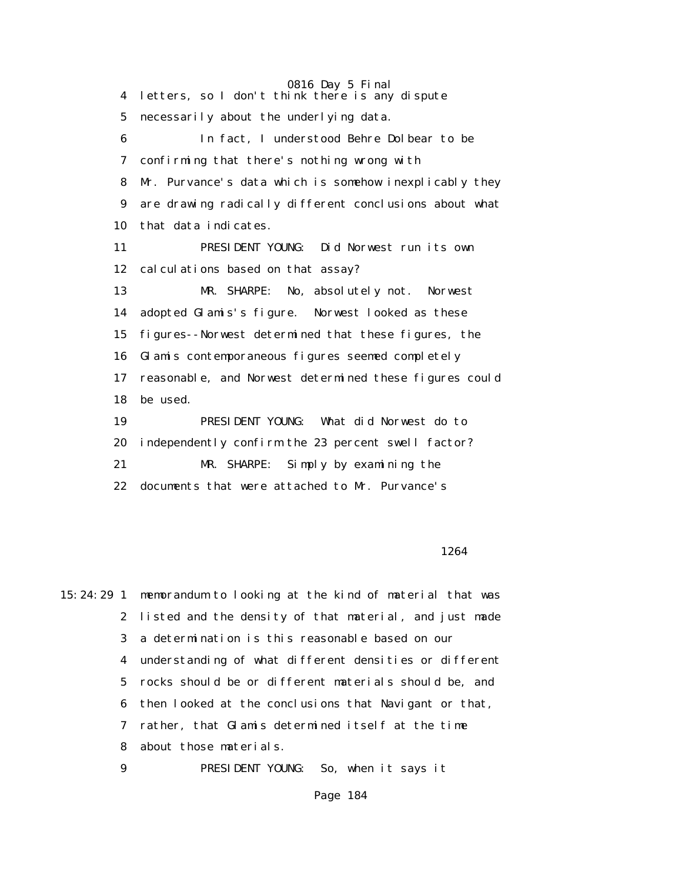4 letters, so I don't think there is any dispute

5 necessarily about the underlying data.

6 In fact, I understood Behre Dolbear to be

7 confirming that there's nothing wrong with

8 Mr. Purvance's data which is somehow inexplicably they

9 are drawing radically different conclusions about what

10 that data indicates.

11 PRESIDENT YOUNG: Did Norwest run its own

12 calculations based on that assay?

13 MR. SHARPE: No, absolutely not. Norwest

14 adopted Glamis's figure. Norwest looked as these

15 figures--Norwest determined that these figures, the

16 Glamis contemporaneous figures seemed completely

17 reasonable, and Norwest determined these figures could

18 be used.

19 PRESIDENT YOUNG: What did Norwest do to

20 independently confirm the 23 percent swell factor?

21 MR. SHARPE: Simply by examining the

22 documents that were attached to Mr. Purvance's

1264

15:24:29 1 memorandum to looking at the kind of material that was

2 listed and the density of that material, and just made

3 a determination is this reasonable based on our

4 understanding of what different densities or different

5 rocks should be or different materials should be, and

6 then looked at the conclusions that Navigant or that,

7 rather, that Glamis determined itself at the time

8 about those materials.

9 PRESIDENT YOUNG: So, when it says it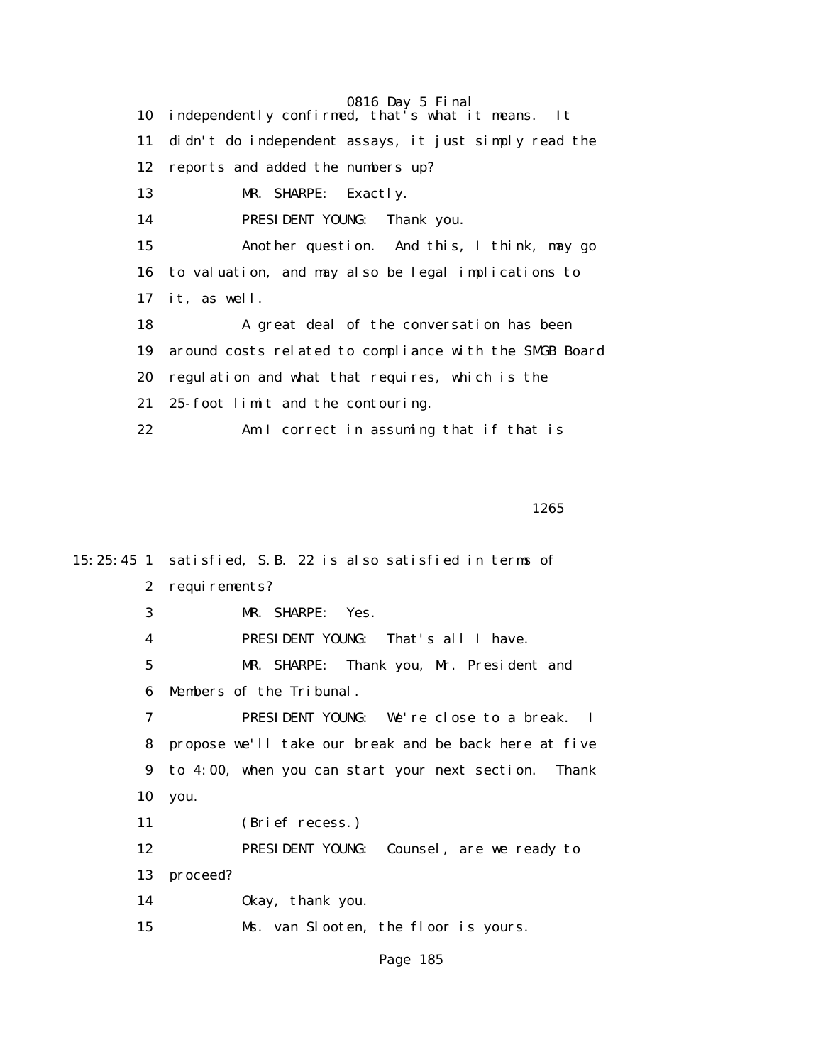10 independently confirmed, that's what it means. It
11 didn't do independent assays, it just simply read the
12 reports and added the numbers up?
13 MR. SHARPE: Exactly.
14 PRESIDENT YOUNG: Thank you.
15 Another question. And this, I think, may go
16 to valuation, and may also be legal implications to
17 it, as well.
18 A great deal of the conversation has been
19 around costs related to compliance with the SMGB Board
20 regulation and what that requires, which is the
21 25-foot limit and the contouring.
22 Am I correct in assuming that if that is

1265

15:25:45 1 satisfied, S.B. 22 is also satisfied in terms of
2 requirements?
3 MR. SHARPE: Yes.
4 PRESIDENT YOUNG: That's all I have.
5 MR. SHARPE: Thank you, Mr. President and
6 Members of the Tribunal.
7 PRESIDENT YOUNG: We're close to a break. I
8 propose we'll take our break and be back here at five
9 to 4:00, when you can start your next section. Thank
10 you.
11 (Brief recess.)
12 PRESIDENT YOUNG: Counsel, are we ready to
13 proceed?
14 Okay, thank you.
15 Ms. van Slooten, the floor is yours.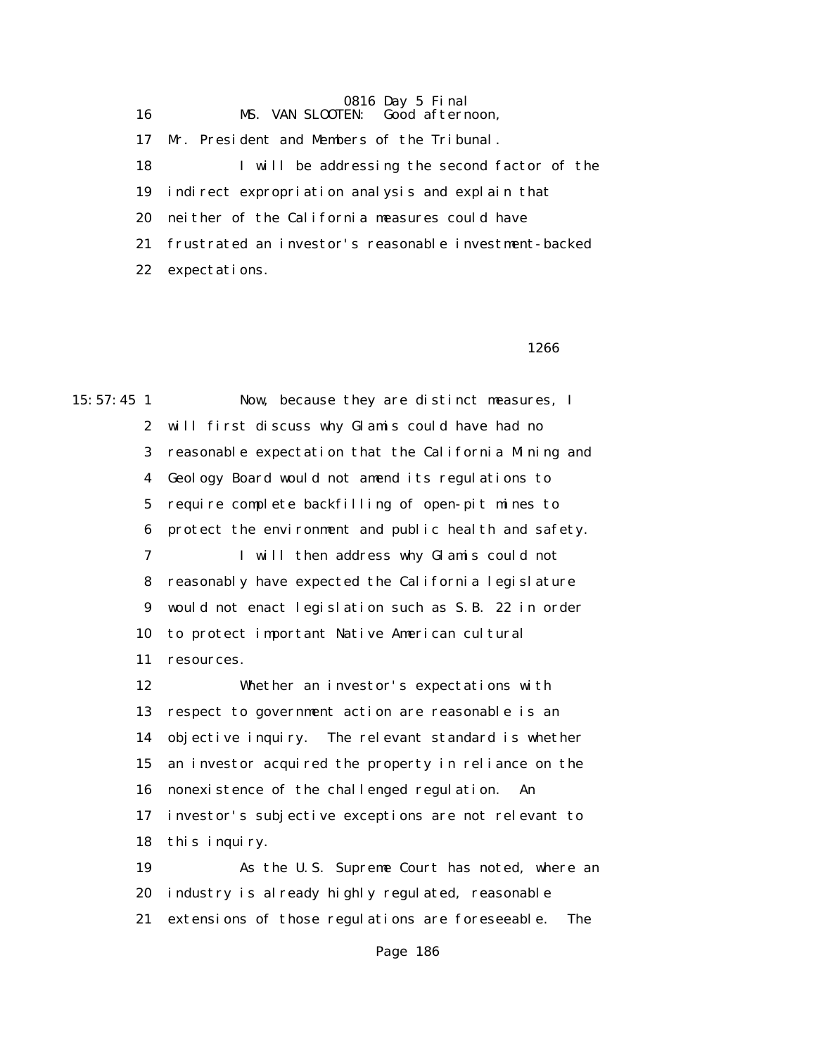16 MS. VAN SLOOTEN: Good afternoon,

17 Mr. President and Members of the Tribunal.

18 I will be addressing the second factor of the

19 indirect expropriation analysis and explain that

20 neither of the California measures could have

21 frustrated an investor's reasonable investment-backed

22 expectations.

1266

15:57:45 1 Now, because they are distinct measures, I

2 will first discuss why Glamis could have had no

3 reasonable expectation that the California Mining and

4 Geology Board would not amend its regulations to

5 require complete backfilling of open-pit mines to

6 protect the environment and public health and safety.

7 I will then address why Glamis could not

8 reasonably have expected the California legislature

9 would not enact legislation such as S.B. 22 in order

10 to protect important Native American cultural

11 resources.

12 Whether an investor's expectations with

13 respect to government action are reasonable is an

14 objective inquiry. The relevant standard is whether

15 an investor acquired the property in reliance on the

16 nonexistence of the challenged regulation. An

17 investor's subjective exceptions are not relevant to

18 this inquiry.

19 As the U.S. Supreme Court has noted, where an

20 industry is already highly regulated, reasonable

21 extensions of those regulations are foreseeable. The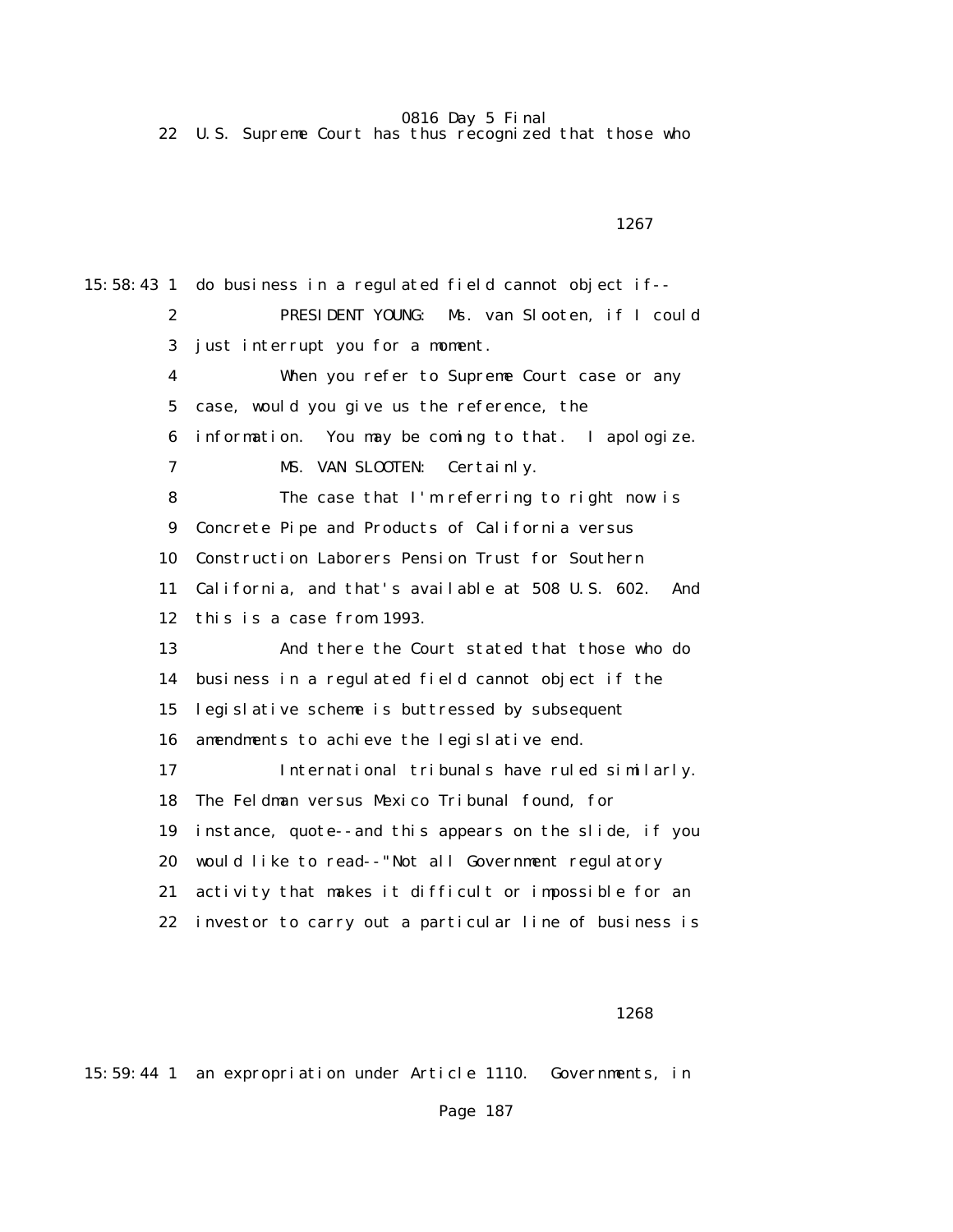22 U.S. Supreme Court has thus recognized that those who

1267

15:58:43 1 do business in a regulated field cannot object if--

2 PRESIDENT YOUNG: Ms. van Slooten, if I could

3 just interrupt you for a moment.

4 When you refer to Supreme Court case or any

5 case, would you give us the reference, the

6 information. You may be coming to that. I apologize.

7 MS. VAN SLOOTEN: Certainly.

8 The case that I'm referring to right now is

9 Concrete Pipe and Products of California versus

10 Construction Laborers Pension Trust for Southern

11 California, and that's available at 508 U.S. 602. And

12 this is a case from 1993.

13 And there the Court stated that those who do

14 business in a regulated field cannot object if the

15 legislative scheme is buttressed by subsequent

16 amendments to achieve the legislative end.

17 International tribunals have ruled similarly.

18 The Feldman versus Mexico Tribunal found, for

19 instance, quote--and this appears on the slide, if you

20 would like to read--"Not all Government regulatory

21 activity that makes it difficult or impossible for an

22 investor to carry out a particular line of business is

1268

15:59:44 1 an expropriation under Article 1110. Governments, in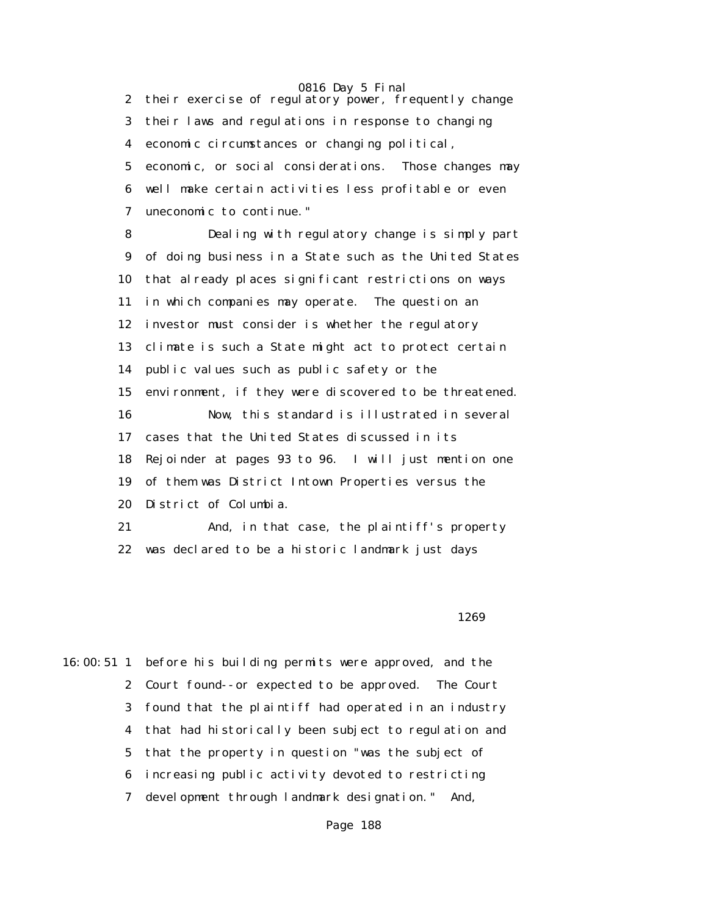their exercise of regulatory power, frequently change their laws and regulations in response to changing economic circumstances or changing political, economic, or social considerations. Those changes may well make certain activities less profitable or even uneconomic to continue."

Dealing with regulatory change is simply part of doing business in a State such as the United States that already places significant restrictions on ways in which companies may operate. The question an investor must consider is whether the regulatory climate is such a State might act to protect certain public values such as public safety or the environment, if they were discovered to be threatened.

Now, this standard is illustrated in several cases that the United States discussed in its Rejoinder at pages 93 to 96. I will just mention one of them was District Intown Properties versus the District of Columbia.

And, in that case, the plaintiff's property was declared to be a historic landmark just days

1269

16:00:51 before his building permits were approved, and the Court found--or expected to be approved. The Court found that the plaintiff had operated in an industry that had historically been subject to regulation and that the property in question "was the subject of increasing public activity devoted to restricting development through landmark designation." And,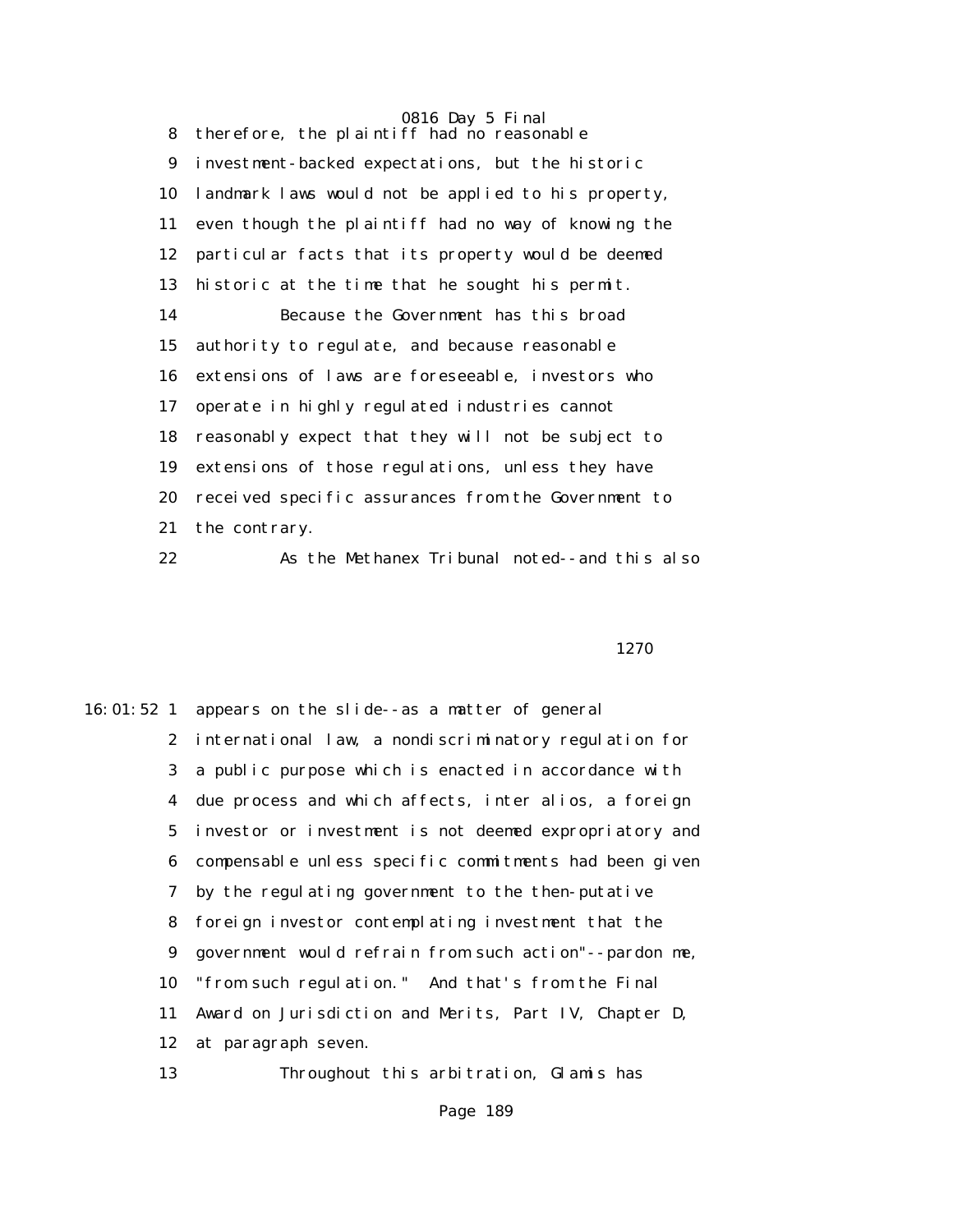8 therefore, the plaintiff had no reasonable
9 investment-backed expectations, but the historic
10 landmark laws would not be applied to his property,
11 even though the plaintiff had no way of knowing the
12 particular facts that its property would be deemed
13 historic at the time that he sought his permit.
14 Because the Government has this broad
15 authority to regulate, and because reasonable
16 extensions of laws are foreseeable, investors who
17 operate in highly regulated industries cannot
18 reasonably expect that they will not be subject to
19 extensions of those regulations, unless they have
20 received specific assurances from the Government to
21 the contrary.
22 As the Methanex Tribunal noted--and this also

1270

16:01:52 1 appears on the slide--as a matter of general
2 international law, a nondiscriminatory regulation for
3 a public purpose which is enacted in accordance with
4 due process and which affects, inter alios, a foreign
5 investor or investment is not deemed expropriatory and
6 compensable unless specific commitments had been given
7 by the regulating government to the then-putative
8 foreign investor contemplating investment that the
9 government would refrain from such action"--pardon me,
10 "from such regulation." And that's from the Final
11 Award on Jurisdiction and Merits, Part IV, Chapter D,
12 at paragraph seven.
13 Throughout this arbitration, Glamis has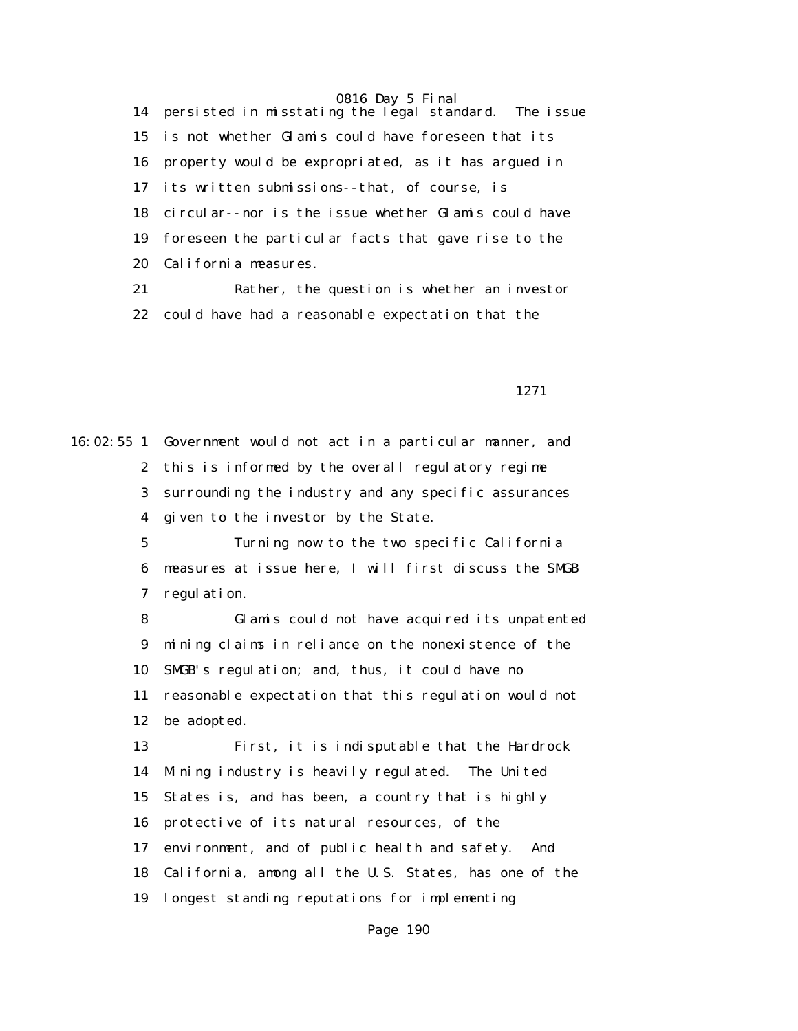14 persisted in misstating the legal standard. The issue
15 is not whether Glamis could have foreseen that its
16 property would be expropriated, as it has argued in
17 its written submissions--that, of course, is
18 circular--nor is the issue whether Glamis could have
19 foreseen the particular facts that gave rise to the
20 California measures.
21 Rather, the question is whether an investor
22 could have had a reasonable expectation that the

1271

16:02:55 1 Government would not act in a particular manner, and
2 this is informed by the overall regulatory regime
3 surrounding the industry and any specific assurances
4 given to the investor by the State.
5 Turning now to the two specific California
6 measures at issue here, I will first discuss the SMGB
7 regulation.
8 Glamis could not have acquired its unpatented
9 mining claims in reliance on the nonexistence of the
10 SMGB's regulation; and, thus, it could have no
11 reasonable expectation that this regulation would not
12 be adopted.
13 First, it is indisputable that the Hardrock
14 Mining industry is heavily regulated. The United
15 States is, and has been, a country that is highly
16 protective of its natural resources, of the
17 environment, and of public health and safety. And
18 California, among all the U.S. States, has one of the
19 longest standing reputations for implementing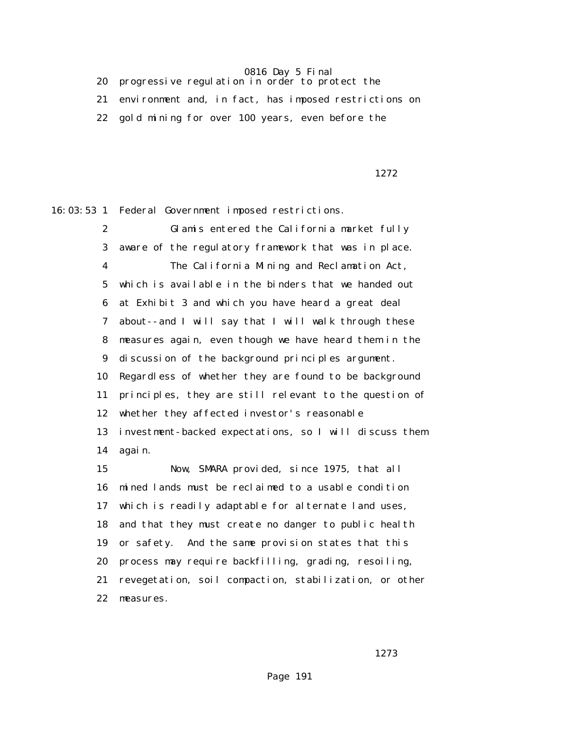20 progressive regulation in order to protect the

21 environment and, in fact, has imposed restrictions on

22 gold mining for over 100 years, even before the

16:03:53 1 Federal Government imposed restrictions.

2 Glamis entered the California market fully

3 aware of the regulatory framework that was in place.

4 The California Mining and Reclamation Act,

5 which is available in the binders that we handed out

6 at Exhibit 3 and which you have heard a great deal

7 about--and I will say that I will walk through these

8 measures again, even though we have heard them in the

9 discussion of the background principles argument.

10 Regardless of whether they are found to be background

11 principles, they are still relevant to the question of

12 whether they affected investor's reasonable

13 investment-backed expectations, so I will discuss them

14 again.

15 Now, SMARA provided, since 1975, that all

16 mined lands must be reclaimed to a usable condition

17 which is readily adaptable for alternate land uses,

18 and that they must create no danger to public health

19 or safety. And the same provision states that this

20 process may require backfilling, grading, resoiling,

21 revegetation, soil compaction, stabilization, or other

22 measures.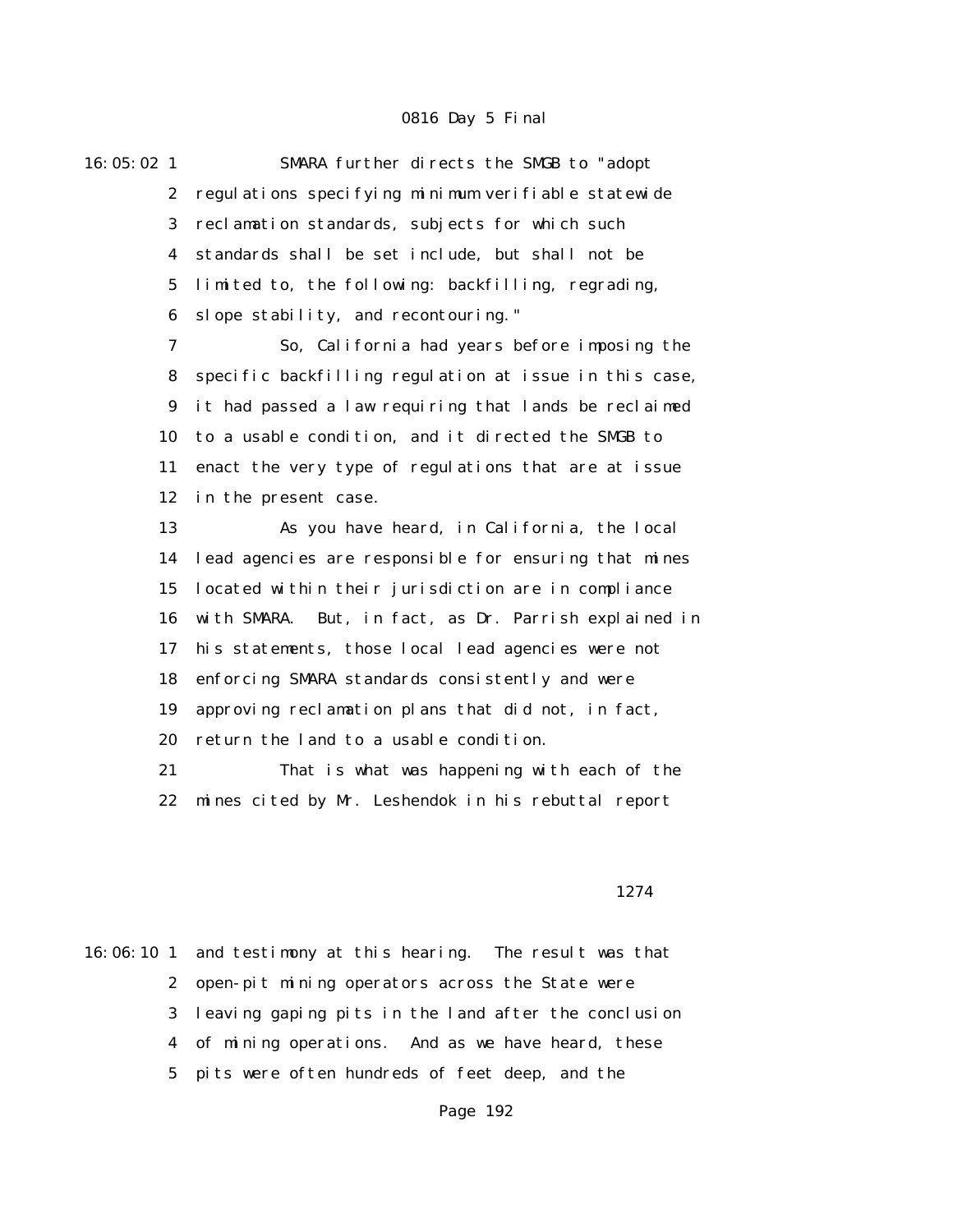SMARA further directs the SMGB to "adopt regulations specifying minimum verifiable statewide reclamation standards, subjects for which such standards shall be set include, but shall not be limited to, the following: backfilling, regrading, slope stability, and recontouring."

So, California had years before imposing the specific backfilling regulation at issue in this case, it had passed a law requiring that lands be reclaimed to a usable condition, and it directed the SMGB to enact the very type of regulations that are at issue in the present case.

As you have heard, in California, the local lead agencies are responsible for ensuring that mines located within their jurisdiction are in compliance with SMARA. But, in fact, as Dr. Parrish explained in his statements, those local lead agencies were not enforcing SMARA standards consistently and were approving reclamation plans that did not, in fact, return the land to a usable condition.

That is what was happening with each of the mines cited by Mr. Leshendok in his rebuttal report and testimony at this hearing. The result was that open-pit mining operators across the State were leaving gaping pits in the land after the conclusion of mining operations. And as we have heard, these pits were often hundreds of feet deep, and the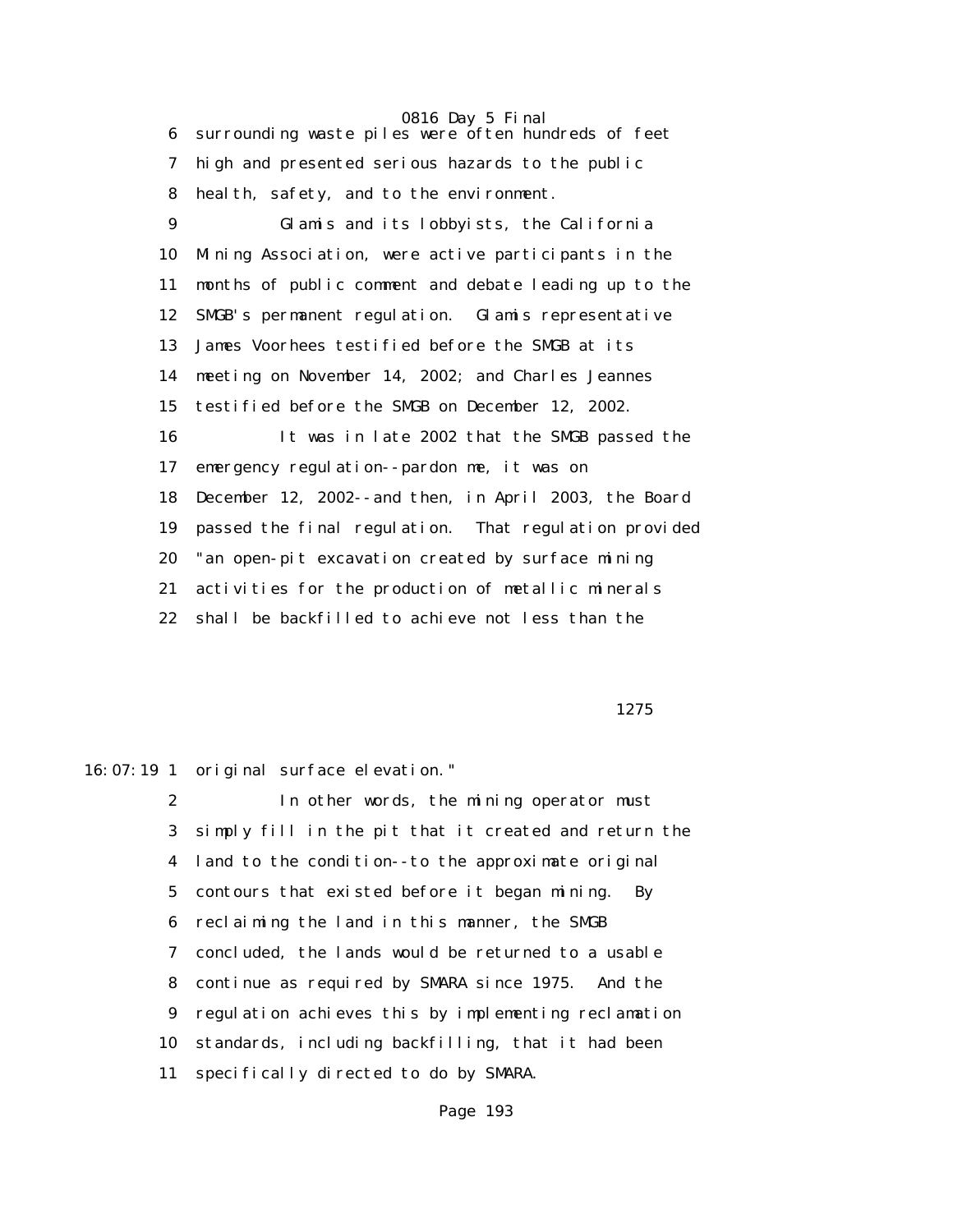6 surrounding waste piles were often hundreds of feet
7 high and presented serious hazards to the public
8 health, safety, and to the environment.
9 Glamis and its lobbyists, the California
10 Mining Association, were active participants in the
11 months of public comment and debate leading up to the
12 SMGB's permanent regulation. Glamis representative
13 James Voorhees testified before the SMGB at its
14 meeting on November 14, 2002; and Charles Jeannes
15 testified before the SMGB on December 12, 2002.
16 It was in late 2002 that the SMGB passed the
17 emergency regulation--pardon me, it was on
18 December 12, 2002--and then, in April 2003, the Board
19 passed the final regulation. That regulation provided
20 "an open-pit excavation created by surface mining
21 activities for the production of metallic minerals
22 shall be backfilled to achieve not less than the

1275

16:07:19 1 original surface elevation."
2 In other words, the mining operator must
3 simply fill in the pit that it created and return the
4 land to the condition--to the approximate original
5 contours that existed before it began mining. By
6 reclaiming the land in this manner, the SMGB
7 concluded, the lands would be returned to a usable
8 continue as required by SMARA since 1975. And the
9 regulation achieves this by implementing reclamation
10 standards, including backfilling, that it had been
11 specifically directed to do by SMARA.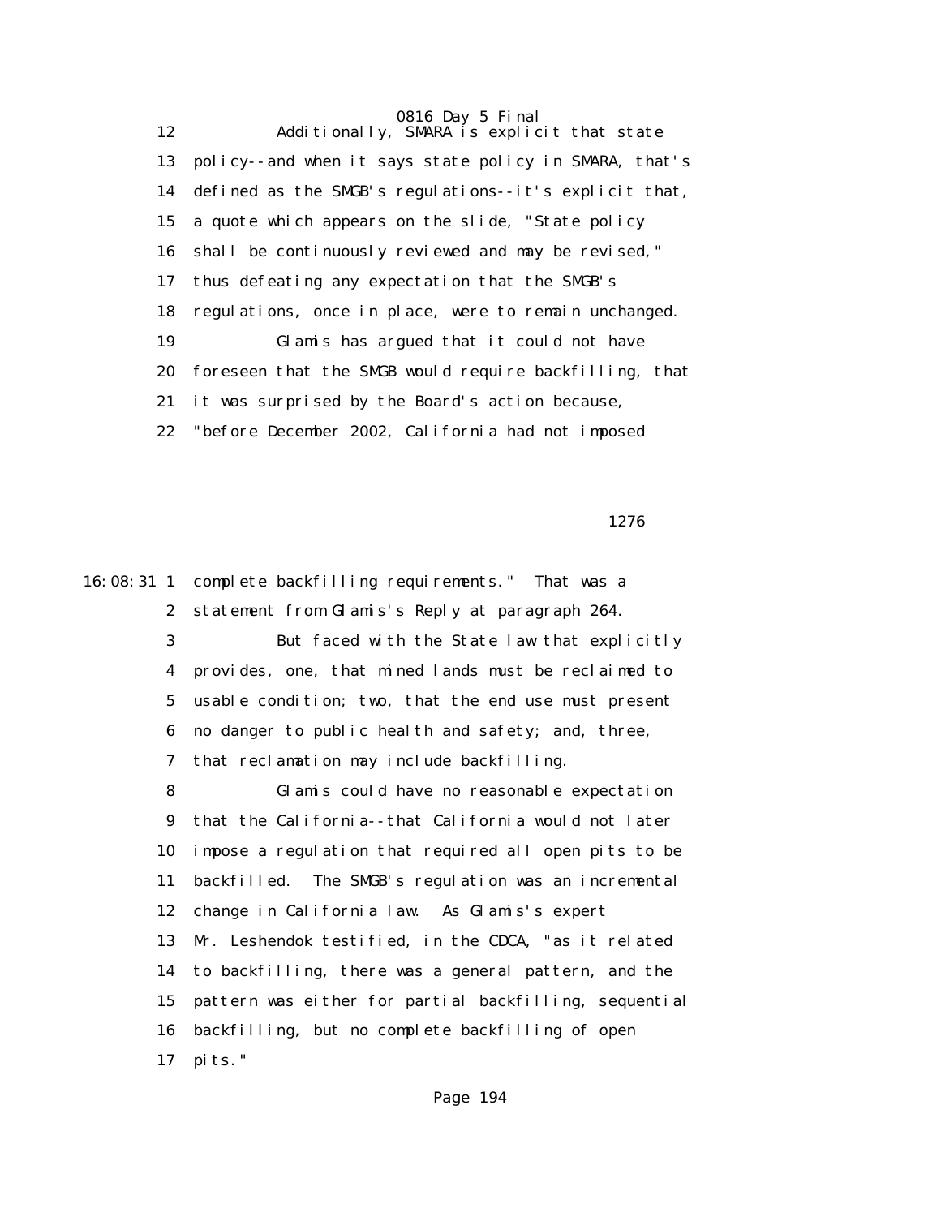12 Additionally, SMARA is explicit that state
13 policy--and when it says state policy in SMARA, that's
14 defined as the SMGB's regulations--it's explicit that,
15 a quote which appears on the slide, "State policy
16 shall be continuously reviewed and may be revised,"
17 thus defeating any expectation that the SMGB's
18 regulations, once in place, were to remain unchanged.
19 Glamis has argued that it could not have
20 foreseen that the SMGB would require backfilling, that
21 it was surprised by the Board's action because,
22 "before December 2002, California had not imposed

1276

16:08:31 1 complete backfilling requirements." That was a
2 statement from Glamis's Reply at paragraph 264.
3 But faced with the State law that explicitly
4 provides, one, that mined lands must be reclaimed to
5 usable condition; two, that the end use must present
6 no danger to public health and safety; and, three,
7 that reclamation may include backfilling.
8 Glamis could have no reasonable expectation
9 that the California--that California would not later
10 impose a regulation that required all open pits to be
11 backfilled. The SMGB's regulation was an incremental
12 change in California law. As Glamis's expert
13 Mr. Leshendok testified, in the CDCA, "as it related
14 to backfilling, there was a general pattern, and the
15 pattern was either for partial backfilling, sequential
16 backfilling, but no complete backfilling of open
17 pits."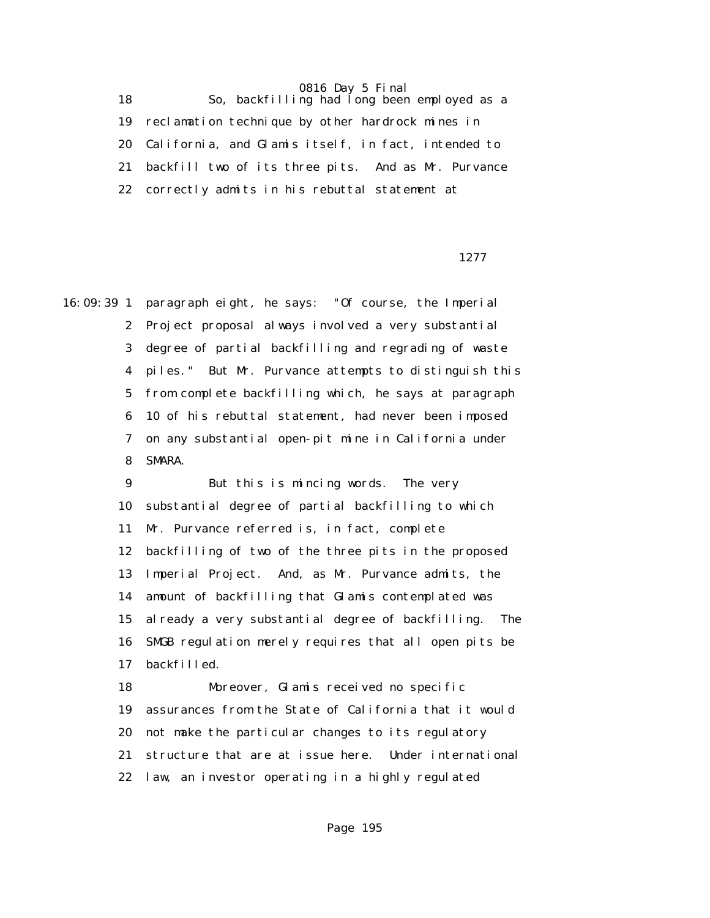18 So, backfilling had long been employed as a
19 reclamation technique by other hardrock mines in
20 California, and Glamis itself, in fact, intended to
21 backfill two of its three pits. And as Mr. Purvance
22 correctly admits in his rebuttal statement at

1277

16:09:39 1 paragraph eight, he says: "Of course, the Imperial
2 Project proposal always involved a very substantial
3 degree of partial backfilling and regrading of waste
4 piles." But Mr. Purvance attempts to distinguish this
5 from complete backfilling which, he says at paragraph
6 10 of his rebuttal statement, had never been imposed
7 on any substantial open-pit mine in California under
8 SMARA.
9 But this is mincing words. The very
10 substantial degree of partial backfilling to which
11 Mr. Purvance referred is, in fact, complete
12 backfilling of two of the three pits in the proposed
13 Imperial Project. And, as Mr. Purvance admits, the
14 amount of backfilling that Glamis contemplated was
15 already a very substantial degree of backfilling. The
16 SMGB regulation merely requires that all open pits be
17 backfilled.
18 Moreover, Glamis received no specific
19 assurances from the State of California that it would
20 not make the particular changes to its regulatory
21 structure that are at issue here. Under international
22 law, an investor operating in a highly regulated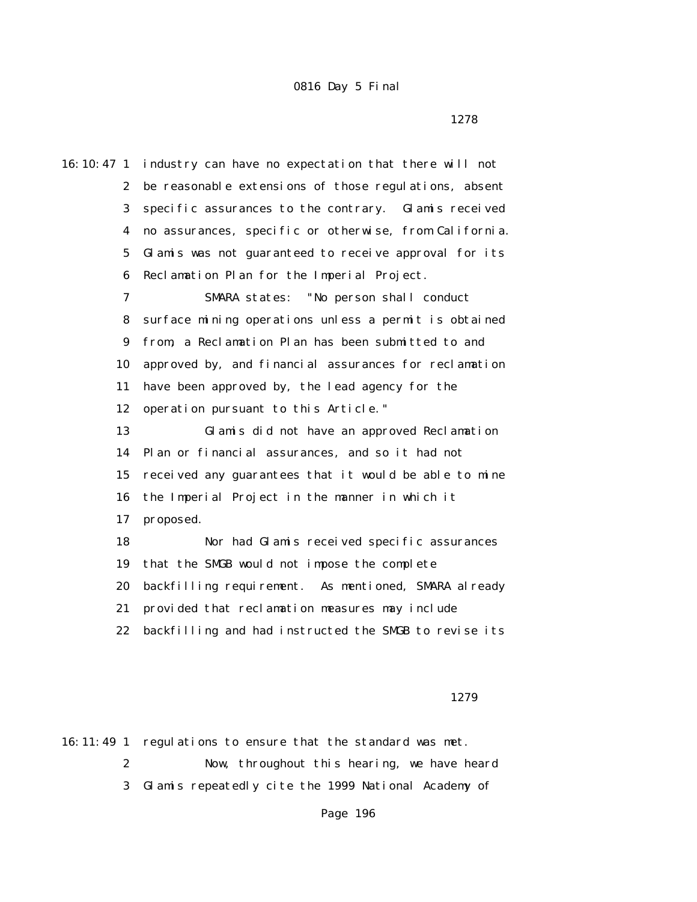1278

16:10:47 1 industry can have no expectation that there will not
2 be reasonable extensions of those regulations, absent
3 specific assurances to the contrary. Glamis received
4 no assurances, specific or otherwise, from California.
5 Glamis was not guaranteed to receive approval for its
6 Reclamation Plan for the Imperial Project.
7 SMARA states: "No person shall conduct
8 surface mining operations unless a permit is obtained
9 from, a Reclamation Plan has been submitted to and
10 approved by, and financial assurances for reclamation
11 have been approved by, the lead agency for the
12 operation pursuant to this Article."
13 Glamis did not have an approved Reclamation
14 Plan or financial assurances, and so it had not
15 received any guarantees that it would be able to mine
16 the Imperial Project in the manner in which it
17 proposed.
18 Nor had Glamis received specific assurances
19 that the SMGB would not impose the complete
20 backfilling requirement. As mentioned, SMARA already
21 provided that reclamation measures may include
22 backfilling and had instructed the SMGB to revise its

1279

16:11:49 1 regulations to ensure that the standard was met.
2 Now, throughout this hearing, we have heard
3 Glamis repeatedly cite the 1999 National Academy of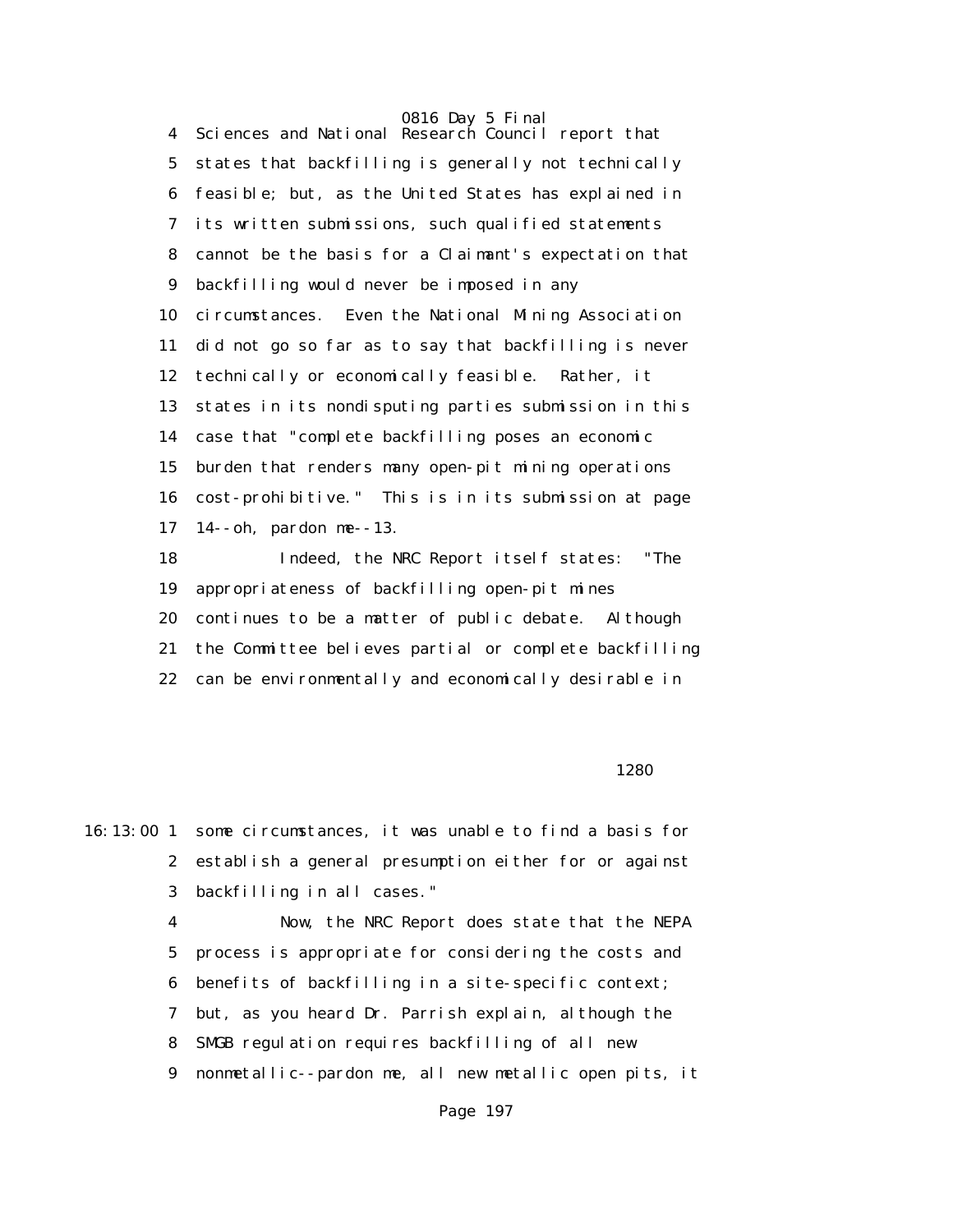Sciences and National Research Council report that states that backfilling is generally not technically feasible; but, as the United States has explained in its written submissions, such qualified statements cannot be the basis for a Claimant's expectation that backfilling would never be imposed in any circumstances. Even the National Mining Association did not go so far as to say that backfilling is never technically or economically feasible. Rather, it states in its nondisputing parties submission in this case that "complete backfilling poses an economic burden that renders many open-pit mining operations cost-prohibitive." This is in its submission at page 14--oh, pardon me--13.

Indeed, the NRC Report itself states: "The appropriateness of backfilling open-pit mines continues to be a matter of public debate. Although the Committee believes partial or complete backfilling can be environmentally and economically desirable in some circumstances, it was unable to find a basis for establish a general presumption either for or against backfilling in all cases."

Now, the NRC Report does state that the NEPA process is appropriate for considering the costs and benefits of backfilling in a site-specific context; but, as you heard Dr. Parrish explain, although the SMGB regulation requires backfilling of all new nonmetallic--pardon me, all new metallic open pits, it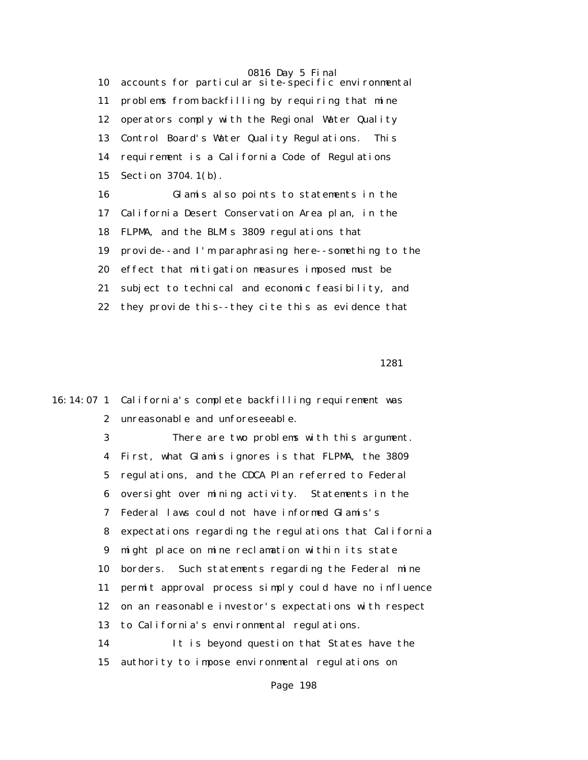accounts for particular site-specific environmental problems from backfilling by requiring that mine operators comply with the Regional Water Quality Control Board's Water Quality Regulations. This requirement is a California Code of Regulations Section 3704.1(b).

Glamis also points to statements in the California Desert Conservation Area plan, in the FLPMA, and the BLM's 3809 regulations that provide--and I'm paraphrasing here--something to the effect that mitigation measures imposed must be subject to technical and economic feasibility, and they provide this--they cite this as evidence that

California's complete backfilling requirement was unreasonable and unforeseeable.

There are two problems with this argument. First, what Glamis ignores is that FLPMA, the 3809 regulations, and the CDCA Plan referred to Federal oversight over mining activity. Statements in the Federal laws could not have informed Glamis's expectations regarding the regulations that California might place on mine reclamation within its state borders. Such statements regarding the Federal mine permit approval process simply could have no influence on an reasonable investor's expectations with respect to California's environmental regulations.

It is beyond question that States have the authority to impose environmental regulations on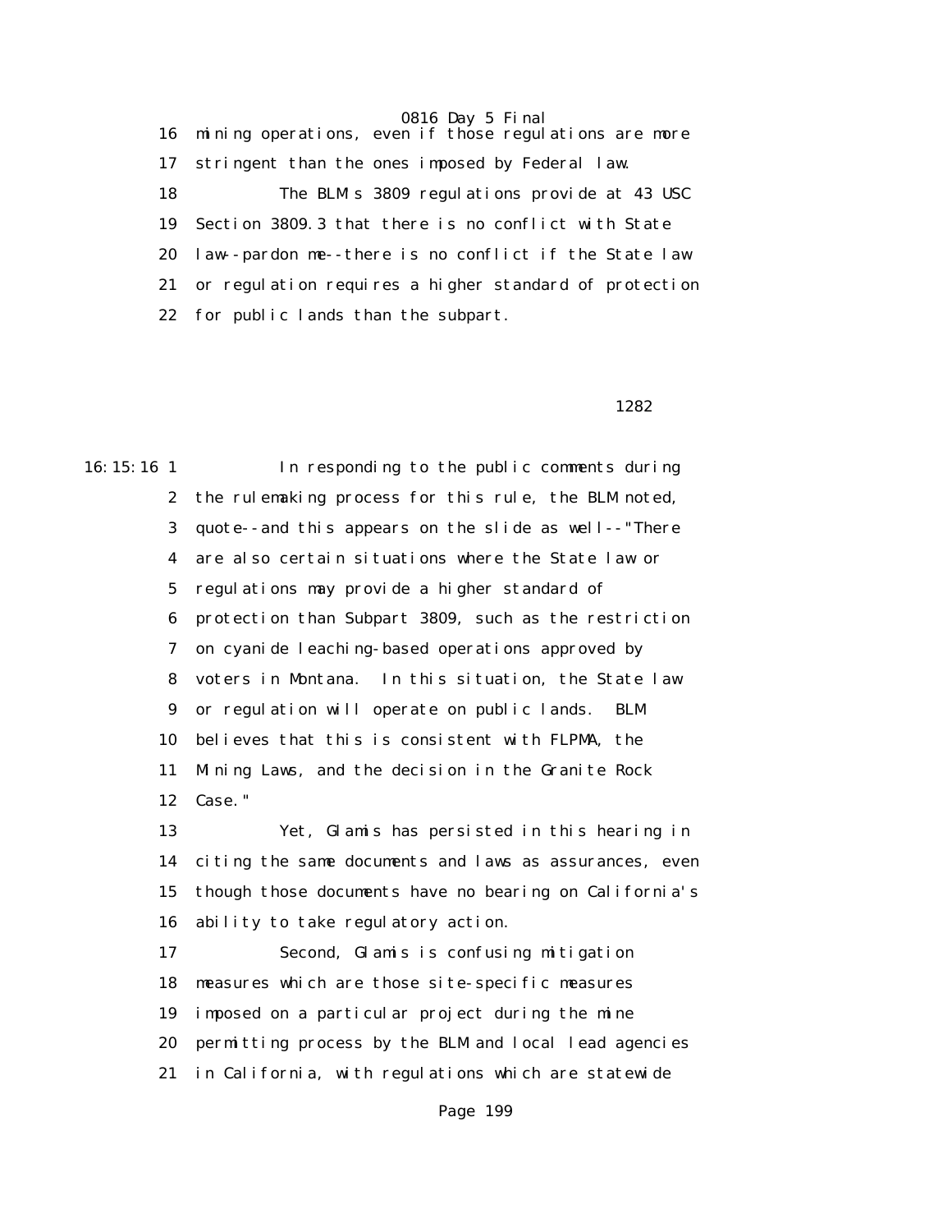16 mining operations, even if those regulations are more

17 stringent than the ones imposed by Federal law.

18 The BLM's 3809 regulations provide at 43 USC

19 Section 3809.3 that there is no conflict with State

20 law--pardon me--there is no conflict if the State law

21 or regulation requires a higher standard of protection

22 for public lands than the subpart.

1282

16:15:16 1 In responding to the public comments during

2 the rulemaking process for this rule, the BLM noted,

3 quote--and this appears on the slide as well--"There

4 are also certain situations where the State law or

5 regulations may provide a higher standard of

6 protection than Subpart 3809, such as the restriction

7 on cyanide leaching-based operations approved by

8 voters in Montana. In this situation, the State law

9 or regulation will operate on public lands. BLM

10 believes that this is consistent with FLPMA, the

11 Mining Laws, and the decision in the Granite Rock

12 Case."

13 Yet, Glamis has persisted in this hearing in

14 citing the same documents and laws as assurances, even

15 though those documents have no bearing on California's

16 ability to take regulatory action.

17 Second, Glamis is confusing mitigation

18 measures which are those site-specific measures

19 imposed on a particular project during the mine

20 permitting process by the BLM and local lead agencies

21 in California, with regulations which are statewide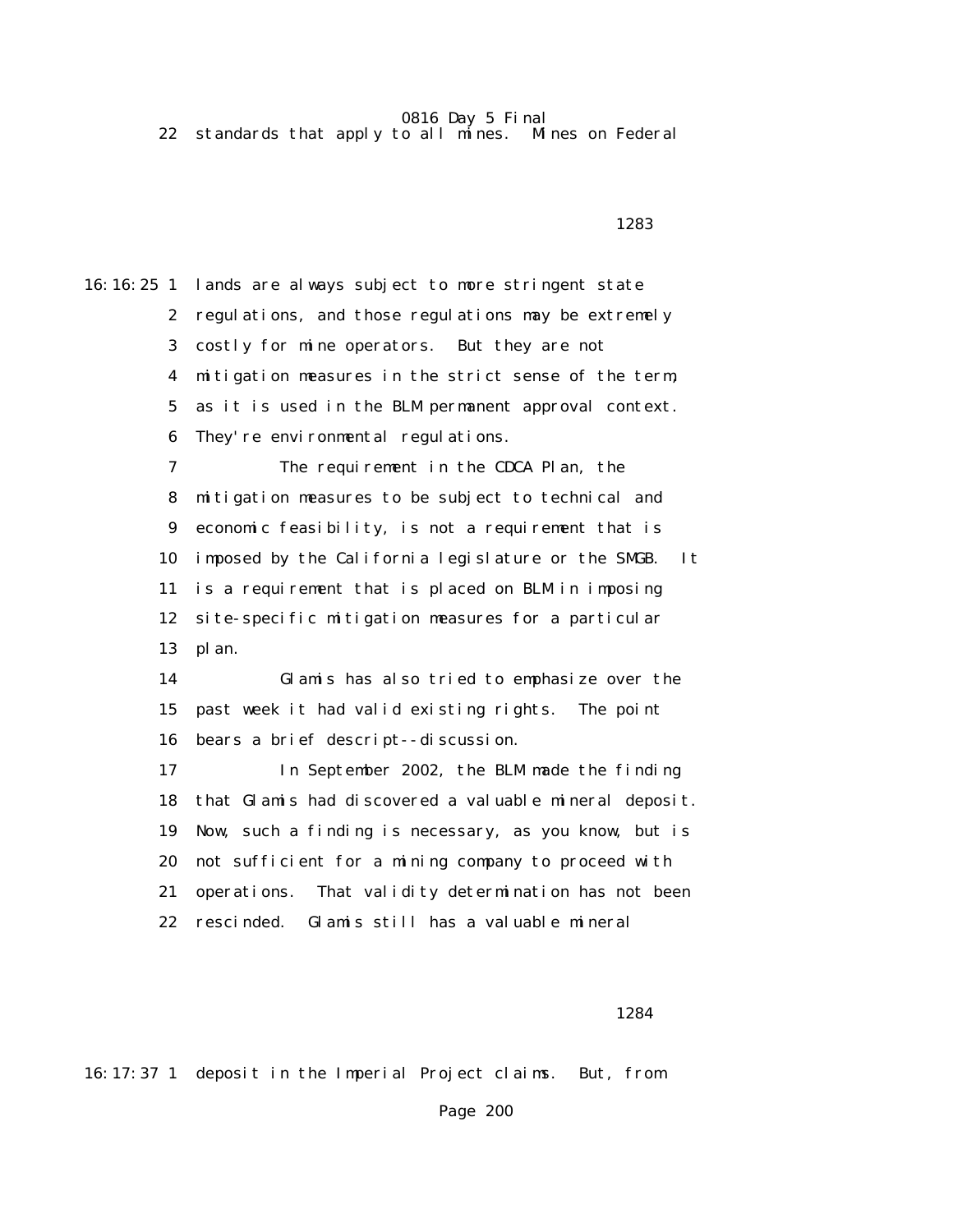22 standards that apply to all mines. Mines on Federal

1283

16:16:25 1 lands are always subject to more stringent state
2 regulations, and those regulations may be extremely
3 costly for mine operators. But they are not
4 mitigation measures in the strict sense of the term,
5 as it is used in the BLM permanent approval context.
6 They're environmental regulations.
7 The requirement in the CDCA Plan, the
8 mitigation measures to be subject to technical and
9 economic feasibility, is not a requirement that is
10 imposed by the California legislature or the SMGB. It
11 is a requirement that is placed on BLM in imposing
12 site-specific mitigation measures for a particular
13 plan.
14 Glamis has also tried to emphasize over the
15 past week it had valid existing rights. The point
16 bears a brief descript--discussion.
17 In September 2002, the BLM made the finding
18 that Glamis had discovered a valuable mineral deposit.
19 Now, such a finding is necessary, as you know, but is
20 not sufficient for a mining company to proceed with
21 operations. That validity determination has not been
22 rescinded. Glamis still has a valuable mineral

1284

16:17:37 1 deposit in the Imperial Project claims. But, from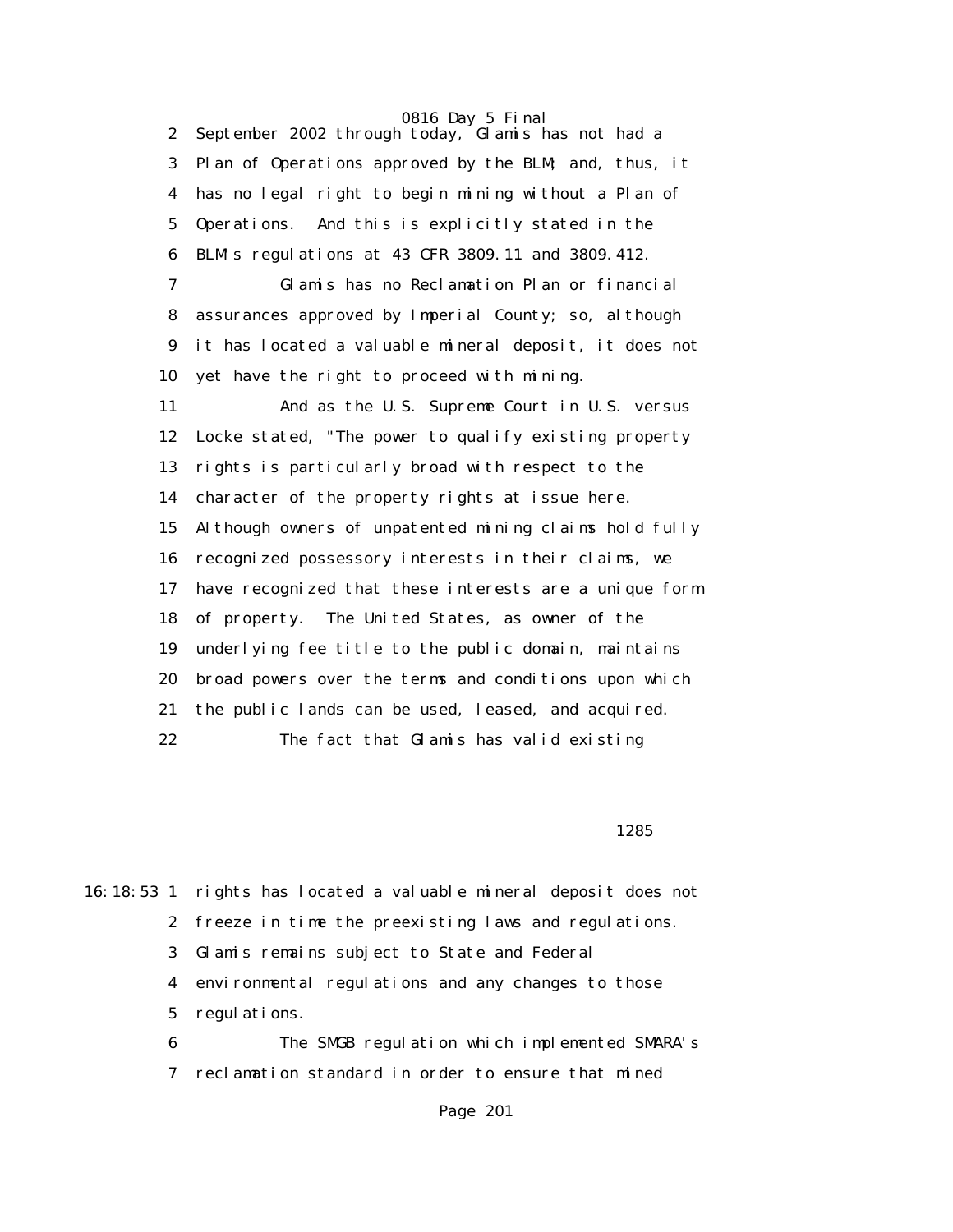September 2002 through today, Glamis has not had a Plan of Operations approved by the BLM; and, thus, it has no legal right to begin mining without a Plan of Operations. And this is explicitly stated in the BLM's regulations at 43 CFR 3809.11 and 3809.412.

Glamis has no Reclamation Plan or financial assurances approved by Imperial County; so, although it has located a valuable mineral deposit, it does not yet have the right to proceed with mining.

And as the U.S. Supreme Court in U.S. versus Locke stated, "The power to qualify existing property rights is particularly broad with respect to the character of the property rights at issue here. Although owners of unpatented mining claims hold fully recognized possessory interests in their claims, we have recognized that these interests are a unique form of property. The United States, as owner of the underlying fee title to the public domain, maintains broad powers over the terms and conditions upon which the public lands can be used, leased, and acquired.

The fact that Glamis has valid existing rights has located a valuable mineral deposit does not freeze in time the preexisting laws and regulations. Glamis remains subject to State and Federal environmental regulations and any changes to those regulations.

The SMGB regulation which implemented SMARA's reclamation standard in order to ensure that mined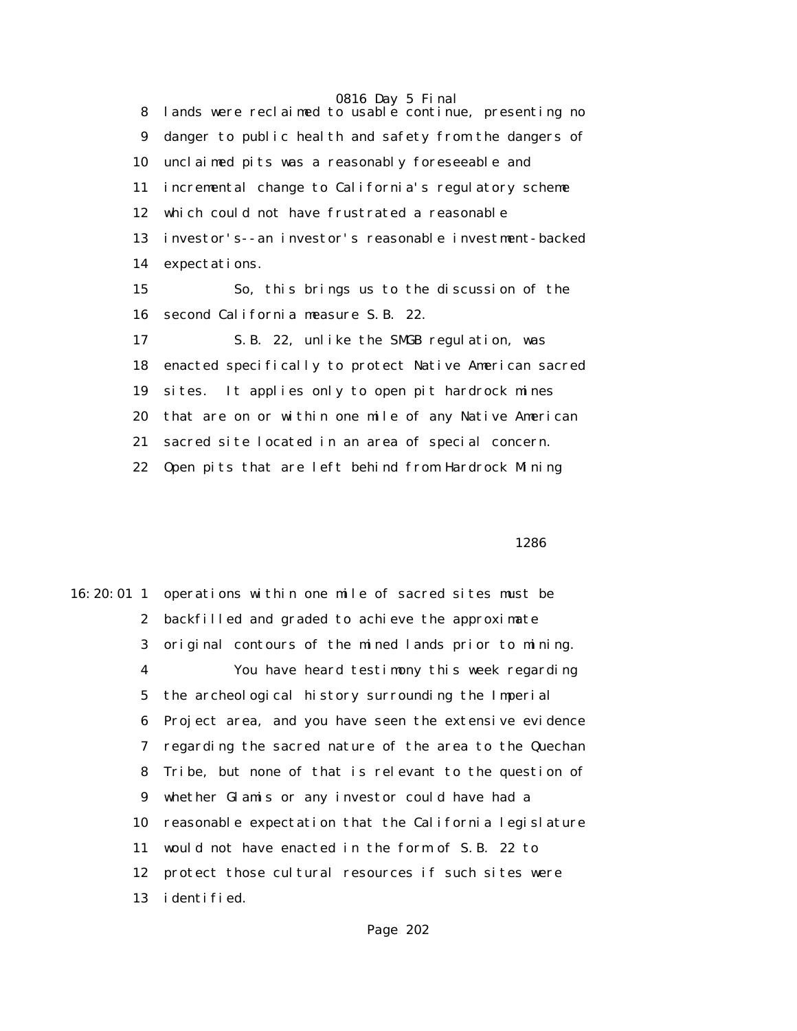8 lands were reclaimed to usable continue, presenting no
9 danger to public health and safety from the dangers of
10 unclaimed pits was a reasonably foreseeable and
11 incremental change to California's regulatory scheme
12 which could not have frustrated a reasonable
13 investor's--an investor's reasonable investment-backed
14 expectations.

15 So, this brings us to the discussion of the
16 second California measure S.B. 22.

17 S.B. 22, unlike the SMGB regulation, was
18 enacted specifically to protect Native American sacred
19 sites. It applies only to open pit hardrock mines
20 that are on or within one mile of any Native American
21 sacred site located in an area of special concern.
22 Open pits that are left behind from Hardrock Mining

1286

16:20:01 1 operations within one mile of sacred sites must be
2 backfilled and graded to achieve the approximate
3 original contours of the mined lands prior to mining.

4 You have heard testimony this week regarding
5 the archeological history surrounding the Imperial
6 Project area, and you have seen the extensive evidence
7 regarding the sacred nature of the area to the Quechan
8 Tribe, but none of that is relevant to the question of
9 whether Glamis or any investor could have had a
10 reasonable expectation that the California legislature
11 would not have enacted in the form of S.B. 22 to
12 protect those cultural resources if such sites were
13 identified.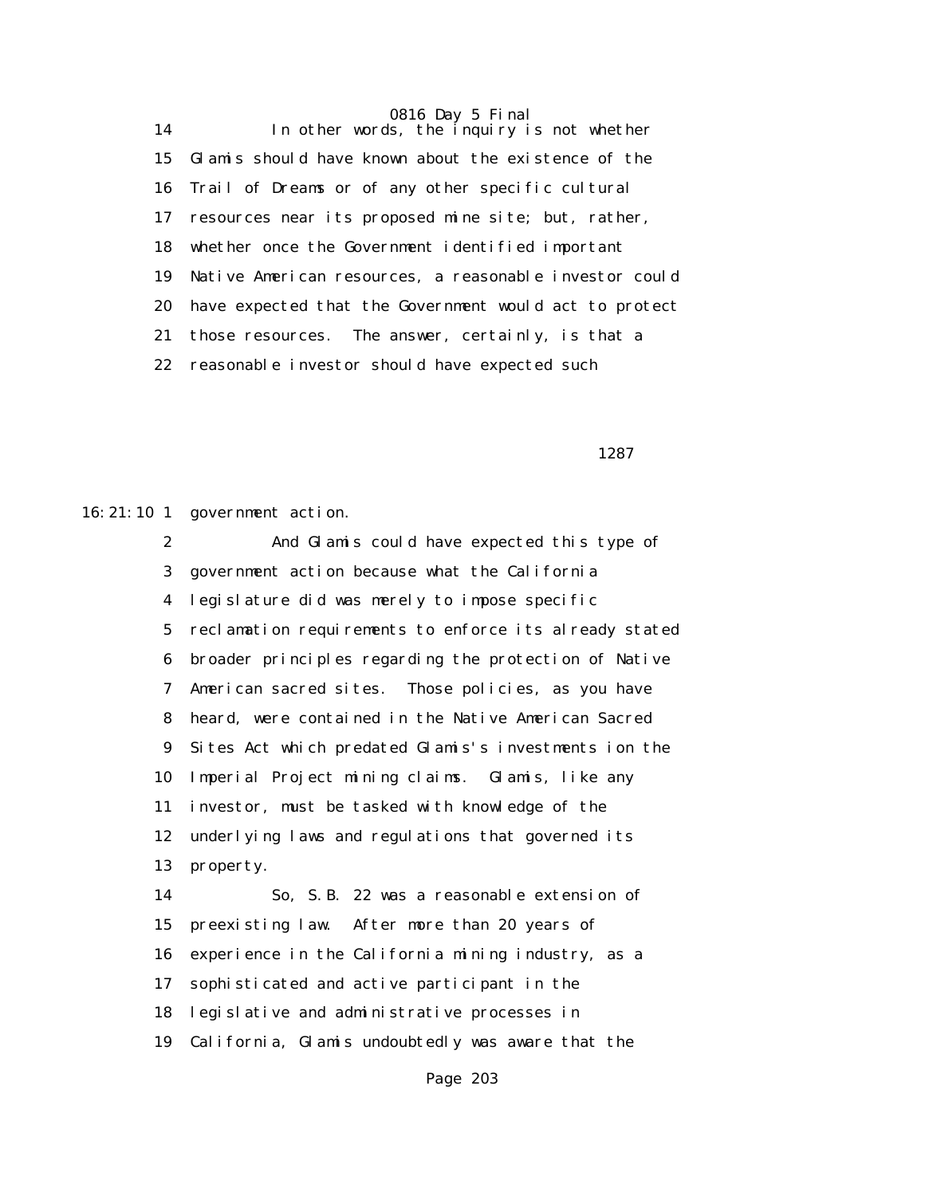In other words, the inquiry is not whether Glamis should have known about the existence of the Trail of Dreams or of any other specific cultural resources near its proposed mine site; but, rather, whether once the Government identified important Native American resources, a reasonable investor could have expected that the Government would act to protect those resources. The answer, certainly, is that a reasonable investor should have expected such

government action.

And Glamis could have expected this type of government action because what the California legislature did was merely to impose specific reclamation requirements to enforce its already stated broader principles regarding the protection of Native American sacred sites. Those policies, as you have heard, were contained in the Native American Sacred Sites Act which predated Glamis's investments ion the Imperial Project mining claims. Glamis, like any investor, must be tasked with knowledge of the underlying laws and regulations that governed its property.

So, S.B. 22 was a reasonable extension of preexisting law. After more than 20 years of experience in the California mining industry, as a sophisticated and active participant in the legislative and administrative processes in California, Glamis undoubtedly was aware that the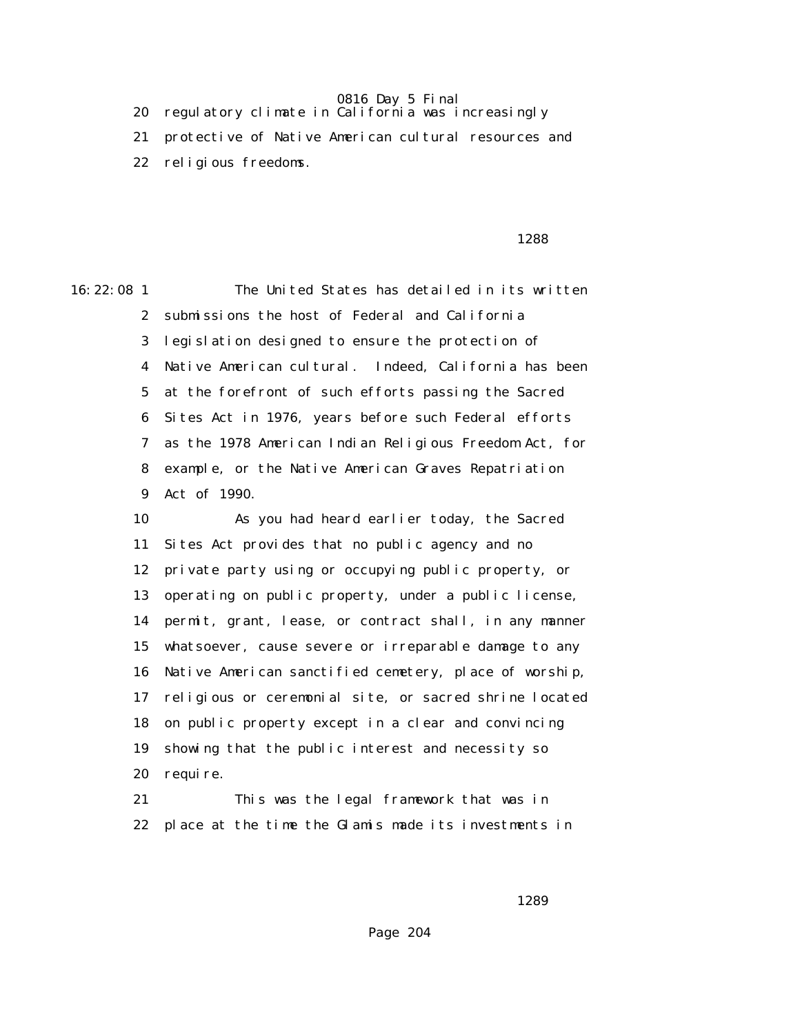20 regulatory climate in California was increasingly

21 protective of Native American cultural resources and

22 religious freedoms.

16:22:08 1 The United States has detailed in its written

2 submissions the host of Federal and California

3 legislation designed to ensure the protection of

4 Native American cultural. Indeed, California has been

5 at the forefront of such efforts passing the Sacred

6 Sites Act in 1976, years before such Federal efforts

7 as the 1978 American Indian Religious Freedom Act, for

8 example, or the Native American Graves Repatriation

9 Act of 1990.

10 As you had heard earlier today, the Sacred

11 Sites Act provides that no public agency and no

12 private party using or occupying public property, or

13 operating on public property, under a public license,

14 permit, grant, lease, or contract shall, in any manner

15 whatsoever, cause severe or irreparable damage to any

16 Native American sanctified cemetery, place of worship,

17 religious or ceremonial site, or sacred shrine located

18 on public property except in a clear and convincing

19 showing that the public interest and necessity so

20 require.

21 This was the legal framework that was in

22 place at the time the Glamis made its investments in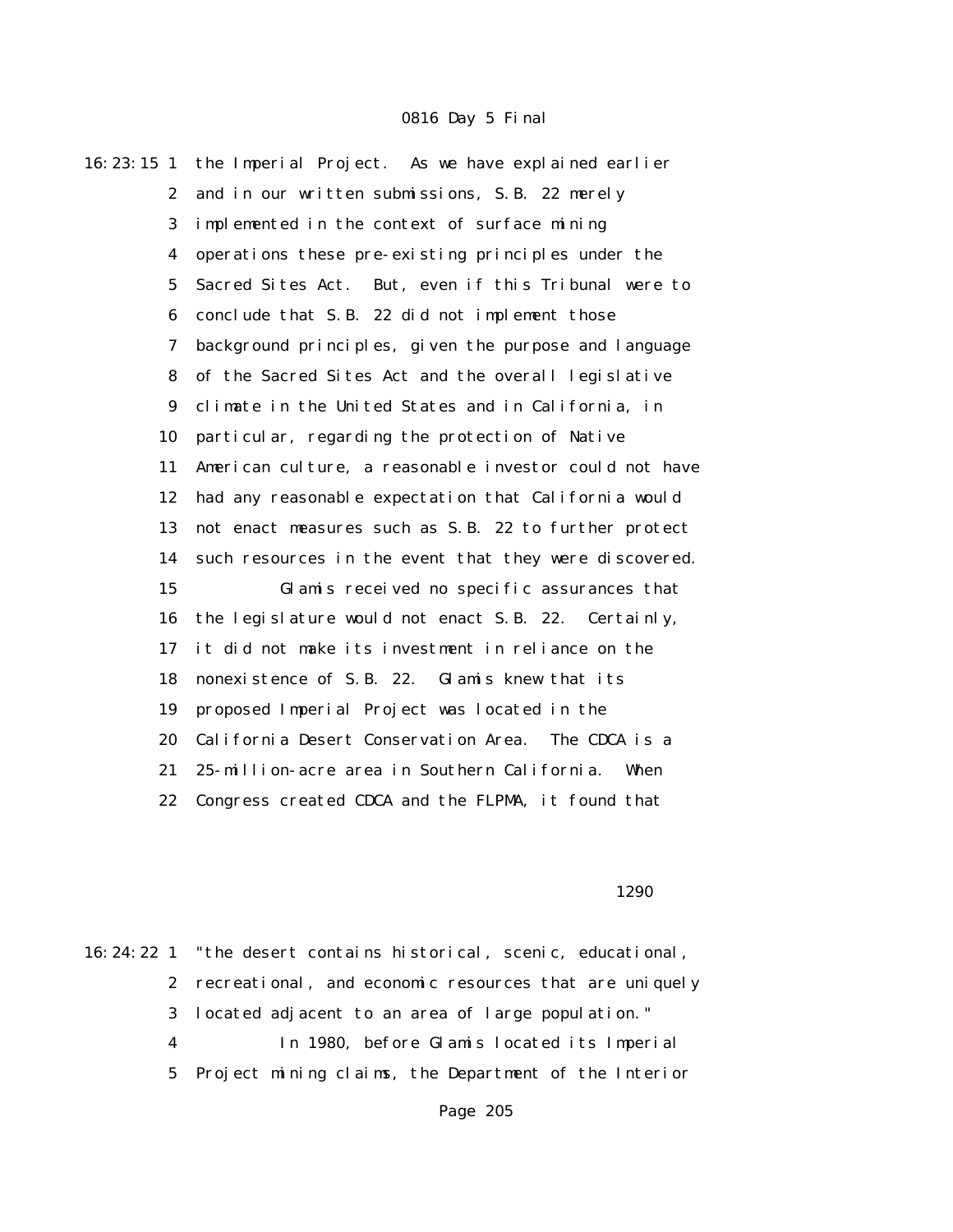16:23:15 1 the Imperial Project. As we have explained earlier
2 and in our written submissions, S.B. 22 merely
3 implemented in the context of surface mining
4 operations these pre-existing principles under the
5 Sacred Sites Act. But, even if this Tribunal were to
6 conclude that S.B. 22 did not implement those
7 background principles, given the purpose and language
8 of the Sacred Sites Act and the overall legislative
9 climate in the United States and in California, in
10 particular, regarding the protection of Native
11 American culture, a reasonable investor could not have
12 had any reasonable expectation that California would
13 not enact measures such as S.B. 22 to further protect
14 such resources in the event that they were discovered.
15 Glamis received no specific assurances that
16 the legislature would not enact S.B. 22. Certainly,
17 it did not make its investment in reliance on the
18 nonexistence of S.B. 22. Glamis knew that its
19 proposed Imperial Project was located in the
20 California Desert Conservation Area. The CDCA is a
21 25-million-acre area in Southern California. When
22 Congress created CDCA and the FLPMA, it found that

1290

16:24:22 1 "the desert contains historical, scenic, educational,
2 recreational, and economic resources that are uniquely
3 located adjacent to an area of large population."
4 In 1980, before Glamis located its Imperial
5 Project mining claims, the Department of the Interior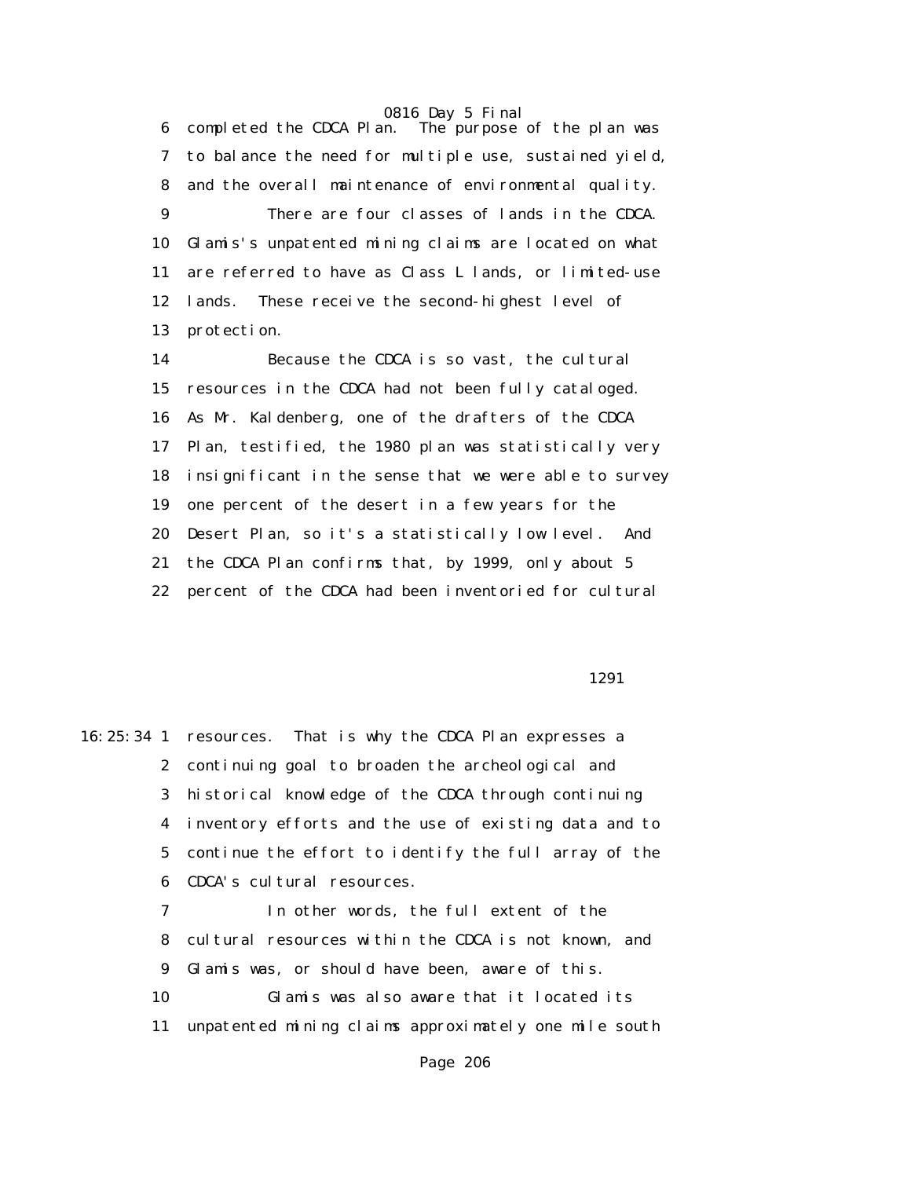completed the CDCA Plan. The purpose of the plan was to balance the need for multiple use, sustained yield, and the overall maintenance of environmental quality.

There are four classes of lands in the CDCA. Glamis's unpatented mining claims are located on what are referred to have as Class L lands, or limited-use lands. These receive the second-highest level of protection.

Because the CDCA is so vast, the cultural resources in the CDCA had not been fully cataloged. As Mr. Kaldenberg, one of the drafters of the CDCA Plan, testified, the 1980 plan was statistically very insignificant in the sense that we were able to survey one percent of the desert in a few years for the Desert Plan, so it's a statistically low level. And the CDCA Plan confirms that, by 1999, only about 5 percent of the CDCA had been inventoried for cultural resources. That is why the CDCA Plan expresses a continuing goal to broaden the archeological and historical knowledge of the CDCA through continuing inventory efforts and the use of existing data and to continue the effort to identify the full array of the CDCA's cultural resources.

In other words, the full extent of the cultural resources within the CDCA is not known, and Glamis was, or should have been, aware of this.

Glamis was also aware that it located its unpatented mining claims approximately one mile south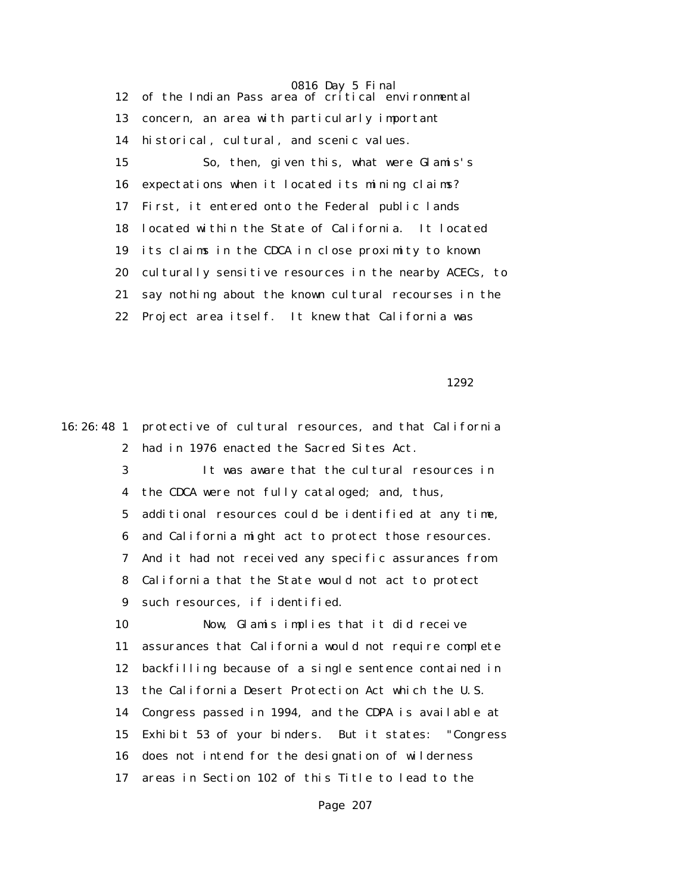of the Indian Pass area of critical environmental concern, an area with particularly important historical, cultural, and scenic values.

So, then, given this, what were Glamis's expectations when it located its mining claims? First, it entered onto the Federal public lands located within the State of California. It located its claims in the CDCA in close proximity to known culturally sensitive resources in the nearby ACECs, to say nothing about the known cultural recourses in the Project area itself. It knew that California was protective of cultural resources, and that California had in 1976 enacted the Sacred Sites Act.

It was aware that the cultural resources in the CDCA were not fully cataloged; and, thus, additional resources could be identified at any time, and California might act to protect those resources. And it had not received any specific assurances from California that the State would not act to protect such resources, if identified.

Now, Glamis implies that it did receive assurances that California would not require complete backfilling because of a single sentence contained in the California Desert Protection Act which the U.S. Congress passed in 1994, and the CDPA is available at Exhibit 53 of your binders. But it states: "Congress does not intend for the designation of wilderness areas in Section 102 of this Title to lead to the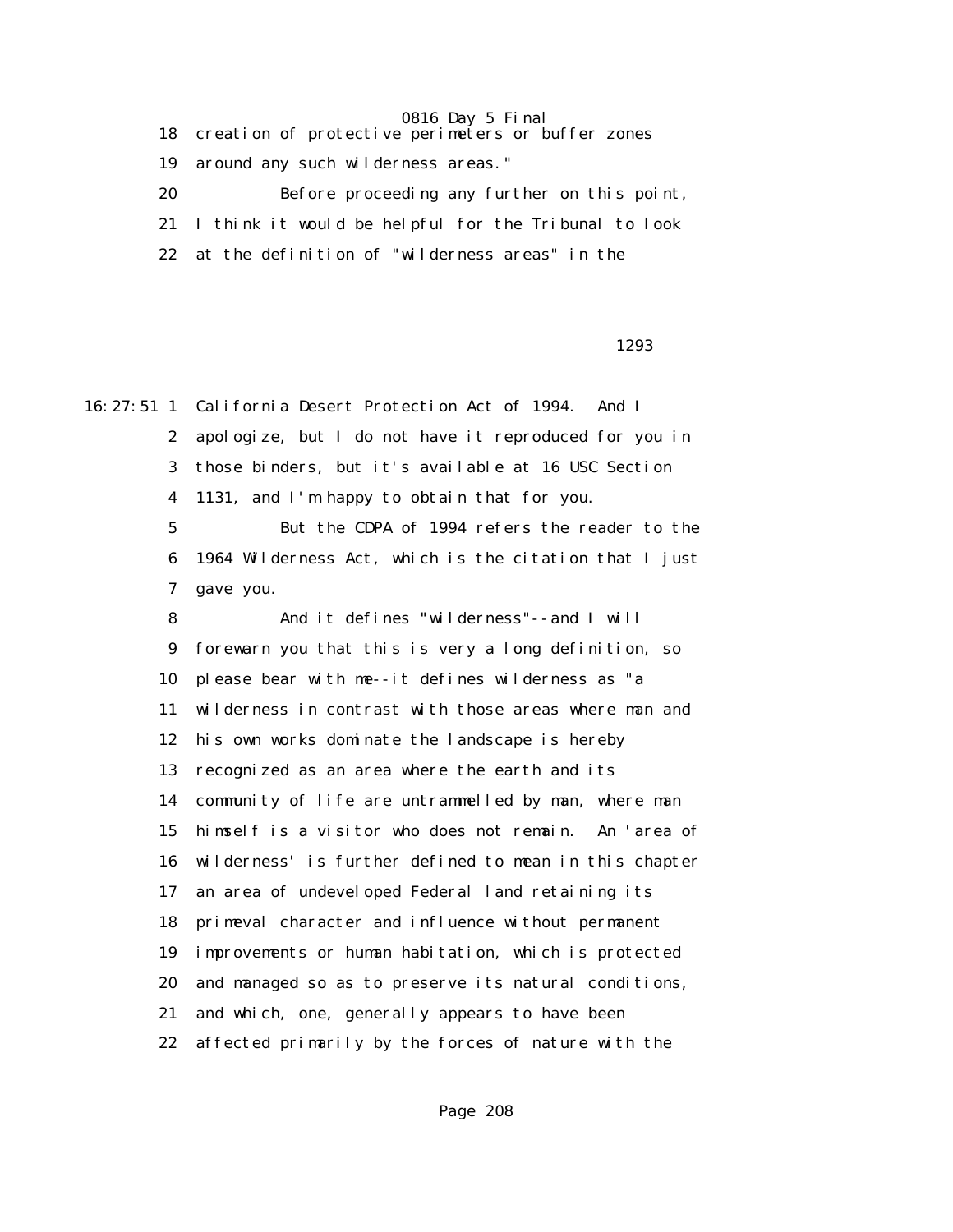18 creation of protective perimeters or buffer zones
19 around any such wilderness areas."
20 Before proceeding any further on this point,
21 I think it would be helpful for the Tribunal to look
22 at the definition of "wilderness areas" in the

1293

16:27:51 1 California Desert Protection Act of 1994. And I
2 apologize, but I do not have it reproduced for you in
3 those binders, but it's available at 16 USC Section
4 1131, and I'm happy to obtain that for you.
5 But the CDPA of 1994 refers the reader to the
6 1964 Wilderness Act, which is the citation that I just
7 gave you.
8 And it defines "wilderness"--and I will
9 forewarn you that this is very a long definition, so
10 please bear with me--it defines wilderness as "a
11 wilderness in contrast with those areas where man and
12 his own works dominate the landscape is hereby
13 recognized as an area where the earth and its
14 community of life are untrammelled by man, where man
15 himself is a visitor who does not remain. An 'area of
16 wilderness' is further defined to mean in this chapter
17 an area of undeveloped Federal land retaining its
18 primeval character and influence without permanent
19 improvements or human habitation, which is protected
20 and managed so as to preserve its natural conditions,
21 and which, one, generally appears to have been
22 affected primarily by the forces of nature with the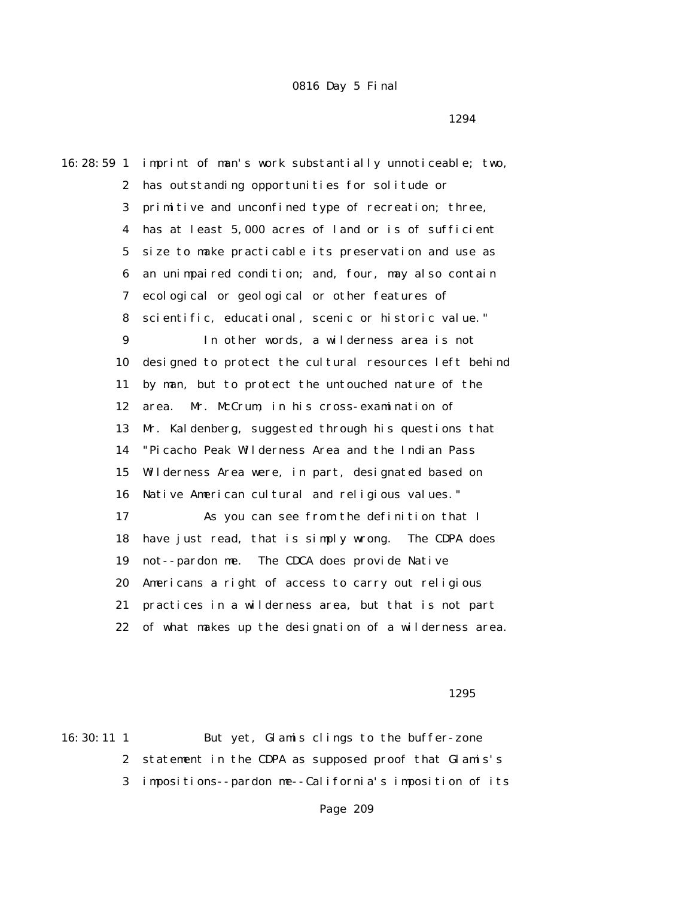1294

16:28:59 1 imprint of man's work substantially unnoticeable; two,
2 has outstanding opportunities for solitude or
3 primitive and unconfined type of recreation; three,
4 has at least 5,000 acres of land or is of sufficient
5 size to make practicable its preservation and use as
6 an unimpaired condition; and, four, may also contain
7 ecological or geological or other features of
8 scientific, educational, scenic or historic value."
9 In other words, a wilderness area is not
10 designed to protect the cultural resources left behind
11 by man, but to protect the untouched nature of the
12 area. Mr. McCrum, in his cross-examination of
13 Mr. Kaldenberg, suggested through his questions that
14 "Picacho Peak Wilderness Area and the Indian Pass
15 Wilderness Area were, in part, designated based on
16 Native American cultural and religious values."
17 As you can see from the definition that I
18 have just read, that is simply wrong. The CDPA does
19 not--pardon me. The CDCA does provide Native
20 Americans a right of access to carry out religious
21 practices in a wilderness area, but that is not part
22 of what makes up the designation of a wilderness area.

1295

16:30:11 1 But yet, Glamis clings to the buffer-zone
2 statement in the CDPA as supposed proof that Glamis's
3 impositions--pardon me--California's imposition of its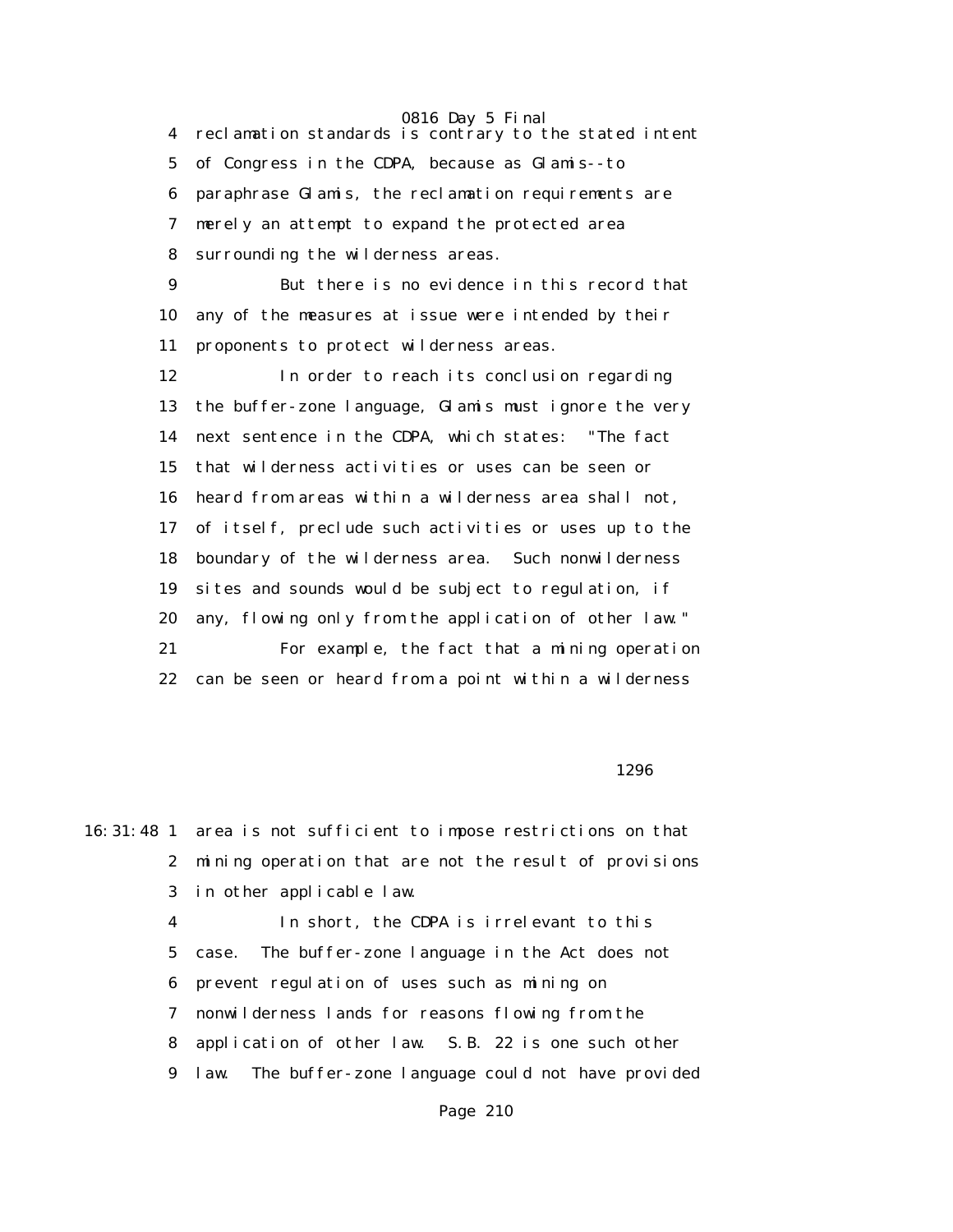reclamation standards is contrary to the stated intent of Congress in the CDPA, because as Glamis--to paraphrase Glamis, the reclamation requirements are merely an attempt to expand the protected area surrounding the wilderness areas.

But there is no evidence in this record that any of the measures at issue were intended by their proponents to protect wilderness areas.

In order to reach its conclusion regarding the buffer-zone language, Glamis must ignore the very next sentence in the CDPA, which states: "The fact that wilderness activities or uses can be seen or heard from areas within a wilderness area shall not, of itself, preclude such activities or uses up to the boundary of the wilderness area. Such nonwilderness sites and sounds would be subject to regulation, if any, flowing only from the application of other law."

For example, the fact that a mining operation can be seen or heard from a point within a wilderness area is not sufficient to impose restrictions on that mining operation that are not the result of provisions in other applicable law.

In short, the CDPA is irrelevant to this case. The buffer-zone language in the Act does not prevent regulation of uses such as mining on nonwilderness lands for reasons flowing from the application of other law. S.B. 22 is one such other law. The buffer-zone language could not have provided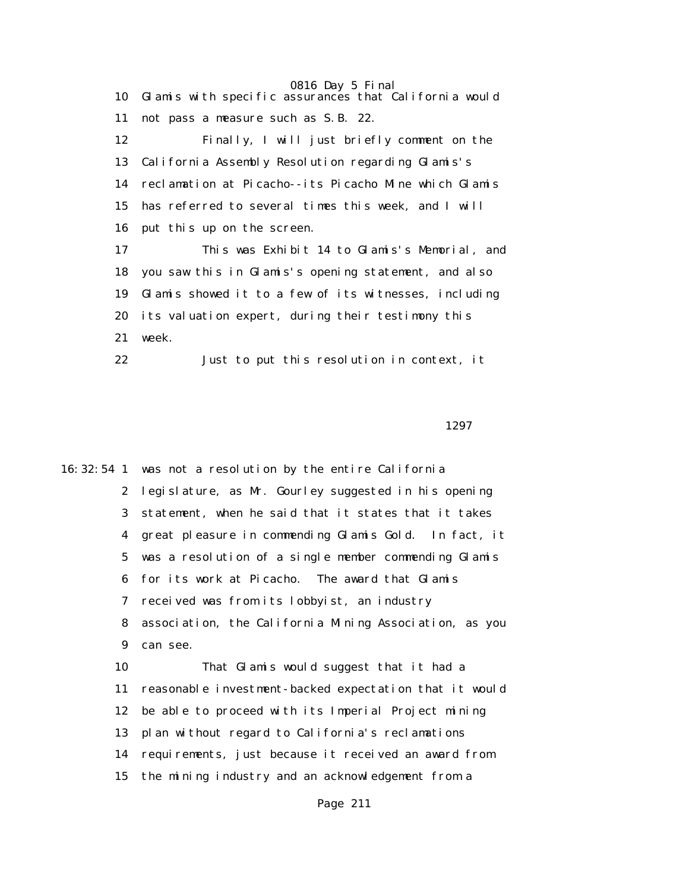10 Glamis with specific assurances that California would

11 not pass a measure such as S.B. 22.

12 Finally, I will just briefly comment on the

13 California Assembly Resolution regarding Glamis's

14 reclamation at Picacho--its Picacho Mine which Glamis

15 has referred to several times this week, and I will

16 put this up on the screen.

17 This was Exhibit 14 to Glamis's Memorial, and

18 you saw this in Glamis's opening statement, and also

19 Glamis showed it to a few of its witnesses, including

20 its valuation expert, during their testimony this

21 week.

22 Just to put this resolution in context, it

1297

16:32:54 1 was not a resolution by the entire California

2 legislature, as Mr. Gourley suggested in his opening

3 statement, when he said that it states that it takes

4 great pleasure in commending Glamis Gold. In fact, it

5 was a resolution of a single member commending Glamis

6 for its work at Picacho. The award that Glamis

7 received was from its lobbyist, an industry

8 association, the California Mining Association, as you

9 can see.

10 That Glamis would suggest that it had a

11 reasonable investment-backed expectation that it would

12 be able to proceed with its Imperial Project mining

13 plan without regard to California's reclamations

14 requirements, just because it received an award from

15 the mining industry and an acknowledgement from a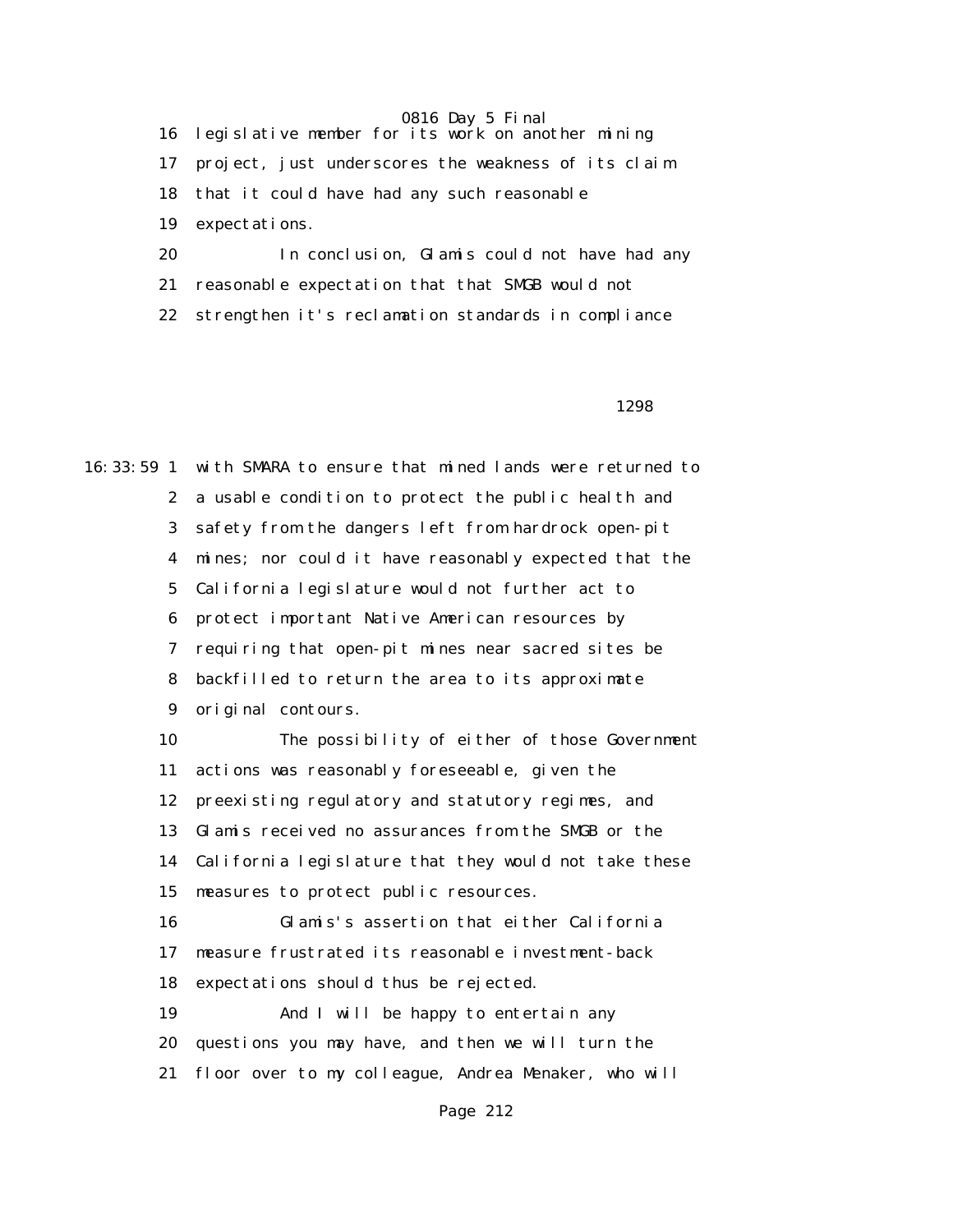16 legislative member for its work on another mining
17 project, just underscores the weakness of its claim
18 that it could have had any such reasonable
19 expectations.
20 In conclusion, Glamis could not have had any
21 reasonable expectation that that SMGB would not
22 strengthen it's reclamation standards in compliance

1298

16:33:59 1 with SMARA to ensure that mined lands were returned to
2 a usable condition to protect the public health and
3 safety from the dangers left from hardrock open-pit
4 mines; nor could it have reasonably expected that the
5 California legislature would not further act to
6 protect important Native American resources by
7 requiring that open-pit mines near sacred sites be
8 backfilled to return the area to its approximate
9 original contours.
10 The possibility of either of those Government
11 actions was reasonably foreseeable, given the
12 preexisting regulatory and statutory regimes, and
13 Glamis received no assurances from the SMGB or the
14 California legislature that they would not take these
15 measures to protect public resources.
16 Glamis's assertion that either California
17 measure frustrated its reasonable investment-back
18 expectations should thus be rejected.
19 And I will be happy to entertain any
20 questions you may have, and then we will turn the
21 floor over to my colleague, Andrea Menaker, who will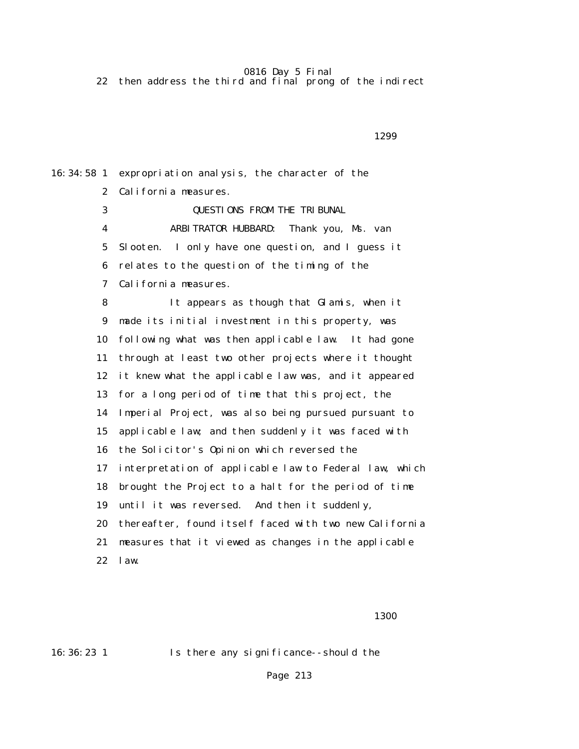22 then address the third and final prong of the indirect

1299

16:34:58 1 expropriation analysis, the character of the

2 California measures.

3 QUESTIONS FROM THE TRIBUNAL

4 ARBITRATOR HUBBARD: Thank you, Ms. van

5 Slooten. I only have one question, and I guess it

6 relates to the question of the timing of the

7 California measures.

8 It appears as though that Glamis, when it

9 made its initial investment in this property, was

10 following what was then applicable law. It had gone

11 through at least two other projects where it thought

12 it knew what the applicable law was, and it appeared

13 for a long period of time that this project, the

14 Imperial Project, was also being pursued pursuant to

15 applicable law; and then suddenly it was faced with

16 the Solicitor's Opinion which reversed the

17 interpretation of applicable law to Federal law, which

18 brought the Project to a halt for the period of time

19 until it was reversed. And then it suddenly,

20 thereafter, found itself faced with two new California

21 measures that it viewed as changes in the applicable

22 law.

1300

16:36:23 1 Is there any significance--should the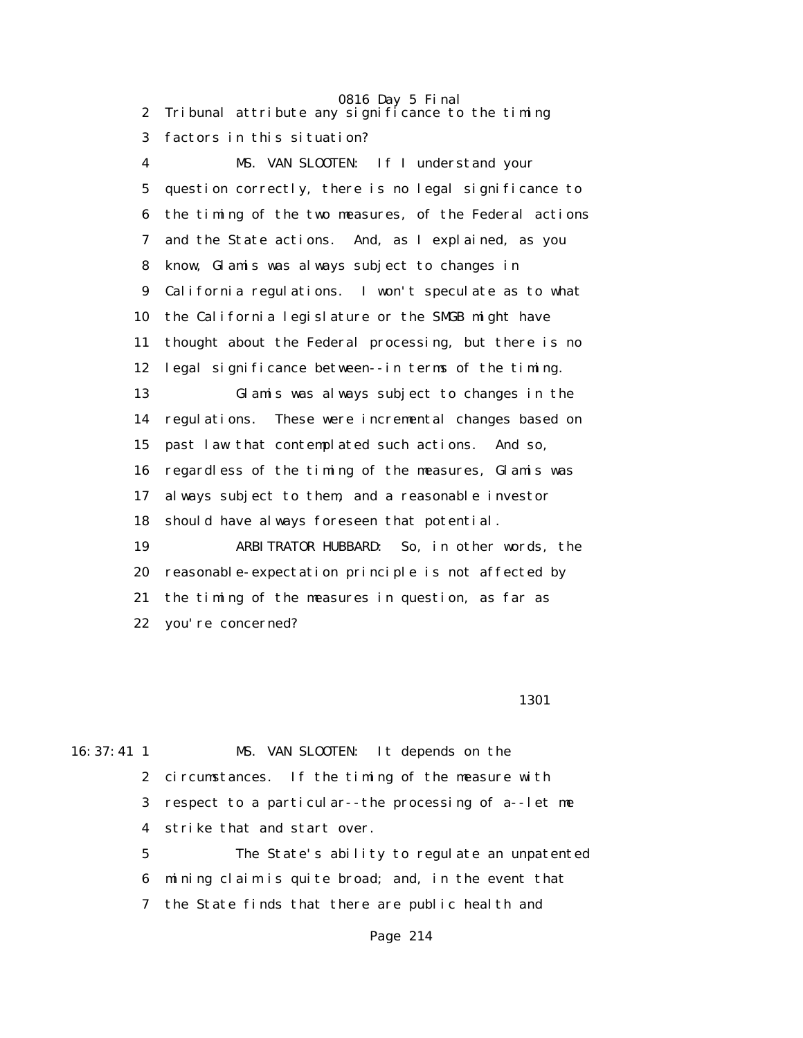2 Tribunal attribute any significance to the timing
3 factors in this situation?

4 MS. VAN SLOOTEN: If I understand your
5 question correctly, there is no legal significance to
6 the timing of the two measures, of the Federal actions
7 and the State actions. And, as I explained, as you
8 know, Glamis was always subject to changes in
9 California regulations. I won't speculate as to what
10 the California legislature or the SMGB might have
11 thought about the Federal processing, but there is no
12 legal significance between--in terms of the timing.

13 Glamis was always subject to changes in the
14 regulations. These were incremental changes based on
15 past law that contemplated such actions. And so,
16 regardless of the timing of the measures, Glamis was
17 always subject to them, and a reasonable investor
18 should have always foreseen that potential.

19 ARBITRATOR HUBBARD: So, in other words, the
20 reasonable-expectation principle is not affected by
21 the timing of the measures in question, as far as
22 you're concerned?

1301

16:37:41 1 MS. VAN SLOOTEN: It depends on the
2 circumstances. If the timing of the measure with
3 respect to a particular--the processing of a--let me
4 strike that and start over.

5 The State's ability to regulate an unpatented
6 mining claim is quite broad; and, in the event that
7 the State finds that there are public health and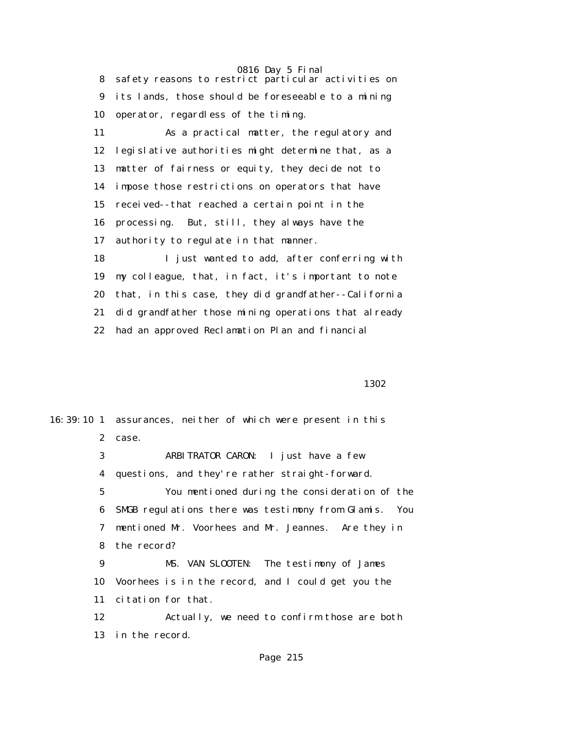8 safety reasons to restrict particular activities on
9 its lands, those should be foreseeable to a mining
10 operator, regardless of the timing.

11 As a practical matter, the regulatory and
12 legislative authorities might determine that, as a
13 matter of fairness or equity, they decide not to
14 impose those restrictions on operators that have
15 received--that reached a certain point in the
16 processing. But, still, they always have the
17 authority to regulate in that manner.

18 I just wanted to add, after conferring with
19 my colleague, that, in fact, it's important to note
20 that, in this case, they did grandfather--California
21 did grandfather those mining operations that already
22 had an approved Reclamation Plan and financial

1302

16:39:10 1 assurances, neither of which were present in this
2 case.

3 ARBITRATOR CARON: I just have a few
4 questions, and they're rather straight-forward.

5 You mentioned during the consideration of the
6 SMGB regulations there was testimony from Glamis. You
7 mentioned Mr. Voorhees and Mr. Jeannes. Are they in
8 the record?

9 MS. VAN SLOOTEN: The testimony of James
10 Voorhees is in the record, and I could get you the
11 citation for that.

12 Actually, we need to confirm those are both
13 in the record.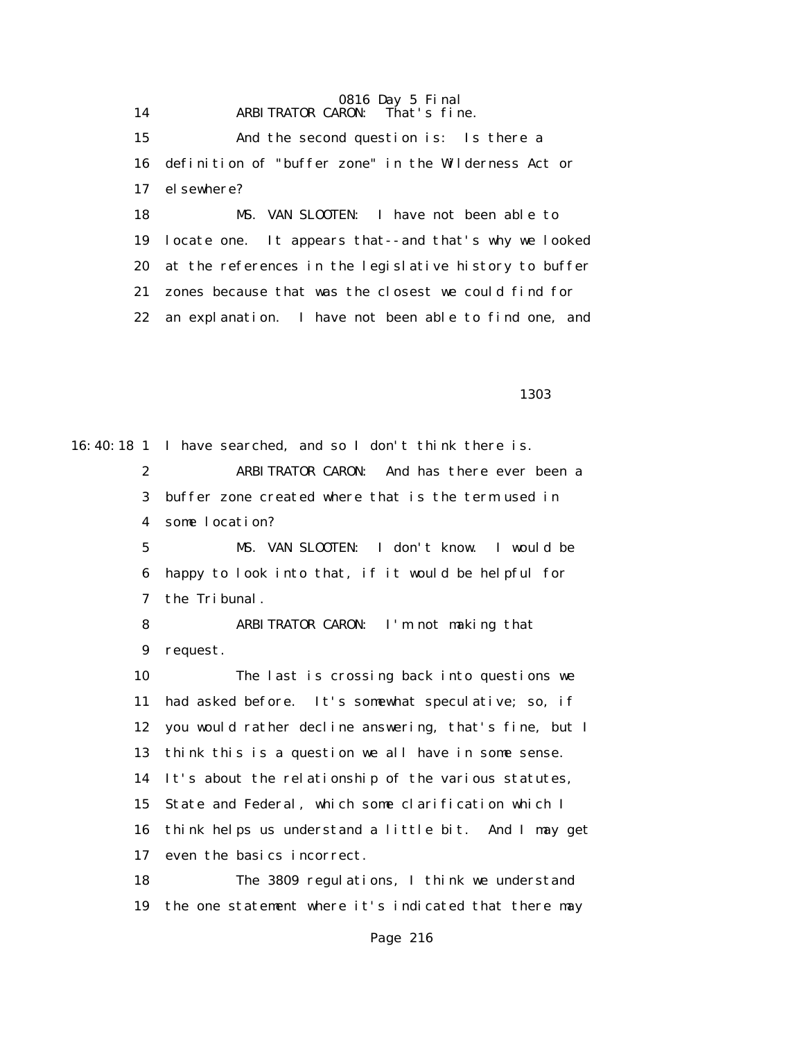14 ARBITRATOR CARON: That's fine.

15 And the second question is: Is there a

16 definition of "buffer zone" in the Wilderness Act or

17 elsewhere?

18 MS. VAN SLOOTEN: I have not been able to

19 locate one. It appears that--and that's why we looked

20 at the references in the legislative history to buffer

21 zones because that was the closest we could find for

22 an explanation. I have not been able to find one, and

1303

16:40:18 1 I have searched, and so I don't think there is.

2 ARBITRATOR CARON: And has there ever been a

3 buffer zone created where that is the term used in

4 some location?

5 MS. VAN SLOOTEN: I don't know. I would be

6 happy to look into that, if it would be helpful for

7 the Tribunal.

8 ARBITRATOR CARON: I'm not making that

9 request.

10 The last is crossing back into questions we

11 had asked before. It's somewhat speculative; so, if

12 you would rather decline answering, that's fine, but I

13 think this is a question we all have in some sense.

14 It's about the relationship of the various statutes,

15 State and Federal, which some clarification which I

16 think helps us understand a little bit. And I may get

17 even the basics incorrect.

18 The 3809 regulations, I think we understand

19 the one statement where it's indicated that there may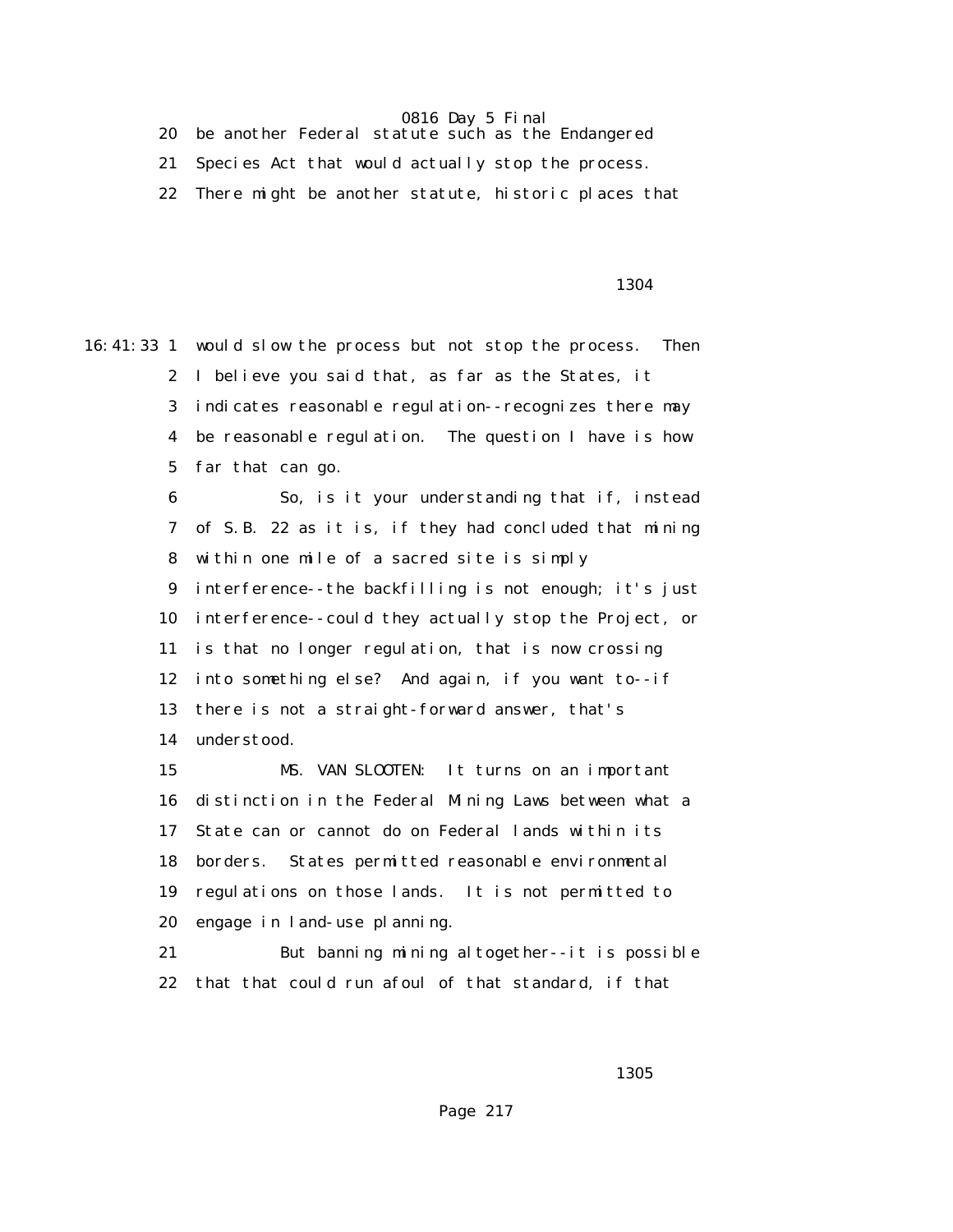20 be another Federal statute such as the Endangered

21 Species Act that would actually stop the process.

22 There might be another statute, historic places that

1304

16:41:33 1 would slow the process but not stop the process. Then

2 I believe you said that, as far as the States, it

3 indicates reasonable regulation--recognizes there may

4 be reasonable regulation. The question I have is how

5 far that can go.

6 So, is it your understanding that if, instead

7 of S.B. 22 as it is, if they had concluded that mining

8 within one mile of a sacred site is simply

9 interference--the backfilling is not enough; it's just

10 interference--could they actually stop the Project, or

11 is that no longer regulation, that is now crossing

12 into something else? And again, if you want to--if

13 there is not a straight-forward answer, that's

14 understood.

15 MS. VAN SLOOTEN: It turns on an important

16 distinction in the Federal Mining Laws between what a

17 State can or cannot do on Federal lands within its

18 borders. States permitted reasonable environmental

19 regulations on those lands. It is not permitted to

20 engage in land-use planning.

21 But banning mining altogether--it is possible

22 that that could run afoul of that standard, if that

1305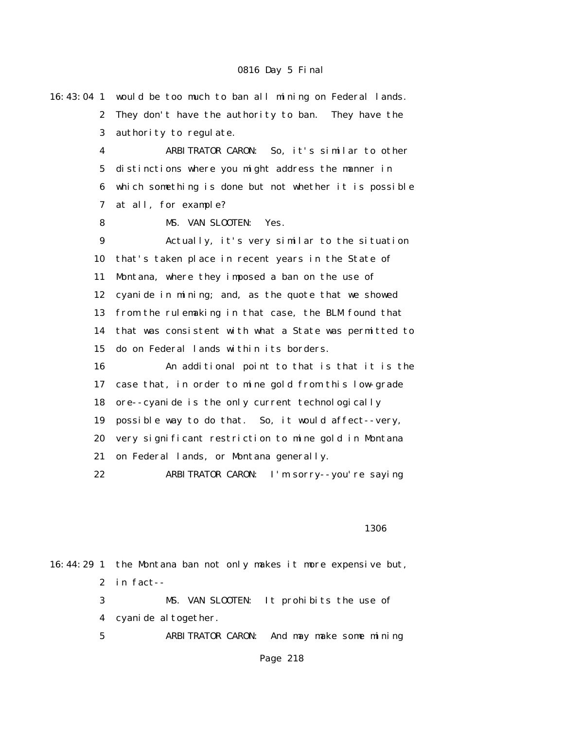16:43:04 1 would be too much to ban all mining on Federal lands.
2 They don't have the authority to ban. They have the
3 authority to regulate.
4 ARBITRATOR CARON: So, it's similar to other
5 distinctions where you might address the manner in
6 which something is done but not whether it is possible
7 at all, for example?
8 MS. VAN SLOOTEN: Yes.
9 Actually, it's very similar to the situation
10 that's taken place in recent years in the State of
11 Montana, where they imposed a ban on the use of
12 cyanide in mining; and, as the quote that we showed
13 from the rulemaking in that case, the BLM found that
14 that was consistent with what a State was permitted to
15 do on Federal lands within its borders.
16 An additional point to that is that it is the
17 case that, in order to mine gold from this low-grade
18 ore--cyanide is the only current technologically
19 possible way to do that. So, it would affect--very,
20 very significant restriction to mine gold in Montana
21 on Federal lands, or Montana generally.
22 ARBITRATOR CARON: I'm sorry--you're saying

1306

16:44:29 1 the Montana ban not only makes it more expensive but,
2 in fact--
3 MS. VAN SLOOTEN: It prohibits the use of
4 cyanide altogether.
5 ARBITRATOR CARON: And may make some mining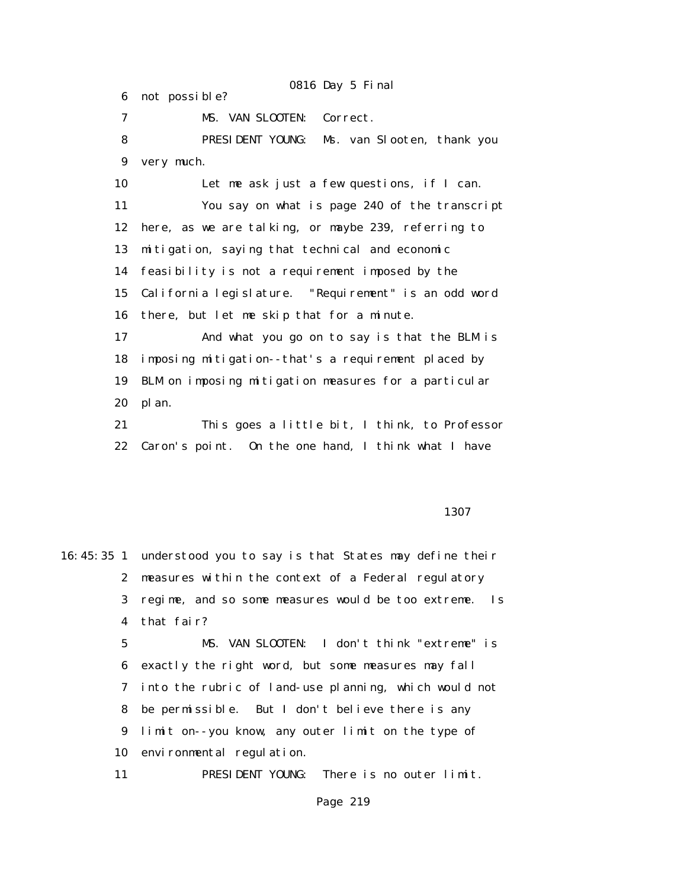6 not possible?

7 MS. VAN SLOOTEN: Correct.

8 PRESIDENT YOUNG: Ms. van Slooten, thank you

9 very much.

10 Let me ask just a few questions, if I can.

11 You say on what is page 240 of the transcript

12 here, as we are talking, or maybe 239, referring to

13 mitigation, saying that technical and economic

14 feasibility is not a requirement imposed by the

15 California legislature. "Requirement" is an odd word

16 there, but let me skip that for a minute.

17 And what you go on to say is that the BLM is

18 imposing mitigation--that's a requirement placed by

19 BLM on imposing mitigation measures for a particular

20 plan.

21 This goes a little bit, I think, to Professor

22 Caron's point. On the one hand, I think what I have

1307

16:45:35 1 understood you to say is that States may define their

2 measures within the context of a Federal regulatory

3 regime, and so some measures would be too extreme. Is

4 that fair?

5 MS. VAN SLOOTEN: I don't think "extreme" is

6 exactly the right word, but some measures may fall

7 into the rubric of land-use planning, which would not

8 be permissible. But I don't believe there is any

9 limit on--you know, any outer limit on the type of

10 environmental regulation.

11 PRESIDENT YOUNG: There is no outer limit.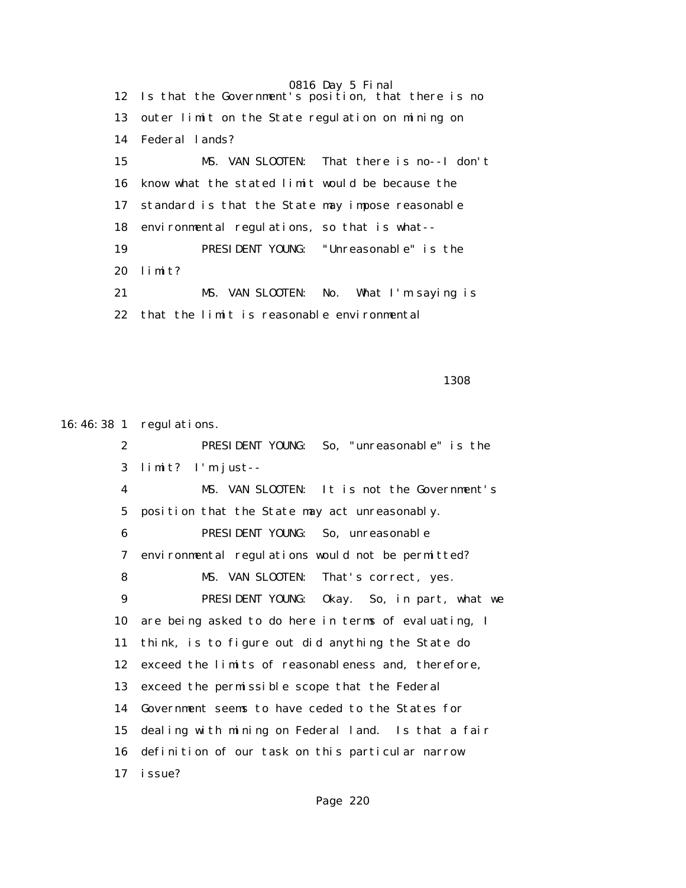12 Is that the Government's position, that there is no
13 outer limit on the State regulation on mining on
14 Federal lands?
15 MS. VAN SLOOTEN: That there is no--I don't
16 know what the stated limit would be because the
17 standard is that the State may impose reasonable
18 environmental regulations, so that is what--
19 PRESIDENT YOUNG: "Unreasonable" is the
20 limit?
21 MS. VAN SLOOTEN: No. What I'm saying is
22 that the limit is reasonable environmental

1308

16:46:38 1 regulations.
2 PRESIDENT YOUNG: So, "unreasonable" is the
3 limit? I'm just--
4 MS. VAN SLOOTEN: It is not the Government's
5 position that the State may act unreasonably.
6 PRESIDENT YOUNG: So, unreasonable
7 environmental regulations would not be permitted?
8 MS. VAN SLOOTEN: That's correct, yes.
9 PRESIDENT YOUNG: Okay. So, in part, what we
10 are being asked to do here in terms of evaluating, I
11 think, is to figure out did anything the State do
12 exceed the limits of reasonableness and, therefore,
13 exceed the permissible scope that the Federal
14 Government seems to have ceded to the States for
15 dealing with mining on Federal land. Is that a fair
16 definition of our task on this particular narrow
17 issue?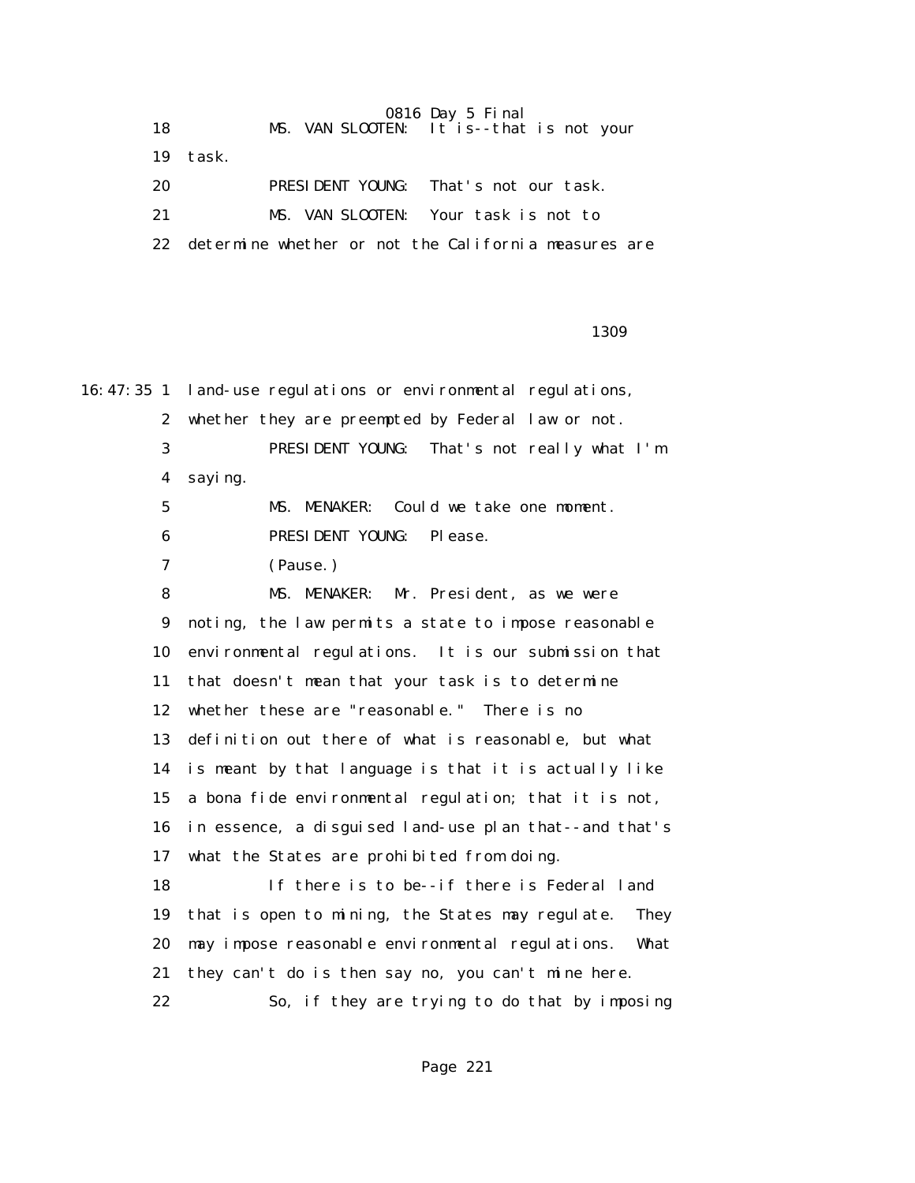18 MS. VAN SLOOTEN: It is--that is not your

19 task.

20 PRESIDENT YOUNG: That's not our task.

21 MS. VAN SLOOTEN: Your task is not to

22 determine whether or not the California measures are

1309

16:47:35 1 land-use regulations or environmental regulations,

2 whether they are preempted by Federal law or not.

3 PRESIDENT YOUNG: That's not really what I'm

4 saying.

5 MS. MENAKER: Could we take one moment.

6 PRESIDENT YOUNG: Please.

7 (Pause.)

8 MS. MENAKER: Mr. President, as we were

9 noting, the law permits a state to impose reasonable

10 environmental regulations. It is our submission that

11 that doesn't mean that your task is to determine

12 whether these are "reasonable." There is no

13 definition out there of what is reasonable, but what

14 is meant by that language is that it is actually like

15 a bona fide environmental regulation; that it is not,

16 in essence, a disguised land-use plan that--and that's

17 what the States are prohibited from doing.

18 If there is to be--if there is Federal land

19 that is open to mining, the States may regulate. They

20 may impose reasonable environmental regulations. What

21 they can't do is then say no, you can't mine here.

22 So, if they are trying to do that by imposing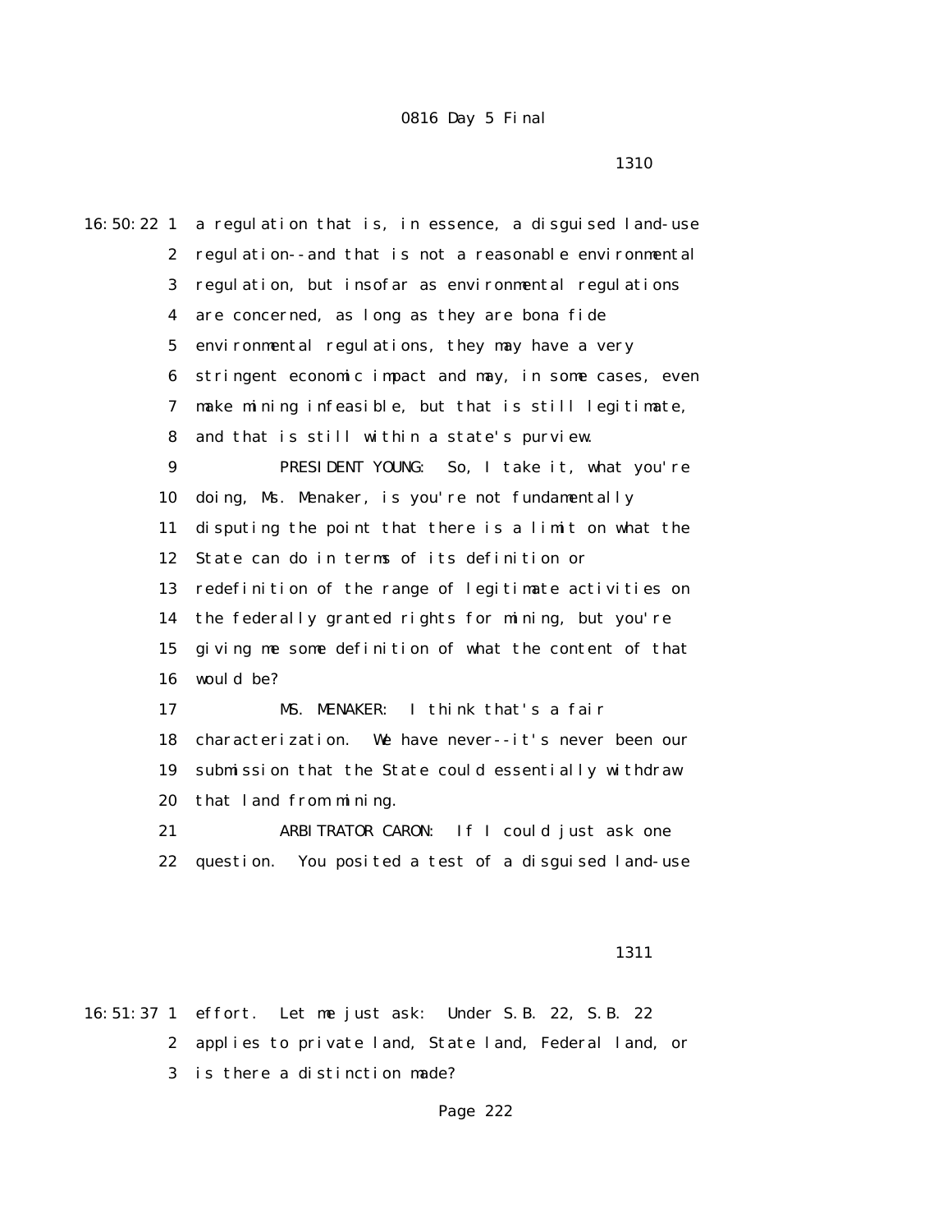16:50:22 1 a regulation that is, in essence, a disguised land-use
2 regulation--and that is not a reasonable environmental
3 regulation, but insofar as environmental regulations
4 are concerned, as long as they are bona fide
5 environmental regulations, they may have a very
6 stringent economic impact and may, in some cases, even
7 make mining infeasible, but that is still legitimate,
8 and that is still within a state's purview.
9 PRESIDENT YOUNG: So, I take it, what you're
10 doing, Ms. Menaker, is you're not fundamentally
11 disputing the point that there is a limit on what the
12 State can do in terms of its definition or
13 redefinition of the range of legitimate activities on
14 the federally granted rights for mining, but you're
15 giving me some definition of what the content of that
16 would be?
17 MS. MENAKER: I think that's a fair
18 characterization. We have never--it's never been our
19 submission that the State could essentially withdraw
20 that land from mining.
21 ARBITRATOR CARON: If I could just ask one
22 question. You posited a test of a disguised land-use

16:51:37 1 effort. Let me just ask: Under S.B. 22, S.B. 22
2 applies to private land, State land, Federal land, or
3 is there a distinction made?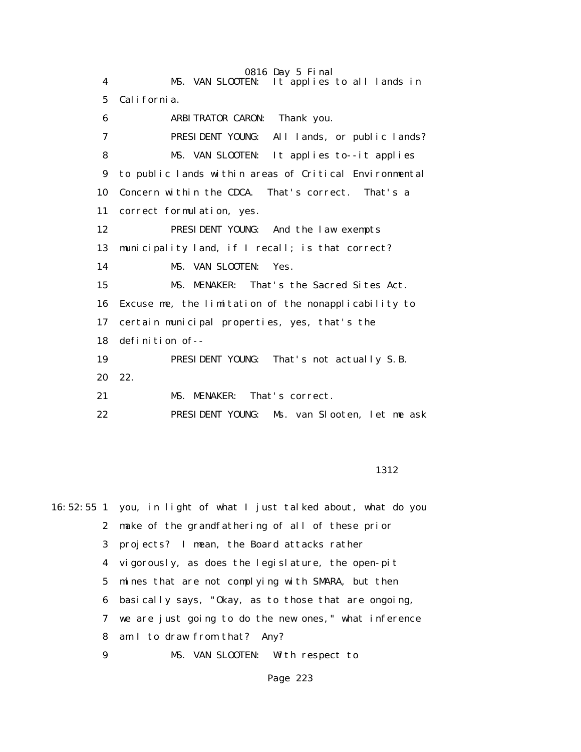4 MS. VAN SLOOTEN: It applies to all lands in
5 California.
6 ARBITRATOR CARON: Thank you.
7 PRESIDENT YOUNG: All lands, or public lands?
8 MS. VAN SLOOTEN: It applies to--it applies
9 to public lands within areas of Critical Environmental
10 Concern within the CDCA. That's correct. That's a
11 correct formulation, yes.
12 PRESIDENT YOUNG: And the law exempts
13 municipality land, if I recall; is that correct?
14 MS. VAN SLOOTEN: Yes.
15 MS. MENAKER: That's the Sacred Sites Act.
16 Excuse me, the limitation of the nonapplicability to
17 certain municipal properties, yes, that's the
18 definition of--
19 PRESIDENT YOUNG: That's not actually S.B.
20 22.
21 MS. MENAKER: That's correct.
22 PRESIDENT YOUNG: Ms. van Slooten, let me ask

1312

16:52:55 1 you, in light of what I just talked about, what do you
2 make of the grandfathering of all of these prior
3 projects? I mean, the Board attacks rather
4 vigorously, as does the legislature, the open-pit
5 mines that are not complying with SMARA, but then
6 basically says, "Okay, as to those that are ongoing,
7 we are just going to do the new ones," what inference
8 am I to draw from that? Any?
9 MS. VAN SLOOTEN: With respect to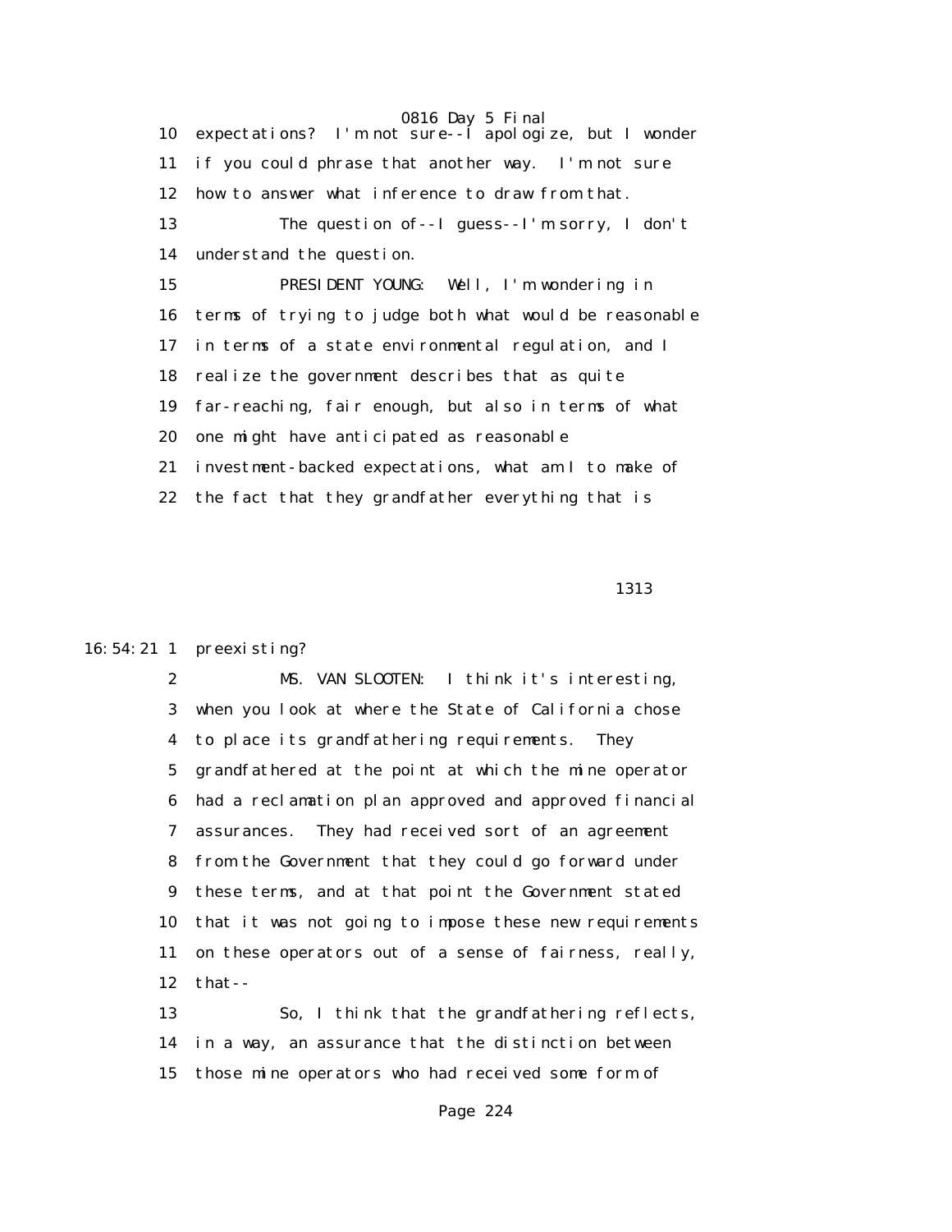10 expectations? I'm not sure--I apologize, but I wonder

11 if you could phrase that another way. I'm not sure

12 how to answer what inference to draw from that.

13 The question of--I guess--I'm sorry, I don't

14 understand the question.

15 PRESIDENT YOUNG: Well, I'm wondering in

16 terms of trying to judge both what would be reasonable

17 in terms of a state environmental regulation, and I

18 realize the government describes that as quite

19 far-reaching, fair enough, but also in terms of what

20 one might have anticipated as reasonable

21 investment-backed expectations, what am I to make of

22 the fact that they grandfather everything that is

1313

16:54:21 1 preexisting?

2 MS. VAN SLOOTEN: I think it's interesting,

3 when you look at where the State of California chose

4 to place its grandfathering requirements. They

5 grandfathered at the point at which the mine operator

6 had a reclamation plan approved and approved financial

7 assurances. They had received sort of an agreement

8 from the Government that they could go forward under

9 these terms, and at that point the Government stated

10 that it was not going to impose these new requirements

11 on these operators out of a sense of fairness, really,

12 that--

13 So, I think that the grandfathering reflects,

14 in a way, an assurance that the distinction between

15 those mine operators who had received some form of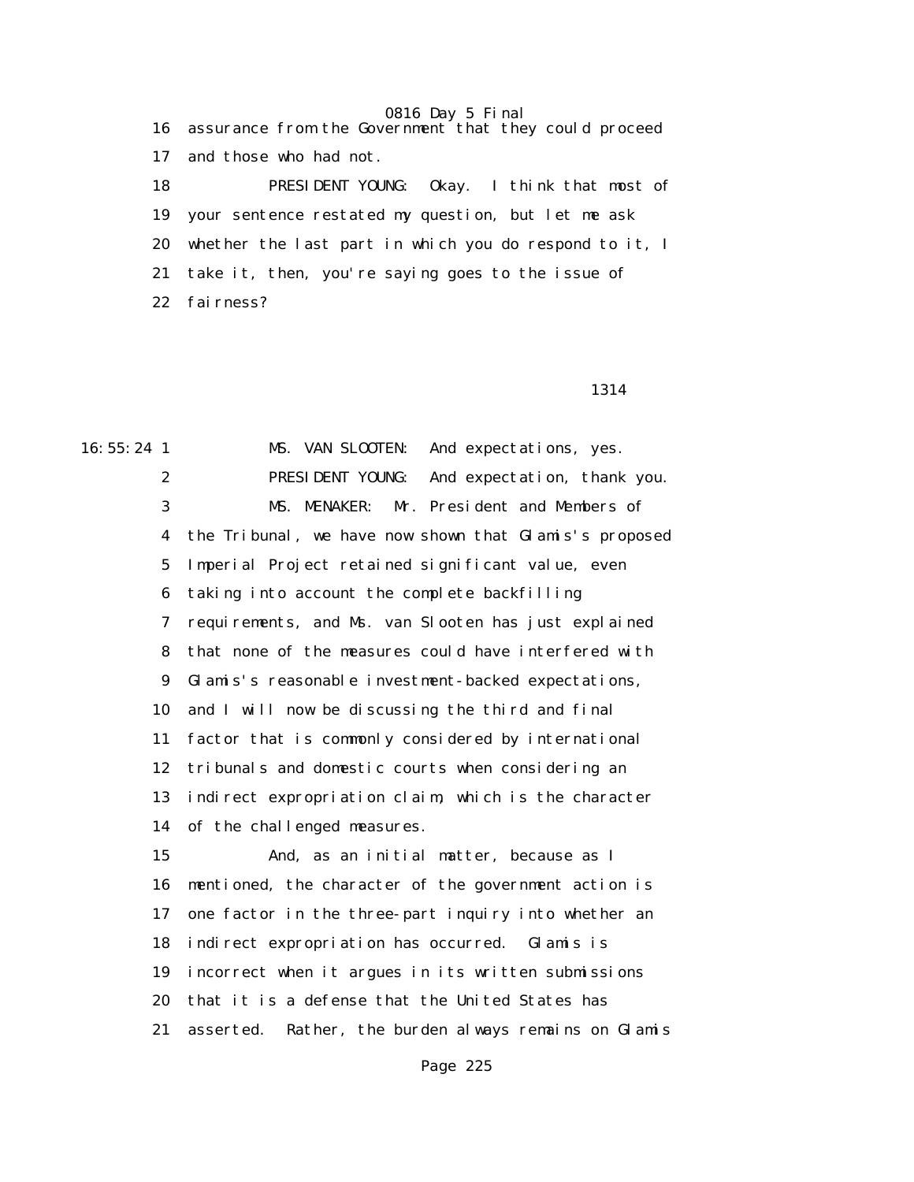16 assurance from the Government that they could proceed

17 and those who had not.

18 PRESIDENT YOUNG: Okay. I think that most of

19 your sentence restated my question, but let me ask

20 whether the last part in which you do respond to it, I

21 take it, then, you're saying goes to the issue of

22 fairness?

1314

16:55:24 1 MS. VAN SLOOTEN: And expectations, yes.

2 PRESIDENT YOUNG: And expectation, thank you.

3 MS. MENAKER: Mr. President and Members of

4 the Tribunal, we have now shown that Glamis's proposed

5 Imperial Project retained significant value, even

6 taking into account the complete backfilling

7 requirements, and Ms. van Slooten has just explained

8 that none of the measures could have interfered with

9 Glamis's reasonable investment-backed expectations,

10 and I will now be discussing the third and final

11 factor that is commonly considered by international

12 tribunals and domestic courts when considering an

13 indirect expropriation claim, which is the character

14 of the challenged measures.

15 And, as an initial matter, because as I

16 mentioned, the character of the government action is

17 one factor in the three-part inquiry into whether an

18 indirect expropriation has occurred. Glamis is

19 incorrect when it argues in its written submissions

20 that it is a defense that the United States has

21 asserted. Rather, the burden always remains on Glamis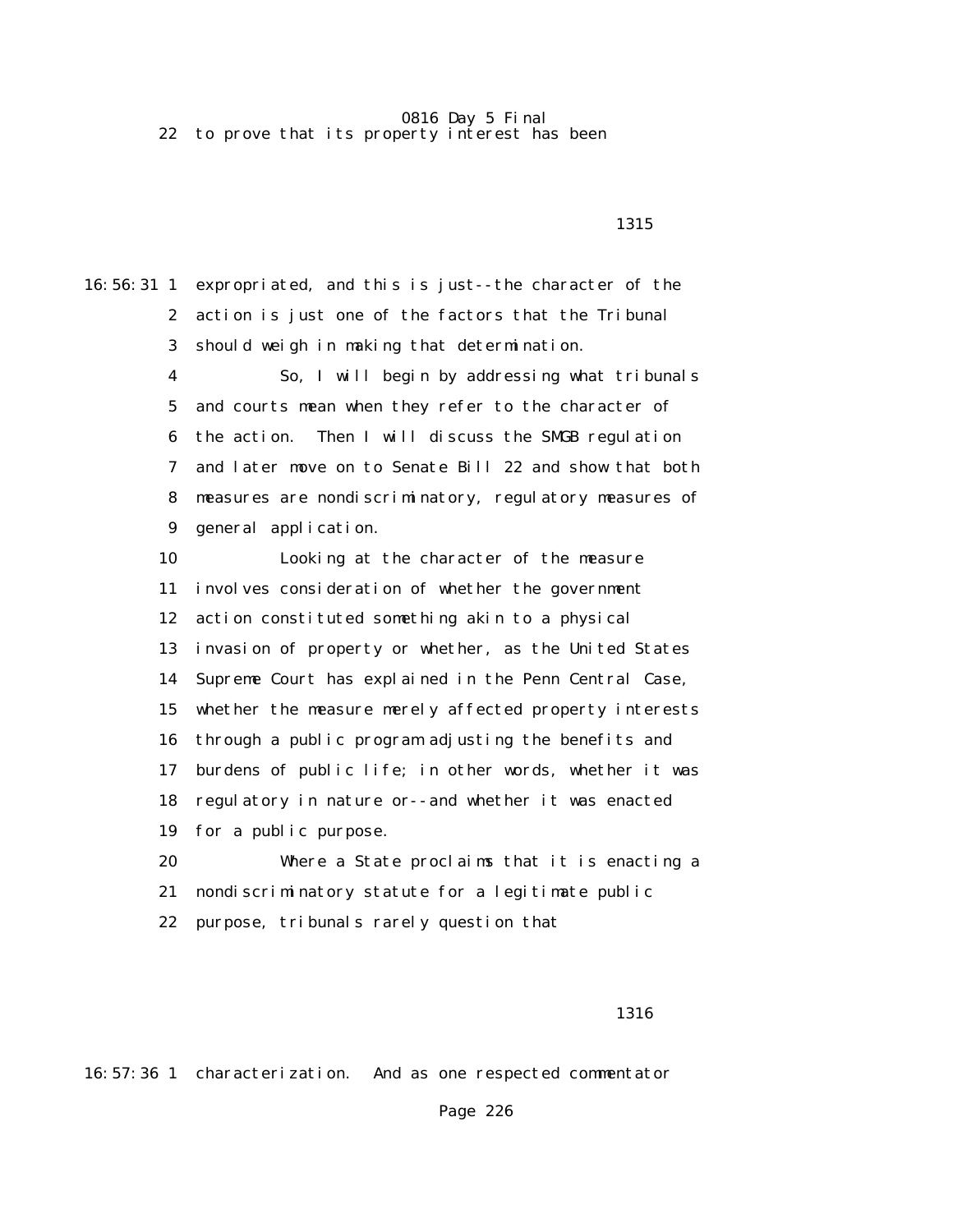22 to prove that its property interest has been

1315

16:56:31 1 expropriated, and this is just--the character of the

2 action is just one of the factors that the Tribunal

3 should weigh in making that determination.

4 So, I will begin by addressing what tribunals

5 and courts mean when they refer to the character of

6 the action. Then I will discuss the SMGB regulation

7 and later move on to Senate Bill 22 and show that both

8 measures are nondiscriminatory, regulatory measures of

9 general application.

10 Looking at the character of the measure

11 involves consideration of whether the government

12 action constituted something akin to a physical

13 invasion of property or whether, as the United States

14 Supreme Court has explained in the Penn Central Case,

15 whether the measure merely affected property interests

16 through a public program adjusting the benefits and

17 burdens of public life; in other words, whether it was

18 regulatory in nature or--and whether it was enacted

19 for a public purpose.

20 Where a State proclaims that it is enacting a

21 nondiscriminatory statute for a legitimate public

22 purpose, tribunals rarely question that

1316

16:57:36 1 characterization. And as one respected commentator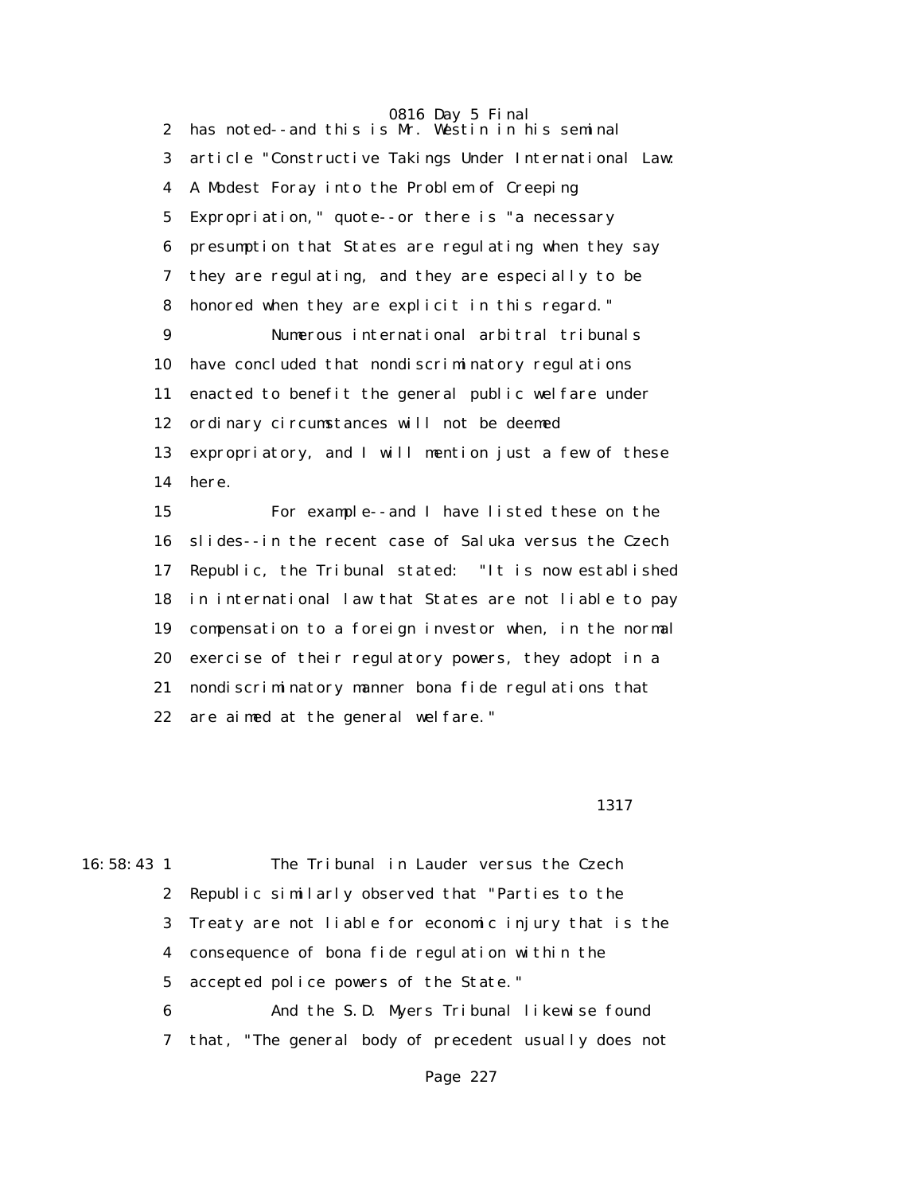has noted--and this is Mr. Westin in his seminal article "Constructive Takings Under International Law: A Modest Foray into the Problem of Creeping Expropriation," quote--or there is "a necessary presumption that States are regulating when they say they are regulating, and they are especially to be honored when they are explicit in this regard."

Numerous international arbitral tribunals have concluded that nondiscriminatory regulations enacted to benefit the general public welfare under ordinary circumstances will not be deemed expropriatory, and I will mention just a few of these here.

For example--and I have listed these on the slides--in the recent case of Saluka versus the Czech Republic, the Tribunal stated: "It is now established in international law that States are not liable to pay compensation to a foreign investor when, in the normal exercise of their regulatory powers, they adopt in a nondiscriminatory manner bona fide regulations that are aimed at the general welfare."

16:58:43 The Tribunal in Lauder versus the Czech Republic similarly observed that "Parties to the Treaty are not liable for economic injury that is the consequence of bona fide regulation within the accepted police powers of the State."

And the S.D. Myers Tribunal likewise found that, "The general body of precedent usually does not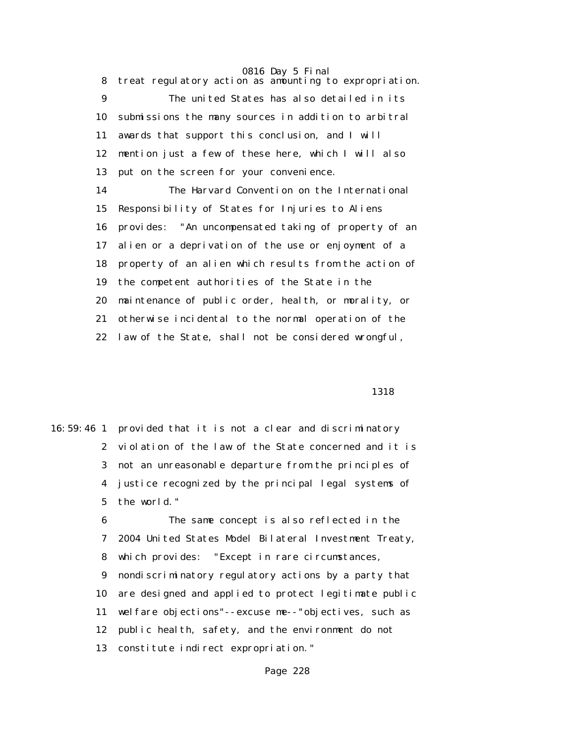8 treat regulatory action as amounting to expropriation.

9 The united States has also detailed in its

10 submissions the many sources in addition to arbitral

11 awards that support this conclusion, and I will

12 mention just a few of these here, which I will also

13 put on the screen for your convenience.

14 The Harvard Convention on the International

15 Responsibility of States for Injuries to Aliens

16 provides: "An uncompensated taking of property of an

17 alien or a deprivation of the use or enjoyment of a

18 property of an alien which results from the action of

19 the competent authorities of the State in the

20 maintenance of public order, health, or morality, or

21 otherwise incidental to the normal operation of the

22 law of the State, shall not be considered wrongful,

1318

16:59:46 1 provided that it is not a clear and discriminatory

2 violation of the law of the State concerned and it is

3 not an unreasonable departure from the principles of

4 justice recognized by the principal legal systems of

5 the world."

6 The same concept is also reflected in the

7 2004 United States Model Bilateral Investment Treaty,

8 which provides: "Except in rare circumstances,

9 nondiscriminatory regulatory actions by a party that

10 are designed and applied to protect legitimate public

11 welfare objections"--excuse me--"objectives, such as

12 public health, safety, and the environment do not

13 constitute indirect expropriation."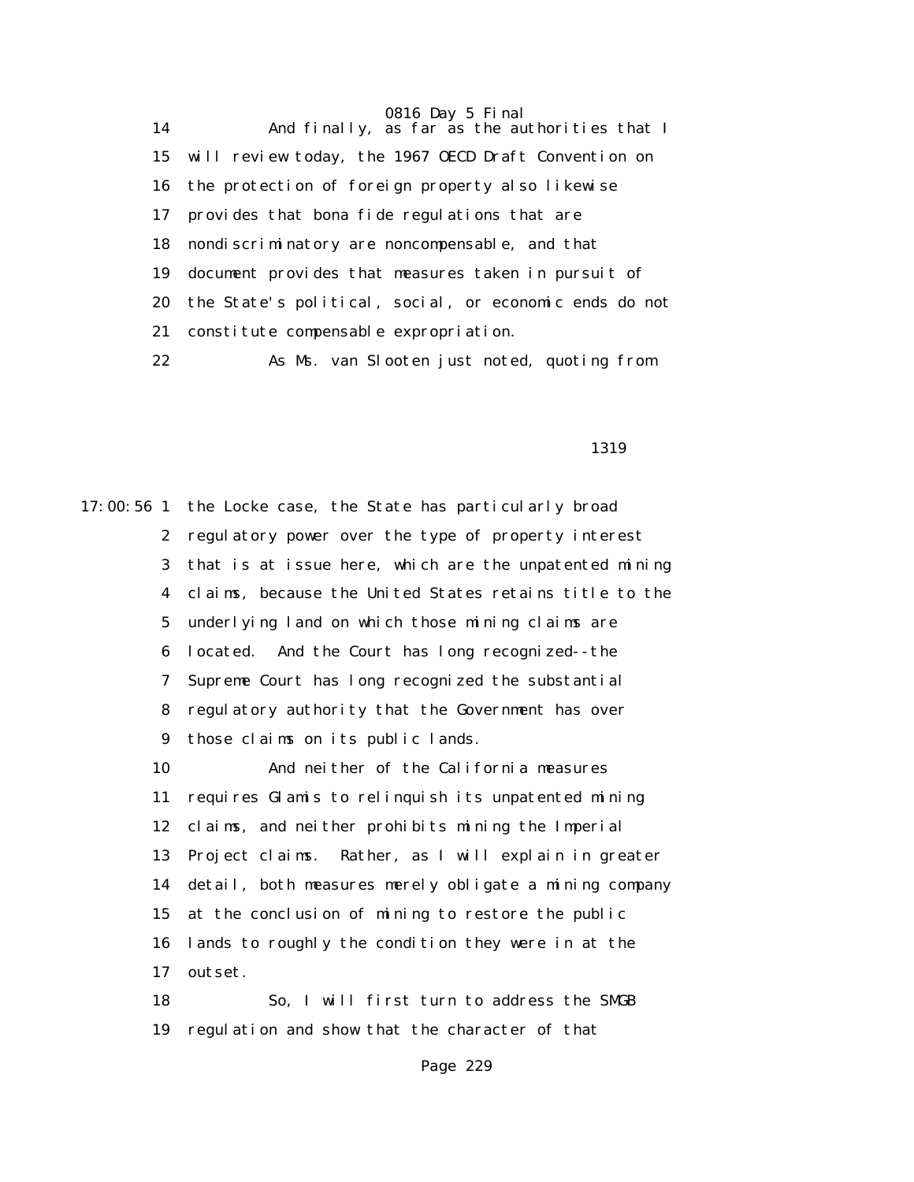14 And finally, as far as the authorities that I
15 will review today, the 1967 OECD Draft Convention on
16 the protection of foreign property also likewise
17 provides that bona fide regulations that are
18 nondiscriminatory are noncompensable, and that
19 document provides that measures taken in pursuit of
20 the State's political, social, or economic ends do not
21 constitute compensable expropriation.
22 As Ms. van Slooten just noted, quoting from

1319

17:00:56 1 the Locke case, the State has particularly broad
2 regulatory power over the type of property interest
3 that is at issue here, which are the unpatented mining
4 claims, because the United States retains title to the
5 underlying land on which those mining claims are
6 located. And the Court has long recognized--the
7 Supreme Court has long recognized the substantial
8 regulatory authority that the Government has over
9 those claims on its public lands.
10 And neither of the California measures
11 requires Glamis to relinquish its unpatented mining
12 claims, and neither prohibits mining the Imperial
13 Project claims. Rather, as I will explain in greater
14 detail, both measures merely obligate a mining company
15 at the conclusion of mining to restore the public
16 lands to roughly the condition they were in at the
17 outset.
18 So, I will first turn to address the SMGB
19 regulation and show that the character of that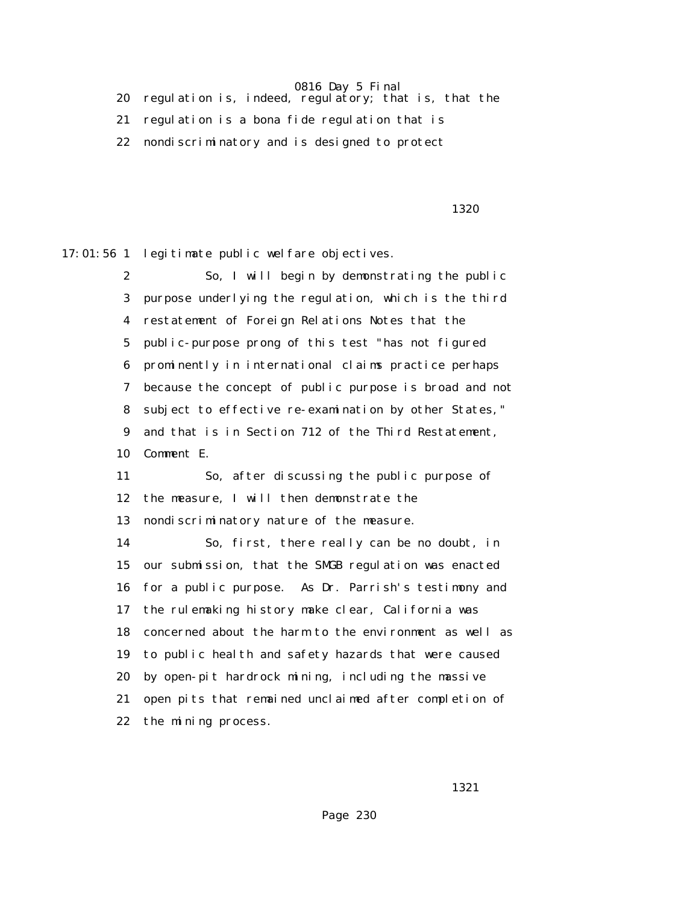20 regulation is, indeed, regulatory; that is, that the
21 regulation is a bona fide regulation that is
22 nondiscriminatory and is designed to protect

1320

17:01:56 1 legitimate public welfare objectives.
2 So, I will begin by demonstrating the public
3 purpose underlying the regulation, which is the third
4 restatement of Foreign Relations Notes that the
5 public-purpose prong of this test "has not figured
6 prominently in international claims practice perhaps
7 because the concept of public purpose is broad and not
8 subject to effective re-examination by other States,"
9 and that is in Section 712 of the Third Restatement,
10 Comment E.
11 So, after discussing the public purpose of
12 the measure, I will then demonstrate the
13 nondiscriminatory nature of the measure.
14 So, first, there really can be no doubt, in
15 our submission, that the SMGB regulation was enacted
16 for a public purpose. As Dr. Parrish's testimony and
17 the rulemaking history make clear, California was
18 concerned about the harm to the environment as well as
19 to public health and safety hazards that were caused
20 by open-pit hardrock mining, including the massive
21 open pits that remained unclaimed after completion of
22 the mining process.

1321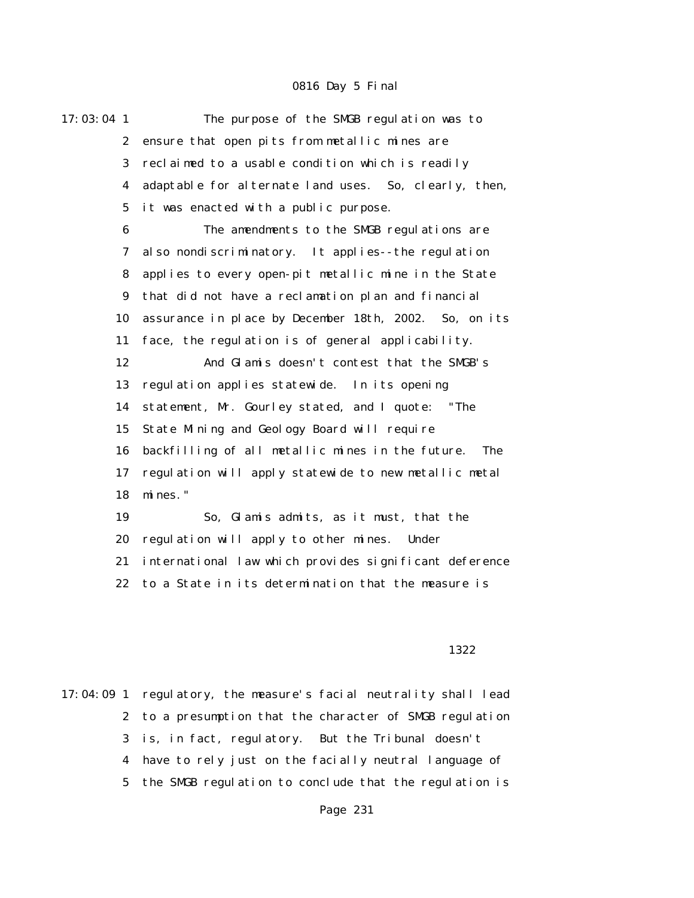17:03:04 1 The purpose of the SMGB regulation was to
2 ensure that open pits from metallic mines are
3 reclaimed to a usable condition which is readily
4 adaptable for alternate land uses. So, clearly, then,
5 it was enacted with a public purpose.
6 The amendments to the SMGB regulations are
7 also nondiscriminatory. It applies--the regulation
8 applies to every open-pit metallic mine in the State
9 that did not have a reclamation plan and financial
10 assurance in place by December 18th, 2002. So, on its
11 face, the regulation is of general applicability.
12 And Glamis doesn't contest that the SMGB's
13 regulation applies statewide. In its opening
14 statement, Mr. Gourley stated, and I quote: "The
15 State Mining and Geology Board will require
16 backfilling of all metallic mines in the future. The
17 regulation will apply statewide to new metallic metal
18 mines."
19 So, Glamis admits, as it must, that the
20 regulation will apply to other mines. Under
21 international law which provides significant deference
22 to a State in its determination that the measure is

1322

17:04:09 1 regulatory, the measure's facial neutrality shall lead
2 to a presumption that the character of SMGB regulation
3 is, in fact, regulatory. But the Tribunal doesn't
4 have to rely just on the facially neutral language of
5 the SMGB regulation to conclude that the regulation is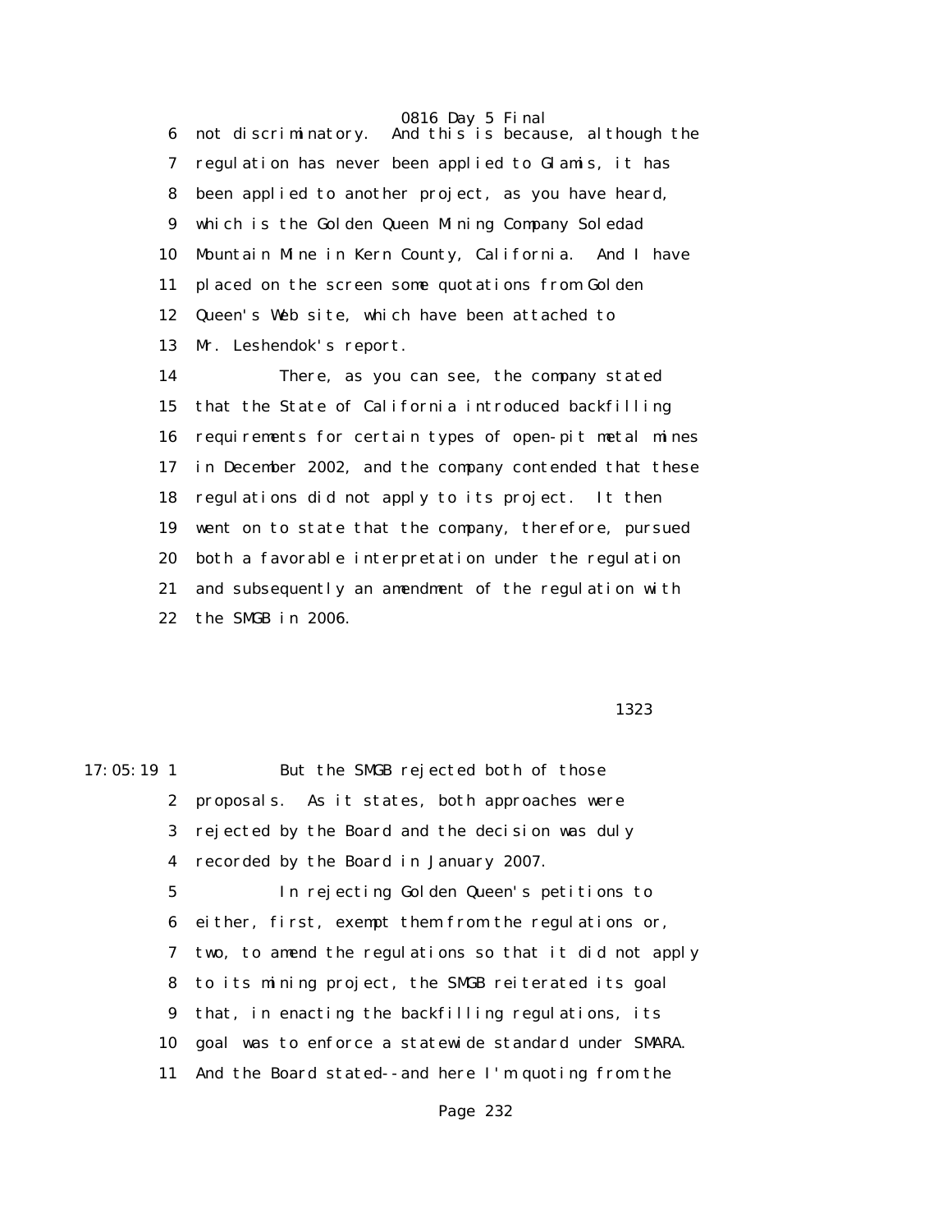6 not discriminatory. And this is because, although the
7 regulation has never been applied to Glamis, it has
8 been applied to another project, as you have heard,
9 which is the Golden Queen Mining Company Soledad
10 Mountain Mine in Kern County, California. And I have
11 placed on the screen some quotations from Golden
12 Queen's Web site, which have been attached to
13 Mr. Leshendok's report.
14 There, as you can see, the company stated
15 that the State of California introduced backfilling
16 requirements for certain types of open-pit metal mines
17 in December 2002, and the company contended that these
18 regulations did not apply to its project. It then
19 went on to state that the company, therefore, pursued
20 both a favorable interpretation under the regulation
21 and subsequently an amendment of the regulation with
22 the SMGB in 2006.

1323

17:05:19 1 But the SMGB rejected both of those
2 proposals. As it states, both approaches were
3 rejected by the Board and the decision was duly
4 recorded by the Board in January 2007.
5 In rejecting Golden Queen's petitions to
6 either, first, exempt them from the regulations or,
7 two, to amend the regulations so that it did not apply
8 to its mining project, the SMGB reiterated its goal
9 that, in enacting the backfilling regulations, its
10 goal was to enforce a statewide standard under SMARA.
11 And the Board stated--and here I'm quoting from the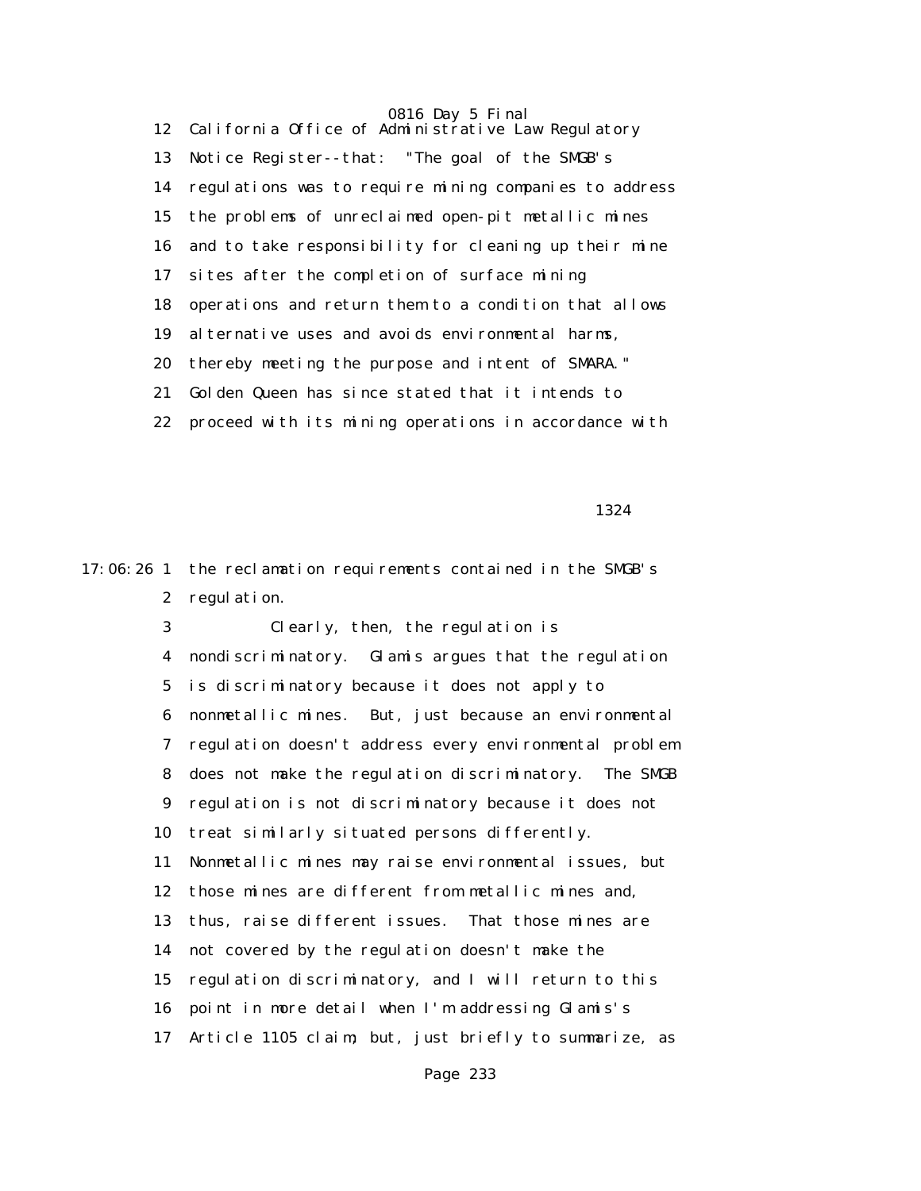12 California Office of Administrative Law Regulatory
13 Notice Register--that: "The goal of the SMGB's
14 regulations was to require mining companies to address
15 the problems of unreclaimed open-pit metallic mines
16 and to take responsibility for cleaning up their mine
17 sites after the completion of surface mining
18 operations and return them to a condition that allows
19 alternative uses and avoids environmental harms,
20 thereby meeting the purpose and intent of SMARA."
21 Golden Queen has since stated that it intends to
22 proceed with its mining operations in accordance with

1324

17:06:26 1 the reclamation requirements contained in the SMGB's
2 regulation.
3 Clearly, then, the regulation is
4 nondiscriminatory. Glamis argues that the regulation
5 is discriminatory because it does not apply to
6 nonmetallic mines. But, just because an environmental
7 regulation doesn't address every environmental problem
8 does not make the regulation discriminatory. The SMGB
9 regulation is not discriminatory because it does not
10 treat similarly situated persons differently.
11 Nonmetallic mines may raise environmental issues, but
12 those mines are different from metallic mines and,
13 thus, raise different issues. That those mines are
14 not covered by the regulation doesn't make the
15 regulation discriminatory, and I will return to this
16 point in more detail when I'm addressing Glamis's
17 Article 1105 claim, but, just briefly to summarize, as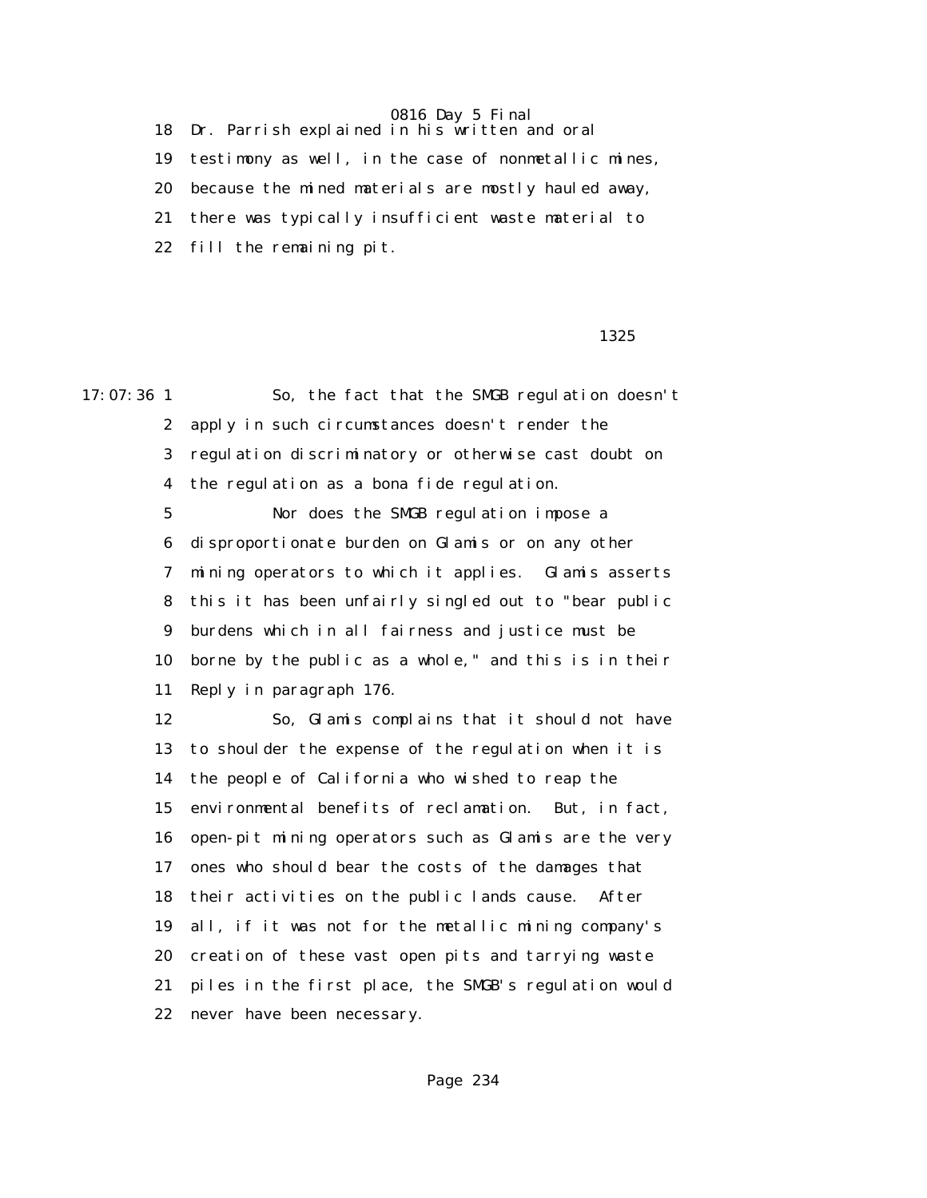18 Dr. Parrish explained in his written and oral
19 testimony as well, in the case of nonmetallic mines,
20 because the mined materials are mostly hauled away,
21 there was typically insufficient waste material to
22 fill the remaining pit.

1325

17:07:36 1 So, the fact that the SMGB regulation doesn't
2 apply in such circumstances doesn't render the
3 regulation discriminatory or otherwise cast doubt on
4 the regulation as a bona fide regulation.
5 Nor does the SMGB regulation impose a
6 disproportionate burden on Glamis or on any other
7 mining operators to which it applies. Glamis asserts
8 this it has been unfairly singled out to "bear public
9 burdens which in all fairness and justice must be
10 borne by the public as a whole," and this is in their
11 Reply in paragraph 176.
12 So, Glamis complains that it should not have
13 to shoulder the expense of the regulation when it is
14 the people of California who wished to reap the
15 environmental benefits of reclamation. But, in fact,
16 open-pit mining operators such as Glamis are the very
17 ones who should bear the costs of the damages that
18 their activities on the public lands cause. After
19 all, if it was not for the metallic mining company's
20 creation of these vast open pits and tarrying waste
21 piles in the first place, the SMGB's regulation would
22 never have been necessary.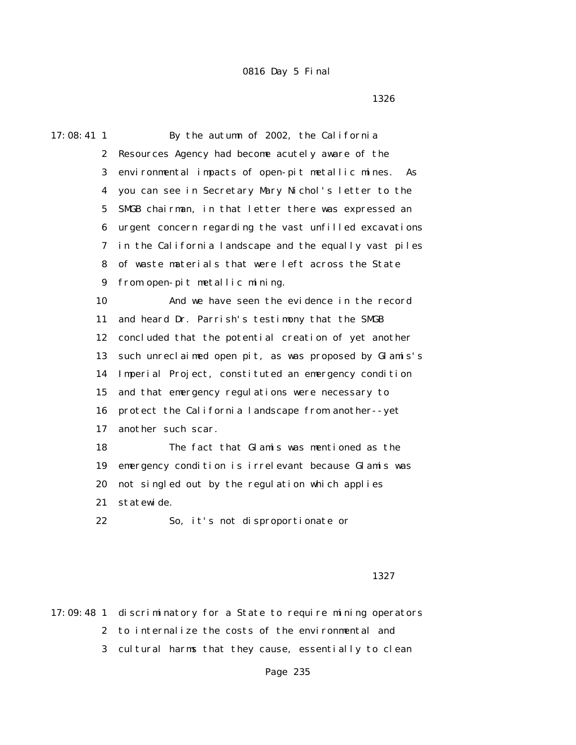By the autumn of 2002, the California Resources Agency had become acutely aware of the environmental impacts of open-pit metallic mines. As you can see in Secretary Mary Nichol's letter to the SMGB chairman, in that letter there was expressed an urgent concern regarding the vast unfilled excavations in the California landscape and the equally vast piles of waste materials that were left across the State from open-pit metallic mining.

And we have seen the evidence in the record and heard Dr. Parrish's testimony that the SMGB concluded that the potential creation of yet another such unreclaimed open pit, as was proposed by Glamis's Imperial Project, constituted an emergency condition and that emergency regulations were necessary to protect the California landscape from another--yet another such scar.

The fact that Glamis was mentioned as the emergency condition is irrelevant because Glamis was not singled out by the regulation which applies statewide.

So, it's not disproportionate or discriminatory for a State to require mining operators to internalize the costs of the environmental and cultural harms that they cause, essentially to clean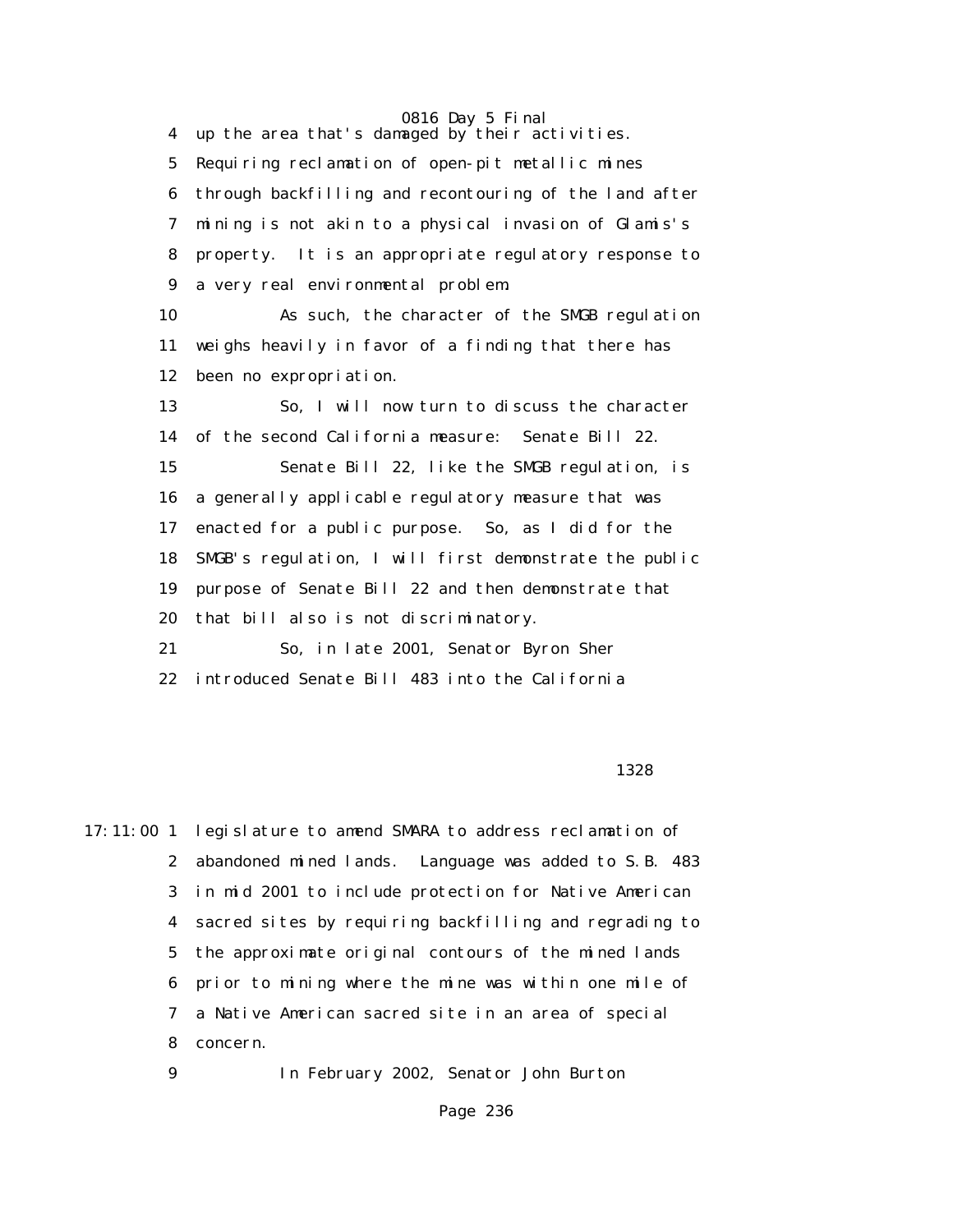4 up the area that's damaged by their activities.

5 Requiring reclamation of open-pit metallic mines

6 through backfilling and recontouring of the land after

7 mining is not akin to a physical invasion of Glamis's

8 property. It is an appropriate regulatory response to

9 a very real environmental problem.

10 As such, the character of the SMGB regulation

11 weighs heavily in favor of a finding that there has

12 been no expropriation.

13 So, I will now turn to discuss the character

14 of the second California measure: Senate Bill 22.

15 Senate Bill 22, like the SMGB regulation, is

16 a generally applicable regulatory measure that was

17 enacted for a public purpose. So, as I did for the

18 SMGB's regulation, I will first demonstrate the public

19 purpose of Senate Bill 22 and then demonstrate that

20 that bill also is not discriminatory.

21 So, in late 2001, Senator Byron Sher

22 introduced Senate Bill 483 into the California

1328

17:11:00 1 legislature to amend SMARA to address reclamation of

2 abandoned mined lands. Language was added to S.B. 483

3 in mid 2001 to include protection for Native American

4 sacred sites by requiring backfilling and regrading to

5 the approximate original contours of the mined lands

6 prior to mining where the mine was within one mile of

7 a Native American sacred site in an area of special

8 concern.

9 In February 2002, Senator John Burton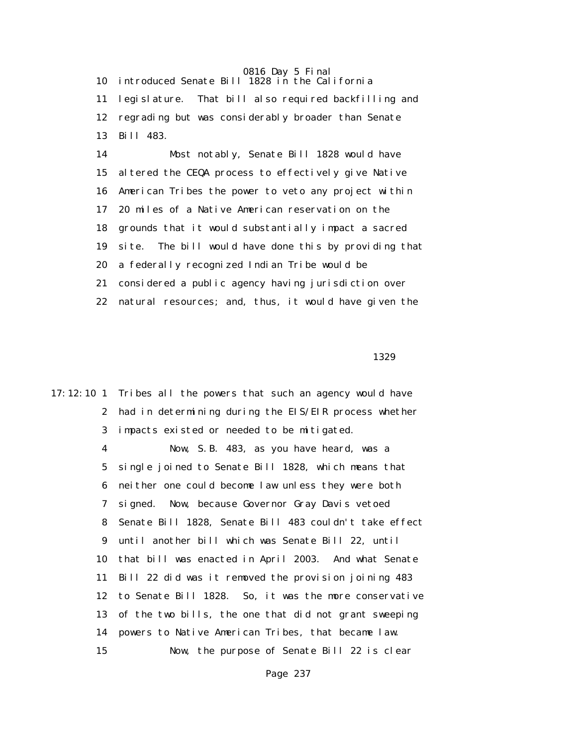10 introduced Senate Bill 1828 in the California
11 legislature. That bill also required backfilling and
12 regrading but was considerably broader than Senate
13 Bill 483.
14 Most notably, Senate Bill 1828 would have
15 altered the CEQA process to effectively give Native
16 American Tribes the power to veto any project within
17 20 miles of a Native American reservation on the
18 grounds that it would substantially impact a sacred
19 site. The bill would have done this by providing that
20 a federally recognized Indian Tribe would be
21 considered a public agency having jurisdiction over
22 natural resources; and, thus, it would have given the

1329

17:12:10 1 Tribes all the powers that such an agency would have
2 had in determining during the EIS/EIR process whether
3 impacts existed or needed to be mitigated.
4 Now, S.B. 483, as you have heard, was a
5 single joined to Senate Bill 1828, which means that
6 neither one could become law unless they were both
7 signed. Now, because Governor Gray Davis vetoed
8 Senate Bill 1828, Senate Bill 483 couldn't take effect
9 until another bill which was Senate Bill 22, until
10 that bill was enacted in April 2003. And what Senate
11 Bill 22 did was it removed the provision joining 483
12 to Senate Bill 1828. So, it was the more conservative
13 of the two bills, the one that did not grant sweeping
14 powers to Native American Tribes, that became law.
15 Now, the purpose of Senate Bill 22 is clear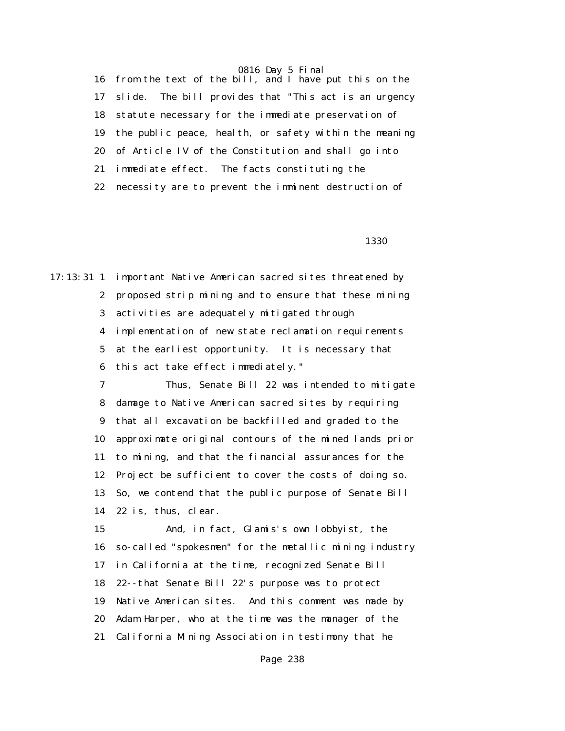16 from the text of the bill, and I have put this on the

17 slide. The bill provides that "This act is an urgency

18 statute necessary for the immediate preservation of

19 the public peace, health, or safety within the meaning

20 of Article IV of the Constitution and shall go into

21 immediate effect. The facts constituting the

22 necessity are to prevent the imminent destruction of

1330

17:13:31 1 important Native American sacred sites threatened by

2 proposed strip mining and to ensure that these mining

3 activities are adequately mitigated through

4 implementation of new state reclamation requirements

5 at the earliest opportunity. It is necessary that

6 this act take effect immediately."

7 Thus, Senate Bill 22 was intended to mitigate

8 damage to Native American sacred sites by requiring

9 that all excavation be backfilled and graded to the

10 approximate original contours of the mined lands prior

11 to mining, and that the financial assurances for the

12 Project be sufficient to cover the costs of doing so.

13 So, we contend that the public purpose of Senate Bill

14 22 is, thus, clear.

15 And, in fact, Glamis's own lobbyist, the

16 so-called "spokesmen" for the metallic mining industry

17 in California at the time, recognized Senate Bill

18 22--that Senate Bill 22's purpose was to protect

19 Native American sites. And this comment was made by

20 Adam Harper, who at the time was the manager of the

21 California Mining Association in testimony that he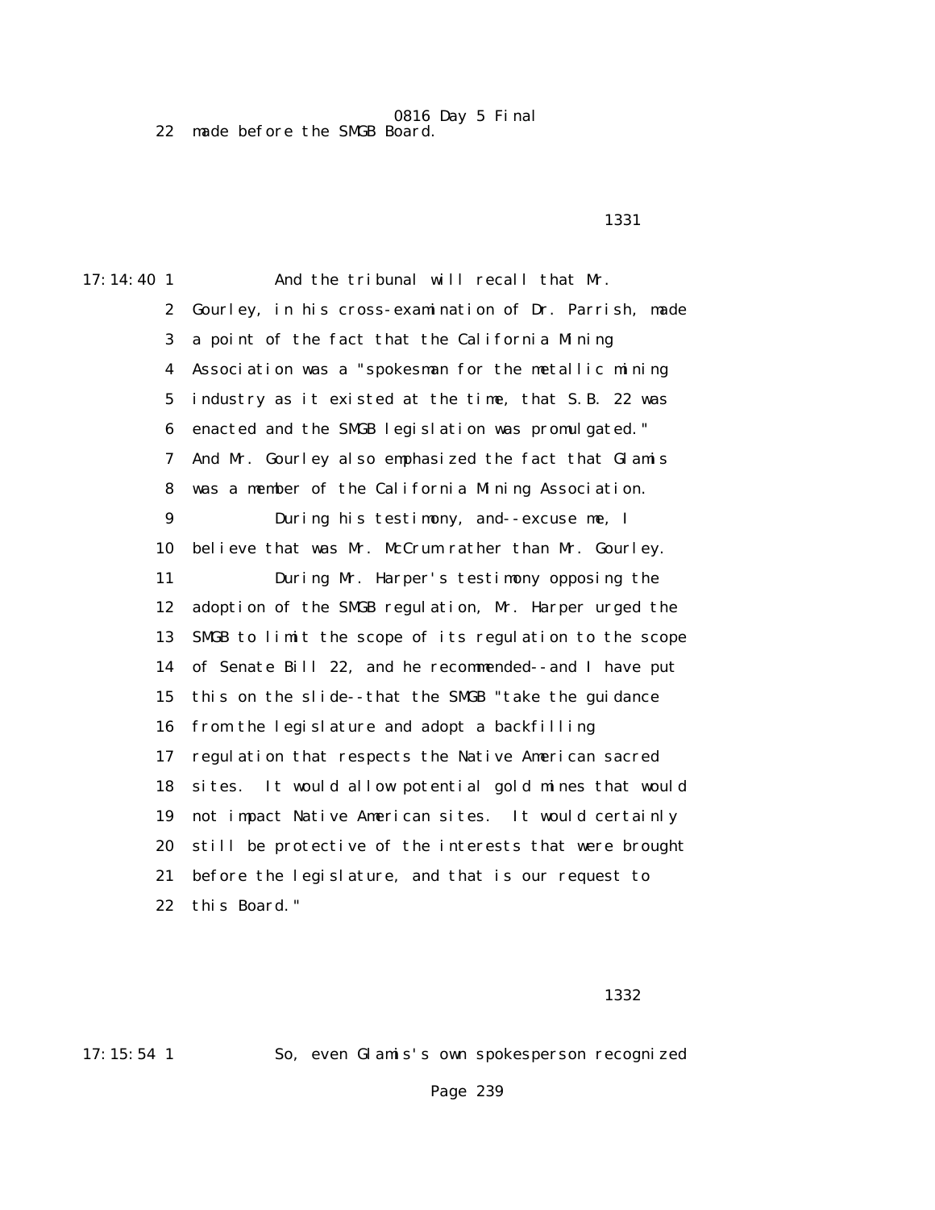22 made before the SMGB Board.

1331

17:14:40 1 And the tribunal will recall that Mr.
2 Gourley, in his cross-examination of Dr. Parrish, made
3 a point of the fact that the California Mining
4 Association was a "spokesman for the metallic mining
5 industry as it existed at the time, that S.B. 22 was
6 enacted and the SMGB legislation was promulgated."
7 And Mr. Gourley also emphasized the fact that Glamis
8 was a member of the California Mining Association.
9 During his testimony, and--excuse me, I
10 believe that was Mr. McCrum rather than Mr. Gourley.
11 During Mr. Harper's testimony opposing the
12 adoption of the SMGB regulation, Mr. Harper urged the
13 SMGB to limit the scope of its regulation to the scope
14 of Senate Bill 22, and he recommended--and I have put
15 this on the slide--that the SMGB "take the guidance
16 from the legislature and adopt a backfilling
17 regulation that respects the Native American sacred
18 sites. It would allow potential gold mines that would
19 not impact Native American sites. It would certainly
20 still be protective of the interests that were brought
21 before the legislature, and that is our request to
22 this Board."

1332

17:15:54 1 So, even Glamis's own spokesperson recognized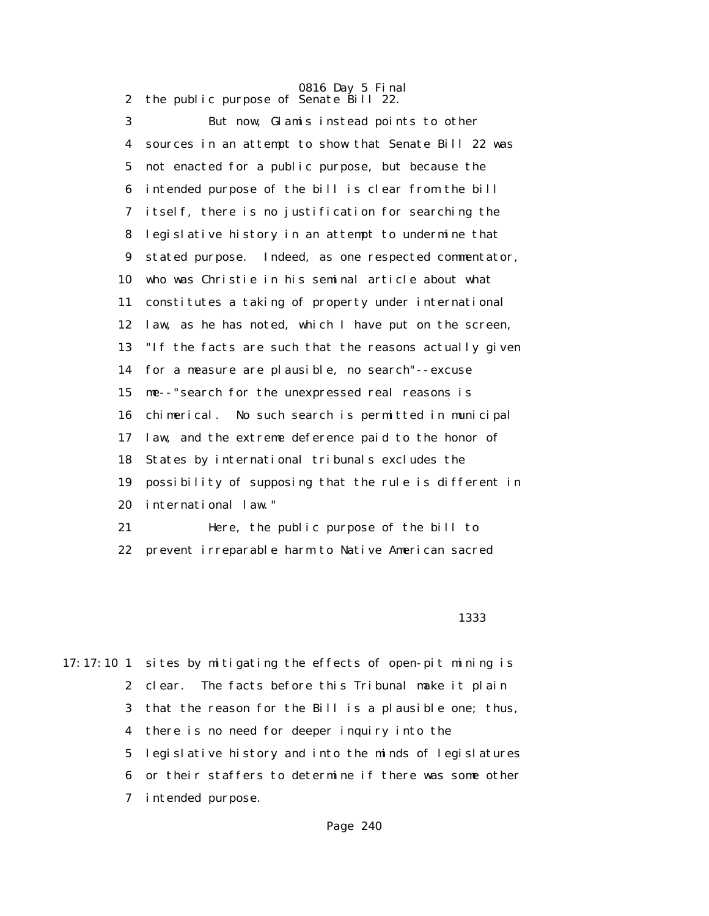2 the public purpose of Senate Bill 22.

3 But now, Glamis instead points to other

4 sources in an attempt to show that Senate Bill 22 was

5 not enacted for a public purpose, but because the

6 intended purpose of the bill is clear from the bill

7 itself, there is no justification for searching the

8 legislative history in an attempt to undermine that

9 stated purpose. Indeed, as one respected commentator,

10 who was Christie in his seminal article about what

11 constitutes a taking of property under international

12 law, as he has noted, which I have put on the screen,

13 "If the facts are such that the reasons actually given

14 for a measure are plausible, no search"--excuse

15 me--"search for the unexpressed real reasons is

16 chimerical. No such search is permitted in municipal

17 law, and the extreme deference paid to the honor of

18 States by international tribunals excludes the

19 possibility of supposing that the rule is different in

20 international law."

21 Here, the public purpose of the bill to

22 prevent irreparable harm to Native American sacred

1333

17:17:10 1 sites by mitigating the effects of open-pit mining is

2 clear. The facts before this Tribunal make it plain

3 that the reason for the Bill is a plausible one; thus,

4 there is no need for deeper inquiry into the

5 legislative history and into the minds of legislatures

6 or their staffers to determine if there was some other

7 intended purpose.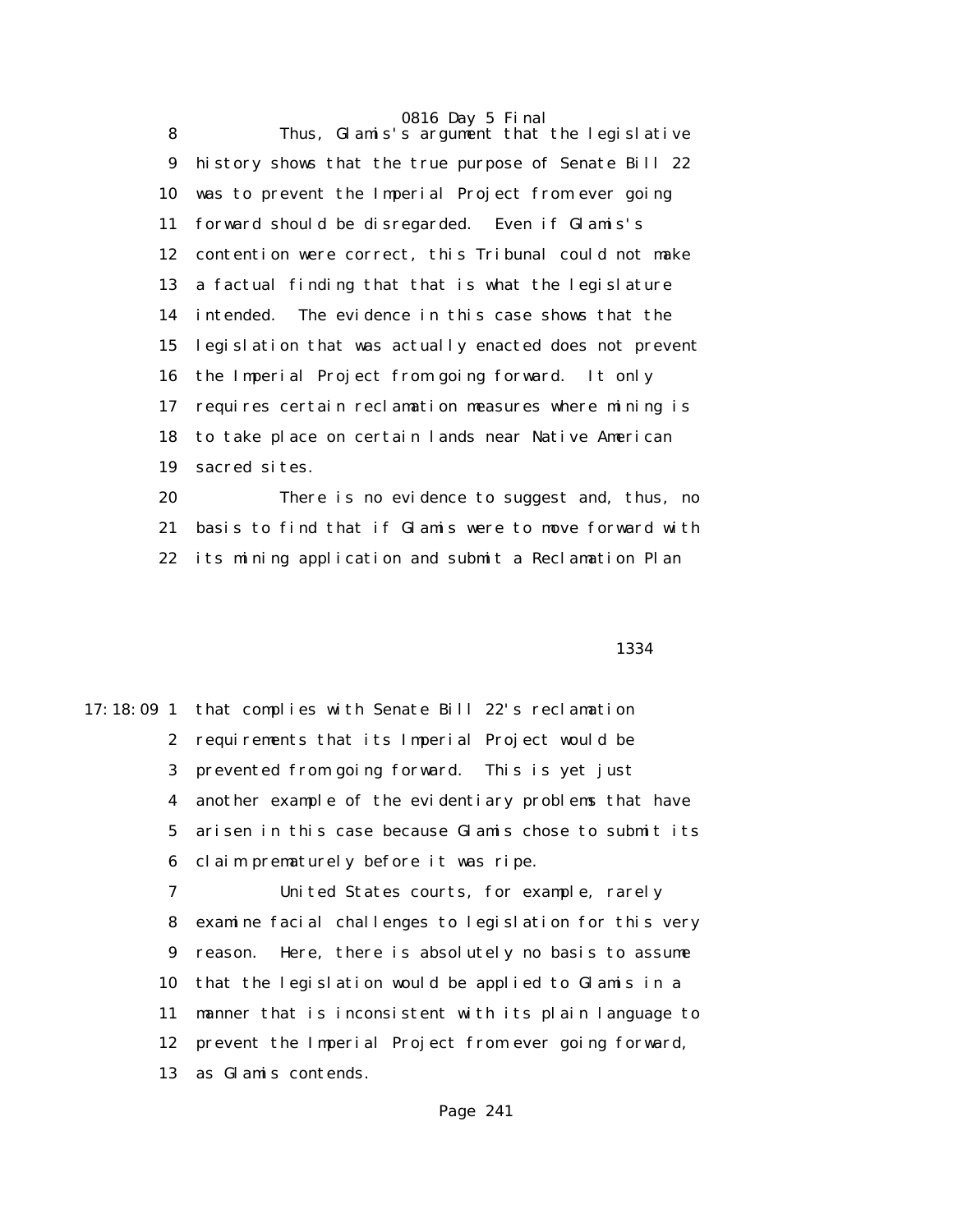8 Thus, Glamis's argument that the legislative
9 history shows that the true purpose of Senate Bill 22
10 was to prevent the Imperial Project from ever going
11 forward should be disregarded. Even if Glamis's
12 contention were correct, this Tribunal could not make
13 a factual finding that that is what the legislature
14 intended. The evidence in this case shows that the
15 legislation that was actually enacted does not prevent
16 the Imperial Project from going forward. It only
17 requires certain reclamation measures where mining is
18 to take place on certain lands near Native American
19 sacred sites.

20 There is no evidence to suggest and, thus, no
21 basis to find that if Glamis were to move forward with
22 its mining application and submit a Reclamation Plan

1334

17:18:09 1 that complies with Senate Bill 22's reclamation
2 requirements that its Imperial Project would be
3 prevented from going forward. This is yet just
4 another example of the evidentiary problems that have
5 arisen in this case because Glamis chose to submit its
6 claim prematurely before it was ripe.

7 United States courts, for example, rarely
8 examine facial challenges to legislation for this very
9 reason. Here, there is absolutely no basis to assume
10 that the legislation would be applied to Glamis in a
11 manner that is inconsistent with its plain language to
12 prevent the Imperial Project from ever going forward,
13 as Glamis contends.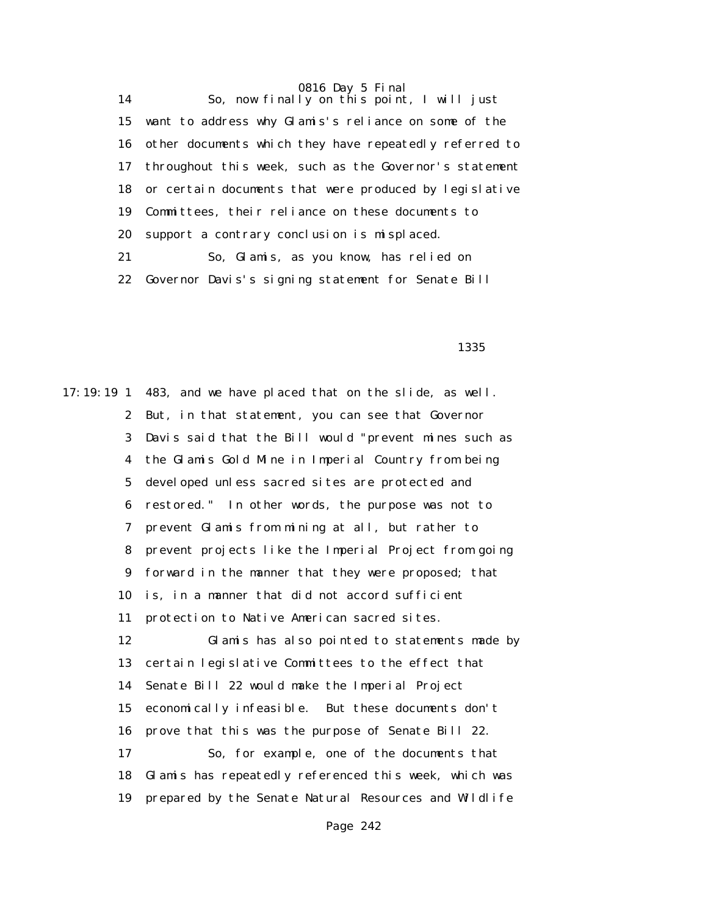14 So, now finally on this point, I will just
15 want to address why Glamis's reliance on some of the
16 other documents which they have repeatedly referred to
17 throughout this week, such as the Governor's statement
18 or certain documents that were produced by legislative
19 Committees, their reliance on these documents to
20 support a contrary conclusion is misplaced.
21 So, Glamis, as you know, has relied on
22 Governor Davis's signing statement for Senate Bill

1335

17:19:19 1 483, and we have placed that on the slide, as well.
2 But, in that statement, you can see that Governor
3 Davis said that the Bill would "prevent mines such as
4 the Glamis Gold Mine in Imperial Country from being
5 developed unless sacred sites are protected and
6 restored." In other words, the purpose was not to
7 prevent Glamis from mining at all, but rather to
8 prevent projects like the Imperial Project from going
9 forward in the manner that they were proposed; that
10 is, in a manner that did not accord sufficient
11 protection to Native American sacred sites.
12 Glamis has also pointed to statements made by
13 certain legislative Committees to the effect that
14 Senate Bill 22 would make the Imperial Project
15 economically infeasible. But these documents don't
16 prove that this was the purpose of Senate Bill 22.
17 So, for example, one of the documents that
18 Glamis has repeatedly referenced this week, which was
19 prepared by the Senate Natural Resources and Wildlife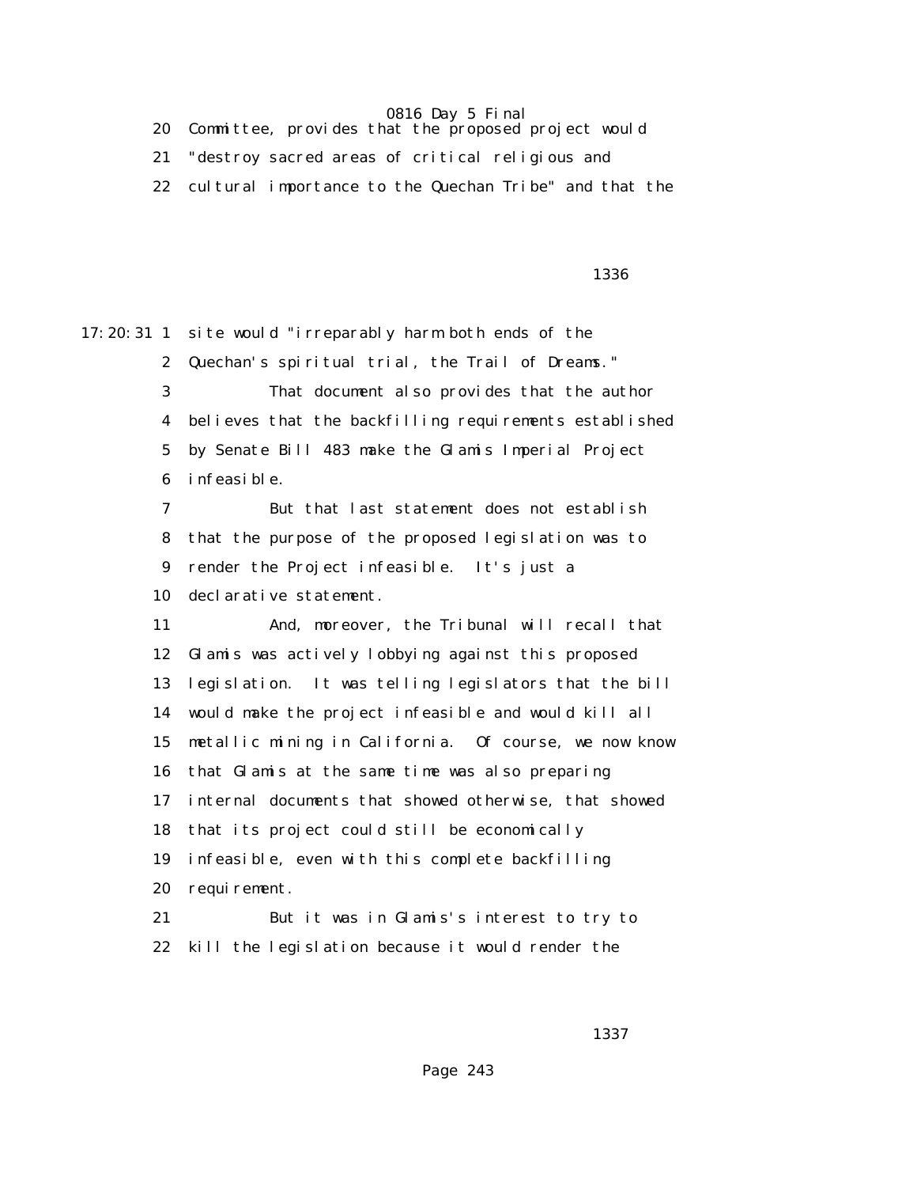20 Committee, provides that the proposed project would
21 "destroy sacred areas of critical religious and
22 cultural importance to the Quechan Tribe" and that the

1336

17:20:31 1 site would "irreparably harm both ends of the
2 Quechan's spiritual trial, the Trail of Dreams."
3 That document also provides that the author
4 believes that the backfilling requirements established
5 by Senate Bill 483 make the Glamis Imperial Project
6 infeasible.
7 But that last statement does not establish
8 that the purpose of the proposed legislation was to
9 render the Project infeasible. It's just a
10 declarative statement.
11 And, moreover, the Tribunal will recall that
12 Glamis was actively lobbying against this proposed
13 legislation. It was telling legislators that the bill
14 would make the project infeasible and would kill all
15 metallic mining in California. Of course, we now know
16 that Glamis at the same time was also preparing
17 internal documents that showed otherwise, that showed
18 that its project could still be economically
19 infeasible, even with this complete backfilling
20 requirement.
21 But it was in Glamis's interest to try to
22 kill the legislation because it would render the

1337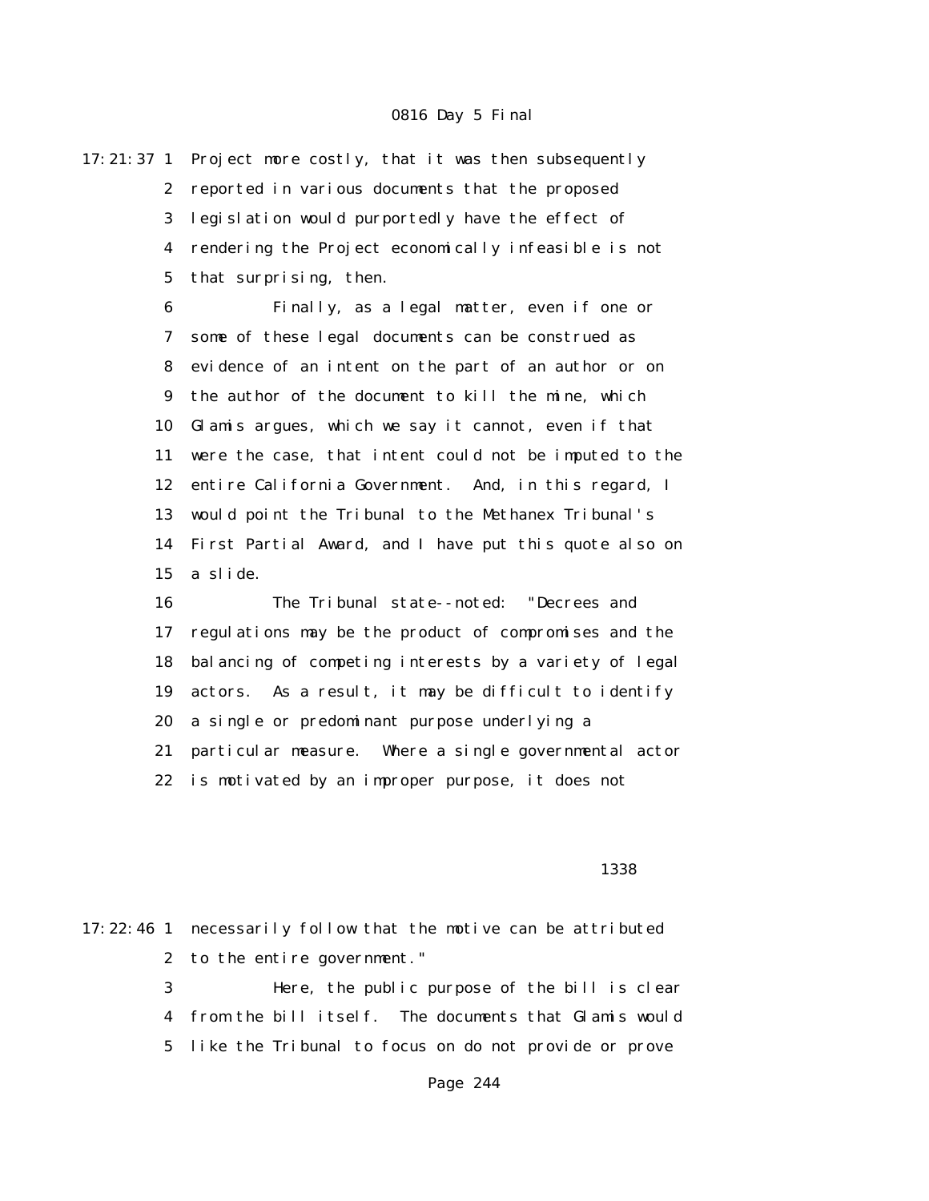17:21:37 1 Project more costly, that it was then subsequently

2 reported in various documents that the proposed

3 legislation would purportedly have the effect of

4 rendering the Project economically infeasible is not

5 that surprising, then.

6 Finally, as a legal matter, even if one or

7 some of these legal documents can be construed as

8 evidence of an intent on the part of an author or on

9 the author of the document to kill the mine, which

10 Glamis argues, which we say it cannot, even if that

11 were the case, that intent could not be imputed to the

12 entire California Government. And, in this regard, I

13 would point the Tribunal to the Methanex Tribunal's

14 First Partial Award, and I have put this quote also on

15 a slide.

16 The Tribunal state--noted: "Decrees and

17 regulations may be the product of compromises and the

18 balancing of competing interests by a variety of legal

19 actors. As a result, it may be difficult to identify

20 a single or predominant purpose underlying a

21 particular measure. Where a single governmental actor

22 is motivated by an improper purpose, it does not

1338

17:22:46 1 necessarily follow that the motive can be attributed

2 to the entire government."

3 Here, the public purpose of the bill is clear

4 from the bill itself. The documents that Glamis would

5 like the Tribunal to focus on do not provide or prove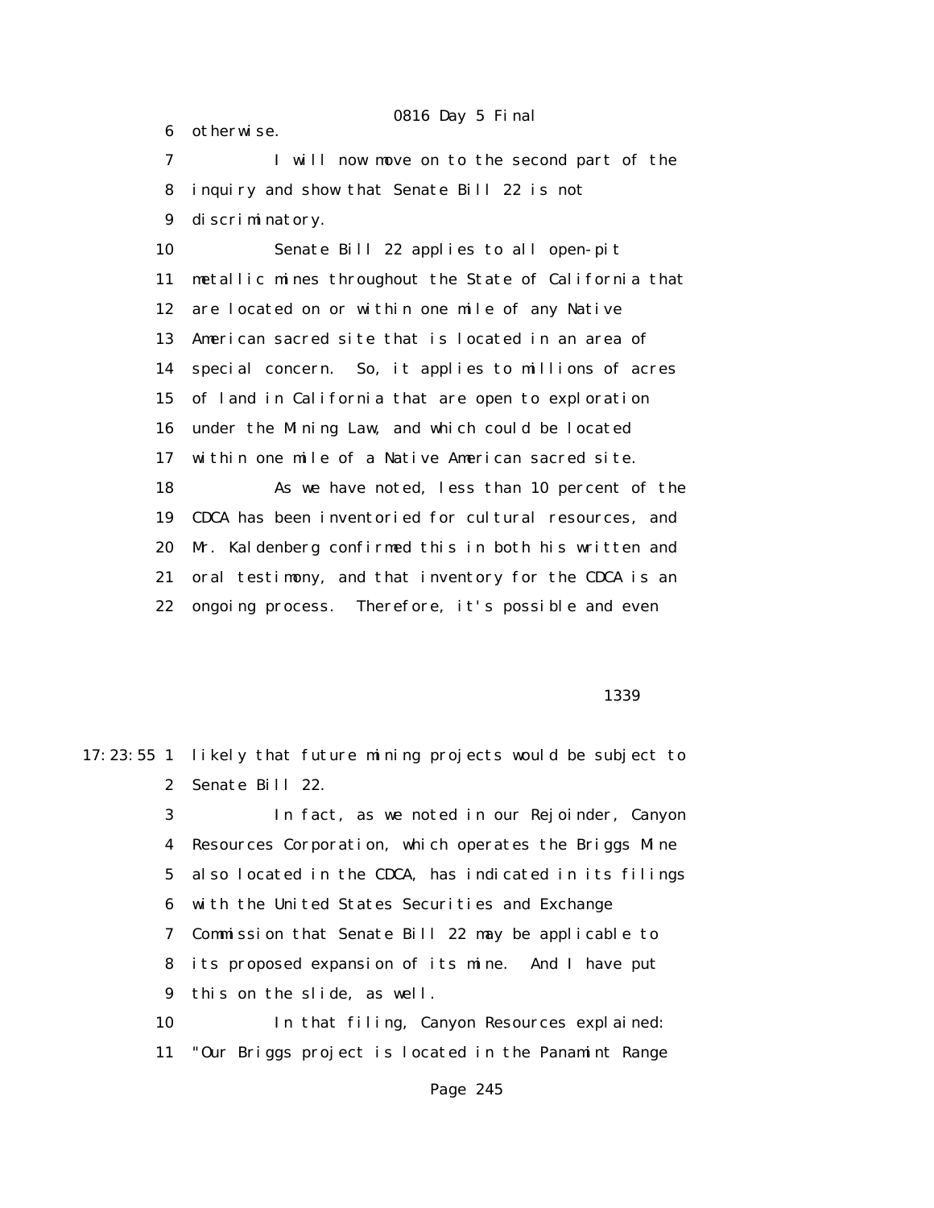6 otherwise.

7 I will now move on to the second part of the
8 inquiry and show that Senate Bill 22 is not
9 discriminatory.

10 Senate Bill 22 applies to all open-pit
11 metallic mines throughout the State of California that
12 are located on or within one mile of any Native
13 American sacred site that is located in an area of
14 special concern. So, it applies to millions of acres
15 of land in California that are open to exploration
16 under the Mining Law, and which could be located
17 within one mile of a Native American sacred site.

18 As we have noted, less than 10 percent of the
19 CDCA has been inventoried for cultural resources, and
20 Mr. Kaldenberg confirmed this in both his written and
21 oral testimony, and that inventory for the CDCA is an
22 ongoing process. Therefore, it's possible and even

1339

17:23:55 1 likely that future mining projects would be subject to
2 Senate Bill 22.

3 In fact, as we noted in our Rejoinder, Canyon
4 Resources Corporation, which operates the Briggs Mine
5 also located in the CDCA, has indicated in its filings
6 with the United States Securities and Exchange
7 Commission that Senate Bill 22 may be applicable to
8 its proposed expansion of its mine. And I have put
9 this on the slide, as well.

10 In that filing, Canyon Resources explained:
11 "Our Briggs project is located in the Panamint Range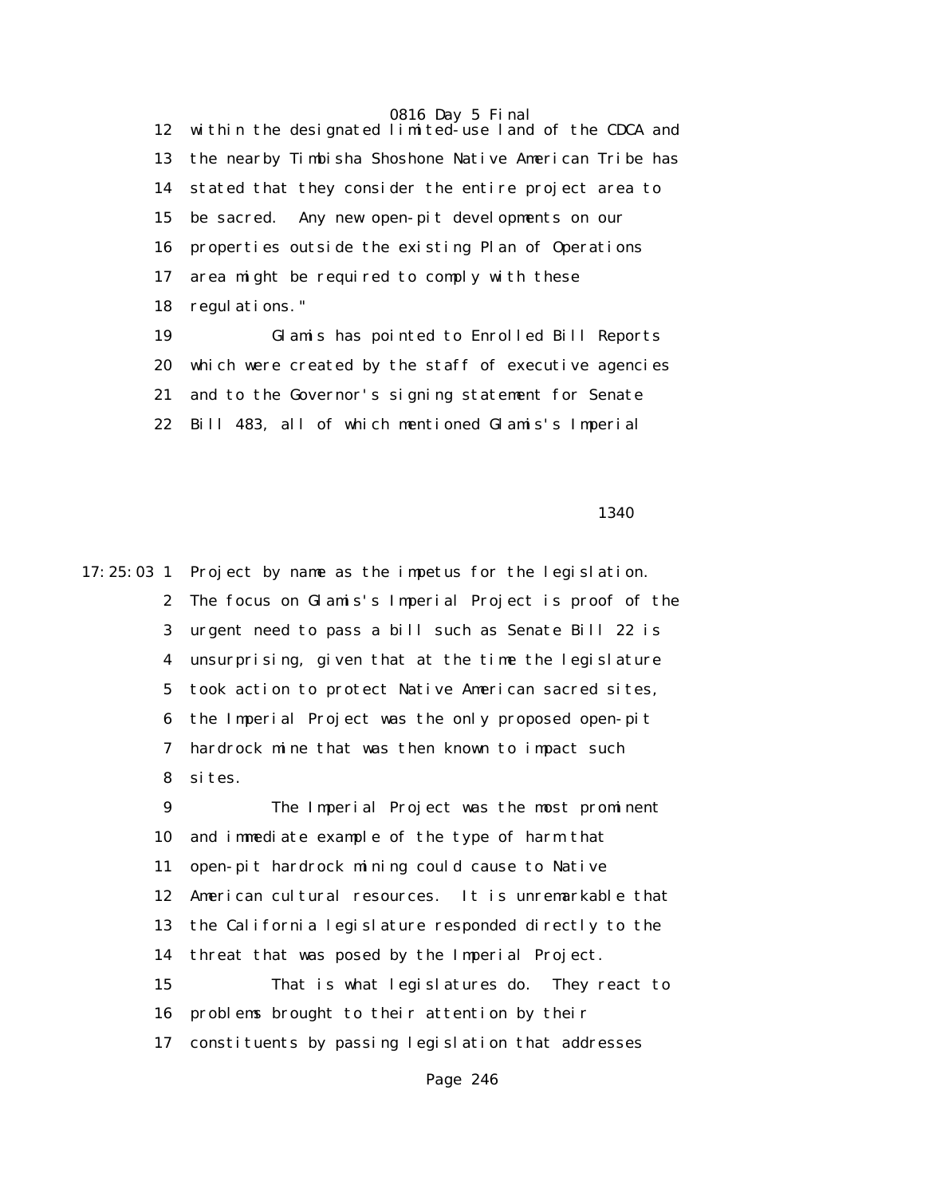within the designated limited-use land of the CDCA and the nearby Timbisha Shoshone Native American Tribe has stated that they consider the entire project area to be sacred. Any new open-pit developments on our properties outside the existing Plan of Operations area might be required to comply with these regulations."

Glamis has pointed to Enrolled Bill Reports which were created by the staff of executive agencies and to the Governor's signing statement for Senate Bill 483, all of which mentioned Glamis's Imperial Project by name as the impetus for the legislation. The focus on Glamis's Imperial Project is proof of the urgent need to pass a bill such as Senate Bill 22 is unsurprising, given that at the time the legislature took action to protect Native American sacred sites, the Imperial Project was the only proposed open-pit hardrock mine that was then known to impact such sites.

The Imperial Project was the most prominent and immediate example of the type of harm that open-pit hardrock mining could cause to Native American cultural resources. It is unremarkable that the California legislature responded directly to the threat that was posed by the Imperial Project.

That is what legislatures do. They react to problems brought to their attention by their constituents by passing legislation that addresses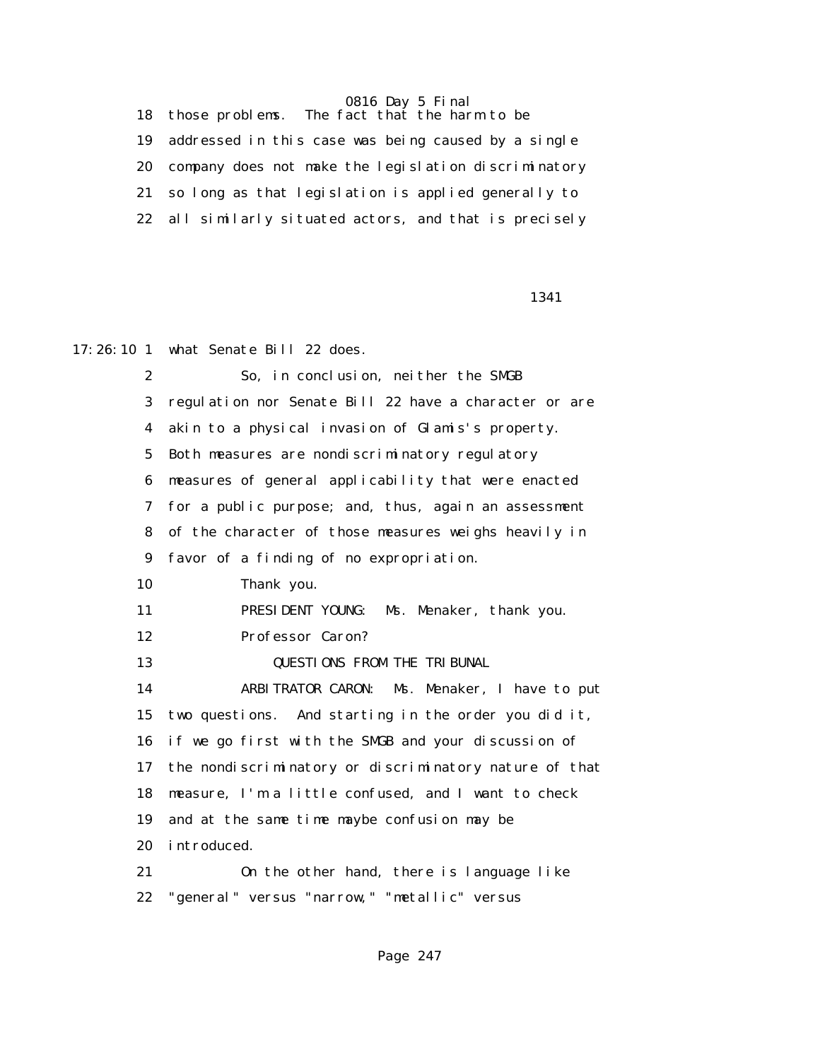18 those problems. The fact that the harm to be

19 addressed in this case was being caused by a single

20 company does not make the legislation discriminatory

21 so long as that legislation is applied generally to

22 all similarly situated actors, and that is precisely

1341

17:26:10 1 what Senate Bill 22 does.

2 So, in conclusion, neither the SMGB

3 regulation nor Senate Bill 22 have a character or are

4 akin to a physical invasion of Glamis's property.

5 Both measures are nondiscriminatory regulatory

6 measures of general applicability that were enacted

7 for a public purpose; and, thus, again an assessment

8 of the character of those measures weighs heavily in

9 favor of a finding of no expropriation.

10 Thank you.

11 PRESIDENT YOUNG: Ms. Menaker, thank you.

12 Professor Caron?

13 QUESTIONS FROM THE TRIBUNAL

14 ARBITRATOR CARON: Ms. Menaker, I have to put

15 two questions. And starting in the order you did it,

16 if we go first with the SMGB and your discussion of

17 the nondiscriminatory or discriminatory nature of that

18 measure, I'm a little confused, and I want to check

19 and at the same time maybe confusion may be

20 introduced.

21 On the other hand, there is language like

22 "general" versus "narrow," "metallic" versus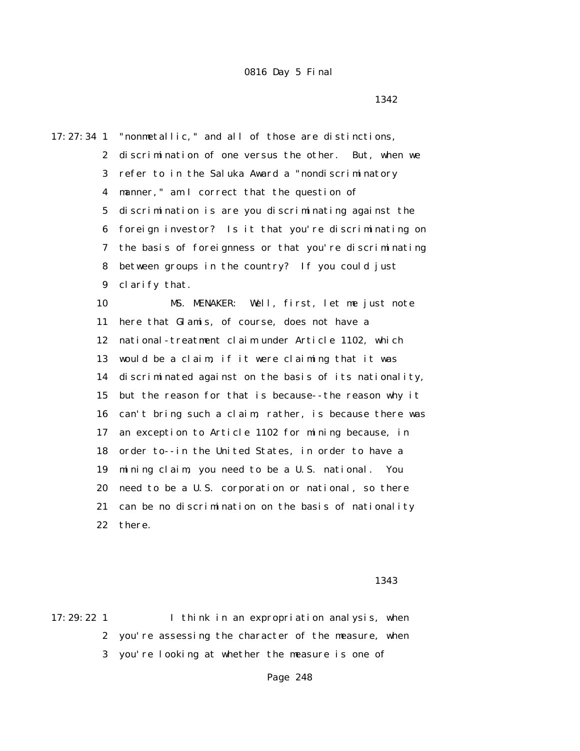17:27:34 1 "nonmetallic," and all of those are distinctions,
2 discrimination of one versus the other. But, when we
3 refer to in the Saluka Award a "nondiscriminatory
4 manner," am I correct that the question of
5 discrimination is are you discriminating against the
6 foreign investor? Is it that you're discriminating on
7 the basis of foreignness or that you're discriminating
8 between groups in the country? If you could just
9 clarify that.
10 MS. MENAKER: Well, first, let me just note
11 here that Glamis, of course, does not have a
12 national-treatment claim under Article 1102, which
13 would be a claim, if it were claiming that it was
14 discriminated against on the basis of its nationality,
15 but the reason for that is because--the reason why it
16 can't bring such a claim, rather, is because there was
17 an exception to Article 1102 for mining because, in
18 order to--in the United States, in order to have a
19 mining claim, you need to be a U.S. national. You
20 need to be a U.S. corporation or national, so there
21 can be no discrimination on the basis of nationality
22 there.

1343

17:29:22 1 I think in an expropriation analysis, when
2 you're assessing the character of the measure, when
3 you're looking at whether the measure is one of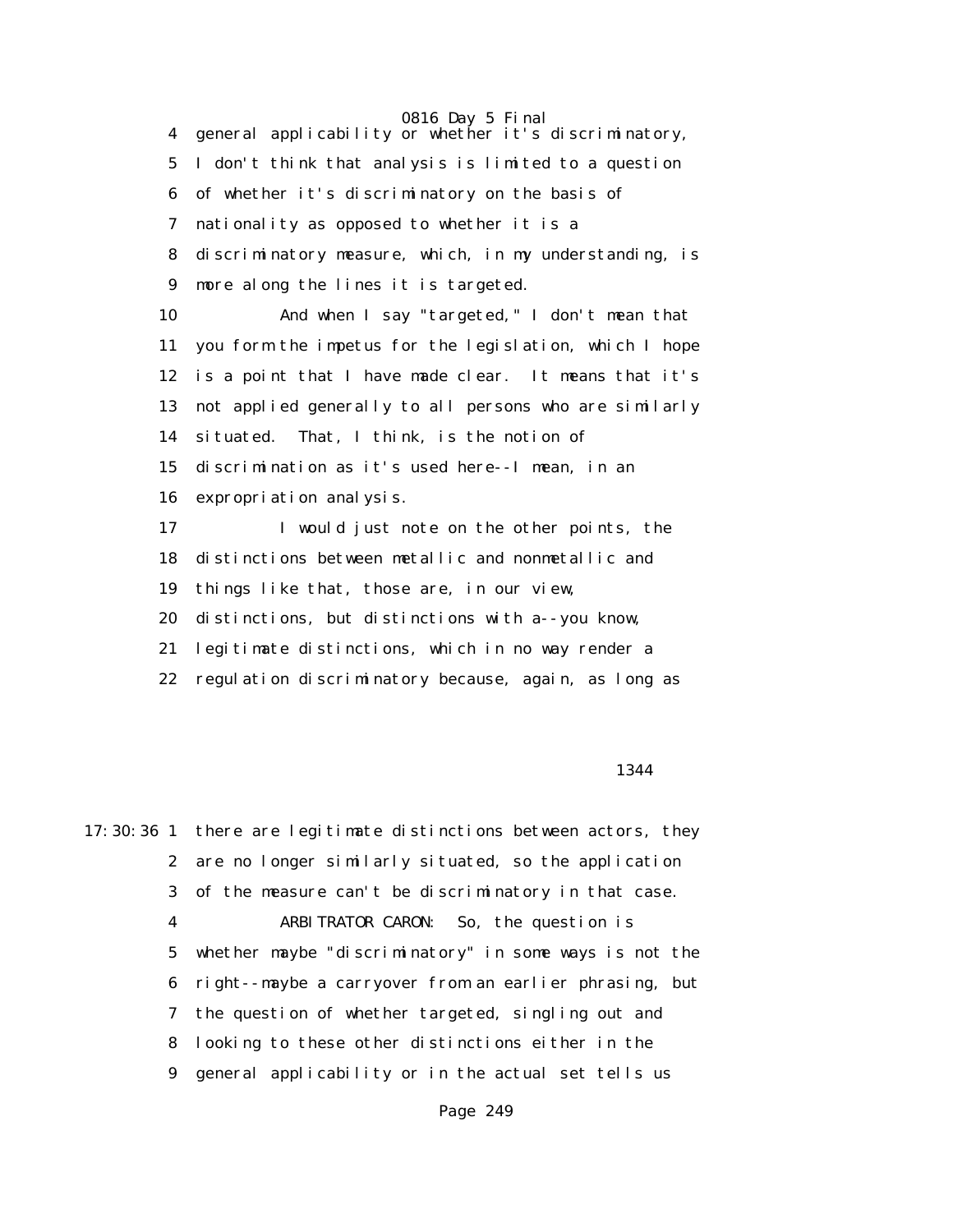4 general applicability or whether it's discriminatory,

5 I don't think that analysis is limited to a question

6 of whether it's discriminatory on the basis of

7 nationality as opposed to whether it is a

8 discriminatory measure, which, in my understanding, is

9 more along the lines it is targeted.

10 And when I say "targeted," I don't mean that

11 you form the impetus for the legislation, which I hope

12 is a point that I have made clear. It means that it's

13 not applied generally to all persons who are similarly

14 situated. That, I think, is the notion of

15 discrimination as it's used here--I mean, in an

16 expropriation analysis.

17 I would just note on the other points, the

18 distinctions between metallic and nonmetallic and

19 things like that, those are, in our view,

20 distinctions, but distinctions with a--you know,

21 legitimate distinctions, which in no way render a

22 regulation discriminatory because, again, as long as

1344

17:30:36 1 there are legitimate distinctions between actors, they

2 are no longer similarly situated, so the application

3 of the measure can't be discriminatory in that case.

4 ARBITRATOR CARON: So, the question is

5 whether maybe "discriminatory" in some ways is not the

6 right--maybe a carryover from an earlier phrasing, but

7 the question of whether targeted, singling out and

8 looking to these other distinctions either in the

9 general applicability or in the actual set tells us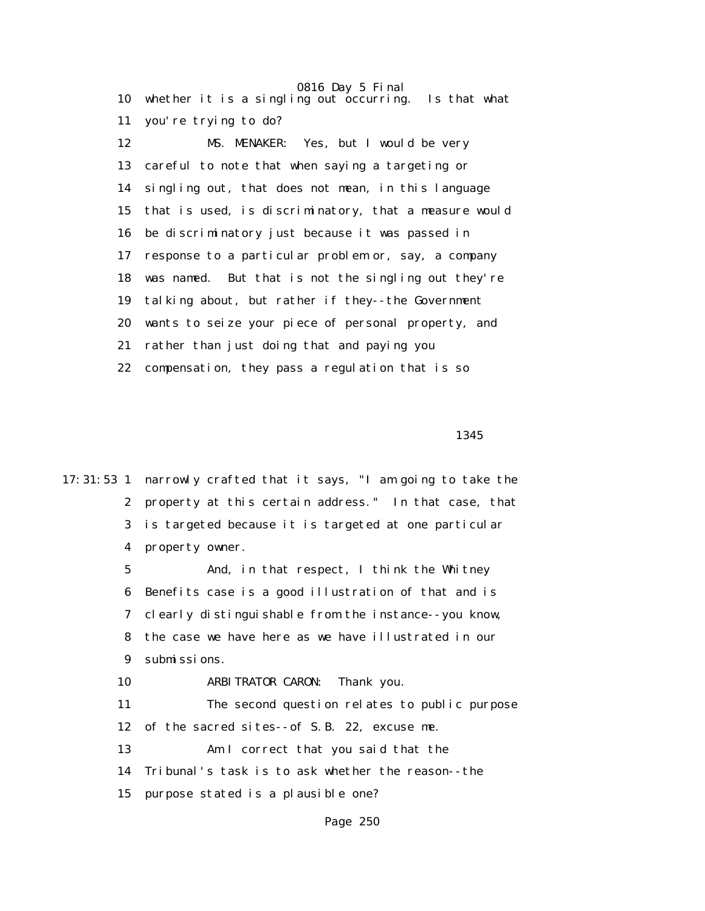10 whether it is a singling out occurring. Is that what

11 you're trying to do?

12 MS. MENAKER: Yes, but I would be very

13 careful to note that when saying a targeting or

14 singling out, that does not mean, in this language

15 that is used, is discriminatory, that a measure would

16 be discriminatory just because it was passed in

17 response to a particular problem or, say, a company

18 was named. But that is not the singling out they're

19 talking about, but rather if they--the Government

20 wants to seize your piece of personal property, and

21 rather than just doing that and paying you

22 compensation, they pass a regulation that is so

1345

17:31:53 1 narrowly crafted that it says, "I am going to take the

2 property at this certain address." In that case, that

3 is targeted because it is targeted at one particular

4 property owner.

5 And, in that respect, I think the Whitney

6 Benefits case is a good illustration of that and is

7 clearly distinguishable from the instance--you know,

8 the case we have here as we have illustrated in our

9 submissions.

10 ARBITRATOR CARON: Thank you.

11 The second question relates to public purpose

12 of the sacred sites--of S.B. 22, excuse me.

13 Am I correct that you said that the

14 Tribunal's task is to ask whether the reason--the

15 purpose stated is a plausible one?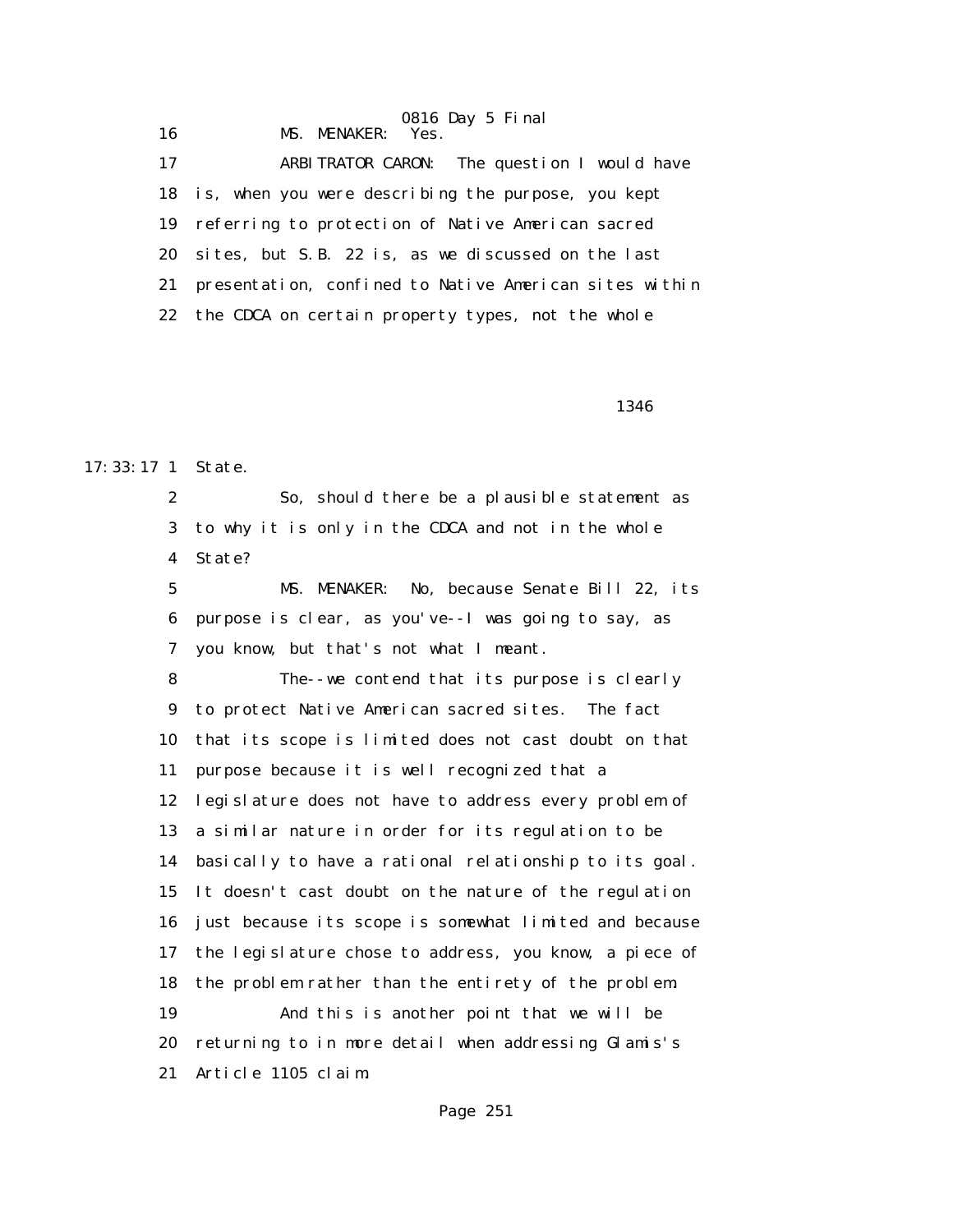16 MS. MENAKER: Yes.

17 ARBITRATOR CARON: The question I would have

18 is, when you were describing the purpose, you kept

19 referring to protection of Native American sacred

20 sites, but S.B. 22 is, as we discussed on the last

21 presentation, confined to Native American sites within

22 the CDCA on certain property types, not the whole

1346

17:33:17 1 State.

2 So, should there be a plausible statement as

3 to why it is only in the CDCA and not in the whole

4 State?

5 MS. MENAKER: No, because Senate Bill 22, its

6 purpose is clear, as you've--I was going to say, as

7 you know, but that's not what I meant.

8 The--we contend that its purpose is clearly

9 to protect Native American sacred sites. The fact

10 that its scope is limited does not cast doubt on that

11 purpose because it is well recognized that a

12 legislature does not have to address every problem of

13 a similar nature in order for its regulation to be

14 basically to have a rational relationship to its goal.

15 It doesn't cast doubt on the nature of the regulation

16 just because its scope is somewhat limited and because

17 the legislature chose to address, you know, a piece of

18 the problem rather than the entirety of the problem.

19 And this is another point that we will be

20 returning to in more detail when addressing Glamis's

21 Article 1105 claim.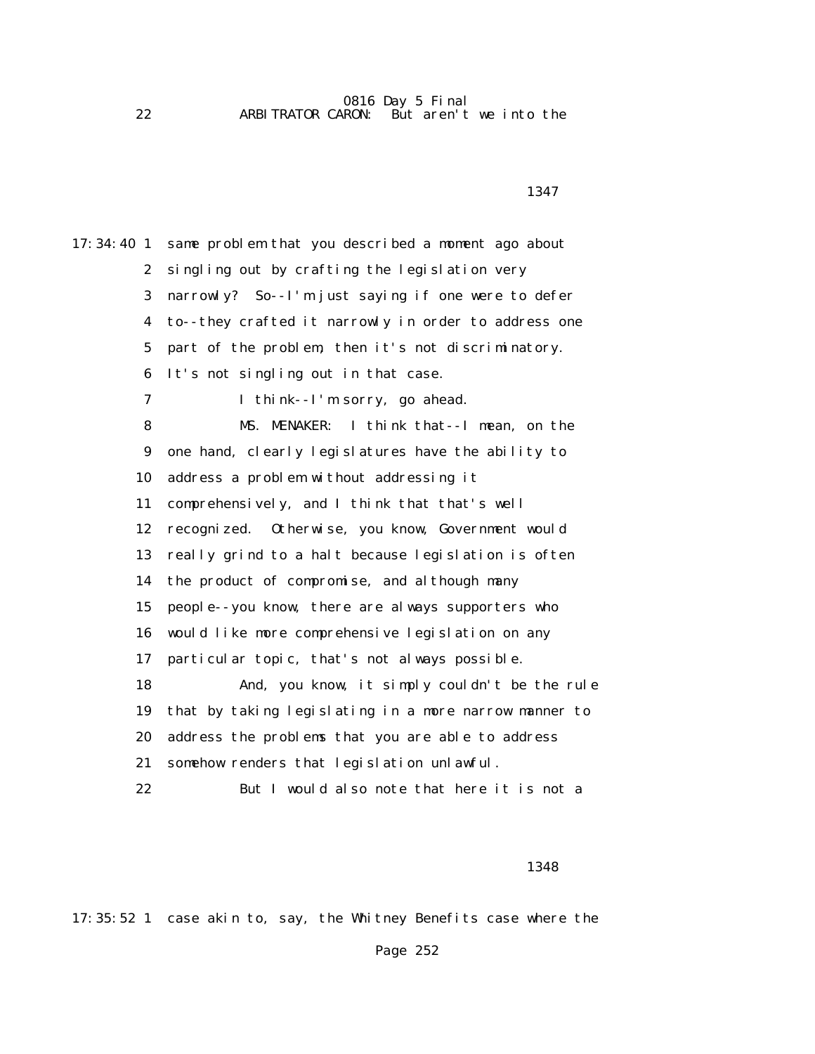22 ARBITRATOR CARON: But aren't we into the

1347

17:34:40 1 same problem that you described a moment ago about
2 singling out by crafting the legislation very
3 narrowly? So--I'm just saying if one were to defer
4 to--they crafted it narrowly in order to address one
5 part of the problem, then it's not discriminatory.
6 It's not singling out in that case.
7 I think--I'm sorry, go ahead.
8 MS. MENAKER: I think that--I mean, on the
9 one hand, clearly legislatures have the ability to
10 address a problem without addressing it
11 comprehensively, and I think that that's well
12 recognized. Otherwise, you know, Government would
13 really grind to a halt because legislation is often
14 the product of compromise, and although many
15 people--you know, there are always supporters who
16 would like more comprehensive legislation on any
17 particular topic, that's not always possible.
18 And, you know, it simply couldn't be the rule
19 that by taking legislating in a more narrow manner to
20 address the problems that you are able to address
21 somehow renders that legislation unlawful.
22 But I would also note that here it is not a

1348

17:35:52 1 case akin to, say, the Whitney Benefits case where the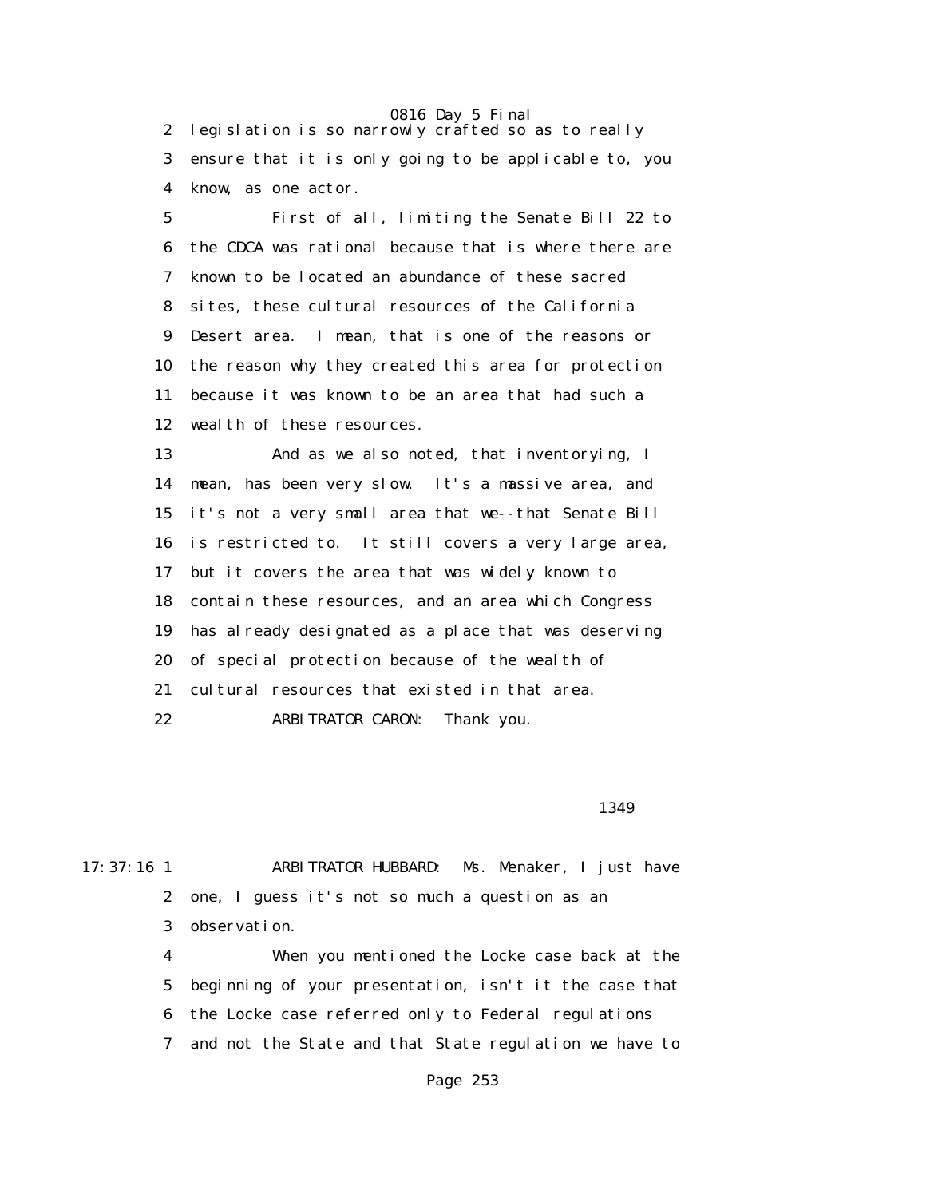2 legislation is so narrowly crafted so as to really
3 ensure that it is only going to be applicable to, you
4 know, as one actor.

5 First of all, limiting the Senate Bill 22 to
6 the CDCA was rational because that is where there are
7 known to be located an abundance of these sacred
8 sites, these cultural resources of the California
9 Desert area. I mean, that is one of the reasons or
10 the reason why they created this area for protection
11 because it was known to be an area that had such a
12 wealth of these resources.

13 And as we also noted, that inventorying, I
14 mean, has been very slow. It's a massive area, and
15 it's not a very small area that we--that Senate Bill
16 is restricted to. It still covers a very large area,
17 but it covers the area that was widely known to
18 contain these resources, and an area which Congress
19 has already designated as a place that was deserving
20 of special protection because of the wealth of
21 cultural resources that existed in that area.

22 ARBITRATOR CARON: Thank you.

1349

17:37:16 1 ARBITRATOR HUBBARD: Ms. Menaker, I just have
2 one, I guess it's not so much a question as an
3 observation.

4 When you mentioned the Locke case back at the
5 beginning of your presentation, isn't it the case that
6 the Locke case referred only to Federal regulations
7 and not the State and that State regulation we have to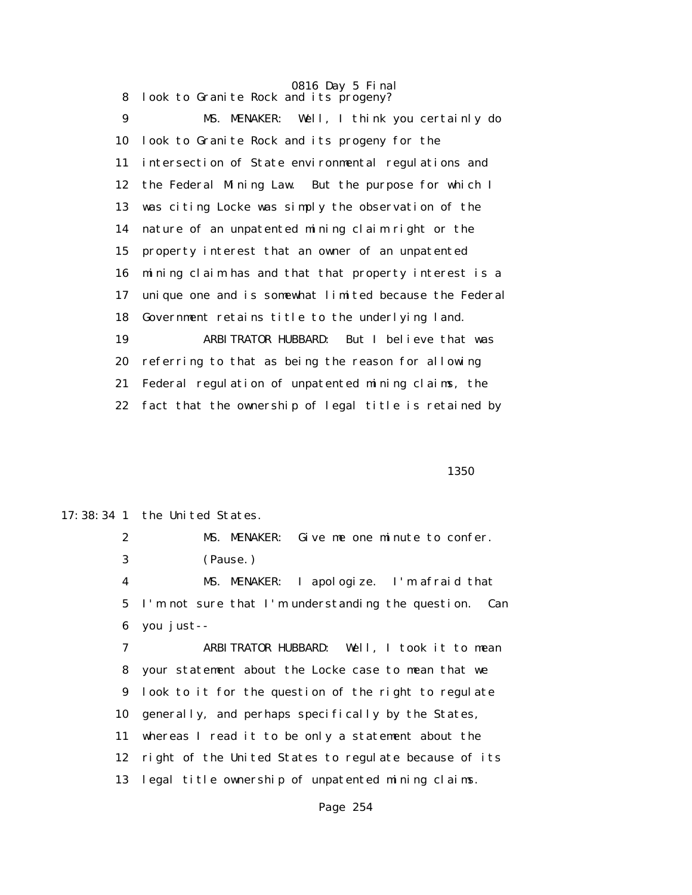8 look to Granite Rock and its progeny?

9 MS. MENAKER: Well, I think you certainly do

10 look to Granite Rock and its progeny for the

11 intersection of State environmental regulations and

12 the Federal Mining Law. But the purpose for which I

13 was citing Locke was simply the observation of the

14 nature of an unpatented mining claim right or the

15 property interest that an owner of an unpatented

16 mining claim has and that that property interest is a

17 unique one and is somewhat limited because the Federal

18 Government retains title to the underlying land.

19 ARBITRATOR HUBBARD: But I believe that was

20 referring to that as being the reason for allowing

21 Federal regulation of unpatented mining claims, the

22 fact that the ownership of legal title is retained by

1350

17:38:34 1 the United States.

2 MS. MENAKER: Give me one minute to confer.

3 (Pause.)

4 MS. MENAKER: I apologize. I'm afraid that

5 I'm not sure that I'm understanding the question. Can

6 you just--

7 ARBITRATOR HUBBARD: Well, I took it to mean

8 your statement about the Locke case to mean that we

9 look to it for the question of the right to regulate

10 generally, and perhaps specifically by the States,

11 whereas I read it to be only a statement about the

12 right of the United States to regulate because of its

13 legal title ownership of unpatented mining claims.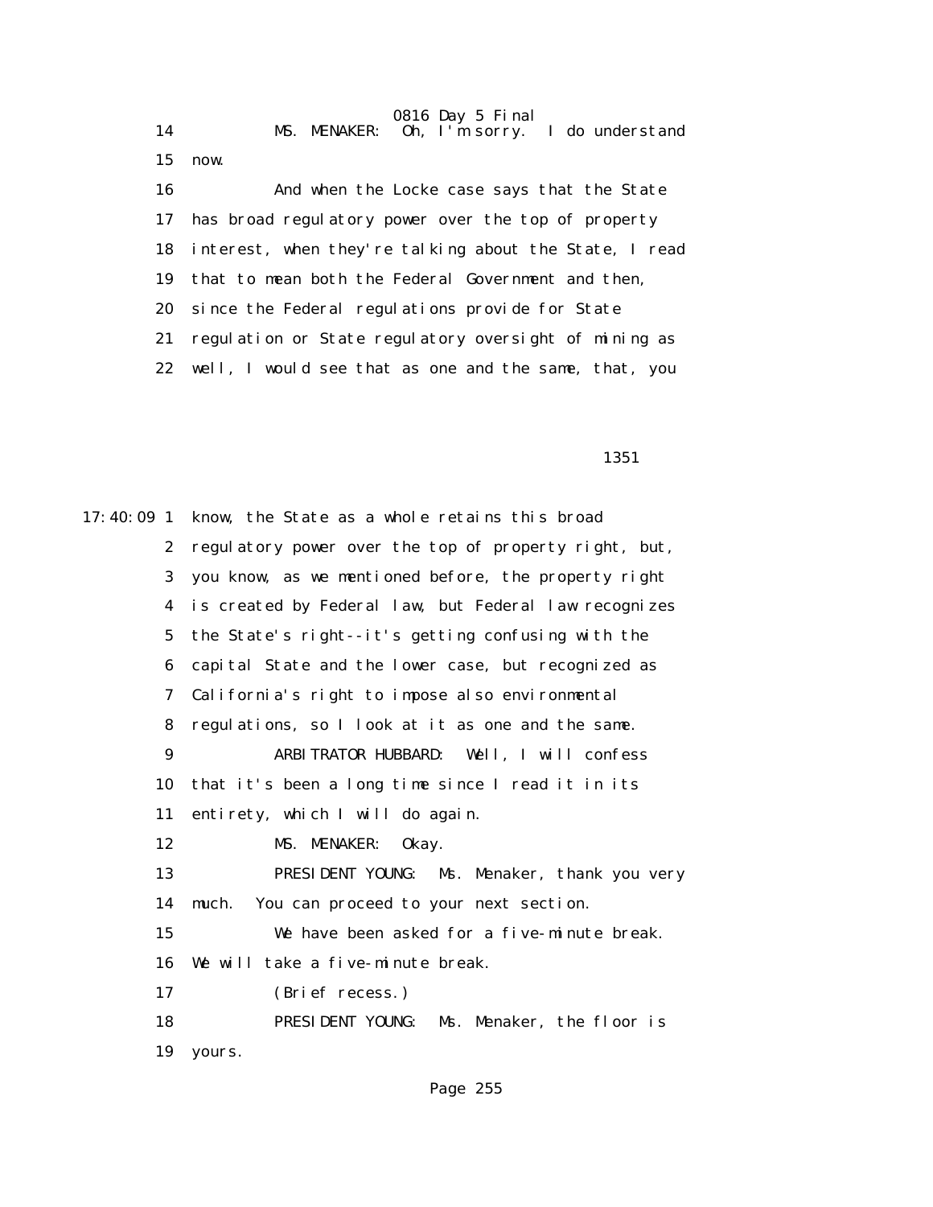14 MS. MENAKER: Oh, I'm sorry. I do understand

15 now.

16 And when the Locke case says that the State

17 has broad regulatory power over the top of property

18 interest, when they're talking about the State, I read

19 that to mean both the Federal Government and then,

20 since the Federal regulations provide for State

21 regulation or State regulatory oversight of mining as

22 well, I would see that as one and the same, that, you

1351

17:40:09 1 know, the State as a whole retains this broad

2 regulatory power over the top of property right, but,

3 you know, as we mentioned before, the property right

4 is created by Federal law, but Federal law recognizes

5 the State's right--it's getting confusing with the

6 capital State and the lower case, but recognized as

7 California's right to impose also environmental

8 regulations, so I look at it as one and the same.

9 ARBITRATOR HUBBARD: Well, I will confess

10 that it's been a long time since I read it in its

11 entirety, which I will do again.

12 MS. MENAKER: Okay.

13 PRESIDENT YOUNG: Ms. Menaker, thank you very

14 much. You can proceed to your next section.

15 We have been asked for a five-minute break.

16 We will take a five-minute break.

17 (Brief recess.)

18 PRESIDENT YOUNG: Ms. Menaker, the floor is

19 yours.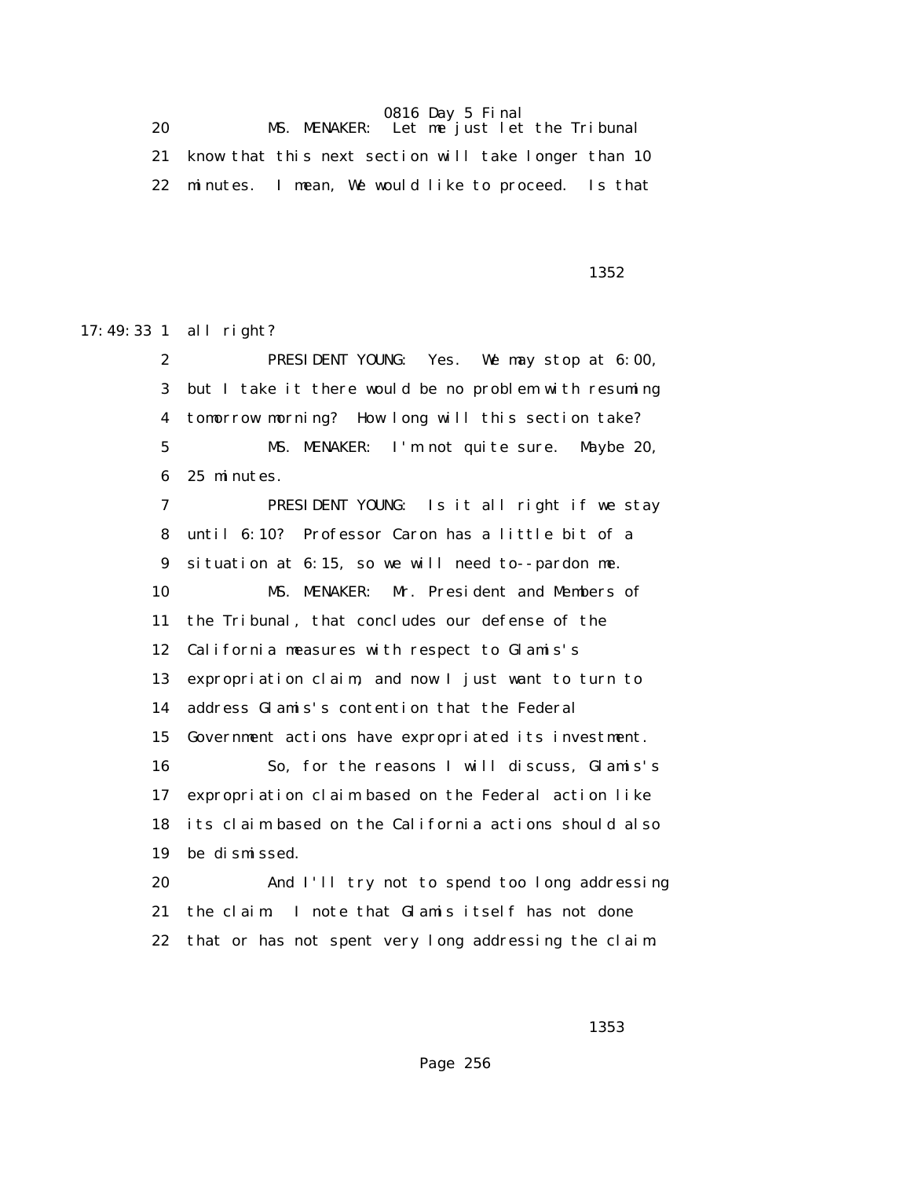20           MS. MENAKER:  Let me just let the Tribunal
21  know that this next section will take longer than 10
22  minutes.  I mean, We would like to proceed.  Is that

17:49:33 1  all right?
2           PRESIDENT YOUNG:  Yes.  We may stop at 6:00,
3  but I take it there would be no problem with resuming
4  tomorrow morning?  How long will this section take?
5           MS. MENAKER:  I'm not quite sure.  Maybe 20,
6  25 minutes.
7           PRESIDENT YOUNG:  Is it all right if we stay
8  until 6:10?  Professor Caron has a little bit of a
9  situation at 6:15, so we will need to--pardon me.
10           MS. MENAKER:  Mr. President and Members of
11  the Tribunal, that concludes our defense of the
12  California measures with respect to Glamis's
13  expropriation claim, and now I just want to turn to
14  address Glamis's contention that the Federal
15  Government actions have expropriated its investment.
16           So, for the reasons I will discuss, Glamis's
17  expropriation claim based on the Federal action like
18  its claim based on the California actions should also
19  be dismissed.
20           And I'll try not to spend too long addressing
21  the claim.  I note that Glamis itself has not done
22  that or has not spent very long addressing the claim.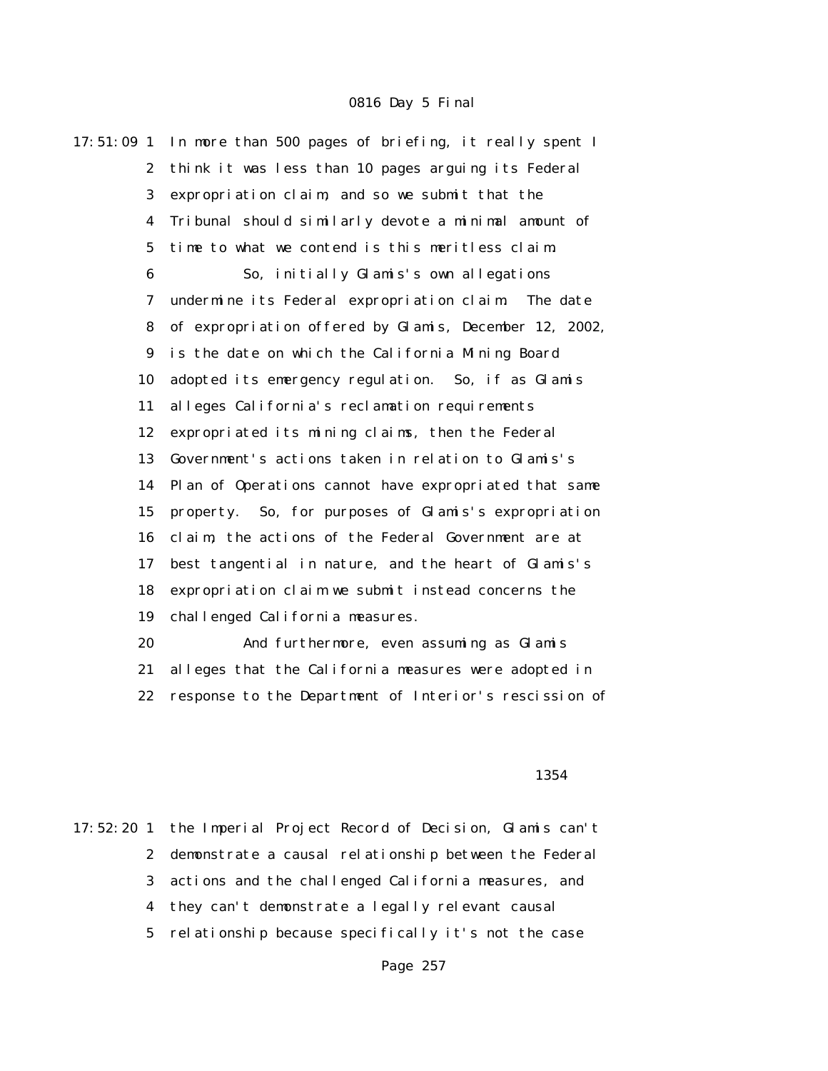17:51:09 1 In more than 500 pages of briefing, it really spent I
2 think it was less than 10 pages arguing its Federal
3 expropriation claim, and so we submit that the
4 Tribunal should similarly devote a minimal amount of
5 time to what we contend is this meritless claim.
6 So, initially Glamis's own allegations
7 undermine its Federal expropriation claim. The date
8 of expropriation offered by Glamis, December 12, 2002,
9 is the date on which the California Mining Board
10 adopted its emergency regulation. So, if as Glamis
11 alleges California's reclamation requirements
12 expropriated its mining claims, then the Federal
13 Government's actions taken in relation to Glamis's
14 Plan of Operations cannot have expropriated that same
15 property. So, for purposes of Glamis's expropriation
16 claim, the actions of the Federal Government are at
17 best tangential in nature, and the heart of Glamis's
18 expropriation claim we submit instead concerns the
19 challenged California measures.
20 And furthermore, even assuming as Glamis
21 alleges that the California measures were adopted in
22 response to the Department of Interior's rescission of

1354

17:52:20 1 the Imperial Project Record of Decision, Glamis can't
2 demonstrate a causal relationship between the Federal
3 actions and the challenged California measures, and
4 they can't demonstrate a legally relevant causal
5 relationship because specifically it's not the case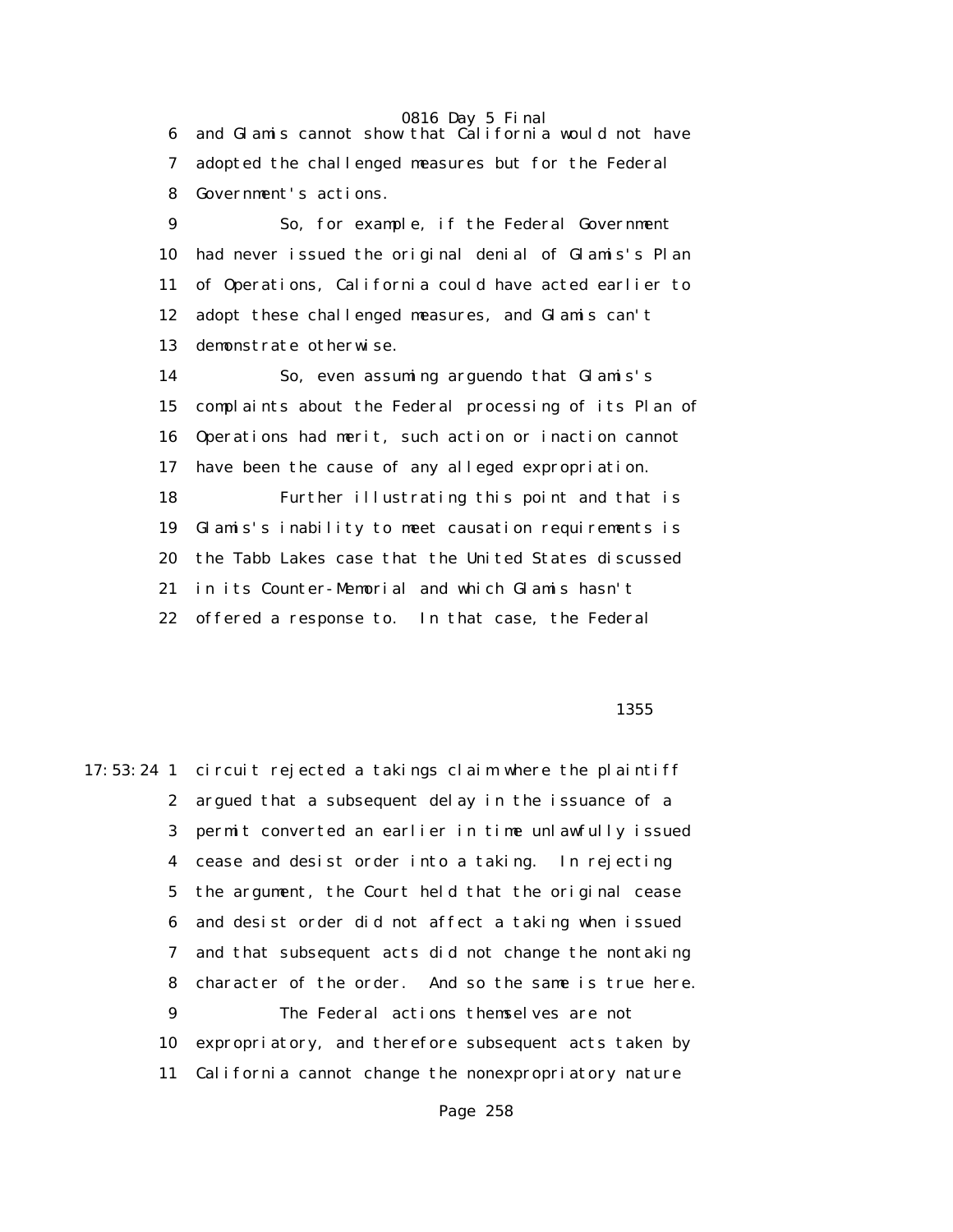6 and Glamis cannot show that California would not have
7 adopted the challenged measures but for the Federal
8 Government's actions.

9 So, for example, if the Federal Government
10 had never issued the original denial of Glamis's Plan
11 of Operations, California could have acted earlier to
12 adopt these challenged measures, and Glamis can't
13 demonstrate otherwise.

14 So, even assuming arguendo that Glamis's
15 complaints about the Federal processing of its Plan of
16 Operations had merit, such action or inaction cannot
17 have been the cause of any alleged expropriation.

18 Further illustrating this point and that is
19 Glamis's inability to meet causation requirements is
20 the Tabb Lakes case that the United States discussed
21 in its Counter-Memorial and which Glamis hasn't
22 offered a response to. In that case, the Federal

1355

17:53:24 1 circuit rejected a takings claim where the plaintiff
2 argued that a subsequent delay in the issuance of a
3 permit converted an earlier in time unlawfully issued
4 cease and desist order into a taking. In rejecting
5 the argument, the Court held that the original cease
6 and desist order did not affect a taking when issued
7 and that subsequent acts did not change the nontaking
8 character of the order. And so the same is true here.

9 The Federal actions themselves are not
10 expropriatory, and therefore subsequent acts taken by
11 California cannot change the nonexpropriatory nature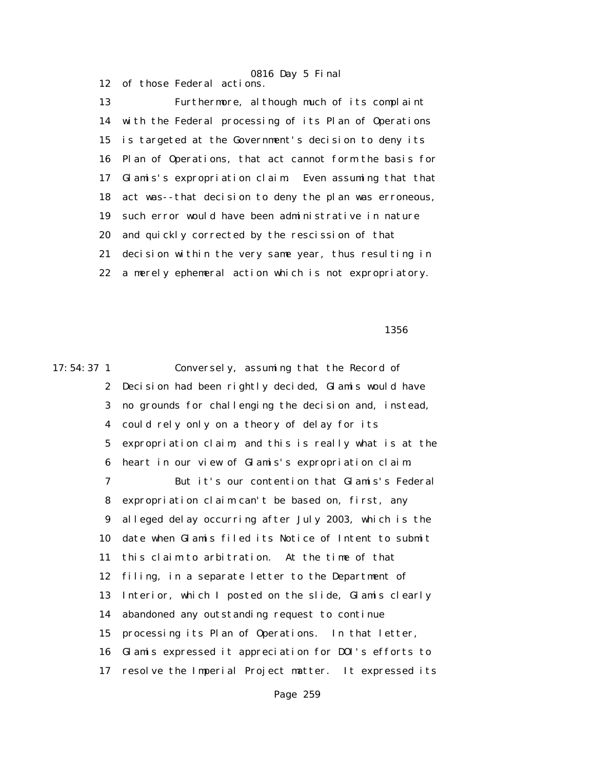of those Federal actions.

Furthermore, although much of its complaint with the Federal processing of its Plan of Operations is targeted at the Government's decision to deny its Plan of Operations, that act cannot form the basis for Glamis's expropriation claim. Even assuming that that act was--that decision to deny the plan was erroneous, such error would have been administrative in nature and quickly corrected by the rescission of that decision within the very same year, thus resulting in a merely ephemeral action which is not expropriatory.

Conversely, assuming that the Record of Decision had been rightly decided, Glamis would have no grounds for challenging the decision and, instead, could rely only on a theory of delay for its expropriation claim, and this is really what is at the heart in our view of Glamis's expropriation claim.

But it's our contention that Glamis's Federal expropriation claim can't be based on, first, any alleged delay occurring after July 2003, which is the date when Glamis filed its Notice of Intent to submit this claim to arbitration. At the time of that filing, in a separate letter to the Department of Interior, which I posted on the slide, Glamis clearly abandoned any outstanding request to continue processing its Plan of Operations. In that letter, Glamis expressed it appreciation for DOI's efforts to resolve the Imperial Project matter. It expressed its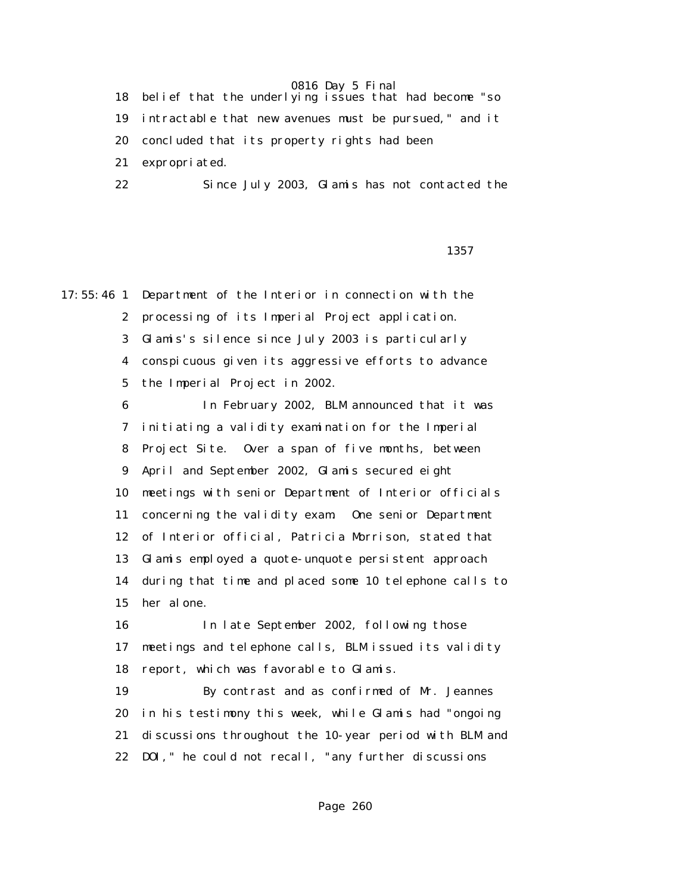belief that the underlying issues that had become "so intractable that new avenues must be pursued," and it concluded that its property rights had been expropriated.

Since July 2003, Glamis has not contacted the Department of the Interior in connection with the processing of its Imperial Project application. Glamis's silence since July 2003 is particularly conspicuous given its aggressive efforts to advance the Imperial Project in 2002.

In February 2002, BLM announced that it was initiating a validity examination for the Imperial Project Site. Over a span of five months, between April and September 2002, Glamis secured eight meetings with senior Department of Interior officials concerning the validity exam. One senior Department of Interior official, Patricia Morrison, stated that Glamis employed a quote-unquote persistent approach during that time and placed some 10 telephone calls to her alone.

In late September 2002, following those meetings and telephone calls, BLM issued its validity report, which was favorable to Glamis.

By contrast and as confirmed of Mr. Jeannes in his testimony this week, while Glamis had "ongoing discussions throughout the 10-year period with BLM and DOI," he could not recall, "any further discussions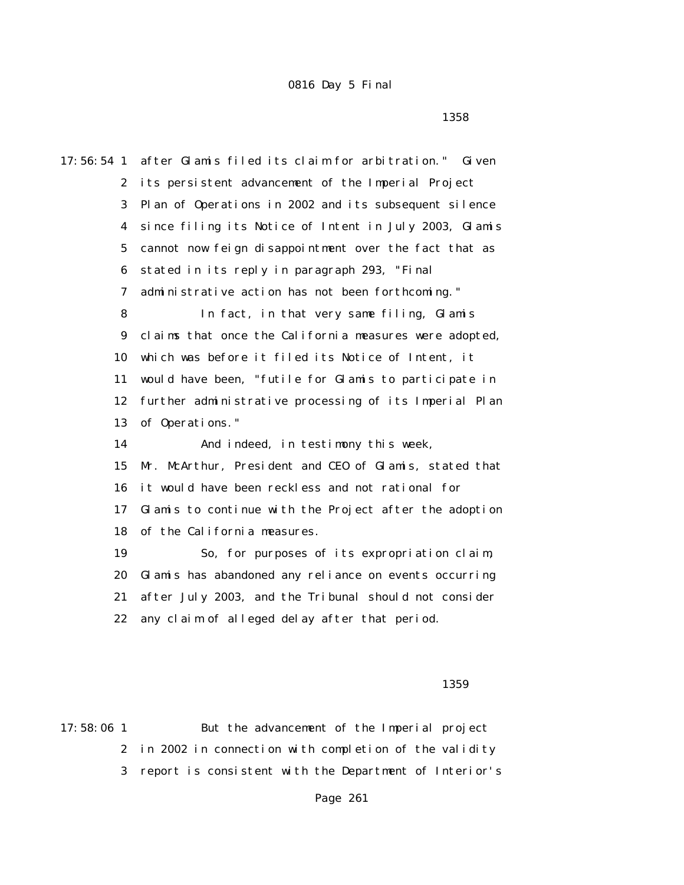17:56:54 1 after Glamis filed its claim for arbitration." Given
2 its persistent advancement of the Imperial Project
3 Plan of Operations in 2002 and its subsequent silence
4 since filing its Notice of Intent in July 2003, Glamis
5 cannot now feign disappointment over the fact that as
6 stated in its reply in paragraph 293, "Final
7 administrative action has not been forthcoming."
8 In fact, in that very same filing, Glamis
9 claims that once the California measures were adopted,
10 which was before it filed its Notice of Intent, it
11 would have been, "futile for Glamis to participate in
12 further administrative processing of its Imperial Plan
13 of Operations."
14 And indeed, in testimony this week,
15 Mr. McArthur, President and CEO of Glamis, stated that
16 it would have been reckless and not rational for
17 Glamis to continue with the Project after the adoption
18 of the California measures.
19 So, for purposes of its expropriation claim,
20 Glamis has abandoned any reliance on events occurring
21 after July 2003, and the Tribunal should not consider
22 any claim of alleged delay after that period.

1359

17:58:06 1 But the advancement of the Imperial project
2 in 2002 in connection with completion of the validity
3 report is consistent with the Department of Interior's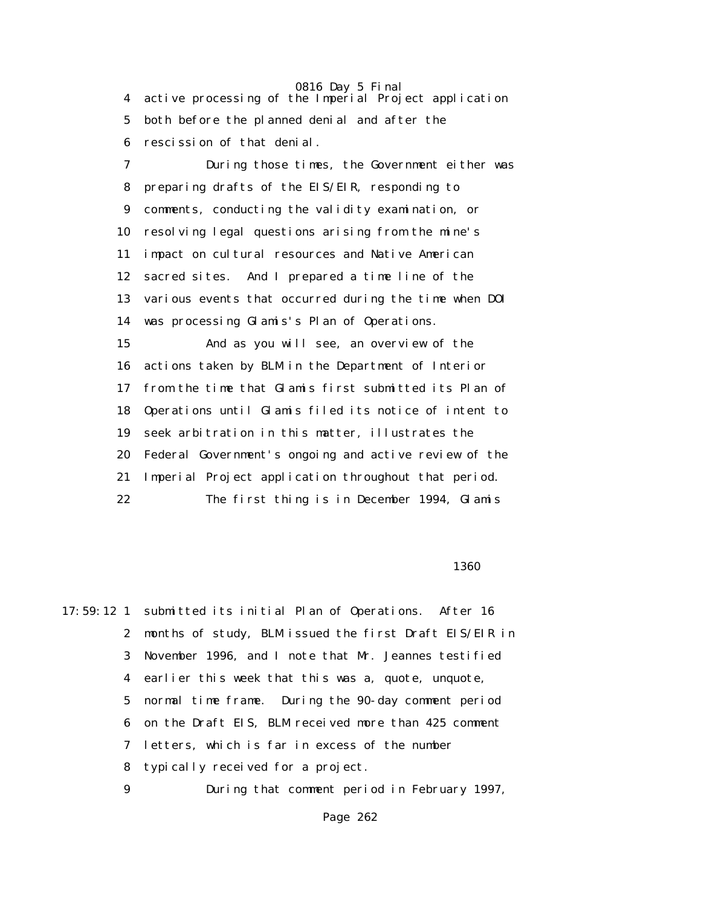4 active processing of the Imperial Project application

5 both before the planned denial and after the

6 rescission of that denial.

7 During those times, the Government either was

8 preparing drafts of the EIS/EIR, responding to

9 comments, conducting the validity examination, or

10 resolving legal questions arising from the mine's

11 impact on cultural resources and Native American

12 sacred sites. And I prepared a time line of the

13 various events that occurred during the time when DOI

14 was processing Glamis's Plan of Operations.

15 And as you will see, an overview of the

16 actions taken by BLM in the Department of Interior

17 from the time that Glamis first submitted its Plan of

18 Operations until Glamis filed its notice of intent to

19 seek arbitration in this matter, illustrates the

20 Federal Government's ongoing and active review of the

21 Imperial Project application throughout that period.

22 The first thing is in December 1994, Glamis

1360

17:59:12 1 submitted its initial Plan of Operations. After 16

2 months of study, BLM issued the first Draft EIS/EIR in

3 November 1996, and I note that Mr. Jeannes testified

4 earlier this week that this was a, quote, unquote,

5 normal time frame. During the 90-day comment period

6 on the Draft EIS, BLM received more than 425 comment

7 letters, which is far in excess of the number

8 typically received for a project.

9 During that comment period in February 1997,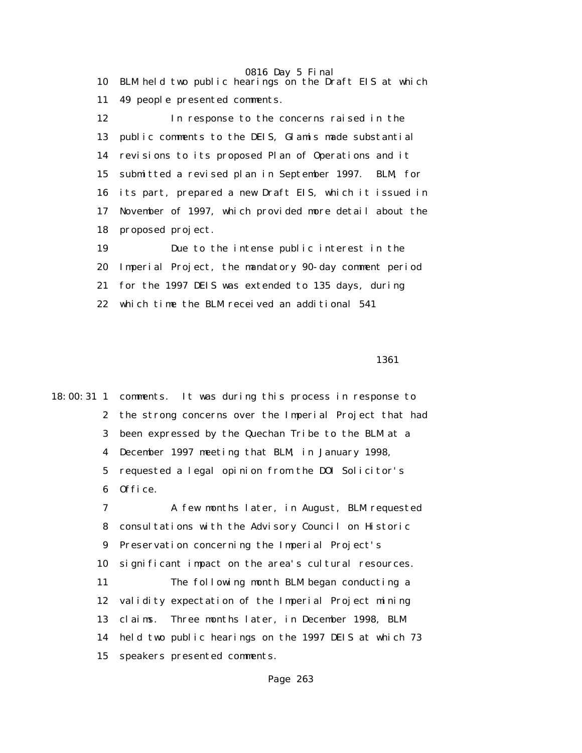10 BLM held two public hearings on the Draft EIS at which
11 49 people presented comments.
12 In response to the concerns raised in the
13 public comments to the DEIS, Glamis made substantial
14 revisions to its proposed Plan of Operations and it
15 submitted a revised plan in September 1997. BLM, for
16 its part, prepared a new Draft EIS, which it issued in
17 November of 1997, which provided more detail about the
18 proposed project.
19 Due to the intense public interest in the
20 Imperial Project, the mandatory 90-day comment period
21 for the 1997 DEIS was extended to 135 days, during
22 which time the BLM received an additional 541

1361

18:00:31 1 comments. It was during this process in response to
2 the strong concerns over the Imperial Project that had
3 been expressed by the Quechan Tribe to the BLM at a
4 December 1997 meeting that BLM, in January 1998,
5 requested a legal opinion from the DOI Solicitor's
6 Office.
7 A few months later, in August, BLM requested
8 consultations with the Advisory Council on Historic
9 Preservation concerning the Imperial Project's
10 significant impact on the area's cultural resources.
11 The following month BLM began conducting a
12 validity expectation of the Imperial Project mining
13 claims. Three months later, in December 1998, BLM
14 held two public hearings on the 1997 DEIS at which 73
15 speakers presented comments.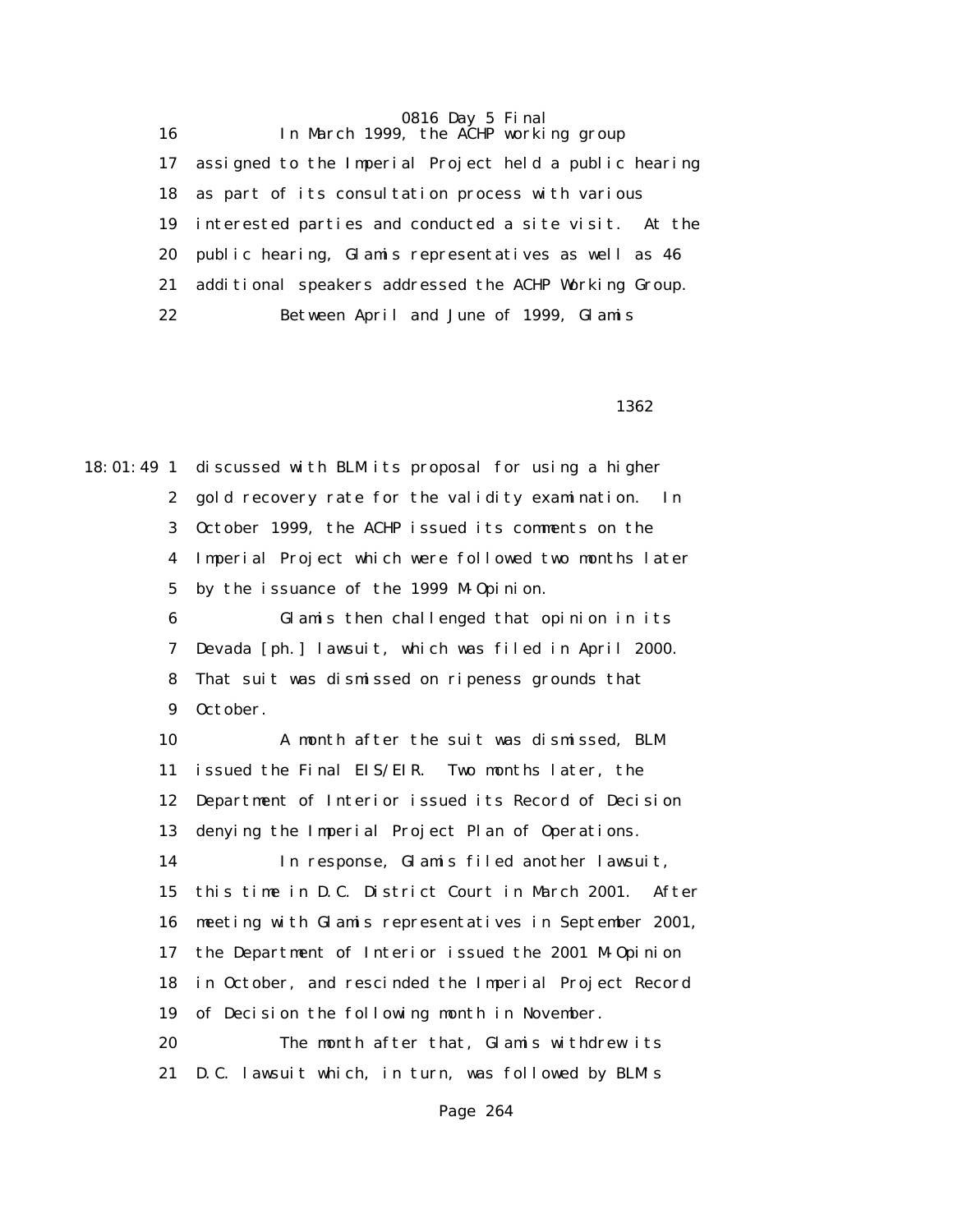In March 1999, the ACHP working group assigned to the Imperial Project held a public hearing as part of its consultation process with various interested parties and conducted a site visit. At the public hearing, Glamis representatives as well as 46 additional speakers addressed the ACHP Working Group.

Between April and June of 1999, Glamis discussed with BLM its proposal for using a higher gold recovery rate for the validity examination. In October 1999, the ACHP issued its comments on the Imperial Project which were followed two months later by the issuance of the 1999 M-Opinion.

Glamis then challenged that opinion in its Devada [ph.] lawsuit, which was filed in April 2000. That suit was dismissed on ripeness grounds that October.

A month after the suit was dismissed, BLM issued the Final EIS/EIR. Two months later, the Department of Interior issued its Record of Decision denying the Imperial Project Plan of Operations.

In response, Glamis filed another lawsuit, this time in D.C. District Court in March 2001. After meeting with Glamis representatives in September 2001, the Department of Interior issued the 2001 M-Opinion in October, and rescinded the Imperial Project Record of Decision the following month in November.

The month after that, Glamis withdrew its D.C. lawsuit which, in turn, was followed by BLM's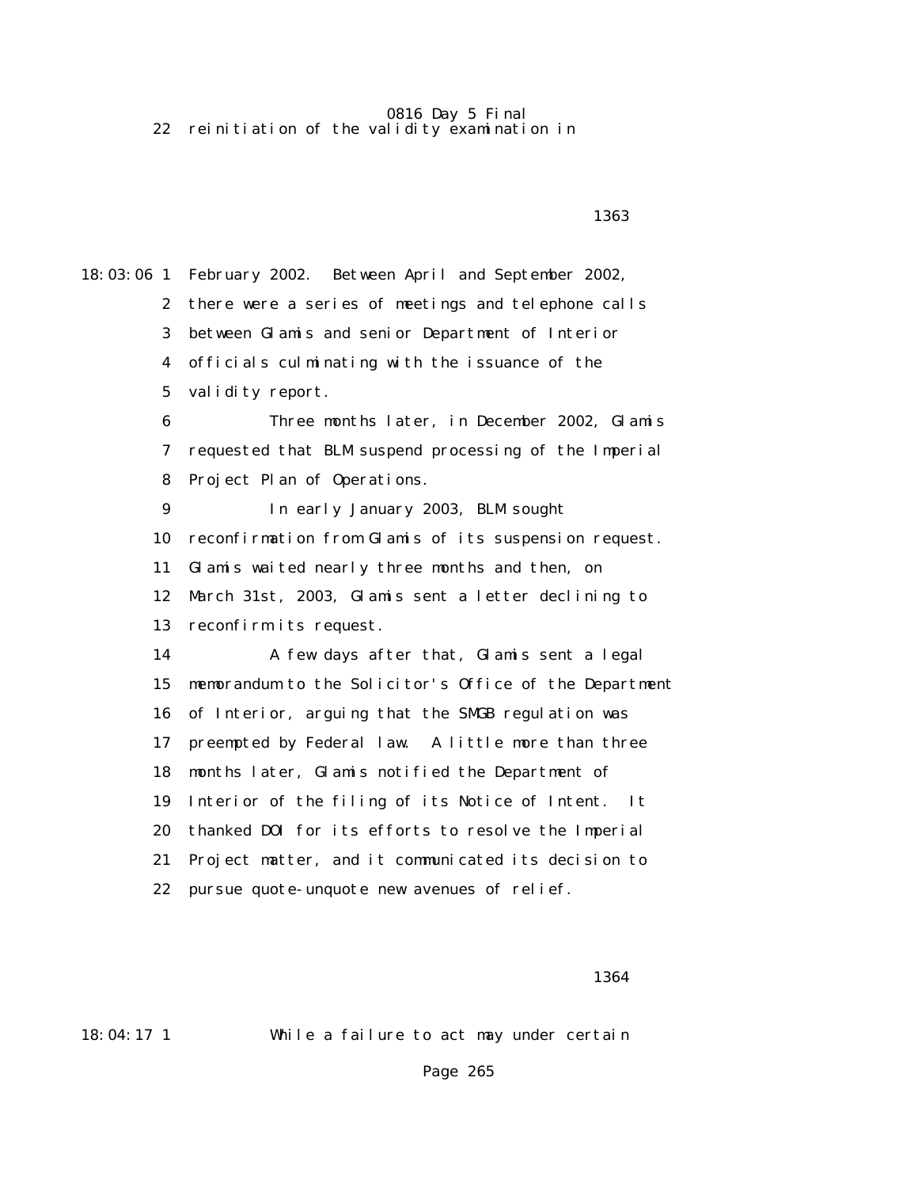22 reinitiation of the validity examination in

1363

18:03:06 1 February 2002. Between April and September 2002,
2 there were a series of meetings and telephone calls
3 between Glamis and senior Department of Interior
4 officials culminating with the issuance of the
5 validity report.
6 Three months later, in December 2002, Glamis
7 requested that BLM suspend processing of the Imperial
8 Project Plan of Operations.
9 In early January 2003, BLM sought
10 reconfirmation from Glamis of its suspension request.
11 Glamis waited nearly three months and then, on
12 March 31st, 2003, Glamis sent a letter declining to
13 reconfirm its request.
14 A few days after that, Glamis sent a legal
15 memorandum to the Solicitor's Office of the Department
16 of Interior, arguing that the SMGB regulation was
17 preempted by Federal law. A little more than three
18 months later, Glamis notified the Department of
19 Interior of the filing of its Notice of Intent. It
20 thanked DOI for its efforts to resolve the Imperial
21 Project matter, and it communicated its decision to
22 pursue quote-unquote new avenues of relief.

1364

18:04:17 1 While a failure to act may under certain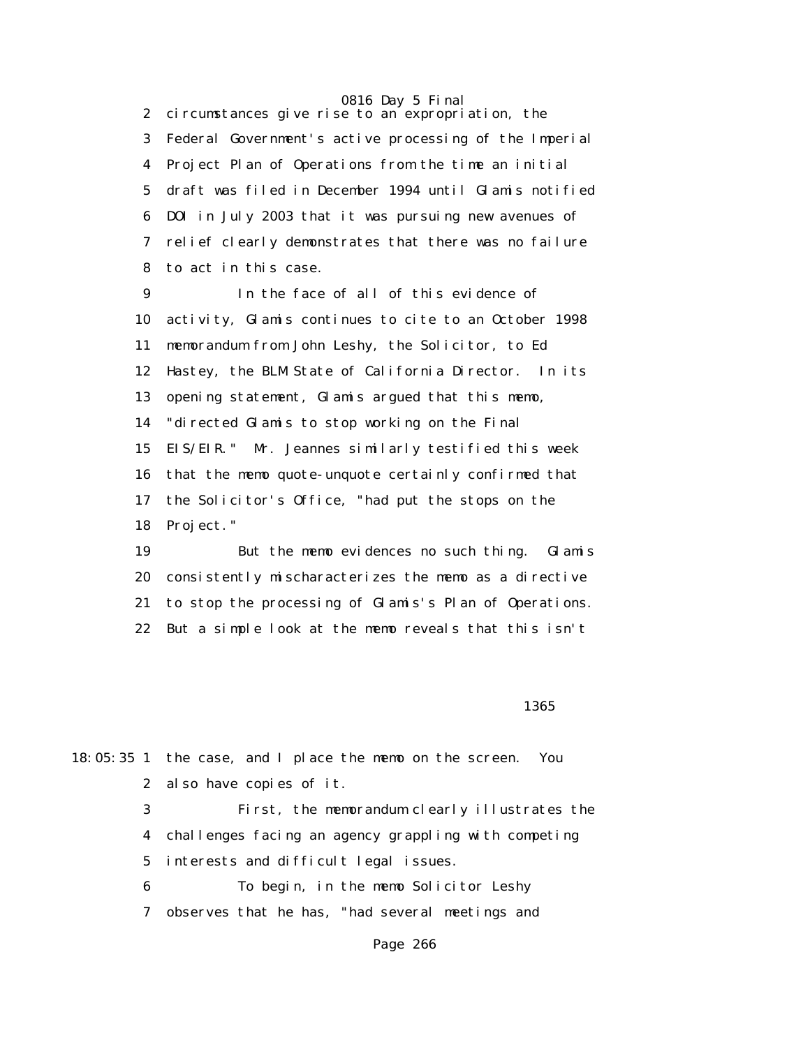circumstances give rise to an expropriation, the Federal Government's active processing of the Imperial Project Plan of Operations from the time an initial draft was filed in December 1994 until Glamis notified DOI in July 2003 that it was pursuing new avenues of relief clearly demonstrates that there was no failure to act in this case.

In the face of all of this evidence of activity, Glamis continues to cite to an October 1998 memorandum from John Leshy, the Solicitor, to Ed Hastey, the BLM State of California Director. In its opening statement, Glamis argued that this memo, "directed Glamis to stop working on the Final EIS/EIR." Mr. Jeannes similarly testified this week that the memo quote-unquote certainly confirmed that the Solicitor's Office, "had put the stops on the Project."

But the memo evidences no such thing. Glamis consistently mischaracterizes the memo as a directive to stop the processing of Glamis's Plan of Operations. But a simple look at the memo reveals that this isn't

1365

18:05:35 the case, and I place the memo on the screen. You also have copies of it.

First, the memorandum clearly illustrates the challenges facing an agency grappling with competing interests and difficult legal issues.

To begin, in the memo Solicitor Leshy observes that he has, "had several meetings and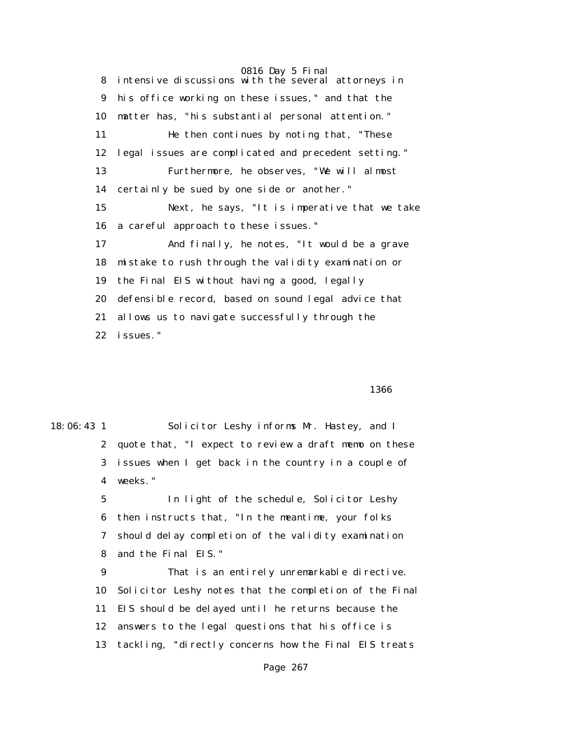8 intensive discussions with the several attorneys in
9 his office working on these issues," and that the
10 matter has, "his substantial personal attention."
11 He then continues by noting that, "These
12 legal issues are complicated and precedent setting."
13 Furthermore, he observes, "We will almost
14 certainly be sued by one side or another."
15 Next, he says, "It is imperative that we take
16 a careful approach to these issues."
17 And finally, he notes, "It would be a grave
18 mistake to rush through the validity examination or
19 the Final EIS without having a good, legally
20 defensible record, based on sound legal advice that
21 allows us to navigate successfully through the
22 issues."

1366

18:06:43 1 Solicitor Leshy informs Mr. Hastey, and I
2 quote that, "I expect to review a draft memo on these
3 issues when I get back in the country in a couple of
4 weeks."
5 In light of the schedule, Solicitor Leshy
6 then instructs that, "In the meantime, your folks
7 should delay completion of the validity examination
8 and the Final EIS."
9 That is an entirely unremarkable directive.
10 Solicitor Leshy notes that the completion of the Final
11 EIS should be delayed until he returns because the
12 answers to the legal questions that his office is
13 tackling, "directly concerns how the Final EIS treats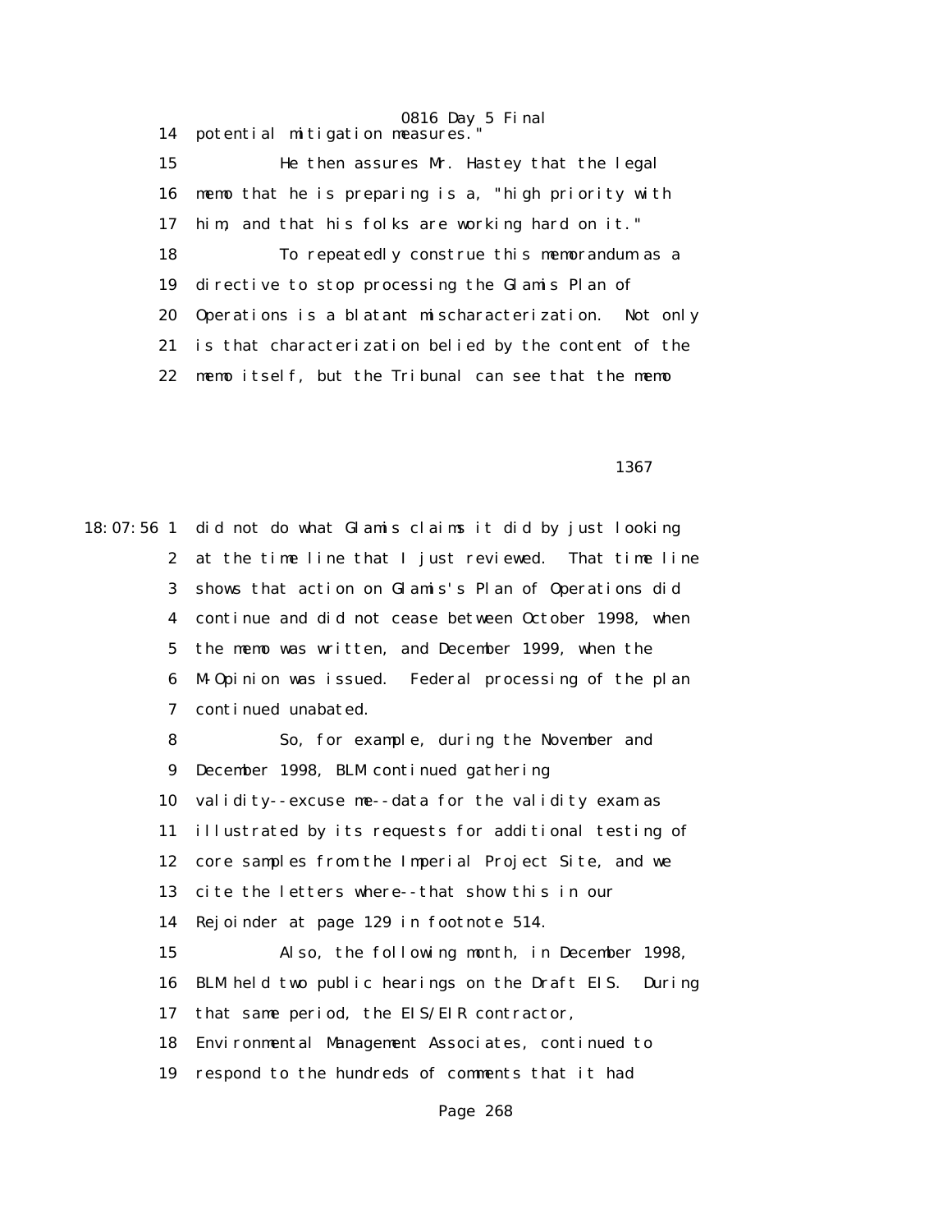potential mitigation measures."

He then assures Mr. Hastey that the legal memo that he is preparing is a, "high priority with him, and that his folks are working hard on it."

To repeatedly construe this memorandum as a directive to stop processing the Glamis Plan of Operations is a blatant mischaracterization. Not only is that characterization belied by the content of the memo itself, but the Tribunal can see that the memo did not do what Glamis claims it did by just looking at the time line that I just reviewed. That time line shows that action on Glamis's Plan of Operations did continue and did not cease between October 1998, when the memo was written, and December 1999, when the M-Opinion was issued. Federal processing of the plan continued unabated.

So, for example, during the November and December 1998, BLM continued gathering validity--excuse me--data for the validity exam as illustrated by its requests for additional testing of core samples from the Imperial Project Site, and we cite the letters where--that show this in our Rejoinder at page 129 in footnote 514.

Also, the following month, in December 1998, BLM held two public hearings on the Draft EIS. During that same period, the EIS/EIR contractor, Environmental Management Associates, continued to respond to the hundreds of comments that it had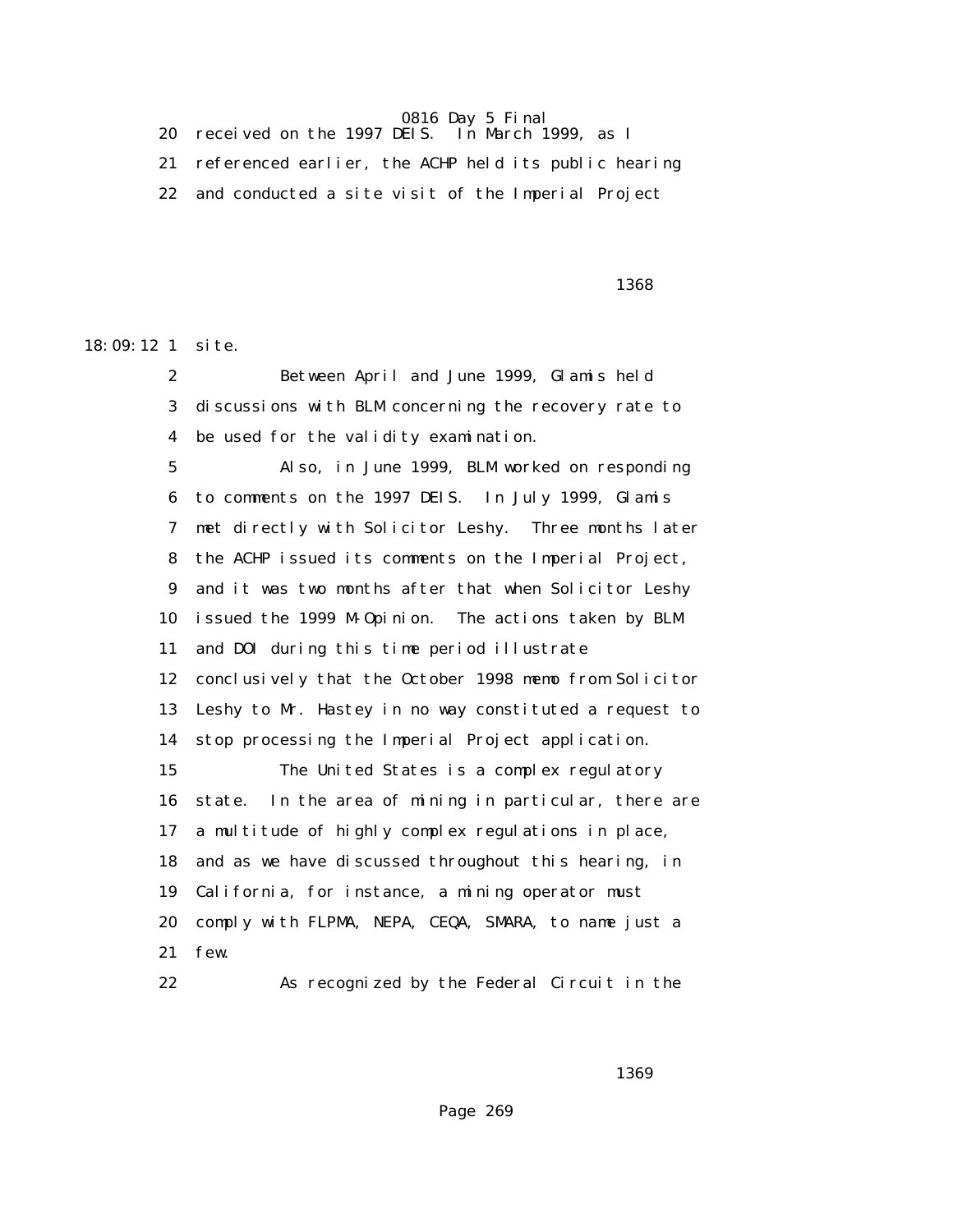20 received on the 1997 DEIS. In March 1999, as I
21 referenced earlier, the ACHP held its public hearing
22 and conducted a site visit of the Imperial Project

18:09:12 1 site.
2 Between April and June 1999, Glamis held
3 discussions with BLM concerning the recovery rate to
4 be used for the validity examination.
5 Also, in June 1999, BLM worked on responding
6 to comments on the 1997 DEIS. In July 1999, Glamis
7 met directly with Solicitor Leshy. Three months later
8 the ACHP issued its comments on the Imperial Project,
9 and it was two months after that when Solicitor Leshy
10 issued the 1999 M-Opinion. The actions taken by BLM
11 and DOI during this time period illustrate
12 conclusively that the October 1998 memo from Solicitor
13 Leshy to Mr. Hastey in no way constituted a request to
14 stop processing the Imperial Project application.
15 The United States is a complex regulatory
16 state. In the area of mining in particular, there are
17 a multitude of highly complex regulations in place,
18 and as we have discussed throughout this hearing, in
19 California, for instance, a mining operator must
20 comply with FLPMA, NEPA, CEQA, SMARA, to name just a
21 few.
22 As recognized by the Federal Circuit in the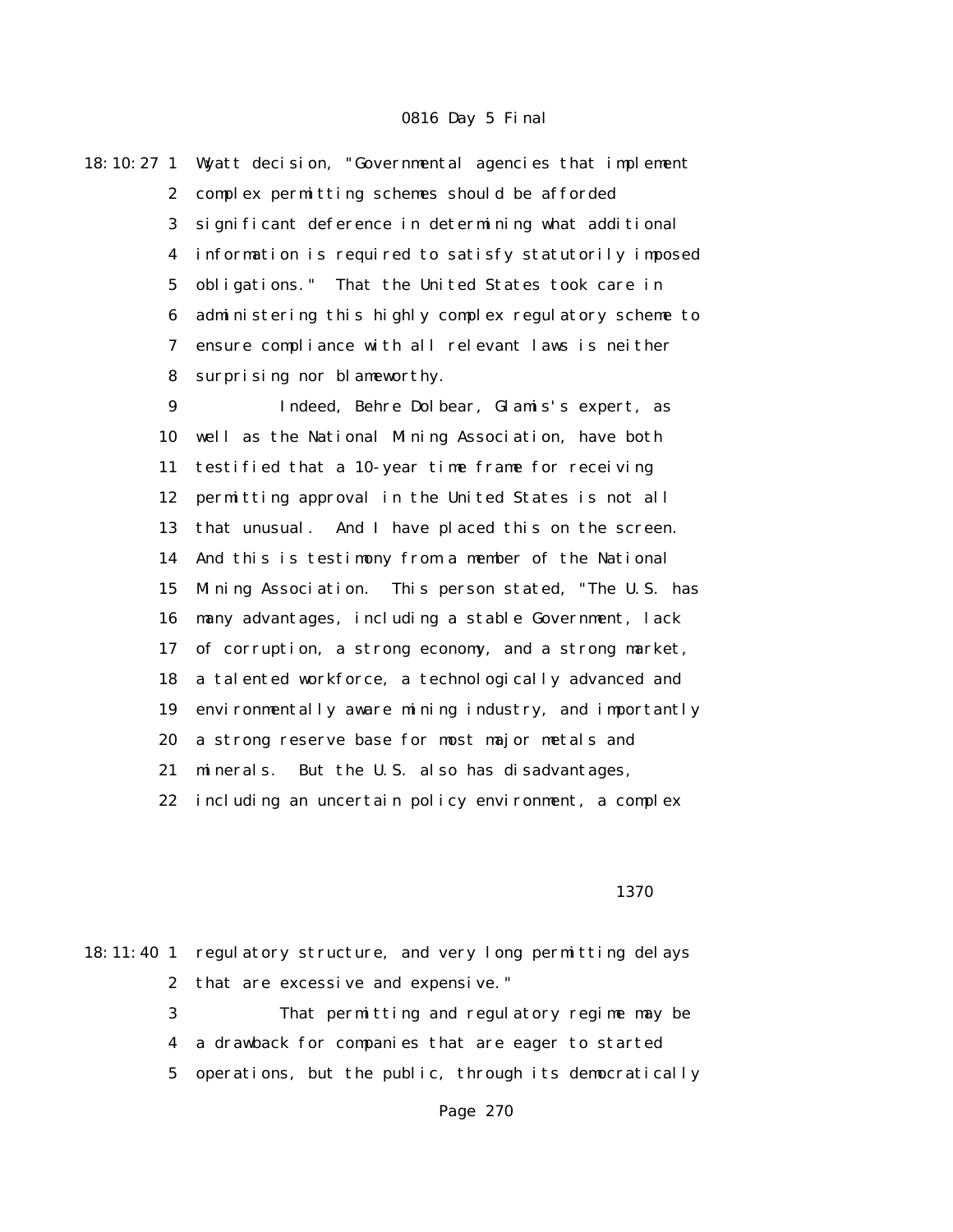18:10:27 1 Wyatt decision, "Governmental agencies that implement
2 complex permitting schemes should be afforded
3 significant deference in determining what additional
4 information is required to satisfy statutorily imposed
5 obligations." That the United States took care in
6 administering this highly complex regulatory scheme to
7 ensure compliance with all relevant laws is neither
8 surprising nor blameworthy.
9 Indeed, Behre Dolbear, Glamis's expert, as
10 well as the National Mining Association, have both
11 testified that a 10-year time frame for receiving
12 permitting approval in the United States is not all
13 that unusual. And I have placed this on the screen.
14 And this is testimony from a member of the National
15 Mining Association. This person stated, "The U.S. has
16 many advantages, including a stable Government, lack
17 of corruption, a strong economy, and a strong market,
18 a talented workforce, a technologically advanced and
19 environmentally aware mining industry, and importantly
20 a strong reserve base for most major metals and
21 minerals. But the U.S. also has disadvantages,
22 including an uncertain policy environment, a complex

1370

18:11:40 1 regulatory structure, and very long permitting delays
2 that are excessive and expensive."
3 That permitting and regulatory regime may be
4 a drawback for companies that are eager to started
5 operations, but the public, through its democratically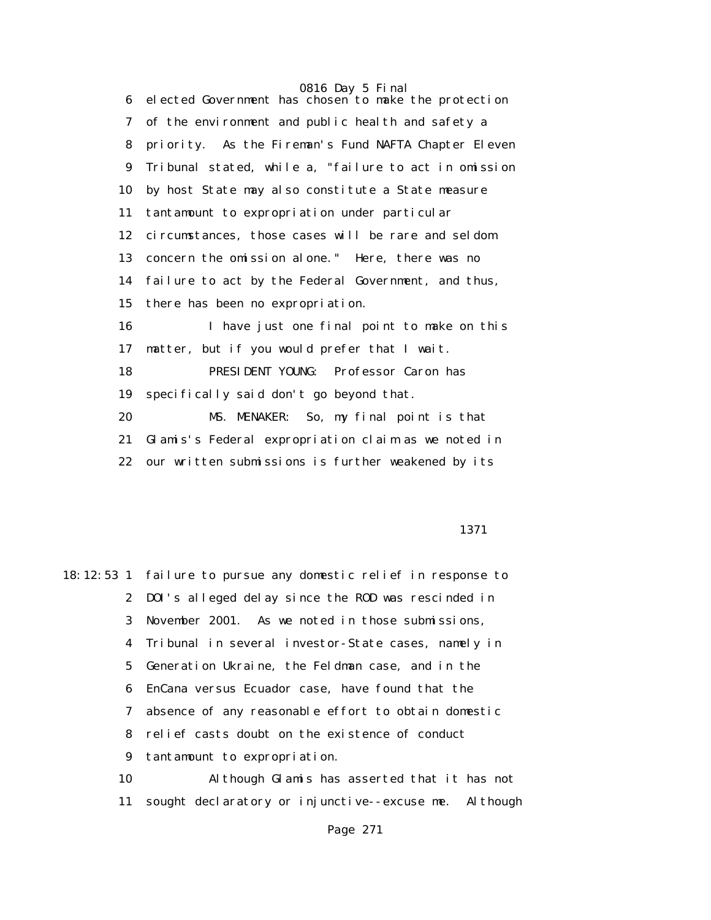6 elected Government has chosen to make the protection
7 of the environment and public health and safety a
8 priority. As the Fireman's Fund NAFTA Chapter Eleven
9 Tribunal stated, while a, "failure to act in omission
10 by host State may also constitute a State measure
11 tantamount to expropriation under particular
12 circumstances, those cases will be rare and seldom
13 concern the omission alone." Here, there was no
14 failure to act by the Federal Government, and thus,
15 there has been no expropriation.

16 I have just one final point to make on this
17 matter, but if you would prefer that I wait.

18 PRESIDENT YOUNG: Professor Caron has
19 specifically said don't go beyond that.

20 MS. MENAKER: So, my final point is that
21 Glamis's Federal expropriation claim as we noted in
22 our written submissions is further weakened by its

1371

18:12:53 1 failure to pursue any domestic relief in response to
2 DOI's alleged delay since the ROD was rescinded in
3 November 2001. As we noted in those submissions,
4 Tribunal in several investor-State cases, namely in
5 Generation Ukraine, the Feldman case, and in the
6 EnCana versus Ecuador case, have found that the
7 absence of any reasonable effort to obtain domestic
8 relief casts doubt on the existence of conduct
9 tantamount to expropriation.

10 Although Glamis has asserted that it has not
11 sought declaratory or injunctive--excuse me. Although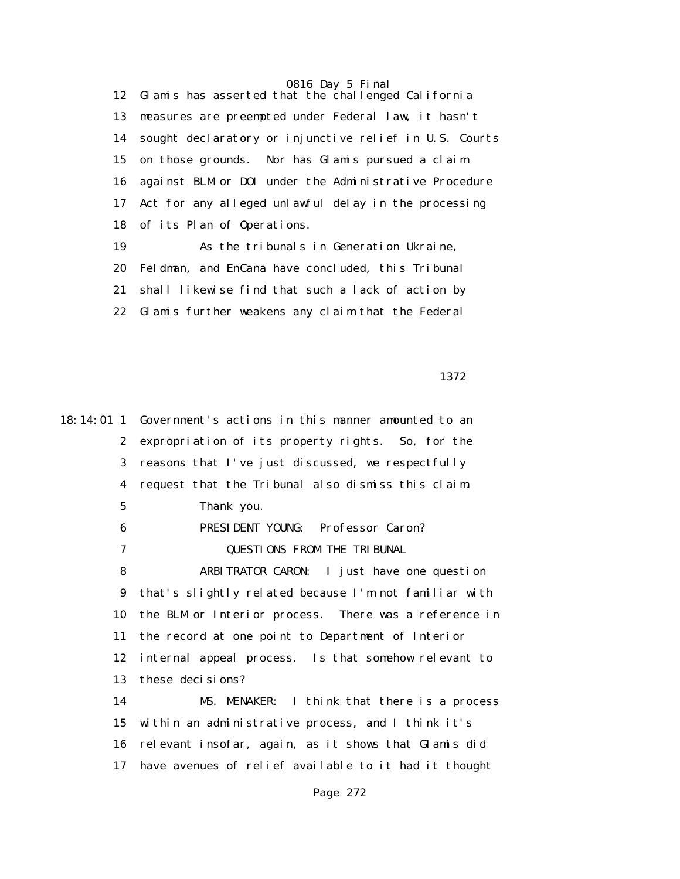12 Glamis has asserted that the challenged California
13 measures are preempted under Federal law, it hasn't
14 sought declaratory or injunctive relief in U.S. Courts
15 on those grounds. Nor has Glamis pursued a claim
16 against BLM or DOI under the Administrative Procedure
17 Act for any alleged unlawful delay in the processing
18 of its Plan of Operations.

19 As the tribunals in Generation Ukraine,
20 Feldman, and EnCana have concluded, this Tribunal
21 shall likewise find that such a lack of action by
22 Glamis further weakens any claim that the Federal

1372

18:14:01 1 Government's actions in this manner amounted to an
2 expropriation of its property rights. So, for the
3 reasons that I've just discussed, we respectfully
4 request that the Tribunal also dismiss this claim.
5 Thank you.
6 PRESIDENT YOUNG: Professor Caron?
7 QUESTIONS FROM THE TRIBUNAL
8 ARBITRATOR CARON: I just have one question
9 that's slightly related because I'm not familiar with
10 the BLM or Interior process. There was a reference in
11 the record at one point to Department of Interior
12 internal appeal process. Is that somehow relevant to
13 these decisions?
14 MS. MENAKER: I think that there is a process
15 within an administrative process, and I think it's
16 relevant insofar, again, as it shows that Glamis did
17 have avenues of relief available to it had it thought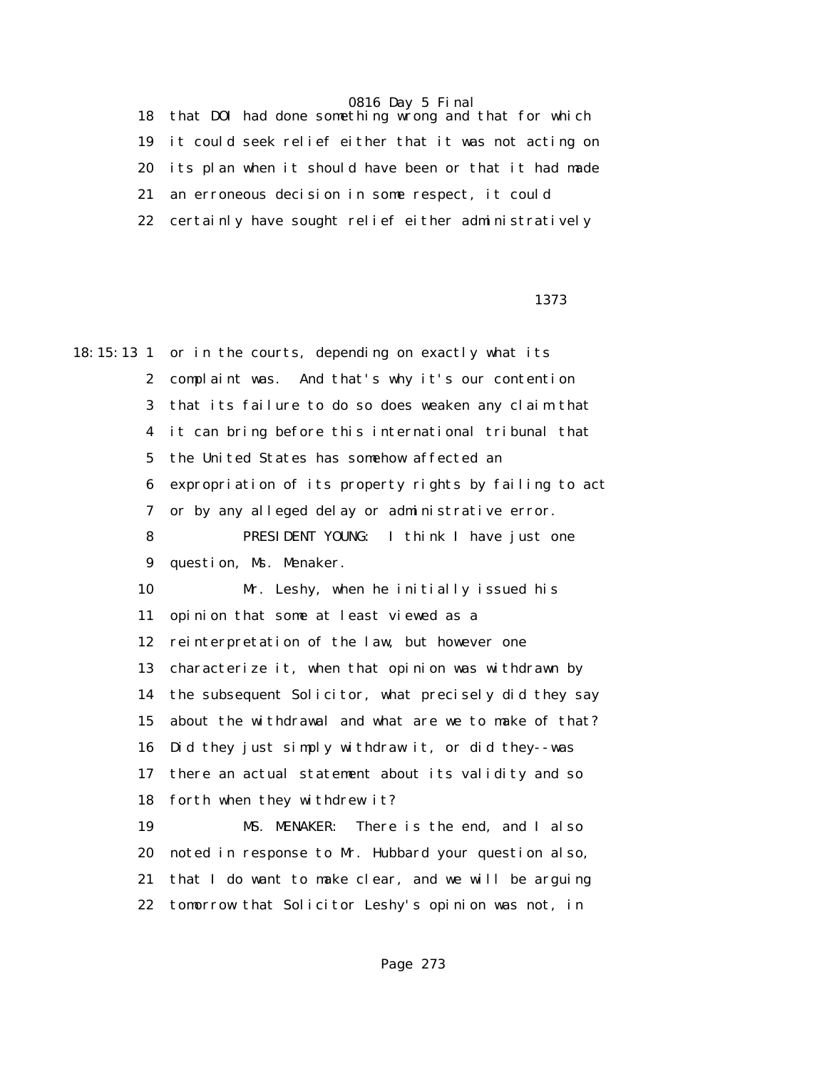18 that DOI had done something wrong and that for which
19 it could seek relief either that it was not acting on
20 its plan when it should have been or that it had made
21 an erroneous decision in some respect, it could
22 certainly have sought relief either administratively

1373

18:15:13 1 or in the courts, depending on exactly what its
2 complaint was. And that's why it's our contention
3 that its failure to do so does weaken any claim that
4 it can bring before this international tribunal that
5 the United States has somehow affected an
6 expropriation of its property rights by failing to act
7 or by any alleged delay or administrative error.
8 PRESIDENT YOUNG: I think I have just one
9 question, Ms. Menaker.
10 Mr. Leshy, when he initially issued his
11 opinion that some at least viewed as a
12 reinterpretation of the law, but however one
13 characterize it, when that opinion was withdrawn by
14 the subsequent Solicitor, what precisely did they say
15 about the withdrawal and what are we to make of that?
16 Did they just simply withdraw it, or did they--was
17 there an actual statement about its validity and so
18 forth when they withdrew it?
19 MS. MENAKER: There is the end, and I also
20 noted in response to Mr. Hubbard your question also,
21 that I do want to make clear, and we will be arguing
22 tomorrow that Solicitor Leshy's opinion was not, in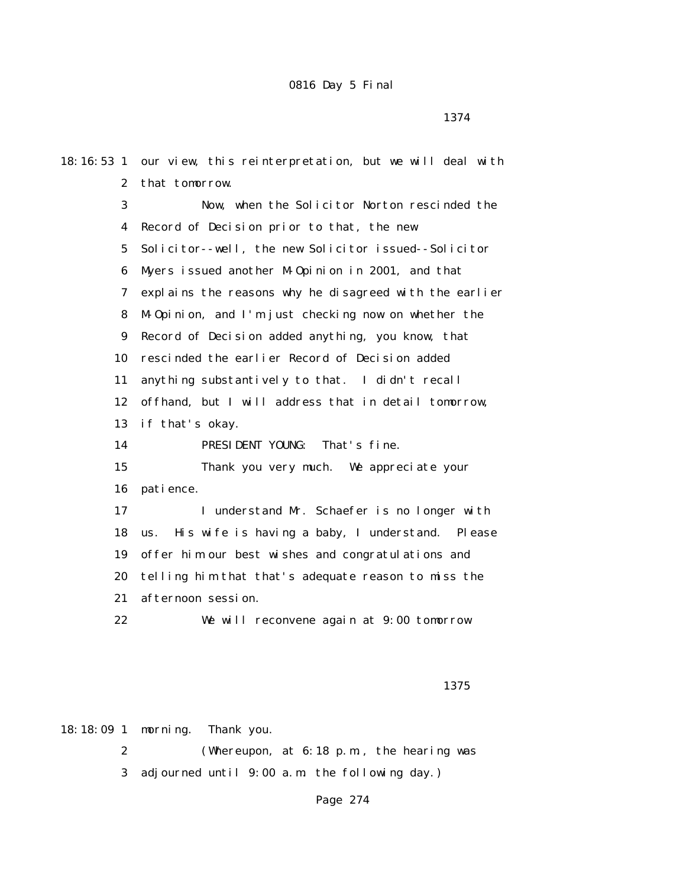our view, this reinterpretation, but we will deal with that tomorrow.

Now, when the Solicitor Norton rescinded the Record of Decision prior to that, the new Solicitor--well, the new Solicitor issued--Solicitor Myers issued another M-Opinion in 2001, and that explains the reasons why he disagreed with the earlier M-Opinion, and I'm just checking now on whether the Record of Decision added anything, you know, that rescinded the earlier Record of Decision added anything substantively to that. I didn't recall offhand, but I will address that in detail tomorrow, if that's okay.

PRESIDENT YOUNG: That's fine.

Thank you very much. We appreciate your patience.

I understand Mr. Schaefer is no longer with us. His wife is having a baby, I understand. Please offer him our best wishes and congratulations and telling him that that's adequate reason to miss the afternoon session.

We will reconvene again at 9:00 tomorrow morning. Thank you.

(Whereupon, at 6:18 p.m., the hearing was adjourned until 9:00 a.m. the following day.)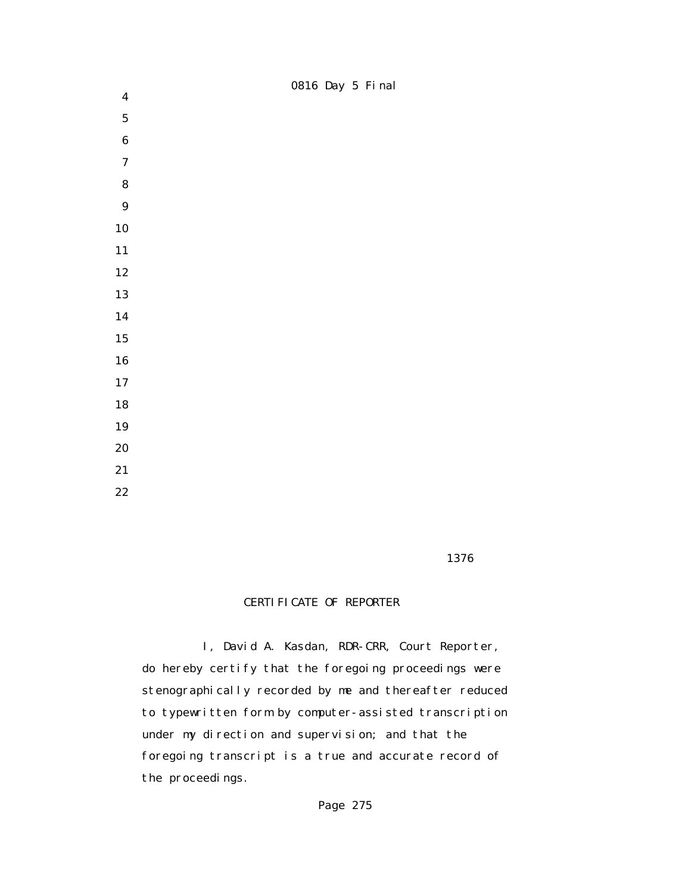CERTIFICATE OF REPORTER

I, David A. Kasdan, RDR-CRR, Court Reporter, do hereby certify that the foregoing proceedings were stenographically recorded by me and thereafter reduced to typewritten form by computer-assisted transcription under my direction and supervision; and that the foregoing transcript is a true and accurate record of the proceedings.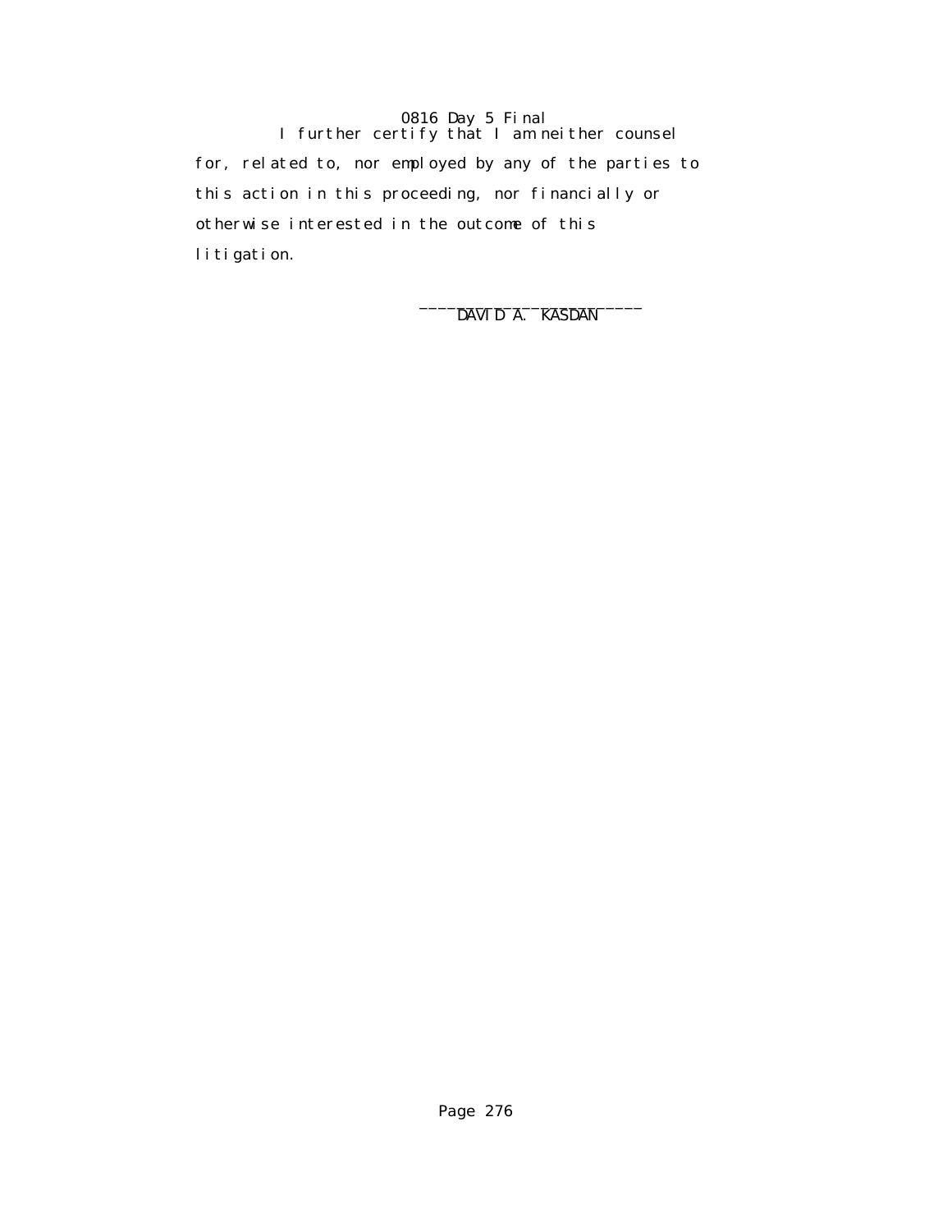I further certify that I am neither counsel for, related to, nor employed by any of the parties to this action in this proceeding, nor financially or otherwise interested in the outcome of this litigation.

________________________
DAVID A. KASDAN